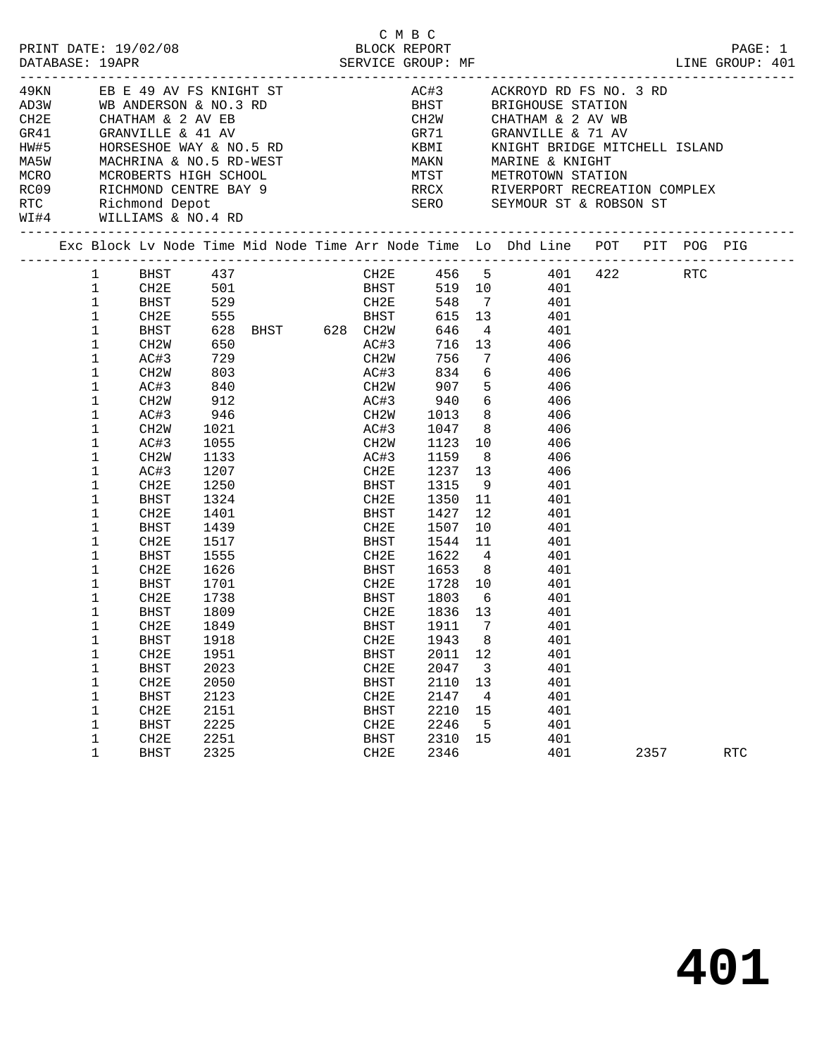C M B C
PRINT DATE: 19/02/08 BLOCK REPORT
DATABASE: 19APR SERVICE GROUP: MF LINE GROUP: 401

| Code | Description | Code | Description |
|---|---|---|---|
| 49KN | EB E 49 AV FS KNIGHT ST | AC#3 | ACKROYD RD FS NO. 3 RD |
| AD3W | WB ANDERSON & NO.3 RD | BHST | BRIGHOUSE STATION |
| CH2E | CHATHAM & 2 AV EB | CH2W | CHATHAM & 2 AV WB |
| GR41 | GRANVILLE & 41 AV | GR71 | GRANVILLE & 71 AV |
| HW#5 | HORSESHOE WAY & NO.5 RD | KBMI | KNIGHT BRIDGE MITCHELL ISLAND |
| MA5W | MACHRINA & NO.5 RD-WEST | MAKN | MARINE & KNIGHT |
| MCRO | MCROBERTS HIGH SCHOOL | MTST | METROTOWN STATION |
| RC09 | RICHMOND CENTRE BAY 9 | RRCX | RIVERPORT RECREATION COMPLEX |
| RTC | Richmond Depot | SERO | SEYMOUR ST & ROBSON ST |
| WI#4 | WILLIAMS & NO.4 RD | | |

| Exc | Block | Lv Node | Time | Mid Node | Time | Arr Node | Time | Lo | Dhd Line | POT | PIT | POG | PIG |
|---|---|---|---|---|---|---|---|---|---|---|---|---|---|
| | 1 | BHST | 437 | | | CH2E | 456 | 5 | 401 | 422 | | RTC | |
| | 1 | CH2E | 501 | | | BHST | 519 | 10 | 401 | | | | |
| | 1 | BHST | 529 | | | CH2E | 548 | 7 | 401 | | | | |
| | 1 | CH2E | 555 | | | BHST | 615 | 13 | 401 | | | | |
| | 1 | BHST | 628 | BHST | 628 | CH2W | 646 | 4 | 401 | | | | |
| | 1 | CH2W | 650 | | | AC#3 | 716 | 13 | 406 | | | | |
| | 1 | AC#3 | 729 | | | CH2W | 756 | 7 | 406 | | | | |
| | 1 | CH2W | 803 | | | AC#3 | 834 | 6 | 406 | | | | |
| | 1 | AC#3 | 840 | | | CH2W | 907 | 5 | 406 | | | | |
| | 1 | CH2W | 912 | | | AC#3 | 940 | 6 | 406 | | | | |
| | 1 | AC#3 | 946 | | | CH2W | 1013 | 8 | 406 | | | | |
| | 1 | CH2W | 1021 | | | AC#3 | 1047 | 8 | 406 | | | | |
| | 1 | AC#3 | 1055 | | | CH2W | 1123 | 10 | 406 | | | | |
| | 1 | CH2W | 1133 | | | AC#3 | 1159 | 8 | 406 | | | | |
| | 1 | AC#3 | 1207 | | | CH2E | 1237 | 13 | 406 | | | | |
| | 1 | CH2E | 1250 | | | BHST | 1315 | 9 | 401 | | | | |
| | 1 | BHST | 1324 | | | CH2E | 1350 | 11 | 401 | | | | |
| | 1 | CH2E | 1401 | | | BHST | 1427 | 12 | 401 | | | | |
| | 1 | BHST | 1439 | | | CH2E | 1507 | 10 | 401 | | | | |
| | 1 | CH2E | 1517 | | | BHST | 1544 | 11 | 401 | | | | |
| | 1 | BHST | 1555 | | | CH2E | 1622 | 4 | 401 | | | | |
| | 1 | CH2E | 1626 | | | BHST | 1653 | 8 | 401 | | | | |
| | 1 | BHST | 1701 | | | CH2E | 1728 | 10 | 401 | | | | |
| | 1 | CH2E | 1738 | | | BHST | 1803 | 6 | 401 | | | | |
| | 1 | BHST | 1809 | | | CH2E | 1836 | 13 | 401 | | | | |
| | 1 | CH2E | 1849 | | | BHST | 1911 | 7 | 401 | | | | |
| | 1 | BHST | 1918 | | | CH2E | 1943 | 8 | 401 | | | | |
| | 1 | CH2E | 1951 | | | BHST | 2011 | 12 | 401 | | | | |
| | 1 | BHST | 2023 | | | CH2E | 2047 | 3 | 401 | | | | |
| | 1 | CH2E | 2050 | | | BHST | 2110 | 13 | 401 | | | | |
| | 1 | BHST | 2123 | | | CH2E | 2147 | 4 | 401 | | | | |
| | 1 | CH2E | 2151 | | | BHST | 2210 | 15 | 401 | | | | |
| | 1 | BHST | 2225 | | | CH2E | 2246 | 5 | 401 | | | | |
| | 1 | CH2E | 2251 | | | BHST | 2310 | 15 | 401 | | | | |
| | 1 | BHST | 2325 | | | CH2E | 2346 | | 401 | | 2357 | | RTC |

# 401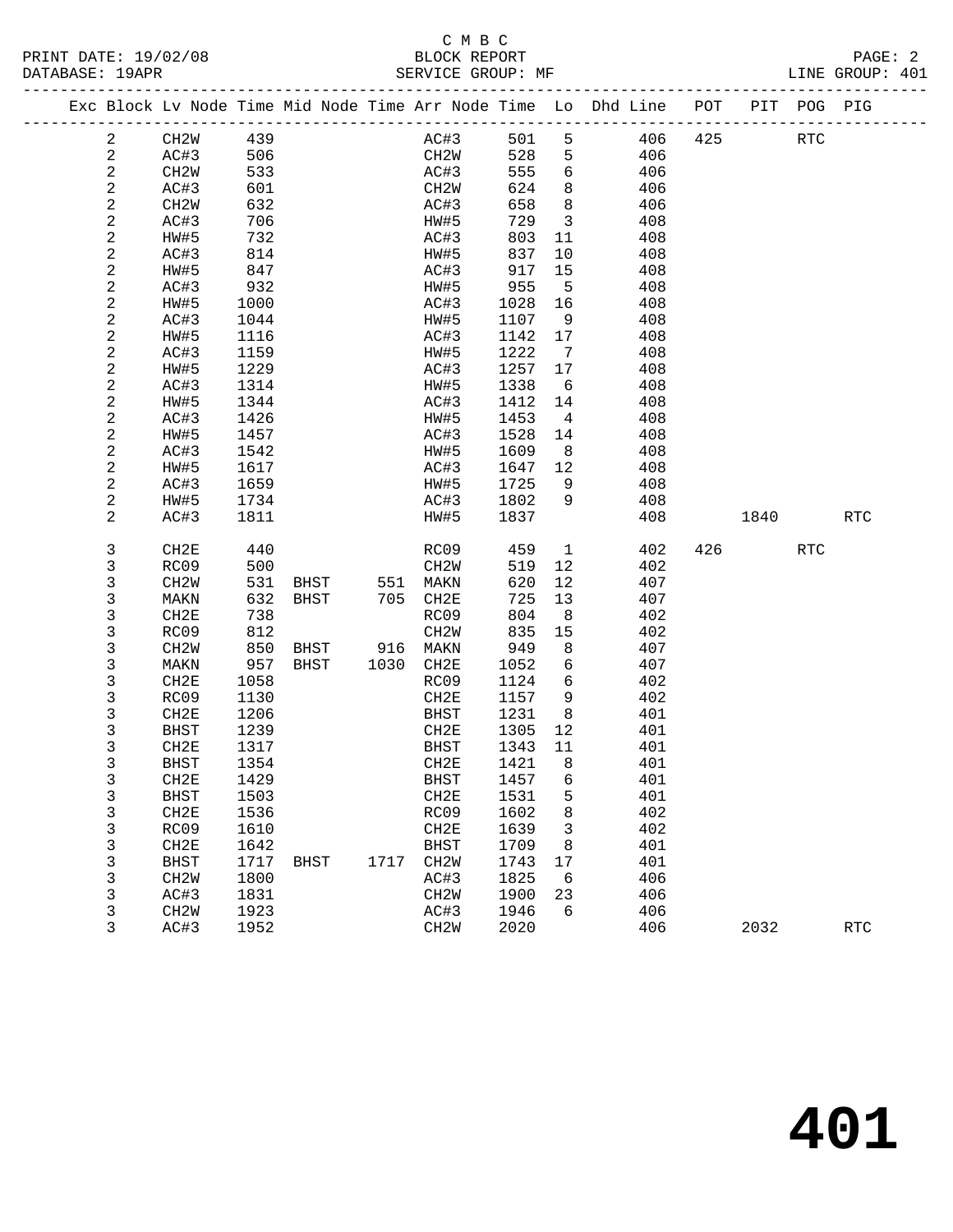C M B C

BLOCK REPORT

SERVICE GROUP: MF

LINE GROUP: 401

| Exc | Block | Lv Node | Time | Mid Node | Time | Arr Node | Time | Lo | Dhd Line | POT | PIT | POG | PIG |
|---|---|---|---|---|---|---|---|---|---|---|---|---|---|
| | 2 | CH2W | 439 | | | AC#3 | 501 | 5 | 406 | 425 | | RTC | |
| | 2 | AC#3 | 506 | | | CH2W | 528 | 5 | 406 | | | | |
| | 2 | CH2W | 533 | | | AC#3 | 555 | 6 | 406 | | | | |
| | 2 | AC#3 | 601 | | | CH2W | 624 | 8 | 406 | | | | |
| | 2 | CH2W | 632 | | | AC#3 | 658 | 8 | 406 | | | | |
| | 2 | AC#3 | 706 | | | HW#5 | 729 | 3 | 408 | | | | |
| | 2 | HW#5 | 732 | | | AC#3 | 803 | 11 | 408 | | | | |
| | 2 | AC#3 | 814 | | | HW#5 | 837 | 10 | 408 | | | | |
| | 2 | HW#5 | 847 | | | AC#3 | 917 | 15 | 408 | | | | |
| | 2 | AC#3 | 932 | | | HW#5 | 955 | 5 | 408 | | | | |
| | 2 | HW#5 | 1000 | | | AC#3 | 1028 | 16 | 408 | | | | |
| | 2 | AC#3 | 1044 | | | HW#5 | 1107 | 9 | 408 | | | | |
| | 2 | HW#5 | 1116 | | | AC#3 | 1142 | 17 | 408 | | | | |
| | 2 | AC#3 | 1159 | | | HW#5 | 1222 | 7 | 408 | | | | |
| | 2 | HW#5 | 1229 | | | AC#3 | 1257 | 17 | 408 | | | | |
| | 2 | AC#3 | 1314 | | | HW#5 | 1338 | 6 | 408 | | | | |
| | 2 | HW#5 | 1344 | | | AC#3 | 1412 | 14 | 408 | | | | |
| | 2 | AC#3 | 1426 | | | HW#5 | 1453 | 4 | 408 | | | | |
| | 2 | HW#5 | 1457 | | | AC#3 | 1528 | 14 | 408 | | | | |
| | 2 | AC#3 | 1542 | | | HW#5 | 1609 | 8 | 408 | | | | |
| | 2 | HW#5 | 1617 | | | AC#3 | 1647 | 12 | 408 | | | | |
| | 2 | AC#3 | 1659 | | | HW#5 | 1725 | 9 | 408 | | | | |
| | 2 | HW#5 | 1734 | | | AC#3 | 1802 | 9 | 408 | | | | |
| | 2 | AC#3 | 1811 | | | HW#5 | 1837 | | 408 | | 1840 | | RTC |
| | 3 | CH2E | 440 | | | RC09 | 459 | 1 | 402 | 426 | | RTC | |
| | 3 | RC09 | 500 | | | CH2W | 519 | 12 | 402 | | | | |
| | 3 | CH2W | 531 | BHST | 551 | MAKN | 620 | 12 | 407 | | | | |
| | 3 | MAKN | 632 | BHST | 705 | CH2E | 725 | 13 | 407 | | | | |
| | 3 | CH2E | 738 | | | RC09 | 804 | 8 | 402 | | | | |
| | 3 | RC09 | 812 | | | CH2W | 835 | 15 | 402 | | | | |
| | 3 | CH2W | 850 | BHST | 916 | MAKN | 949 | 8 | 407 | | | | |
| | 3 | MAKN | 957 | BHST | 1030 | CH2E | 1052 | 6 | 407 | | | | |
| | 3 | CH2E | 1058 | | | RC09 | 1124 | 6 | 402 | | | | |
| | 3 | RC09 | 1130 | | | CH2E | 1157 | 9 | 402 | | | | |
| | 3 | CH2E | 1206 | | | BHST | 1231 | 8 | 401 | | | | |
| | 3 | BHST | 1239 | | | CH2E | 1305 | 12 | 401 | | | | |
| | 3 | CH2E | 1317 | | | BHST | 1343 | 11 | 401 | | | | |
| | 3 | BHST | 1354 | | | CH2E | 1421 | 8 | 401 | | | | |
| | 3 | CH2E | 1429 | | | BHST | 1457 | 6 | 401 | | | | |
| | 3 | BHST | 1503 | | | CH2E | 1531 | 5 | 401 | | | | |
| | 3 | CH2E | 1536 | | | RC09 | 1602 | 8 | 402 | | | | |
| | 3 | RC09 | 1610 | | | CH2E | 1639 | 3 | 402 | | | | |
| | 3 | CH2E | 1642 | | | BHST | 1709 | 8 | 401 | | | | |
| | 3 | BHST | 1717 | BHST | 1717 | CH2W | 1743 | 17 | 401 | | | | |
| | 3 | CH2W | 1800 | | | AC#3 | 1825 | 6 | 406 | | | | |
| | 3 | AC#3 | 1831 | | | CH2W | 1900 | 23 | 406 | | | | |
| | 3 | CH2W | 1923 | | | AC#3 | 1946 | 6 | 406 | | | | |
| | 3 | AC#3 | 1952 | | | CH2W | 2020 | | 406 | | 2032 | | RTC |

# 401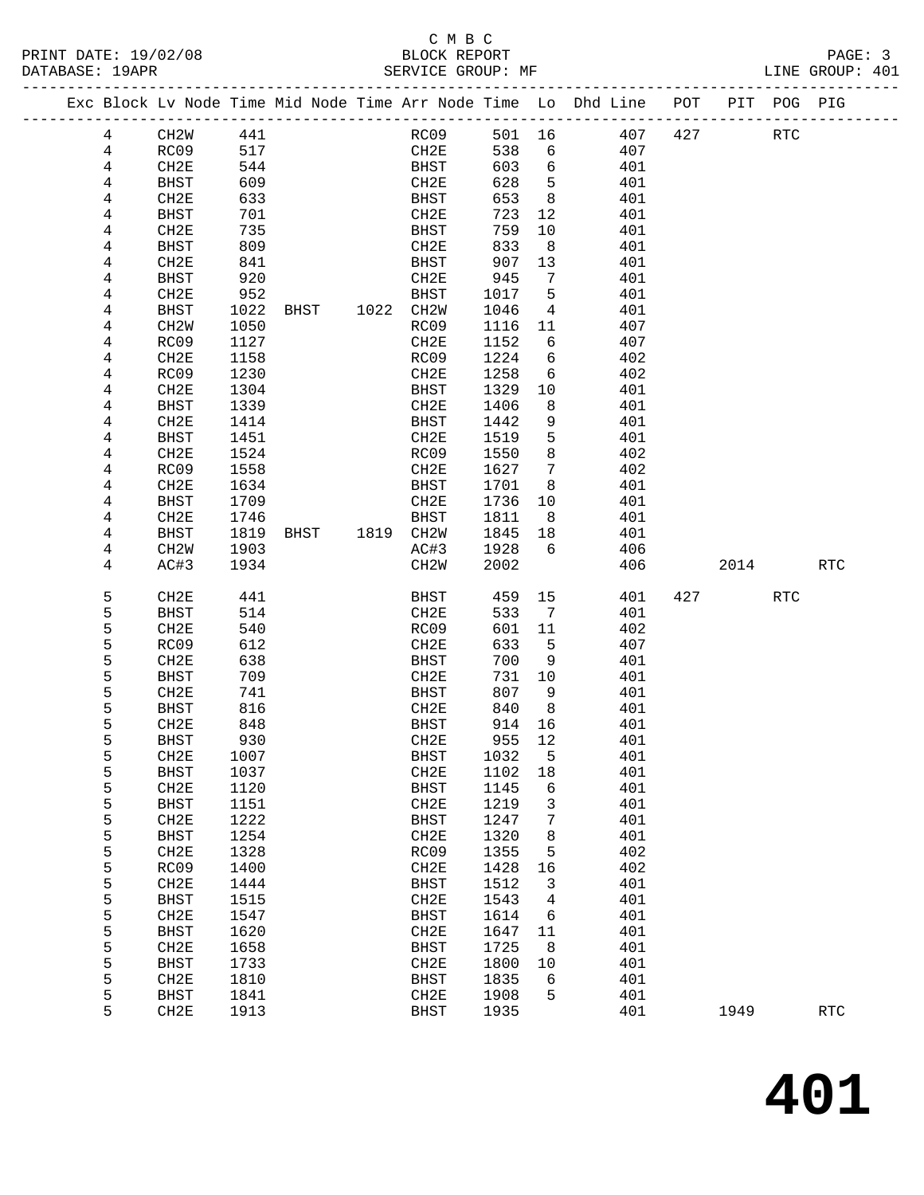C M B C

BLOCK REPORT

SERVICE GROUP: MF

LINE GROUP: 401

| Exc | Block | Lv Node | Time | Mid Node | Time | Arr Node | Time | Lo | Dhd Line | POT | PIT | POG | PIG |
|---|---|---|---|---|---|---|---|---|---|---|---|---|---|
| | 4 | CH2W | 441 | | | RC09 | 501 | 16 | 407 | 427 | | RTC | |
| | 4 | RC09 | 517 | | | CH2E | 538 | 6 | 407 | | | | |
| | 4 | CH2E | 544 | | | BHST | 603 | 6 | 401 | | | | |
| | 4 | BHST | 609 | | | CH2E | 628 | 5 | 401 | | | | |
| | 4 | CH2E | 633 | | | BHST | 653 | 8 | 401 | | | | |
| | 4 | BHST | 701 | | | CH2E | 723 | 12 | 401 | | | | |
| | 4 | CH2E | 735 | | | BHST | 759 | 10 | 401 | | | | |
| | 4 | BHST | 809 | | | CH2E | 833 | 8 | 401 | | | | |
| | 4 | CH2E | 841 | | | BHST | 907 | 13 | 401 | | | | |
| | 4 | BHST | 920 | | | CH2E | 945 | 7 | 401 | | | | |
| | 4 | CH2E | 952 | | | BHST | 1017 | 5 | 401 | | | | |
| | 4 | BHST | 1022 | BHST | 1022 | CH2W | 1046 | 4 | 401 | | | | |
| | 4 | CH2W | 1050 | | | RC09 | 1116 | 11 | 407 | | | | |
| | 4 | RC09 | 1127 | | | CH2E | 1152 | 6 | 407 | | | | |
| | 4 | CH2E | 1158 | | | RC09 | 1224 | 6 | 402 | | | | |
| | 4 | RC09 | 1230 | | | CH2E | 1258 | 6 | 402 | | | | |
| | 4 | CH2E | 1304 | | | BHST | 1329 | 10 | 401 | | | | |
| | 4 | BHST | 1339 | | | CH2E | 1406 | 8 | 401 | | | | |
| | 4 | CH2E | 1414 | | | BHST | 1442 | 9 | 401 | | | | |
| | 4 | BHST | 1451 | | | CH2E | 1519 | 5 | 401 | | | | |
| | 4 | CH2E | 1524 | | | RC09 | 1550 | 8 | 402 | | | | |
| | 4 | RC09 | 1558 | | | CH2E | 1627 | 7 | 402 | | | | |
| | 4 | CH2E | 1634 | | | BHST | 1701 | 8 | 401 | | | | |
| | 4 | BHST | 1709 | | | CH2E | 1736 | 10 | 401 | | | | |
| | 4 | CH2E | 1746 | | | BHST | 1811 | 8 | 401 | | | | |
| | 4 | BHST | 1819 | BHST | 1819 | CH2W | 1845 | 18 | 401 | | | | |
| | 4 | CH2W | 1903 | | | AC#3 | 1928 | 6 | 406 | | | | |
| | 4 | AC#3 | 1934 | | | CH2W | 2002 | | 406 | | 2014 | | RTC |
| | 5 | CH2E | 441 | | | BHST | 459 | 15 | 401 | 427 | | RTC | |
| | 5 | BHST | 514 | | | CH2E | 533 | 7 | 401 | | | | |
| | 5 | CH2E | 540 | | | RC09 | 601 | 11 | 402 | | | | |
| | 5 | RC09 | 612 | | | CH2E | 633 | 5 | 407 | | | | |
| | 5 | CH2E | 638 | | | BHST | 700 | 9 | 401 | | | | |
| | 5 | BHST | 709 | | | CH2E | 731 | 10 | 401 | | | | |
| | 5 | CH2E | 741 | | | BHST | 807 | 9 | 401 | | | | |
| | 5 | BHST | 816 | | | CH2E | 840 | 8 | 401 | | | | |
| | 5 | CH2E | 848 | | | BHST | 914 | 16 | 401 | | | | |
| | 5 | BHST | 930 | | | CH2E | 955 | 12 | 401 | | | | |
| | 5 | CH2E | 1007 | | | BHST | 1032 | 5 | 401 | | | | |
| | 5 | BHST | 1037 | | | CH2E | 1102 | 18 | 401 | | | | |
| | 5 | CH2E | 1120 | | | BHST | 1145 | 6 | 401 | | | | |
| | 5 | BHST | 1151 | | | CH2E | 1219 | 3 | 401 | | | | |
| | 5 | CH2E | 1222 | | | BHST | 1247 | 7 | 401 | | | | |
| | 5 | BHST | 1254 | | | CH2E | 1320 | 8 | 401 | | | | |
| | 5 | CH2E | 1328 | | | RC09 | 1355 | 5 | 402 | | | | |
| | 5 | RC09 | 1400 | | | CH2E | 1428 | 16 | 402 | | | | |
| | 5 | CH2E | 1444 | | | BHST | 1512 | 3 | 401 | | | | |
| | 5 | BHST | 1515 | | | CH2E | 1543 | 4 | 401 | | | | |
| | 5 | CH2E | 1547 | | | BHST | 1614 | 6 | 401 | | | | |
| | 5 | BHST | 1620 | | | CH2E | 1647 | 11 | 401 | | | | |
| | 5 | CH2E | 1658 | | | BHST | 1725 | 8 | 401 | | | | |
| | 5 | BHST | 1733 | | | CH2E | 1800 | 10 | 401 | | | | |
| | 5 | CH2E | 1810 | | | BHST | 1835 | 6 | 401 | | | | |
| | 5 | BHST | 1841 | | | CH2E | 1908 | 5 | 401 | | | | |
| | 5 | CH2E | 1913 | | | BHST | 1935 | | 401 | | 1949 | | RTC |

# 401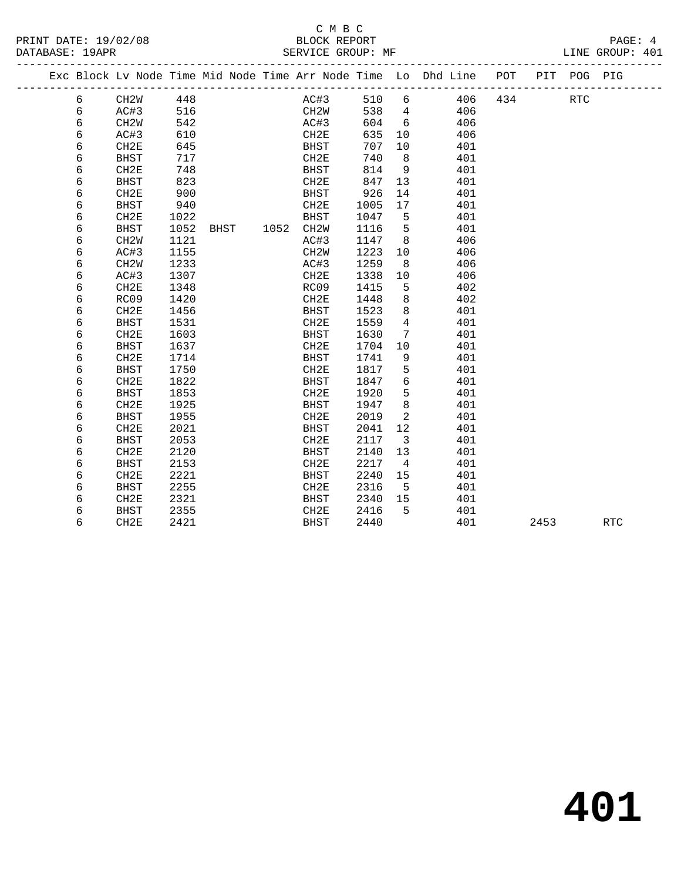C M B C
BLOCK REPORT
SERVICE GROUP: MF

PRINT DATE: 19/02/08
DATABASE: 19APR
LINE GROUP: 401

| Exc | Block | Lv | Node | Time | Mid Node | Time | Arr Node | Time | Lo | Dhd Line | POT | PIT | POG | PIG |
|---|---|---|---|---|---|---|---|---|---|---|---|---|---|---|
| | 6 | | CH2W | 448 | | | AC#3 | 510 | 6 | 406 | 434 | | RTC | |
| | 6 | | AC#3 | 516 | | | CH2W | 538 | 4 | 406 | | | | |
| | 6 | | CH2W | 542 | | | AC#3 | 604 | 6 | 406 | | | | |
| | 6 | | AC#3 | 610 | | | CH2E | 635 | 10 | 406 | | | | |
| | 6 | | CH2E | 645 | | | BHST | 707 | 10 | 401 | | | | |
| | 6 | | BHST | 717 | | | CH2E | 740 | 8 | 401 | | | | |
| | 6 | | CH2E | 748 | | | BHST | 814 | 9 | 401 | | | | |
| | 6 | | BHST | 823 | | | CH2E | 847 | 13 | 401 | | | | |
| | 6 | | CH2E | 900 | | | BHST | 926 | 14 | 401 | | | | |
| | 6 | | BHST | 940 | | | CH2E | 1005 | 17 | 401 | | | | |
| | 6 | | CH2E | 1022 | | | BHST | 1047 | 5 | 401 | | | | |
| | 6 | | BHST | 1052 | BHST | 1052 | CH2W | 1116 | 5 | 401 | | | | |
| | 6 | | CH2W | 1121 | | | AC#3 | 1147 | 8 | 406 | | | | |
| | 6 | | AC#3 | 1155 | | | CH2W | 1223 | 10 | 406 | | | | |
| | 6 | | CH2W | 1233 | | | AC#3 | 1259 | 8 | 406 | | | | |
| | 6 | | AC#3 | 1307 | | | CH2E | 1338 | 10 | 406 | | | | |
| | 6 | | CH2E | 1348 | | | RC09 | 1415 | 5 | 402 | | | | |
| | 6 | | RC09 | 1420 | | | CH2E | 1448 | 8 | 402 | | | | |
| | 6 | | CH2E | 1456 | | | BHST | 1523 | 8 | 401 | | | | |
| | 6 | | BHST | 1531 | | | CH2E | 1559 | 4 | 401 | | | | |
| | 6 | | CH2E | 1603 | | | BHST | 1630 | 7 | 401 | | | | |
| | 6 | | BHST | 1637 | | | CH2E | 1704 | 10 | 401 | | | | |
| | 6 | | CH2E | 1714 | | | BHST | 1741 | 9 | 401 | | | | |
| | 6 | | BHST | 1750 | | | CH2E | 1817 | 5 | 401 | | | | |
| | 6 | | CH2E | 1822 | | | BHST | 1847 | 6 | 401 | | | | |
| | 6 | | BHST | 1853 | | | CH2E | 1920 | 5 | 401 | | | | |
| | 6 | | CH2E | 1925 | | | BHST | 1947 | 8 | 401 | | | | |
| | 6 | | BHST | 1955 | | | CH2E | 2019 | 2 | 401 | | | | |
| | 6 | | CH2E | 2021 | | | BHST | 2041 | 12 | 401 | | | | |
| | 6 | | BHST | 2053 | | | CH2E | 2117 | 3 | 401 | | | | |
| | 6 | | CH2E | 2120 | | | BHST | 2140 | 13 | 401 | | | | |
| | 6 | | BHST | 2153 | | | CH2E | 2217 | 4 | 401 | | | | |
| | 6 | | CH2E | 2221 | | | BHST | 2240 | 15 | 401 | | | | |
| | 6 | | BHST | 2255 | | | CH2E | 2316 | 5 | 401 | | | | |
| | 6 | | CH2E | 2321 | | | BHST | 2340 | 15 | 401 | | | | |
| | 6 | | BHST | 2355 | | | CH2E | 2416 | 5 | 401 | | | | |
| | 6 | | CH2E | 2421 | | | BHST | 2440 | | 401 | | 2453 | | RTC |

# 401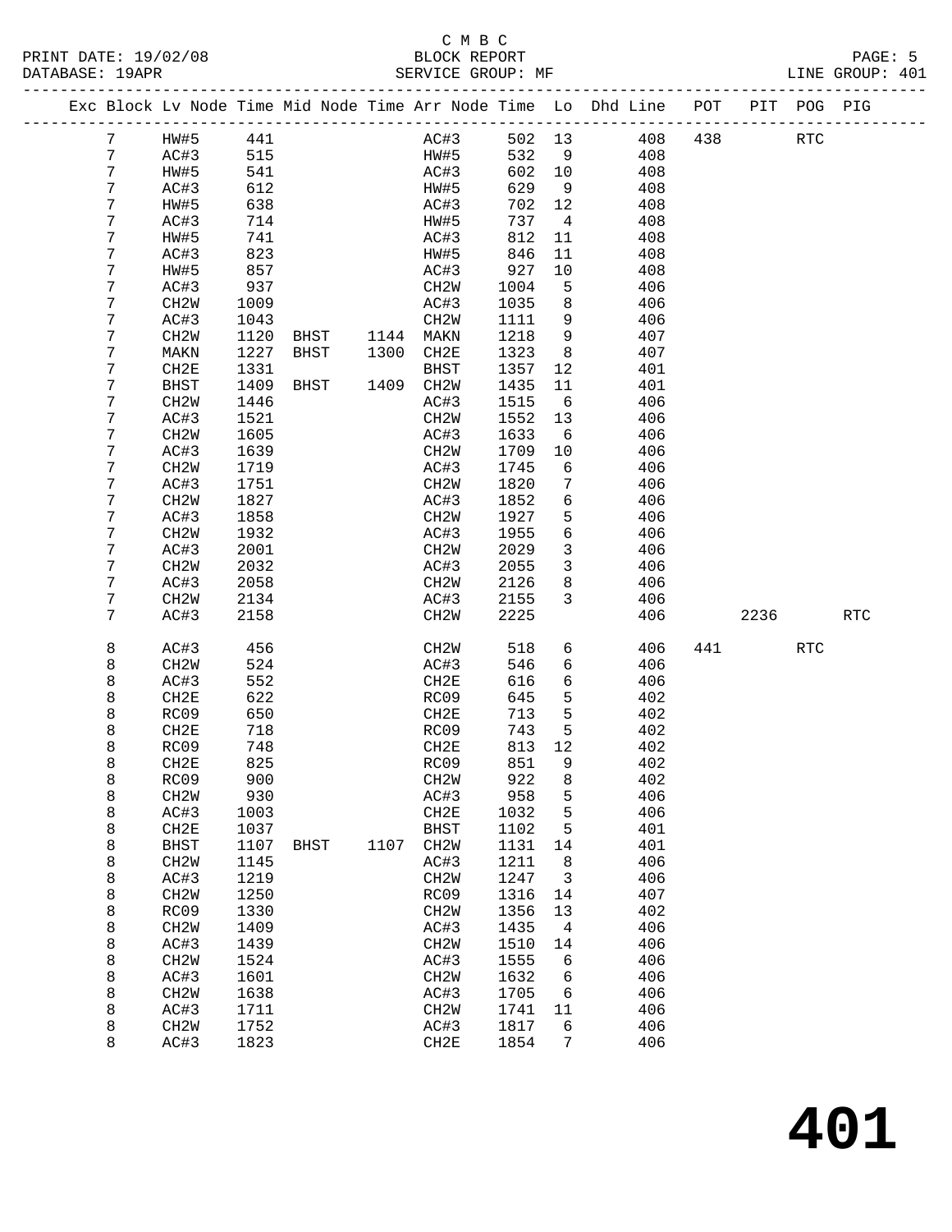C M B C
BLOCK REPORT
SERVICE GROUP: MF

PRINT DATE: 19/02/08
DATABASE: 19APR
LINE GROUP: 401

| Exc | Block | Lv Node | Time | Mid Node | Time | Arr Node | Time | Lo | Dhd Line | POT | PIT | POG | PIG |
|---|---|---|---|---|---|---|---|---|---|---|---|---|---|
| | 7 | HW#5 | 441 | | | AC#3 | 502 | 13 | 408 | 438 | | RTC | |
| | 7 | AC#3 | 515 | | | HW#5 | 532 | 9 | 408 | | | | |
| | 7 | HW#5 | 541 | | | AC#3 | 602 | 10 | 408 | | | | |
| | 7 | AC#3 | 612 | | | HW#5 | 629 | 9 | 408 | | | | |
| | 7 | HW#5 | 638 | | | AC#3 | 702 | 12 | 408 | | | | |
| | 7 | AC#3 | 714 | | | HW#5 | 737 | 4 | 408 | | | | |
| | 7 | HW#5 | 741 | | | AC#3 | 812 | 11 | 408 | | | | |
| | 7 | AC#3 | 823 | | | HW#5 | 846 | 11 | 408 | | | | |
| | 7 | HW#5 | 857 | | | AC#3 | 927 | 10 | 408 | | | | |
| | 7 | AC#3 | 937 | | | CH2W | 1004 | 5 | 406 | | | | |
| | 7 | CH2W | 1009 | | | AC#3 | 1035 | 8 | 406 | | | | |
| | 7 | AC#3 | 1043 | | | CH2W | 1111 | 9 | 406 | | | | |
| | 7 | CH2W | 1120 | BHST | 1144 | MAKN | 1218 | 9 | 407 | | | | |
| | 7 | MAKN | 1227 | BHST | 1300 | CH2E | 1323 | 8 | 407 | | | | |
| | 7 | CH2E | 1331 | | | BHST | 1357 | 12 | 401 | | | | |
| | 7 | BHST | 1409 | BHST | 1409 | CH2W | 1435 | 11 | 401 | | | | |
| | 7 | CH2W | 1446 | | | AC#3 | 1515 | 6 | 406 | | | | |
| | 7 | AC#3 | 1521 | | | CH2W | 1552 | 13 | 406 | | | | |
| | 7 | CH2W | 1605 | | | AC#3 | 1633 | 6 | 406 | | | | |
| | 7 | AC#3 | 1639 | | | CH2W | 1709 | 10 | 406 | | | | |
| | 7 | CH2W | 1719 | | | AC#3 | 1745 | 6 | 406 | | | | |
| | 7 | AC#3 | 1751 | | | CH2W | 1820 | 7 | 406 | | | | |
| | 7 | CH2W | 1827 | | | AC#3 | 1852 | 6 | 406 | | | | |
| | 7 | AC#3 | 1858 | | | CH2W | 1927 | 5 | 406 | | | | |
| | 7 | CH2W | 1932 | | | AC#3 | 1955 | 6 | 406 | | | | |
| | 7 | AC#3 | 2001 | | | CH2W | 2029 | 3 | 406 | | | | |
| | 7 | CH2W | 2032 | | | AC#3 | 2055 | 3 | 406 | | | | |
| | 7 | AC#3 | 2058 | | | CH2W | 2126 | 8 | 406 | | | | |
| | 7 | CH2W | 2134 | | | AC#3 | 2155 | 3 | 406 | | | | |
| | 7 | AC#3 | 2158 | | | CH2W | 2225 | | 406 | | 2236 | | RTC |
| | 8 | AC#3 | 456 | | | CH2W | 518 | 6 | 406 | 441 | | RTC | |
| | 8 | CH2W | 524 | | | AC#3 | 546 | 6 | 406 | | | | |
| | 8 | AC#3 | 552 | | | CH2E | 616 | 6 | 406 | | | | |
| | 8 | CH2E | 622 | | | RC09 | 645 | 5 | 402 | | | | |
| | 8 | RC09 | 650 | | | CH2E | 713 | 5 | 402 | | | | |
| | 8 | CH2E | 718 | | | RC09 | 743 | 5 | 402 | | | | |
| | 8 | RC09 | 748 | | | CH2E | 813 | 12 | 402 | | | | |
| | 8 | CH2E | 825 | | | RC09 | 851 | 9 | 402 | | | | |
| | 8 | RC09 | 900 | | | CH2W | 922 | 8 | 402 | | | | |
| | 8 | CH2W | 930 | | | AC#3 | 958 | 5 | 406 | | | | |
| | 8 | AC#3 | 1003 | | | CH2E | 1032 | 5 | 406 | | | | |
| | 8 | CH2E | 1037 | | | BHST | 1102 | 5 | 401 | | | | |
| | 8 | BHST | 1107 | BHST | 1107 | CH2W | 1131 | 14 | 401 | | | | |
| | 8 | CH2W | 1145 | | | AC#3 | 1211 | 8 | 406 | | | | |
| | 8 | AC#3 | 1219 | | | CH2W | 1247 | 3 | 406 | | | | |
| | 8 | CH2W | 1250 | | | RC09 | 1316 | 14 | 407 | | | | |
| | 8 | RC09 | 1330 | | | CH2W | 1356 | 13 | 402 | | | | |
| | 8 | CH2W | 1409 | | | AC#3 | 1435 | 4 | 406 | | | | |
| | 8 | AC#3 | 1439 | | | CH2W | 1510 | 14 | 406 | | | | |
| | 8 | CH2W | 1524 | | | AC#3 | 1555 | 6 | 406 | | | | |
| | 8 | AC#3 | 1601 | | | CH2W | 1632 | 6 | 406 | | | | |
| | 8 | CH2W | 1638 | | | AC#3 | 1705 | 6 | 406 | | | | |
| | 8 | AC#3 | 1711 | | | CH2W | 1741 | 11 | 406 | | | | |
| | 8 | CH2W | 1752 | | | AC#3 | 1817 | 6 | 406 | | | | |
| | 8 | AC#3 | 1823 | | | CH2E | 1854 | 7 | 406 | | | | |

# 401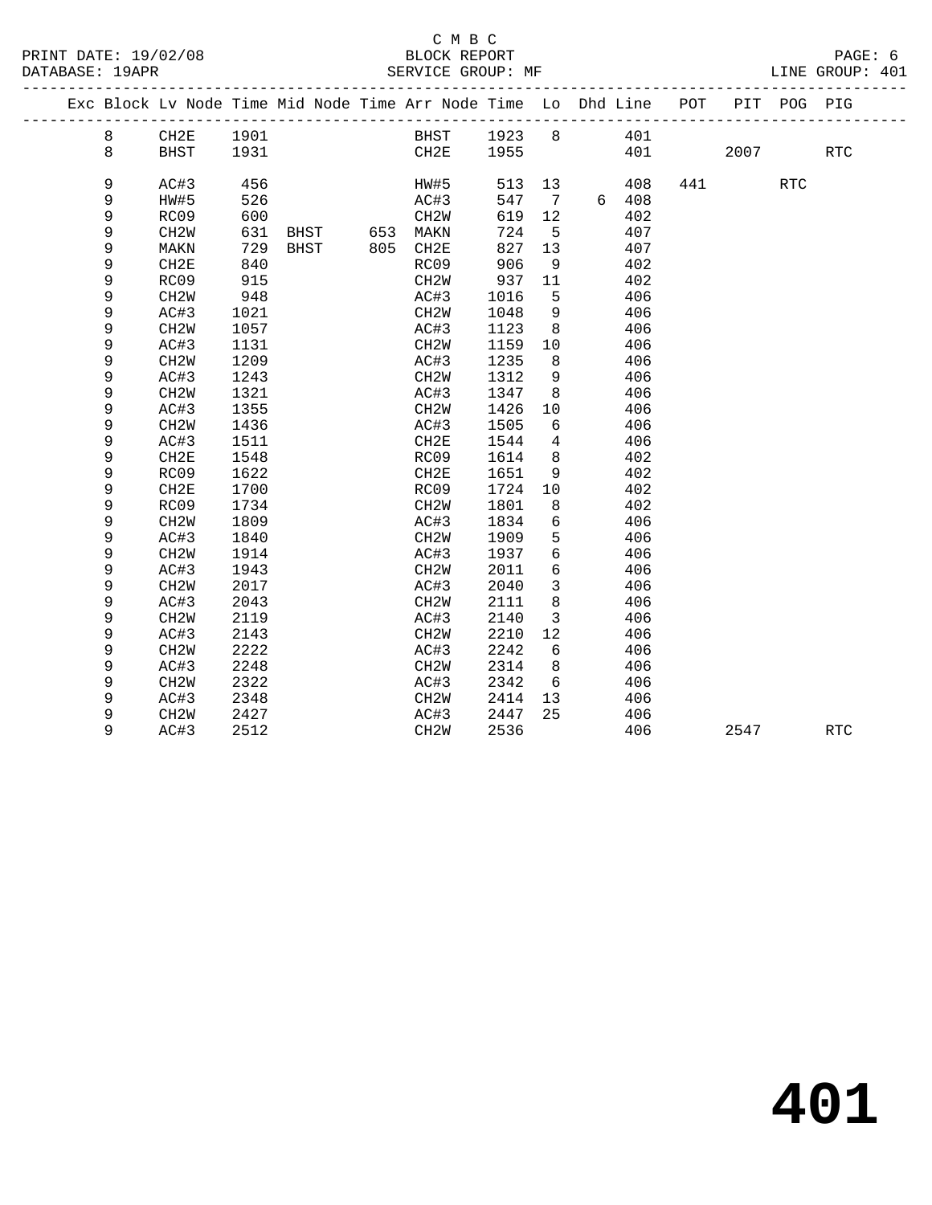C M B C
BLOCK REPORT
SERVICE GROUP: MF

PRINT DATE: 19/02/08
DATABASE: 19APR
LINE GROUP: 401

| Exc | Block | Lv Node | Time | Mid Node | Time | Arr Node | Time | Lo | Dhd | Line | POT | PIT | POG | PIG |
|---|---|---|---|---|---|---|---|---|---|---|---|---|---|---|
| | 8 | CH2E | 1901 | | | BHST | 1923 | 8 | | 401 | | | | |
| | 8 | BHST | 1931 | | | CH2E | 1955 | | | 401 | | 2007 | | RTC |
| | 9 | AC#3 | 456 | | | HW#5 | 513 | 13 | | 408 | 441 | | RTC | |
| | 9 | HW#5 | 526 | | | AC#3 | 547 | 7 | 6 | 408 | | | | |
| | 9 | RC09 | 600 | | | CH2W | 619 | 12 | | 402 | | | | |
| | 9 | CH2W | 631 | BHST | 653 | MAKN | 724 | 5 | | 407 | | | | |
| | 9 | MAKN | 729 | BHST | 805 | CH2E | 827 | 13 | | 407 | | | | |
| | 9 | CH2E | 840 | | | RC09 | 906 | 9 | | 402 | | | | |
| | 9 | RC09 | 915 | | | CH2W | 937 | 11 | | 402 | | | | |
| | 9 | CH2W | 948 | | | AC#3 | 1016 | 5 | | 406 | | | | |
| | 9 | AC#3 | 1021 | | | CH2W | 1048 | 9 | | 406 | | | | |
| | 9 | CH2W | 1057 | | | AC#3 | 1123 | 8 | | 406 | | | | |
| | 9 | AC#3 | 1131 | | | CH2W | 1159 | 10 | | 406 | | | | |
| | 9 | CH2W | 1209 | | | AC#3 | 1235 | 8 | | 406 | | | | |
| | 9 | AC#3 | 1243 | | | CH2W | 1312 | 9 | | 406 | | | | |
| | 9 | CH2W | 1321 | | | AC#3 | 1347 | 8 | | 406 | | | | |
| | 9 | AC#3 | 1355 | | | CH2W | 1426 | 10 | | 406 | | | | |
| | 9 | CH2W | 1436 | | | AC#3 | 1505 | 6 | | 406 | | | | |
| | 9 | AC#3 | 1511 | | | CH2E | 1544 | 4 | | 406 | | | | |
| | 9 | CH2E | 1548 | | | RC09 | 1614 | 8 | | 402 | | | | |
| | 9 | RC09 | 1622 | | | CH2E | 1651 | 9 | | 402 | | | | |
| | 9 | CH2E | 1700 | | | RC09 | 1724 | 10 | | 402 | | | | |
| | 9 | RC09 | 1734 | | | CH2W | 1801 | 8 | | 402 | | | | |
| | 9 | CH2W | 1809 | | | AC#3 | 1834 | 6 | | 406 | | | | |
| | 9 | AC#3 | 1840 | | | CH2W | 1909 | 5 | | 406 | | | | |
| | 9 | CH2W | 1914 | | | AC#3 | 1937 | 6 | | 406 | | | | |
| | 9 | AC#3 | 1943 | | | CH2W | 2011 | 6 | | 406 | | | | |
| | 9 | CH2W | 2017 | | | AC#3 | 2040 | 3 | | 406 | | | | |
| | 9 | AC#3 | 2043 | | | CH2W | 2111 | 8 | | 406 | | | | |
| | 9 | CH2W | 2119 | | | AC#3 | 2140 | 3 | | 406 | | | | |
| | 9 | AC#3 | 2143 | | | CH2W | 2210 | 12 | | 406 | | | | |
| | 9 | CH2W | 2222 | | | AC#3 | 2242 | 6 | | 406 | | | | |
| | 9 | AC#3 | 2248 | | | CH2W | 2314 | 8 | | 406 | | | | |
| | 9 | CH2W | 2322 | | | AC#3 | 2342 | 6 | | 406 | | | | |
| | 9 | AC#3 | 2348 | | | CH2W | 2414 | 13 | | 406 | | | | |
| | 9 | CH2W | 2427 | | | AC#3 | 2447 | 25 | | 406 | | | | |
| | 9 | AC#3 | 2512 | | | CH2W | 2536 | | | 406 | | 2547 | | RTC |

# 401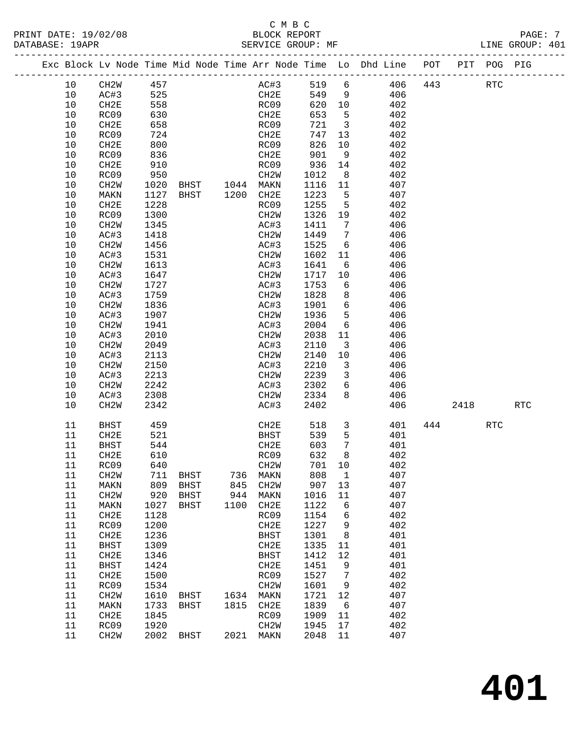C M B C
BLOCK REPORT
SERVICE GROUP: MF

PRINT DATE: 19/02/08
DATABASE: 19APR

LINE GROUP: 401

| Exc | Block | Lv | Node | Time | Mid Node | Time | Arr Node | Time | Lo | Dhd Line | POT | PIT | POG | PIG |
|---|---|---|---|---|---|---|---|---|---|---|---|---|---|---|
| | 10 | | CH2W | 457 | | | AC#3 | 519 | 6 | 406 | 443 | | RTC | |
| | 10 | | AC#3 | 525 | | | CH2E | 549 | 9 | 406 | | | | |
| | 10 | | CH2E | 558 | | | RC09 | 620 | 10 | 402 | | | | |
| | 10 | | RC09 | 630 | | | CH2E | 653 | 5 | 402 | | | | |
| | 10 | | CH2E | 658 | | | RC09 | 721 | 3 | 402 | | | | |
| | 10 | | RC09 | 724 | | | CH2E | 747 | 13 | 402 | | | | |
| | 10 | | CH2E | 800 | | | RC09 | 826 | 10 | 402 | | | | |
| | 10 | | RC09 | 836 | | | CH2E | 901 | 9 | 402 | | | | |
| | 10 | | CH2E | 910 | | | RC09 | 936 | 14 | 402 | | | | |
| | 10 | | RC09 | 950 | | | CH2W | 1012 | 8 | 402 | | | | |
| | 10 | | CH2W | 1020 | BHST | 1044 | MAKN | 1116 | 11 | 407 | | | | |
| | 10 | | MAKN | 1127 | BHST | 1200 | CH2E | 1223 | 5 | 407 | | | | |
| | 10 | | CH2E | 1228 | | | RC09 | 1255 | 5 | 402 | | | | |
| | 10 | | RC09 | 1300 | | | CH2W | 1326 | 19 | 402 | | | | |
| | 10 | | CH2W | 1345 | | | AC#3 | 1411 | 7 | 406 | | | | |
| | 10 | | AC#3 | 1418 | | | CH2W | 1449 | 7 | 406 | | | | |
| | 10 | | CH2W | 1456 | | | AC#3 | 1525 | 6 | 406 | | | | |
| | 10 | | AC#3 | 1531 | | | CH2W | 1602 | 11 | 406 | | | | |
| | 10 | | CH2W | 1613 | | | AC#3 | 1641 | 6 | 406 | | | | |
| | 10 | | AC#3 | 1647 | | | CH2W | 1717 | 10 | 406 | | | | |
| | 10 | | CH2W | 1727 | | | AC#3 | 1753 | 6 | 406 | | | | |
| | 10 | | AC#3 | 1759 | | | CH2W | 1828 | 8 | 406 | | | | |
| | 10 | | CH2W | 1836 | | | AC#3 | 1901 | 6 | 406 | | | | |
| | 10 | | AC#3 | 1907 | | | CH2W | 1936 | 5 | 406 | | | | |
| | 10 | | CH2W | 1941 | | | AC#3 | 2004 | 6 | 406 | | | | |
| | 10 | | AC#3 | 2010 | | | CH2W | 2038 | 11 | 406 | | | | |
| | 10 | | CH2W | 2049 | | | AC#3 | 2110 | 3 | 406 | | | | |
| | 10 | | AC#3 | 2113 | | | CH2W | 2140 | 10 | 406 | | | | |
| | 10 | | CH2W | 2150 | | | AC#3 | 2210 | 3 | 406 | | | | |
| | 10 | | AC#3 | 2213 | | | CH2W | 2239 | 3 | 406 | | | | |
| | 10 | | CH2W | 2242 | | | AC#3 | 2302 | 6 | 406 | | | | |
| | 10 | | AC#3 | 2308 | | | CH2W | 2334 | 8 | 406 | | | | |
| | 10 | | CH2W | 2342 | | | AC#3 | 2402 | | 406 | | 2418 | | RTC |
| | 11 | | BHST | 459 | | | CH2E | 518 | 3 | 401 | 444 | | RTC | |
| | 11 | | CH2E | 521 | | | BHST | 539 | 5 | 401 | | | | |
| | 11 | | BHST | 544 | | | CH2E | 603 | 7 | 401 | | | | |
| | 11 | | CH2E | 610 | | | RC09 | 632 | 8 | 402 | | | | |
| | 11 | | RC09 | 640 | | | CH2W | 701 | 10 | 402 | | | | |
| | 11 | | CH2W | 711 | BHST | 736 | MAKN | 808 | 1 | 407 | | | | |
| | 11 | | MAKN | 809 | BHST | 845 | CH2W | 907 | 13 | 407 | | | | |
| | 11 | | CH2W | 920 | BHST | 944 | MAKN | 1016 | 11 | 407 | | | | |
| | 11 | | MAKN | 1027 | BHST | 1100 | CH2E | 1122 | 6 | 407 | | | | |
| | 11 | | CH2E | 1128 | | | RC09 | 1154 | 6 | 402 | | | | |
| | 11 | | RC09 | 1200 | | | CH2E | 1227 | 9 | 402 | | | | |
| | 11 | | CH2E | 1236 | | | BHST | 1301 | 8 | 401 | | | | |
| | 11 | | BHST | 1309 | | | CH2E | 1335 | 11 | 401 | | | | |
| | 11 | | CH2E | 1346 | | | BHST | 1412 | 12 | 401 | | | | |
| | 11 | | BHST | 1424 | | | CH2E | 1451 | 9 | 401 | | | | |
| | 11 | | CH2E | 1500 | | | RC09 | 1527 | 7 | 402 | | | | |
| | 11 | | RC09 | 1534 | | | CH2W | 1601 | 9 | 402 | | | | |
| | 11 | | CH2W | 1610 | BHST | 1634 | MAKN | 1721 | 12 | 407 | | | | |
| | 11 | | MAKN | 1733 | BHST | 1815 | CH2E | 1839 | 6 | 407 | | | | |
| | 11 | | CH2E | 1845 | | | RC09 | 1909 | 11 | 402 | | | | |
| | 11 | | RC09 | 1920 | | | CH2W | 1945 | 17 | 402 | | | | |
| | 11 | | CH2W | 2002 | BHST | 2021 | MAKN | 2048 | 11 | 407 | | | | |

# 401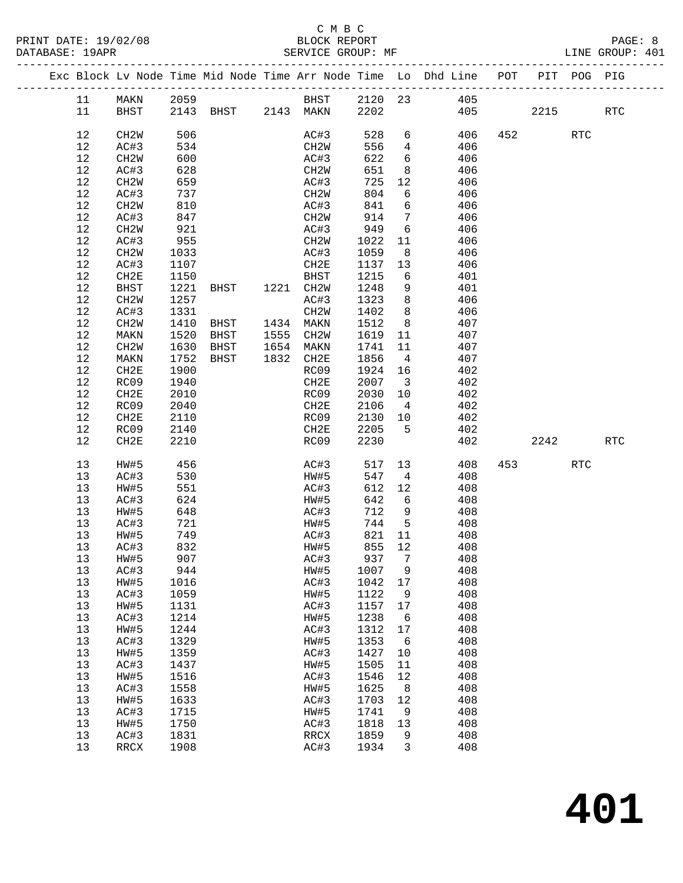C M B C
BLOCK REPORT
SERVICE GROUP: MF

PRINT DATE: 19/02/08
DATABASE: 19APR
LINE GROUP: 401

| Exc | Block | Lv Node | Time | Mid Node | Time | Arr Node | Time | Lo | Dhd Line | POT | PIT | POG | PIG |
|---|---|---|---|---|---|---|---|---|---|---|---|---|---|
| | 11 | MAKN | 2059 | | | BHST | 2120 | 23 | 405 | | | | |
| | 11 | BHST | 2143 | BHST | 2143 | MAKN | 2202 | | 405 | | 2215 | | RTC |
| | 12 | CH2W | 506 | | | AC#3 | 528 | 6 | 406 | 452 | | RTC | |
| | 12 | AC#3 | 534 | | | CH2W | 556 | 4 | 406 | | | | |
| | 12 | CH2W | 600 | | | AC#3 | 622 | 6 | 406 | | | | |
| | 12 | AC#3 | 628 | | | CH2W | 651 | 8 | 406 | | | | |
| | 12 | CH2W | 659 | | | AC#3 | 725 | 12 | 406 | | | | |
| | 12 | AC#3 | 737 | | | CH2W | 804 | 6 | 406 | | | | |
| | 12 | CH2W | 810 | | | AC#3 | 841 | 6 | 406 | | | | |
| | 12 | AC#3 | 847 | | | CH2W | 914 | 7 | 406 | | | | |
| | 12 | CH2W | 921 | | | AC#3 | 949 | 6 | 406 | | | | |
| | 12 | AC#3 | 955 | | | CH2W | 1022 | 11 | 406 | | | | |
| | 12 | CH2W | 1033 | | | AC#3 | 1059 | 8 | 406 | | | | |
| | 12 | AC#3 | 1107 | | | CH2E | 1137 | 13 | 406 | | | | |
| | 12 | CH2E | 1150 | | | BHST | 1215 | 6 | 401 | | | | |
| | 12 | BHST | 1221 | BHST | 1221 | CH2W | 1248 | 9 | 401 | | | | |
| | 12 | CH2W | 1257 | | | AC#3 | 1323 | 8 | 406 | | | | |
| | 12 | AC#3 | 1331 | | | CH2W | 1402 | 8 | 406 | | | | |
| | 12 | CH2W | 1410 | BHST | 1434 | MAKN | 1512 | 8 | 407 | | | | |
| | 12 | MAKN | 1520 | BHST | 1555 | CH2W | 1619 | 11 | 407 | | | | |
| | 12 | CH2W | 1630 | BHST | 1654 | MAKN | 1741 | 11 | 407 | | | | |
| | 12 | MAKN | 1752 | BHST | 1832 | CH2E | 1856 | 4 | 407 | | | | |
| | 12 | CH2E | 1900 | | | RC09 | 1924 | 16 | 402 | | | | |
| | 12 | RC09 | 1940 | | | CH2E | 2007 | 3 | 402 | | | | |
| | 12 | CH2E | 2010 | | | RC09 | 2030 | 10 | 402 | | | | |
| | 12 | RC09 | 2040 | | | CH2E | 2106 | 4 | 402 | | | | |
| | 12 | CH2E | 2110 | | | RC09 | 2130 | 10 | 402 | | | | |
| | 12 | RC09 | 2140 | | | CH2E | 2205 | 5 | 402 | | | | |
| | 12 | CH2E | 2210 | | | RC09 | 2230 | | 402 | | 2242 | | RTC |
| | 13 | HW#5 | 456 | | | AC#3 | 517 | 13 | 408 | 453 | | RTC | |
| | 13 | AC#3 | 530 | | | HW#5 | 547 | 4 | 408 | | | | |
| | 13 | HW#5 | 551 | | | AC#3 | 612 | 12 | 408 | | | | |
| | 13 | AC#3 | 624 | | | HW#5 | 642 | 6 | 408 | | | | |
| | 13 | HW#5 | 648 | | | AC#3 | 712 | 9 | 408 | | | | |
| | 13 | AC#3 | 721 | | | HW#5 | 744 | 5 | 408 | | | | |
| | 13 | HW#5 | 749 | | | AC#3 | 821 | 11 | 408 | | | | |
| | 13 | AC#3 | 832 | | | HW#5 | 855 | 12 | 408 | | | | |
| | 13 | HW#5 | 907 | | | AC#3 | 937 | 7 | 408 | | | | |
| | 13 | AC#3 | 944 | | | HW#5 | 1007 | 9 | 408 | | | | |
| | 13 | HW#5 | 1016 | | | AC#3 | 1042 | 17 | 408 | | | | |
| | 13 | AC#3 | 1059 | | | HW#5 | 1122 | 9 | 408 | | | | |
| | 13 | HW#5 | 1131 | | | AC#3 | 1157 | 17 | 408 | | | | |
| | 13 | AC#3 | 1214 | | | HW#5 | 1238 | 6 | 408 | | | | |
| | 13 | HW#5 | 1244 | | | AC#3 | 1312 | 17 | 408 | | | | |
| | 13 | AC#3 | 1329 | | | HW#5 | 1353 | 6 | 408 | | | | |
| | 13 | HW#5 | 1359 | | | AC#3 | 1427 | 10 | 408 | | | | |
| | 13 | AC#3 | 1437 | | | HW#5 | 1505 | 11 | 408 | | | | |
| | 13 | HW#5 | 1516 | | | AC#3 | 1546 | 12 | 408 | | | | |
| | 13 | AC#3 | 1558 | | | HW#5 | 1625 | 8 | 408 | | | | |
| | 13 | HW#5 | 1633 | | | AC#3 | 1703 | 12 | 408 | | | | |
| | 13 | AC#3 | 1715 | | | HW#5 | 1741 | 9 | 408 | | | | |
| | 13 | HW#5 | 1750 | | | AC#3 | 1818 | 13 | 408 | | | | |
| | 13 | AC#3 | 1831 | | | RRCX | 1859 | 9 | 408 | | | | |
| | 13 | RRCX | 1908 | | | AC#3 | 1934 | 3 | 408 | | | | |

# 401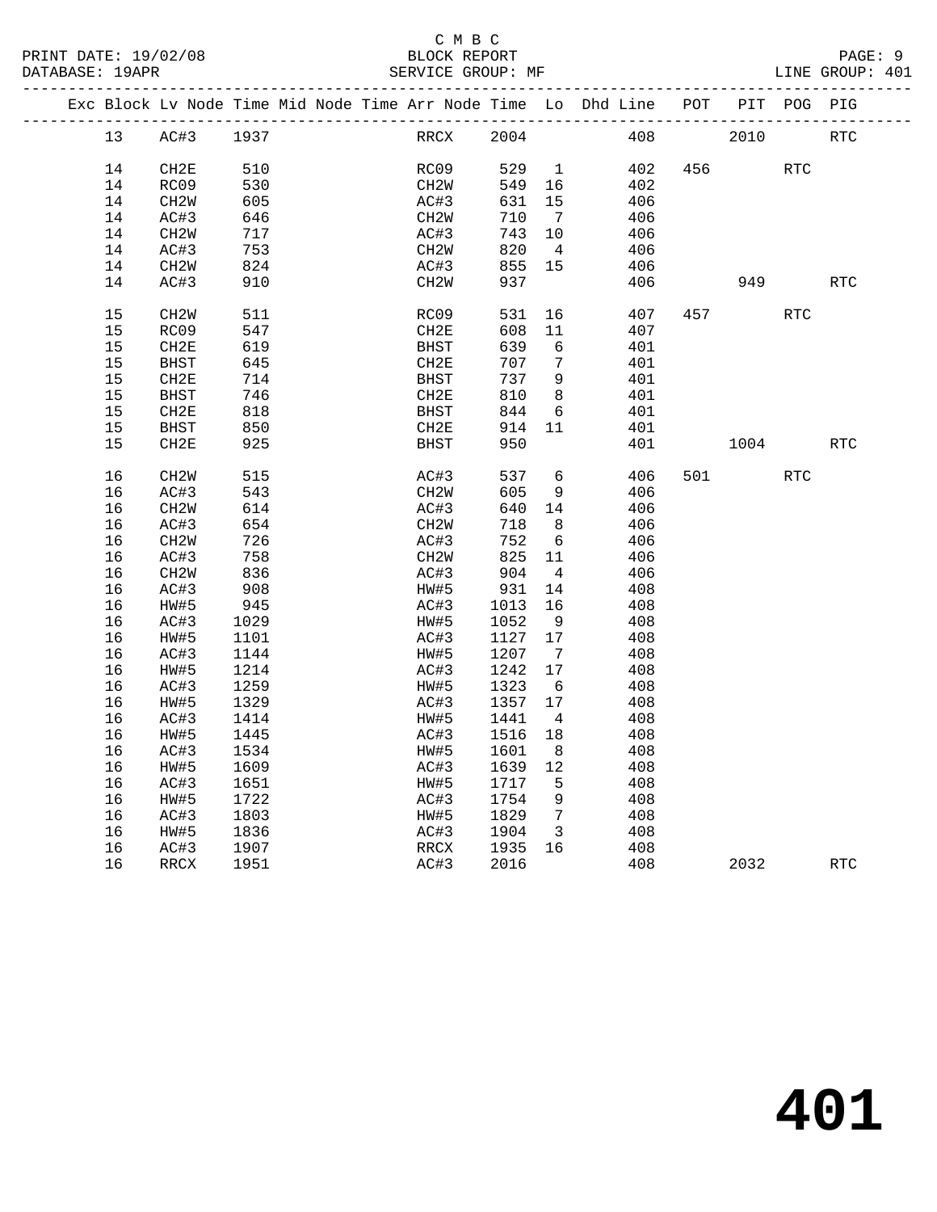C M B C

BLOCK REPORT

SERVICE GROUP: MF

| Exc | Block | Lv Node | Time | Mid Node | Time | Arr Node | Time | Lo | Dhd Line | POT | PIT | POG | PIG |
|---|---|---|---|---|---|---|---|---|---|---|---|---|---|
| | 13 | AC#3 | 1937 | | | RRCX | 2004 | | 408 | | 2010 | | RTC |
| | 14 | CH2E | 510 | | | RC09 | 529 | 1 | 402 | 456 | | RTC | |
| | 14 | RC09 | 530 | | | CH2W | 549 | 16 | 402 | | | | |
| | 14 | CH2W | 605 | | | AC#3 | 631 | 15 | 406 | | | | |
| | 14 | AC#3 | 646 | | | CH2W | 710 | 7 | 406 | | | | |
| | 14 | CH2W | 717 | | | AC#3 | 743 | 10 | 406 | | | | |
| | 14 | AC#3 | 753 | | | CH2W | 820 | 4 | 406 | | | | |
| | 14 | CH2W | 824 | | | AC#3 | 855 | 15 | 406 | | | | |
| | 14 | AC#3 | 910 | | | CH2W | 937 | | 406 | | 949 | | RTC |
| | 15 | CH2W | 511 | | | RC09 | 531 | 16 | 407 | 457 | | RTC | |
| | 15 | RC09 | 547 | | | CH2E | 608 | 11 | 407 | | | | |
| | 15 | CH2E | 619 | | | BHST | 639 | 6 | 401 | | | | |
| | 15 | BHST | 645 | | | CH2E | 707 | 7 | 401 | | | | |
| | 15 | CH2E | 714 | | | BHST | 737 | 9 | 401 | | | | |
| | 15 | BHST | 746 | | | CH2E | 810 | 8 | 401 | | | | |
| | 15 | CH2E | 818 | | | BHST | 844 | 6 | 401 | | | | |
| | 15 | BHST | 850 | | | CH2E | 914 | 11 | 401 | | | | |
| | 15 | CH2E | 925 | | | BHST | 950 | | 401 | | 1004 | | RTC |
| | 16 | CH2W | 515 | | | AC#3 | 537 | 6 | 406 | 501 | | RTC | |
| | 16 | AC#3 | 543 | | | CH2W | 605 | 9 | 406 | | | | |
| | 16 | CH2W | 614 | | | AC#3 | 640 | 14 | 406 | | | | |
| | 16 | AC#3 | 654 | | | CH2W | 718 | 8 | 406 | | | | |
| | 16 | CH2W | 726 | | | AC#3 | 752 | 6 | 406 | | | | |
| | 16 | AC#3 | 758 | | | CH2W | 825 | 11 | 406 | | | | |
| | 16 | CH2W | 836 | | | AC#3 | 904 | 4 | 406 | | | | |
| | 16 | AC#3 | 908 | | | HW#5 | 931 | 14 | 408 | | | | |
| | 16 | HW#5 | 945 | | | AC#3 | 1013 | 16 | 408 | | | | |
| | 16 | AC#3 | 1029 | | | HW#5 | 1052 | 9 | 408 | | | | |
| | 16 | HW#5 | 1101 | | | AC#3 | 1127 | 17 | 408 | | | | |
| | 16 | AC#3 | 1144 | | | HW#5 | 1207 | 7 | 408 | | | | |
| | 16 | HW#5 | 1214 | | | AC#3 | 1242 | 17 | 408 | | | | |
| | 16 | AC#3 | 1259 | | | HW#5 | 1323 | 6 | 408 | | | | |
| | 16 | HW#5 | 1329 | | | AC#3 | 1357 | 17 | 408 | | | | |
| | 16 | AC#3 | 1414 | | | HW#5 | 1441 | 4 | 408 | | | | |
| | 16 | HW#5 | 1445 | | | AC#3 | 1516 | 18 | 408 | | | | |
| | 16 | AC#3 | 1534 | | | HW#5 | 1601 | 8 | 408 | | | | |
| | 16 | HW#5 | 1609 | | | AC#3 | 1639 | 12 | 408 | | | | |
| | 16 | AC#3 | 1651 | | | HW#5 | 1717 | 5 | 408 | | | | |
| | 16 | HW#5 | 1722 | | | AC#3 | 1754 | 9 | 408 | | | | |
| | 16 | AC#3 | 1803 | | | HW#5 | 1829 | 7 | 408 | | | | |
| | 16 | HW#5 | 1836 | | | AC#3 | 1904 | 3 | 408 | | | | |
| | 16 | AC#3 | 1907 | | | RRCX | 1935 | 16 | 408 | | | | |
| | 16 | RRCX | 1951 | | | AC#3 | 2016 | | 408 | | 2032 | | RTC |

# 401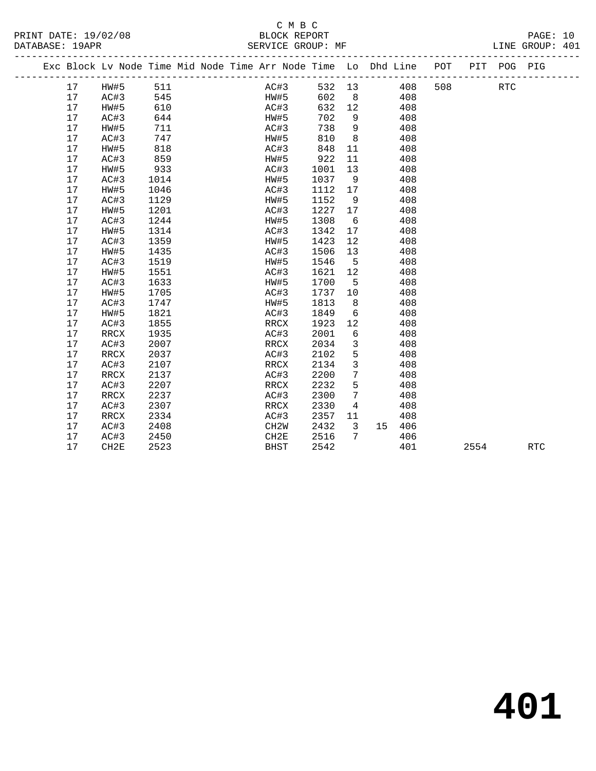C M B C
PRINT DATE: 19/02/08 BLOCK REPORT
DATABASE: 19APR SERVICE GROUP: MF LINE GROUP: 401

| Exc | Block | Lv Node | Time | Mid Node | Time | Arr Node | Time | Lo | Dhd | Line | POT | PIT | POG | PIG |
|---|---|---|---|---|---|---|---|---|---|---|---|---|---|---|
| | 17 | HW#5 | 511 | | | AC#3 | 532 | 13 | | 408 | 508 | | RTC | |
| | 17 | AC#3 | 545 | | | HW#5 | 602 | 8 | | 408 | | | | |
| | 17 | HW#5 | 610 | | | AC#3 | 632 | 12 | | 408 | | | | |
| | 17 | AC#3 | 644 | | | HW#5 | 702 | 9 | | 408 | | | | |
| | 17 | HW#5 | 711 | | | AC#3 | 738 | 9 | | 408 | | | | |
| | 17 | AC#3 | 747 | | | HW#5 | 810 | 8 | | 408 | | | | |
| | 17 | HW#5 | 818 | | | AC#3 | 848 | 11 | | 408 | | | | |
| | 17 | AC#3 | 859 | | | HW#5 | 922 | 11 | | 408 | | | | |
| | 17 | HW#5 | 933 | | | AC#3 | 1001 | 13 | | 408 | | | | |
| | 17 | AC#3 | 1014 | | | HW#5 | 1037 | 9 | | 408 | | | | |
| | 17 | HW#5 | 1046 | | | AC#3 | 1112 | 17 | | 408 | | | | |
| | 17 | AC#3 | 1129 | | | HW#5 | 1152 | 9 | | 408 | | | | |
| | 17 | HW#5 | 1201 | | | AC#3 | 1227 | 17 | | 408 | | | | |
| | 17 | AC#3 | 1244 | | | HW#5 | 1308 | 6 | | 408 | | | | |
| | 17 | HW#5 | 1314 | | | AC#3 | 1342 | 17 | | 408 | | | | |
| | 17 | AC#3 | 1359 | | | HW#5 | 1423 | 12 | | 408 | | | | |
| | 17 | HW#5 | 1435 | | | AC#3 | 1506 | 13 | | 408 | | | | |
| | 17 | AC#3 | 1519 | | | HW#5 | 1546 | 5 | | 408 | | | | |
| | 17 | HW#5 | 1551 | | | AC#3 | 1621 | 12 | | 408 | | | | |
| | 17 | AC#3 | 1633 | | | HW#5 | 1700 | 5 | | 408 | | | | |
| | 17 | HW#5 | 1705 | | | AC#3 | 1737 | 10 | | 408 | | | | |
| | 17 | AC#3 | 1747 | | | HW#5 | 1813 | 8 | | 408 | | | | |
| | 17 | HW#5 | 1821 | | | AC#3 | 1849 | 6 | | 408 | | | | |
| | 17 | AC#3 | 1855 | | | RRCX | 1923 | 12 | | 408 | | | | |
| | 17 | RRCX | 1935 | | | AC#3 | 2001 | 6 | | 408 | | | | |
| | 17 | AC#3 | 2007 | | | RRCX | 2034 | 3 | | 408 | | | | |
| | 17 | RRCX | 2037 | | | AC#3 | 2102 | 5 | | 408 | | | | |
| | 17 | AC#3 | 2107 | | | RRCX | 2134 | 3 | | 408 | | | | |
| | 17 | RRCX | 2137 | | | AC#3 | 2200 | 7 | | 408 | | | | |
| | 17 | AC#3 | 2207 | | | RRCX | 2232 | 5 | | 408 | | | | |
| | 17 | RRCX | 2237 | | | AC#3 | 2300 | 7 | | 408 | | | | |
| | 17 | AC#3 | 2307 | | | RRCX | 2330 | 4 | | 408 | | | | |
| | 17 | RRCX | 2334 | | | AC#3 | 2357 | 11 | | 408 | | | | |
| | 17 | AC#3 | 2408 | | | CH2W | 2432 | 3 | 15 | 406 | | | | |
| | 17 | AC#3 | 2450 | | | CH2E | 2516 | 7 | | 406 | | | | |
| | 17 | CH2E | 2523 | | | BHST | 2542 | | | 401 | | 2554 | | RTC |

# 401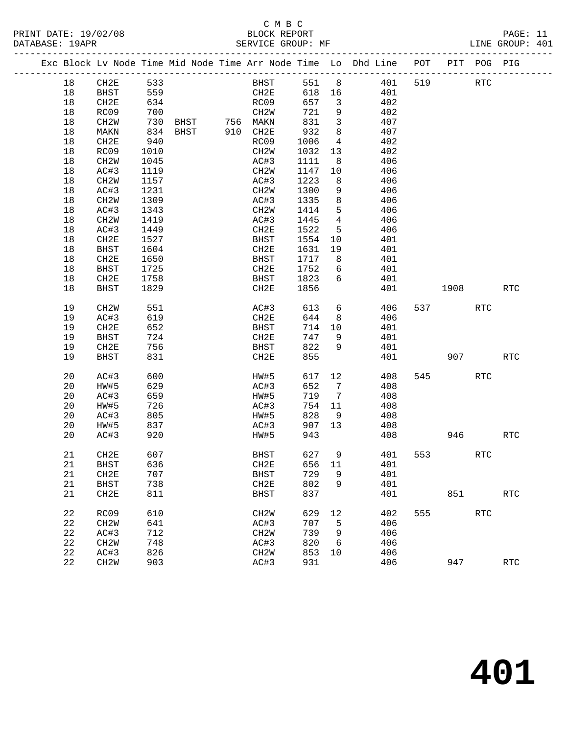C M B C

BLOCK REPORT

SERVICE GROUP: MF

LINE GROUP: 401

| Exc | Block | Lv Node | Time | Mid Node | Time | Arr Node | Time | Lo | Dhd Line | POT | PIT | POG | PIG |
|---|---|---|---|---|---|---|---|---|---|---|---|---|---|
| | 18 | CH2E | 533 | | | BHST | 551 | 8 | 401 | 519 | | RTC | |
| | 18 | BHST | 559 | | | CH2E | 618 | 16 | 401 | | | | |
| | 18 | CH2E | 634 | | | RC09 | 657 | 3 | 402 | | | | |
| | 18 | RC09 | 700 | | | CH2W | 721 | 9 | 402 | | | | |
| | 18 | CH2W | 730 | BHST | 756 | MAKN | 831 | 3 | 407 | | | | |
| | 18 | MAKN | 834 | BHST | 910 | CH2E | 932 | 8 | 407 | | | | |
| | 18 | CH2E | 940 | | | RC09 | 1006 | 4 | 402 | | | | |
| | 18 | RC09 | 1010 | | | CH2W | 1032 | 13 | 402 | | | | |
| | 18 | CH2W | 1045 | | | AC#3 | 1111 | 8 | 406 | | | | |
| | 18 | AC#3 | 1119 | | | CH2W | 1147 | 10 | 406 | | | | |
| | 18 | CH2W | 1157 | | | AC#3 | 1223 | 8 | 406 | | | | |
| | 18 | AC#3 | 1231 | | | CH2W | 1300 | 9 | 406 | | | | |
| | 18 | CH2W | 1309 | | | AC#3 | 1335 | 8 | 406 | | | | |
| | 18 | AC#3 | 1343 | | | CH2W | 1414 | 5 | 406 | | | | |
| | 18 | CH2W | 1419 | | | AC#3 | 1445 | 4 | 406 | | | | |
| | 18 | AC#3 | 1449 | | | CH2E | 1522 | 5 | 406 | | | | |
| | 18 | CH2E | 1527 | | | BHST | 1554 | 10 | 401 | | | | |
| | 18 | BHST | 1604 | | | CH2E | 1631 | 19 | 401 | | | | |
| | 18 | CH2E | 1650 | | | BHST | 1717 | 8 | 401 | | | | |
| | 18 | BHST | 1725 | | | CH2E | 1752 | 6 | 401 | | | | |
| | 18 | CH2E | 1758 | | | BHST | 1823 | 6 | 401 | | | | |
| | 18 | BHST | 1829 | | | CH2E | 1856 | | 401 | | 1908 | | RTC |
| | 19 | CH2W | 551 | | | AC#3 | 613 | 6 | 406 | 537 | | RTC | |
| | 19 | AC#3 | 619 | | | CH2E | 644 | 8 | 406 | | | | |
| | 19 | CH2E | 652 | | | BHST | 714 | 10 | 401 | | | | |
| | 19 | BHST | 724 | | | CH2E | 747 | 9 | 401 | | | | |
| | 19 | CH2E | 756 | | | BHST | 822 | 9 | 401 | | | | |
| | 19 | BHST | 831 | | | CH2E | 855 | | 401 | | 907 | | RTC |
| | 20 | AC#3 | 600 | | | HW#5 | 617 | 12 | 408 | 545 | | RTC | |
| | 20 | HW#5 | 629 | | | AC#3 | 652 | 7 | 408 | | | | |
| | 20 | AC#3 | 659 | | | HW#5 | 719 | 7 | 408 | | | | |
| | 20 | HW#5 | 726 | | | AC#3 | 754 | 11 | 408 | | | | |
| | 20 | AC#3 | 805 | | | HW#5 | 828 | 9 | 408 | | | | |
| | 20 | HW#5 | 837 | | | AC#3 | 907 | 13 | 408 | | | | |
| | 20 | AC#3 | 920 | | | HW#5 | 943 | | 408 | | 946 | | RTC |
| | 21 | CH2E | 607 | | | BHST | 627 | 9 | 401 | 553 | | RTC | |
| | 21 | BHST | 636 | | | CH2E | 656 | 11 | 401 | | | | |
| | 21 | CH2E | 707 | | | BHST | 729 | 9 | 401 | | | | |
| | 21 | BHST | 738 | | | CH2E | 802 | 9 | 401 | | | | |
| | 21 | CH2E | 811 | | | BHST | 837 | | 401 | | 851 | | RTC |
| | 22 | RC09 | 610 | | | CH2W | 629 | 12 | 402 | 555 | | RTC | |
| | 22 | CH2W | 641 | | | AC#3 | 707 | 5 | 406 | | | | |
| | 22 | AC#3 | 712 | | | CH2W | 739 | 9 | 406 | | | | |
| | 22 | CH2W | 748 | | | AC#3 | 820 | 6 | 406 | | | | |
| | 22 | AC#3 | 826 | | | CH2W | 853 | 10 | 406 | | | | |
| | 22 | CH2W | 903 | | | AC#3 | 931 | | 406 | | 947 | | RTC |

# 401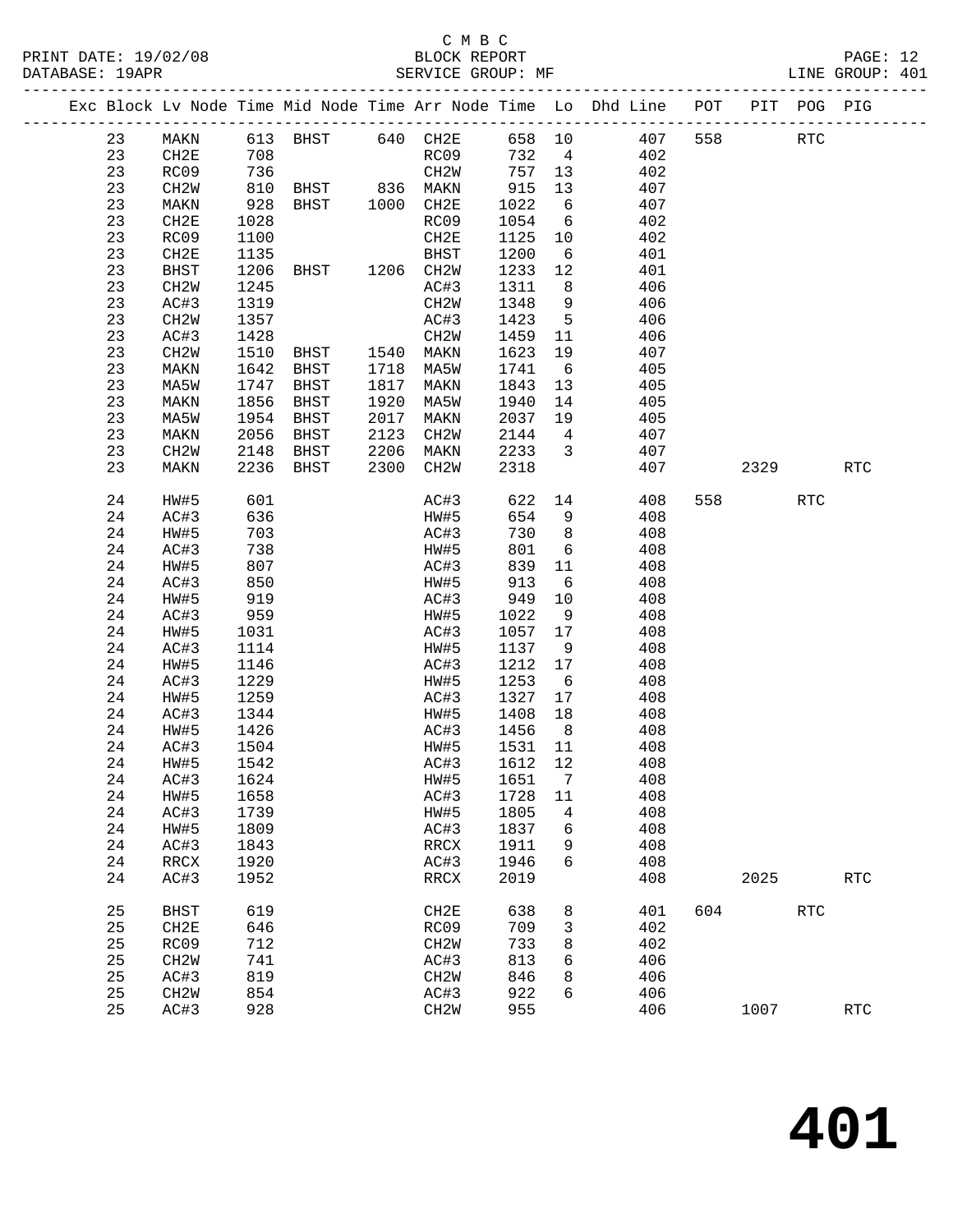C M B C

BLOCK REPORT

SERVICE GROUP: MF

PRINT DATE: 19/02/08
DATABASE: 19APR
LINE GROUP: 401

| Exc | Block | Lv Node | Time | Mid Node | Time | Arr Node | Time | Lo | Dhd Line | POT | PIT | POG | PIG |
|---|---|---|---|---|---|---|---|---|---|---|---|---|---|
| | 23 | MAKN | 613 | BHST | 640 | CH2E | 658 | 10 | 407 | 558 | | RTC | |
| | 23 | CH2E | 708 | | | RC09 | 732 | 4 | 402 | | | | |
| | 23 | RC09 | 736 | | | CH2W | 757 | 13 | 402 | | | | |
| | 23 | CH2W | 810 | BHST | 836 | MAKN | 915 | 13 | 407 | | | | |
| | 23 | MAKN | 928 | BHST | 1000 | CH2E | 1022 | 6 | 407 | | | | |
| | 23 | CH2E | 1028 | | | RC09 | 1054 | 6 | 402 | | | | |
| | 23 | RC09 | 1100 | | | CH2E | 1125 | 10 | 402 | | | | |
| | 23 | CH2E | 1135 | | | BHST | 1200 | 6 | 401 | | | | |
| | 23 | BHST | 1206 | BHST | 1206 | CH2W | 1233 | 12 | 401 | | | | |
| | 23 | CH2W | 1245 | | | AC#3 | 1311 | 8 | 406 | | | | |
| | 23 | AC#3 | 1319 | | | CH2W | 1348 | 9 | 406 | | | | |
| | 23 | CH2W | 1357 | | | AC#3 | 1423 | 5 | 406 | | | | |
| | 23 | AC#3 | 1428 | | | CH2W | 1459 | 11 | 406 | | | | |
| | 23 | CH2W | 1510 | BHST | 1540 | MAKN | 1623 | 19 | 407 | | | | |
| | 23 | MAKN | 1642 | BHST | 1718 | MA5W | 1741 | 6 | 405 | | | | |
| | 23 | MA5W | 1747 | BHST | 1817 | MAKN | 1843 | 13 | 405 | | | | |
| | 23 | MAKN | 1856 | BHST | 1920 | MA5W | 1940 | 14 | 405 | | | | |
| | 23 | MA5W | 1954 | BHST | 2017 | MAKN | 2037 | 19 | 405 | | | | |
| | 23 | MAKN | 2056 | BHST | 2123 | CH2W | 2144 | 4 | 407 | | | | |
| | 23 | CH2W | 2148 | BHST | 2206 | MAKN | 2233 | 3 | 407 | | | | |
| | 23 | MAKN | 2236 | BHST | 2300 | CH2W | 2318 | | 407 | | 2329 | | RTC |
| | 24 | HW#5 | 601 | | | AC#3 | 622 | 14 | 408 | 558 | | RTC | |
| | 24 | AC#3 | 636 | | | HW#5 | 654 | 9 | 408 | | | | |
| | 24 | HW#5 | 703 | | | AC#3 | 730 | 8 | 408 | | | | |
| | 24 | AC#3 | 738 | | | HW#5 | 801 | 6 | 408 | | | | |
| | 24 | HW#5 | 807 | | | AC#3 | 839 | 11 | 408 | | | | |
| | 24 | AC#3 | 850 | | | HW#5 | 913 | 6 | 408 | | | | |
| | 24 | HW#5 | 919 | | | AC#3 | 949 | 10 | 408 | | | | |
| | 24 | AC#3 | 959 | | | HW#5 | 1022 | 9 | 408 | | | | |
| | 24 | HW#5 | 1031 | | | AC#3 | 1057 | 17 | 408 | | | | |
| | 24 | AC#3 | 1114 | | | HW#5 | 1137 | 9 | 408 | | | | |
| | 24 | HW#5 | 1146 | | | AC#3 | 1212 | 17 | 408 | | | | |
| | 24 | AC#3 | 1229 | | | HW#5 | 1253 | 6 | 408 | | | | |
| | 24 | HW#5 | 1259 | | | AC#3 | 1327 | 17 | 408 | | | | |
| | 24 | AC#3 | 1344 | | | HW#5 | 1408 | 18 | 408 | | | | |
| | 24 | HW#5 | 1426 | | | AC#3 | 1456 | 8 | 408 | | | | |
| | 24 | AC#3 | 1504 | | | HW#5 | 1531 | 11 | 408 | | | | |
| | 24 | HW#5 | 1542 | | | AC#3 | 1612 | 12 | 408 | | | | |
| | 24 | AC#3 | 1624 | | | HW#5 | 1651 | 7 | 408 | | | | |
| | 24 | HW#5 | 1658 | | | AC#3 | 1728 | 11 | 408 | | | | |
| | 24 | AC#3 | 1739 | | | HW#5 | 1805 | 4 | 408 | | | | |
| | 24 | HW#5 | 1809 | | | AC#3 | 1837 | 6 | 408 | | | | |
| | 24 | AC#3 | 1843 | | | RRCX | 1911 | 9 | 408 | | | | |
| | 24 | RRCX | 1920 | | | AC#3 | 1946 | 6 | 408 | | | | |
| | 24 | AC#3 | 1952 | | | RRCX | 2019 | | 408 | | 2025 | | RTC |
| | 25 | BHST | 619 | | | CH2E | 638 | 8 | 401 | 604 | | RTC | |
| | 25 | CH2E | 646 | | | RC09 | 709 | 3 | 402 | | | | |
| | 25 | RC09 | 712 | | | CH2W | 733 | 8 | 402 | | | | |
| | 25 | CH2W | 741 | | | AC#3 | 813 | 6 | 406 | | | | |
| | 25 | AC#3 | 819 | | | CH2W | 846 | 8 | 406 | | | | |
| | 25 | CH2W | 854 | | | AC#3 | 922 | 6 | 406 | | | | |
| | 25 | AC#3 | 928 | | | CH2W | 955 | | 406 | | 1007 | | RTC |

# 401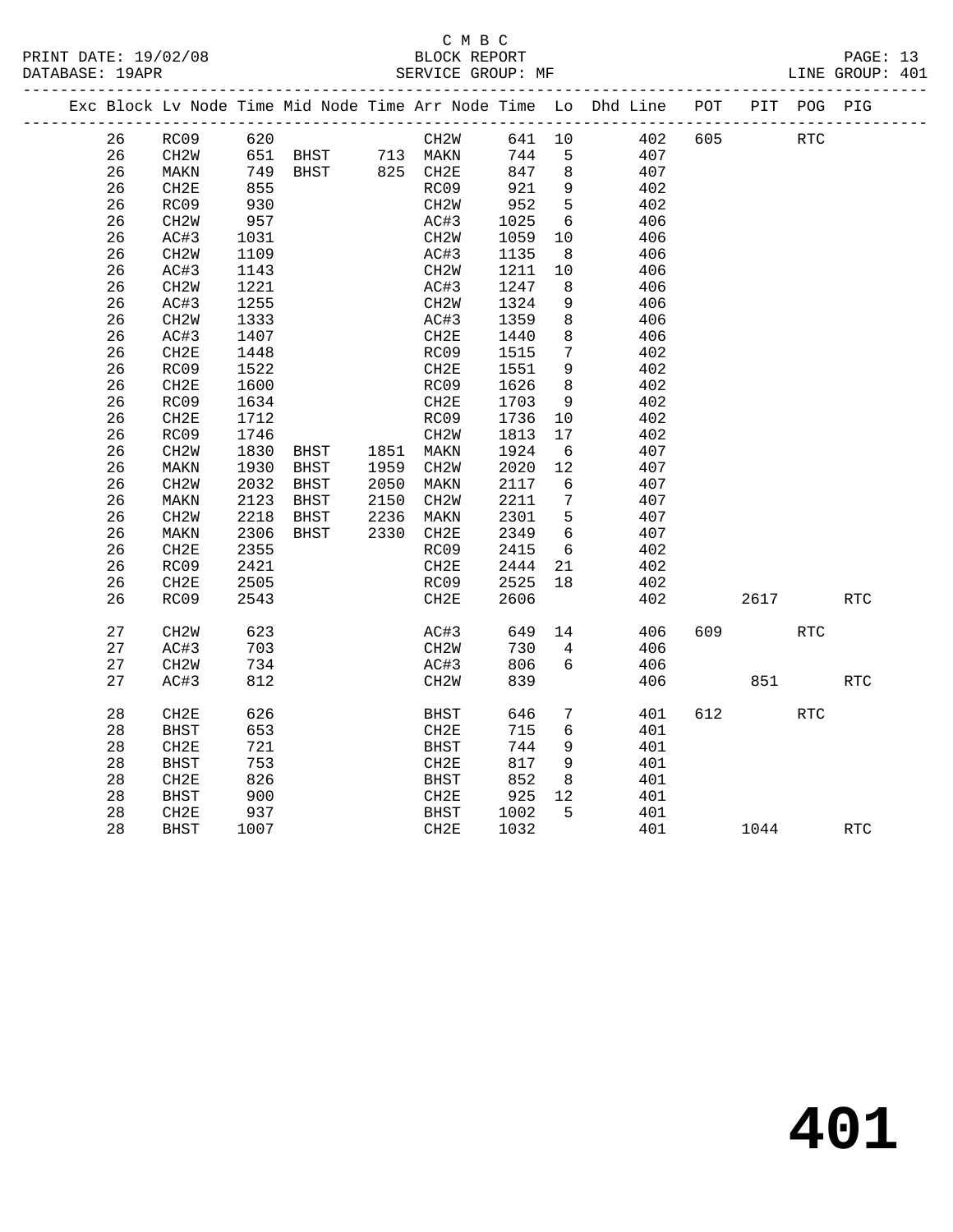C M B C

BLOCK REPORT

SERVICE GROUP: MF

LINE GROUP: 401

| Exc | Block | Lv | Node | Time | Mid Node | Time | Arr Node | Time | Lo | Dhd Line | POT | PIT | POG | PIG |
|---|---|---|---|---|---|---|---|---|---|---|---|---|---|---|
| | 26 | | RC09 | 620 | | | CH2W | 641 | 10 | 402 | 605 | | RTC | |
| | 26 | | CH2W | 651 | BHST | 713 | MAKN | 744 | 5 | 407 | | | | |
| | 26 | | MAKN | 749 | BHST | 825 | CH2E | 847 | 8 | 407 | | | | |
| | 26 | | CH2E | 855 | | | RC09 | 921 | 9 | 402 | | | | |
| | 26 | | RC09 | 930 | | | CH2W | 952 | 5 | 402 | | | | |
| | 26 | | CH2W | 957 | | | AC#3 | 1025 | 6 | 406 | | | | |
| | 26 | | AC#3 | 1031 | | | CH2W | 1059 | 10 | 406 | | | | |
| | 26 | | CH2W | 1109 | | | AC#3 | 1135 | 8 | 406 | | | | |
| | 26 | | AC#3 | 1143 | | | CH2W | 1211 | 10 | 406 | | | | |
| | 26 | | CH2W | 1221 | | | AC#3 | 1247 | 8 | 406 | | | | |
| | 26 | | AC#3 | 1255 | | | CH2W | 1324 | 9 | 406 | | | | |
| | 26 | | CH2W | 1333 | | | AC#3 | 1359 | 8 | 406 | | | | |
| | 26 | | AC#3 | 1407 | | | CH2E | 1440 | 8 | 406 | | | | |
| | 26 | | CH2E | 1448 | | | RC09 | 1515 | 7 | 402 | | | | |
| | 26 | | RC09 | 1522 | | | CH2E | 1551 | 9 | 402 | | | | |
| | 26 | | CH2E | 1600 | | | RC09 | 1626 | 8 | 402 | | | | |
| | 26 | | RC09 | 1634 | | | CH2E | 1703 | 9 | 402 | | | | |
| | 26 | | CH2E | 1712 | | | RC09 | 1736 | 10 | 402 | | | | |
| | 26 | | RC09 | 1746 | | | CH2W | 1813 | 17 | 402 | | | | |
| | 26 | | CH2W | 1830 | BHST | 1851 | MAKN | 1924 | 6 | 407 | | | | |
| | 26 | | MAKN | 1930 | BHST | 1959 | CH2W | 2020 | 12 | 407 | | | | |
| | 26 | | CH2W | 2032 | BHST | 2050 | MAKN | 2117 | 6 | 407 | | | | |
| | 26 | | MAKN | 2123 | BHST | 2150 | CH2W | 2211 | 7 | 407 | | | | |
| | 26 | | CH2W | 2218 | BHST | 2236 | MAKN | 2301 | 5 | 407 | | | | |
| | 26 | | MAKN | 2306 | BHST | 2330 | CH2E | 2349 | 6 | 407 | | | | |
| | 26 | | CH2E | 2355 | | | RC09 | 2415 | 6 | 402 | | | | |
| | 26 | | RC09 | 2421 | | | CH2E | 2444 | 21 | 402 | | | | |
| | 26 | | CH2E | 2505 | | | RC09 | 2525 | 18 | 402 | | | | |
| | 26 | | RC09 | 2543 | | | CH2E | 2606 | | 402 | | 2617 | | RTC |
| | 27 | | CH2W | 623 | | | AC#3 | 649 | 14 | 406 | 609 | | RTC | |
| | 27 | | AC#3 | 703 | | | CH2W | 730 | 4 | 406 | | | | |
| | 27 | | CH2W | 734 | | | AC#3 | 806 | 6 | 406 | | | | |
| | 27 | | AC#3 | 812 | | | CH2W | 839 | | 406 | | 851 | | RTC |
| | 28 | | CH2E | 626 | | | BHST | 646 | 7 | 401 | 612 | | RTC | |
| | 28 | | BHST | 653 | | | CH2E | 715 | 6 | 401 | | | | |
| | 28 | | CH2E | 721 | | | BHST | 744 | 9 | 401 | | | | |
| | 28 | | BHST | 753 | | | CH2E | 817 | 9 | 401 | | | | |
| | 28 | | CH2E | 826 | | | BHST | 852 | 8 | 401 | | | | |
| | 28 | | BHST | 900 | | | CH2E | 925 | 12 | 401 | | | | |
| | 28 | | CH2E | 937 | | | BHST | 1002 | 5 | 401 | | | | |
| | 28 | | BHST | 1007 | | | CH2E | 1032 | | 401 | | 1044 | | RTC |

# 401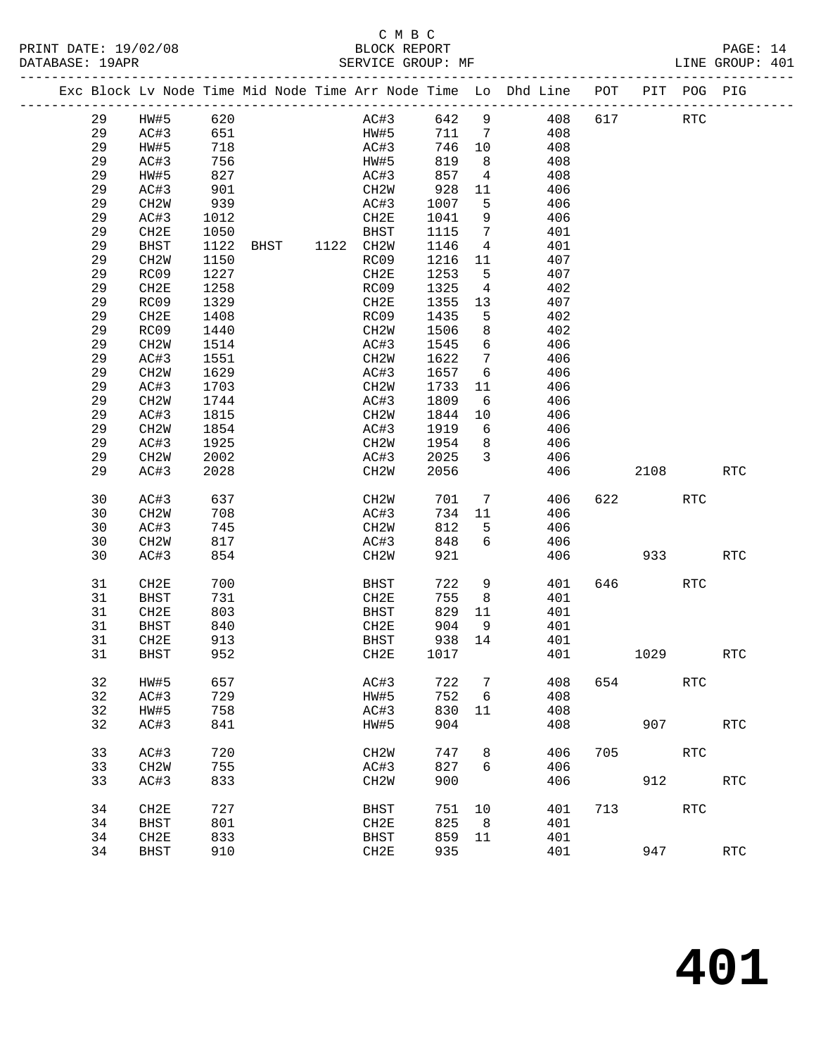C M B C

PRINT DATE: 19/02/08 BLOCK REPORT PAGE: 14
DATABASE: 19APR SERVICE GROUP: MF LINE GROUP: 401

| Exc | Block | Lv Node | Time | Mid Node | Time | Arr Node | Time | Lo | Dhd Line | POT | PIT | POG | PIG |
|---|---|---|---|---|---|---|---|---|---|---|---|---|---|
| | 29 | HW#5 | 620 | | | AC#3 | 642 | 9 | 408 | 617 | | RTC | |
| | 29 | AC#3 | 651 | | | HW#5 | 711 | 7 | 408 | | | | |
| | 29 | HW#5 | 718 | | | AC#3 | 746 | 10 | 408 | | | | |
| | 29 | AC#3 | 756 | | | HW#5 | 819 | 8 | 408 | | | | |
| | 29 | HW#5 | 827 | | | AC#3 | 857 | 4 | 408 | | | | |
| | 29 | AC#3 | 901 | | | CH2W | 928 | 11 | 406 | | | | |
| | 29 | CH2W | 939 | | | AC#3 | 1007 | 5 | 406 | | | | |
| | 29 | AC#3 | 1012 | | | CH2E | 1041 | 9 | 406 | | | | |
| | 29 | CH2E | 1050 | | | BHST | 1115 | 7 | 401 | | | | |
| | 29 | BHST | 1122 | BHST | 1122 | CH2W | 1146 | 4 | 401 | | | | |
| | 29 | CH2W | 1150 | | | RC09 | 1216 | 11 | 407 | | | | |
| | 29 | RC09 | 1227 | | | CH2E | 1253 | 5 | 407 | | | | |
| | 29 | CH2E | 1258 | | | RC09 | 1325 | 4 | 402 | | | | |
| | 29 | RC09 | 1329 | | | CH2E | 1355 | 13 | 407 | | | | |
| | 29 | CH2E | 1408 | | | RC09 | 1435 | 5 | 402 | | | | |
| | 29 | RC09 | 1440 | | | CH2W | 1506 | 8 | 402 | | | | |
| | 29 | CH2W | 1514 | | | AC#3 | 1545 | 6 | 406 | | | | |
| | 29 | AC#3 | 1551 | | | CH2W | 1622 | 7 | 406 | | | | |
| | 29 | CH2W | 1629 | | | AC#3 | 1657 | 6 | 406 | | | | |
| | 29 | AC#3 | 1703 | | | CH2W | 1733 | 11 | 406 | | | | |
| | 29 | CH2W | 1744 | | | AC#3 | 1809 | 6 | 406 | | | | |
| | 29 | AC#3 | 1815 | | | CH2W | 1844 | 10 | 406 | | | | |
| | 29 | CH2W | 1854 | | | AC#3 | 1919 | 6 | 406 | | | | |
| | 29 | AC#3 | 1925 | | | CH2W | 1954 | 8 | 406 | | | | |
| | 29 | CH2W | 2002 | | | AC#3 | 2025 | 3 | 406 | | | | |
| | 29 | AC#3 | 2028 | | | CH2W | 2056 | | 406 | | 2108 | | RTC |
| | 30 | AC#3 | 637 | | | CH2W | 701 | 7 | 406 | 622 | | RTC | |
| | 30 | CH2W | 708 | | | AC#3 | 734 | 11 | 406 | | | | |
| | 30 | AC#3 | 745 | | | CH2W | 812 | 5 | 406 | | | | |
| | 30 | CH2W | 817 | | | AC#3 | 848 | 6 | 406 | | | | |
| | 30 | AC#3 | 854 | | | CH2W | 921 | | 406 | | 933 | | RTC |
| | 31 | CH2E | 700 | | | BHST | 722 | 9 | 401 | 646 | | RTC | |
| | 31 | BHST | 731 | | | CH2E | 755 | 8 | 401 | | | | |
| | 31 | CH2E | 803 | | | BHST | 829 | 11 | 401 | | | | |
| | 31 | BHST | 840 | | | CH2E | 904 | 9 | 401 | | | | |
| | 31 | CH2E | 913 | | | BHST | 938 | 14 | 401 | | | | |
| | 31 | BHST | 952 | | | CH2E | 1017 | | 401 | | 1029 | | RTC |
| | 32 | HW#5 | 657 | | | AC#3 | 722 | 7 | 408 | 654 | | RTC | |
| | 32 | AC#3 | 729 | | | HW#5 | 752 | 6 | 408 | | | | |
| | 32 | HW#5 | 758 | | | AC#3 | 830 | 11 | 408 | | | | |
| | 32 | AC#3 | 841 | | | HW#5 | 904 | | 408 | | 907 | | RTC |
| | 33 | AC#3 | 720 | | | CH2W | 747 | 8 | 406 | 705 | | RTC | |
| | 33 | CH2W | 755 | | | AC#3 | 827 | 6 | 406 | | | | |
| | 33 | AC#3 | 833 | | | CH2W | 900 | | 406 | | 912 | | RTC |
| | 34 | CH2E | 727 | | | BHST | 751 | 10 | 401 | 713 | | RTC | |
| | 34 | BHST | 801 | | | CH2E | 825 | 8 | 401 | | | | |
| | 34 | CH2E | 833 | | | BHST | 859 | 11 | 401 | | | | |
| | 34 | BHST | 910 | | | CH2E | 935 | | 401 | | 947 | | RTC |

# 401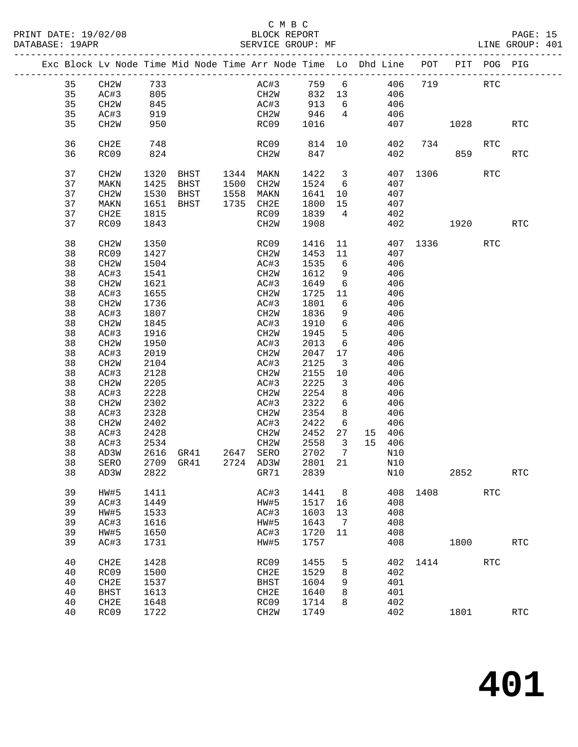C M B C

BLOCK REPORT

SERVICE GROUP: MF

PRINT DATE: 19/02/08
DATABASE: 19APR
LINE GROUP: 401

| Exc | Block | Lv | Node | Time | Mid Node | Time | Arr Node | Time | Lo | Dhd | Line | POT | PIT | POG | PIG |
|---|---|---|---|---|---|---|---|---|---|---|---|---|---|---|---|
| | 35 | | CH2W | 733 | | | AC#3 | 759 | 6 | | 406 | 719 | | RTC | |
| | 35 | | AC#3 | 805 | | | CH2W | 832 | 13 | | 406 | | | | |
| | 35 | | CH2W | 845 | | | AC#3 | 913 | 6 | | 406 | | | | |
| | 35 | | AC#3 | 919 | | | CH2W | 946 | 4 | | 406 | | | | |
| | 35 | | CH2W | 950 | | | RC09 | 1016 | | | 407 | | 1028 | | RTC |
| | 36 | | CH2E | 748 | | | RC09 | 814 | 10 | | 402 | 734 | | RTC | |
| | 36 | | RC09 | 824 | | | CH2W | 847 | | | 402 | | 859 | | RTC |
| | 37 | | CH2W | 1320 | BHST | 1344 | MAKN | 1422 | 3 | | 407 | 1306 | | RTC | |
| | 37 | | MAKN | 1425 | BHST | 1500 | CH2W | 1524 | 6 | | 407 | | | | |
| | 37 | | CH2W | 1530 | BHST | 1558 | MAKN | 1641 | 10 | | 407 | | | | |
| | 37 | | MAKN | 1651 | BHST | 1735 | CH2E | 1800 | 15 | | 407 | | | | |
| | 37 | | CH2E | 1815 | | | RC09 | 1839 | 4 | | 402 | | | | |
| | 37 | | RC09 | 1843 | | | CH2W | 1908 | | | 402 | | 1920 | | RTC |
| | 38 | | CH2W | 1350 | | | RC09 | 1416 | 11 | | 407 | 1336 | | RTC | |
| | 38 | | RC09 | 1427 | | | CH2W | 1453 | 11 | | 407 | | | | |
| | 38 | | CH2W | 1504 | | | AC#3 | 1535 | 6 | | 406 | | | | |
| | 38 | | AC#3 | 1541 | | | CH2W | 1612 | 9 | | 406 | | | | |
| | 38 | | CH2W | 1621 | | | AC#3 | 1649 | 6 | | 406 | | | | |
| | 38 | | AC#3 | 1655 | | | CH2W | 1725 | 11 | | 406 | | | | |
| | 38 | | CH2W | 1736 | | | AC#3 | 1801 | 6 | | 406 | | | | |
| | 38 | | AC#3 | 1807 | | | CH2W | 1836 | 9 | | 406 | | | | |
| | 38 | | CH2W | 1845 | | | AC#3 | 1910 | 6 | | 406 | | | | |
| | 38 | | AC#3 | 1916 | | | CH2W | 1945 | 5 | | 406 | | | | |
| | 38 | | CH2W | 1950 | | | AC#3 | 2013 | 6 | | 406 | | | | |
| | 38 | | AC#3 | 2019 | | | CH2W | 2047 | 17 | | 406 | | | | |
| | 38 | | CH2W | 2104 | | | AC#3 | 2125 | 3 | | 406 | | | | |
| | 38 | | AC#3 | 2128 | | | CH2W | 2155 | 10 | | 406 | | | | |
| | 38 | | CH2W | 2205 | | | AC#3 | 2225 | 3 | | 406 | | | | |
| | 38 | | AC#3 | 2228 | | | CH2W | 2254 | 8 | | 406 | | | | |
| | 38 | | CH2W | 2302 | | | AC#3 | 2322 | 6 | | 406 | | | | |
| | 38 | | AC#3 | 2328 | | | CH2W | 2354 | 8 | | 406 | | | | |
| | 38 | | CH2W | 2402 | | | AC#3 | 2422 | 6 | | 406 | | | | |
| | 38 | | AC#3 | 2428 | | | CH2W | 2452 | 27 | 15 | 406 | | | | |
| | 38 | | AC#3 | 2534 | | | CH2W | 2558 | 3 | 15 | 406 | | | | |
| | 38 | | AD3W | 2616 | GR41 | 2647 | SERO | 2702 | 7 | | N10 | | | | |
| | 38 | | SERO | 2709 | GR41 | 2724 | AD3W | 2801 | 21 | | N10 | | | | |
| | 38 | | AD3W | 2822 | | | GR71 | 2839 | | | N10 | | 2852 | | RTC |
| | 39 | | HW#5 | 1411 | | | AC#3 | 1441 | 8 | | 408 | 1408 | | RTC | |
| | 39 | | AC#3 | 1449 | | | HW#5 | 1517 | 16 | | 408 | | | | |
| | 39 | | HW#5 | 1533 | | | AC#3 | 1603 | 13 | | 408 | | | | |
| | 39 | | AC#3 | 1616 | | | HW#5 | 1643 | 7 | | 408 | | | | |
| | 39 | | HW#5 | 1650 | | | AC#3 | 1720 | 11 | | 408 | | | | |
| | 39 | | AC#3 | 1731 | | | HW#5 | 1757 | | | 408 | | 1800 | | RTC |
| | 40 | | CH2E | 1428 | | | RC09 | 1455 | 5 | | 402 | 1414 | | RTC | |
| | 40 | | RC09 | 1500 | | | CH2E | 1529 | 8 | | 402 | | | | |
| | 40 | | CH2E | 1537 | | | BHST | 1604 | 9 | | 401 | | | | |
| | 40 | | BHST | 1613 | | | CH2E | 1640 | 8 | | 401 | | | | |
| | 40 | | CH2E | 1648 | | | RC09 | 1714 | 8 | | 402 | | | | |
| | 40 | | RC09 | 1722 | | | CH2W | 1749 | | | 402 | | 1801 | | RTC |

# 401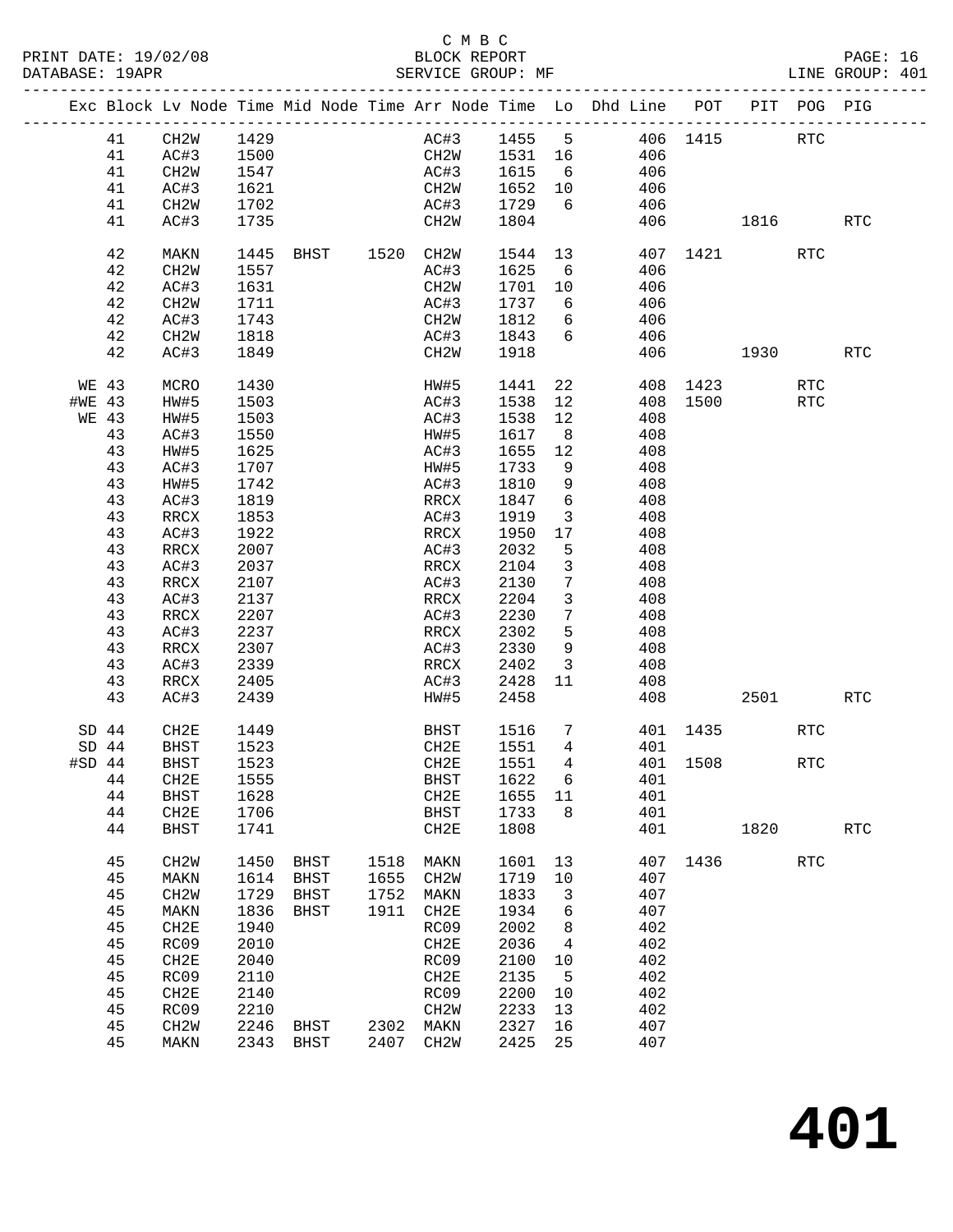C M B C
BLOCK REPORT
SERVICE GROUP: MF

PRINT DATE: 19/02/08
DATABASE: 19APR
LINE GROUP: 401

| Exc | Block | Lv | Node | Time | Mid Node | Time | Arr Node | Time | Lo | Dhd Line | POT | PIT | POG | PIG |
|---|---|---|---|---|---|---|---|---|---|---|---|---|---|---|
| | 41 | | CH2W | 1429 | | | AC#3 | 1455 | 5 | 406 | 1415 | | RTC | |
| | 41 | | AC#3 | 1500 | | | CH2W | 1531 | 16 | 406 | | | | |
| | 41 | | CH2W | 1547 | | | AC#3 | 1615 | 6 | 406 | | | | |
| | 41 | | AC#3 | 1621 | | | CH2W | 1652 | 10 | 406 | | | | |
| | 41 | | CH2W | 1702 | | | AC#3 | 1729 | 6 | 406 | | | | |
| | 41 | | AC#3 | 1735 | | | CH2W | 1804 | | 406 | | 1816 | | RTC |
| | 42 | | MAKN | 1445 | BHST | 1520 | CH2W | 1544 | 13 | 407 | 1421 | | RTC | |
| | 42 | | CH2W | 1557 | | | AC#3 | 1625 | 6 | 406 | | | | |
| | 42 | | AC#3 | 1631 | | | CH2W | 1701 | 10 | 406 | | | | |
| | 42 | | CH2W | 1711 | | | AC#3 | 1737 | 6 | 406 | | | | |
| | 42 | | AC#3 | 1743 | | | CH2W | 1812 | 6 | 406 | | | | |
| | 42 | | CH2W | 1818 | | | AC#3 | 1843 | 6 | 406 | | | | |
| | 42 | | AC#3 | 1849 | | | CH2W | 1918 | | 406 | | 1930 | | RTC |
| WE | 43 | | MCRO | 1430 | | | HW#5 | 1441 | 22 | 408 | 1423 | | RTC | |
| #WE | 43 | | HW#5 | 1503 | | | AC#3 | 1538 | 12 | 408 | 1500 | | RTC | |
| WE | 43 | | HW#5 | 1503 | | | AC#3 | 1538 | 12 | 408 | | | | |
| | 43 | | AC#3 | 1550 | | | HW#5 | 1617 | 8 | 408 | | | | |
| | 43 | | HW#5 | 1625 | | | AC#3 | 1655 | 12 | 408 | | | | |
| | 43 | | AC#3 | 1707 | | | HW#5 | 1733 | 9 | 408 | | | | |
| | 43 | | HW#5 | 1742 | | | AC#3 | 1810 | 9 | 408 | | | | |
| | 43 | | AC#3 | 1819 | | | RRCX | 1847 | 6 | 408 | | | | |
| | 43 | | RRCX | 1853 | | | AC#3 | 1919 | 3 | 408 | | | | |
| | 43 | | AC#3 | 1922 | | | RRCX | 1950 | 17 | 408 | | | | |
| | 43 | | RRCX | 2007 | | | AC#3 | 2032 | 5 | 408 | | | | |
| | 43 | | AC#3 | 2037 | | | RRCX | 2104 | 3 | 408 | | | | |
| | 43 | | RRCX | 2107 | | | AC#3 | 2130 | 7 | 408 | | | | |
| | 43 | | AC#3 | 2137 | | | RRCX | 2204 | 3 | 408 | | | | |
| | 43 | | RRCX | 2207 | | | AC#3 | 2230 | 7 | 408 | | | | |
| | 43 | | AC#3 | 2237 | | | RRCX | 2302 | 5 | 408 | | | | |
| | 43 | | RRCX | 2307 | | | AC#3 | 2330 | 9 | 408 | | | | |
| | 43 | | AC#3 | 2339 | | | RRCX | 2402 | 3 | 408 | | | | |
| | 43 | | RRCX | 2405 | | | AC#3 | 2428 | 11 | 408 | | | | |
| | 43 | | AC#3 | 2439 | | | HW#5 | 2458 | | 408 | | 2501 | | RTC |
| SD | 44 | | CH2E | 1449 | | | BHST | 1516 | 7 | 401 | 1435 | | RTC | |
| SD | 44 | | BHST | 1523 | | | CH2E | 1551 | 4 | 401 | | | | |
| #SD | 44 | | BHST | 1523 | | | CH2E | 1551 | 4 | 401 | 1508 | | RTC | |
| | 44 | | CH2E | 1555 | | | BHST | 1622 | 6 | 401 | | | | |
| | 44 | | BHST | 1628 | | | CH2E | 1655 | 11 | 401 | | | | |
| | 44 | | CH2E | 1706 | | | BHST | 1733 | 8 | 401 | | | | |
| | 44 | | BHST | 1741 | | | CH2E | 1808 | | 401 | | 1820 | | RTC |
| | 45 | | CH2W | 1450 | BHST | 1518 | MAKN | 1601 | 13 | 407 | 1436 | | RTC | |
| | 45 | | MAKN | 1614 | BHST | 1655 | CH2W | 1719 | 10 | 407 | | | | |
| | 45 | | CH2W | 1729 | BHST | 1752 | MAKN | 1833 | 3 | 407 | | | | |
| | 45 | | MAKN | 1836 | BHST | 1911 | CH2E | 1934 | 6 | 407 | | | | |
| | 45 | | CH2E | 1940 | | | RC09 | 2002 | 8 | 402 | | | | |
| | 45 | | RC09 | 2010 | | | CH2E | 2036 | 4 | 402 | | | | |
| | 45 | | CH2E | 2040 | | | RC09 | 2100 | 10 | 402 | | | | |
| | 45 | | RC09 | 2110 | | | CH2E | 2135 | 5 | 402 | | | | |
| | 45 | | CH2E | 2140 | | | RC09 | 2200 | 10 | 402 | | | | |
| | 45 | | RC09 | 2210 | | | CH2W | 2233 | 13 | 402 | | | | |
| | 45 | | CH2W | 2246 | BHST | 2302 | MAKN | 2327 | 16 | 407 | | | | |
| | 45 | | MAKN | 2343 | BHST | 2407 | CH2W | 2425 | 25 | 407 | | | | |

# 401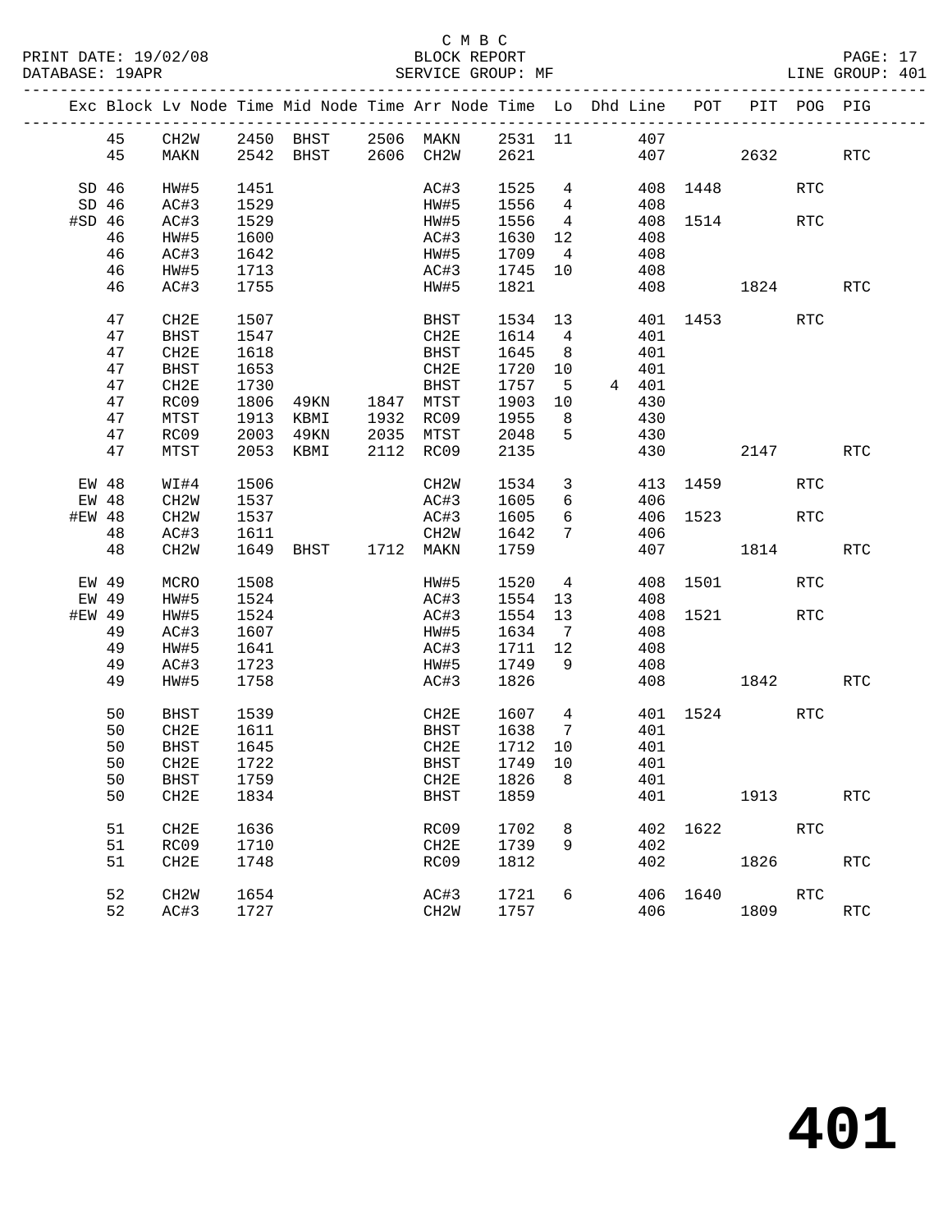C M B C

BLOCK REPORT

SERVICE GROUP: MF

PRINT DATE: 19/02/08
DATABASE: 19APR

LINE GROUP: 401

| Exc | Block | Lv | Node | Time | Mid Node | Time | Arr Node | Time | Lo | Dhd | Line | POT | PIT | POG | PIG |
|---|---|---|---|---|---|---|---|---|---|---|---|---|---|---|---|
| | 45 | | CH2W | 2450 | BHST | 2506 | MAKN | 2531 | 11 | | 407 | | | | |
| | 45 | | MAKN | 2542 | BHST | 2606 | CH2W | 2621 | | | 407 | | 2632 | | RTC |
| SD | 46 | | HW#5 | 1451 | | | AC#3 | 1525 | 4 | | 408 | 1448 | | RTC | |
| SD | 46 | | AC#3 | 1529 | | | HW#5 | 1556 | 4 | | 408 | | | | |
| #SD | 46 | | AC#3 | 1529 | | | HW#5 | 1556 | 4 | | 408 | 1514 | | RTC | |
| | 46 | | HW#5 | 1600 | | | AC#3 | 1630 | 12 | | 408 | | | | |
| | 46 | | AC#3 | 1642 | | | HW#5 | 1709 | 4 | | 408 | | | | |
| | 46 | | HW#5 | 1713 | | | AC#3 | 1745 | 10 | | 408 | | | | |
| | 46 | | AC#3 | 1755 | | | HW#5 | 1821 | | | 408 | | 1824 | | RTC |
| | 47 | | CH2E | 1507 | | | BHST | 1534 | 13 | | 401 | 1453 | | RTC | |
| | 47 | | BHST | 1547 | | | CH2E | 1614 | 4 | | 401 | | | | |
| | 47 | | CH2E | 1618 | | | BHST | 1645 | 8 | | 401 | | | | |
| | 47 | | BHST | 1653 | | | CH2E | 1720 | 10 | | 401 | | | | |
| | 47 | | CH2E | 1730 | | | BHST | 1757 | 5 | 4 | 401 | | | | |
| | 47 | | RC09 | 1806 | 49KN | 1847 | MTST | 1903 | 10 | | 430 | | | | |
| | 47 | | MTST | 1913 | KBMI | 1932 | RC09 | 1955 | 8 | | 430 | | | | |
| | 47 | | RC09 | 2003 | 49KN | 2035 | MTST | 2048 | 5 | | 430 | | | | |
| | 47 | | MTST | 2053 | KBMI | 2112 | RC09 | 2135 | | | 430 | | 2147 | | RTC |
| EW | 48 | | WI#4 | 1506 | | | CH2W | 1534 | 3 | | 413 | 1459 | | RTC | |
| EW | 48 | | CH2W | 1537 | | | AC#3 | 1605 | 6 | | 406 | | | | |
| #EW | 48 | | CH2W | 1537 | | | AC#3 | 1605 | 6 | | 406 | 1523 | | RTC | |
| | 48 | | AC#3 | 1611 | | | CH2W | 1642 | 7 | | 406 | | | | |
| | 48 | | CH2W | 1649 | BHST | 1712 | MAKN | 1759 | | | 407 | | 1814 | | RTC |
| EW | 49 | | MCRO | 1508 | | | HW#5 | 1520 | 4 | | 408 | 1501 | | RTC | |
| EW | 49 | | HW#5 | 1524 | | | AC#3 | 1554 | 13 | | 408 | | | | |
| #EW | 49 | | HW#5 | 1524 | | | AC#3 | 1554 | 13 | | 408 | 1521 | | RTC | |
| | 49 | | AC#3 | 1607 | | | HW#5 | 1634 | 7 | | 408 | | | | |
| | 49 | | HW#5 | 1641 | | | AC#3 | 1711 | 12 | | 408 | | | | |
| | 49 | | AC#3 | 1723 | | | HW#5 | 1749 | 9 | | 408 | | | | |
| | 49 | | HW#5 | 1758 | | | AC#3 | 1826 | | | 408 | | 1842 | | RTC |
| | 50 | | BHST | 1539 | | | CH2E | 1607 | 4 | | 401 | 1524 | | RTC | |
| | 50 | | CH2E | 1611 | | | BHST | 1638 | 7 | | 401 | | | | |
| | 50 | | BHST | 1645 | | | CH2E | 1712 | 10 | | 401 | | | | |
| | 50 | | CH2E | 1722 | | | BHST | 1749 | 10 | | 401 | | | | |
| | 50 | | BHST | 1759 | | | CH2E | 1826 | 8 | | 401 | | | | |
| | 50 | | CH2E | 1834 | | | BHST | 1859 | | | 401 | | 1913 | | RTC |
| | 51 | | CH2E | 1636 | | | RC09 | 1702 | 8 | | 402 | 1622 | | RTC | |
| | 51 | | RC09 | 1710 | | | CH2E | 1739 | 9 | | 402 | | | | |
| | 51 | | CH2E | 1748 | | | RC09 | 1812 | | | 402 | | 1826 | | RTC |
| | 52 | | CH2W | 1654 | | | AC#3 | 1721 | 6 | | 406 | 1640 | | RTC | |
| | 52 | | AC#3 | 1727 | | | CH2W | 1757 | | | 406 | | 1809 | | RTC |

# 401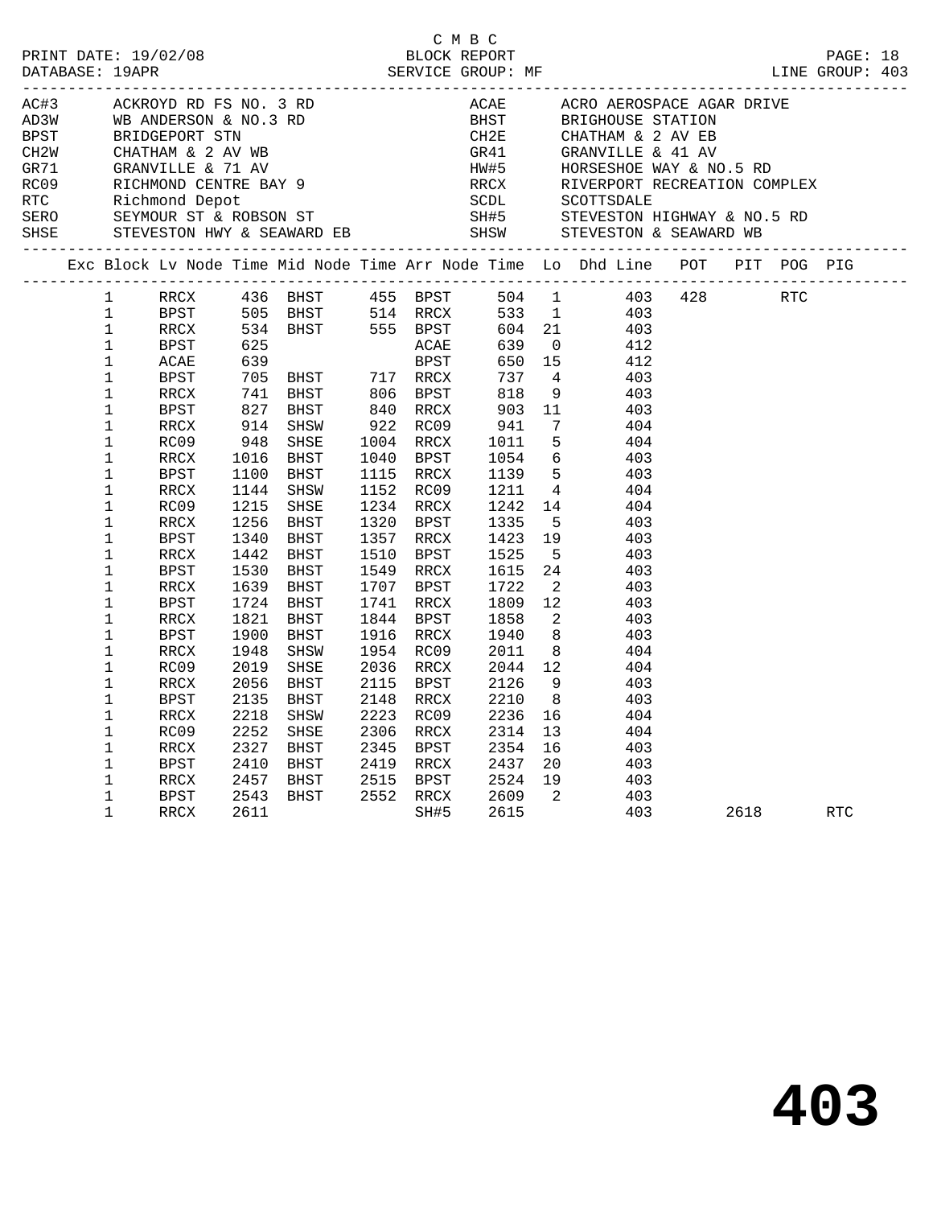C M B C

PRINT DATE: 19/02/08 BLOCK REPORT

DATABASE: 19APR SERVICE GROUP: MF LINE GROUP: 403

| | | | |
|---|---|---|---|
| AC#3 | ACKROYD RD FS NO. 3 RD | ACAE | ACRO AEROSPACE AGAR DRIVE |
| AD3W | WB ANDERSON & NO.3 RD | BHST | BRIGHOUSE STATION |
| BPST | BRIDGEPORT STN | CH2E | CHATHAM & 2 AV EB |
| CH2W | CHATHAM & 2 AV WB | GR41 | GRANVILLE & 41 AV |
| GR71 | GRANVILLE & 71 AV | HW#5 | HORSESHOE WAY & NO.5 RD |
| RC09 | RICHMOND CENTRE BAY 9 | RRCX | RIVERPORT RECREATION COMPLEX |
| RTC | Richmond Depot | SCDL | SCOTTSDALE |
| SERO | SEYMOUR ST & ROBSON ST | SH#5 | STEVESTON HIGHWAY & NO.5 RD |
| SHSE | STEVESTON HWY & SEAWARD EB | SHSW | STEVESTON & SEAWARD WB |

| Exc | Block | Lv Node | Time | Mid Node | Time | Arr Node | Time | Lo | Dhd Line | POT | PIT | POG | PIG |
|---|---|---|---|---|---|---|---|---|---|---|---|---|---|
| | 1 | RRCX | 436 | BHST | 455 | BPST | 504 | 1 | 403 | 428 | | RTC | |
| | 1 | BPST | 505 | BHST | 514 | RRCX | 533 | 1 | 403 | | | | |
| | 1 | RRCX | 534 | BHST | 555 | BPST | 604 | 21 | 403 | | | | |
| | 1 | BPST | 625 | | | ACAE | 639 | 0 | 412 | | | | |
| | 1 | ACAE | 639 | | | BPST | 650 | 15 | 412 | | | | |
| | 1 | BPST | 705 | BHST | 717 | RRCX | 737 | 4 | 403 | | | | |
| | 1 | RRCX | 741 | BHST | 806 | BPST | 818 | 9 | 403 | | | | |
| | 1 | BPST | 827 | BHST | 840 | RRCX | 903 | 11 | 403 | | | | |
| | 1 | RRCX | 914 | SHSW | 922 | RC09 | 941 | 7 | 404 | | | | |
| | 1 | RC09 | 948 | SHSE | 1004 | RRCX | 1011 | 5 | 404 | | | | |
| | 1 | RRCX | 1016 | BHST | 1040 | BPST | 1054 | 6 | 403 | | | | |
| | 1 | BPST | 1100 | BHST | 1115 | RRCX | 1139 | 5 | 403 | | | | |
| | 1 | RRCX | 1144 | SHSW | 1152 | RC09 | 1211 | 4 | 404 | | | | |
| | 1 | RC09 | 1215 | SHSE | 1234 | RRCX | 1242 | 14 | 404 | | | | |
| | 1 | RRCX | 1256 | BHST | 1320 | BPST | 1335 | 5 | 403 | | | | |
| | 1 | BPST | 1340 | BHST | 1357 | RRCX | 1423 | 19 | 403 | | | | |
| | 1 | RRCX | 1442 | BHST | 1510 | BPST | 1525 | 5 | 403 | | | | |
| | 1 | BPST | 1530 | BHST | 1549 | RRCX | 1615 | 24 | 403 | | | | |
| | 1 | RRCX | 1639 | BHST | 1707 | BPST | 1722 | 2 | 403 | | | | |
| | 1 | BPST | 1724 | BHST | 1741 | RRCX | 1809 | 12 | 403 | | | | |
| | 1 | RRCX | 1821 | BHST | 1844 | BPST | 1858 | 2 | 403 | | | | |
| | 1 | BPST | 1900 | BHST | 1916 | RRCX | 1940 | 8 | 403 | | | | |
| | 1 | RRCX | 1948 | SHSW | 1954 | RC09 | 2011 | 8 | 404 | | | | |
| | 1 | RC09 | 2019 | SHSE | 2036 | RRCX | 2044 | 12 | 404 | | | | |
| | 1 | RRCX | 2056 | BHST | 2115 | BPST | 2126 | 9 | 403 | | | | |
| | 1 | BPST | 2135 | BHST | 2148 | RRCX | 2210 | 8 | 403 | | | | |
| | 1 | RRCX | 2218 | SHSW | 2223 | RC09 | 2236 | 16 | 404 | | | | |
| | 1 | RC09 | 2252 | SHSE | 2306 | RRCX | 2314 | 13 | 404 | | | | |
| | 1 | RRCX | 2327 | BHST | 2345 | BPST | 2354 | 16 | 403 | | | | |
| | 1 | BPST | 2410 | BHST | 2419 | RRCX | 2437 | 20 | 403 | | | | |
| | 1 | RRCX | 2457 | BHST | 2515 | BPST | 2524 | 19 | 403 | | | | |
| | 1 | BPST | 2543 | BHST | 2552 | RRCX | 2609 | 2 | 403 | | | | |
| | 1 | RRCX | 2611 | | | SH#5 | 2615 | | 403 | | 2618 | | RTC |

# 403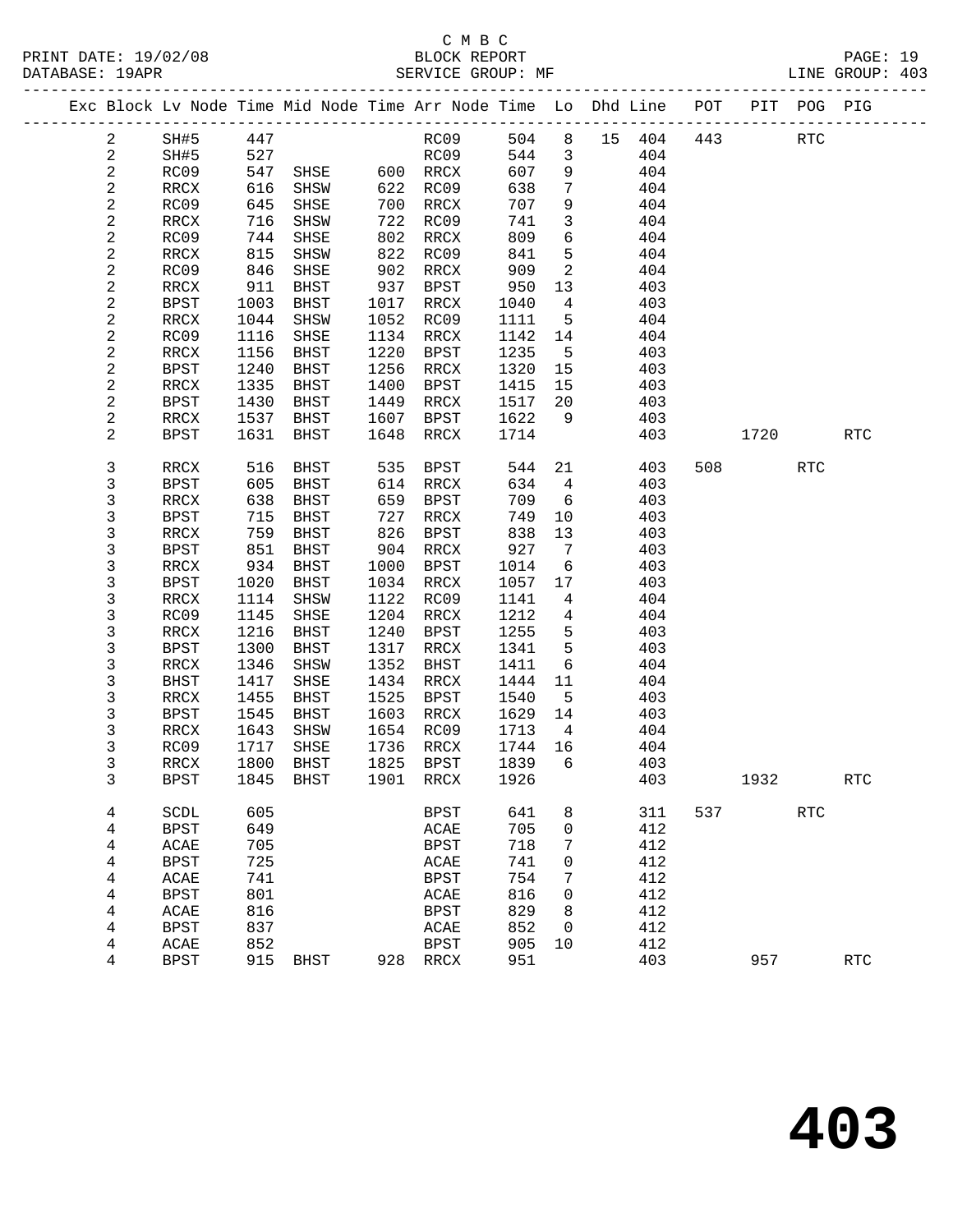C M B C

PRINT DATE: 19/02/08 BLOCK REPORT

DATABASE: 19APR SERVICE GROUP: MF LINE GROUP: 403

| Exc | Block | Lv | Node | Time | Mid Node | Time | Arr Node | Time | Lo | Dhd | Line | POT | PIT | POG | PIG |
|---|---|---|---|---|---|---|---|---|---|---|---|---|---|---|---|
| | 2 | | SH#5 | 447 | | | RC09 | 504 | 8 | 15 | 404 | 443 | | RTC | |
| | 2 | | SH#5 | 527 | | | RC09 | 544 | 3 | | 404 | | | | |
| | 2 | | RC09 | 547 | SHSE | 600 | RRCX | 607 | 9 | | 404 | | | | |
| | 2 | | RRCX | 616 | SHSW | 622 | RC09 | 638 | 7 | | 404 | | | | |
| | 2 | | RC09 | 645 | SHSE | 700 | RRCX | 707 | 9 | | 404 | | | | |
| | 2 | | RRCX | 716 | SHSW | 722 | RC09 | 741 | 3 | | 404 | | | | |
| | 2 | | RC09 | 744 | SHSE | 802 | RRCX | 809 | 6 | | 404 | | | | |
| | 2 | | RRCX | 815 | SHSW | 822 | RC09 | 841 | 5 | | 404 | | | | |
| | 2 | | RC09 | 846 | SHSE | 902 | RRCX | 909 | 2 | | 404 | | | | |
| | 2 | | RRCX | 911 | BHST | 937 | BPST | 950 | 13 | | 403 | | | | |
| | 2 | | BPST | 1003 | BHST | 1017 | RRCX | 1040 | 4 | | 403 | | | | |
| | 2 | | RRCX | 1044 | SHSW | 1052 | RC09 | 1111 | 5 | | 404 | | | | |
| | 2 | | RC09 | 1116 | SHSE | 1134 | RRCX | 1142 | 14 | | 404 | | | | |
| | 2 | | RRCX | 1156 | BHST | 1220 | BPST | 1235 | 5 | | 403 | | | | |
| | 2 | | BPST | 1240 | BHST | 1256 | RRCX | 1320 | 15 | | 403 | | | | |
| | 2 | | RRCX | 1335 | BHST | 1400 | BPST | 1415 | 15 | | 403 | | | | |
| | 2 | | BPST | 1430 | BHST | 1449 | RRCX | 1517 | 20 | | 403 | | | | |
| | 2 | | RRCX | 1537 | BHST | 1607 | BPST | 1622 | 9 | | 403 | | | | |
| | 2 | | BPST | 1631 | BHST | 1648 | RRCX | 1714 | | | 403 | | 1720 | | RTC |
| | 3 | | RRCX | 516 | BHST | 535 | BPST | 544 | 21 | | 403 | 508 | | RTC | |
| | 3 | | BPST | 605 | BHST | 614 | RRCX | 634 | 4 | | 403 | | | | |
| | 3 | | RRCX | 638 | BHST | 659 | BPST | 709 | 6 | | 403 | | | | |
| | 3 | | BPST | 715 | BHST | 727 | RRCX | 749 | 10 | | 403 | | | | |
| | 3 | | RRCX | 759 | BHST | 826 | BPST | 838 | 13 | | 403 | | | | |
| | 3 | | BPST | 851 | BHST | 904 | RRCX | 927 | 7 | | 403 | | | | |
| | 3 | | RRCX | 934 | BHST | 1000 | BPST | 1014 | 6 | | 403 | | | | |
| | 3 | | BPST | 1020 | BHST | 1034 | RRCX | 1057 | 17 | | 403 | | | | |
| | 3 | | RRCX | 1114 | SHSW | 1122 | RC09 | 1141 | 4 | | 404 | | | | |
| | 3 | | RC09 | 1145 | SHSE | 1204 | RRCX | 1212 | 4 | | 404 | | | | |
| | 3 | | RRCX | 1216 | BHST | 1240 | BPST | 1255 | 5 | | 403 | | | | |
| | 3 | | BPST | 1300 | BHST | 1317 | RRCX | 1341 | 5 | | 403 | | | | |
| | 3 | | RRCX | 1346 | SHSW | 1352 | BHST | 1411 | 6 | | 404 | | | | |
| | 3 | | BHST | 1417 | SHSE | 1434 | RRCX | 1444 | 11 | | 404 | | | | |
| | 3 | | RRCX | 1455 | BHST | 1525 | BPST | 1540 | 5 | | 403 | | | | |
| | 3 | | BPST | 1545 | BHST | 1603 | RRCX | 1629 | 14 | | 403 | | | | |
| | 3 | | RRCX | 1643 | SHSW | 1654 | RC09 | 1713 | 4 | | 404 | | | | |
| | 3 | | RC09 | 1717 | SHSE | 1736 | RRCX | 1744 | 16 | | 404 | | | | |
| | 3 | | RRCX | 1800 | BHST | 1825 | BPST | 1839 | 6 | | 403 | | | | |
| | 3 | | BPST | 1845 | BHST | 1901 | RRCX | 1926 | | | 403 | | 1932 | | RTC |
| | 4 | | SCDL | 605 | | | BPST | 641 | 8 | | 311 | 537 | | RTC | |
| | 4 | | BPST | 649 | | | ACAE | 705 | 0 | | 412 | | | | |
| | 4 | | ACAE | 705 | | | BPST | 718 | 7 | | 412 | | | | |
| | 4 | | BPST | 725 | | | ACAE | 741 | 0 | | 412 | | | | |
| | 4 | | ACAE | 741 | | | BPST | 754 | 7 | | 412 | | | | |
| | 4 | | BPST | 801 | | | ACAE | 816 | 0 | | 412 | | | | |
| | 4 | | ACAE | 816 | | | BPST | 829 | 8 | | 412 | | | | |
| | 4 | | BPST | 837 | | | ACAE | 852 | 0 | | 412 | | | | |
| | 4 | | ACAE | 852 | | | BPST | 905 | 10 | | 412 | | | | |
| | 4 | | BPST | 915 | BHST | 928 | RRCX | 951 | | | 403 | | 957 | | RTC |

# 403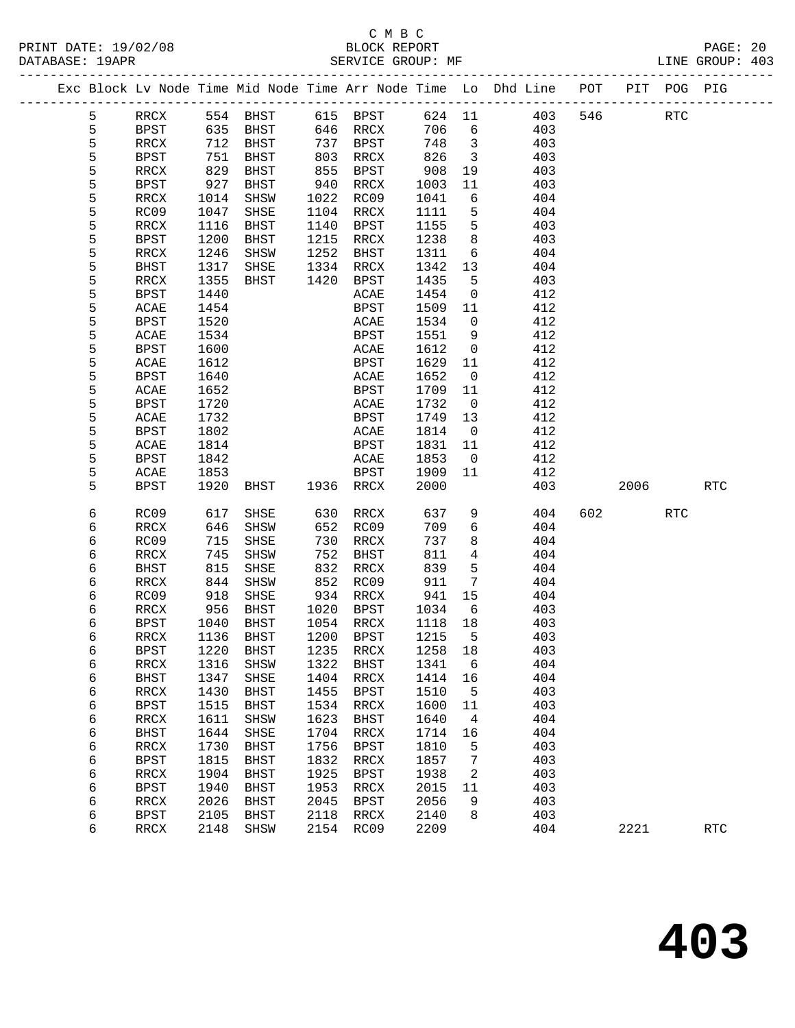C M B C
BLOCK REPORT
SERVICE GROUP: MF

PRINT DATE: 19/02/08
DATABASE: 19APR
LINE GROUP: 403

| Exc | Block | Lv Node | Time | Mid Node | Time | Arr Node | Time | Lo | Dhd Line | POT | PIT | POG | PIG |
|---|---|---|---|---|---|---|---|---|---|---|---|---|---|
| | 5 | RRCX | 554 | BHST | 615 | BPST | 624 | 11 | 403 | 546 | | RTC | |
| | 5 | BPST | 635 | BHST | 646 | RRCX | 706 | 6 | 403 | | | | |
| | 5 | RRCX | 712 | BHST | 737 | BPST | 748 | 3 | 403 | | | | |
| | 5 | BPST | 751 | BHST | 803 | RRCX | 826 | 3 | 403 | | | | |
| | 5 | RRCX | 829 | BHST | 855 | BPST | 908 | 19 | 403 | | | | |
| | 5 | BPST | 927 | BHST | 940 | RRCX | 1003 | 11 | 403 | | | | |
| | 5 | RRCX | 1014 | SHSW | 1022 | RC09 | 1041 | 6 | 404 | | | | |
| | 5 | RC09 | 1047 | SHSE | 1104 | RRCX | 1111 | 5 | 404 | | | | |
| | 5 | RRCX | 1116 | BHST | 1140 | BPST | 1155 | 5 | 403 | | | | |
| | 5 | BPST | 1200 | BHST | 1215 | RRCX | 1238 | 8 | 403 | | | | |
| | 5 | RRCX | 1246 | SHSW | 1252 | BHST | 1311 | 6 | 404 | | | | |
| | 5 | BHST | 1317 | SHSE | 1334 | RRCX | 1342 | 13 | 404 | | | | |
| | 5 | RRCX | 1355 | BHST | 1420 | BPST | 1435 | 5 | 403 | | | | |
| | 5 | BPST | 1440 | | | ACAE | 1454 | 0 | 412 | | | | |
| | 5 | ACAE | 1454 | | | BPST | 1509 | 11 | 412 | | | | |
| | 5 | BPST | 1520 | | | ACAE | 1534 | 0 | 412 | | | | |
| | 5 | ACAE | 1534 | | | BPST | 1551 | 9 | 412 | | | | |
| | 5 | BPST | 1600 | | | ACAE | 1612 | 0 | 412 | | | | |
| | 5 | ACAE | 1612 | | | BPST | 1629 | 11 | 412 | | | | |
| | 5 | BPST | 1640 | | | ACAE | 1652 | 0 | 412 | | | | |
| | 5 | ACAE | 1652 | | | BPST | 1709 | 11 | 412 | | | | |
| | 5 | BPST | 1720 | | | ACAE | 1732 | 0 | 412 | | | | |
| | 5 | ACAE | 1732 | | | BPST | 1749 | 13 | 412 | | | | |
| | 5 | BPST | 1802 | | | ACAE | 1814 | 0 | 412 | | | | |
| | 5 | ACAE | 1814 | | | BPST | 1831 | 11 | 412 | | | | |
| | 5 | BPST | 1842 | | | ACAE | 1853 | 0 | 412 | | | | |
| | 5 | ACAE | 1853 | | | BPST | 1909 | 11 | 412 | | | | |
| | 5 | BPST | 1920 | BHST | 1936 | RRCX | 2000 | | 403 | | 2006 | | RTC |
| | 6 | RC09 | 617 | SHSE | 630 | RRCX | 637 | 9 | 404 | 602 | | RTC | |
| | 6 | RRCX | 646 | SHSW | 652 | RC09 | 709 | 6 | 404 | | | | |
| | 6 | RC09 | 715 | SHSE | 730 | RRCX | 737 | 8 | 404 | | | | |
| | 6 | RRCX | 745 | SHSW | 752 | BHST | 811 | 4 | 404 | | | | |
| | 6 | BHST | 815 | SHSE | 832 | RRCX | 839 | 5 | 404 | | | | |
| | 6 | RRCX | 844 | SHSW | 852 | RC09 | 911 | 7 | 404 | | | | |
| | 6 | RC09 | 918 | SHSE | 934 | RRCX | 941 | 15 | 404 | | | | |
| | 6 | RRCX | 956 | BHST | 1020 | BPST | 1034 | 6 | 403 | | | | |
| | 6 | BPST | 1040 | BHST | 1054 | RRCX | 1118 | 18 | 403 | | | | |
| | 6 | RRCX | 1136 | BHST | 1200 | BPST | 1215 | 5 | 403 | | | | |
| | 6 | BPST | 1220 | BHST | 1235 | RRCX | 1258 | 18 | 403 | | | | |
| | 6 | RRCX | 1316 | SHSW | 1322 | BHST | 1341 | 6 | 404 | | | | |
| | 6 | BHST | 1347 | SHSE | 1404 | RRCX | 1414 | 16 | 404 | | | | |
| | 6 | RRCX | 1430 | BHST | 1455 | BPST | 1510 | 5 | 403 | | | | |
| | 6 | BPST | 1515 | BHST | 1534 | RRCX | 1600 | 11 | 403 | | | | |
| | 6 | RRCX | 1611 | SHSW | 1623 | BHST | 1640 | 4 | 404 | | | | |
| | 6 | BHST | 1644 | SHSE | 1704 | RRCX | 1714 | 16 | 404 | | | | |
| | 6 | RRCX | 1730 | BHST | 1756 | BPST | 1810 | 5 | 403 | | | | |
| | 6 | BPST | 1815 | BHST | 1832 | RRCX | 1857 | 7 | 403 | | | | |
| | 6 | RRCX | 1904 | BHST | 1925 | BPST | 1938 | 2 | 403 | | | | |
| | 6 | BPST | 1940 | BHST | 1953 | RRCX | 2015 | 11 | 403 | | | | |
| | 6 | RRCX | 2026 | BHST | 2045 | BPST | 2056 | 9 | 403 | | | | |
| | 6 | BPST | 2105 | BHST | 2118 | RRCX | 2140 | 8 | 403 | | | | |
| | 6 | RRCX | 2148 | SHSW | 2154 | RC09 | 2209 | | 404 | | 2221 | | RTC |

# 403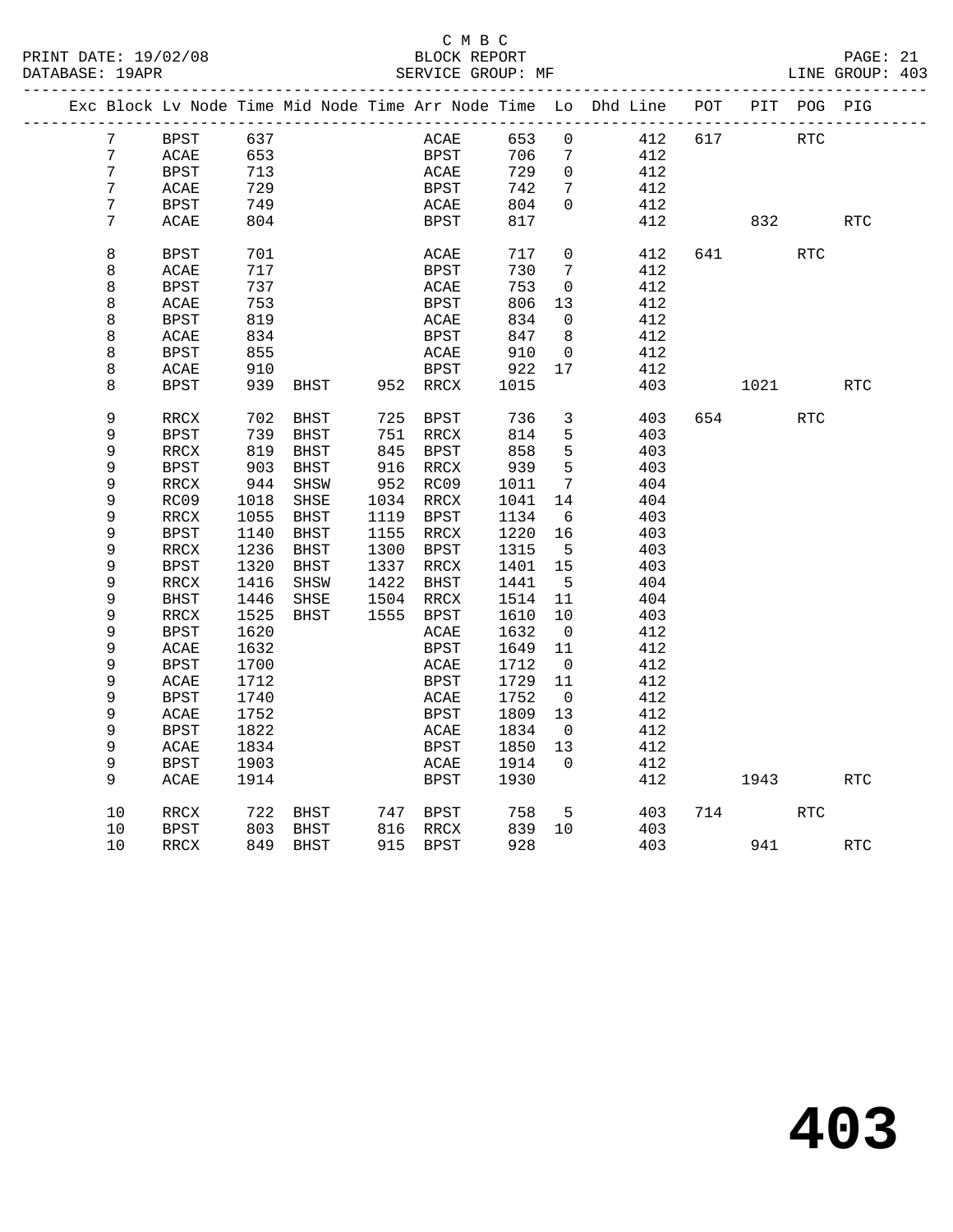C M B C
BLOCK REPORT
SERVICE GROUP: MF

PRINT DATE: 19/02/08
DATABASE: 19APR
LINE GROUP: 403

| Exc | Block | Lv Node | Time | Mid Node | Time | Arr Node | Time | Lo | Dhd Line | POT | PIT | POG | PIG |
|---|---|---|---|---|---|---|---|---|---|---|---|---|---|
| | 7 | BPST | 637 | | | ACAE | 653 | 0 | 412 | 617 | | RTC | |
| | 7 | ACAE | 653 | | | BPST | 706 | 7 | 412 | | | | |
| | 7 | BPST | 713 | | | ACAE | 729 | 0 | 412 | | | | |
| | 7 | ACAE | 729 | | | BPST | 742 | 7 | 412 | | | | |
| | 7 | BPST | 749 | | | ACAE | 804 | 0 | 412 | | | | |
| | 7 | ACAE | 804 | | | BPST | 817 | | 412 | | 832 | | RTC |
| | 8 | BPST | 701 | | | ACAE | 717 | 0 | 412 | 641 | | RTC | |
| | 8 | ACAE | 717 | | | BPST | 730 | 7 | 412 | | | | |
| | 8 | BPST | 737 | | | ACAE | 753 | 0 | 412 | | | | |
| | 8 | ACAE | 753 | | | BPST | 806 | 13 | 412 | | | | |
| | 8 | BPST | 819 | | | ACAE | 834 | 0 | 412 | | | | |
| | 8 | ACAE | 834 | | | BPST | 847 | 8 | 412 | | | | |
| | 8 | BPST | 855 | | | ACAE | 910 | 0 | 412 | | | | |
| | 8 | ACAE | 910 | | | BPST | 922 | 17 | 412 | | | | |
| | 8 | BPST | 939 | BHST | 952 | RRCX | 1015 | | 403 | | 1021 | | RTC |
| | 9 | RRCX | 702 | BHST | 725 | BPST | 736 | 3 | 403 | 654 | | RTC | |
| | 9 | BPST | 739 | BHST | 751 | RRCX | 814 | 5 | 403 | | | | |
| | 9 | RRCX | 819 | BHST | 845 | BPST | 858 | 5 | 403 | | | | |
| | 9 | BPST | 903 | BHST | 916 | RRCX | 939 | 5 | 403 | | | | |
| | 9 | RRCX | 944 | SHSW | 952 | RC09 | 1011 | 7 | 404 | | | | |
| | 9 | RC09 | 1018 | SHSE | 1034 | RRCX | 1041 | 14 | 404 | | | | |
| | 9 | RRCX | 1055 | BHST | 1119 | BPST | 1134 | 6 | 403 | | | | |
| | 9 | BPST | 1140 | BHST | 1155 | RRCX | 1220 | 16 | 403 | | | | |
| | 9 | RRCX | 1236 | BHST | 1300 | BPST | 1315 | 5 | 403 | | | | |
| | 9 | BPST | 1320 | BHST | 1337 | RRCX | 1401 | 15 | 403 | | | | |
| | 9 | RRCX | 1416 | SHSW | 1422 | BHST | 1441 | 5 | 404 | | | | |
| | 9 | BHST | 1446 | SHSE | 1504 | RRCX | 1514 | 11 | 404 | | | | |
| | 9 | RRCX | 1525 | BHST | 1555 | BPST | 1610 | 10 | 403 | | | | |
| | 9 | BPST | 1620 | | | ACAE | 1632 | 0 | 412 | | | | |
| | 9 | ACAE | 1632 | | | BPST | 1649 | 11 | 412 | | | | |
| | 9 | BPST | 1700 | | | ACAE | 1712 | 0 | 412 | | | | |
| | 9 | ACAE | 1712 | | | BPST | 1729 | 11 | 412 | | | | |
| | 9 | BPST | 1740 | | | ACAE | 1752 | 0 | 412 | | | | |
| | 9 | ACAE | 1752 | | | BPST | 1809 | 13 | 412 | | | | |
| | 9 | BPST | 1822 | | | ACAE | 1834 | 0 | 412 | | | | |
| | 9 | ACAE | 1834 | | | BPST | 1850 | 13 | 412 | | | | |
| | 9 | BPST | 1903 | | | ACAE | 1914 | 0 | 412 | | | | |
| | 9 | ACAE | 1914 | | | BPST | 1930 | | 412 | | 1943 | | RTC |
| | 10 | RRCX | 722 | BHST | 747 | BPST | 758 | 5 | 403 | 714 | | RTC | |
| | 10 | BPST | 803 | BHST | 816 | RRCX | 839 | 10 | 403 | | | | |
| | 10 | RRCX | 849 | BHST | 915 | BPST | 928 | | 403 | | 941 | | RTC |

# 403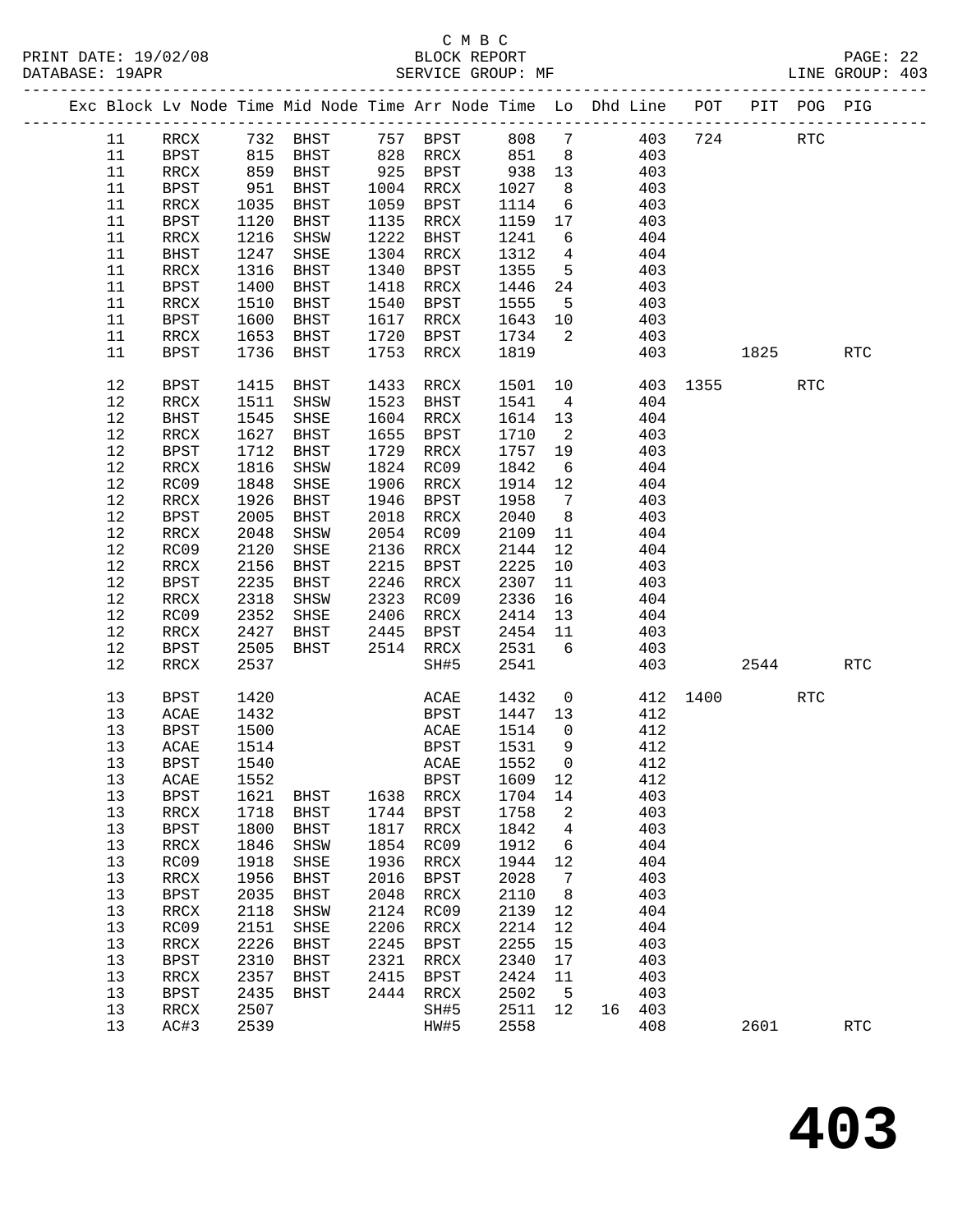C M B C

PRINT DATE: 19/02/08 BLOCK REPORT PAGE: 22
DATABASE: 19APR SERVICE GROUP: MF LINE GROUP: 403

| Exc | Block | Lv | Node | Time | Mid Node | Time | Arr Node | Time | Lo | Dhd | Line | POT | PIT | POG | PIG |
|---|---|---|---|---|---|---|---|---|---|---|---|---|---|---|---|
| | 11 | | RRCX | 732 | BHST | 757 | BPST | 808 | 7 | | 403 | 724 | | RTC | |
| | 11 | | BPST | 815 | BHST | 828 | RRCX | 851 | 8 | | 403 | | | | |
| | 11 | | RRCX | 859 | BHST | 925 | BPST | 938 | 13 | | 403 | | | | |
| | 11 | | BPST | 951 | BHST | 1004 | RRCX | 1027 | 8 | | 403 | | | | |
| | 11 | | RRCX | 1035 | BHST | 1059 | BPST | 1114 | 6 | | 403 | | | | |
| | 11 | | BPST | 1120 | BHST | 1135 | RRCX | 1159 | 17 | | 403 | | | | |
| | 11 | | RRCX | 1216 | SHSW | 1222 | BHST | 1241 | 6 | | 404 | | | | |
| | 11 | | BHST | 1247 | SHSE | 1304 | RRCX | 1312 | 4 | | 404 | | | | |
| | 11 | | RRCX | 1316 | BHST | 1340 | BPST | 1355 | 5 | | 403 | | | | |
| | 11 | | BPST | 1400 | BHST | 1418 | RRCX | 1446 | 24 | | 403 | | | | |
| | 11 | | RRCX | 1510 | BHST | 1540 | BPST | 1555 | 5 | | 403 | | | | |
| | 11 | | BPST | 1600 | BHST | 1617 | RRCX | 1643 | 10 | | 403 | | | | |
| | 11 | | RRCX | 1653 | BHST | 1720 | BPST | 1734 | 2 | | 403 | | | | |
| | 11 | | BPST | 1736 | BHST | 1753 | RRCX | 1819 | | | 403 | | 1825 | | RTC |
| | 12 | | BPST | 1415 | BHST | 1433 | RRCX | 1501 | 10 | | 403 | 1355 | | RTC | |
| | 12 | | RRCX | 1511 | SHSW | 1523 | BHST | 1541 | 4 | | 404 | | | | |
| | 12 | | BHST | 1545 | SHSE | 1604 | RRCX | 1614 | 13 | | 404 | | | | |
| | 12 | | RRCX | 1627 | BHST | 1655 | BPST | 1710 | 2 | | 403 | | | | |
| | 12 | | BPST | 1712 | BHST | 1729 | RRCX | 1757 | 19 | | 403 | | | | |
| | 12 | | RRCX | 1816 | SHSW | 1824 | RC09 | 1842 | 6 | | 404 | | | | |
| | 12 | | RC09 | 1848 | SHSE | 1906 | RRCX | 1914 | 12 | | 404 | | | | |
| | 12 | | RRCX | 1926 | BHST | 1946 | BPST | 1958 | 7 | | 403 | | | | |
| | 12 | | BPST | 2005 | BHST | 2018 | RRCX | 2040 | 8 | | 403 | | | | |
| | 12 | | RRCX | 2048 | SHSW | 2054 | RC09 | 2109 | 11 | | 404 | | | | |
| | 12 | | RC09 | 2120 | SHSE | 2136 | RRCX | 2144 | 12 | | 404 | | | | |
| | 12 | | RRCX | 2156 | BHST | 2215 | BPST | 2225 | 10 | | 403 | | | | |
| | 12 | | BPST | 2235 | BHST | 2246 | RRCX | 2307 | 11 | | 403 | | | | |
| | 12 | | RRCX | 2318 | SHSW | 2323 | RC09 | 2336 | 16 | | 404 | | | | |
| | 12 | | RC09 | 2352 | SHSE | 2406 | RRCX | 2414 | 13 | | 404 | | | | |
| | 12 | | RRCX | 2427 | BHST | 2445 | BPST | 2454 | 11 | | 403 | | | | |
| | 12 | | BPST | 2505 | BHST | 2514 | RRCX | 2531 | 6 | | 403 | | | | |
| | 12 | | RRCX | 2537 | | | SH#5 | 2541 | | | 403 | | 2544 | | RTC |
| | 13 | | BPST | 1420 | | | ACAE | 1432 | 0 | | 412 | 1400 | | RTC | |
| | 13 | | ACAE | 1432 | | | BPST | 1447 | 13 | | 412 | | | | |
| | 13 | | BPST | 1500 | | | ACAE | 1514 | 0 | | 412 | | | | |
| | 13 | | ACAE | 1514 | | | BPST | 1531 | 9 | | 412 | | | | |
| | 13 | | BPST | 1540 | | | ACAE | 1552 | 0 | | 412 | | | | |
| | 13 | | ACAE | 1552 | | | BPST | 1609 | 12 | | 412 | | | | |
| | 13 | | BPST | 1621 | BHST | 1638 | RRCX | 1704 | 14 | | 403 | | | | |
| | 13 | | RRCX | 1718 | BHST | 1744 | BPST | 1758 | 2 | | 403 | | | | |
| | 13 | | BPST | 1800 | BHST | 1817 | RRCX | 1842 | 4 | | 403 | | | | |
| | 13 | | RRCX | 1846 | SHSW | 1854 | RC09 | 1912 | 6 | | 404 | | | | |
| | 13 | | RC09 | 1918 | SHSE | 1936 | RRCX | 1944 | 12 | | 404 | | | | |
| | 13 | | RRCX | 1956 | BHST | 2016 | BPST | 2028 | 7 | | 403 | | | | |
| | 13 | | BPST | 2035 | BHST | 2048 | RRCX | 2110 | 8 | | 403 | | | | |
| | 13 | | RRCX | 2118 | SHSW | 2124 | RC09 | 2139 | 12 | | 404 | | | | |
| | 13 | | RC09 | 2151 | SHSE | 2206 | RRCX | 2214 | 12 | | 404 | | | | |
| | 13 | | RRCX | 2226 | BHST | 2245 | BPST | 2255 | 15 | | 403 | | | | |
| | 13 | | BPST | 2310 | BHST | 2321 | RRCX | 2340 | 17 | | 403 | | | | |
| | 13 | | RRCX | 2357 | BHST | 2415 | BPST | 2424 | 11 | | 403 | | | | |
| | 13 | | BPST | 2435 | BHST | 2444 | RRCX | 2502 | 5 | | 403 | | | | |
| | 13 | | RRCX | 2507 | | | SH#5 | 2511 | 12 | 16 | 403 | | | | |
| | 13 | | AC#3 | 2539 | | | HW#5 | 2558 | | | 408 | | 2601 | | RTC |

# 403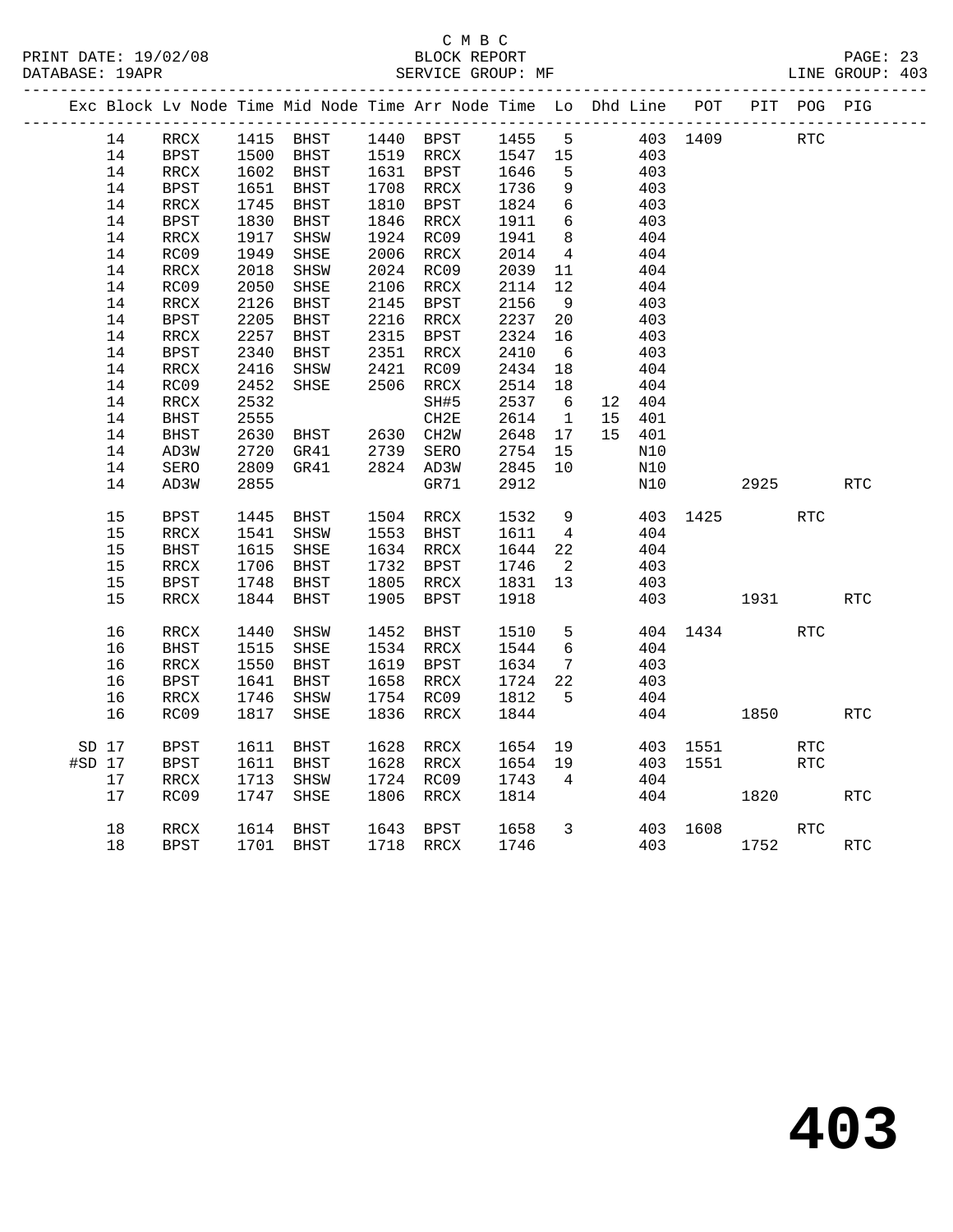C M B C

PRINT DATE: 19/02/08 BLOCK REPORT
DATABASE: 19APR SERVICE GROUP: MF LINE GROUP: 403

| Exc | Block | Lv Node | Time | Mid Node | Time | Arr Node | Time | Lo | Dhd | Line | POT | PIT | POG | PIG |
|---|---|---|---|---|---|---|---|---|---|---|---|---|---|---|
| | 14 | RRCX | 1415 | BHST | 1440 | BPST | 1455 | 5 | | 403 | 1409 | | RTC | |
| | 14 | BPST | 1500 | BHST | 1519 | RRCX | 1547 | 15 | | 403 | | | | |
| | 14 | RRCX | 1602 | BHST | 1631 | BPST | 1646 | 5 | | 403 | | | | |
| | 14 | BPST | 1651 | BHST | 1708 | RRCX | 1736 | 9 | | 403 | | | | |
| | 14 | RRCX | 1745 | BHST | 1810 | BPST | 1824 | 6 | | 403 | | | | |
| | 14 | BPST | 1830 | BHST | 1846 | RRCX | 1911 | 6 | | 403 | | | | |
| | 14 | RRCX | 1917 | SHSW | 1924 | RC09 | 1941 | 8 | | 404 | | | | |
| | 14 | RC09 | 1949 | SHSE | 2006 | RRCX | 2014 | 4 | | 404 | | | | |
| | 14 | RRCX | 2018 | SHSW | 2024 | RC09 | 2039 | 11 | | 404 | | | | |
| | 14 | RC09 | 2050 | SHSE | 2106 | RRCX | 2114 | 12 | | 404 | | | | |
| | 14 | RRCX | 2126 | BHST | 2145 | BPST | 2156 | 9 | | 403 | | | | |
| | 14 | BPST | 2205 | BHST | 2216 | RRCX | 2237 | 20 | | 403 | | | | |
| | 14 | RRCX | 2257 | BHST | 2315 | BPST | 2324 | 16 | | 403 | | | | |
| | 14 | BPST | 2340 | BHST | 2351 | RRCX | 2410 | 6 | | 403 | | | | |
| | 14 | RRCX | 2416 | SHSW | 2421 | RC09 | 2434 | 18 | | 404 | | | | |
| | 14 | RC09 | 2452 | SHSE | 2506 | RRCX | 2514 | 18 | | 404 | | | | |
| | 14 | RRCX | 2532 | | | SH#5 | 2537 | 6 | 12 | 404 | | | | |
| | 14 | BHST | 2555 | | | CH2E | 2614 | 1 | 15 | 401 | | | | |
| | 14 | BHST | 2630 | BHST | 2630 | CH2W | 2648 | 17 | 15 | 401 | | | | |
| | 14 | AD3W | 2720 | GR41 | 2739 | SERO | 2754 | 15 | | N10 | | | | |
| | 14 | SERO | 2809 | GR41 | 2824 | AD3W | 2845 | 10 | | N10 | | | | |
| | 14 | AD3W | 2855 | | | GR71 | 2912 | | | N10 | | 2925 | | RTC |
| | 15 | BPST | 1445 | BHST | 1504 | RRCX | 1532 | 9 | | 403 | 1425 | | RTC | |
| | 15 | RRCX | 1541 | SHSW | 1553 | BHST | 1611 | 4 | | 404 | | | | |
| | 15 | BHST | 1615 | SHSE | 1634 | RRCX | 1644 | 22 | | 404 | | | | |
| | 15 | RRCX | 1706 | BHST | 1732 | BPST | 1746 | 2 | | 403 | | | | |
| | 15 | BPST | 1748 | BHST | 1805 | RRCX | 1831 | 13 | | 403 | | | | |
| | 15 | RRCX | 1844 | BHST | 1905 | BPST | 1918 | | | 403 | | 1931 | | RTC |
| | 16 | RRCX | 1440 | SHSW | 1452 | BHST | 1510 | 5 | | 404 | 1434 | | RTC | |
| | 16 | BHST | 1515 | SHSE | 1534 | RRCX | 1544 | 6 | | 404 | | | | |
| | 16 | RRCX | 1550 | BHST | 1619 | BPST | 1634 | 7 | | 403 | | | | |
| | 16 | BPST | 1641 | BHST | 1658 | RRCX | 1724 | 22 | | 403 | | | | |
| | 16 | RRCX | 1746 | SHSW | 1754 | RC09 | 1812 | 5 | | 404 | | | | |
| | 16 | RC09 | 1817 | SHSE | 1836 | RRCX | 1844 | | | 404 | | 1850 | | RTC |
| SD | 17 | BPST | 1611 | BHST | 1628 | RRCX | 1654 | 19 | | 403 | 1551 | | RTC | |
| #SD | 17 | BPST | 1611 | BHST | 1628 | RRCX | 1654 | 19 | | 403 | 1551 | | RTC | |
| | 17 | RRCX | 1713 | SHSW | 1724 | RC09 | 1743 | 4 | | 404 | | | | |
| | 17 | RC09 | 1747 | SHSE | 1806 | RRCX | 1814 | | | 404 | | 1820 | | RTC |
| | 18 | RRCX | 1614 | BHST | 1643 | BPST | 1658 | 3 | | 403 | 1608 | | RTC | |
| | 18 | BPST | 1701 | BHST | 1718 | RRCX | 1746 | | | 403 | | 1752 | | RTC |

# 403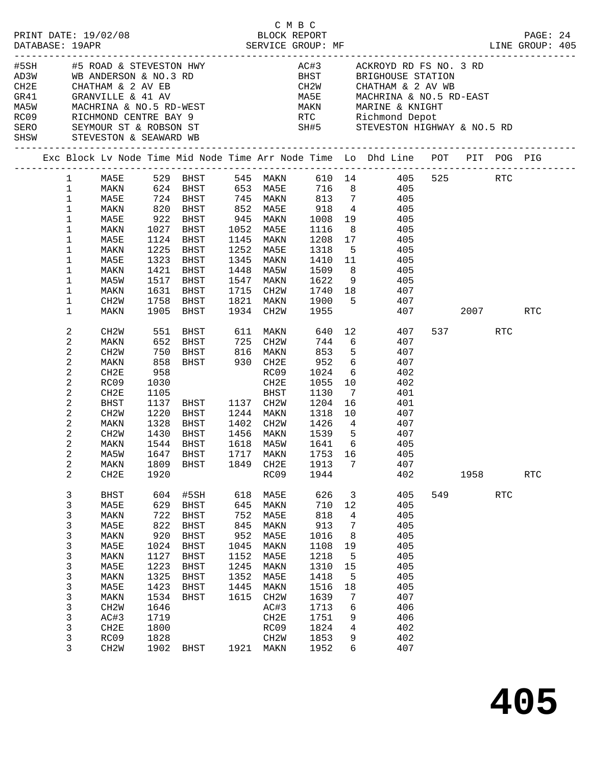C M B C

PRINT DATE: 19/02/08 BLOCK REPORT

DATABASE: 19APR SERVICE GROUP: MF LINE GROUP: 405

| Code | Description | Code | Description |
|---|---|---|---|
| #5SH | #5 ROAD & STEVESTON HWY | AC#3 | ACKROYD RD FS NO. 3 RD |
| AD3W | WB ANDERSON & NO.3 RD | BHST | BRIGHOUSE STATION |
| CH2E | CHATHAM & 2 AV EB | CH2W | CHATHAM & 2 AV WB |
| GR41 | GRANVILLE & 41 AV | MA5E | MACHRINA & NO.5 RD-EAST |
| MA5W | MACHRINA & NO.5 RD-WEST | MAKN | MARINE & KNIGHT |
| RC09 | RICHMOND CENTRE BAY 9 | RTC | Richmond Depot |
| SERO | SEYMOUR ST & ROBSON ST | SH#5 | STEVESTON HIGHWAY & NO.5 RD |
| SHSW | STEVESTON & SEAWARD WB | | |

| Exc | Block | Lv Node | Time | Mid Node | Time | Arr Node | Time | Lo | Dhd Line | POT | PIT | POG | PIG |
|---|---|---|---|---|---|---|---|---|---|---|---|---|---|
| | 1 | MA5E | 529 | BHST | 545 | MAKN | 610 | 14 | 405 | 525 | | RTC | |
| | 1 | MAKN | 624 | BHST | 653 | MA5E | 716 | 8 | 405 | | | | |
| | 1 | MA5E | 724 | BHST | 745 | MAKN | 813 | 7 | 405 | | | | |
| | 1 | MAKN | 820 | BHST | 852 | MA5E | 918 | 4 | 405 | | | | |
| | 1 | MA5E | 922 | BHST | 945 | MAKN | 1008 | 19 | 405 | | | | |
| | 1 | MAKN | 1027 | BHST | 1052 | MA5E | 1116 | 8 | 405 | | | | |
| | 1 | MA5E | 1124 | BHST | 1145 | MAKN | 1208 | 17 | 405 | | | | |
| | 1 | MAKN | 1225 | BHST | 1252 | MA5E | 1318 | 5 | 405 | | | | |
| | 1 | MA5E | 1323 | BHST | 1345 | MAKN | 1410 | 11 | 405 | | | | |
| | 1 | MAKN | 1421 | BHST | 1448 | MA5W | 1509 | 8 | 405 | | | | |
| | 1 | MA5W | 1517 | BHST | 1547 | MAKN | 1622 | 9 | 405 | | | | |
| | 1 | MAKN | 1631 | BHST | 1715 | CH2W | 1740 | 18 | 407 | | | | |
| | 1 | CH2W | 1758 | BHST | 1821 | MAKN | 1900 | 5 | 407 | | | | |
| | 1 | MAKN | 1905 | BHST | 1934 | CH2W | 1955 | | 407 | | 2007 | | RTC |
| | 2 | CH2W | 551 | BHST | 611 | MAKN | 640 | 12 | 407 | 537 | | RTC | |
| | 2 | MAKN | 652 | BHST | 725 | CH2W | 744 | 6 | 407 | | | | |
| | 2 | CH2W | 750 | BHST | 816 | MAKN | 853 | 5 | 407 | | | | |
| | 2 | MAKN | 858 | BHST | 930 | CH2E | 952 | 6 | 407 | | | | |
| | 2 | CH2E | 958 | | | RC09 | 1024 | 6 | 402 | | | | |
| | 2 | RC09 | 1030 | | | CH2E | 1055 | 10 | 402 | | | | |
| | 2 | CH2E | 1105 | | | BHST | 1130 | 7 | 401 | | | | |
| | 2 | BHST | 1137 | BHST | 1137 | CH2W | 1204 | 16 | 401 | | | | |
| | 2 | CH2W | 1220 | BHST | 1244 | MAKN | 1318 | 10 | 407 | | | | |
| | 2 | MAKN | 1328 | BHST | 1402 | CH2W | 1426 | 4 | 407 | | | | |
| | 2 | CH2W | 1430 | BHST | 1456 | MAKN | 1539 | 5 | 407 | | | | |
| | 2 | MAKN | 1544 | BHST | 1618 | MA5W | 1641 | 6 | 405 | | | | |
| | 2 | MA5W | 1647 | BHST | 1717 | MAKN | 1753 | 16 | 405 | | | | |
| | 2 | MAKN | 1809 | BHST | 1849 | CH2E | 1913 | 7 | 407 | | | | |
| | 2 | CH2E | 1920 | | | RC09 | 1944 | | 402 | | 1958 | | RTC |
| | 3 | BHST | 604 | #5SH | 618 | MA5E | 626 | 3 | 405 | 549 | | RTC | |
| | 3 | MA5E | 629 | BHST | 645 | MAKN | 710 | 12 | 405 | | | | |
| | 3 | MAKN | 722 | BHST | 752 | MA5E | 818 | 4 | 405 | | | | |
| | 3 | MA5E | 822 | BHST | 845 | MAKN | 913 | 7 | 405 | | | | |
| | 3 | MAKN | 920 | BHST | 952 | MA5E | 1016 | 8 | 405 | | | | |
| | 3 | MA5E | 1024 | BHST | 1045 | MAKN | 1108 | 19 | 405 | | | | |
| | 3 | MAKN | 1127 | BHST | 1152 | MA5E | 1218 | 5 | 405 | | | | |
| | 3 | MA5E | 1223 | BHST | 1245 | MAKN | 1310 | 15 | 405 | | | | |
| | 3 | MAKN | 1325 | BHST | 1352 | MA5E | 1418 | 5 | 405 | | | | |
| | 3 | MA5E | 1423 | BHST | 1445 | MAKN | 1516 | 18 | 405 | | | | |
| | 3 | MAKN | 1534 | BHST | 1615 | CH2W | 1639 | 7 | 407 | | | | |
| | 3 | CH2W | 1646 | | | AC#3 | 1713 | 6 | 406 | | | | |
| | 3 | AC#3 | 1719 | | | CH2E | 1751 | 9 | 406 | | | | |
| | 3 | CH2E | 1800 | | | RC09 | 1824 | 4 | 402 | | | | |
| | 3 | RC09 | 1828 | | | CH2W | 1853 | 9 | 402 | | | | |
| | 3 | CH2W | 1902 | BHST | 1921 | MAKN | 1952 | 6 | 407 | | | | |

405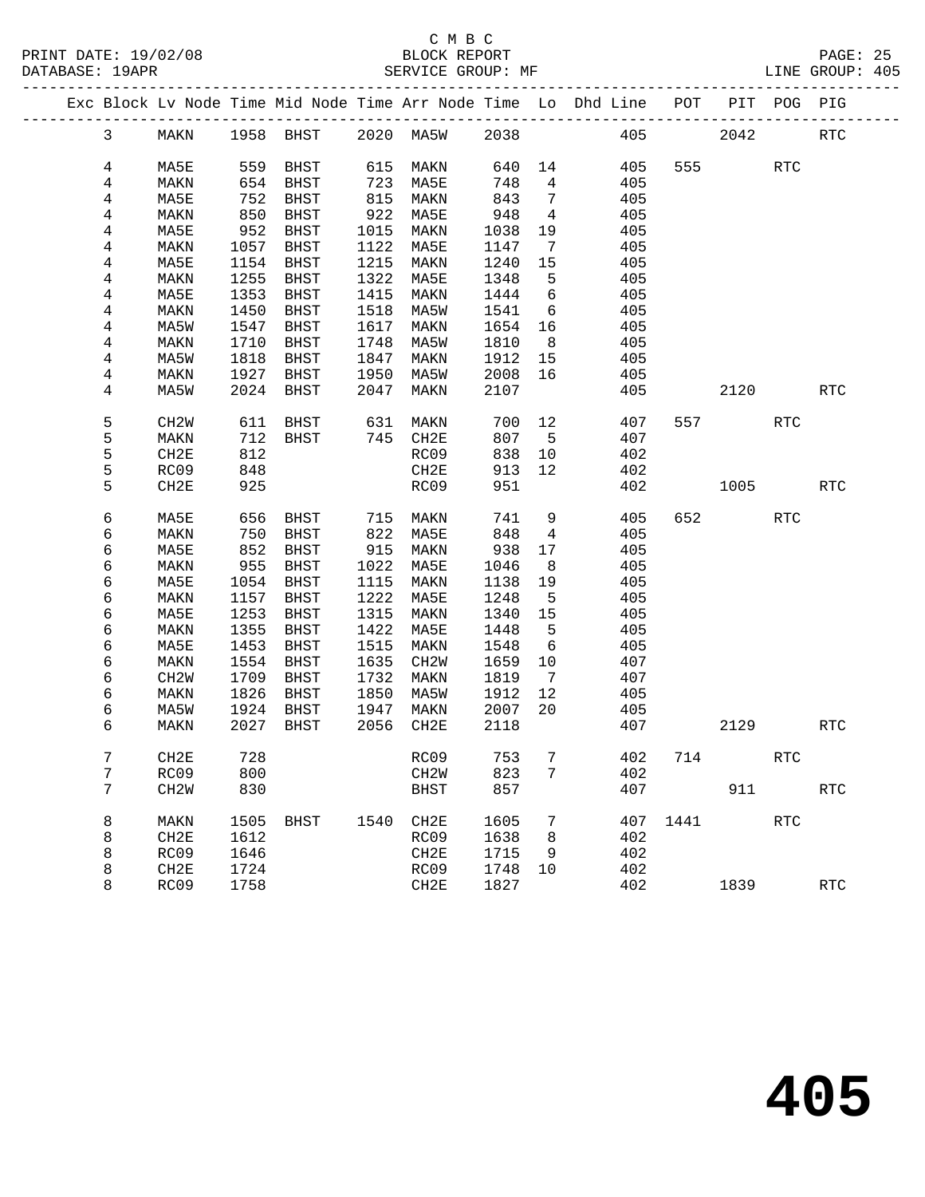C M B C

BLOCK REPORT

SERVICE GROUP: MF

LINE GROUP: 405

| Exc | Block | Lv Node | Time | Mid Node | Time | Arr Node | Time | Lo | Dhd Line | POT | PIT | POG | PIG |
|---|---|---|---|---|---|---|---|---|---|---|---|---|---|
| | 3 | MAKN | 1958 | BHST | 2020 | MA5W | 2038 | | 405 | | 2042 | | RTC |
| | 4 | MA5E | 559 | BHST | 615 | MAKN | 640 | 14 | 405 | 555 | | RTC | |
| | 4 | MAKN | 654 | BHST | 723 | MA5E | 748 | 4 | 405 | | | | |
| | 4 | MA5E | 752 | BHST | 815 | MAKN | 843 | 7 | 405 | | | | |
| | 4 | MAKN | 850 | BHST | 922 | MA5E | 948 | 4 | 405 | | | | |
| | 4 | MA5E | 952 | BHST | 1015 | MAKN | 1038 | 19 | 405 | | | | |
| | 4 | MAKN | 1057 | BHST | 1122 | MA5E | 1147 | 7 | 405 | | | | |
| | 4 | MA5E | 1154 | BHST | 1215 | MAKN | 1240 | 15 | 405 | | | | |
| | 4 | MAKN | 1255 | BHST | 1322 | MA5E | 1348 | 5 | 405 | | | | |
| | 4 | MA5E | 1353 | BHST | 1415 | MAKN | 1444 | 6 | 405 | | | | |
| | 4 | MAKN | 1450 | BHST | 1518 | MA5W | 1541 | 6 | 405 | | | | |
| | 4 | MA5W | 1547 | BHST | 1617 | MAKN | 1654 | 16 | 405 | | | | |
| | 4 | MAKN | 1710 | BHST | 1748 | MA5W | 1810 | 8 | 405 | | | | |
| | 4 | MA5W | 1818 | BHST | 1847 | MAKN | 1912 | 15 | 405 | | | | |
| | 4 | MAKN | 1927 | BHST | 1950 | MA5W | 2008 | 16 | 405 | | | | |
| | 4 | MA5W | 2024 | BHST | 2047 | MAKN | 2107 | | 405 | | 2120 | | RTC |
| | 5 | CH2W | 611 | BHST | 631 | MAKN | 700 | 12 | 407 | 557 | | RTC | |
| | 5 | MAKN | 712 | BHST | 745 | CH2E | 807 | 5 | 407 | | | | |
| | 5 | CH2E | 812 | | | RC09 | 838 | 10 | 402 | | | | |
| | 5 | RC09 | 848 | | | CH2E | 913 | 12 | 402 | | | | |
| | 5 | CH2E | 925 | | | RC09 | 951 | | 402 | | 1005 | | RTC |
| | 6 | MA5E | 656 | BHST | 715 | MAKN | 741 | 9 | 405 | 652 | | RTC | |
| | 6 | MAKN | 750 | BHST | 822 | MA5E | 848 | 4 | 405 | | | | |
| | 6 | MA5E | 852 | BHST | 915 | MAKN | 938 | 17 | 405 | | | | |
| | 6 | MAKN | 955 | BHST | 1022 | MA5E | 1046 | 8 | 405 | | | | |
| | 6 | MA5E | 1054 | BHST | 1115 | MAKN | 1138 | 19 | 405 | | | | |
| | 6 | MAKN | 1157 | BHST | 1222 | MA5E | 1248 | 5 | 405 | | | | |
| | 6 | MA5E | 1253 | BHST | 1315 | MAKN | 1340 | 15 | 405 | | | | |
| | 6 | MAKN | 1355 | BHST | 1422 | MA5E | 1448 | 5 | 405 | | | | |
| | 6 | MA5E | 1453 | BHST | 1515 | MAKN | 1548 | 6 | 405 | | | | |
| | 6 | MAKN | 1554 | BHST | 1635 | CH2W | 1659 | 10 | 407 | | | | |
| | 6 | CH2W | 1709 | BHST | 1732 | MAKN | 1819 | 7 | 407 | | | | |
| | 6 | MAKN | 1826 | BHST | 1850 | MA5W | 1912 | 12 | 405 | | | | |
| | 6 | MA5W | 1924 | BHST | 1947 | MAKN | 2007 | 20 | 405 | | | | |
| | 6 | MAKN | 2027 | BHST | 2056 | CH2E | 2118 | | 407 | | 2129 | | RTC |
| | 7 | CH2E | 728 | | | RC09 | 753 | 7 | 402 | 714 | | RTC | |
| | 7 | RC09 | 800 | | | CH2W | 823 | 7 | 402 | | | | |
| | 7 | CH2W | 830 | | | BHST | 857 | | 407 | | 911 | | RTC |
| | 8 | MAKN | 1505 | BHST | 1540 | CH2E | 1605 | 7 | 407 | 1441 | | RTC | |
| | 8 | CH2E | 1612 | | | RC09 | 1638 | 8 | 402 | | | | |
| | 8 | RC09 | 1646 | | | CH2E | 1715 | 9 | 402 | | | | |
| | 8 | CH2E | 1724 | | | RC09 | 1748 | 10 | 402 | | | | |
| | 8 | RC09 | 1758 | | | CH2E | 1827 | | 402 | | 1839 | | RTC |

# 405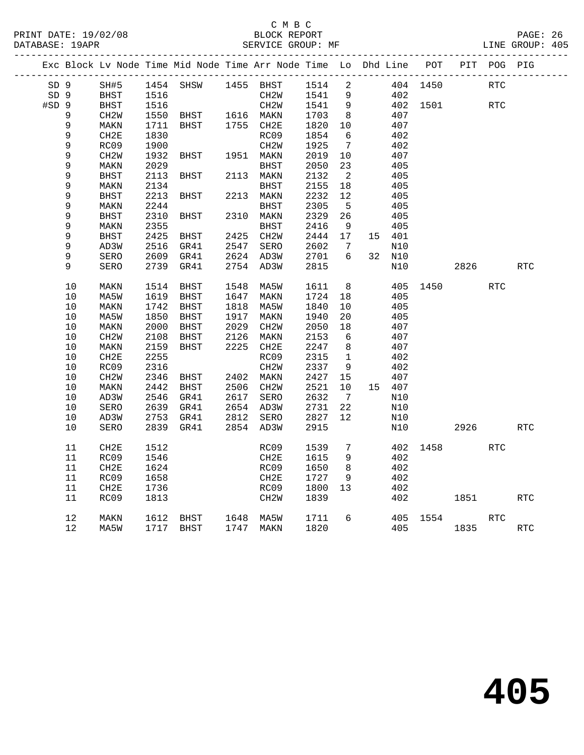C M B C
BLOCK REPORT
SERVICE GROUP: MF

PRINT DATE: 19/02/08
DATABASE: 19APR
LINE GROUP: 405

| Exc | Block | Lv Node | Time | Mid Node | Time | Arr Node | Time | Lo | Dhd | Line | POT | PIT | POG | PIG |
|---|---|---|---|---|---|---|---|---|---|---|---|---|---|---|
| SD | 9 | SH#5 | 1454 | SHSW | 1455 | BHST | 1514 | 2 | | 404 | 1450 | | RTC | |
| SD | 9 | BHST | 1516 | | | CH2W | 1541 | 9 | | 402 | | | | |
| #SD | 9 | BHST | 1516 | | | CH2W | 1541 | 9 | | 402 | 1501 | | RTC | |
| | 9 | CH2W | 1550 | BHST | 1616 | MAKN | 1703 | 8 | | 407 | | | | |
| | 9 | MAKN | 1711 | BHST | 1755 | CH2E | 1820 | 10 | | 407 | | | | |
| | 9 | CH2E | 1830 | | | RC09 | 1854 | 6 | | 402 | | | | |
| | 9 | RC09 | 1900 | | | CH2W | 1925 | 7 | | 402 | | | | |
| | 9 | CH2W | 1932 | BHST | 1951 | MAKN | 2019 | 10 | | 407 | | | | |
| | 9 | MAKN | 2029 | | | BHST | 2050 | 23 | | 405 | | | | |
| | 9 | BHST | 2113 | BHST | 2113 | MAKN | 2132 | 2 | | 405 | | | | |
| | 9 | MAKN | 2134 | | | BHST | 2155 | 18 | | 405 | | | | |
| | 9 | BHST | 2213 | BHST | 2213 | MAKN | 2232 | 12 | | 405 | | | | |
| | 9 | MAKN | 2244 | | | BHST | 2305 | 5 | | 405 | | | | |
| | 9 | BHST | 2310 | BHST | 2310 | MAKN | 2329 | 26 | | 405 | | | | |
| | 9 | MAKN | 2355 | | | BHST | 2416 | 9 | | 405 | | | | |
| | 9 | BHST | 2425 | BHST | 2425 | CH2W | 2444 | 17 | 15 | 401 | | | | |
| | 9 | AD3W | 2516 | GR41 | 2547 | SERO | 2602 | 7 | | N10 | | | | |
| | 9 | SERO | 2609 | GR41 | 2624 | AD3W | 2701 | 6 | 32 | N10 | | | | |
| | 9 | SERO | 2739 | GR41 | 2754 | AD3W | 2815 | | | N10 | | 2826 | | RTC |
| | 10 | MAKN | 1514 | BHST | 1548 | MA5W | 1611 | 8 | | 405 | 1450 | | RTC | |
| | 10 | MA5W | 1619 | BHST | 1647 | MAKN | 1724 | 18 | | 405 | | | | |
| | 10 | MAKN | 1742 | BHST | 1818 | MA5W | 1840 | 10 | | 405 | | | | |
| | 10 | MA5W | 1850 | BHST | 1917 | MAKN | 1940 | 20 | | 405 | | | | |
| | 10 | MAKN | 2000 | BHST | 2029 | CH2W | 2050 | 18 | | 407 | | | | |
| | 10 | CH2W | 2108 | BHST | 2126 | MAKN | 2153 | 6 | | 407 | | | | |
| | 10 | MAKN | 2159 | BHST | 2225 | CH2E | 2247 | 8 | | 407 | | | | |
| | 10 | CH2E | 2255 | | | RC09 | 2315 | 1 | | 402 | | | | |
| | 10 | RC09 | 2316 | | | CH2W | 2337 | 9 | | 402 | | | | |
| | 10 | CH2W | 2346 | BHST | 2402 | MAKN | 2427 | 15 | | 407 | | | | |
| | 10 | MAKN | 2442 | BHST | 2506 | CH2W | 2521 | 10 | 15 | 407 | | | | |
| | 10 | AD3W | 2546 | GR41 | 2617 | SERO | 2632 | 7 | | N10 | | | | |
| | 10 | SERO | 2639 | GR41 | 2654 | AD3W | 2731 | 22 | | N10 | | | | |
| | 10 | AD3W | 2753 | GR41 | 2812 | SERO | 2827 | 12 | | N10 | | | | |
| | 10 | SERO | 2839 | GR41 | 2854 | AD3W | 2915 | | | N10 | | 2926 | | RTC |
| | 11 | CH2E | 1512 | | | RC09 | 1539 | 7 | | 402 | 1458 | | RTC | |
| | 11 | RC09 | 1546 | | | CH2E | 1615 | 9 | | 402 | | | | |
| | 11 | CH2E | 1624 | | | RC09 | 1650 | 8 | | 402 | | | | |
| | 11 | RC09 | 1658 | | | CH2E | 1727 | 9 | | 402 | | | | |
| | 11 | CH2E | 1736 | | | RC09 | 1800 | 13 | | 402 | | | | |
| | 11 | RC09 | 1813 | | | CH2W | 1839 | | | 402 | | 1851 | | RTC |
| | 12 | MAKN | 1612 | BHST | 1648 | MA5W | 1711 | 6 | | 405 | 1554 | | RTC | |
| | 12 | MA5W | 1717 | BHST | 1747 | MAKN | 1820 | | | 405 | | 1835 | | RTC |

**405**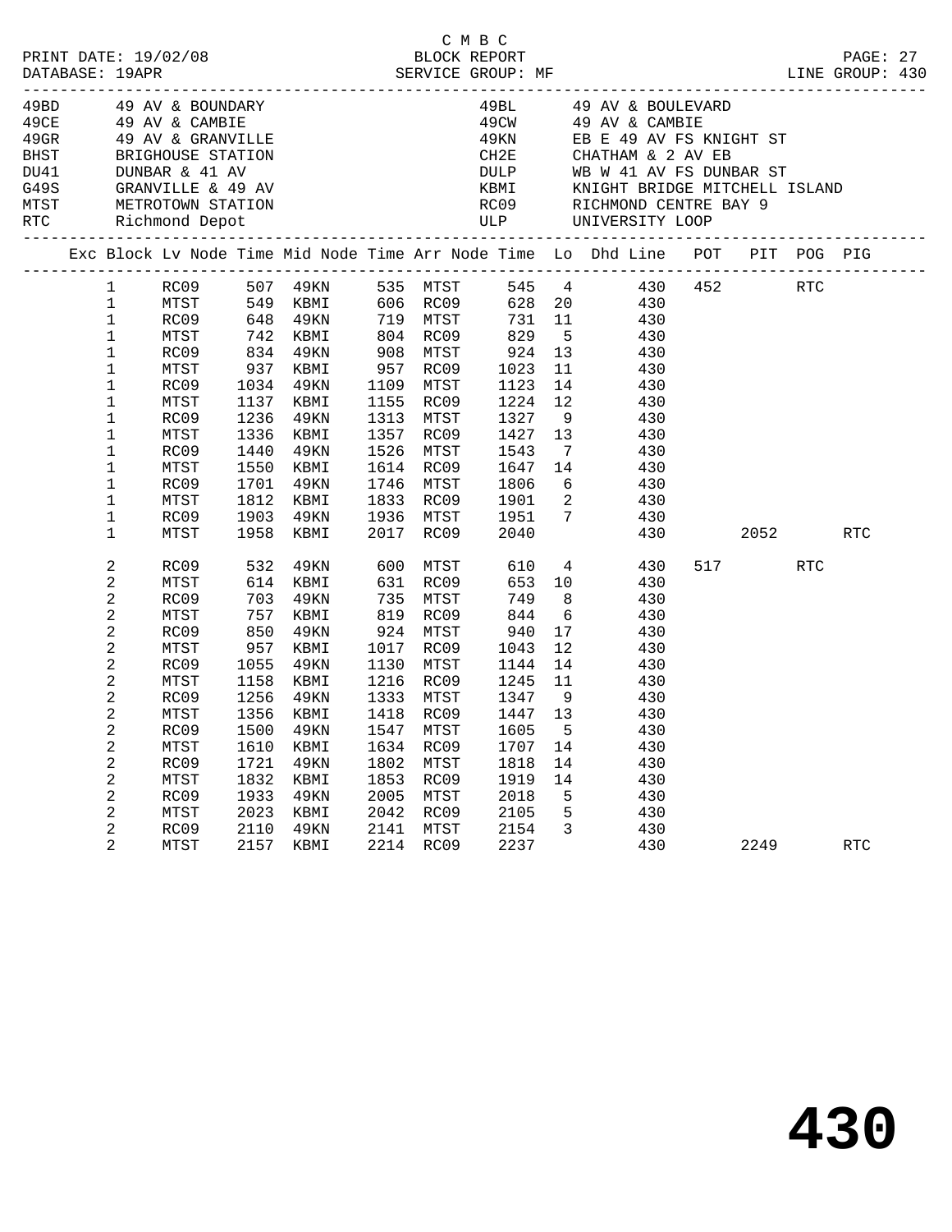C M B C
PRINT DATE: 19/02/08 BLOCK REPORT
DATABASE: 19APR SERVICE GROUP: MF LINE GROUP: 430

| Code | Location | Code | Location |
|---|---|---|---|
| 49BD | 49 AV & BOUNDARY | 49BL | 49 AV & BOULEVARD |
| 49CE | 49 AV & CAMBIE | 49CW | 49 AV & CAMBIE |
| 49GR | 49 AV & GRANVILLE | 49KN | EB E 49 AV FS KNIGHT ST |
| BHST | BRIGHOUSE STATION | CH2E | CHATHAM & 2 AV EB |
| DU41 | DUNBAR & 41 AV | DULP | WB W 41 AV FS DUNBAR ST |
| G49S | GRANVILLE & 49 AV | KBMI | KNIGHT BRIDGE MITCHELL ISLAND |
| MTST | METROTOWN STATION | RC09 | RICHMOND CENTRE BAY 9 |
| RTC | Richmond Depot | ULP | UNIVERSITY LOOP |

| Exc | Block | Lv Node | Time | Mid Node | Time | Arr Node | Time | Lo | Dhd Line | POT | PIT | POG | PIG |
|---|---|---|---|---|---|---|---|---|---|---|---|---|---|
| | 1 | RC09 | 507 | 49KN | 535 | MTST | 545 | 4 | 430 | 452 | | RTC | |
| | 1 | MTST | 549 | KBMI | 606 | RC09 | 628 | 20 | 430 | | | | |
| | 1 | RC09 | 648 | 49KN | 719 | MTST | 731 | 11 | 430 | | | | |
| | 1 | MTST | 742 | KBMI | 804 | RC09 | 829 | 5 | 430 | | | | |
| | 1 | RC09 | 834 | 49KN | 908 | MTST | 924 | 13 | 430 | | | | |
| | 1 | MTST | 937 | KBMI | 957 | RC09 | 1023 | 11 | 430 | | | | |
| | 1 | RC09 | 1034 | 49KN | 1109 | MTST | 1123 | 14 | 430 | | | | |
| | 1 | MTST | 1137 | KBMI | 1155 | RC09 | 1224 | 12 | 430 | | | | |
| | 1 | RC09 | 1236 | 49KN | 1313 | MTST | 1327 | 9 | 430 | | | | |
| | 1 | MTST | 1336 | KBMI | 1357 | RC09 | 1427 | 13 | 430 | | | | |
| | 1 | RC09 | 1440 | 49KN | 1526 | MTST | 1543 | 7 | 430 | | | | |
| | 1 | MTST | 1550 | KBMI | 1614 | RC09 | 1647 | 14 | 430 | | | | |
| | 1 | RC09 | 1701 | 49KN | 1746 | MTST | 1806 | 6 | 430 | | | | |
| | 1 | MTST | 1812 | KBMI | 1833 | RC09 | 1901 | 2 | 430 | | | | |
| | 1 | RC09 | 1903 | 49KN | 1936 | MTST | 1951 | 7 | 430 | | | | |
| | 1 | MTST | 1958 | KBMI | 2017 | RC09 | 2040 | | 430 | | 2052 | | RTC |
| | 2 | RC09 | 532 | 49KN | 600 | MTST | 610 | 4 | 430 | 517 | | RTC | |
| | 2 | MTST | 614 | KBMI | 631 | RC09 | 653 | 10 | 430 | | | | |
| | 2 | RC09 | 703 | 49KN | 735 | MTST | 749 | 8 | 430 | | | | |
| | 2 | MTST | 757 | KBMI | 819 | RC09 | 844 | 6 | 430 | | | | |
| | 2 | RC09 | 850 | 49KN | 924 | MTST | 940 | 17 | 430 | | | | |
| | 2 | MTST | 957 | KBMI | 1017 | RC09 | 1043 | 12 | 430 | | | | |
| | 2 | RC09 | 1055 | 49KN | 1130 | MTST | 1144 | 14 | 430 | | | | |
| | 2 | MTST | 1158 | KBMI | 1216 | RC09 | 1245 | 11 | 430 | | | | |
| | 2 | RC09 | 1256 | 49KN | 1333 | MTST | 1347 | 9 | 430 | | | | |
| | 2 | MTST | 1356 | KBMI | 1418 | RC09 | 1447 | 13 | 430 | | | | |
| | 2 | RC09 | 1500 | 49KN | 1547 | MTST | 1605 | 5 | 430 | | | | |
| | 2 | MTST | 1610 | KBMI | 1634 | RC09 | 1707 | 14 | 430 | | | | |
| | 2 | RC09 | 1721 | 49KN | 1802 | MTST | 1818 | 14 | 430 | | | | |
| | 2 | MTST | 1832 | KBMI | 1853 | RC09 | 1919 | 14 | 430 | | | | |
| | 2 | RC09 | 1933 | 49KN | 2005 | MTST | 2018 | 5 | 430 | | | | |
| | 2 | MTST | 2023 | KBMI | 2042 | RC09 | 2105 | 5 | 430 | | | | |
| | 2 | RC09 | 2110 | 49KN | 2141 | MTST | 2154 | 3 | 430 | | | | |
| | 2 | MTST | 2157 | KBMI | 2214 | RC09 | 2237 | | 430 | | 2249 | | RTC |

430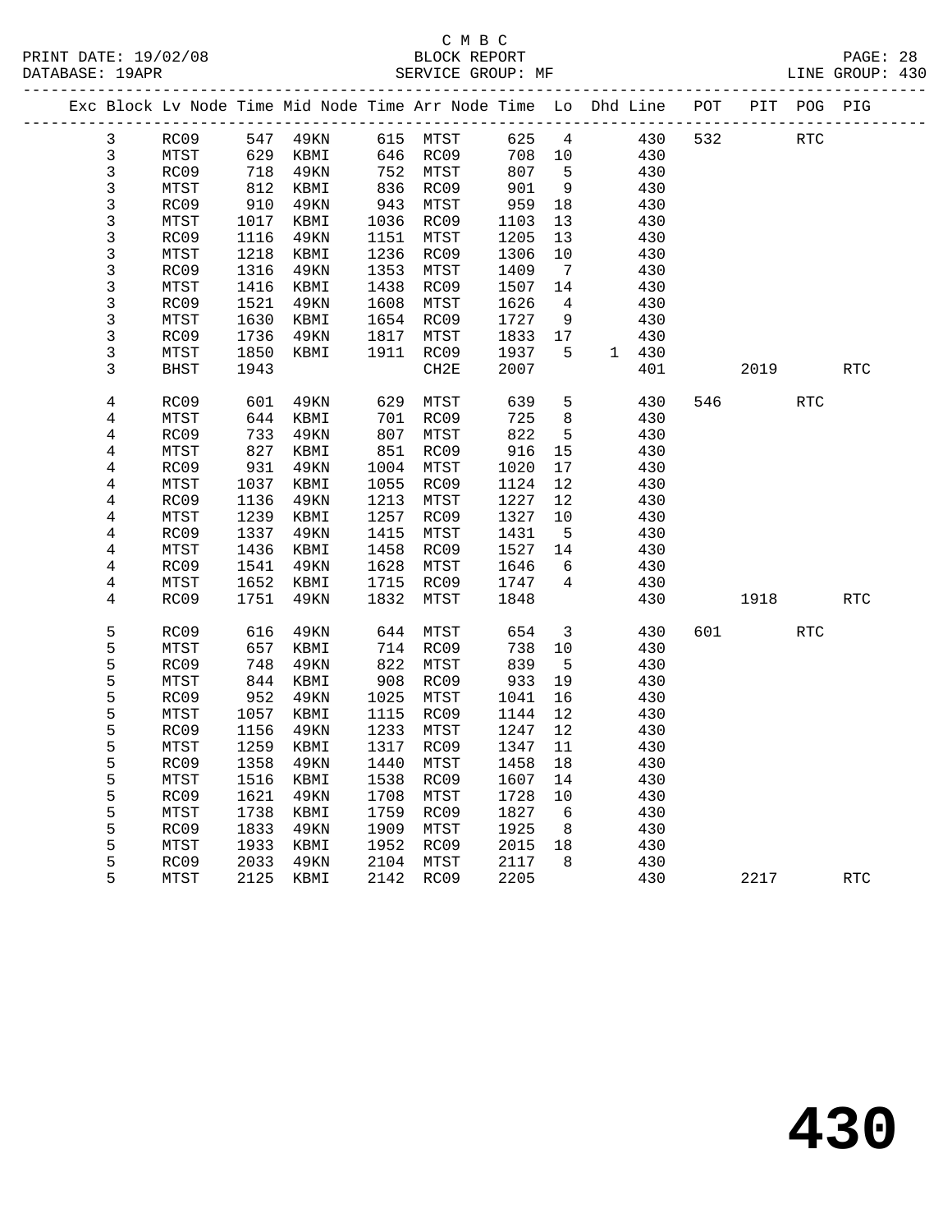C M B C

BLOCK REPORT

SERVICE GROUP: MF

LINE GROUP: 430

| Exc | Block | Lv | Node | Time | Mid Node | Time | Arr Node | Time | Lo | Dhd | Line | POT | PIT | POG | PIG |
|---|---|---|---|---|---|---|---|---|---|---|---|---|---|---|---|
| | 3 | | RC09 | 547 | 49KN | 615 | MTST | 625 | 4 | | 430 | 532 | | RTC | |
| | 3 | | MTST | 629 | KBMI | 646 | RC09 | 708 | 10 | | 430 | | | | |
| | 3 | | RC09 | 718 | 49KN | 752 | MTST | 807 | 5 | | 430 | | | | |
| | 3 | | MTST | 812 | KBMI | 836 | RC09 | 901 | 9 | | 430 | | | | |
| | 3 | | RC09 | 910 | 49KN | 943 | MTST | 959 | 18 | | 430 | | | | |
| | 3 | | MTST | 1017 | KBMI | 1036 | RC09 | 1103 | 13 | | 430 | | | | |
| | 3 | | RC09 | 1116 | 49KN | 1151 | MTST | 1205 | 13 | | 430 | | | | |
| | 3 | | MTST | 1218 | KBMI | 1236 | RC09 | 1306 | 10 | | 430 | | | | |
| | 3 | | RC09 | 1316 | 49KN | 1353 | MTST | 1409 | 7 | | 430 | | | | |
| | 3 | | MTST | 1416 | KBMI | 1438 | RC09 | 1507 | 14 | | 430 | | | | |
| | 3 | | RC09 | 1521 | 49KN | 1608 | MTST | 1626 | 4 | | 430 | | | | |
| | 3 | | MTST | 1630 | KBMI | 1654 | RC09 | 1727 | 9 | | 430 | | | | |
| | 3 | | RC09 | 1736 | 49KN | 1817 | MTST | 1833 | 17 | | 430 | | | | |
| | 3 | | MTST | 1850 | KBMI | 1911 | RC09 | 1937 | 5 | 1 | 430 | | | | |
| | 3 | | BHST | 1943 | | | CH2E | 2007 | | | 401 | | 2019 | | RTC |
| | 4 | | RC09 | 601 | 49KN | 629 | MTST | 639 | 5 | | 430 | 546 | | RTC | |
| | 4 | | MTST | 644 | KBMI | 701 | RC09 | 725 | 8 | | 430 | | | | |
| | 4 | | RC09 | 733 | 49KN | 807 | MTST | 822 | 5 | | 430 | | | | |
| | 4 | | MTST | 827 | KBMI | 851 | RC09 | 916 | 15 | | 430 | | | | |
| | 4 | | RC09 | 931 | 49KN | 1004 | MTST | 1020 | 17 | | 430 | | | | |
| | 4 | | MTST | 1037 | KBMI | 1055 | RC09 | 1124 | 12 | | 430 | | | | |
| | 4 | | RC09 | 1136 | 49KN | 1213 | MTST | 1227 | 12 | | 430 | | | | |
| | 4 | | MTST | 1239 | KBMI | 1257 | RC09 | 1327 | 10 | | 430 | | | | |
| | 4 | | RC09 | 1337 | 49KN | 1415 | MTST | 1431 | 5 | | 430 | | | | |
| | 4 | | MTST | 1436 | KBMI | 1458 | RC09 | 1527 | 14 | | 430 | | | | |
| | 4 | | RC09 | 1541 | 49KN | 1628 | MTST | 1646 | 6 | | 430 | | | | |
| | 4 | | MTST | 1652 | KBMI | 1715 | RC09 | 1747 | 4 | | 430 | | | | |
| | 4 | | RC09 | 1751 | 49KN | 1832 | MTST | 1848 | | | 430 | | 1918 | | RTC |
| | 5 | | RC09 | 616 | 49KN | 644 | MTST | 654 | 3 | | 430 | 601 | | RTC | |
| | 5 | | MTST | 657 | KBMI | 714 | RC09 | 738 | 10 | | 430 | | | | |
| | 5 | | RC09 | 748 | 49KN | 822 | MTST | 839 | 5 | | 430 | | | | |
| | 5 | | MTST | 844 | KBMI | 908 | RC09 | 933 | 19 | | 430 | | | | |
| | 5 | | RC09 | 952 | 49KN | 1025 | MTST | 1041 | 16 | | 430 | | | | |
| | 5 | | MTST | 1057 | KBMI | 1115 | RC09 | 1144 | 12 | | 430 | | | | |
| | 5 | | RC09 | 1156 | 49KN | 1233 | MTST | 1247 | 12 | | 430 | | | | |
| | 5 | | MTST | 1259 | KBMI | 1317 | RC09 | 1347 | 11 | | 430 | | | | |
| | 5 | | RC09 | 1358 | 49KN | 1440 | MTST | 1458 | 18 | | 430 | | | | |
| | 5 | | MTST | 1516 | KBMI | 1538 | RC09 | 1607 | 14 | | 430 | | | | |
| | 5 | | RC09 | 1621 | 49KN | 1708 | MTST | 1728 | 10 | | 430 | | | | |
| | 5 | | MTST | 1738 | KBMI | 1759 | RC09 | 1827 | 6 | | 430 | | | | |
| | 5 | | RC09 | 1833 | 49KN | 1909 | MTST | 1925 | 8 | | 430 | | | | |
| | 5 | | MTST | 1933 | KBMI | 1952 | RC09 | 2015 | 18 | | 430 | | | | |
| | 5 | | RC09 | 2033 | 49KN | 2104 | MTST | 2117 | 8 | | 430 | | | | |
| | 5 | | MTST | 2125 | KBMI | 2142 | RC09 | 2205 | | | 430 | | 2217 | | RTC |

# 430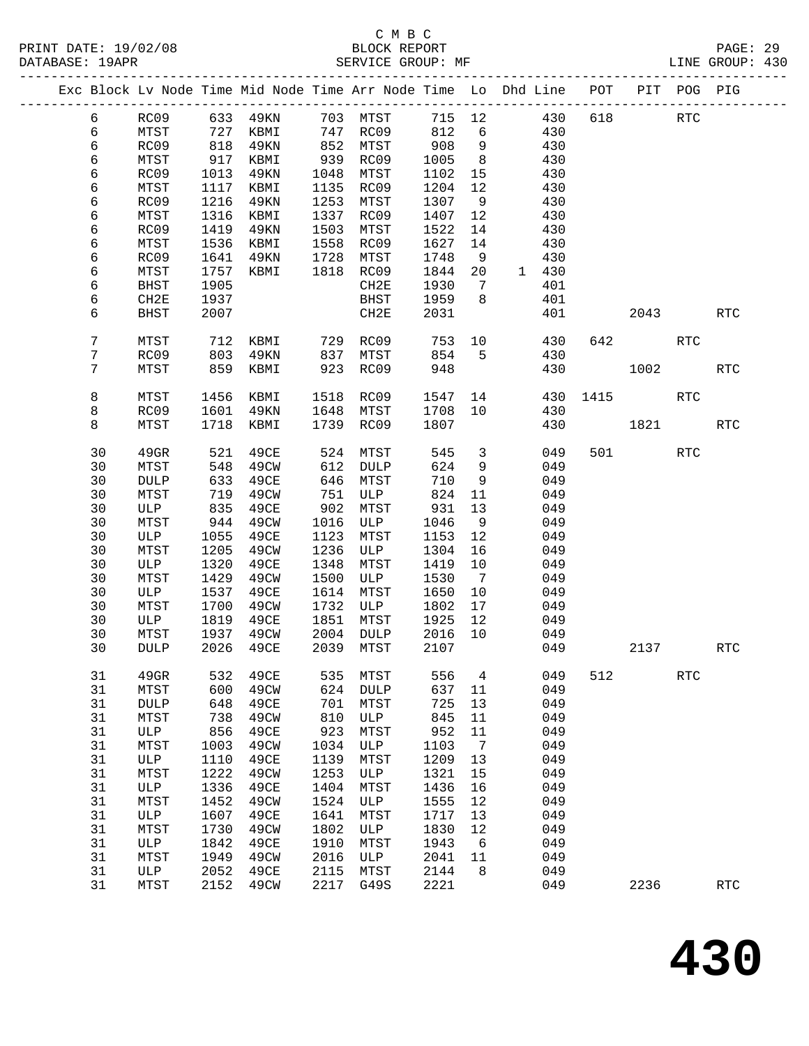C M B C
BLOCK REPORT
SERVICE GROUP: MF

PRINT DATE: 19/02/08
DATABASE: 19APR
LINE GROUP: 430

| Exc | Block | Lv | Node | Time | Mid Node | Time | Arr Node | Time | Lo | Dhd | Line | POT | PIT | POG | PIG |
|---|---|---|---|---|---|---|---|---|---|---|---|---|---|---|---|
| | 6 | | RC09 | 633 | 49KN | 703 | MTST | 715 | 12 | | 430 | 618 | | RTC | |
| | 6 | | MTST | 727 | KBMI | 747 | RC09 | 812 | 6 | | 430 | | | | |
| | 6 | | RC09 | 818 | 49KN | 852 | MTST | 908 | 9 | | 430 | | | | |
| | 6 | | MTST | 917 | KBMI | 939 | RC09 | 1005 | 8 | | 430 | | | | |
| | 6 | | RC09 | 1013 | 49KN | 1048 | MTST | 1102 | 15 | | 430 | | | | |
| | 6 | | MTST | 1117 | KBMI | 1135 | RC09 | 1204 | 12 | | 430 | | | | |
| | 6 | | RC09 | 1216 | 49KN | 1253 | MTST | 1307 | 9 | | 430 | | | | |
| | 6 | | MTST | 1316 | KBMI | 1337 | RC09 | 1407 | 12 | | 430 | | | | |
| | 6 | | RC09 | 1419 | 49KN | 1503 | MTST | 1522 | 14 | | 430 | | | | |
| | 6 | | MTST | 1536 | KBMI | 1558 | RC09 | 1627 | 14 | | 430 | | | | |
| | 6 | | RC09 | 1641 | 49KN | 1728 | MTST | 1748 | 9 | | 430 | | | | |
| | 6 | | MTST | 1757 | KBMI | 1818 | RC09 | 1844 | 20 | 1 | 430 | | | | |
| | 6 | | BHST | 1905 | | | CH2E | 1930 | 7 | | 401 | | | | |
| | 6 | | CH2E | 1937 | | | BHST | 1959 | 8 | | 401 | | | | |
| | 6 | | BHST | 2007 | | | CH2E | 2031 | | | 401 | | 2043 | | RTC |
| | 7 | | MTST | 712 | KBMI | 729 | RC09 | 753 | 10 | | 430 | 642 | | RTC | |
| | 7 | | RC09 | 803 | 49KN | 837 | MTST | 854 | 5 | | 430 | | | | |
| | 7 | | MTST | 859 | KBMI | 923 | RC09 | 948 | | | 430 | | 1002 | | RTC |
| | 8 | | MTST | 1456 | KBMI | 1518 | RC09 | 1547 | 14 | | 430 | 1415 | | RTC | |
| | 8 | | RC09 | 1601 | 49KN | 1648 | MTST | 1708 | 10 | | 430 | | | | |
| | 8 | | MTST | 1718 | KBMI | 1739 | RC09 | 1807 | | | 430 | | 1821 | | RTC |
| | 30 | | 49GR | 521 | 49CE | 524 | MTST | 545 | 3 | | 049 | 501 | | RTC | |
| | 30 | | MTST | 548 | 49CW | 612 | DULP | 624 | 9 | | 049 | | | | |
| | 30 | | DULP | 633 | 49CE | 646 | MTST | 710 | 9 | | 049 | | | | |
| | 30 | | MTST | 719 | 49CW | 751 | ULP | 824 | 11 | | 049 | | | | |
| | 30 | | ULP | 835 | 49CE | 902 | MTST | 931 | 13 | | 049 | | | | |
| | 30 | | MTST | 944 | 49CW | 1016 | ULP | 1046 | 9 | | 049 | | | | |
| | 30 | | ULP | 1055 | 49CE | 1123 | MTST | 1153 | 12 | | 049 | | | | |
| | 30 | | MTST | 1205 | 49CW | 1236 | ULP | 1304 | 16 | | 049 | | | | |
| | 30 | | ULP | 1320 | 49CE | 1348 | MTST | 1419 | 10 | | 049 | | | | |
| | 30 | | MTST | 1429 | 49CW | 1500 | ULP | 1530 | 7 | | 049 | | | | |
| | 30 | | ULP | 1537 | 49CE | 1614 | MTST | 1650 | 10 | | 049 | | | | |
| | 30 | | MTST | 1700 | 49CW | 1732 | ULP | 1802 | 17 | | 049 | | | | |
| | 30 | | ULP | 1819 | 49CE | 1851 | MTST | 1925 | 12 | | 049 | | | | |
| | 30 | | MTST | 1937 | 49CW | 2004 | DULP | 2016 | 10 | | 049 | | | | |
| | 30 | | DULP | 2026 | 49CE | 2039 | MTST | 2107 | | | 049 | | 2137 | | RTC |
| | 31 | | 49GR | 532 | 49CE | 535 | MTST | 556 | 4 | | 049 | 512 | | RTC | |
| | 31 | | MTST | 600 | 49CW | 624 | DULP | 637 | 11 | | 049 | | | | |
| | 31 | | DULP | 648 | 49CE | 701 | MTST | 725 | 13 | | 049 | | | | |
| | 31 | | MTST | 738 | 49CW | 810 | ULP | 845 | 11 | | 049 | | | | |
| | 31 | | ULP | 856 | 49CE | 923 | MTST | 952 | 11 | | 049 | | | | |
| | 31 | | MTST | 1003 | 49CW | 1034 | ULP | 1103 | 7 | | 049 | | | | |
| | 31 | | ULP | 1110 | 49CE | 1139 | MTST | 1209 | 13 | | 049 | | | | |
| | 31 | | MTST | 1222 | 49CW | 1253 | ULP | 1321 | 15 | | 049 | | | | |
| | 31 | | ULP | 1336 | 49CE | 1404 | MTST | 1436 | 16 | | 049 | | | | |
| | 31 | | MTST | 1452 | 49CW | 1524 | ULP | 1555 | 12 | | 049 | | | | |
| | 31 | | ULP | 1607 | 49CE | 1641 | MTST | 1717 | 13 | | 049 | | | | |
| | 31 | | MTST | 1730 | 49CW | 1802 | ULP | 1830 | 12 | | 049 | | | | |
| | 31 | | ULP | 1842 | 49CE | 1910 | MTST | 1943 | 6 | | 049 | | | | |
| | 31 | | MTST | 1949 | 49CW | 2016 | ULP | 2041 | 11 | | 049 | | | | |
| | 31 | | ULP | 2052 | 49CE | 2115 | MTST | 2144 | 8 | | 049 | | | | |
| | 31 | | MTST | 2152 | 49CW | 2217 | G49S | 2221 | | | 049 | | 2236 | | RTC |

# 430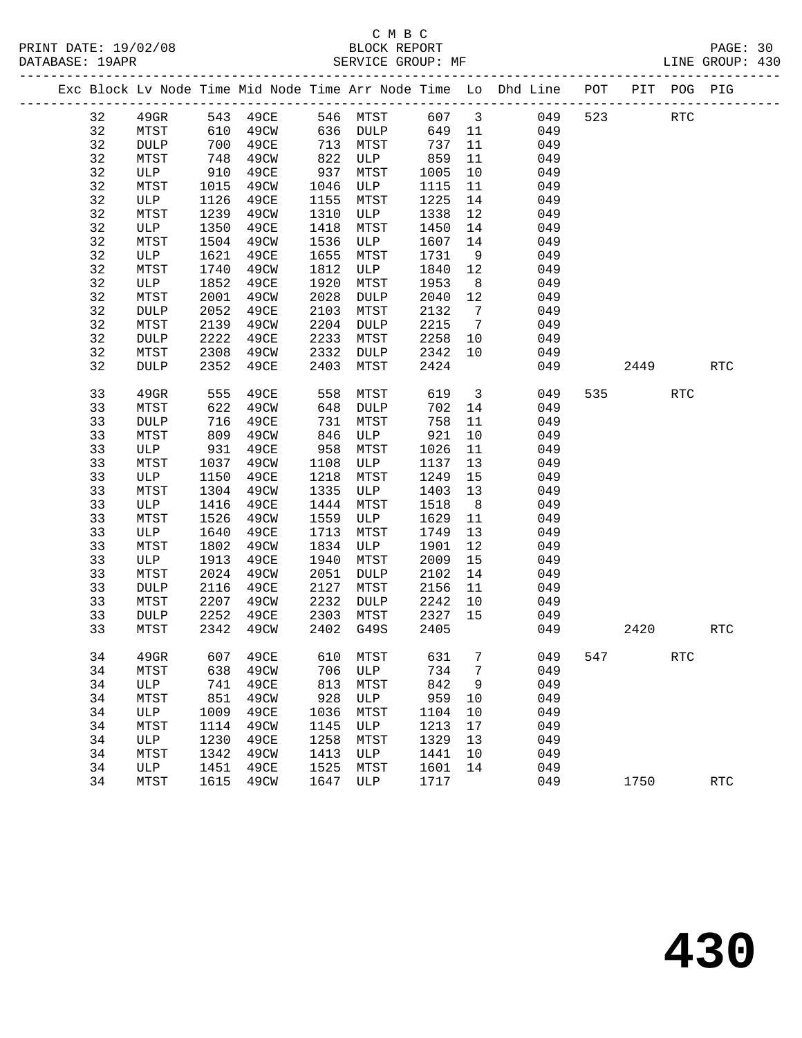C M B C

BLOCK REPORT

PRINT DATE: 19/02/08
DATABASE: 19APR
SERVICE GROUP: MF
LINE GROUP: 430

| Exc | Block | Lv Node | Time | Mid Node | Time | Arr Node | Time | Lo | Dhd Line | POT | PIT | POG | PIG |
|---|---|---|---|---|---|---|---|---|---|---|---|---|---|
| | 32 | 49GR | 543 | 49CE | 546 | MTST | 607 | 3 | 049 | 523 | | RTC | |
| | 32 | MTST | 610 | 49CW | 636 | DULP | 649 | 11 | 049 | | | | |
| | 32 | DULP | 700 | 49CE | 713 | MTST | 737 | 11 | 049 | | | | |
| | 32 | MTST | 748 | 49CW | 822 | ULP | 859 | 11 | 049 | | | | |
| | 32 | ULP | 910 | 49CE | 937 | MTST | 1005 | 10 | 049 | | | | |
| | 32 | MTST | 1015 | 49CW | 1046 | ULP | 1115 | 11 | 049 | | | | |
| | 32 | ULP | 1126 | 49CE | 1155 | MTST | 1225 | 14 | 049 | | | | |
| | 32 | MTST | 1239 | 49CW | 1310 | ULP | 1338 | 12 | 049 | | | | |
| | 32 | ULP | 1350 | 49CE | 1418 | MTST | 1450 | 14 | 049 | | | | |
| | 32 | MTST | 1504 | 49CW | 1536 | ULP | 1607 | 14 | 049 | | | | |
| | 32 | ULP | 1621 | 49CE | 1655 | MTST | 1731 | 9 | 049 | | | | |
| | 32 | MTST | 1740 | 49CW | 1812 | ULP | 1840 | 12 | 049 | | | | |
| | 32 | ULP | 1852 | 49CE | 1920 | MTST | 1953 | 8 | 049 | | | | |
| | 32 | MTST | 2001 | 49CW | 2028 | DULP | 2040 | 12 | 049 | | | | |
| | 32 | DULP | 2052 | 49CE | 2103 | MTST | 2132 | 7 | 049 | | | | |
| | 32 | MTST | 2139 | 49CW | 2204 | DULP | 2215 | 7 | 049 | | | | |
| | 32 | DULP | 2222 | 49CE | 2233 | MTST | 2258 | 10 | 049 | | | | |
| | 32 | MTST | 2308 | 49CW | 2332 | DULP | 2342 | 10 | 049 | | | | |
| | 32 | DULP | 2352 | 49CE | 2403 | MTST | 2424 | | 049 | | 2449 | | RTC |
| | 33 | 49GR | 555 | 49CE | 558 | MTST | 619 | 3 | 049 | 535 | | RTC | |
| | 33 | MTST | 622 | 49CW | 648 | DULP | 702 | 14 | 049 | | | | |
| | 33 | DULP | 716 | 49CE | 731 | MTST | 758 | 11 | 049 | | | | |
| | 33 | MTST | 809 | 49CW | 846 | ULP | 921 | 10 | 049 | | | | |
| | 33 | ULP | 931 | 49CE | 958 | MTST | 1026 | 11 | 049 | | | | |
| | 33 | MTST | 1037 | 49CW | 1108 | ULP | 1137 | 13 | 049 | | | | |
| | 33 | ULP | 1150 | 49CE | 1218 | MTST | 1249 | 15 | 049 | | | | |
| | 33 | MTST | 1304 | 49CW | 1335 | ULP | 1403 | 13 | 049 | | | | |
| | 33 | ULP | 1416 | 49CE | 1444 | MTST | 1518 | 8 | 049 | | | | |
| | 33 | MTST | 1526 | 49CW | 1559 | ULP | 1629 | 11 | 049 | | | | |
| | 33 | ULP | 1640 | 49CE | 1713 | MTST | 1749 | 13 | 049 | | | | |
| | 33 | MTST | 1802 | 49CW | 1834 | ULP | 1901 | 12 | 049 | | | | |
| | 33 | ULP | 1913 | 49CE | 1940 | MTST | 2009 | 15 | 049 | | | | |
| | 33 | MTST | 2024 | 49CW | 2051 | DULP | 2102 | 14 | 049 | | | | |
| | 33 | DULP | 2116 | 49CE | 2127 | MTST | 2156 | 11 | 049 | | | | |
| | 33 | MTST | 2207 | 49CW | 2232 | DULP | 2242 | 10 | 049 | | | | |
| | 33 | DULP | 2252 | 49CE | 2303 | MTST | 2327 | 15 | 049 | | | | |
| | 33 | MTST | 2342 | 49CW | 2402 | G49S | 2405 | | 049 | | 2420 | | RTC |
| | 34 | 49GR | 607 | 49CE | 610 | MTST | 631 | 7 | 049 | 547 | | RTC | |
| | 34 | MTST | 638 | 49CW | 706 | ULP | 734 | 7 | 049 | | | | |
| | 34 | ULP | 741 | 49CE | 813 | MTST | 842 | 9 | 049 | | | | |
| | 34 | MTST | 851 | 49CW | 928 | ULP | 959 | 10 | 049 | | | | |
| | 34 | ULP | 1009 | 49CE | 1036 | MTST | 1104 | 10 | 049 | | | | |
| | 34 | MTST | 1114 | 49CW | 1145 | ULP | 1213 | 17 | 049 | | | | |
| | 34 | ULP | 1230 | 49CE | 1258 | MTST | 1329 | 13 | 049 | | | | |
| | 34 | MTST | 1342 | 49CW | 1413 | ULP | 1441 | 10 | 049 | | | | |
| | 34 | ULP | 1451 | 49CE | 1525 | MTST | 1601 | 14 | 049 | | | | |
| | 34 | MTST | 1615 | 49CW | 1647 | ULP | 1717 | | 049 | | 1750 | | RTC |

# 430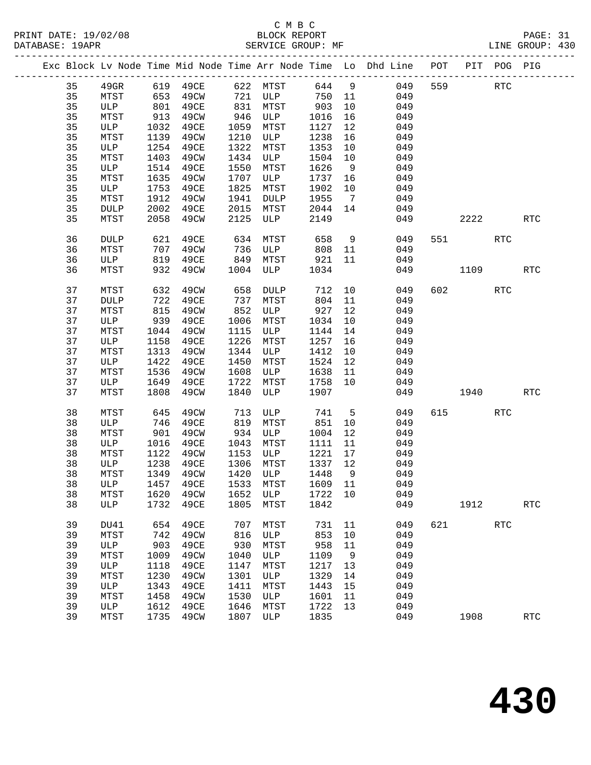C M B C
BLOCK REPORT
SERVICE GROUP: MF

PRINT DATE: 19/02/08
DATABASE: 19APR

LINE GROUP: 430

| Exc | Block | Lv | Node | Time | Mid Node | Time | Arr Node | Time | Lo | Dhd Line | POT | PIT | POG | PIG |
|---|---|---|---|---|---|---|---|---|---|---|---|---|---|---|
| | 35 | | 49GR | 619 | 49CE | 622 | MTST | 644 | 9 | 049 | 559 | | RTC | |
| | 35 | | MTST | 653 | 49CW | 721 | ULP | 750 | 11 | 049 | | | | |
| | 35 | | ULP | 801 | 49CE | 831 | MTST | 903 | 10 | 049 | | | | |
| | 35 | | MTST | 913 | 49CW | 946 | ULP | 1016 | 16 | 049 | | | | |
| | 35 | | ULP | 1032 | 49CE | 1059 | MTST | 1127 | 12 | 049 | | | | |
| | 35 | | MTST | 1139 | 49CW | 1210 | ULP | 1238 | 16 | 049 | | | | |
| | 35 | | ULP | 1254 | 49CE | 1322 | MTST | 1353 | 10 | 049 | | | | |
| | 35 | | MTST | 1403 | 49CW | 1434 | ULP | 1504 | 10 | 049 | | | | |
| | 35 | | ULP | 1514 | 49CE | 1550 | MTST | 1626 | 9 | 049 | | | | |
| | 35 | | MTST | 1635 | 49CW | 1707 | ULP | 1737 | 16 | 049 | | | | |
| | 35 | | ULP | 1753 | 49CE | 1825 | MTST | 1902 | 10 | 049 | | | | |
| | 35 | | MTST | 1912 | 49CW | 1941 | DULP | 1955 | 7 | 049 | | | | |
| | 35 | | DULP | 2002 | 49CE | 2015 | MTST | 2044 | 14 | 049 | | | | |
| | 35 | | MTST | 2058 | 49CW | 2125 | ULP | 2149 | | 049 | | 2222 | | RTC |
| | 36 | | DULP | 621 | 49CE | 634 | MTST | 658 | 9 | 049 | 551 | | RTC | |
| | 36 | | MTST | 707 | 49CW | 736 | ULP | 808 | 11 | 049 | | | | |
| | 36 | | ULP | 819 | 49CE | 849 | MTST | 921 | 11 | 049 | | | | |
| | 36 | | MTST | 932 | 49CW | 1004 | ULP | 1034 | | 049 | | 1109 | | RTC |
| | 37 | | MTST | 632 | 49CW | 658 | DULP | 712 | 10 | 049 | 602 | | RTC | |
| | 37 | | DULP | 722 | 49CE | 737 | MTST | 804 | 11 | 049 | | | | |
| | 37 | | MTST | 815 | 49CW | 852 | ULP | 927 | 12 | 049 | | | | |
| | 37 | | ULP | 939 | 49CE | 1006 | MTST | 1034 | 10 | 049 | | | | |
| | 37 | | MTST | 1044 | 49CW | 1115 | ULP | 1144 | 14 | 049 | | | | |
| | 37 | | ULP | 1158 | 49CE | 1226 | MTST | 1257 | 16 | 049 | | | | |
| | 37 | | MTST | 1313 | 49CW | 1344 | ULP | 1412 | 10 | 049 | | | | |
| | 37 | | ULP | 1422 | 49CE | 1450 | MTST | 1524 | 12 | 049 | | | | |
| | 37 | | MTST | 1536 | 49CW | 1608 | ULP | 1638 | 11 | 049 | | | | |
| | 37 | | ULP | 1649 | 49CE | 1722 | MTST | 1758 | 10 | 049 | | | | |
| | 37 | | MTST | 1808 | 49CW | 1840 | ULP | 1907 | | 049 | | 1940 | | RTC |
| | 38 | | MTST | 645 | 49CW | 713 | ULP | 741 | 5 | 049 | 615 | | RTC | |
| | 38 | | ULP | 746 | 49CE | 819 | MTST | 851 | 10 | 049 | | | | |
| | 38 | | MTST | 901 | 49CW | 934 | ULP | 1004 | 12 | 049 | | | | |
| | 38 | | ULP | 1016 | 49CE | 1043 | MTST | 1111 | 11 | 049 | | | | |
| | 38 | | MTST | 1122 | 49CW | 1153 | ULP | 1221 | 17 | 049 | | | | |
| | 38 | | ULP | 1238 | 49CE | 1306 | MTST | 1337 | 12 | 049 | | | | |
| | 38 | | MTST | 1349 | 49CW | 1420 | ULP | 1448 | 9 | 049 | | | | |
| | 38 | | ULP | 1457 | 49CE | 1533 | MTST | 1609 | 11 | 049 | | | | |
| | 38 | | MTST | 1620 | 49CW | 1652 | ULP | 1722 | 10 | 049 | | | | |
| | 38 | | ULP | 1732 | 49CE | 1805 | MTST | 1842 | | 049 | | 1912 | | RTC |
| | 39 | | DU41 | 654 | 49CE | 707 | MTST | 731 | 11 | 049 | 621 | | RTC | |
| | 39 | | MTST | 742 | 49CW | 816 | ULP | 853 | 10 | 049 | | | | |
| | 39 | | ULP | 903 | 49CE | 930 | MTST | 958 | 11 | 049 | | | | |
| | 39 | | MTST | 1009 | 49CW | 1040 | ULP | 1109 | 9 | 049 | | | | |
| | 39 | | ULP | 1118 | 49CE | 1147 | MTST | 1217 | 13 | 049 | | | | |
| | 39 | | MTST | 1230 | 49CW | 1301 | ULP | 1329 | 14 | 049 | | | | |
| | 39 | | ULP | 1343 | 49CE | 1411 | MTST | 1443 | 15 | 049 | | | | |
| | 39 | | MTST | 1458 | 49CW | 1530 | ULP | 1601 | 11 | 049 | | | | |
| | 39 | | ULP | 1612 | 49CE | 1646 | MTST | 1722 | 13 | 049 | | | | |
| | 39 | | MTST | 1735 | 49CW | 1807 | ULP | 1835 | | 049 | | 1908 | | RTC |

**430**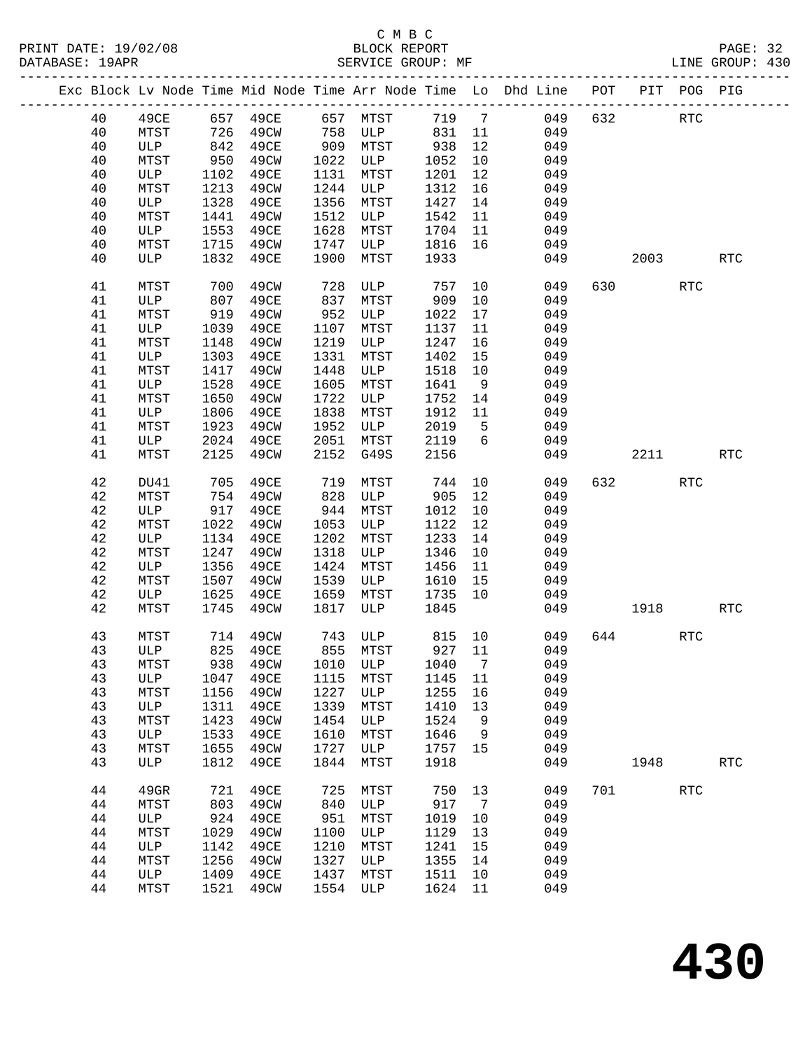C M B C
PRINT DATE: 19/02/08 BLOCK REPORT
DATABASE: 19APR SERVICE GROUP: MF LINE GROUP: 430

| Exc | Block | Lv Node | Time | Mid Node | Time | Arr Node | Time | Lo | Dhd Line | POT | PIT | POG | PIG |
|---|---|---|---|---|---|---|---|---|---|---|---|---|---|
| | 40 | 49CE | 657 | 49CE | 657 | MTST | 719 | 7 | 049 | 632 | | RTC | |
| | 40 | MTST | 726 | 49CW | 758 | ULP | 831 | 11 | 049 | | | | |
| | 40 | ULP | 842 | 49CE | 909 | MTST | 938 | 12 | 049 | | | | |
| | 40 | MTST | 950 | 49CW | 1022 | ULP | 1052 | 10 | 049 | | | | |
| | 40 | ULP | 1102 | 49CE | 1131 | MTST | 1201 | 12 | 049 | | | | |
| | 40 | MTST | 1213 | 49CW | 1244 | ULP | 1312 | 16 | 049 | | | | |
| | 40 | ULP | 1328 | 49CE | 1356 | MTST | 1427 | 14 | 049 | | | | |
| | 40 | MTST | 1441 | 49CW | 1512 | ULP | 1542 | 11 | 049 | | | | |
| | 40 | ULP | 1553 | 49CE | 1628 | MTST | 1704 | 11 | 049 | | | | |
| | 40 | MTST | 1715 | 49CW | 1747 | ULP | 1816 | 16 | 049 | | | | |
| | 40 | ULP | 1832 | 49CE | 1900 | MTST | 1933 | | 049 | | 2003 | | RTC |
| | 41 | MTST | 700 | 49CW | 728 | ULP | 757 | 10 | 049 | 630 | | RTC | |
| | 41 | ULP | 807 | 49CE | 837 | MTST | 909 | 10 | 049 | | | | |
| | 41 | MTST | 919 | 49CW | 952 | ULP | 1022 | 17 | 049 | | | | |
| | 41 | ULP | 1039 | 49CE | 1107 | MTST | 1137 | 11 | 049 | | | | |
| | 41 | MTST | 1148 | 49CW | 1219 | ULP | 1247 | 16 | 049 | | | | |
| | 41 | ULP | 1303 | 49CE | 1331 | MTST | 1402 | 15 | 049 | | | | |
| | 41 | MTST | 1417 | 49CW | 1448 | ULP | 1518 | 10 | 049 | | | | |
| | 41 | ULP | 1528 | 49CE | 1605 | MTST | 1641 | 9 | 049 | | | | |
| | 41 | MTST | 1650 | 49CW | 1722 | ULP | 1752 | 14 | 049 | | | | |
| | 41 | ULP | 1806 | 49CE | 1838 | MTST | 1912 | 11 | 049 | | | | |
| | 41 | MTST | 1923 | 49CW | 1952 | ULP | 2019 | 5 | 049 | | | | |
| | 41 | ULP | 2024 | 49CE | 2051 | MTST | 2119 | 6 | 049 | | | | |
| | 41 | MTST | 2125 | 49CW | 2152 | G49S | 2156 | | 049 | | 2211 | | RTC |
| | 42 | DU41 | 705 | 49CE | 719 | MTST | 744 | 10 | 049 | 632 | | RTC | |
| | 42 | MTST | 754 | 49CW | 828 | ULP | 905 | 12 | 049 | | | | |
| | 42 | ULP | 917 | 49CE | 944 | MTST | 1012 | 10 | 049 | | | | |
| | 42 | MTST | 1022 | 49CW | 1053 | ULP | 1122 | 12 | 049 | | | | |
| | 42 | ULP | 1134 | 49CE | 1202 | MTST | 1233 | 14 | 049 | | | | |
| | 42 | MTST | 1247 | 49CW | 1318 | ULP | 1346 | 10 | 049 | | | | |
| | 42 | ULP | 1356 | 49CE | 1424 | MTST | 1456 | 11 | 049 | | | | |
| | 42 | MTST | 1507 | 49CW | 1539 | ULP | 1610 | 15 | 049 | | | | |
| | 42 | ULP | 1625 | 49CE | 1659 | MTST | 1735 | 10 | 049 | | | | |
| | 42 | MTST | 1745 | 49CW | 1817 | ULP | 1845 | | 049 | | 1918 | | RTC |
| | 43 | MTST | 714 | 49CW | 743 | ULP | 815 | 10 | 049 | 644 | | RTC | |
| | 43 | ULP | 825 | 49CE | 855 | MTST | 927 | 11 | 049 | | | | |
| | 43 | MTST | 938 | 49CW | 1010 | ULP | 1040 | 7 | 049 | | | | |
| | 43 | ULP | 1047 | 49CE | 1115 | MTST | 1145 | 11 | 049 | | | | |
| | 43 | MTST | 1156 | 49CW | 1227 | ULP | 1255 | 16 | 049 | | | | |
| | 43 | ULP | 1311 | 49CE | 1339 | MTST | 1410 | 13 | 049 | | | | |
| | 43 | MTST | 1423 | 49CW | 1454 | ULP | 1524 | 9 | 049 | | | | |
| | 43 | ULP | 1533 | 49CE | 1610 | MTST | 1646 | 9 | 049 | | | | |
| | 43 | MTST | 1655 | 49CW | 1727 | ULP | 1757 | 15 | 049 | | | | |
| | 43 | ULP | 1812 | 49CE | 1844 | MTST | 1918 | | 049 | | 1948 | | RTC |
| | 44 | 49GR | 721 | 49CE | 725 | MTST | 750 | 13 | 049 | 701 | | RTC | |
| | 44 | MTST | 803 | 49CW | 840 | ULP | 917 | 7 | 049 | | | | |
| | 44 | ULP | 924 | 49CE | 951 | MTST | 1019 | 10 | 049 | | | | |
| | 44 | MTST | 1029 | 49CW | 1100 | ULP | 1129 | 13 | 049 | | | | |
| | 44 | ULP | 1142 | 49CE | 1210 | MTST | 1241 | 15 | 049 | | | | |
| | 44 | MTST | 1256 | 49CW | 1327 | ULP | 1355 | 14 | 049 | | | | |
| | 44 | ULP | 1409 | 49CE | 1437 | MTST | 1511 | 10 | 049 | | | | |
| | 44 | MTST | 1521 | 49CW | 1554 | ULP | 1624 | 11 | 049 | | | | |

# 430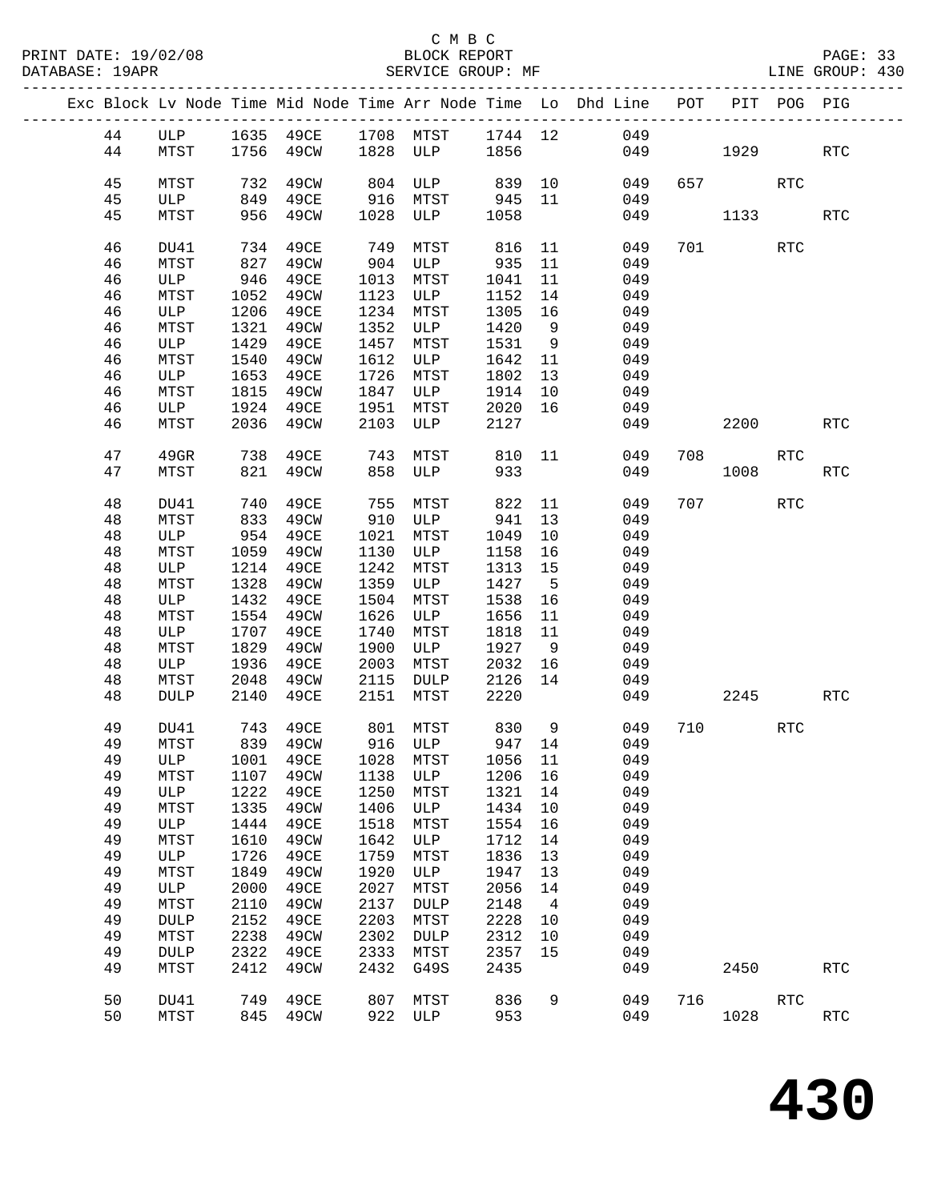C M B C

PRINT DATE: 19/02/08 BLOCK REPORT

DATABASE: 19APR SERVICE GROUP: MF LINE GROUP: 430

| Exc | Block | Lv | Node | Time | Mid Node | Time | Arr Node | Time | Lo | Dhd Line | POT | PIT | POG | PIG |
|---|---|---|---|---|---|---|---|---|---|---|---|---|---|---|
| | 44 | | ULP | 1635 | 49CE | 1708 | MTST | 1744 | 12 | 049 | | | | |
| | 44 | | MTST | 1756 | 49CW | 1828 | ULP | 1856 | | 049 | | 1929 | | RTC |
| | 45 | | MTST | 732 | 49CW | 804 | ULP | 839 | 10 | 049 | 657 | | RTC | |
| | 45 | | ULP | 849 | 49CE | 916 | MTST | 945 | 11 | 049 | | | | |
| | 45 | | MTST | 956 | 49CW | 1028 | ULP | 1058 | | 049 | | 1133 | | RTC |
| | 46 | | DU41 | 734 | 49CE | 749 | MTST | 816 | 11 | 049 | 701 | | RTC | |
| | 46 | | MTST | 827 | 49CW | 904 | ULP | 935 | 11 | 049 | | | | |
| | 46 | | ULP | 946 | 49CE | 1013 | MTST | 1041 | 11 | 049 | | | | |
| | 46 | | MTST | 1052 | 49CW | 1123 | ULP | 1152 | 14 | 049 | | | | |
| | 46 | | ULP | 1206 | 49CE | 1234 | MTST | 1305 | 16 | 049 | | | | |
| | 46 | | MTST | 1321 | 49CW | 1352 | ULP | 1420 | 9 | 049 | | | | |
| | 46 | | ULP | 1429 | 49CE | 1457 | MTST | 1531 | 9 | 049 | | | | |
| | 46 | | MTST | 1540 | 49CW | 1612 | ULP | 1642 | 11 | 049 | | | | |
| | 46 | | ULP | 1653 | 49CE | 1726 | MTST | 1802 | 13 | 049 | | | | |
| | 46 | | MTST | 1815 | 49CW | 1847 | ULP | 1914 | 10 | 049 | | | | |
| | 46 | | ULP | 1924 | 49CE | 1951 | MTST | 2020 | 16 | 049 | | | | |
| | 46 | | MTST | 2036 | 49CW | 2103 | ULP | 2127 | | 049 | | 2200 | | RTC |
| | 47 | | 49GR | 738 | 49CE | 743 | MTST | 810 | 11 | 049 | 708 | | RTC | |
| | 47 | | MTST | 821 | 49CW | 858 | ULP | 933 | | 049 | | 1008 | | RTC |
| | 48 | | DU41 | 740 | 49CE | 755 | MTST | 822 | 11 | 049 | 707 | | RTC | |
| | 48 | | MTST | 833 | 49CW | 910 | ULP | 941 | 13 | 049 | | | | |
| | 48 | | ULP | 954 | 49CE | 1021 | MTST | 1049 | 10 | 049 | | | | |
| | 48 | | MTST | 1059 | 49CW | 1130 | ULP | 1158 | 16 | 049 | | | | |
| | 48 | | ULP | 1214 | 49CE | 1242 | MTST | 1313 | 15 | 049 | | | | |
| | 48 | | MTST | 1328 | 49CW | 1359 | ULP | 1427 | 5 | 049 | | | | |
| | 48 | | ULP | 1432 | 49CE | 1504 | MTST | 1538 | 16 | 049 | | | | |
| | 48 | | MTST | 1554 | 49CW | 1626 | ULP | 1656 | 11 | 049 | | | | |
| | 48 | | ULP | 1707 | 49CE | 1740 | MTST | 1818 | 11 | 049 | | | | |
| | 48 | | MTST | 1829 | 49CW | 1900 | ULP | 1927 | 9 | 049 | | | | |
| | 48 | | ULP | 1936 | 49CE | 2003 | MTST | 2032 | 16 | 049 | | | | |
| | 48 | | MTST | 2048 | 49CW | 2115 | DULP | 2126 | 14 | 049 | | | | |
| | 48 | | DULP | 2140 | 49CE | 2151 | MTST | 2220 | | 049 | | 2245 | | RTC |
| | 49 | | DU41 | 743 | 49CE | 801 | MTST | 830 | 9 | 049 | 710 | | RTC | |
| | 49 | | MTST | 839 | 49CW | 916 | ULP | 947 | 14 | 049 | | | | |
| | 49 | | ULP | 1001 | 49CE | 1028 | MTST | 1056 | 11 | 049 | | | | |
| | 49 | | MTST | 1107 | 49CW | 1138 | ULP | 1206 | 16 | 049 | | | | |
| | 49 | | ULP | 1222 | 49CE | 1250 | MTST | 1321 | 14 | 049 | | | | |
| | 49 | | MTST | 1335 | 49CW | 1406 | ULP | 1434 | 10 | 049 | | | | |
| | 49 | | ULP | 1444 | 49CE | 1518 | MTST | 1554 | 16 | 049 | | | | |
| | 49 | | MTST | 1610 | 49CW | 1642 | ULP | 1712 | 14 | 049 | | | | |
| | 49 | | ULP | 1726 | 49CE | 1759 | MTST | 1836 | 13 | 049 | | | | |
| | 49 | | MTST | 1849 | 49CW | 1920 | ULP | 1947 | 13 | 049 | | | | |
| | 49 | | ULP | 2000 | 49CE | 2027 | MTST | 2056 | 14 | 049 | | | | |
| | 49 | | MTST | 2110 | 49CW | 2137 | DULP | 2148 | 4 | 049 | | | | |
| | 49 | | DULP | 2152 | 49CE | 2203 | MTST | 2228 | 10 | 049 | | | | |
| | 49 | | MTST | 2238 | 49CW | 2302 | DULP | 2312 | 10 | 049 | | | | |
| | 49 | | DULP | 2322 | 49CE | 2333 | MTST | 2357 | 15 | 049 | | | | |
| | 49 | | MTST | 2412 | 49CW | 2432 | G49S | 2435 | | 049 | | 2450 | | RTC |
| | 50 | | DU41 | 749 | 49CE | 807 | MTST | 836 | 9 | 049 | 716 | | RTC | |
| | 50 | | MTST | 845 | 49CW | 922 | ULP | 953 | | 049 | | 1028 | | RTC |

**430**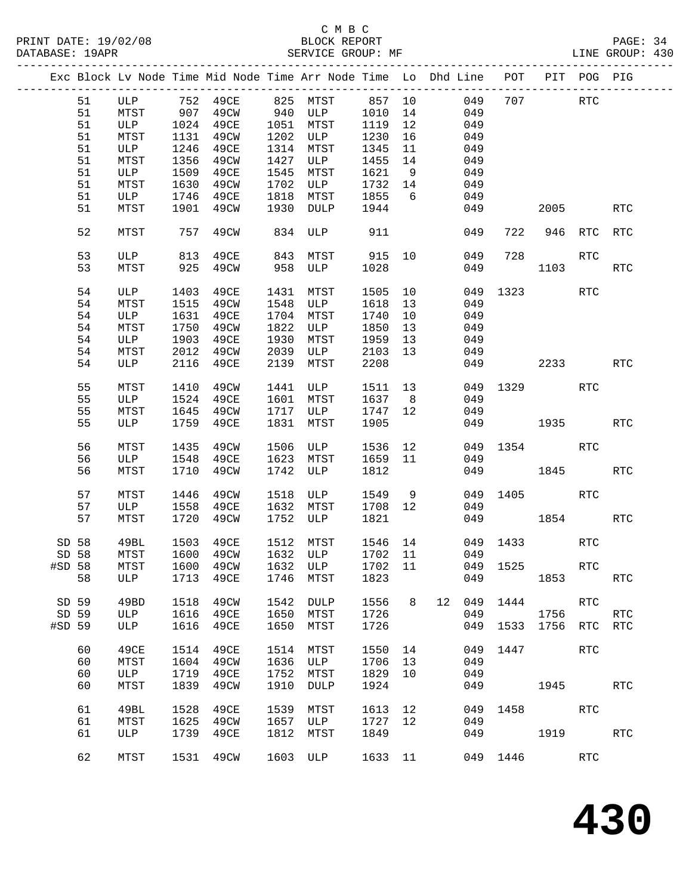C M B C
PRINT DATE: 19/02/08 BLOCK REPORT
DATABASE: 19APR SERVICE GROUP: MF LINE GROUP: 430

| Exc | Block | Lv Node | Time | Mid Node | Time | Arr Node | Time | Lo | Dhd | Line | POT | PIT | POG | PIG |
|---|---|---|---|---|---|---|---|---|---|---|---|---|---|---|
| | 51 | ULP | 752 | 49CE | 825 | MTST | 857 | 10 | | 049 | 707 | | RTC | |
| | 51 | MTST | 907 | 49CW | 940 | ULP | 1010 | 14 | | 049 | | | | |
| | 51 | ULP | 1024 | 49CE | 1051 | MTST | 1119 | 12 | | 049 | | | | |
| | 51 | MTST | 1131 | 49CW | 1202 | ULP | 1230 | 16 | | 049 | | | | |
| | 51 | ULP | 1246 | 49CE | 1314 | MTST | 1345 | 11 | | 049 | | | | |
| | 51 | MTST | 1356 | 49CW | 1427 | ULP | 1455 | 14 | | 049 | | | | |
| | 51 | ULP | 1509 | 49CE | 1545 | MTST | 1621 | 9 | | 049 | | | | |
| | 51 | MTST | 1630 | 49CW | 1702 | ULP | 1732 | 14 | | 049 | | | | |
| | 51 | ULP | 1746 | 49CE | 1818 | MTST | 1855 | 6 | | 049 | | | | |
| | 51 | MTST | 1901 | 49CW | 1930 | DULP | 1944 | | | 049 | | 2005 | | RTC |
| | 52 | MTST | 757 | 49CW | 834 | ULP | 911 | | | 049 | 722 | 946 | RTC | RTC |
| | 53 | ULP | 813 | 49CE | 843 | MTST | 915 | 10 | | 049 | 728 | | RTC | |
| | 53 | MTST | 925 | 49CW | 958 | ULP | 1028 | | | 049 | | 1103 | | RTC |
| | 54 | ULP | 1403 | 49CE | 1431 | MTST | 1505 | 10 | | 049 | 1323 | | RTC | |
| | 54 | MTST | 1515 | 49CW | 1548 | ULP | 1618 | 13 | | 049 | | | | |
| | 54 | ULP | 1631 | 49CE | 1704 | MTST | 1740 | 10 | | 049 | | | | |
| | 54 | MTST | 1750 | 49CW | 1822 | ULP | 1850 | 13 | | 049 | | | | |
| | 54 | ULP | 1903 | 49CE | 1930 | MTST | 1959 | 13 | | 049 | | | | |
| | 54 | MTST | 2012 | 49CW | 2039 | ULP | 2103 | 13 | | 049 | | | | |
| | 54 | ULP | 2116 | 49CE | 2139 | MTST | 2208 | | | 049 | | 2233 | | RTC |
| | 55 | MTST | 1410 | 49CW | 1441 | ULP | 1511 | 13 | | 049 | 1329 | | RTC | |
| | 55 | ULP | 1524 | 49CE | 1601 | MTST | 1637 | 8 | | 049 | | | | |
| | 55 | MTST | 1645 | 49CW | 1717 | ULP | 1747 | 12 | | 049 | | | | |
| | 55 | ULP | 1759 | 49CE | 1831 | MTST | 1905 | | | 049 | | 1935 | | RTC |
| | 56 | MTST | 1435 | 49CW | 1506 | ULP | 1536 | 12 | | 049 | 1354 | | RTC | |
| | 56 | ULP | 1548 | 49CE | 1623 | MTST | 1659 | 11 | | 049 | | | | |
| | 56 | MTST | 1710 | 49CW | 1742 | ULP | 1812 | | | 049 | | 1845 | | RTC |
| | 57 | MTST | 1446 | 49CW | 1518 | ULP | 1549 | 9 | | 049 | 1405 | | RTC | |
| | 57 | ULP | 1558 | 49CE | 1632 | MTST | 1708 | 12 | | 049 | | | | |
| | 57 | MTST | 1720 | 49CW | 1752 | ULP | 1821 | | | 049 | | 1854 | | RTC |
| SD | 58 | 49BL | 1503 | 49CE | 1512 | MTST | 1546 | 14 | | 049 | 1433 | | RTC | |
| SD | 58 | MTST | 1600 | 49CW | 1632 | ULP | 1702 | 11 | | 049 | | | | |
| #SD | 58 | MTST | 1600 | 49CW | 1632 | ULP | 1702 | 11 | | 049 | 1525 | | RTC | |
| | 58 | ULP | 1713 | 49CE | 1746 | MTST | 1823 | | | 049 | | 1853 | | RTC |
| SD | 59 | 49BD | 1518 | 49CW | 1542 | DULP | 1556 | 8 | 12 | 049 | 1444 | | RTC | |
| SD | 59 | ULP | 1616 | 49CE | 1650 | MTST | 1726 | | | 049 | | 1756 | | RTC |
| #SD | 59 | ULP | 1616 | 49CE | 1650 | MTST | 1726 | | | 049 | 1533 | 1756 | RTC | RTC |
| | 60 | 49CE | 1514 | 49CE | 1514 | MTST | 1550 | 14 | | 049 | 1447 | | RTC | |
| | 60 | MTST | 1604 | 49CW | 1636 | ULP | 1706 | 13 | | 049 | | | | |
| | 60 | ULP | 1719 | 49CE | 1752 | MTST | 1829 | 10 | | 049 | | | | |
| | 60 | MTST | 1839 | 49CW | 1910 | DULP | 1924 | | | 049 | | 1945 | | RTC |
| | 61 | 49BL | 1528 | 49CE | 1539 | MTST | 1613 | 12 | | 049 | 1458 | | RTC | |
| | 61 | MTST | 1625 | 49CW | 1657 | ULP | 1727 | 12 | | 049 | | | | |
| | 61 | ULP | 1739 | 49CE | 1812 | MTST | 1849 | | | 049 | | 1919 | | RTC |
| | 62 | MTST | 1531 | 49CW | 1603 | ULP | 1633 | 11 | | 049 | 1446 | | RTC | |

430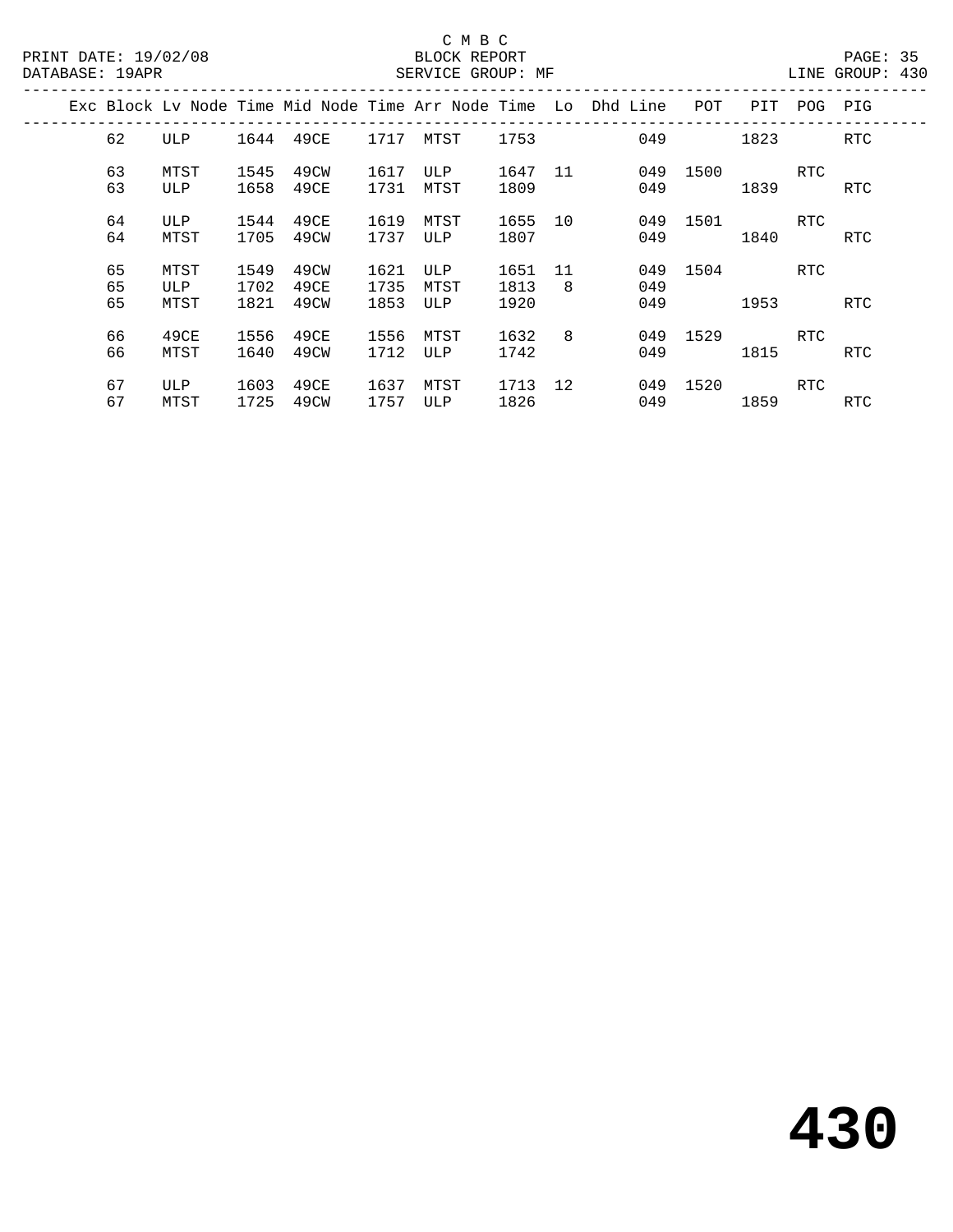C M B C
BLOCK REPORT
SERVICE GROUP: MF

PRINT DATE: 19/02/08
DATABASE: 19APR

LINE GROUP: 430

| Exc | Block | Lv Node | Time | Mid Node | Time | Arr Node | Time | Lo | Dhd Line | POT | PIT | POG | PIG |
|---|---|---|---|---|---|---|---|---|---|---|---|---|---|
| | 62 | ULP | 1644 | 49CE | 1717 | MTST | 1753 | | 049 | | 1823 | | RTC |
| | 63 | MTST | 1545 | 49CW | 1617 | ULP | 1647 | 11 | 049 | 1500 | | RTC | |
| | 63 | ULP | 1658 | 49CE | 1731 | MTST | 1809 | | 049 | | 1839 | | RTC |
| | 64 | ULP | 1544 | 49CE | 1619 | MTST | 1655 | 10 | 049 | 1501 | | RTC | |
| | 64 | MTST | 1705 | 49CW | 1737 | ULP | 1807 | | 049 | | 1840 | | RTC |
| | 65 | MTST | 1549 | 49CW | 1621 | ULP | 1651 | 11 | 049 | 1504 | | RTC | |
| | 65 | ULP | 1702 | 49CE | 1735 | MTST | 1813 | 8 | 049 | | | | |
| | 65 | MTST | 1821 | 49CW | 1853 | ULP | 1920 | | 049 | | 1953 | | RTC |
| | 66 | 49CE | 1556 | 49CE | 1556 | MTST | 1632 | 8 | 049 | 1529 | | RTC | |
| | 66 | MTST | 1640 | 49CW | 1712 | ULP | 1742 | | 049 | | 1815 | | RTC |
| | 67 | ULP | 1603 | 49CE | 1637 | MTST | 1713 | 12 | 049 | 1520 | | RTC | |
| | 67 | MTST | 1725 | 49CW | 1757 | ULP | 1826 | | 049 | | 1859 | | RTC |

# 430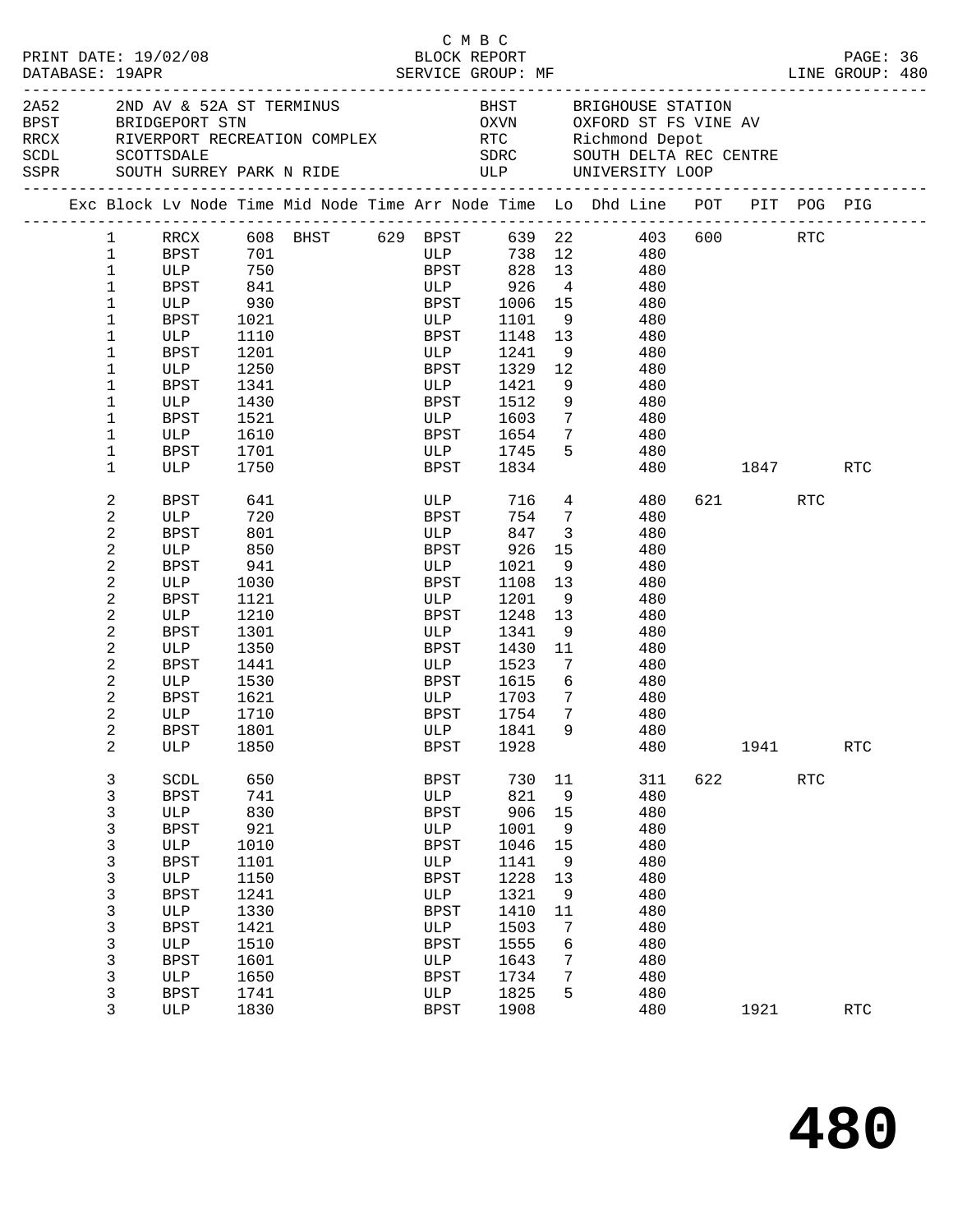C M B C

PRINT DATE: 19/02/08 BLOCK REPORT
DATABASE: 19APR SERVICE GROUP: MF LINE GROUP: 480

| Code | Description | Code | Description |
|---|---|---|---|
| 2A52 | 2ND AV & 52A ST TERMINUS | BHST | BRIGHOUSE STATION |
| BPST | BRIDGEPORT STN | OXVN | OXFORD ST FS VINE AV |
| RRCX | RIVERPORT RECREATION COMPLEX | RTC | Richmond Depot |
| SCDL | SCOTTSDALE | SDRC | SOUTH DELTA REC CENTRE |
| SSPR | SOUTH SURREY PARK N RIDE | ULP | UNIVERSITY LOOP |

| Exc | Block | Lv Node | Time | Mid Node | Time | Arr Node | Time | Lo | Dhd Line | POT | PIT | POG | PIG |
|---|---|---|---|---|---|---|---|---|---|---|---|---|---|
| | 1 | RRCX | 608 | BHST | 629 | BPST | 639 | 22 | 403 | 600 | | RTC | |
| | 1 | BPST | 701 | | | ULP | 738 | 12 | 480 | | | | |
| | 1 | ULP | 750 | | | BPST | 828 | 13 | 480 | | | | |
| | 1 | BPST | 841 | | | ULP | 926 | 4 | 480 | | | | |
| | 1 | ULP | 930 | | | BPST | 1006 | 15 | 480 | | | | |
| | 1 | BPST | 1021 | | | ULP | 1101 | 9 | 480 | | | | |
| | 1 | ULP | 1110 | | | BPST | 1148 | 13 | 480 | | | | |
| | 1 | BPST | 1201 | | | ULP | 1241 | 9 | 480 | | | | |
| | 1 | ULP | 1250 | | | BPST | 1329 | 12 | 480 | | | | |
| | 1 | BPST | 1341 | | | ULP | 1421 | 9 | 480 | | | | |
| | 1 | ULP | 1430 | | | BPST | 1512 | 9 | 480 | | | | |
| | 1 | BPST | 1521 | | | ULP | 1603 | 7 | 480 | | | | |
| | 1 | ULP | 1610 | | | BPST | 1654 | 7 | 480 | | | | |
| | 1 | BPST | 1701 | | | ULP | 1745 | 5 | 480 | | | | |
| | 1 | ULP | 1750 | | | BPST | 1834 | | 480 | | 1847 | | RTC |
| | 2 | BPST | 641 | | | ULP | 716 | 4 | 480 | 621 | | RTC | |
| | 2 | ULP | 720 | | | BPST | 754 | 7 | 480 | | | | |
| | 2 | BPST | 801 | | | ULP | 847 | 3 | 480 | | | | |
| | 2 | ULP | 850 | | | BPST | 926 | 15 | 480 | | | | |
| | 2 | BPST | 941 | | | ULP | 1021 | 9 | 480 | | | | |
| | 2 | ULP | 1030 | | | BPST | 1108 | 13 | 480 | | | | |
| | 2 | BPST | 1121 | | | ULP | 1201 | 9 | 480 | | | | |
| | 2 | ULP | 1210 | | | BPST | 1248 | 13 | 480 | | | | |
| | 2 | BPST | 1301 | | | ULP | 1341 | 9 | 480 | | | | |
| | 2 | ULP | 1350 | | | BPST | 1430 | 11 | 480 | | | | |
| | 2 | BPST | 1441 | | | ULP | 1523 | 7 | 480 | | | | |
| | 2 | ULP | 1530 | | | BPST | 1615 | 6 | 480 | | | | |
| | 2 | BPST | 1621 | | | ULP | 1703 | 7 | 480 | | | | |
| | 2 | ULP | 1710 | | | BPST | 1754 | 7 | 480 | | | | |
| | 2 | BPST | 1801 | | | ULP | 1841 | 9 | 480 | | | | |
| | 2 | ULP | 1850 | | | BPST | 1928 | | 480 | | 1941 | | RTC |
| | 3 | SCDL | 650 | | | BPST | 730 | 11 | 311 | 622 | | RTC | |
| | 3 | BPST | 741 | | | ULP | 821 | 9 | 480 | | | | |
| | 3 | ULP | 830 | | | BPST | 906 | 15 | 480 | | | | |
| | 3 | BPST | 921 | | | ULP | 1001 | 9 | 480 | | | | |
| | 3 | ULP | 1010 | | | BPST | 1046 | 15 | 480 | | | | |
| | 3 | BPST | 1101 | | | ULP | 1141 | 9 | 480 | | | | |
| | 3 | ULP | 1150 | | | BPST | 1228 | 13 | 480 | | | | |
| | 3 | BPST | 1241 | | | ULP | 1321 | 9 | 480 | | | | |
| | 3 | ULP | 1330 | | | BPST | 1410 | 11 | 480 | | | | |
| | 3 | BPST | 1421 | | | ULP | 1503 | 7 | 480 | | | | |
| | 3 | ULP | 1510 | | | BPST | 1555 | 6 | 480 | | | | |
| | 3 | BPST | 1601 | | | ULP | 1643 | 7 | 480 | | | | |
| | 3 | ULP | 1650 | | | BPST | 1734 | 7 | 480 | | | | |
| | 3 | BPST | 1741 | | | ULP | 1825 | 5 | 480 | | | | |
| | 3 | ULP | 1830 | | | BPST | 1908 | | 480 | | 1921 | | RTC |

# 480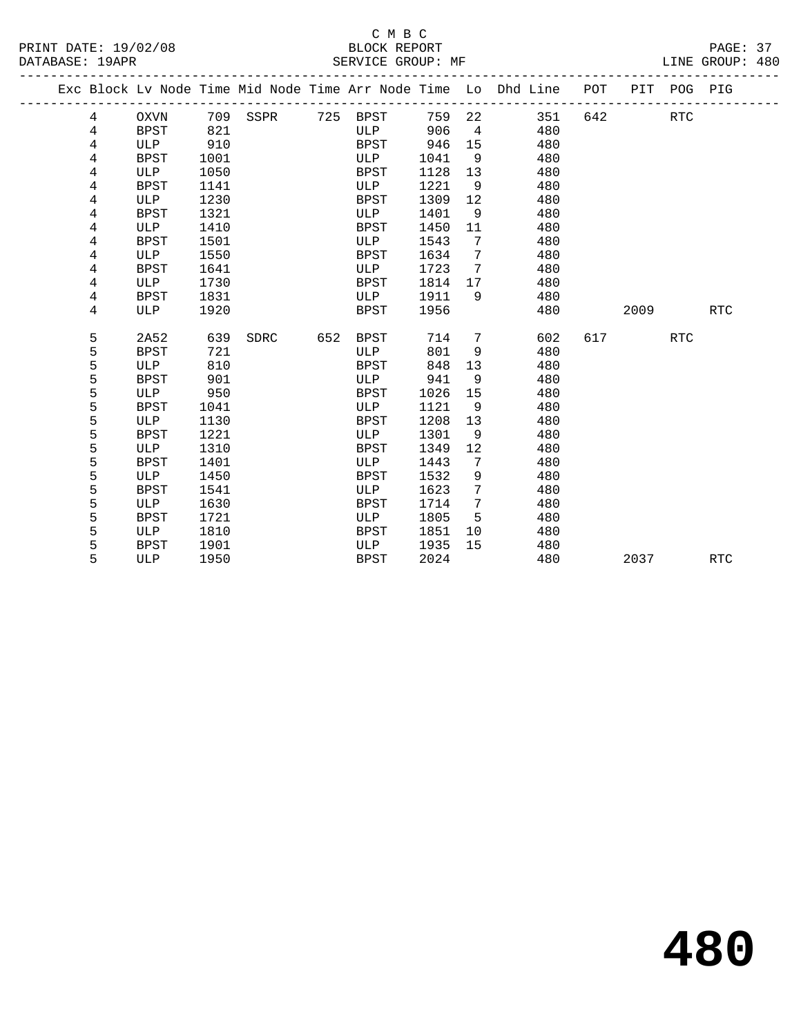C M B C

BLOCK REPORT

SERVICE GROUP: MF

PRINT DATE: 19/02/08
DATABASE: 19APR

LINE GROUP: 480

| Exc | Block | Lv Node | Time | Mid Node | Time | Arr Node | Time | Lo | Dhd Line | POT | PIT | POG | PIG |
|---|---|---|---|---|---|---|---|---|---|---|---|---|---|
| | 4 | OXVN | 709 | SSPR | 725 | BPST | 759 | 22 | 351 | 642 | | RTC | |
| | 4 | BPST | 821 | | | ULP | 906 | 4 | 480 | | | | |
| | 4 | ULP | 910 | | | BPST | 946 | 15 | 480 | | | | |
| | 4 | BPST | 1001 | | | ULP | 1041 | 9 | 480 | | | | |
| | 4 | ULP | 1050 | | | BPST | 1128 | 13 | 480 | | | | |
| | 4 | BPST | 1141 | | | ULP | 1221 | 9 | 480 | | | | |
| | 4 | ULP | 1230 | | | BPST | 1309 | 12 | 480 | | | | |
| | 4 | BPST | 1321 | | | ULP | 1401 | 9 | 480 | | | | |
| | 4 | ULP | 1410 | | | BPST | 1450 | 11 | 480 | | | | |
| | 4 | BPST | 1501 | | | ULP | 1543 | 7 | 480 | | | | |
| | 4 | ULP | 1550 | | | BPST | 1634 | 7 | 480 | | | | |
| | 4 | BPST | 1641 | | | ULP | 1723 | 7 | 480 | | | | |
| | 4 | ULP | 1730 | | | BPST | 1814 | 17 | 480 | | | | |
| | 4 | BPST | 1831 | | | ULP | 1911 | 9 | 480 | | | | |
| | 4 | ULP | 1920 | | | BPST | 1956 | | 480 | | 2009 | | RTC |
| | 5 | 2A52 | 639 | SDRC | 652 | BPST | 714 | 7 | 602 | 617 | | RTC | |
| | 5 | BPST | 721 | | | ULP | 801 | 9 | 480 | | | | |
| | 5 | ULP | 810 | | | BPST | 848 | 13 | 480 | | | | |
| | 5 | BPST | 901 | | | ULP | 941 | 9 | 480 | | | | |
| | 5 | ULP | 950 | | | BPST | 1026 | 15 | 480 | | | | |
| | 5 | BPST | 1041 | | | ULP | 1121 | 9 | 480 | | | | |
| | 5 | ULP | 1130 | | | BPST | 1208 | 13 | 480 | | | | |
| | 5 | BPST | 1221 | | | ULP | 1301 | 9 | 480 | | | | |
| | 5 | ULP | 1310 | | | BPST | 1349 | 12 | 480 | | | | |
| | 5 | BPST | 1401 | | | ULP | 1443 | 7 | 480 | | | | |
| | 5 | ULP | 1450 | | | BPST | 1532 | 9 | 480 | | | | |
| | 5 | BPST | 1541 | | | ULP | 1623 | 7 | 480 | | | | |
| | 5 | ULP | 1630 | | | BPST | 1714 | 7 | 480 | | | | |
| | 5 | BPST | 1721 | | | ULP | 1805 | 5 | 480 | | | | |
| | 5 | ULP | 1810 | | | BPST | 1851 | 10 | 480 | | | | |
| | 5 | BPST | 1901 | | | ULP | 1935 | 15 | 480 | | | | |
| | 5 | ULP | 1950 | | | BPST | 2024 | | 480 | | 2037 | | RTC |

# 480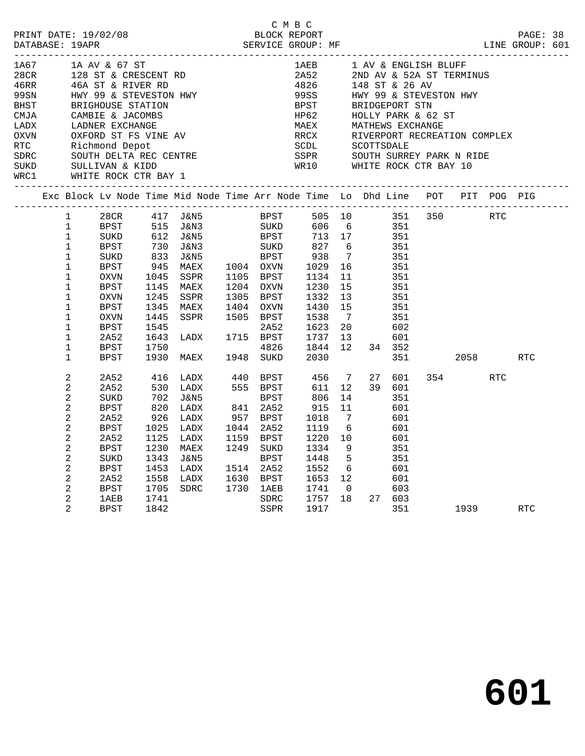C M B C

PRINT DATE: 19/02/08 BLOCK REPORT
DATABASE: 19APR SERVICE GROUP: MF LINE GROUP: 601

| Code | Description | Code | Description |
|---|---|---|---|
| 1A67 | 1A AV & 67 ST | 1AEB | 1 AV & ENGLISH BLUFF |
| 28CR | 128 ST & CRESCENT RD | 2A52 | 2ND AV & 52A ST TERMINUS |
| 46RR | 46A ST & RIVER RD | 4826 | 148 ST & 26 AV |
| 99SN | HWY 99 & STEVESTON HWY | 99SS | HWY 99 & STEVESTON HWY |
| BHST | BRIGHOUSE STATION | BPST | BRIDGEPORT STN |
| CMJA | CAMBIE & JACOMBS | HP62 | HOLLY PARK & 62 ST |
| LADX | LADNER EXCHANGE | MAEX | MATHEWS EXCHANGE |
| OXVN | OXFORD ST FS VINE AV | RRCX | RIVERPORT RECREATION COMPLEX |
| RTC | Richmond Depot | SCDL | SCOTTSDALE |
| SDRC | SOUTH DELTA REC CENTRE | SSPR | SOUTH SURREY PARK N RIDE |
| SUKD | SULLIVAN & KIDD | WR10 | WHITE ROCK CTR BAY 10 |
| WRC1 | WHITE ROCK CTR BAY 1 | | |

| Exc | Block | Lv Node | Time | Mid Node | Time | Arr Node | Time | Lo | Dhd | Line | POT | PIT | POG | PIG |
|---|---|---|---|---|---|---|---|---|---|---|---|---|---|---|
| | 1 | 28CR | 417 | J&N5 | | BPST | 505 | 10 | | 351 | 350 | | RTC | |
| | 1 | BPST | 515 | J&N3 | | SUKD | 606 | 6 | | 351 | | | | |
| | 1 | SUKD | 612 | J&N5 | | BPST | 713 | 17 | | 351 | | | | |
| | 1 | BPST | 730 | J&N3 | | SUKD | 827 | 6 | | 351 | | | | |
| | 1 | SUKD | 833 | J&N5 | | BPST | 938 | 7 | | 351 | | | | |
| | 1 | BPST | 945 | MAEX | 1004 | OXVN | 1029 | 16 | | 351 | | | | |
| | 1 | OXVN | 1045 | SSPR | 1105 | BPST | 1134 | 11 | | 351 | | | | |
| | 1 | BPST | 1145 | MAEX | 1204 | OXVN | 1230 | 15 | | 351 | | | | |
| | 1 | OXVN | 1245 | SSPR | 1305 | BPST | 1332 | 13 | | 351 | | | | |
| | 1 | BPST | 1345 | MAEX | 1404 | OXVN | 1430 | 15 | | 351 | | | | |
| | 1 | OXVN | 1445 | SSPR | 1505 | BPST | 1538 | 7 | | 351 | | | | |
| | 1 | BPST | 1545 | | | 2A52 | 1623 | 20 | | 602 | | | | |
| | 1 | 2A52 | 1643 | LADX | 1715 | BPST | 1737 | 13 | | 601 | | | | |
| | 1 | BPST | 1750 | | | 4826 | 1844 | 12 | 34 | 352 | | | | |
| | 1 | BPST | 1930 | MAEX | 1948 | SUKD | 2030 | | | 351 | | 2058 | | RTC |
| | 2 | 2A52 | 416 | LADX | 440 | BPST | 456 | 7 | 27 | 601 | 354 | | RTC | |
| | 2 | 2A52 | 530 | LADX | 555 | BPST | 611 | 12 | 39 | 601 | | | | |
| | 2 | SUKD | 702 | J&N5 | | BPST | 806 | 14 | | 351 | | | | |
| | 2 | BPST | 820 | LADX | 841 | 2A52 | 915 | 11 | | 601 | | | | |
| | 2 | 2A52 | 926 | LADX | 957 | BPST | 1018 | 7 | | 601 | | | | |
| | 2 | BPST | 1025 | LADX | 1044 | 2A52 | 1119 | 6 | | 601 | | | | |
| | 2 | 2A52 | 1125 | LADX | 1159 | BPST | 1220 | 10 | | 601 | | | | |
| | 2 | BPST | 1230 | MAEX | 1249 | SUKD | 1334 | 9 | | 351 | | | | |
| | 2 | SUKD | 1343 | J&N5 | | BPST | 1448 | 5 | | 351 | | | | |
| | 2 | BPST | 1453 | LADX | 1514 | 2A52 | 1552 | 6 | | 601 | | | | |
| | 2 | 2A52 | 1558 | LADX | 1630 | BPST | 1653 | 12 | | 601 | | | | |
| | 2 | BPST | 1705 | SDRC | 1730 | 1AEB | 1741 | 0 | | 603 | | | | |
| | 2 | 1AEB | 1741 | | | SDRC | 1757 | 18 | 27 | 603 | | | | |
| | 2 | BPST | 1842 | | | SSPR | 1917 | | | 351 | | 1939 | | RTC |

601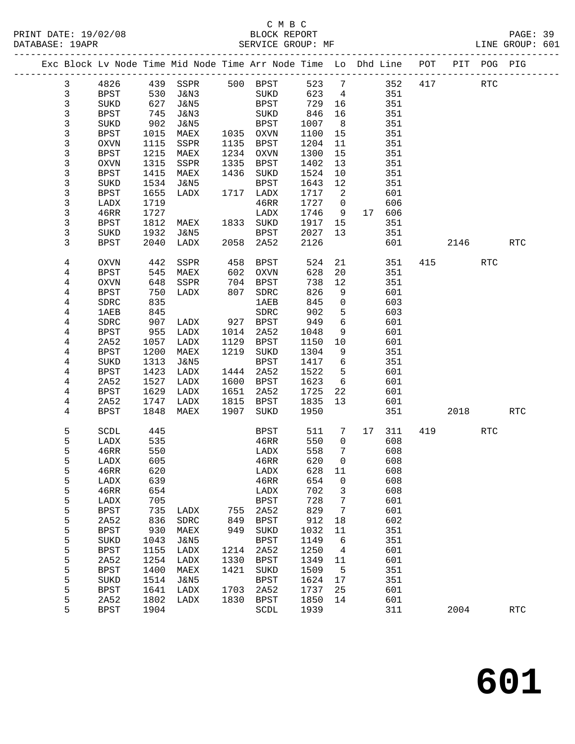C M B C

BLOCK REPORT

SERVICE GROUP: MF

PRINT DATE: 19/02/08
DATABASE: 19APR
LINE GROUP: 601

| Exc | Block | Lv Node | Time | Mid Node | Time | Arr Node | Time | Lo | Dhd | Line | POT | PIT | POG | PIG |
|---|---|---|---|---|---|---|---|---|---|---|---|---|---|---|
| | 3 | 4826 | 439 | SSPR | 500 | BPST | 523 | 7 | | 352 | 417 | | RTC | |
| | 3 | BPST | 530 | J&N3 | | SUKD | 623 | 4 | | 351 | | | | |
| | 3 | SUKD | 627 | J&N5 | | BPST | 729 | 16 | | 351 | | | | |
| | 3 | BPST | 745 | J&N3 | | SUKD | 846 | 16 | | 351 | | | | |
| | 3 | SUKD | 902 | J&N5 | | BPST | 1007 | 8 | | 351 | | | | |
| | 3 | BPST | 1015 | MAEX | 1035 | OXVN | 1100 | 15 | | 351 | | | | |
| | 3 | OXVN | 1115 | SSPR | 1135 | BPST | 1204 | 11 | | 351 | | | | |
| | 3 | BPST | 1215 | MAEX | 1234 | OXVN | 1300 | 15 | | 351 | | | | |
| | 3 | OXVN | 1315 | SSPR | 1335 | BPST | 1402 | 13 | | 351 | | | | |
| | 3 | BPST | 1415 | MAEX | 1436 | SUKD | 1524 | 10 | | 351 | | | | |
| | 3 | SUKD | 1534 | J&N5 | | BPST | 1643 | 12 | | 351 | | | | |
| | 3 | BPST | 1655 | LADX | 1717 | LADX | 1717 | 2 | | 601 | | | | |
| | 3 | LADX | 1719 | | | 46RR | 1727 | 0 | | 606 | | | | |
| | 3 | 46RR | 1727 | | | LADX | 1746 | 9 | 17 | 606 | | | | |
| | 3 | BPST | 1812 | MAEX | 1833 | SUKD | 1917 | 15 | | 351 | | | | |
| | 3 | SUKD | 1932 | J&N5 | | BPST | 2027 | 13 | | 351 | | | | |
| | 3 | BPST | 2040 | LADX | 2058 | 2A52 | 2126 | | | 601 | | 2146 | | RTC |
| | 4 | OXVN | 442 | SSPR | 458 | BPST | 524 | 21 | | 351 | 415 | | RTC | |
| | 4 | BPST | 545 | MAEX | 602 | OXVN | 628 | 20 | | 351 | | | | |
| | 4 | OXVN | 648 | SSPR | 704 | BPST | 738 | 12 | | 351 | | | | |
| | 4 | BPST | 750 | LADX | 807 | SDRC | 826 | 9 | | 601 | | | | |
| | 4 | SDRC | 835 | | | 1AEB | 845 | 0 | | 603 | | | | |
| | 4 | 1AEB | 845 | | | SDRC | 902 | 5 | | 603 | | | | |
| | 4 | SDRC | 907 | LADX | 927 | BPST | 949 | 6 | | 601 | | | | |
| | 4 | BPST | 955 | LADX | 1014 | 2A52 | 1048 | 9 | | 601 | | | | |
| | 4 | 2A52 | 1057 | LADX | 1129 | BPST | 1150 | 10 | | 601 | | | | |
| | 4 | BPST | 1200 | MAEX | 1219 | SUKD | 1304 | 9 | | 351 | | | | |
| | 4 | SUKD | 1313 | J&N5 | | BPST | 1417 | 6 | | 351 | | | | |
| | 4 | BPST | 1423 | LADX | 1444 | 2A52 | 1522 | 5 | | 601 | | | | |
| | 4 | 2A52 | 1527 | LADX | 1600 | BPST | 1623 | 6 | | 601 | | | | |
| | 4 | BPST | 1629 | LADX | 1651 | 2A52 | 1725 | 22 | | 601 | | | | |
| | 4 | 2A52 | 1747 | LADX | 1815 | BPST | 1835 | 13 | | 601 | | | | |
| | 4 | BPST | 1848 | MAEX | 1907 | SUKD | 1950 | | | 351 | | 2018 | | RTC |
| | 5 | SCDL | 445 | | | BPST | 511 | 7 | 17 | 311 | 419 | | RTC | |
| | 5 | LADX | 535 | | | 46RR | 550 | 0 | | 608 | | | | |
| | 5 | 46RR | 550 | | | LADX | 558 | 7 | | 608 | | | | |
| | 5 | LADX | 605 | | | 46RR | 620 | 0 | | 608 | | | | |
| | 5 | 46RR | 620 | | | LADX | 628 | 11 | | 608 | | | | |
| | 5 | LADX | 639 | | | 46RR | 654 | 0 | | 608 | | | | |
| | 5 | 46RR | 654 | | | LADX | 702 | 3 | | 608 | | | | |
| | 5 | LADX | 705 | | | BPST | 728 | 7 | | 601 | | | | |
| | 5 | BPST | 735 | LADX | 755 | 2A52 | 829 | 7 | | 601 | | | | |
| | 5 | 2A52 | 836 | SDRC | 849 | BPST | 912 | 18 | | 602 | | | | |
| | 5 | BPST | 930 | MAEX | 949 | SUKD | 1032 | 11 | | 351 | | | | |
| | 5 | SUKD | 1043 | J&N5 | | BPST | 1149 | 6 | | 351 | | | | |
| | 5 | BPST | 1155 | LADX | 1214 | 2A52 | 1250 | 4 | | 601 | | | | |
| | 5 | 2A52 | 1254 | LADX | 1330 | BPST | 1349 | 11 | | 601 | | | | |
| | 5 | BPST | 1400 | MAEX | 1421 | SUKD | 1509 | 5 | | 351 | | | | |
| | 5 | SUKD | 1514 | J&N5 | | BPST | 1624 | 17 | | 351 | | | | |
| | 5 | BPST | 1641 | LADX | 1703 | 2A52 | 1737 | 25 | | 601 | | | | |
| | 5 | 2A52 | 1802 | LADX | 1830 | BPST | 1850 | 14 | | 601 | | | | |
| | 5 | BPST | 1904 | | | SCDL | 1939 | | | 311 | | 2004 | | RTC |

# 601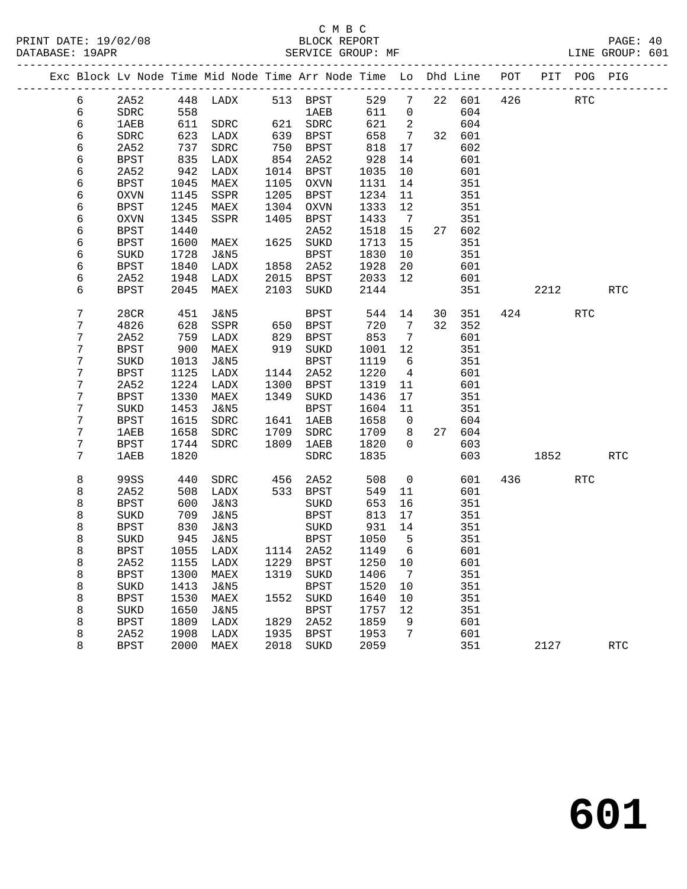C M B C
BLOCK REPORT
SERVICE GROUP: MF

PRINT DATE: 19/02/08
DATABASE: 19APR
LINE GROUP: 601

| Exc | Block | Lv Node | Time | Mid Node | Time | Arr Node | Time | Lo | Dhd | Line | POT | PIT | POG | PIG |
|---|---|---|---|---|---|---|---|---|---|---|---|---|---|---|
| | 6 | 2A52 | 448 | LADX | 513 | BPST | 529 | 7 | 22 | 601 | 426 | | RTC | |
| | 6 | SDRC | 558 | | | 1AEB | 611 | 0 | | 604 | | | | |
| | 6 | 1AEB | 611 | SDRC | 621 | SDRC | 621 | 2 | | 604 | | | | |
| | 6 | SDRC | 623 | LADX | 639 | BPST | 658 | 7 | 32 | 601 | | | | |
| | 6 | 2A52 | 737 | SDRC | 750 | BPST | 818 | 17 | | 602 | | | | |
| | 6 | BPST | 835 | LADX | 854 | 2A52 | 928 | 14 | | 601 | | | | |
| | 6 | 2A52 | 942 | LADX | 1014 | BPST | 1035 | 10 | | 601 | | | | |
| | 6 | BPST | 1045 | MAEX | 1105 | OXVN | 1131 | 14 | | 351 | | | | |
| | 6 | OXVN | 1145 | SSPR | 1205 | BPST | 1234 | 11 | | 351 | | | | |
| | 6 | BPST | 1245 | MAEX | 1304 | OXVN | 1333 | 12 | | 351 | | | | |
| | 6 | OXVN | 1345 | SSPR | 1405 | BPST | 1433 | 7 | | 351 | | | | |
| | 6 | BPST | 1440 | | | 2A52 | 1518 | 15 | 27 | 602 | | | | |
| | 6 | BPST | 1600 | MAEX | 1625 | SUKD | 1713 | 15 | | 351 | | | | |
| | 6 | SUKD | 1728 | J&N5 | | BPST | 1830 | 10 | | 351 | | | | |
| | 6 | BPST | 1840 | LADX | 1858 | 2A52 | 1928 | 20 | | 601 | | | | |
| | 6 | 2A52 | 1948 | LADX | 2015 | BPST | 2033 | 12 | | 601 | | | | |
| | 6 | BPST | 2045 | MAEX | 2103 | SUKD | 2144 | | | 351 | | 2212 | | RTC |
| | 7 | 28CR | 451 | J&N5 | | BPST | 544 | 14 | 30 | 351 | 424 | | RTC | |
| | 7 | 4826 | 628 | SSPR | 650 | BPST | 720 | 7 | 32 | 352 | | | | |
| | 7 | 2A52 | 759 | LADX | 829 | BPST | 853 | 7 | | 601 | | | | |
| | 7 | BPST | 900 | MAEX | 919 | SUKD | 1001 | 12 | | 351 | | | | |
| | 7 | SUKD | 1013 | J&N5 | | BPST | 1119 | 6 | | 351 | | | | |
| | 7 | BPST | 1125 | LADX | 1144 | 2A52 | 1220 | 4 | | 601 | | | | |
| | 7 | 2A52 | 1224 | LADX | 1300 | BPST | 1319 | 11 | | 601 | | | | |
| | 7 | BPST | 1330 | MAEX | 1349 | SUKD | 1436 | 17 | | 351 | | | | |
| | 7 | SUKD | 1453 | J&N5 | | BPST | 1604 | 11 | | 351 | | | | |
| | 7 | BPST | 1615 | SDRC | 1641 | 1AEB | 1658 | 0 | | 604 | | | | |
| | 7 | 1AEB | 1658 | SDRC | 1709 | SDRC | 1709 | 8 | 27 | 604 | | | | |
| | 7 | BPST | 1744 | SDRC | 1809 | 1AEB | 1820 | 0 | | 603 | | | | |
| | 7 | 1AEB | 1820 | | | SDRC | 1835 | | | 603 | | 1852 | | RTC |
| | 8 | 99SS | 440 | SDRC | 456 | 2A52 | 508 | 0 | | 601 | 436 | | RTC | |
| | 8 | 2A52 | 508 | LADX | 533 | BPST | 549 | 11 | | 601 | | | | |
| | 8 | BPST | 600 | J&N3 | | SUKD | 653 | 16 | | 351 | | | | |
| | 8 | SUKD | 709 | J&N5 | | BPST | 813 | 17 | | 351 | | | | |
| | 8 | BPST | 830 | J&N3 | | SUKD | 931 | 14 | | 351 | | | | |
| | 8 | SUKD | 945 | J&N5 | | BPST | 1050 | 5 | | 351 | | | | |
| | 8 | BPST | 1055 | LADX | 1114 | 2A52 | 1149 | 6 | | 601 | | | | |
| | 8 | 2A52 | 1155 | LADX | 1229 | BPST | 1250 | 10 | | 601 | | | | |
| | 8 | BPST | 1300 | MAEX | 1319 | SUKD | 1406 | 7 | | 351 | | | | |
| | 8 | SUKD | 1413 | J&N5 | | BPST | 1520 | 10 | | 351 | | | | |
| | 8 | BPST | 1530 | MAEX | 1552 | SUKD | 1640 | 10 | | 351 | | | | |
| | 8 | SUKD | 1650 | J&N5 | | BPST | 1757 | 12 | | 351 | | | | |
| | 8 | BPST | 1809 | LADX | 1829 | 2A52 | 1859 | 9 | | 601 | | | | |
| | 8 | 2A52 | 1908 | LADX | 1935 | BPST | 1953 | 7 | | 601 | | | | |
| | 8 | BPST | 2000 | MAEX | 2018 | SUKD | 2059 | | | 351 | | 2127 | | RTC |

# 601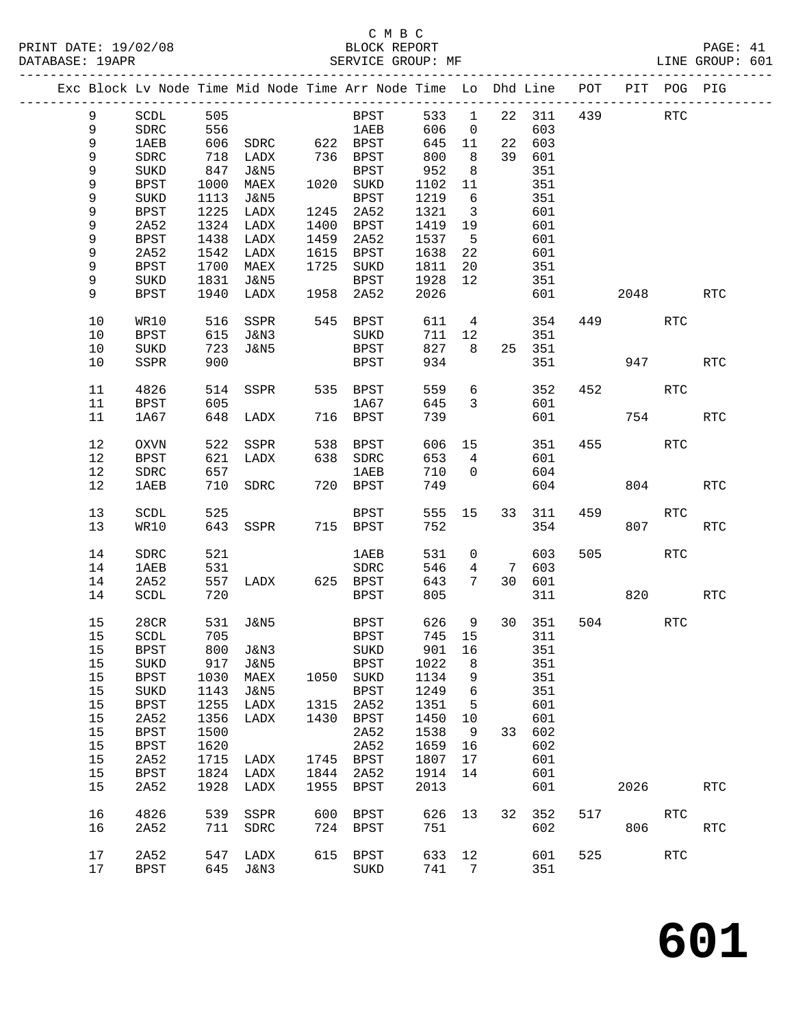C M B C
BLOCK REPORT
SERVICE GROUP: MF

PRINT DATE: 19/02/08
DATABASE: 19APR
LINE GROUP: 601

| Exc | Block | Lv | Node | Time | Mid Node | Time | Arr Node | Time | Lo | Dhd | Line | POT | PIT | POG | PIG |
|---|---|---|---|---|---|---|---|---|---|---|---|---|---|---|---|
| | 9 | | SCDL | 505 | | | BPST | 533 | 1 | 22 | 311 | 439 | | RTC | |
| | 9 | | SDRC | 556 | | | 1AEB | 606 | 0 | | 603 | | | | |
| | 9 | | 1AEB | 606 | SDRC | 622 | BPST | 645 | 11 | 22 | 603 | | | | |
| | 9 | | SDRC | 718 | LADX | 736 | BPST | 800 | 8 | 39 | 601 | | | | |
| | 9 | | SUKD | 847 | J&N5 | | BPST | 952 | 8 | | 351 | | | | |
| | 9 | | BPST | 1000 | MAEX | 1020 | SUKD | 1102 | 11 | | 351 | | | | |
| | 9 | | SUKD | 1113 | J&N5 | | BPST | 1219 | 6 | | 351 | | | | |
| | 9 | | BPST | 1225 | LADX | 1245 | 2A52 | 1321 | 3 | | 601 | | | | |
| | 9 | | 2A52 | 1324 | LADX | 1400 | BPST | 1419 | 19 | | 601 | | | | |
| | 9 | | BPST | 1438 | LADX | 1459 | 2A52 | 1537 | 5 | | 601 | | | | |
| | 9 | | 2A52 | 1542 | LADX | 1615 | BPST | 1638 | 22 | | 601 | | | | |
| | 9 | | BPST | 1700 | MAEX | 1725 | SUKD | 1811 | 20 | | 351 | | | | |
| | 9 | | SUKD | 1831 | J&N5 | | BPST | 1928 | 12 | | 351 | | | | |
| | 9 | | BPST | 1940 | LADX | 1958 | 2A52 | 2026 | | | 601 | | 2048 | | RTC |
| | 10 | | WR10 | 516 | SSPR | 545 | BPST | 611 | 4 | | 354 | 449 | | RTC | |
| | 10 | | BPST | 615 | J&N3 | | SUKD | 711 | 12 | | 351 | | | | |
| | 10 | | SUKD | 723 | J&N5 | | BPST | 827 | 8 | 25 | 351 | | | | |
| | 10 | | SSPR | 900 | | | BPST | 934 | | | 351 | | 947 | | RTC |
| | 11 | | 4826 | 514 | SSPR | 535 | BPST | 559 | 6 | | 352 | 452 | | RTC | |
| | 11 | | BPST | 605 | | | 1A67 | 645 | 3 | | 601 | | | | |
| | 11 | | 1A67 | 648 | LADX | 716 | BPST | 739 | | | 601 | | 754 | | RTC |
| | 12 | | OXVN | 522 | SSPR | 538 | BPST | 606 | 15 | | 351 | 455 | | RTC | |
| | 12 | | BPST | 621 | LADX | 638 | SDRC | 653 | 4 | | 601 | | | | |
| | 12 | | SDRC | 657 | | | 1AEB | 710 | 0 | | 604 | | | | |
| | 12 | | 1AEB | 710 | SDRC | 720 | BPST | 749 | | | 604 | | 804 | | RTC |
| | 13 | | SCDL | 525 | | | BPST | 555 | 15 | 33 | 311 | 459 | | RTC | |
| | 13 | | WR10 | 643 | SSPR | 715 | BPST | 752 | | | 354 | | 807 | | RTC |
| | 14 | | SDRC | 521 | | | 1AEB | 531 | 0 | | 603 | 505 | | RTC | |
| | 14 | | 1AEB | 531 | | | SDRC | 546 | 4 | 7 | 603 | | | | |
| | 14 | | 2A52 | 557 | LADX | 625 | BPST | 643 | 7 | 30 | 601 | | | | |
| | 14 | | SCDL | 720 | | | BPST | 805 | | | 311 | | 820 | | RTC |
| | 15 | | 28CR | 531 | J&N5 | | BPST | 626 | 9 | 30 | 351 | 504 | | RTC | |
| | 15 | | SCDL | 705 | | | BPST | 745 | 15 | | 311 | | | | |
| | 15 | | BPST | 800 | J&N3 | | SUKD | 901 | 16 | | 351 | | | | |
| | 15 | | SUKD | 917 | J&N5 | | BPST | 1022 | 8 | | 351 | | | | |
| | 15 | | BPST | 1030 | MAEX | 1050 | SUKD | 1134 | 9 | | 351 | | | | |
| | 15 | | SUKD | 1143 | J&N5 | | BPST | 1249 | 6 | | 351 | | | | |
| | 15 | | BPST | 1255 | LADX | 1315 | 2A52 | 1351 | 5 | | 601 | | | | |
| | 15 | | 2A52 | 1356 | LADX | 1430 | BPST | 1450 | 10 | | 601 | | | | |
| | 15 | | BPST | 1500 | | | 2A52 | 1538 | 9 | 33 | 602 | | | | |
| | 15 | | BPST | 1620 | | | 2A52 | 1659 | 16 | | 602 | | | | |
| | 15 | | 2A52 | 1715 | LADX | 1745 | BPST | 1807 | 17 | | 601 | | | | |
| | 15 | | BPST | 1824 | LADX | 1844 | 2A52 | 1914 | 14 | | 601 | | | | |
| | 15 | | 2A52 | 1928 | LADX | 1955 | BPST | 2013 | | | 601 | | 2026 | | RTC |
| | 16 | | 4826 | 539 | SSPR | 600 | BPST | 626 | 13 | 32 | 352 | 517 | | RTC | |
| | 16 | | 2A52 | 711 | SDRC | 724 | BPST | 751 | | | 602 | | 806 | | RTC |
| | 17 | | 2A52 | 547 | LADX | 615 | BPST | 633 | 12 | | 601 | 525 | | RTC | |
| | 17 | | BPST | 645 | J&N3 | | SUKD | 741 | 7 | | 351 | | | | |

# 601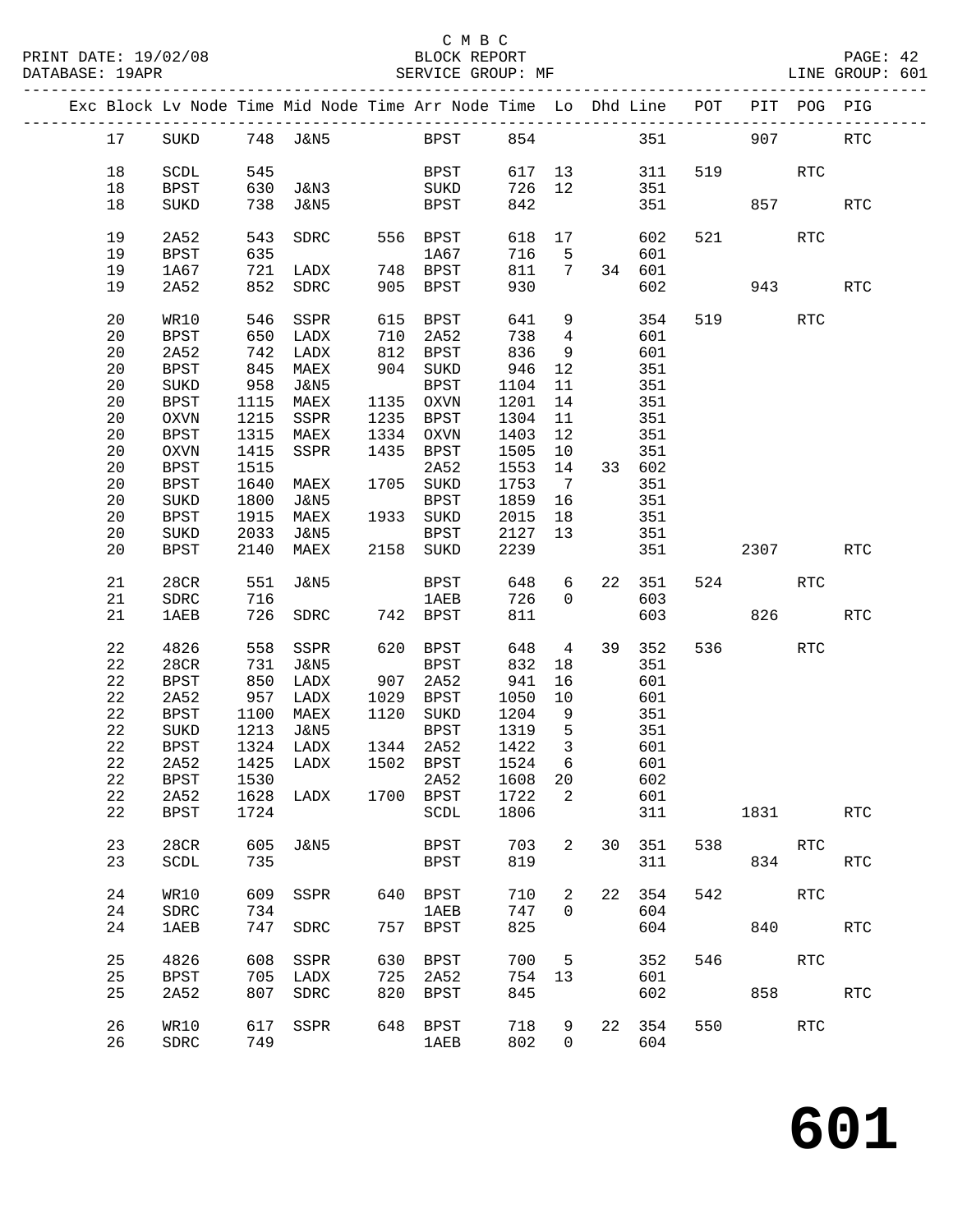C M B C
BLOCK REPORT
SERVICE GROUP: MF

PRINT DATE: 19/02/08
DATABASE: 19APR
LINE GROUP: 601

| Exc | Block | Lv | Node | Time | Mid Node | Time | Arr Node | Time | Lo | Dhd | Line | POT | PIT | POG | PIG |
|---|---|---|---|---|---|---|---|---|---|---|---|---|---|---|---|
| | 17 | | SUKD | 748 | J&N5 | | BPST | 854 | | | 351 | | 907 | | RTC |
| | 18 | | SCDL | 545 | | | BPST | 617 | 13 | | 311 | 519 | | RTC | |
| | 18 | | BPST | 630 | J&N3 | | SUKD | 726 | 12 | | 351 | | | | |
| | 18 | | SUKD | 738 | J&N5 | | BPST | 842 | | | 351 | | 857 | | RTC |
| | 19 | | 2A52 | 543 | SDRC | 556 | BPST | 618 | 17 | | 602 | 521 | | RTC | |
| | 19 | | BPST | 635 | | | 1A67 | 716 | 5 | | 601 | | | | |
| | 19 | | 1A67 | 721 | LADX | 748 | BPST | 811 | 7 | 34 | 601 | | | | |
| | 19 | | 2A52 | 852 | SDRC | 905 | BPST | 930 | | | 602 | | 943 | | RTC |
| | 20 | | WR10 | 546 | SSPR | 615 | BPST | 641 | 9 | | 354 | 519 | | RTC | |
| | 20 | | BPST | 650 | LADX | 710 | 2A52 | 738 | 4 | | 601 | | | | |
| | 20 | | 2A52 | 742 | LADX | 812 | BPST | 836 | 9 | | 601 | | | | |
| | 20 | | BPST | 845 | MAEX | 904 | SUKD | 946 | 12 | | 351 | | | | |
| | 20 | | SUKD | 958 | J&N5 | | BPST | 1104 | 11 | | 351 | | | | |
| | 20 | | BPST | 1115 | MAEX | 1135 | OXVN | 1201 | 14 | | 351 | | | | |
| | 20 | | OXVN | 1215 | SSPR | 1235 | BPST | 1304 | 11 | | 351 | | | | |
| | 20 | | BPST | 1315 | MAEX | 1334 | OXVN | 1403 | 12 | | 351 | | | | |
| | 20 | | OXVN | 1415 | SSPR | 1435 | BPST | 1505 | 10 | | 351 | | | | |
| | 20 | | BPST | 1515 | | | 2A52 | 1553 | 14 | 33 | 602 | | | | |
| | 20 | | BPST | 1640 | MAEX | 1705 | SUKD | 1753 | 7 | | 351 | | | | |
| | 20 | | SUKD | 1800 | J&N5 | | BPST | 1859 | 16 | | 351 | | | | |
| | 20 | | BPST | 1915 | MAEX | 1933 | SUKD | 2015 | 18 | | 351 | | | | |
| | 20 | | SUKD | 2033 | J&N5 | | BPST | 2127 | 13 | | 351 | | | | |
| | 20 | | BPST | 2140 | MAEX | 2158 | SUKD | 2239 | | | 351 | | 2307 | | RTC |
| | 21 | | 28CR | 551 | J&N5 | | BPST | 648 | 6 | 22 | 351 | 524 | | RTC | |
| | 21 | | SDRC | 716 | | | 1AEB | 726 | 0 | | 603 | | | | |
| | 21 | | 1AEB | 726 | SDRC | 742 | BPST | 811 | | | 603 | | 826 | | RTC |
| | 22 | | 4826 | 558 | SSPR | 620 | BPST | 648 | 4 | 39 | 352 | 536 | | RTC | |
| | 22 | | 28CR | 731 | J&N5 | | BPST | 832 | 18 | | 351 | | | | |
| | 22 | | BPST | 850 | LADX | 907 | 2A52 | 941 | 16 | | 601 | | | | |
| | 22 | | 2A52 | 957 | LADX | 1029 | BPST | 1050 | 10 | | 601 | | | | |
| | 22 | | BPST | 1100 | MAEX | 1120 | SUKD | 1204 | 9 | | 351 | | | | |
| | 22 | | SUKD | 1213 | J&N5 | | BPST | 1319 | 5 | | 351 | | | | |
| | 22 | | BPST | 1324 | LADX | 1344 | 2A52 | 1422 | 3 | | 601 | | | | |
| | 22 | | 2A52 | 1425 | LADX | 1502 | BPST | 1524 | 6 | | 601 | | | | |
| | 22 | | BPST | 1530 | | | 2A52 | 1608 | 20 | | 602 | | | | |
| | 22 | | 2A52 | 1628 | LADX | 1700 | BPST | 1722 | 2 | | 601 | | | | |
| | 22 | | BPST | 1724 | | | SCDL | 1806 | | | 311 | | 1831 | | RTC |
| | 23 | | 28CR | 605 | J&N5 | | BPST | 703 | 2 | 30 | 351 | 538 | | RTC | |
| | 23 | | SCDL | 735 | | | BPST | 819 | | | 311 | | 834 | | RTC |
| | 24 | | WR10 | 609 | SSPR | 640 | BPST | 710 | 2 | 22 | 354 | 542 | | RTC | |
| | 24 | | SDRC | 734 | | | 1AEB | 747 | 0 | | 604 | | | | |
| | 24 | | 1AEB | 747 | SDRC | 757 | BPST | 825 | | | 604 | | 840 | | RTC |
| | 25 | | 4826 | 608 | SSPR | 630 | BPST | 700 | 5 | | 352 | 546 | | RTC | |
| | 25 | | BPST | 705 | LADX | 725 | 2A52 | 754 | 13 | | 601 | | | | |
| | 25 | | 2A52 | 807 | SDRC | 820 | BPST | 845 | | | 602 | | 858 | | RTC |
| | 26 | | WR10 | 617 | SSPR | 648 | BPST | 718 | 9 | 22 | 354 | 550 | | RTC | |
| | 26 | | SDRC | 749 | | | 1AEB | 802 | 0 | | 604 | | | | |

# 601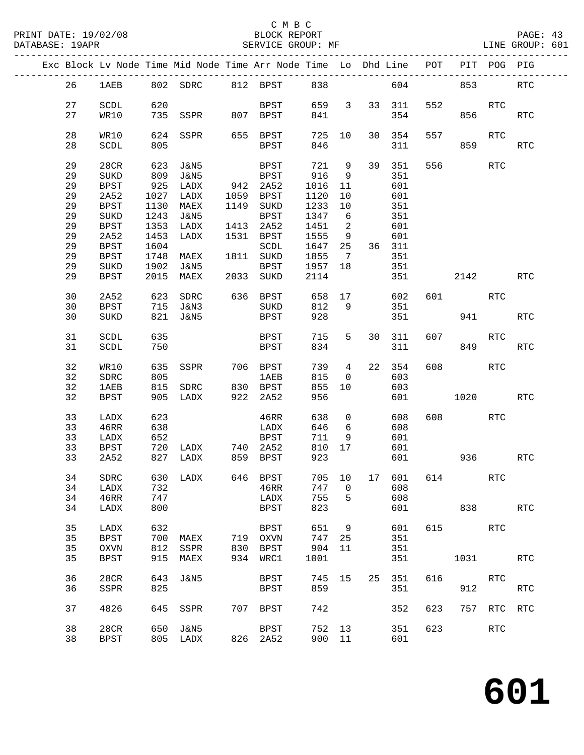C M B C

BLOCK REPORT

SERVICE GROUP: MF

PRINT DATE: 19/02/08
DATABASE: 19APR
LINE GROUP: 601

| Exc | Block | Lv | Node | Time | Mid Node | Time | Arr Node | Time | Lo | Dhd | Line | POT | PIT | POG | PIG |
|---|---|---|---|---|---|---|---|---|---|---|---|---|---|---|---|
| | 26 | | 1AEB | 802 | SDRC | 812 | BPST | 838 | | | 604 | | 853 | | RTC |
| | 27 | | SCDL | 620 | | | BPST | 659 | 3 | 33 | 311 | 552 | | RTC | |
| | 27 | | WR10 | 735 | SSPR | 807 | BPST | 841 | | | 354 | | 856 | | RTC |
| | 28 | | WR10 | 624 | SSPR | 655 | BPST | 725 | 10 | 30 | 354 | 557 | | RTC | |
| | 28 | | SCDL | 805 | | | BPST | 846 | | | 311 | | 859 | | RTC |
| | 29 | | 28CR | 623 | J&N5 | | BPST | 721 | 9 | 39 | 351 | 556 | | RTC | |
| | 29 | | SUKD | 809 | J&N5 | | BPST | 916 | 9 | | 351 | | | | |
| | 29 | | BPST | 925 | LADX | 942 | 2A52 | 1016 | 11 | | 601 | | | | |
| | 29 | | 2A52 | 1027 | LADX | 1059 | BPST | 1120 | 10 | | 601 | | | | |
| | 29 | | BPST | 1130 | MAEX | 1149 | SUKD | 1233 | 10 | | 351 | | | | |
| | 29 | | SUKD | 1243 | J&N5 | | BPST | 1347 | 6 | | 351 | | | | |
| | 29 | | BPST | 1353 | LADX | 1413 | 2A52 | 1451 | 2 | | 601 | | | | |
| | 29 | | 2A52 | 1453 | LADX | 1531 | BPST | 1555 | 9 | | 601 | | | | |
| | 29 | | BPST | 1604 | | | SCDL | 1647 | 25 | 36 | 311 | | | | |
| | 29 | | BPST | 1748 | MAEX | 1811 | SUKD | 1855 | 7 | | 351 | | | | |
| | 29 | | SUKD | 1902 | J&N5 | | BPST | 1957 | 18 | | 351 | | | | |
| | 29 | | BPST | 2015 | MAEX | 2033 | SUKD | 2114 | | | 351 | | 2142 | | RTC |
| | 30 | | 2A52 | 623 | SDRC | 636 | BPST | 658 | 17 | | 602 | 601 | | RTC | |
| | 30 | | BPST | 715 | J&N3 | | SUKD | 812 | 9 | | 351 | | | | |
| | 30 | | SUKD | 821 | J&N5 | | BPST | 928 | | | 351 | | 941 | | RTC |
| | 31 | | SCDL | 635 | | | BPST | 715 | 5 | 30 | 311 | 607 | | RTC | |
| | 31 | | SCDL | 750 | | | BPST | 834 | | | 311 | | 849 | | RTC |
| | 32 | | WR10 | 635 | SSPR | 706 | BPST | 739 | 4 | 22 | 354 | 608 | | RTC | |
| | 32 | | SDRC | 805 | | | 1AEB | 815 | 0 | | 603 | | | | |
| | 32 | | 1AEB | 815 | SDRC | 830 | BPST | 855 | 10 | | 603 | | | | |
| | 32 | | BPST | 905 | LADX | 922 | 2A52 | 956 | | | 601 | | 1020 | | RTC |
| | 33 | | LADX | 623 | | | 46RR | 638 | 0 | | 608 | 608 | | RTC | |
| | 33 | | 46RR | 638 | | | LADX | 646 | 6 | | 608 | | | | |
| | 33 | | LADX | 652 | | | BPST | 711 | 9 | | 601 | | | | |
| | 33 | | BPST | 720 | LADX | 740 | 2A52 | 810 | 17 | | 601 | | | | |
| | 33 | | 2A52 | 827 | LADX | 859 | BPST | 923 | | | 601 | | 936 | | RTC |
| | 34 | | SDRC | 630 | LADX | 646 | BPST | 705 | 10 | 17 | 601 | 614 | | RTC | |
| | 34 | | LADX | 732 | | | 46RR | 747 | 0 | | 608 | | | | |
| | 34 | | 46RR | 747 | | | LADX | 755 | 5 | | 608 | | | | |
| | 34 | | LADX | 800 | | | BPST | 823 | | | 601 | | 838 | | RTC |
| | 35 | | LADX | 632 | | | BPST | 651 | 9 | | 601 | 615 | | RTC | |
| | 35 | | BPST | 700 | MAEX | 719 | OXVN | 747 | 25 | | 351 | | | | |
| | 35 | | OXVN | 812 | SSPR | 830 | BPST | 904 | 11 | | 351 | | | | |
| | 35 | | BPST | 915 | MAEX | 934 | WRC1 | 1001 | | | 351 | | 1031 | | RTC |
| | 36 | | 28CR | 643 | J&N5 | | BPST | 745 | 15 | 25 | 351 | 616 | | RTC | |
| | 36 | | SSPR | 825 | | | BPST | 859 | | | 351 | | 912 | | RTC |
| | 37 | | 4826 | 645 | SSPR | 707 | BPST | 742 | | | 352 | 623 | 757 | RTC | RTC |
| | 38 | | 28CR | 650 | J&N5 | | BPST | 752 | 13 | | 351 | 623 | | RTC | |
| | 38 | | BPST | 805 | LADX | 826 | 2A52 | 900 | 11 | | 601 | | | | |

# 601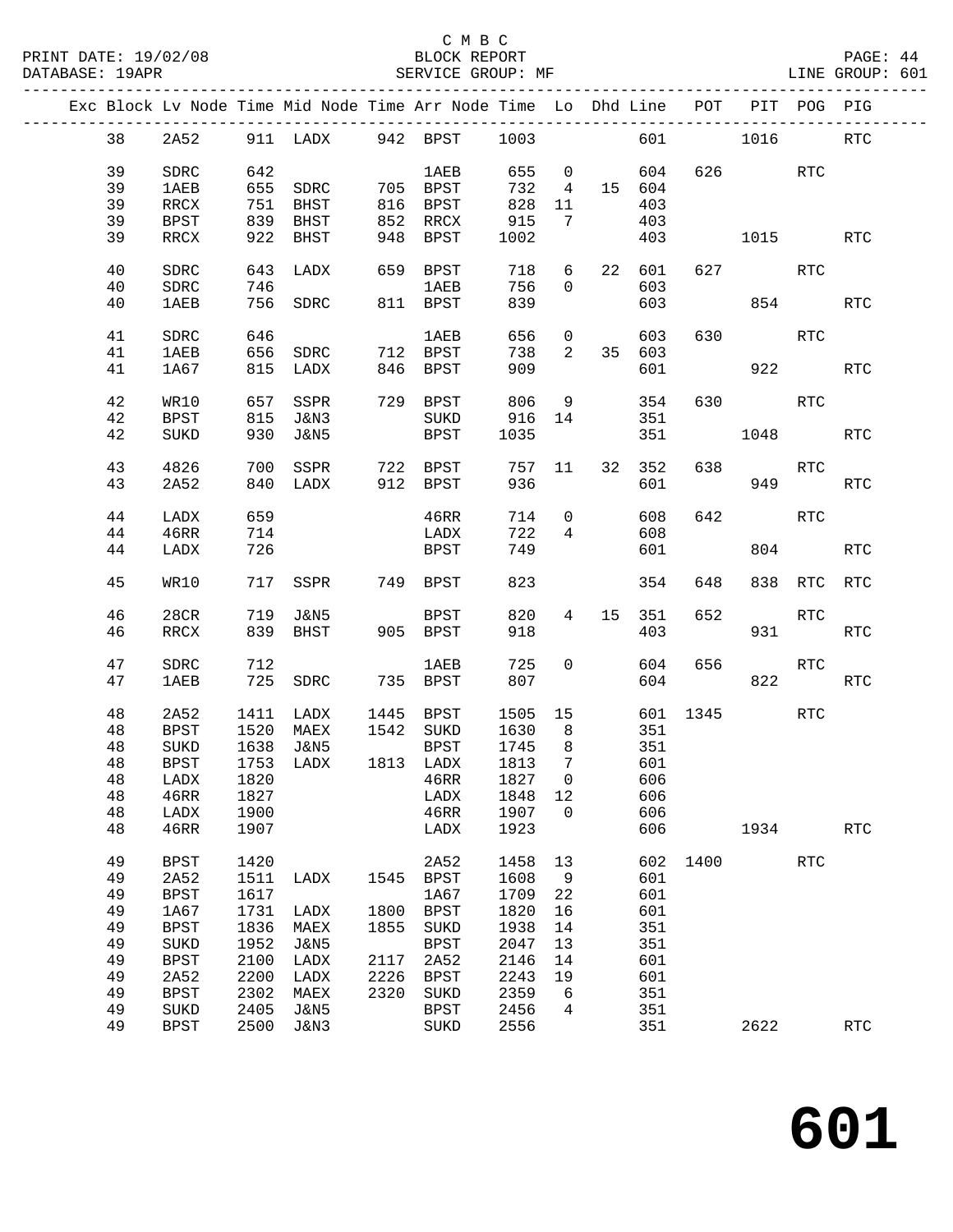C M B C
PRINT DATE: 19/02/08 BLOCK REPORT
DATABASE: 19APR SERVICE GROUP: MF LINE GROUP: 601

| Exc | Block | Lv | Node | Time | Mid Node | Time | Arr Node | Time | Lo | Dhd | Line | POT | PIT | POG | PIG |
|---|---|---|---|---|---|---|---|---|---|---|---|---|---|---|---|
| | 38 | 2A52 | 911 | LADX | 942 | BPST | 1003 | | | | 601 | | 1016 | | RTC |
| | 39 | SDRC | 642 | | | 1AEB | 655 | 0 | | | 604 | 626 | | RTC | |
| | 39 | 1AEB | 655 | SDRC | 705 | BPST | 732 | 4 | | 15 | 604 | | | | |
| | 39 | RRCX | 751 | BHST | 816 | BPST | 828 | 11 | | | 403 | | | | |
| | 39 | BPST | 839 | BHST | 852 | RRCX | 915 | 7 | | | 403 | | | | |
| | 39 | RRCX | 922 | BHST | 948 | BPST | 1002 | | | | 403 | | 1015 | | RTC |
| | 40 | SDRC | 643 | LADX | 659 | BPST | 718 | 6 | | 22 | 601 | 627 | | RTC | |
| | 40 | SDRC | 746 | | | 1AEB | 756 | 0 | | | 603 | | | | |
| | 40 | 1AEB | 756 | SDRC | 811 | BPST | 839 | | | | 603 | | 854 | | RTC |
| | 41 | SDRC | 646 | | | 1AEB | 656 | 0 | | | 603 | 630 | | RTC | |
| | 41 | 1AEB | 656 | SDRC | 712 | BPST | 738 | 2 | | 35 | 603 | | | | |
| | 41 | 1A67 | 815 | LADX | 846 | BPST | 909 | | | | 601 | | 922 | | RTC |
| | 42 | WR10 | 657 | SSPR | 729 | BPST | 806 | 9 | | | 354 | 630 | | RTC | |
| | 42 | BPST | 815 | J&N3 | | SUKD | 916 | 14 | | | 351 | | | | |
| | 42 | SUKD | 930 | J&N5 | | BPST | 1035 | | | | 351 | | 1048 | | RTC |
| | 43 | 4826 | 700 | SSPR | 722 | BPST | 757 | 11 | | 32 | 352 | 638 | | RTC | |
| | 43 | 2A52 | 840 | LADX | 912 | BPST | 936 | | | | 601 | | 949 | | RTC |
| | 44 | LADX | 659 | | | 46RR | 714 | 0 | | | 608 | 642 | | RTC | |
| | 44 | 46RR | 714 | | | LADX | 722 | 4 | | | 608 | | | | |
| | 44 | LADX | 726 | | | BPST | 749 | | | | 601 | | 804 | | RTC |
| | 45 | WR10 | 717 | SSPR | 749 | BPST | 823 | | | | 354 | 648 | 838 | RTC | RTC |
| | 46 | 28CR | 719 | J&N5 | | BPST | 820 | 4 | | 15 | 351 | 652 | | RTC | |
| | 46 | RRCX | 839 | BHST | 905 | BPST | 918 | | | | 403 | | 931 | | RTC |
| | 47 | SDRC | 712 | | | 1AEB | 725 | 0 | | | 604 | 656 | | RTC | |
| | 47 | 1AEB | 725 | SDRC | 735 | BPST | 807 | | | | 604 | | 822 | | RTC |
| | 48 | 2A52 | 1411 | LADX | 1445 | BPST | 1505 | 15 | | | 601 | 1345 | | RTC | |
| | 48 | BPST | 1520 | MAEX | 1542 | SUKD | 1630 | 8 | | | 351 | | | | |
| | 48 | SUKD | 1638 | J&N5 | | BPST | 1745 | 8 | | | 351 | | | | |
| | 48 | BPST | 1753 | LADX | 1813 | LADX | 1813 | 7 | | | 601 | | | | |
| | 48 | LADX | 1820 | | | 46RR | 1827 | 0 | | | 606 | | | | |
| | 48 | 46RR | 1827 | | | LADX | 1848 | 12 | | | 606 | | | | |
| | 48 | LADX | 1900 | | | 46RR | 1907 | 0 | | | 606 | | | | |
| | 48 | 46RR | 1907 | | | LADX | 1923 | | | | 606 | | 1934 | | RTC |
| | 49 | BPST | 1420 | | | 2A52 | 1458 | 13 | | | 602 | 1400 | | RTC | |
| | 49 | 2A52 | 1511 | LADX | 1545 | BPST | 1608 | 9 | | | 601 | | | | |
| | 49 | BPST | 1617 | | | 1A67 | 1709 | 22 | | | 601 | | | | |
| | 49 | 1A67 | 1731 | LADX | 1800 | BPST | 1820 | 16 | | | 601 | | | | |
| | 49 | BPST | 1836 | MAEX | 1855 | SUKD | 1938 | 14 | | | 351 | | | | |
| | 49 | SUKD | 1952 | J&N5 | | BPST | 2047 | 13 | | | 351 | | | | |
| | 49 | BPST | 2100 | LADX | 2117 | 2A52 | 2146 | 14 | | | 601 | | | | |
| | 49 | 2A52 | 2200 | LADX | 2226 | BPST | 2243 | 19 | | | 601 | | | | |
| | 49 | BPST | 2302 | MAEX | 2320 | SUKD | 2359 | 6 | | | 351 | | | | |
| | 49 | SUKD | 2405 | J&N5 | | BPST | 2456 | 4 | | | 351 | | | | |
| | 49 | BPST | 2500 | J&N3 | | SUKD | 2556 | | | | 351 | | 2622 | | RTC |

# 601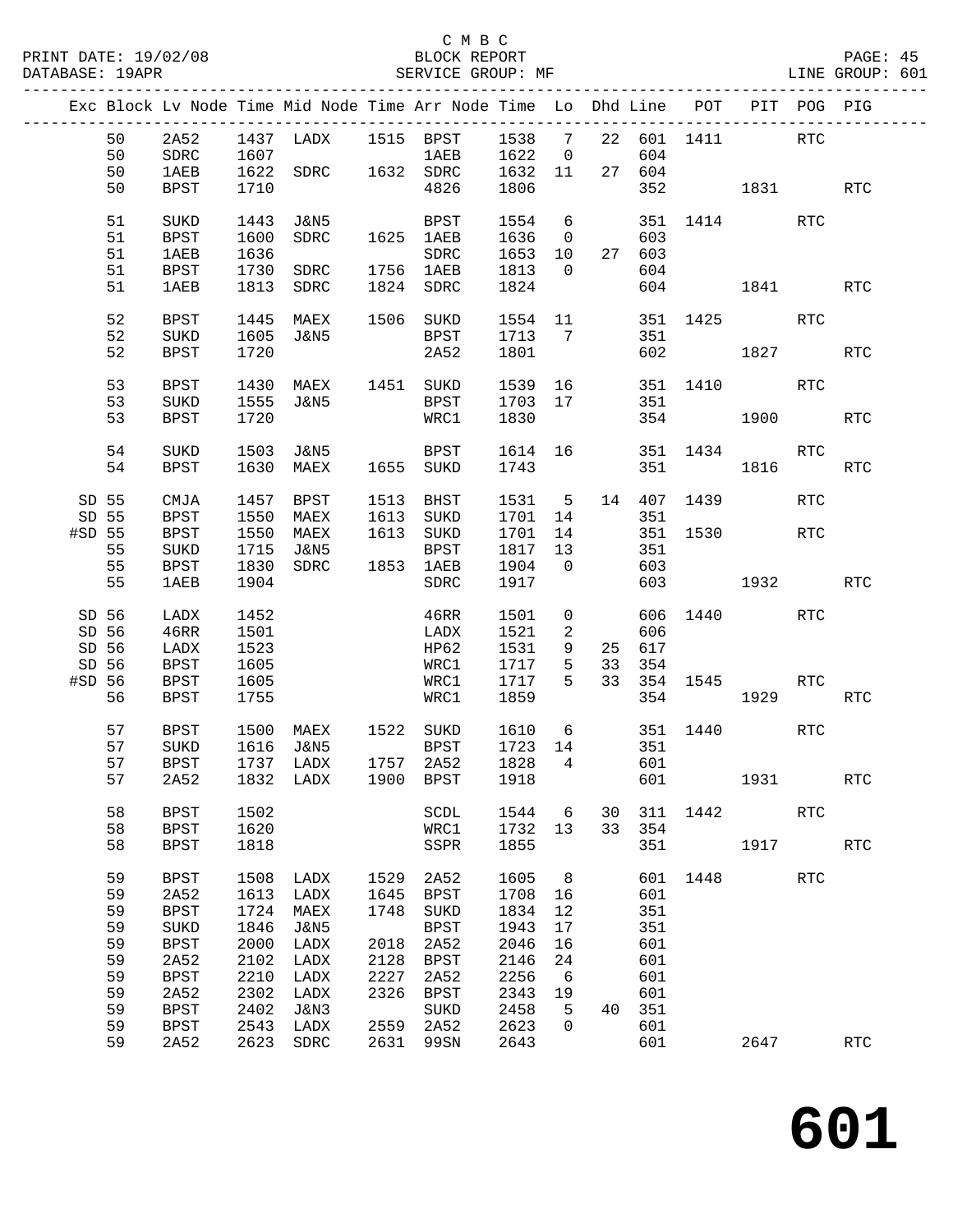C M B C
PRINT DATE: 19/02/08 BLOCK REPORT
DATABASE: 19APR SERVICE GROUP: MF LINE GROUP: 601

| Exc | Block | Lv Node | Time | Mid Node | Time | Arr Node | Time | Lo | Dhd | Line | POT | PIT | POG | PIG |
|---|---|---|---|---|---|---|---|---|---|---|---|---|---|---|
| | 50 | 2A52 | 1437 | LADX | 1515 | BPST | 1538 | 7 | 22 | 601 | 1411 | | RTC | |
| | 50 | SDRC | 1607 | | | 1AEB | 1622 | 0 | | 604 | | | | |
| | 50 | 1AEB | 1622 | SDRC | 1632 | SDRC | 1632 | 11 | 27 | 604 | | | | |
| | 50 | BPST | 1710 | | | 4826 | 1806 | | | 352 | | 1831 | | RTC |
| | 51 | SUKD | 1443 | J&N5 | | BPST | 1554 | 6 | | 351 | 1414 | | RTC | |
| | 51 | BPST | 1600 | SDRC | 1625 | 1AEB | 1636 | 0 | | 603 | | | | |
| | 51 | 1AEB | 1636 | | | SDRC | 1653 | 10 | 27 | 603 | | | | |
| | 51 | BPST | 1730 | SDRC | 1756 | 1AEB | 1813 | 0 | | 604 | | | | |
| | 51 | 1AEB | 1813 | SDRC | 1824 | SDRC | 1824 | | | 604 | | 1841 | | RTC |
| | 52 | BPST | 1445 | MAEX | 1506 | SUKD | 1554 | 11 | | 351 | 1425 | | RTC | |
| | 52 | SUKD | 1605 | J&N5 | | BPST | 1713 | 7 | | 351 | | | | |
| | 52 | BPST | 1720 | | | 2A52 | 1801 | | | 602 | | 1827 | | RTC |
| | 53 | BPST | 1430 | MAEX | 1451 | SUKD | 1539 | 16 | | 351 | 1410 | | RTC | |
| | 53 | SUKD | 1555 | J&N5 | | BPST | 1703 | 17 | | 351 | | | | |
| | 53 | BPST | 1720 | | | WRC1 | 1830 | | | 354 | | 1900 | | RTC |
| | 54 | SUKD | 1503 | J&N5 | | BPST | 1614 | 16 | | 351 | 1434 | | RTC | |
| | 54 | BPST | 1630 | MAEX | 1655 | SUKD | 1743 | | | 351 | | 1816 | | RTC |
| SD | 55 | CMJA | 1457 | BPST | 1513 | BHST | 1531 | 5 | 14 | 407 | 1439 | | RTC | |
| SD | 55 | BPST | 1550 | MAEX | 1613 | SUKD | 1701 | 14 | | 351 | | | | |
| #SD | 55 | BPST | 1550 | MAEX | 1613 | SUKD | 1701 | 14 | | 351 | 1530 | | RTC | |
| | 55 | SUKD | 1715 | J&N5 | | BPST | 1817 | 13 | | 351 | | | | |
| | 55 | BPST | 1830 | SDRC | 1853 | 1AEB | 1904 | 0 | | 603 | | | | |
| | 55 | 1AEB | 1904 | | | SDRC | 1917 | | | 603 | | 1932 | | RTC |
| SD | 56 | LADX | 1452 | | | 46RR | 1501 | 0 | | 606 | 1440 | | RTC | |
| SD | 56 | 46RR | 1501 | | | LADX | 1521 | 2 | | 606 | | | | |
| SD | 56 | LADX | 1523 | | | HP62 | 1531 | 9 | 25 | 617 | | | | |
| SD | 56 | BPST | 1605 | | | WRC1 | 1717 | 5 | 33 | 354 | | | | |
| #SD | 56 | BPST | 1605 | | | WRC1 | 1717 | 5 | 33 | 354 | 1545 | | RTC | |
| | 56 | BPST | 1755 | | | WRC1 | 1859 | | | 354 | | 1929 | | RTC |
| | 57 | BPST | 1500 | MAEX | 1522 | SUKD | 1610 | 6 | | 351 | 1440 | | RTC | |
| | 57 | SUKD | 1616 | J&N5 | | BPST | 1723 | 14 | | 351 | | | | |
| | 57 | BPST | 1737 | LADX | 1757 | 2A52 | 1828 | 4 | | 601 | | | | |
| | 57 | 2A52 | 1832 | LADX | 1900 | BPST | 1918 | | | 601 | | 1931 | | RTC |
| | 58 | BPST | 1502 | | | SCDL | 1544 | 6 | 30 | 311 | 1442 | | RTC | |
| | 58 | BPST | 1620 | | | WRC1 | 1732 | 13 | 33 | 354 | | | | |
| | 58 | BPST | 1818 | | | SSPR | 1855 | | | 351 | | 1917 | | RTC |
| | 59 | BPST | 1508 | LADX | 1529 | 2A52 | 1605 | 8 | | 601 | 1448 | | RTC | |
| | 59 | 2A52 | 1613 | LADX | 1645 | BPST | 1708 | 16 | | 601 | | | | |
| | 59 | BPST | 1724 | MAEX | 1748 | SUKD | 1834 | 12 | | 351 | | | | |
| | 59 | SUKD | 1846 | J&N5 | | BPST | 1943 | 17 | | 351 | | | | |
| | 59 | BPST | 2000 | LADX | 2018 | 2A52 | 2046 | 16 | | 601 | | | | |
| | 59 | 2A52 | 2102 | LADX | 2128 | BPST | 2146 | 24 | | 601 | | | | |
| | 59 | BPST | 2210 | LADX | 2227 | 2A52 | 2256 | 6 | | 601 | | | | |
| | 59 | 2A52 | 2302 | LADX | 2326 | BPST | 2343 | 19 | | 601 | | | | |
| | 59 | BPST | 2402 | J&N3 | | SUKD | 2458 | 5 | 40 | 351 | | | | |
| | 59 | BPST | 2543 | LADX | 2559 | 2A52 | 2623 | 0 | | 601 | | | | |
| | 59 | 2A52 | 2623 | SDRC | 2631 | 99SN | 2643 | | | 601 | | 2647 | | RTC |

# 601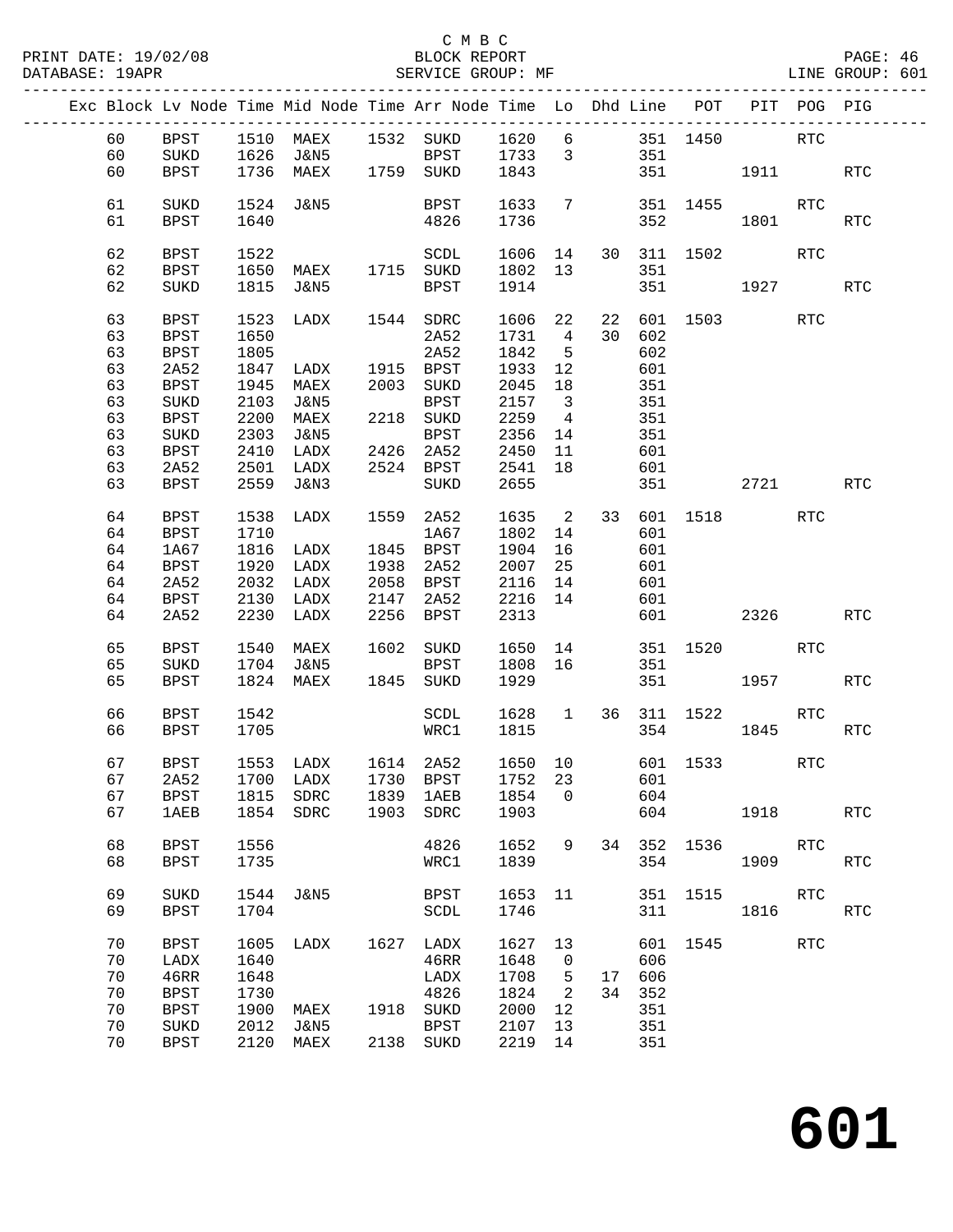C M B C

BLOCK REPORT

SERVICE GROUP: MF

LINE GROUP: 601

| Exc | Block | Lv | Node | Time | Mid Node | Time | Arr Node | Time | Lo | Dhd | Line | POT | PIT | POG | PIG |
|---|---|---|---|---|---|---|---|---|---|---|---|---|---|---|---|
| | 60 | | BPST | 1510 | MAEX | 1532 | SUKD | 1620 | 6 | | 351 | 1450 | | RTC | |
| | 60 | | SUKD | 1626 | J&N5 | | BPST | 1733 | 3 | | 351 | | | | |
| | 60 | | BPST | 1736 | MAEX | 1759 | SUKD | 1843 | | | 351 | | 1911 | | RTC |
| | 61 | | SUKD | 1524 | J&N5 | | BPST | 1633 | 7 | | 351 | 1455 | | RTC | |
| | 61 | | BPST | 1640 | | | 4826 | 1736 | | | 352 | | 1801 | | RTC |
| | 62 | | BPST | 1522 | | | SCDL | 1606 | 14 | 30 | 311 | 1502 | | RTC | |
| | 62 | | BPST | 1650 | MAEX | 1715 | SUKD | 1802 | 13 | | 351 | | | | |
| | 62 | | SUKD | 1815 | J&N5 | | BPST | 1914 | | | 351 | | 1927 | | RTC |
| | 63 | | BPST | 1523 | LADX | 1544 | SDRC | 1606 | 22 | 22 | 601 | 1503 | | RTC | |
| | 63 | | BPST | 1650 | | | 2A52 | 1731 | 4 | 30 | 602 | | | | |
| | 63 | | BPST | 1805 | | | 2A52 | 1842 | 5 | | 602 | | | | |
| | 63 | | 2A52 | 1847 | LADX | 1915 | BPST | 1933 | 12 | | 601 | | | | |
| | 63 | | BPST | 1945 | MAEX | 2003 | SUKD | 2045 | 18 | | 351 | | | | |
| | 63 | | SUKD | 2103 | J&N5 | | BPST | 2157 | 3 | | 351 | | | | |
| | 63 | | BPST | 2200 | MAEX | 2218 | SUKD | 2259 | 4 | | 351 | | | | |
| | 63 | | SUKD | 2303 | J&N5 | | BPST | 2356 | 14 | | 351 | | | | |
| | 63 | | BPST | 2410 | LADX | 2426 | 2A52 | 2450 | 11 | | 601 | | | | |
| | 63 | | 2A52 | 2501 | LADX | 2524 | BPST | 2541 | 18 | | 601 | | | | |
| | 63 | | BPST | 2559 | J&N3 | | SUKD | 2655 | | | 351 | | 2721 | | RTC |
| | 64 | | BPST | 1538 | LADX | 1559 | 2A52 | 1635 | 2 | 33 | 601 | 1518 | | RTC | |
| | 64 | | BPST | 1710 | | | 1A67 | 1802 | 14 | | 601 | | | | |
| | 64 | | 1A67 | 1816 | LADX | 1845 | BPST | 1904 | 16 | | 601 | | | | |
| | 64 | | BPST | 1920 | LADX | 1938 | 2A52 | 2007 | 25 | | 601 | | | | |
| | 64 | | 2A52 | 2032 | LADX | 2058 | BPST | 2116 | 14 | | 601 | | | | |
| | 64 | | BPST | 2130 | LADX | 2147 | 2A52 | 2216 | 14 | | 601 | | | | |
| | 64 | | 2A52 | 2230 | LADX | 2256 | BPST | 2313 | | | 601 | | 2326 | | RTC |
| | 65 | | BPST | 1540 | MAEX | 1602 | SUKD | 1650 | 14 | | 351 | 1520 | | RTC | |
| | 65 | | SUKD | 1704 | J&N5 | | BPST | 1808 | 16 | | 351 | | | | |
| | 65 | | BPST | 1824 | MAEX | 1845 | SUKD | 1929 | | | 351 | | 1957 | | RTC |
| | 66 | | BPST | 1542 | | | SCDL | 1628 | 1 | 36 | 311 | 1522 | | RTC | |
| | 66 | | BPST | 1705 | | | WRC1 | 1815 | | | 354 | | 1845 | | RTC |
| | 67 | | BPST | 1553 | LADX | 1614 | 2A52 | 1650 | 10 | | 601 | 1533 | | RTC | |
| | 67 | | 2A52 | 1700 | LADX | 1730 | BPST | 1752 | 23 | | 601 | | | | |
| | 67 | | BPST | 1815 | SDRC | 1839 | 1AEB | 1854 | 0 | | 604 | | | | |
| | 67 | | 1AEB | 1854 | SDRC | 1903 | SDRC | 1903 | | | 604 | | 1918 | | RTC |
| | 68 | | BPST | 1556 | | | 4826 | 1652 | 9 | 34 | 352 | 1536 | | RTC | |
| | 68 | | BPST | 1735 | | | WRC1 | 1839 | | | 354 | | 1909 | | RTC |
| | 69 | | SUKD | 1544 | J&N5 | | BPST | 1653 | 11 | | 351 | 1515 | | RTC | |
| | 69 | | BPST | 1704 | | | SCDL | 1746 | | | 311 | | 1816 | | RTC |
| | 70 | | BPST | 1605 | LADX | 1627 | LADX | 1627 | 13 | | 601 | 1545 | | RTC | |
| | 70 | | LADX | 1640 | | | 46RR | 1648 | 0 | | 606 | | | | |
| | 70 | | 46RR | 1648 | | | LADX | 1708 | 5 | 17 | 606 | | | | |
| | 70 | | BPST | 1730 | | | 4826 | 1824 | 2 | 34 | 352 | | | | |
| | 70 | | BPST | 1900 | MAEX | 1918 | SUKD | 2000 | 12 | | 351 | | | | |
| | 70 | | SUKD | 2012 | J&N5 | | BPST | 2107 | 13 | | 351 | | | | |
| | 70 | | BPST | 2120 | MAEX | 2138 | SUKD | 2219 | 14 | | 351 | | | | |

# 601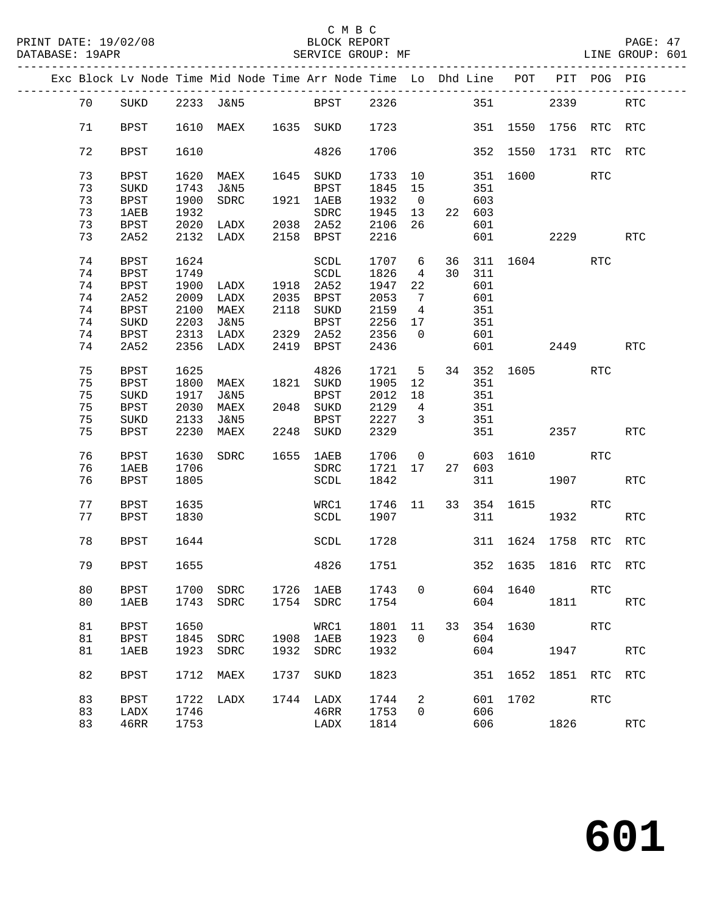C M B C
BLOCK REPORT
SERVICE GROUP: MF
LINE GROUP: 601

PRINT DATE: 19/02/08
DATABASE: 19APR

| Exc | Block | Lv Node | Time | Mid Node | Time | Arr Node | Time | Lo | Dhd | Line | POT | PIT | POG | PIG |
|---|---|---|---|---|---|---|---|---|---|---|---|---|---|---|
| | 70 | SUKD | 2233 | J&N5 | | BPST | 2326 | | | 351 | | 2339 | | RTC |
| | 71 | BPST | 1610 | MAEX | 1635 | SUKD | 1723 | | | 351 | 1550 | 1756 | RTC | RTC |
| | 72 | BPST | 1610 | | | 4826 | 1706 | | | 352 | 1550 | 1731 | RTC | RTC |
| | 73 | BPST | 1620 | MAEX | 1645 | SUKD | 1733 | 10 | | 351 | 1600 | | RTC | |
| | 73 | SUKD | 1743 | J&N5 | | BPST | 1845 | 15 | | 351 | | | | |
| | 73 | BPST | 1900 | SDRC | 1921 | 1AEB | 1932 | 0 | | 603 | | | | |
| | 73 | 1AEB | 1932 | | | SDRC | 1945 | 13 | 22 | 603 | | | | |
| | 73 | BPST | 2020 | LADX | 2038 | 2A52 | 2106 | 26 | | 601 | | | | |
| | 73 | 2A52 | 2132 | LADX | 2158 | BPST | 2216 | | | 601 | | 2229 | | RTC |
| | 74 | BPST | 1624 | | | SCDL | 1707 | 6 | 36 | 311 | 1604 | | RTC | |
| | 74 | BPST | 1749 | | | SCDL | 1826 | 4 | 30 | 311 | | | | |
| | 74 | BPST | 1900 | LADX | 1918 | 2A52 | 1947 | 22 | | 601 | | | | |
| | 74 | 2A52 | 2009 | LADX | 2035 | BPST | 2053 | 7 | | 601 | | | | |
| | 74 | BPST | 2100 | MAEX | 2118 | SUKD | 2159 | 4 | | 351 | | | | |
| | 74 | SUKD | 2203 | J&N5 | | BPST | 2256 | 17 | | 351 | | | | |
| | 74 | BPST | 2313 | LADX | 2329 | 2A52 | 2356 | 0 | | 601 | | | | |
| | 74 | 2A52 | 2356 | LADX | 2419 | BPST | 2436 | | | 601 | | 2449 | | RTC |
| | 75 | BPST | 1625 | | | 4826 | 1721 | 5 | 34 | 352 | 1605 | | RTC | |
| | 75 | BPST | 1800 | MAEX | 1821 | SUKD | 1905 | 12 | | 351 | | | | |
| | 75 | SUKD | 1917 | J&N5 | | BPST | 2012 | 18 | | 351 | | | | |
| | 75 | BPST | 2030 | MAEX | 2048 | SUKD | 2129 | 4 | | 351 | | | | |
| | 75 | SUKD | 2133 | J&N5 | | BPST | 2227 | 3 | | 351 | | | | |
| | 75 | BPST | 2230 | MAEX | 2248 | SUKD | 2329 | | | 351 | | 2357 | | RTC |
| | 76 | BPST | 1630 | SDRC | 1655 | 1AEB | 1706 | 0 | | 603 | 1610 | | RTC | |
| | 76 | 1AEB | 1706 | | | SDRC | 1721 | 17 | 27 | 603 | | | | |
| | 76 | BPST | 1805 | | | SCDL | 1842 | | | 311 | | 1907 | | RTC |
| | 77 | BPST | 1635 | | | WRC1 | 1746 | 11 | 33 | 354 | 1615 | | RTC | |
| | 77 | BPST | 1830 | | | SCDL | 1907 | | | 311 | | 1932 | | RTC |
| | 78 | BPST | 1644 | | | SCDL | 1728 | | | 311 | 1624 | 1758 | RTC | RTC |
| | 79 | BPST | 1655 | | | 4826 | 1751 | | | 352 | 1635 | 1816 | RTC | RTC |
| | 80 | BPST | 1700 | SDRC | 1726 | 1AEB | 1743 | 0 | | 604 | 1640 | | RTC | |
| | 80 | 1AEB | 1743 | SDRC | 1754 | SDRC | 1754 | | | 604 | | 1811 | | RTC |
| | 81 | BPST | 1650 | | | WRC1 | 1801 | 11 | 33 | 354 | 1630 | | RTC | |
| | 81 | BPST | 1845 | SDRC | 1908 | 1AEB | 1923 | 0 | | 604 | | | | |
| | 81 | 1AEB | 1923 | SDRC | 1932 | SDRC | 1932 | | | 604 | | 1947 | | RTC |
| | 82 | BPST | 1712 | MAEX | 1737 | SUKD | 1823 | | | 351 | 1652 | 1851 | RTC | RTC |
| | 83 | BPST | 1722 | LADX | 1744 | LADX | 1744 | 2 | | 601 | 1702 | | RTC | |
| | 83 | LADX | 1746 | | | 46RR | 1753 | 0 | | 606 | | | | |
| | 83 | 46RR | 1753 | | | LADX | 1814 | | | 606 | | 1826 | | RTC |

# 601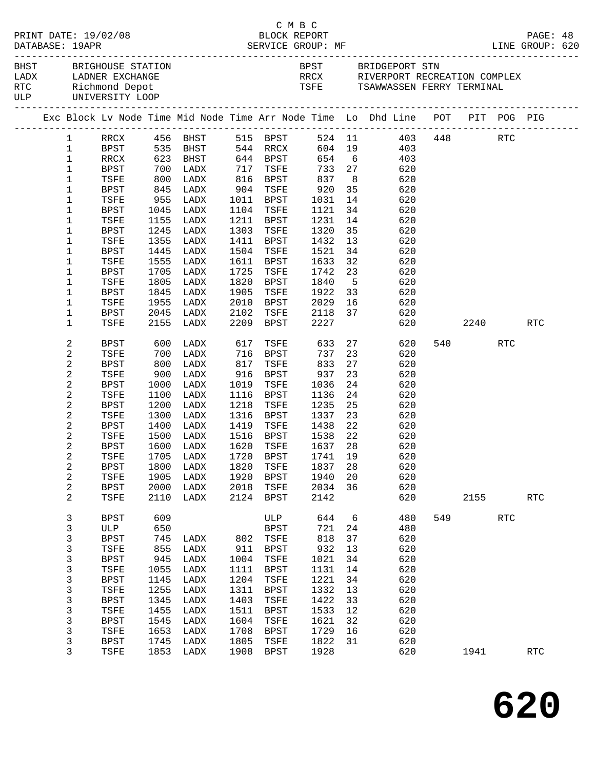C M B C
PRINT DATE: 19/02/08 BLOCK REPORT
DATABASE: 19APR SERVICE GROUP: MF LINE GROUP: 620

| Code | Name | Code | Name |
|---|---|---|---|
| BHST | BRIGHOUSE STATION | BPST | BRIDGEPORT STN |
| LADX | LADNER EXCHANGE | RRCX | RIVERPORT RECREATION COMPLEX |
| RTC | Richmond Depot | TSFE | TSAWWASSEN FERRY TERMINAL |
| ULP | UNIVERSITY LOOP | | |

| Exc | Block | Lv Node | Time | Mid Node | Time | Arr Node | Time | Lo | Dhd Line | POT | PIT | POG | PIG |
|---|---|---|---|---|---|---|---|---|---|---|---|---|---|
| | 1 | RRCX | 456 | BHST | 515 | BPST | 524 | 11 | 403 | 448 | | RTC | |
| | 1 | BPST | 535 | BHST | 544 | RRCX | 604 | 19 | 403 | | | | |
| | 1 | RRCX | 623 | BHST | 644 | BPST | 654 | 6 | 403 | | | | |
| | 1 | BPST | 700 | LADX | 717 | TSFE | 733 | 27 | 620 | | | | |
| | 1 | TSFE | 800 | LADX | 816 | BPST | 837 | 8 | 620 | | | | |
| | 1 | BPST | 845 | LADX | 904 | TSFE | 920 | 35 | 620 | | | | |
| | 1 | TSFE | 955 | LADX | 1011 | BPST | 1031 | 14 | 620 | | | | |
| | 1 | BPST | 1045 | LADX | 1104 | TSFE | 1121 | 34 | 620 | | | | |
| | 1 | TSFE | 1155 | LADX | 1211 | BPST | 1231 | 14 | 620 | | | | |
| | 1 | BPST | 1245 | LADX | 1303 | TSFE | 1320 | 35 | 620 | | | | |
| | 1 | TSFE | 1355 | LADX | 1411 | BPST | 1432 | 13 | 620 | | | | |
| | 1 | BPST | 1445 | LADX | 1504 | TSFE | 1521 | 34 | 620 | | | | |
| | 1 | TSFE | 1555 | LADX | 1611 | BPST | 1633 | 32 | 620 | | | | |
| | 1 | BPST | 1705 | LADX | 1725 | TSFE | 1742 | 23 | 620 | | | | |
| | 1 | TSFE | 1805 | LADX | 1820 | BPST | 1840 | 5 | 620 | | | | |
| | 1 | BPST | 1845 | LADX | 1905 | TSFE | 1922 | 33 | 620 | | | | |
| | 1 | TSFE | 1955 | LADX | 2010 | BPST | 2029 | 16 | 620 | | | | |
| | 1 | BPST | 2045 | LADX | 2102 | TSFE | 2118 | 37 | 620 | | | | |
| | 1 | TSFE | 2155 | LADX | 2209 | BPST | 2227 | | 620 | | 2240 | | RTC |
| | 2 | BPST | 600 | LADX | 617 | TSFE | 633 | 27 | 620 | 540 | | RTC | |
| | 2 | TSFE | 700 | LADX | 716 | BPST | 737 | 23 | 620 | | | | |
| | 2 | BPST | 800 | LADX | 817 | TSFE | 833 | 27 | 620 | | | | |
| | 2 | TSFE | 900 | LADX | 916 | BPST | 937 | 23 | 620 | | | | |
| | 2 | BPST | 1000 | LADX | 1019 | TSFE | 1036 | 24 | 620 | | | | |
| | 2 | TSFE | 1100 | LADX | 1116 | BPST | 1136 | 24 | 620 | | | | |
| | 2 | BPST | 1200 | LADX | 1218 | TSFE | 1235 | 25 | 620 | | | | |
| | 2 | TSFE | 1300 | LADX | 1316 | BPST | 1337 | 23 | 620 | | | | |
| | 2 | BPST | 1400 | LADX | 1419 | TSFE | 1438 | 22 | 620 | | | | |
| | 2 | TSFE | 1500 | LADX | 1516 | BPST | 1538 | 22 | 620 | | | | |
| | 2 | BPST | 1600 | LADX | 1620 | TSFE | 1637 | 28 | 620 | | | | |
| | 2 | TSFE | 1705 | LADX | 1720 | BPST | 1741 | 19 | 620 | | | | |
| | 2 | BPST | 1800 | LADX | 1820 | TSFE | 1837 | 28 | 620 | | | | |
| | 2 | TSFE | 1905 | LADX | 1920 | BPST | 1940 | 20 | 620 | | | | |
| | 2 | BPST | 2000 | LADX | 2018 | TSFE | 2034 | 36 | 620 | | | | |
| | 2 | TSFE | 2110 | LADX | 2124 | BPST | 2142 | | 620 | | 2155 | | RTC |
| | 3 | BPST | 609 | | | ULP | 644 | 6 | 480 | 549 | | RTC | |
| | 3 | ULP | 650 | | | BPST | 721 | 24 | 480 | | | | |
| | 3 | BPST | 745 | LADX | 802 | TSFE | 818 | 37 | 620 | | | | |
| | 3 | TSFE | 855 | LADX | 911 | BPST | 932 | 13 | 620 | | | | |
| | 3 | BPST | 945 | LADX | 1004 | TSFE | 1021 | 34 | 620 | | | | |
| | 3 | TSFE | 1055 | LADX | 1111 | BPST | 1131 | 14 | 620 | | | | |
| | 3 | BPST | 1145 | LADX | 1204 | TSFE | 1221 | 34 | 620 | | | | |
| | 3 | TSFE | 1255 | LADX | 1311 | BPST | 1332 | 13 | 620 | | | | |
| | 3 | BPST | 1345 | LADX | 1403 | TSFE | 1422 | 33 | 620 | | | | |
| | 3 | TSFE | 1455 | LADX | 1511 | BPST | 1533 | 12 | 620 | | | | |
| | 3 | BPST | 1545 | LADX | 1604 | TSFE | 1621 | 32 | 620 | | | | |
| | 3 | TSFE | 1653 | LADX | 1708 | BPST | 1729 | 16 | 620 | | | | |
| | 3 | BPST | 1745 | LADX | 1805 | TSFE | 1822 | 31 | 620 | | | | |
| | 3 | TSFE | 1853 | LADX | 1908 | BPST | 1928 | | 620 | | 1941 | | RTC |

**620**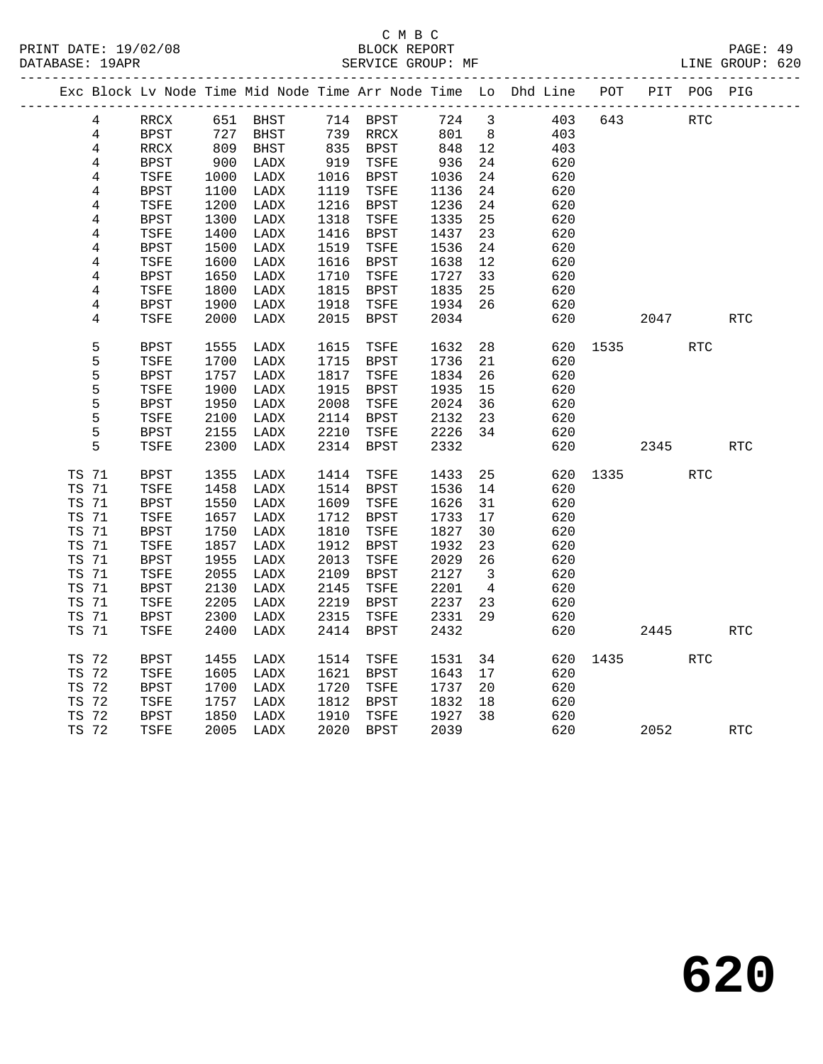C M B C
BLOCK REPORT
SERVICE GROUP: MF

PRINT DATE: 19/02/08
DATABASE: 19APR
LINE GROUP: 620

| Exc | Block | Lv Node | Time | Mid Node | Time | Arr Node | Time | Lo | Dhd Line | POT | PIT | POG | PIG |
|---|---|---|---|---|---|---|---|---|---|---|---|---|---|
| | 4 | RRCX | 651 | BHST | 714 | BPST | 724 | 3 | 403 | 643 | | RTC | |
| | 4 | BPST | 727 | BHST | 739 | RRCX | 801 | 8 | 403 | | | | |
| | 4 | RRCX | 809 | BHST | 835 | BPST | 848 | 12 | 403 | | | | |
| | 4 | BPST | 900 | LADX | 919 | TSFE | 936 | 24 | 620 | | | | |
| | 4 | TSFE | 1000 | LADX | 1016 | BPST | 1036 | 24 | 620 | | | | |
| | 4 | BPST | 1100 | LADX | 1119 | TSFE | 1136 | 24 | 620 | | | | |
| | 4 | TSFE | 1200 | LADX | 1216 | BPST | 1236 | 24 | 620 | | | | |
| | 4 | BPST | 1300 | LADX | 1318 | TSFE | 1335 | 25 | 620 | | | | |
| | 4 | TSFE | 1400 | LADX | 1416 | BPST | 1437 | 23 | 620 | | | | |
| | 4 | BPST | 1500 | LADX | 1519 | TSFE | 1536 | 24 | 620 | | | | |
| | 4 | TSFE | 1600 | LADX | 1616 | BPST | 1638 | 12 | 620 | | | | |
| | 4 | BPST | 1650 | LADX | 1710 | TSFE | 1727 | 33 | 620 | | | | |
| | 4 | TSFE | 1800 | LADX | 1815 | BPST | 1835 | 25 | 620 | | | | |
| | 4 | BPST | 1900 | LADX | 1918 | TSFE | 1934 | 26 | 620 | | | | |
| | 4 | TSFE | 2000 | LADX | 2015 | BPST | 2034 | | 620 | | 2047 | | RTC |
| | 5 | BPST | 1555 | LADX | 1615 | TSFE | 1632 | 28 | 620 | 1535 | | RTC | |
| | 5 | TSFE | 1700 | LADX | 1715 | BPST | 1736 | 21 | 620 | | | | |
| | 5 | BPST | 1757 | LADX | 1817 | TSFE | 1834 | 26 | 620 | | | | |
| | 5 | TSFE | 1900 | LADX | 1915 | BPST | 1935 | 15 | 620 | | | | |
| | 5 | BPST | 1950 | LADX | 2008 | TSFE | 2024 | 36 | 620 | | | | |
| | 5 | TSFE | 2100 | LADX | 2114 | BPST | 2132 | 23 | 620 | | | | |
| | 5 | BPST | 2155 | LADX | 2210 | TSFE | 2226 | 34 | 620 | | | | |
| | 5 | TSFE | 2300 | LADX | 2314 | BPST | 2332 | | 620 | | 2345 | | RTC |
| TS | 71 | BPST | 1355 | LADX | 1414 | TSFE | 1433 | 25 | 620 | 1335 | | RTC | |
| TS | 71 | TSFE | 1458 | LADX | 1514 | BPST | 1536 | 14 | 620 | | | | |
| TS | 71 | BPST | 1550 | LADX | 1609 | TSFE | 1626 | 31 | 620 | | | | |
| TS | 71 | TSFE | 1657 | LADX | 1712 | BPST | 1733 | 17 | 620 | | | | |
| TS | 71 | BPST | 1750 | LADX | 1810 | TSFE | 1827 | 30 | 620 | | | | |
| TS | 71 | TSFE | 1857 | LADX | 1912 | BPST | 1932 | 23 | 620 | | | | |
| TS | 71 | BPST | 1955 | LADX | 2013 | TSFE | 2029 | 26 | 620 | | | | |
| TS | 71 | TSFE | 2055 | LADX | 2109 | BPST | 2127 | 3 | 620 | | | | |
| TS | 71 | BPST | 2130 | LADX | 2145 | TSFE | 2201 | 4 | 620 | | | | |
| TS | 71 | TSFE | 2205 | LADX | 2219 | BPST | 2237 | 23 | 620 | | | | |
| TS | 71 | BPST | 2300 | LADX | 2315 | TSFE | 2331 | 29 | 620 | | | | |
| TS | 71 | TSFE | 2400 | LADX | 2414 | BPST | 2432 | | 620 | | 2445 | | RTC |
| TS | 72 | BPST | 1455 | LADX | 1514 | TSFE | 1531 | 34 | 620 | 1435 | | RTC | |
| TS | 72 | TSFE | 1605 | LADX | 1621 | BPST | 1643 | 17 | 620 | | | | |
| TS | 72 | BPST | 1700 | LADX | 1720 | TSFE | 1737 | 20 | 620 | | | | |
| TS | 72 | TSFE | 1757 | LADX | 1812 | BPST | 1832 | 18 | 620 | | | | |
| TS | 72 | BPST | 1850 | LADX | 1910 | TSFE | 1927 | 38 | 620 | | | | |
| TS | 72 | TSFE | 2005 | LADX | 2020 | BPST | 2039 | | 620 | | 2052 | | RTC |

# 620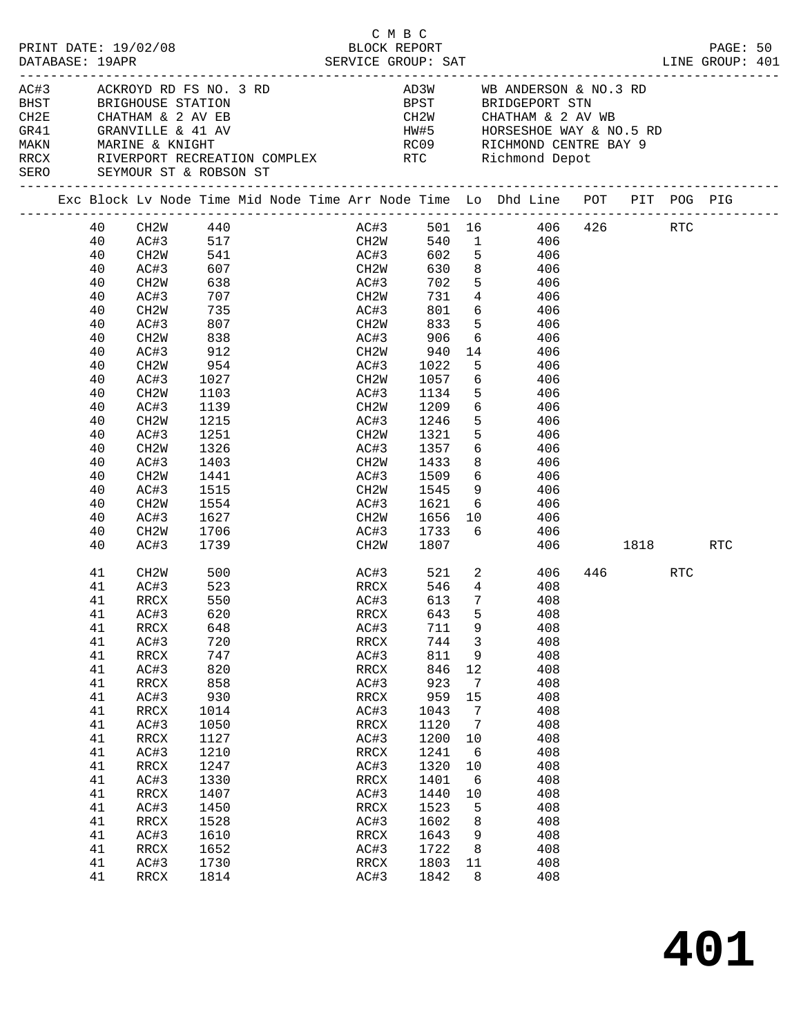C M B C
PRINT DATE: 19/02/08 BLOCK REPORT
DATABASE: 19APR SERVICE GROUP: SAT LINE GROUP: 401

| Code | Location | Code | Location |
|---|---|---|---|
| AC#3 | ACKROYD RD FS NO. 3 RD | AD3W | WB ANDERSON & NO.3 RD |
| BHST | BRIGHOUSE STATION | BPST | BRIDGEPORT STN |
| CH2E | CHATHAM & 2 AV EB | CH2W | CHATHAM & 2 AV WB |
| GR41 | GRANVILLE & 41 AV | HW#5 | HORSESHOE WAY & NO.5 RD |
| MAKN | MARINE & KNIGHT | RC09 | RICHMOND CENTRE BAY 9 |
| RRCX | RIVERPORT RECREATION COMPLEX | RTC | Richmond Depot |
| SERO | SEYMOUR ST & ROBSON ST | | |

| Exc | Block | Lv Node | Time | Mid Node | Time | Arr Node | Time | Lo | Dhd Line | POT | PIT | POG | PIG |
|---|---|---|---|---|---|---|---|---|---|---|---|---|---|
| | 40 | CH2W | 440 | | | AC#3 | 501 | 16 | 406 | 426 | | RTC | |
| | 40 | AC#3 | 517 | | | CH2W | 540 | 1 | 406 | | | | |
| | 40 | CH2W | 541 | | | AC#3 | 602 | 5 | 406 | | | | |
| | 40 | AC#3 | 607 | | | CH2W | 630 | 8 | 406 | | | | |
| | 40 | CH2W | 638 | | | AC#3 | 702 | 5 | 406 | | | | |
| | 40 | AC#3 | 707 | | | CH2W | 731 | 4 | 406 | | | | |
| | 40 | CH2W | 735 | | | AC#3 | 801 | 6 | 406 | | | | |
| | 40 | AC#3 | 807 | | | CH2W | 833 | 5 | 406 | | | | |
| | 40 | CH2W | 838 | | | AC#3 | 906 | 6 | 406 | | | | |
| | 40 | AC#3 | 912 | | | CH2W | 940 | 14 | 406 | | | | |
| | 40 | CH2W | 954 | | | AC#3 | 1022 | 5 | 406 | | | | |
| | 40 | AC#3 | 1027 | | | CH2W | 1057 | 6 | 406 | | | | |
| | 40 | CH2W | 1103 | | | AC#3 | 1134 | 5 | 406 | | | | |
| | 40 | AC#3 | 1139 | | | CH2W | 1209 | 6 | 406 | | | | |
| | 40 | CH2W | 1215 | | | AC#3 | 1246 | 5 | 406 | | | | |
| | 40 | AC#3 | 1251 | | | CH2W | 1321 | 5 | 406 | | | | |
| | 40 | CH2W | 1326 | | | AC#3 | 1357 | 6 | 406 | | | | |
| | 40 | AC#3 | 1403 | | | CH2W | 1433 | 8 | 406 | | | | |
| | 40 | CH2W | 1441 | | | AC#3 | 1509 | 6 | 406 | | | | |
| | 40 | AC#3 | 1515 | | | CH2W | 1545 | 9 | 406 | | | | |
| | 40 | CH2W | 1554 | | | AC#3 | 1621 | 6 | 406 | | | | |
| | 40 | AC#3 | 1627 | | | CH2W | 1656 | 10 | 406 | | | | |
| | 40 | CH2W | 1706 | | | AC#3 | 1733 | 6 | 406 | | | | |
| | 40 | AC#3 | 1739 | | | CH2W | 1807 | | 406 | | 1818 | | RTC |
| | 41 | CH2W | 500 | | | AC#3 | 521 | 2 | 406 | 446 | | RTC | |
| | 41 | AC#3 | 523 | | | RRCX | 546 | 4 | 408 | | | | |
| | 41 | RRCX | 550 | | | AC#3 | 613 | 7 | 408 | | | | |
| | 41 | AC#3 | 620 | | | RRCX | 643 | 5 | 408 | | | | |
| | 41 | RRCX | 648 | | | AC#3 | 711 | 9 | 408 | | | | |
| | 41 | AC#3 | 720 | | | RRCX | 744 | 3 | 408 | | | | |
| | 41 | RRCX | 747 | | | AC#3 | 811 | 9 | 408 | | | | |
| | 41 | AC#3 | 820 | | | RRCX | 846 | 12 | 408 | | | | |
| | 41 | RRCX | 858 | | | AC#3 | 923 | 7 | 408 | | | | |
| | 41 | AC#3 | 930 | | | RRCX | 959 | 15 | 408 | | | | |
| | 41 | RRCX | 1014 | | | AC#3 | 1043 | 7 | 408 | | | | |
| | 41 | AC#3 | 1050 | | | RRCX | 1120 | 7 | 408 | | | | |
| | 41 | RRCX | 1127 | | | AC#3 | 1200 | 10 | 408 | | | | |
| | 41 | AC#3 | 1210 | | | RRCX | 1241 | 6 | 408 | | | | |
| | 41 | RRCX | 1247 | | | AC#3 | 1320 | 10 | 408 | | | | |
| | 41 | AC#3 | 1330 | | | RRCX | 1401 | 6 | 408 | | | | |
| | 41 | RRCX | 1407 | | | AC#3 | 1440 | 10 | 408 | | | | |
| | 41 | AC#3 | 1450 | | | RRCX | 1523 | 5 | 408 | | | | |
| | 41 | RRCX | 1528 | | | AC#3 | 1602 | 8 | 408 | | | | |
| | 41 | AC#3 | 1610 | | | RRCX | 1643 | 9 | 408 | | | | |
| | 41 | RRCX | 1652 | | | AC#3 | 1722 | 8 | 408 | | | | |
| | 41 | AC#3 | 1730 | | | RRCX | 1803 | 11 | 408 | | | | |
| | 41 | RRCX | 1814 | | | AC#3 | 1842 | 8 | 408 | | | | |

# 401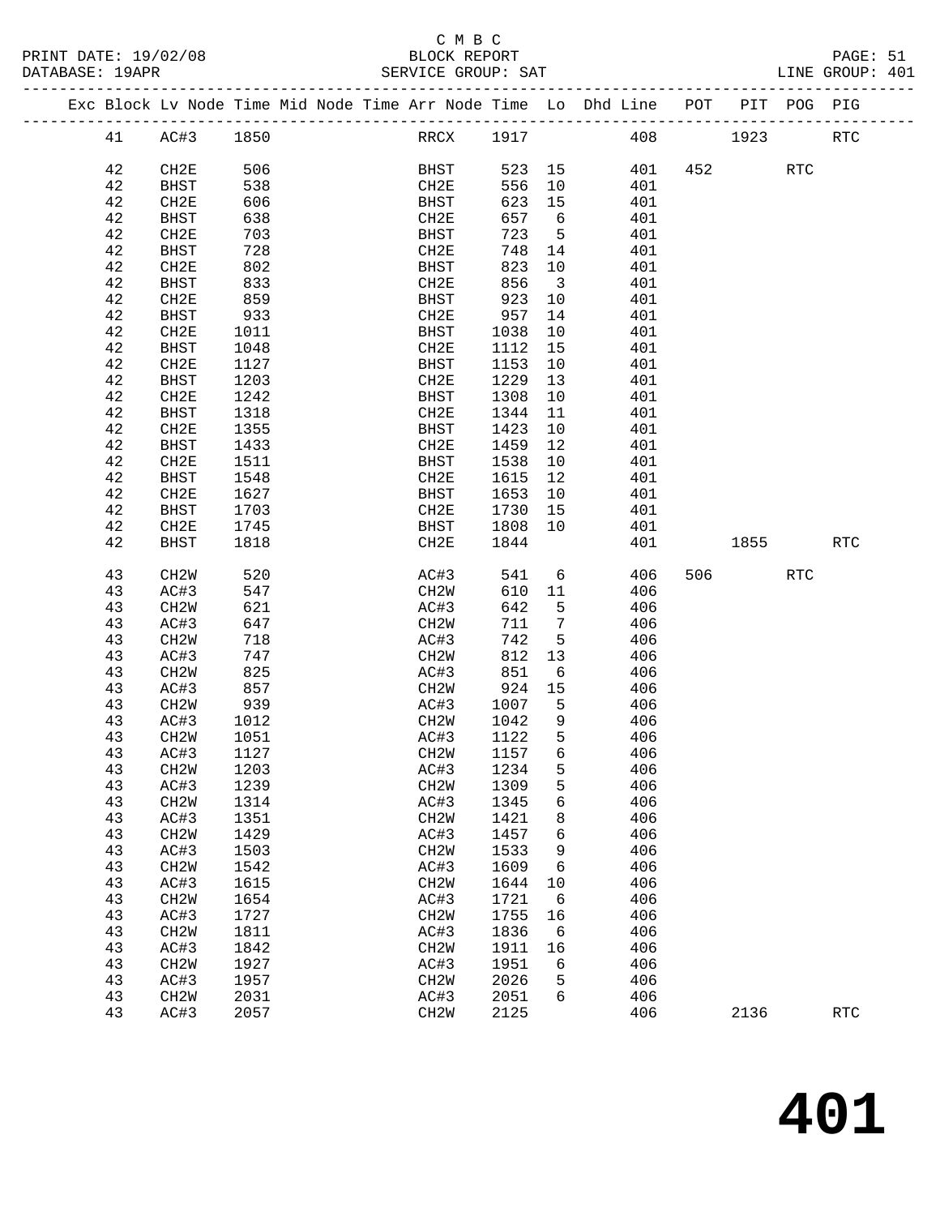C M B C

PRINT DATE: 19/02/08 BLOCK REPORT

DATABASE: 19APR SERVICE GROUP: SAT LINE GROUP: 401

| Exc | Block | Lv Node | Time | Mid Node | Time | Arr Node | Time | Lo | Dhd Line | POT | PIT | POG | PIG |
|---|---|---|---|---|---|---|---|---|---|---|---|---|---|
| | 41 | AC#3 | 1850 | | | RRCX | 1917 | | 408 | | 1923 | | RTC |
| | 42 | CH2E | 506 | | | BHST | 523 | 15 | 401 | 452 | | RTC | |
| | 42 | BHST | 538 | | | CH2E | 556 | 10 | 401 | | | | |
| | 42 | CH2E | 606 | | | BHST | 623 | 15 | 401 | | | | |
| | 42 | BHST | 638 | | | CH2E | 657 | 6 | 401 | | | | |
| | 42 | CH2E | 703 | | | BHST | 723 | 5 | 401 | | | | |
| | 42 | BHST | 728 | | | CH2E | 748 | 14 | 401 | | | | |
| | 42 | CH2E | 802 | | | BHST | 823 | 10 | 401 | | | | |
| | 42 | BHST | 833 | | | CH2E | 856 | 3 | 401 | | | | |
| | 42 | CH2E | 859 | | | BHST | 923 | 10 | 401 | | | | |
| | 42 | BHST | 933 | | | CH2E | 957 | 14 | 401 | | | | |
| | 42 | CH2E | 1011 | | | BHST | 1038 | 10 | 401 | | | | |
| | 42 | BHST | 1048 | | | CH2E | 1112 | 15 | 401 | | | | |
| | 42 | CH2E | 1127 | | | BHST | 1153 | 10 | 401 | | | | |
| | 42 | BHST | 1203 | | | CH2E | 1229 | 13 | 401 | | | | |
| | 42 | CH2E | 1242 | | | BHST | 1308 | 10 | 401 | | | | |
| | 42 | BHST | 1318 | | | CH2E | 1344 | 11 | 401 | | | | |
| | 42 | CH2E | 1355 | | | BHST | 1423 | 10 | 401 | | | | |
| | 42 | BHST | 1433 | | | CH2E | 1459 | 12 | 401 | | | | |
| | 42 | CH2E | 1511 | | | BHST | 1538 | 10 | 401 | | | | |
| | 42 | BHST | 1548 | | | CH2E | 1615 | 12 | 401 | | | | |
| | 42 | CH2E | 1627 | | | BHST | 1653 | 10 | 401 | | | | |
| | 42 | BHST | 1703 | | | CH2E | 1730 | 15 | 401 | | | | |
| | 42 | CH2E | 1745 | | | BHST | 1808 | 10 | 401 | | | | |
| | 42 | BHST | 1818 | | | CH2E | 1844 | | 401 | | 1855 | | RTC |
| | 43 | CH2W | 520 | | | AC#3 | 541 | 6 | 406 | 506 | | RTC | |
| | 43 | AC#3 | 547 | | | CH2W | 610 | 11 | 406 | | | | |
| | 43 | CH2W | 621 | | | AC#3 | 642 | 5 | 406 | | | | |
| | 43 | AC#3 | 647 | | | CH2W | 711 | 7 | 406 | | | | |
| | 43 | CH2W | 718 | | | AC#3 | 742 | 5 | 406 | | | | |
| | 43 | AC#3 | 747 | | | CH2W | 812 | 13 | 406 | | | | |
| | 43 | CH2W | 825 | | | AC#3 | 851 | 6 | 406 | | | | |
| | 43 | AC#3 | 857 | | | CH2W | 924 | 15 | 406 | | | | |
| | 43 | CH2W | 939 | | | AC#3 | 1007 | 5 | 406 | | | | |
| | 43 | AC#3 | 1012 | | | CH2W | 1042 | 9 | 406 | | | | |
| | 43 | CH2W | 1051 | | | AC#3 | 1122 | 5 | 406 | | | | |
| | 43 | AC#3 | 1127 | | | CH2W | 1157 | 6 | 406 | | | | |
| | 43 | CH2W | 1203 | | | AC#3 | 1234 | 5 | 406 | | | | |
| | 43 | AC#3 | 1239 | | | CH2W | 1309 | 5 | 406 | | | | |
| | 43 | CH2W | 1314 | | | AC#3 | 1345 | 6 | 406 | | | | |
| | 43 | AC#3 | 1351 | | | CH2W | 1421 | 8 | 406 | | | | |
| | 43 | CH2W | 1429 | | | AC#3 | 1457 | 6 | 406 | | | | |
| | 43 | AC#3 | 1503 | | | CH2W | 1533 | 9 | 406 | | | | |
| | 43 | CH2W | 1542 | | | AC#3 | 1609 | 6 | 406 | | | | |
| | 43 | AC#3 | 1615 | | | CH2W | 1644 | 10 | 406 | | | | |
| | 43 | CH2W | 1654 | | | AC#3 | 1721 | 6 | 406 | | | | |
| | 43 | AC#3 | 1727 | | | CH2W | 1755 | 16 | 406 | | | | |
| | 43 | CH2W | 1811 | | | AC#3 | 1836 | 6 | 406 | | | | |
| | 43 | AC#3 | 1842 | | | CH2W | 1911 | 16 | 406 | | | | |
| | 43 | CH2W | 1927 | | | AC#3 | 1951 | 6 | 406 | | | | |
| | 43 | AC#3 | 1957 | | | CH2W | 2026 | 5 | 406 | | | | |
| | 43 | CH2W | 2031 | | | AC#3 | 2051 | 6 | 406 | | | | |
| | 43 | AC#3 | 2057 | | | CH2W | 2125 | | 406 | | 2136 | | RTC |

# 401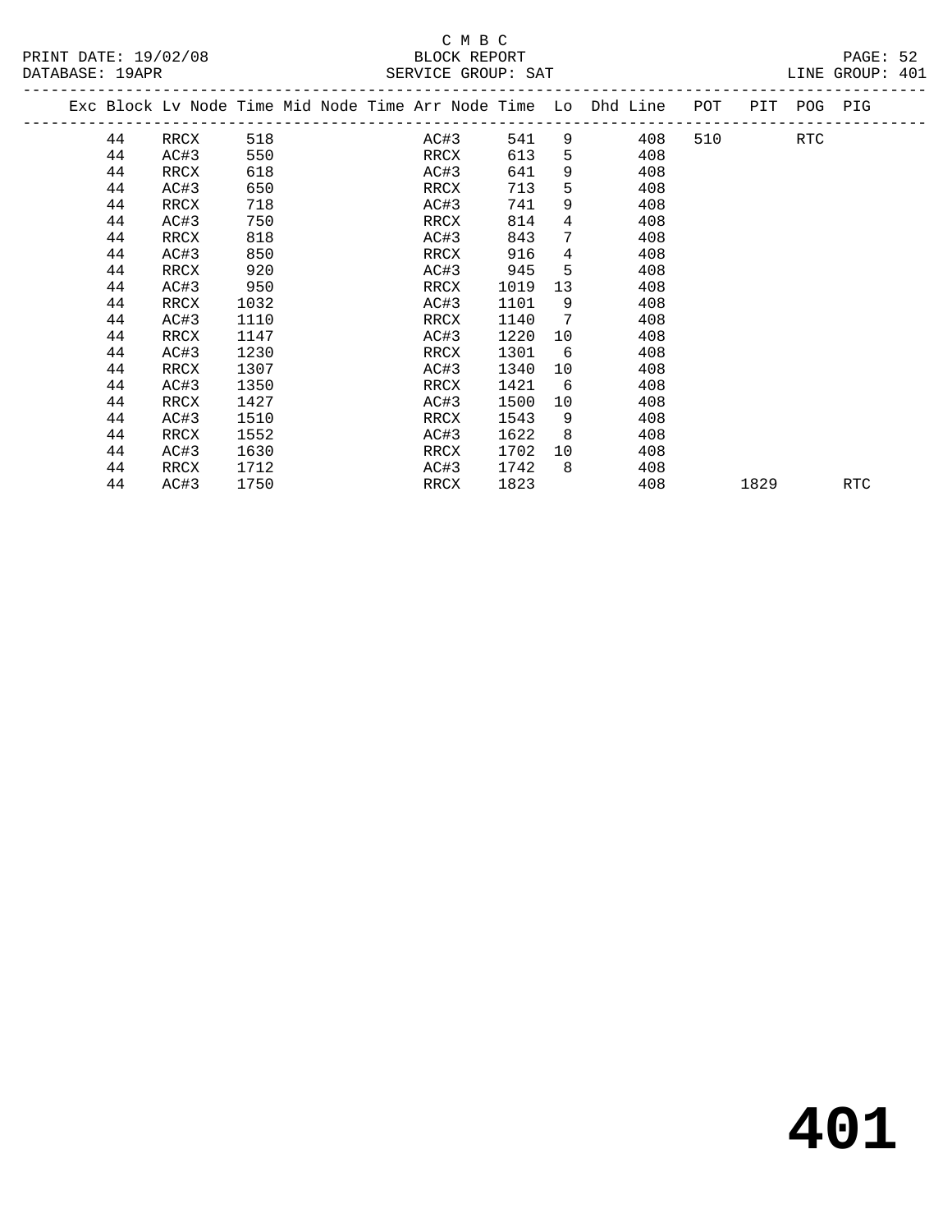C M B C

PRINT DATE: 19/02/08 BLOCK REPORT PAGE: 52
DATABASE: 19APR SERVICE GROUP: SAT LINE GROUP: 401

| Exc | Block | Lv | Node | Time | Mid Node | Time | Arr Node | Time | Lo | Dhd | Line | POT | PIT | POG | PIG |
|---|---|---|---|---|---|---|---|---|---|---|---|---|---|---|---|
| | 44 | | RRCX | 518 | | | AC#3 | 541 | 9 | | 408 | 510 | | RTC | |
| | 44 | | AC#3 | 550 | | | RRCX | 613 | 5 | | 408 | | | | |
| | 44 | | RRCX | 618 | | | AC#3 | 641 | 9 | | 408 | | | | |
| | 44 | | AC#3 | 650 | | | RRCX | 713 | 5 | | 408 | | | | |
| | 44 | | RRCX | 718 | | | AC#3 | 741 | 9 | | 408 | | | | |
| | 44 | | AC#3 | 750 | | | RRCX | 814 | 4 | | 408 | | | | |
| | 44 | | RRCX | 818 | | | AC#3 | 843 | 7 | | 408 | | | | |
| | 44 | | AC#3 | 850 | | | RRCX | 916 | 4 | | 408 | | | | |
| | 44 | | RRCX | 920 | | | AC#3 | 945 | 5 | | 408 | | | | |
| | 44 | | AC#3 | 950 | | | RRCX | 1019 | 13 | | 408 | | | | |
| | 44 | | RRCX | 1032 | | | AC#3 | 1101 | 9 | | 408 | | | | |
| | 44 | | AC#3 | 1110 | | | RRCX | 1140 | 7 | | 408 | | | | |
| | 44 | | RRCX | 1147 | | | AC#3 | 1220 | 10 | | 408 | | | | |
| | 44 | | AC#3 | 1230 | | | RRCX | 1301 | 6 | | 408 | | | | |
| | 44 | | RRCX | 1307 | | | AC#3 | 1340 | 10 | | 408 | | | | |
| | 44 | | AC#3 | 1350 | | | RRCX | 1421 | 6 | | 408 | | | | |
| | 44 | | RRCX | 1427 | | | AC#3 | 1500 | 10 | | 408 | | | | |
| | 44 | | AC#3 | 1510 | | | RRCX | 1543 | 9 | | 408 | | | | |
| | 44 | | RRCX | 1552 | | | AC#3 | 1622 | 8 | | 408 | | | | |
| | 44 | | AC#3 | 1630 | | | RRCX | 1702 | 10 | | 408 | | | | |
| | 44 | | RRCX | 1712 | | | AC#3 | 1742 | 8 | | 408 | | | | |
| | 44 | | AC#3 | 1750 | | | RRCX | 1823 | | | 408 | | 1829 | | RTC |

# 401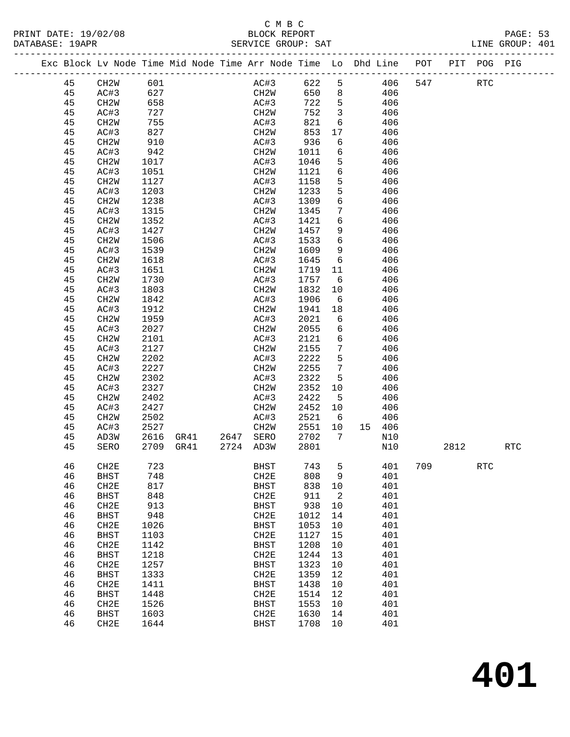C M B C
BLOCK REPORT
SERVICE GROUP: SAT

PRINT DATE: 19/02/08
DATABASE: 19APR
LINE GROUP: 401

| Exc | Block | Lv | Node | Time | Mid | Node | Time | Arr | Node | Time | Lo | Dhd | Line | POT | PIT | POG | PIG |
|---|---|---|---|---|---|---|---|---|---|---|---|---|---|---|---|---|---|
| | 45 | | CH2W | 601 | | | | | AC#3 | 622 | 5 | | 406 | 547 | | RTC | |
| | 45 | | AC#3 | 627 | | | | | CH2W | 650 | 8 | | 406 | | | | |
| | 45 | | CH2W | 658 | | | | | AC#3 | 722 | 5 | | 406 | | | | |
| | 45 | | AC#3 | 727 | | | | | CH2W | 752 | 3 | | 406 | | | | |
| | 45 | | CH2W | 755 | | | | | AC#3 | 821 | 6 | | 406 | | | | |
| | 45 | | AC#3 | 827 | | | | | CH2W | 853 | 17 | | 406 | | | | |
| | 45 | | CH2W | 910 | | | | | AC#3 | 936 | 6 | | 406 | | | | |
| | 45 | | AC#3 | 942 | | | | | CH2W | 1011 | 6 | | 406 | | | | |
| | 45 | | CH2W | 1017 | | | | | AC#3 | 1046 | 5 | | 406 | | | | |
| | 45 | | AC#3 | 1051 | | | | | CH2W | 1121 | 6 | | 406 | | | | |
| | 45 | | CH2W | 1127 | | | | | AC#3 | 1158 | 5 | | 406 | | | | |
| | 45 | | AC#3 | 1203 | | | | | CH2W | 1233 | 5 | | 406 | | | | |
| | 45 | | CH2W | 1238 | | | | | AC#3 | 1309 | 6 | | 406 | | | | |
| | 45 | | AC#3 | 1315 | | | | | CH2W | 1345 | 7 | | 406 | | | | |
| | 45 | | CH2W | 1352 | | | | | AC#3 | 1421 | 6 | | 406 | | | | |
| | 45 | | AC#3 | 1427 | | | | | CH2W | 1457 | 9 | | 406 | | | | |
| | 45 | | CH2W | 1506 | | | | | AC#3 | 1533 | 6 | | 406 | | | | |
| | 45 | | AC#3 | 1539 | | | | | CH2W | 1609 | 9 | | 406 | | | | |
| | 45 | | CH2W | 1618 | | | | | AC#3 | 1645 | 6 | | 406 | | | | |
| | 45 | | AC#3 | 1651 | | | | | CH2W | 1719 | 11 | | 406 | | | | |
| | 45 | | CH2W | 1730 | | | | | AC#3 | 1757 | 6 | | 406 | | | | |
| | 45 | | AC#3 | 1803 | | | | | CH2W | 1832 | 10 | | 406 | | | | |
| | 45 | | CH2W | 1842 | | | | | AC#3 | 1906 | 6 | | 406 | | | | |
| | 45 | | AC#3 | 1912 | | | | | CH2W | 1941 | 18 | | 406 | | | | |
| | 45 | | CH2W | 1959 | | | | | AC#3 | 2021 | 6 | | 406 | | | | |
| | 45 | | AC#3 | 2027 | | | | | CH2W | 2055 | 6 | | 406 | | | | |
| | 45 | | CH2W | 2101 | | | | | AC#3 | 2121 | 6 | | 406 | | | | |
| | 45 | | AC#3 | 2127 | | | | | CH2W | 2155 | 7 | | 406 | | | | |
| | 45 | | CH2W | 2202 | | | | | AC#3 | 2222 | 5 | | 406 | | | | |
| | 45 | | AC#3 | 2227 | | | | | CH2W | 2255 | 7 | | 406 | | | | |
| | 45 | | CH2W | 2302 | | | | | AC#3 | 2322 | 5 | | 406 | | | | |
| | 45 | | AC#3 | 2327 | | | | | CH2W | 2352 | 10 | | 406 | | | | |
| | 45 | | CH2W | 2402 | | | | | AC#3 | 2422 | 5 | | 406 | | | | |
| | 45 | | AC#3 | 2427 | | | | | CH2W | 2452 | 10 | | 406 | | | | |
| | 45 | | CH2W | 2502 | | | | | AC#3 | 2521 | 6 | | 406 | | | | |
| | 45 | | AC#3 | 2527 | | | | | CH2W | 2551 | 10 | 15 | 406 | | | | |
| | 45 | | AD3W | 2616 | | GR41 | 2647 | | SERO | 2702 | 7 | | N10 | | | | |
| | 45 | | SERO | 2709 | | GR41 | 2724 | | AD3W | 2801 | | | N10 | | 2812 | | RTC |
| | 46 | | CH2E | 723 | | | | | BHST | 743 | 5 | | 401 | 709 | | RTC | |
| | 46 | | BHST | 748 | | | | | CH2E | 808 | 9 | | 401 | | | | |
| | 46 | | CH2E | 817 | | | | | BHST | 838 | 10 | | 401 | | | | |
| | 46 | | BHST | 848 | | | | | CH2E | 911 | 2 | | 401 | | | | |
| | 46 | | CH2E | 913 | | | | | BHST | 938 | 10 | | 401 | | | | |
| | 46 | | BHST | 948 | | | | | CH2E | 1012 | 14 | | 401 | | | | |
| | 46 | | CH2E | 1026 | | | | | BHST | 1053 | 10 | | 401 | | | | |
| | 46 | | BHST | 1103 | | | | | CH2E | 1127 | 15 | | 401 | | | | |
| | 46 | | CH2E | 1142 | | | | | BHST | 1208 | 10 | | 401 | | | | |
| | 46 | | BHST | 1218 | | | | | CH2E | 1244 | 13 | | 401 | | | | |
| | 46 | | CH2E | 1257 | | | | | BHST | 1323 | 10 | | 401 | | | | |
| | 46 | | BHST | 1333 | | | | | CH2E | 1359 | 12 | | 401 | | | | |
| | 46 | | CH2E | 1411 | | | | | BHST | 1438 | 10 | | 401 | | | | |
| | 46 | | BHST | 1448 | | | | | CH2E | 1514 | 12 | | 401 | | | | |
| | 46 | | CH2E | 1526 | | | | | BHST | 1553 | 10 | | 401 | | | | |
| | 46 | | BHST | 1603 | | | | | CH2E | 1630 | 14 | | 401 | | | | |
| | 46 | | CH2E | 1644 | | | | | BHST | 1708 | 10 | | 401 | | | | |

# 401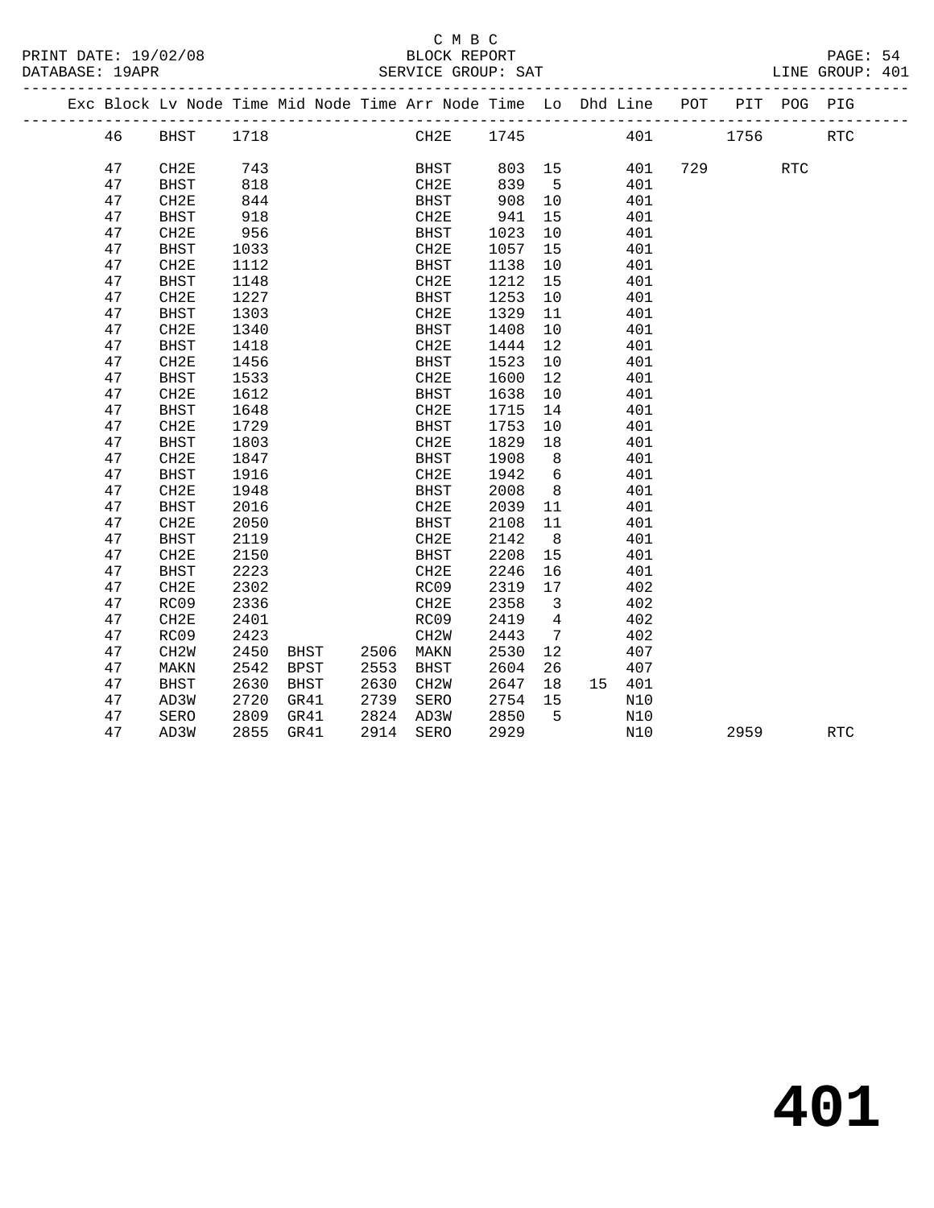C M B C

BLOCK REPORT

SERVICE GROUP: SAT

LINE GROUP: 401

| Exc | Block | Lv Node | Time | Mid Node | Time | Arr Node | Time | Lo | Dhd | Line | POT | PIT | POG | PIG |
|---|---|---|---|---|---|---|---|---|---|---|---|---|---|---|
| | 46 | BHST | 1718 | | | CH2E | 1745 | | | 401 | | 1756 | | RTC |
| | 47 | CH2E | 743 | | | BHST | 803 | 15 | | 401 | 729 | | RTC | |
| | 47 | BHST | 818 | | | CH2E | 839 | 5 | | 401 | | | | |
| | 47 | CH2E | 844 | | | BHST | 908 | 10 | | 401 | | | | |
| | 47 | BHST | 918 | | | CH2E | 941 | 15 | | 401 | | | | |
| | 47 | CH2E | 956 | | | BHST | 1023 | 10 | | 401 | | | | |
| | 47 | BHST | 1033 | | | CH2E | 1057 | 15 | | 401 | | | | |
| | 47 | CH2E | 1112 | | | BHST | 1138 | 10 | | 401 | | | | |
| | 47 | BHST | 1148 | | | CH2E | 1212 | 15 | | 401 | | | | |
| | 47 | CH2E | 1227 | | | BHST | 1253 | 10 | | 401 | | | | |
| | 47 | BHST | 1303 | | | CH2E | 1329 | 11 | | 401 | | | | |
| | 47 | CH2E | 1340 | | | BHST | 1408 | 10 | | 401 | | | | |
| | 47 | BHST | 1418 | | | CH2E | 1444 | 12 | | 401 | | | | |
| | 47 | CH2E | 1456 | | | BHST | 1523 | 10 | | 401 | | | | |
| | 47 | BHST | 1533 | | | CH2E | 1600 | 12 | | 401 | | | | |
| | 47 | CH2E | 1612 | | | BHST | 1638 | 10 | | 401 | | | | |
| | 47 | BHST | 1648 | | | CH2E | 1715 | 14 | | 401 | | | | |
| | 47 | CH2E | 1729 | | | BHST | 1753 | 10 | | 401 | | | | |
| | 47 | BHST | 1803 | | | CH2E | 1829 | 18 | | 401 | | | | |
| | 47 | CH2E | 1847 | | | BHST | 1908 | 8 | | 401 | | | | |
| | 47 | BHST | 1916 | | | CH2E | 1942 | 6 | | 401 | | | | |
| | 47 | CH2E | 1948 | | | BHST | 2008 | 8 | | 401 | | | | |
| | 47 | BHST | 2016 | | | CH2E | 2039 | 11 | | 401 | | | | |
| | 47 | CH2E | 2050 | | | BHST | 2108 | 11 | | 401 | | | | |
| | 47 | BHST | 2119 | | | CH2E | 2142 | 8 | | 401 | | | | |
| | 47 | CH2E | 2150 | | | BHST | 2208 | 15 | | 401 | | | | |
| | 47 | BHST | 2223 | | | CH2E | 2246 | 16 | | 401 | | | | |
| | 47 | CH2E | 2302 | | | RC09 | 2319 | 17 | | 402 | | | | |
| | 47 | RC09 | 2336 | | | CH2E | 2358 | 3 | | 402 | | | | |
| | 47 | CH2E | 2401 | | | RC09W | 2419 | 4 | | 402 | | | | |
| | 47 | RC09 | 2423 | | | CH2W | 2443 | 7 | | 402 | | | | |
| | 47 | CH2W | 2450 | BHST | 2506 | MAKN | 2530 | 12 | | 407 | | | | |
| | 47 | MAKN | 2542 | BPST | 2553 | BHST | 2604 | 26 | | 407 | | | | |
| | 47 | BHST | 2630 | BHST | 2630 | CH2W | 2647 | 18 | 15 | 401 | | | | |
| | 47 | AD3W | 2720 | GR41 | 2739 | SERO | 2754 | 15 | | N10 | | | | |
| | 47 | SERO | 2809 | GR41 | 2824 | AD3W | 2850 | 5 | | N10 | | | | |
| | 47 | AD3W | 2855 | GR41 | 2914 | SERO | 2929 | | | N10 | | 2959 | | RTC |

# 401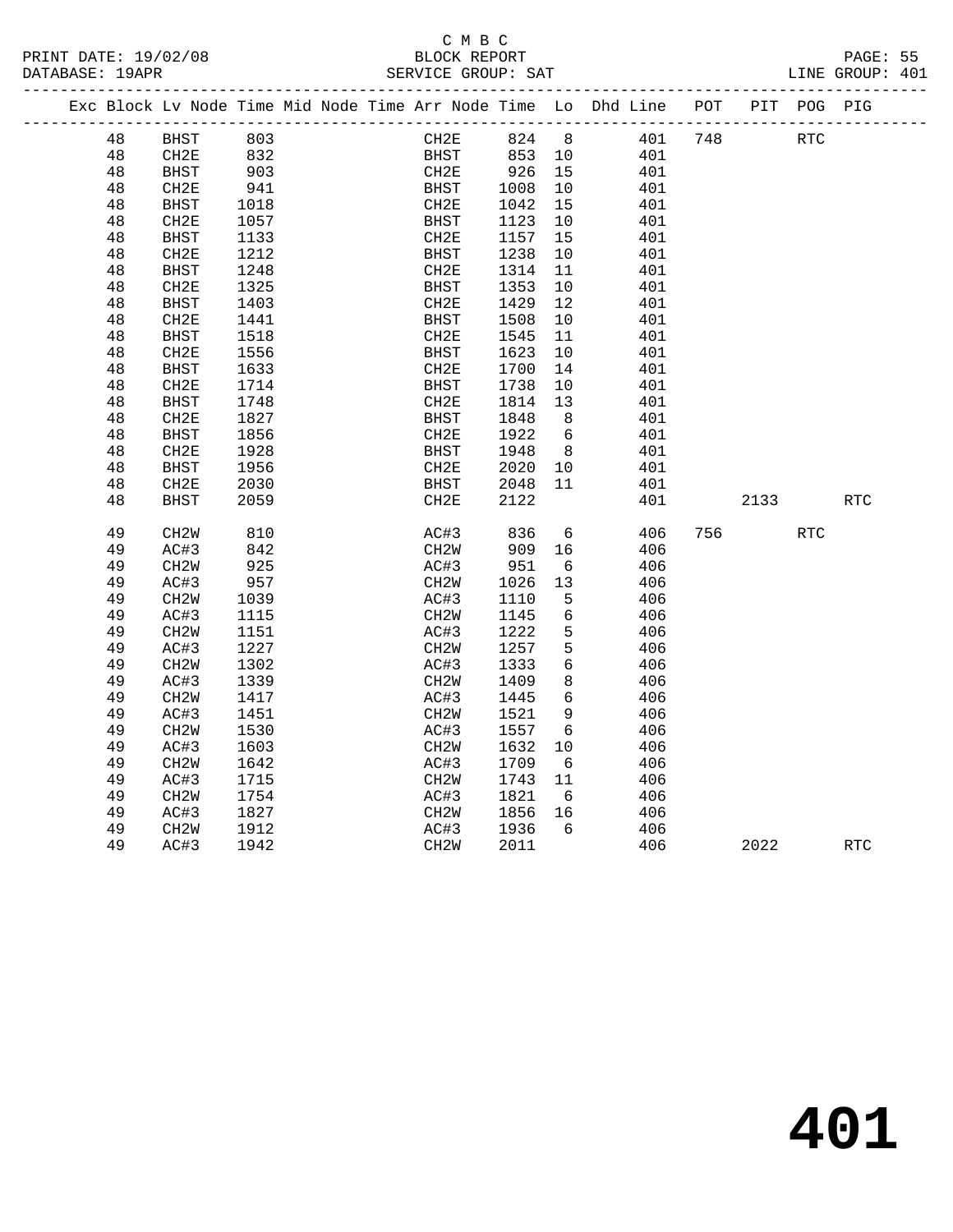C M B C
BLOCK REPORT
SERVICE GROUP: SAT

PRINT DATE: 19/02/08
DATABASE: 19APR

LINE GROUP: 401

| Exc | Block | Lv | Node | Time | Mid | Node | Time | Arr | Node | Time | Lo | Dhd | Line | POT | PIT | POG | PIG |
|---|---|---|---|---|---|---|---|---|---|---|---|---|---|---|---|---|---|
| | 48 | | BHST | 803 | | | | | CH2E | 824 | 8 | | 401 | 748 | | RTC | |
| | 48 | | CH2E | 832 | | | | | BHST | 853 | 10 | | 401 | | | | |
| | 48 | | BHST | 903 | | | | | CH2E | 926 | 15 | | 401 | | | | |
| | 48 | | CH2E | 941 | | | | | BHST | 1008 | 10 | | 401 | | | | |
| | 48 | | BHST | 1018 | | | | | CH2E | 1042 | 15 | | 401 | | | | |
| | 48 | | CH2E | 1057 | | | | | BHST | 1123 | 10 | | 401 | | | | |
| | 48 | | BHST | 1133 | | | | | CH2E | 1157 | 15 | | 401 | | | | |
| | 48 | | CH2E | 1212 | | | | | BHST | 1238 | 10 | | 401 | | | | |
| | 48 | | BHST | 1248 | | | | | CH2E | 1314 | 11 | | 401 | | | | |
| | 48 | | CH2E | 1325 | | | | | BHST | 1353 | 10 | | 401 | | | | |
| | 48 | | BHST | 1403 | | | | | CH2E | 1429 | 12 | | 401 | | | | |
| | 48 | | CH2E | 1441 | | | | | BHST | 1508 | 10 | | 401 | | | | |
| | 48 | | BHST | 1518 | | | | | CH2E | 1545 | 11 | | 401 | | | | |
| | 48 | | CH2E | 1556 | | | | | BHST | 1623 | 10 | | 401 | | | | |
| | 48 | | BHST | 1633 | | | | | CH2E | 1700 | 14 | | 401 | | | | |
| | 48 | | CH2E | 1714 | | | | | BHST | 1738 | 10 | | 401 | | | | |
| | 48 | | BHST | 1748 | | | | | CH2E | 1814 | 13 | | 401 | | | | |
| | 48 | | CH2E | 1827 | | | | | BHST | 1848 | 8 | | 401 | | | | |
| | 48 | | BHST | 1856 | | | | | CH2E | 1922 | 6 | | 401 | | | | |
| | 48 | | CH2E | 1928 | | | | | BHST | 1948 | 8 | | 401 | | | | |
| | 48 | | BHST | 1956 | | | | | CH2E | 2020 | 10 | | 401 | | | | |
| | 48 | | CH2E | 2030 | | | | | BHST | 2048 | 11 | | 401 | | | | |
| | 48 | | BHST | 2059 | | | | | CH2E | 2122 | | | 401 | | 2133 | | RTC |
| | 49 | | CH2W | 810 | | | | | AC#3 | 836 | 6 | | 406 | 756 | | RTC | |
| | 49 | | AC#3 | 842 | | | | | CH2W | 909 | 16 | | 406 | | | | |
| | 49 | | CH2W | 925 | | | | | AC#3 | 951 | 6 | | 406 | | | | |
| | 49 | | AC#3 | 957 | | | | | CH2W | 1026 | 13 | | 406 | | | | |
| | 49 | | CH2W | 1039 | | | | | AC#3 | 1110 | 5 | | 406 | | | | |
| | 49 | | AC#3 | 1115 | | | | | CH2W | 1145 | 6 | | 406 | | | | |
| | 49 | | CH2W | 1151 | | | | | AC#3 | 1222 | 5 | | 406 | | | | |
| | 49 | | AC#3 | 1227 | | | | | CH2W | 1257 | 5 | | 406 | | | | |
| | 49 | | CH2W | 1302 | | | | | AC#3 | 1333 | 6 | | 406 | | | | |
| | 49 | | AC#3 | 1339 | | | | | CH2W | 1409 | 8 | | 406 | | | | |
| | 49 | | CH2W | 1417 | | | | | AC#3 | 1445 | 6 | | 406 | | | | |
| | 49 | | AC#3 | 1451 | | | | | CH2W | 1521 | 9 | | 406 | | | | |
| | 49 | | CH2W | 1530 | | | | | AC#3 | 1557 | 6 | | 406 | | | | |
| | 49 | | AC#3 | 1603 | | | | | CH2W | 1632 | 10 | | 406 | | | | |
| | 49 | | CH2W | 1642 | | | | | AC#3 | 1709 | 6 | | 406 | | | | |
| | 49 | | AC#3 | 1715 | | | | | CH2W | 1743 | 11 | | 406 | | | | |
| | 49 | | CH2W | 1754 | | | | | AC#3 | 1821 | 6 | | 406 | | | | |
| | 49 | | AC#3 | 1827 | | | | | CH2W | 1856 | 16 | | 406 | | | | |
| | 49 | | CH2W | 1912 | | | | | AC#3 | 1936 | 6 | | 406 | | | | |
| | 49 | | AC#3 | 1942 | | | | | CH2W | 2011 | | | 406 | | 2022 | | RTC |

401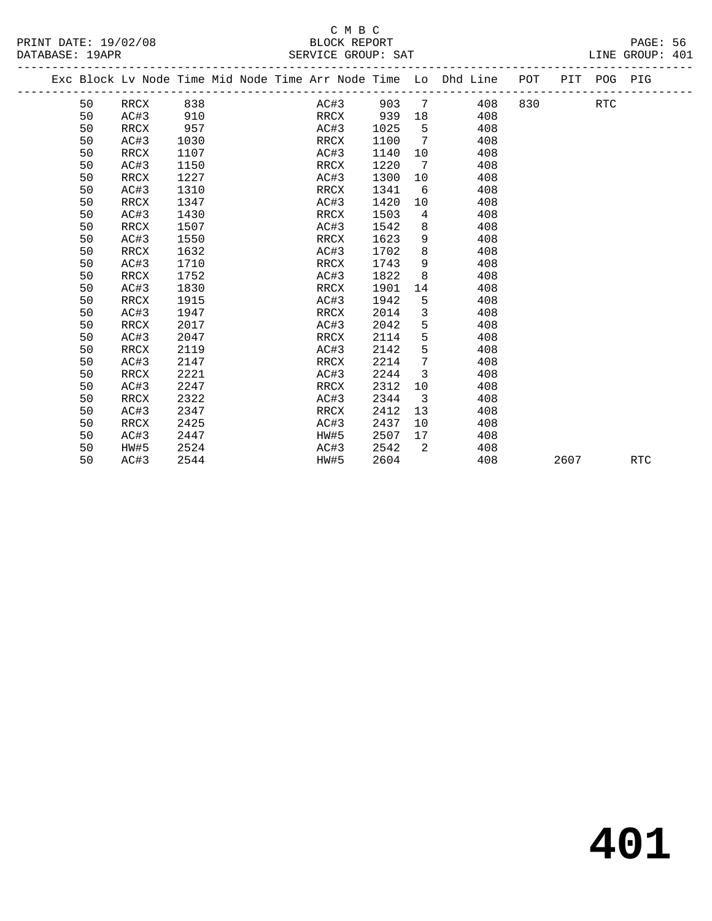C M B C
BLOCK REPORT
SERVICE GROUP: SAT

PRINT DATE: 19/02/08
DATABASE: 19APR
LINE GROUP: 401

| Exc | Block | Lv Node | Time | Mid Node | Time | Arr Node | Time | Lo | Dhd Line | POT | PIT | POG | PIG |
|---|---|---|---|---|---|---|---|---|---|---|---|---|---|
| | 50 | RRCX | 838 | | | AC#3 | 903 | 7 | 408 | 830 | | RTC | |
| | 50 | AC#3 | 910 | | | RRCX | 939 | 18 | 408 | | | | |
| | 50 | RRCX | 957 | | | AC#3 | 1025 | 5 | 408 | | | | |
| | 50 | AC#3 | 1030 | | | RRCX | 1100 | 7 | 408 | | | | |
| | 50 | RRCX | 1107 | | | AC#3 | 1140 | 10 | 408 | | | | |
| | 50 | AC#3 | 1150 | | | RRCX | 1220 | 7 | 408 | | | | |
| | 50 | RRCX | 1227 | | | AC#3 | 1300 | 10 | 408 | | | | |
| | 50 | AC#3 | 1310 | | | RRCX | 1341 | 6 | 408 | | | | |
| | 50 | RRCX | 1347 | | | AC#3 | 1420 | 10 | 408 | | | | |
| | 50 | AC#3 | 1430 | | | RRCX | 1503 | 4 | 408 | | | | |
| | 50 | RRCX | 1507 | | | AC#3 | 1542 | 8 | 408 | | | | |
| | 50 | AC#3 | 1550 | | | RRCX | 1623 | 9 | 408 | | | | |
| | 50 | RRCX | 1632 | | | AC#3 | 1702 | 8 | 408 | | | | |
| | 50 | AC#3 | 1710 | | | RRCX | 1743 | 9 | 408 | | | | |
| | 50 | RRCX | 1752 | | | AC#3 | 1822 | 8 | 408 | | | | |
| | 50 | AC#3 | 1830 | | | RRCX | 1901 | 14 | 408 | | | | |
| | 50 | RRCX | 1915 | | | AC#3 | 1942 | 5 | 408 | | | | |
| | 50 | AC#3 | 1947 | | | RRCX | 2014 | 3 | 408 | | | | |
| | 50 | RRCX | 2017 | | | AC#3 | 2042 | 5 | 408 | | | | |
| | 50 | AC#3 | 2047 | | | RRCX | 2114 | 5 | 408 | | | | |
| | 50 | RRCX | 2119 | | | AC#3 | 2142 | 5 | 408 | | | | |
| | 50 | AC#3 | 2147 | | | RRCX | 2214 | 7 | 408 | | | | |
| | 50 | RRCX | 2221 | | | AC#3 | 2244 | 3 | 408 | | | | |
| | 50 | AC#3 | 2247 | | | RRCX | 2312 | 10 | 408 | | | | |
| | 50 | RRCX | 2322 | | | AC#3 | 2344 | 3 | 408 | | | | |
| | 50 | AC#3 | 2347 | | | RRCX | 2412 | 13 | 408 | | | | |
| | 50 | RRCX | 2425 | | | AC#3 | 2437 | 10 | 408 | | | | |
| | 50 | AC#3 | 2447 | | | HW#5 | 2507 | 17 | 408 | | | | |
| | 50 | HW#5 | 2524 | | | AC#3 | 2542 | 2 | 408 | | | | |
| | 50 | AC#3 | 2544 | | | HW#5 | 2604 | | 408 | | 2607 | | RTC |

# 401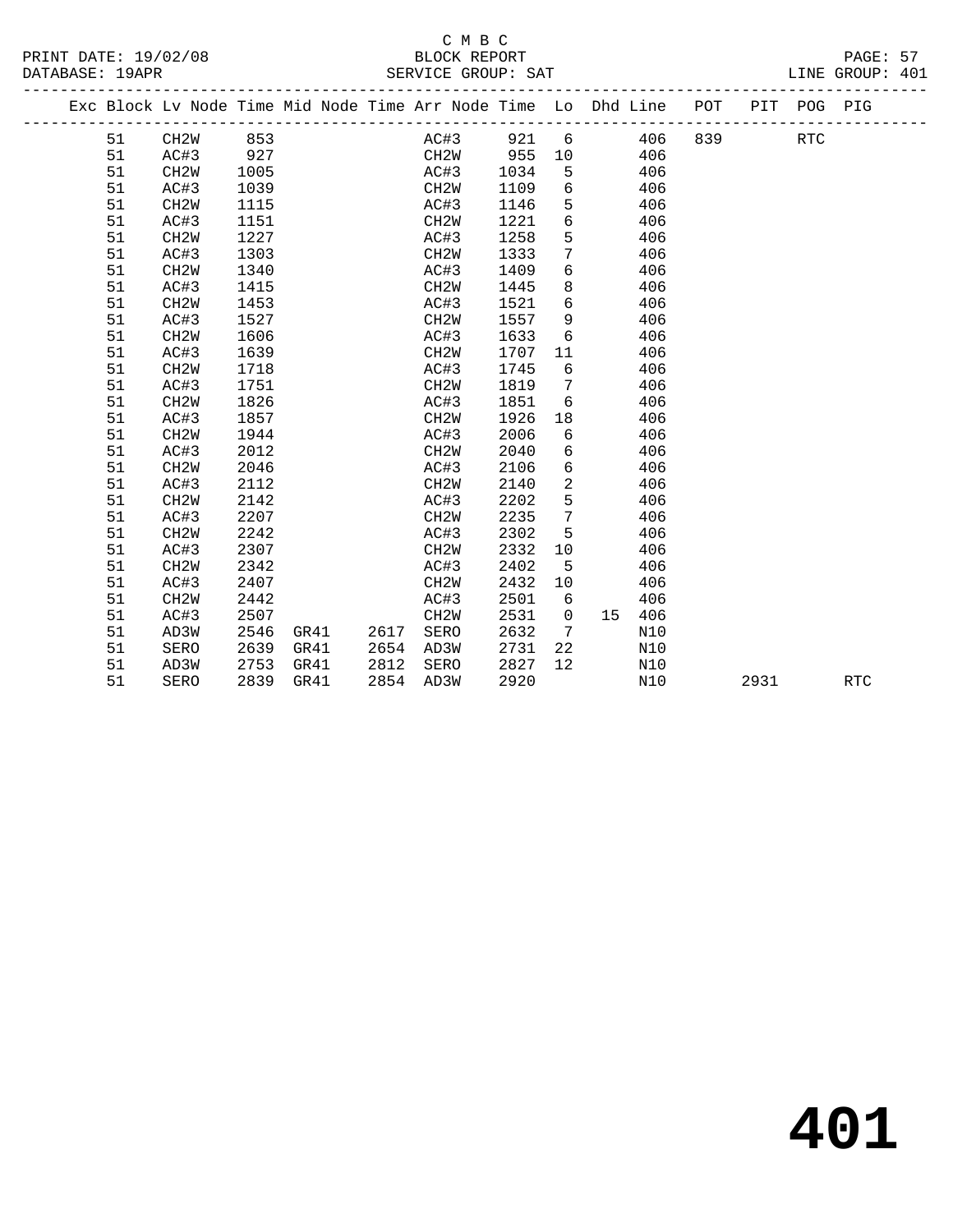C M B C
BLOCK REPORT
SERVICE GROUP: SAT

PRINT DATE: 19/02/08
DATABASE: 19APR
LINE GROUP: 401

| Exc | Block | Lv | Node | Time | Mid Node | Time | Arr Node | Time | Lo | Dhd | Line | POT | PIT | POG | PIG |
|---|---|---|---|---|---|---|---|---|---|---|---|---|---|---|---|
| | 51 | | CH2W | 853 | | | AC#3 | 921 | 6 | | 406 | 839 | | RTC | |
| | 51 | | AC#3 | 927 | | | CH2W | 955 | 10 | | 406 | | | | |
| | 51 | | CH2W | 1005 | | | AC#3 | 1034 | 5 | | 406 | | | | |
| | 51 | | AC#3 | 1039 | | | CH2W | 1109 | 6 | | 406 | | | | |
| | 51 | | CH2W | 1115 | | | AC#3 | 1146 | 5 | | 406 | | | | |
| | 51 | | AC#3 | 1151 | | | CH2W | 1221 | 6 | | 406 | | | | |
| | 51 | | CH2W | 1227 | | | AC#3 | 1258 | 5 | | 406 | | | | |
| | 51 | | AC#3 | 1303 | | | CH2W | 1333 | 7 | | 406 | | | | |
| | 51 | | CH2W | 1340 | | | AC#3 | 1409 | 6 | | 406 | | | | |
| | 51 | | AC#3 | 1415 | | | CH2W | 1445 | 8 | | 406 | | | | |
| | 51 | | CH2W | 1453 | | | AC#3 | 1521 | 6 | | 406 | | | | |
| | 51 | | AC#3 | 1527 | | | CH2W | 1557 | 9 | | 406 | | | | |
| | 51 | | CH2W | 1606 | | | AC#3 | 1633 | 6 | | 406 | | | | |
| | 51 | | AC#3 | 1639 | | | CH2W | 1707 | 11 | | 406 | | | | |
| | 51 | | CH2W | 1718 | | | AC#3 | 1745 | 6 | | 406 | | | | |
| | 51 | | AC#3 | 1751 | | | CH2W | 1819 | 7 | | 406 | | | | |
| | 51 | | CH2W | 1826 | | | AC#3 | 1851 | 6 | | 406 | | | | |
| | 51 | | AC#3 | 1857 | | | CH2W | 1926 | 18 | | 406 | | | | |
| | 51 | | CH2W | 1944 | | | AC#3 | 2006 | 6 | | 406 | | | | |
| | 51 | | AC#3 | 2012 | | | CH2W | 2040 | 6 | | 406 | | | | |
| | 51 | | CH2W | 2046 | | | AC#3 | 2106 | 6 | | 406 | | | | |
| | 51 | | AC#3 | 2112 | | | CH2W | 2140 | 2 | | 406 | | | | |
| | 51 | | CH2W | 2142 | | | AC#3 | 2202 | 5 | | 406 | | | | |
| | 51 | | AC#3 | 2207 | | | CH2W | 2235 | 7 | | 406 | | | | |
| | 51 | | CH2W | 2242 | | | AC#3 | 2302 | 5 | | 406 | | | | |
| | 51 | | AC#3 | 2307 | | | CH2W | 2332 | 10 | | 406 | | | | |
| | 51 | | CH2W | 2342 | | | AC#3 | 2402 | 5 | | 406 | | | | |
| | 51 | | AC#3 | 2407 | | | CH2W | 2432 | 10 | | 406 | | | | |
| | 51 | | CH2W | 2442 | | | AC#3 | 2501 | 6 | | 406 | | | | |
| | 51 | | AC#3 | 2507 | | | CH2W | 2531 | 0 | 15 | 406 | | | | |
| | 51 | | AD3W | 2546 | GR41 | 2617 | SERO | 2632 | 7 | | N10 | | | | |
| | 51 | | SERO | 2639 | GR41 | 2654 | AD3W | 2731 | 22 | | N10 | | | | |
| | 51 | | AD3W | 2753 | GR41 | 2812 | SERO | 2827 | 12 | | N10 | | | | |
| | 51 | | SERO | 2839 | GR41 | 2854 | AD3W | 2920 | | | N10 | | 2931 | | RTC |

401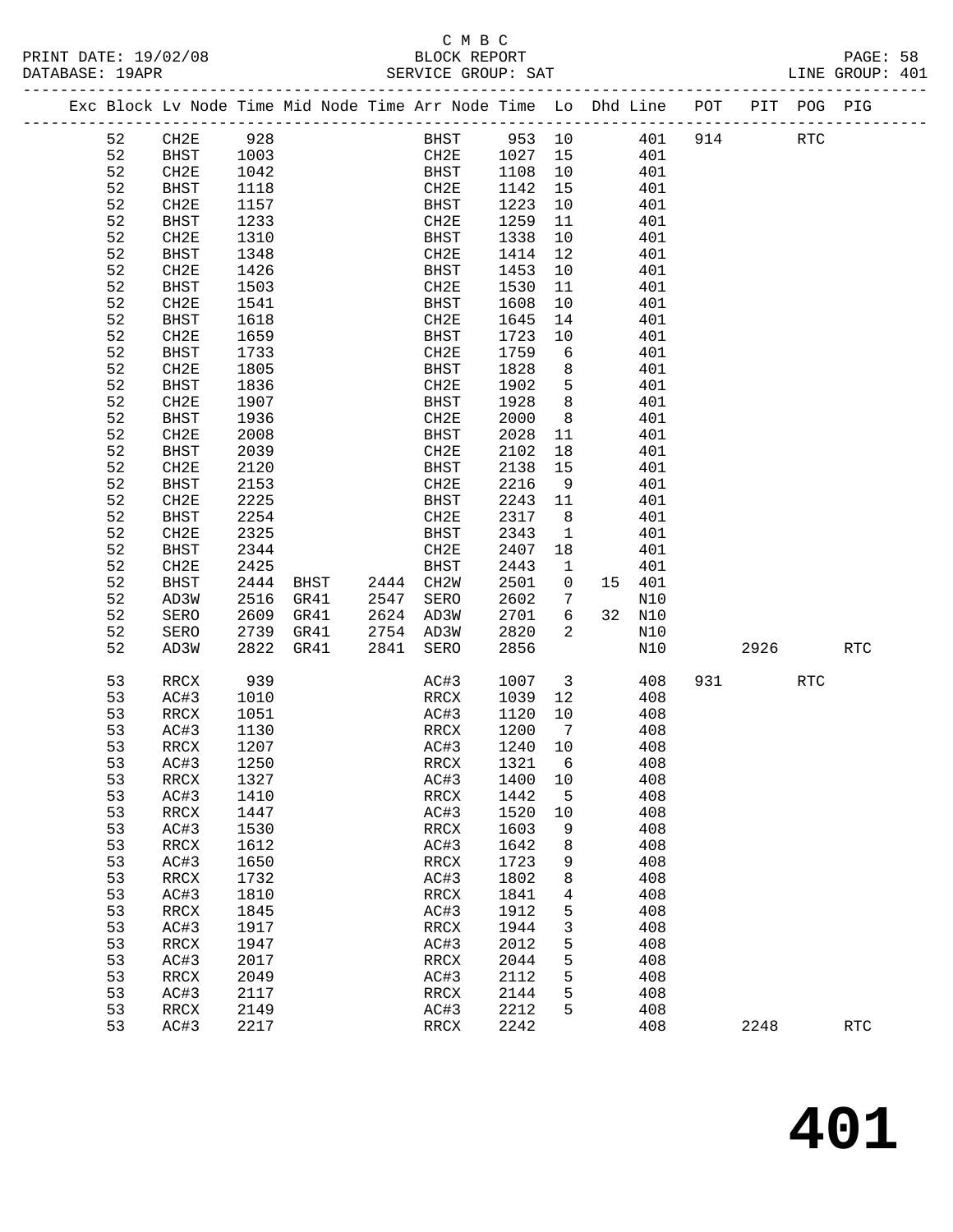C M B C

PRINT DATE: 19/02/08 BLOCK REPORT
DATABASE: 19APR SERVICE GROUP: SAT LINE GROUP: 401

| Exc | Block | Lv Node | Time | Mid Node | Time | Arr Node | Time | Lo | Dhd | Line | POT | PIT | POG | PIG |
|---|---|---|---|---|---|---|---|---|---|---|---|---|---|---|
| | 52 | CH2E | 928 | | | BHST | 953 | 10 | | 401 | 914 | | RTC | |
| | 52 | BHST | 1003 | | | CH2E | 1027 | 15 | | 401 | | | | |
| | 52 | CH2E | 1042 | | | BHST | 1108 | 10 | | 401 | | | | |
| | 52 | BHST | 1118 | | | CH2E | 1142 | 15 | | 401 | | | | |
| | 52 | CH2E | 1157 | | | BHST | 1223 | 10 | | 401 | | | | |
| | 52 | BHST | 1233 | | | CH2E | 1259 | 11 | | 401 | | | | |
| | 52 | CH2E | 1310 | | | BHST | 1338 | 10 | | 401 | | | | |
| | 52 | BHST | 1348 | | | CH2E | 1414 | 12 | | 401 | | | | |
| | 52 | CH2E | 1426 | | | BHST | 1453 | 10 | | 401 | | | | |
| | 52 | BHST | 1503 | | | CH2E | 1530 | 11 | | 401 | | | | |
| | 52 | CH2E | 1541 | | | BHST | 1608 | 10 | | 401 | | | | |
| | 52 | BHST | 1618 | | | CH2E | 1645 | 14 | | 401 | | | | |
| | 52 | CH2E | 1659 | | | BHST | 1723 | 10 | | 401 | | | | |
| | 52 | BHST | 1733 | | | CH2E | 1759 | 6 | | 401 | | | | |
| | 52 | CH2E | 1805 | | | BHST | 1828 | 8 | | 401 | | | | |
| | 52 | BHST | 1836 | | | CH2E | 1902 | 5 | | 401 | | | | |
| | 52 | CH2E | 1907 | | | BHST | 1928 | 8 | | 401 | | | | |
| | 52 | BHST | 1936 | | | CH2E | 2000 | 8 | | 401 | | | | |
| | 52 | CH2E | 2008 | | | BHST | 2028 | 11 | | 401 | | | | |
| | 52 | BHST | 2039 | | | CH2E | 2102 | 18 | | 401 | | | | |
| | 52 | CH2E | 2120 | | | BHST | 2138 | 15 | | 401 | | | | |
| | 52 | BHST | 2153 | | | CH2E | 2216 | 9 | | 401 | | | | |
| | 52 | CH2E | 2225 | | | BHST | 2243 | 11 | | 401 | | | | |
| | 52 | BHST | 2254 | | | CH2E | 2317 | 8 | | 401 | | | | |
| | 52 | CH2E | 2325 | | | BHST | 2343 | 1 | | 401 | | | | |
| | 52 | BHST | 2344 | | | CH2E | 2407 | 18 | | 401 | | | | |
| | 52 | CH2E | 2425 | | | BHST | 2443 | 1 | | 401 | | | | |
| | 52 | BHST | 2444 | BHST | 2444 | CH2W | 2501 | 0 | 15 | 401 | | | | |
| | 52 | AD3W | 2516 | GR41 | 2547 | SERO | 2602 | 7 | | N10 | | | | |
| | 52 | SERO | 2609 | GR41 | 2624 | AD3W | 2701 | 6 | 32 | N10 | | | | |
| | 52 | SERO | 2739 | GR41 | 2754 | AD3W | 2820 | 2 | | N10 | | | | |
| | 52 | AD3W | 2822 | GR41 | 2841 | SERO | 2856 | | | N10 | | 2926 | | RTC |
| | 53 | RRCX | 939 | | | AC#3 | 1007 | 3 | | 408 | 931 | | RTC | |
| | 53 | AC#3 | 1010 | | | RRCX | 1039 | 12 | | 408 | | | | |
| | 53 | RRCX | 1051 | | | AC#3 | 1120 | 10 | | 408 | | | | |
| | 53 | AC#3 | 1130 | | | RRCX | 1200 | 7 | | 408 | | | | |
| | 53 | RRCX | 1207 | | | AC#3 | 1240 | 10 | | 408 | | | | |
| | 53 | AC#3 | 1250 | | | RRCX | 1321 | 6 | | 408 | | | | |
| | 53 | RRCX | 1327 | | | AC#3 | 1400 | 10 | | 408 | | | | |
| | 53 | AC#3 | 1410 | | | RRCX | 1442 | 5 | | 408 | | | | |
| | 53 | RRCX | 1447 | | | AC#3 | 1520 | 10 | | 408 | | | | |
| | 53 | AC#3 | 1530 | | | RRCX | 1603 | 9 | | 408 | | | | |
| | 53 | RRCX | 1612 | | | AC#3 | 1642 | 8 | | 408 | | | | |
| | 53 | AC#3 | 1650 | | | RRCX | 1723 | 9 | | 408 | | | | |
| | 53 | RRCX | 1732 | | | AC#3 | 1802 | 8 | | 408 | | | | |
| | 53 | AC#3 | 1810 | | | RRCX | 1841 | 4 | | 408 | | | | |
| | 53 | RRCX | 1845 | | | AC#3 | 1912 | 5 | | 408 | | | | |
| | 53 | AC#3 | 1917 | | | RRCX | 1944 | 3 | | 408 | | | | |
| | 53 | RRCX | 1947 | | | AC#3 | 2012 | 5 | | 408 | | | | |
| | 53 | AC#3 | 2017 | | | RRCX | 2044 | 5 | | 408 | | | | |
| | 53 | RRCX | 2049 | | | AC#3 | 2112 | 5 | | 408 | | | | |
| | 53 | AC#3 | 2117 | | | RRCX | 2144 | 5 | | 408 | | | | |
| | 53 | RRCX | 2149 | | | AC#3 | 2212 | 5 | | 408 | | | | |
| | 53 | AC#3 | 2217 | | | RRCX | 2242 | | | 408 | | 2248 | | RTC |

# 401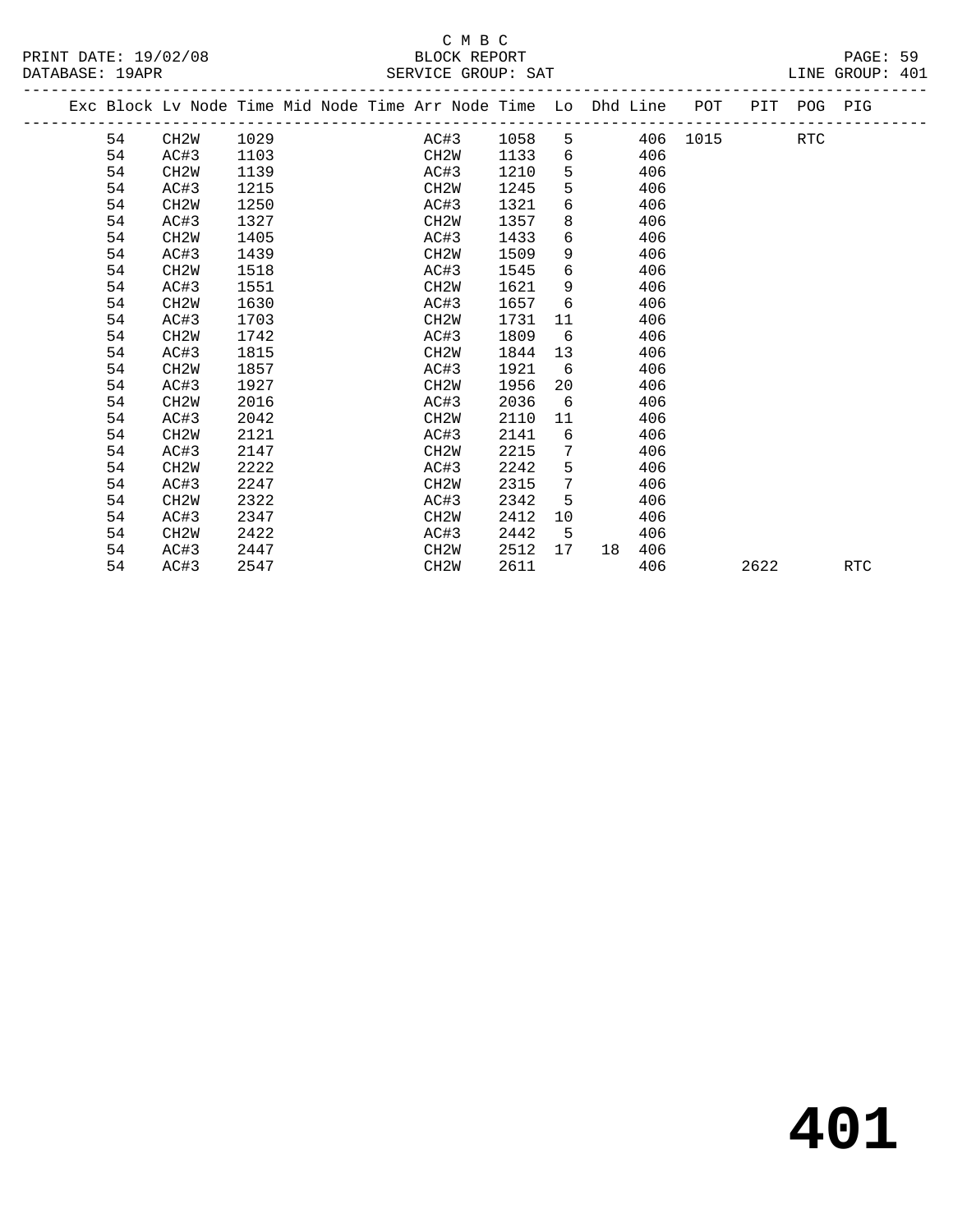C M B C
BLOCK REPORT
SERVICE GROUP: SAT

PRINT DATE: 19/02/08
DATABASE: 19APR
LINE GROUP: 401

| Exc | Block | Lv | Node | Time | Mid Node | Time | Arr Node | Time | Lo | Dhd | Line | POT | PIT | POG | PIG |
|---|---|---|---|---|---|---|---|---|---|---|---|---|---|---|---|
| | 54 | | CH2W | 1029 | | | AC#3 | 1058 | 5 | | 406 | 1015 | | RTC | |
| | 54 | | AC#3 | 1103 | | | CH2W | 1133 | 6 | | 406 | | | | |
| | 54 | | CH2W | 1139 | | | AC#3 | 1210 | 5 | | 406 | | | | |
| | 54 | | AC#3 | 1215 | | | CH2W | 1245 | 5 | | 406 | | | | |
| | 54 | | CH2W | 1250 | | | AC#3 | 1321 | 6 | | 406 | | | | |
| | 54 | | AC#3 | 1327 | | | CH2W | 1357 | 8 | | 406 | | | | |
| | 54 | | CH2W | 1405 | | | AC#3 | 1433 | 6 | | 406 | | | | |
| | 54 | | AC#3 | 1439 | | | CH2W | 1509 | 9 | | 406 | | | | |
| | 54 | | CH2W | 1518 | | | AC#3 | 1545 | 6 | | 406 | | | | |
| | 54 | | AC#3 | 1551 | | | CH2W | 1621 | 9 | | 406 | | | | |
| | 54 | | CH2W | 1630 | | | AC#3 | 1657 | 6 | | 406 | | | | |
| | 54 | | AC#3 | 1703 | | | CH2W | 1731 | 11 | | 406 | | | | |
| | 54 | | CH2W | 1742 | | | AC#3 | 1809 | 6 | | 406 | | | | |
| | 54 | | AC#3 | 1815 | | | CH2W | 1844 | 13 | | 406 | | | | |
| | 54 | | CH2W | 1857 | | | AC#3 | 1921 | 6 | | 406 | | | | |
| | 54 | | AC#3 | 1927 | | | CH2W | 1956 | 20 | | 406 | | | | |
| | 54 | | CH2W | 2016 | | | AC#3 | 2036 | 6 | | 406 | | | | |
| | 54 | | AC#3 | 2042 | | | CH2W | 2110 | 11 | | 406 | | | | |
| | 54 | | CH2W | 2121 | | | AC#3 | 2141 | 6 | | 406 | | | | |
| | 54 | | AC#3 | 2147 | | | CH2W | 2215 | 7 | | 406 | | | | |
| | 54 | | CH2W | 2222 | | | AC#3 | 2242 | 5 | | 406 | | | | |
| | 54 | | AC#3 | 2247 | | | CH2W | 2315 | 7 | | 406 | | | | |
| | 54 | | CH2W | 2322 | | | AC#3 | 2342 | 5 | | 406 | | | | |
| | 54 | | AC#3 | 2347 | | | CH2W | 2412 | 10 | | 406 | | | | |
| | 54 | | CH2W | 2422 | | | AC#3 | 2442 | 5 | | 406 | | | | |
| | 54 | | AC#3 | 2447 | | | CH2W | 2512 | 17 | 18 | 406 | | | | |
| | 54 | | AC#3 | 2547 | | | CH2W | 2611 | | | 406 | | 2622 | | RTC |

# 401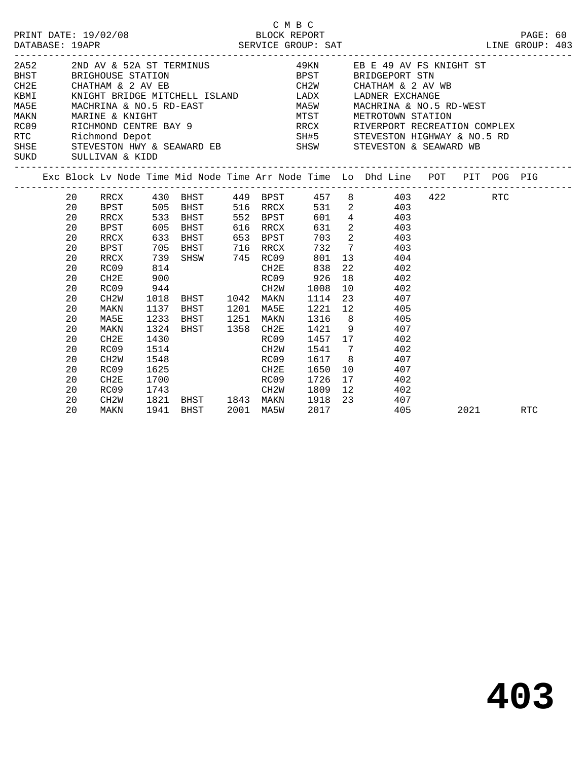C M B C
PRINT DATE: 19/02/08 BLOCK REPORT
DATABASE: 19APR SERVICE GROUP: SAT LINE GROUP: 403

| Code | Description | Code | Description |
|---|---|---|---|
| 2A52 | 2ND AV & 52A ST TERMINUS | 49KN | EB E 49 AV FS KNIGHT ST |
| BHST | BRIGHOUSE STATION | BPST | BRIDGEPORT STN |
| CH2E | CHATHAM & 2 AV EB | CH2W | CHATHAM & 2 AV WB |
| KBMI | KNIGHT BRIDGE MITCHELL ISLAND | LADX | LADNER EXCHANGE |
| MA5E | MACHRINA & NO.5 RD-EAST | MA5W | MACHRINA & NO.5 RD-WEST |
| MAKN | MARINE & KNIGHT | MTST | METROTOWN STATION |
| RC09 | RICHMOND CENTRE BAY 9 | RRCX | RIVERPORT RECREATION COMPLEX |
| RTC | Richmond Depot | SH#5 | STEVESTON HIGHWAY & NO.5 RD |
| SHSE | STEVESTON HWY & SEAWARD EB | SHSW | STEVESTON & SEAWARD WB |
| SUKD | SULLIVAN & KIDD | | |

| Exc | Block | Lv Node | Time | Mid Node | Time | Arr Node | Time | Lo | Dhd Line | POT | PIT | POG | PIG |
|---|---|---|---|---|---|---|---|---|---|---|---|---|---|
| | 20 | RRCX | 430 | BHST | 449 | BPST | 457 | 8 | 403 | 422 | | RTC | |
| | 20 | BPST | 505 | BHST | 516 | RRCX | 531 | 2 | 403 | | | | |
| | 20 | RRCX | 533 | BHST | 552 | BPST | 601 | 4 | 403 | | | | |
| | 20 | BPST | 605 | BHST | 616 | RRCX | 631 | 2 | 403 | | | | |
| | 20 | RRCX | 633 | BHST | 653 | BPST | 703 | 2 | 403 | | | | |
| | 20 | BPST | 705 | BHST | 716 | RRCX | 732 | 7 | 403 | | | | |
| | 20 | RRCX | 739 | SHSW | 745 | RC09 | 801 | 13 | 404 | | | | |
| | 20 | RC09 | 814 | | | CH2E | 838 | 22 | 402 | | | | |
| | 20 | CH2E | 900 | | | RC09 | 926 | 18 | 402 | | | | |
| | 20 | RC09 | 944 | | | CH2W | 1008 | 10 | 402 | | | | |
| | 20 | CH2W | 1018 | BHST | 1042 | MAKN | 1114 | 23 | 407 | | | | |
| | 20 | MAKN | 1137 | BHST | 1201 | MA5E | 1221 | 12 | 405 | | | | |
| | 20 | MA5E | 1233 | BHST | 1251 | MAKN | 1316 | 8 | 405 | | | | |
| | 20 | MAKN | 1324 | BHST | 1358 | CH2E | 1421 | 9 | 407 | | | | |
| | 20 | CH2E | 1430 | | | RC09 | 1457 | 17 | 402 | | | | |
| | 20 | RC09 | 1514 | | | CH2W | 1541 | 7 | 402 | | | | |
| | 20 | CH2W | 1548 | | | RC09 | 1617 | 8 | 407 | | | | |
| | 20 | RC09 | 1625 | | | CH2E | 1650 | 10 | 407 | | | | |
| | 20 | CH2E | 1700 | | | RC09 | 1726 | 17 | 402 | | | | |
| | 20 | RC09 | 1743 | | | CH2W | 1809 | 12 | 402 | | | | |
| | 20 | CH2W | 1821 | BHST | 1843 | MAKN | 1918 | 23 | 407 | | | | |
| | 20 | MAKN | 1941 | BHST | 2001 | MA5W | 2017 | | 405 | | 2021 | | RTC |

# 403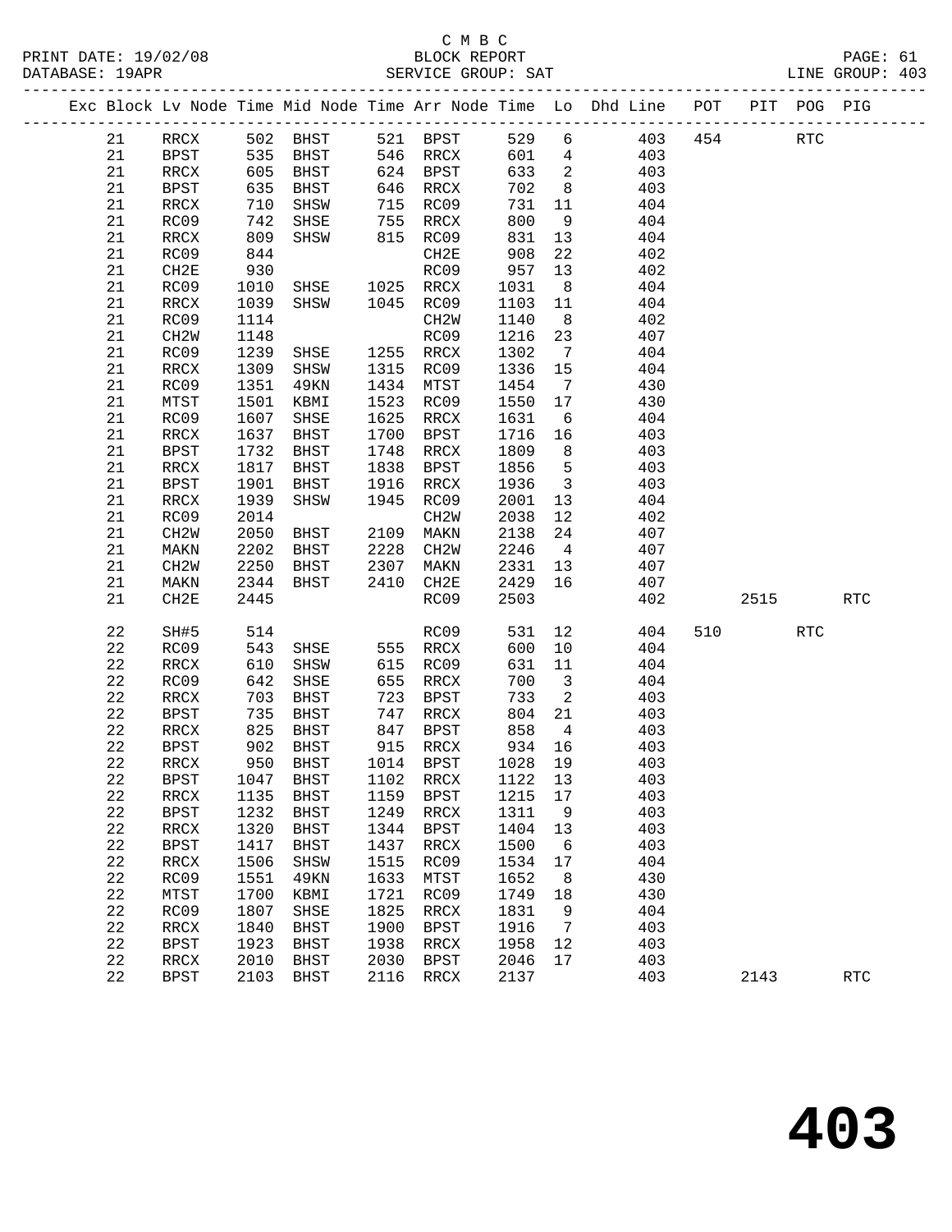C M B C
BLOCK REPORT
SERVICE GROUP: SAT

PRINT DATE: 19/02/08
DATABASE: 19APR
LINE GROUP: 403

| Exc | Block | Lv | Node | Time | Mid Node | Time | Arr Node | Time | Lo | Dhd Line | POT | PIT | POG | PIG |
|---|---|---|---|---|---|---|---|---|---|---|---|---|---|---|
| | 21 | | RRCX | 502 | BHST | 521 | BPST | 529 | 6 | 403 | 454 | | RTC | |
| | 21 | | BPST | 535 | BHST | 546 | RRCX | 601 | 4 | 403 | | | | |
| | 21 | | RRCX | 605 | BHST | 624 | BPST | 633 | 2 | 403 | | | | |
| | 21 | | BPST | 635 | BHST | 646 | RRCX | 702 | 8 | 403 | | | | |
| | 21 | | RRCX | 710 | SHSW | 715 | RC09 | 731 | 11 | 404 | | | | |
| | 21 | | RC09 | 742 | SHSE | 755 | RRCX | 800 | 9 | 404 | | | | |
| | 21 | | RRCX | 809 | SHSW | 815 | RC09 | 831 | 13 | 404 | | | | |
| | 21 | | RC09 | 844 | | | CH2E | 908 | 22 | 402 | | | | |
| | 21 | | CH2E | 930 | | | RC09 | 957 | 13 | 402 | | | | |
| | 21 | | RC09 | 1010 | SHSE | 1025 | RRCX | 1031 | 8 | 404 | | | | |
| | 21 | | RRCX | 1039 | SHSW | 1045 | RC09 | 1103 | 11 | 404 | | | | |
| | 21 | | RC09 | 1114 | | | CH2W | 1140 | 8 | 402 | | | | |
| | 21 | | CH2W | 1148 | | | RC09 | 1216 | 23 | 407 | | | | |
| | 21 | | RC09 | 1239 | SHSE | 1255 | RRCX | 1302 | 7 | 404 | | | | |
| | 21 | | RRCX | 1309 | SHSW | 1315 | RC09 | 1336 | 15 | 404 | | | | |
| | 21 | | RC09 | 1351 | 49KN | 1434 | MTST | 1454 | 7 | 430 | | | | |
| | 21 | | MTST | 1501 | KBMI | 1523 | RC09 | 1550 | 17 | 430 | | | | |
| | 21 | | RC09 | 1607 | SHSE | 1625 | RRCX | 1631 | 6 | 404 | | | | |
| | 21 | | RRCX | 1637 | BHST | 1700 | BPST | 1716 | 16 | 403 | | | | |
| | 21 | | BPST | 1732 | BHST | 1748 | RRCX | 1809 | 8 | 403 | | | | |
| | 21 | | RRCX | 1817 | BHST | 1838 | BPST | 1856 | 5 | 403 | | | | |
| | 21 | | BPST | 1901 | BHST | 1916 | RRCX | 1936 | 3 | 403 | | | | |
| | 21 | | RRCX | 1939 | SHSW | 1945 | RC09 | 2001 | 13 | 404 | | | | |
| | 21 | | RC09 | 2014 | | | CH2W | 2038 | 12 | 402 | | | | |
| | 21 | | CH2W | 2050 | BHST | 2109 | MAKN | 2138 | 24 | 407 | | | | |
| | 21 | | MAKN | 2202 | BHST | 2228 | CH2W | 2246 | 4 | 407 | | | | |
| | 21 | | CH2W | 2250 | BHST | 2307 | MAKN | 2331 | 13 | 407 | | | | |
| | 21 | | MAKN | 2344 | BHST | 2410 | CH2E | 2429 | 16 | 407 | | | | |
| | 21 | | CH2E | 2445 | | | RC09 | 2503 | | 402 | | 2515 | | RTC |
| | 22 | | SH#5 | 514 | | | RC09 | 531 | 12 | 404 | 510 | | RTC | |
| | 22 | | RC09 | 543 | SHSE | 555 | RRCX | 600 | 10 | 404 | | | | |
| | 22 | | RRCX | 610 | SHSW | 615 | RC09 | 631 | 11 | 404 | | | | |
| | 22 | | RC09 | 642 | SHSE | 655 | RRCX | 700 | 3 | 404 | | | | |
| | 22 | | RRCX | 703 | BHST | 723 | BPST | 733 | 2 | 403 | | | | |
| | 22 | | BPST | 735 | BHST | 747 | RRCX | 804 | 21 | 403 | | | | |
| | 22 | | RRCX | 825 | BHST | 847 | BPST | 858 | 4 | 403 | | | | |
| | 22 | | BPST | 902 | BHST | 915 | RRCX | 934 | 16 | 403 | | | | |
| | 22 | | RRCX | 950 | BHST | 1014 | BPST | 1028 | 19 | 403 | | | | |
| | 22 | | BPST | 1047 | BHST | 1102 | RRCX | 1122 | 13 | 403 | | | | |
| | 22 | | RRCX | 1135 | BHST | 1159 | BPST | 1215 | 17 | 403 | | | | |
| | 22 | | BPST | 1232 | BHST | 1249 | RRCX | 1311 | 9 | 403 | | | | |
| | 22 | | RRCX | 1320 | BHST | 1344 | BPST | 1404 | 13 | 403 | | | | |
| | 22 | | BPST | 1417 | BHST | 1437 | RRCX | 1500 | 6 | 403 | | | | |
| | 22 | | RRCX | 1506 | SHSW | 1515 | RC09 | 1534 | 17 | 404 | | | | |
| | 22 | | RC09 | 1551 | 49KN | 1633 | MTST | 1652 | 8 | 430 | | | | |
| | 22 | | MTST | 1700 | KBMI | 1721 | RC09 | 1749 | 18 | 430 | | | | |
| | 22 | | RC09 | 1807 | SHSE | 1825 | RRCX | 1831 | 9 | 404 | | | | |
| | 22 | | RRCX | 1840 | BHST | 1900 | BPST | 1916 | 7 | 403 | | | | |
| | 22 | | BPST | 1923 | BHST | 1938 | RRCX | 1958 | 12 | 403 | | | | |
| | 22 | | RRCX | 2010 | BHST | 2030 | BPST | 2046 | 17 | 403 | | | | |
| | 22 | | BPST | 2103 | BHST | 2116 | RRCX | 2137 | | 403 | | 2143 | | RTC |

# 403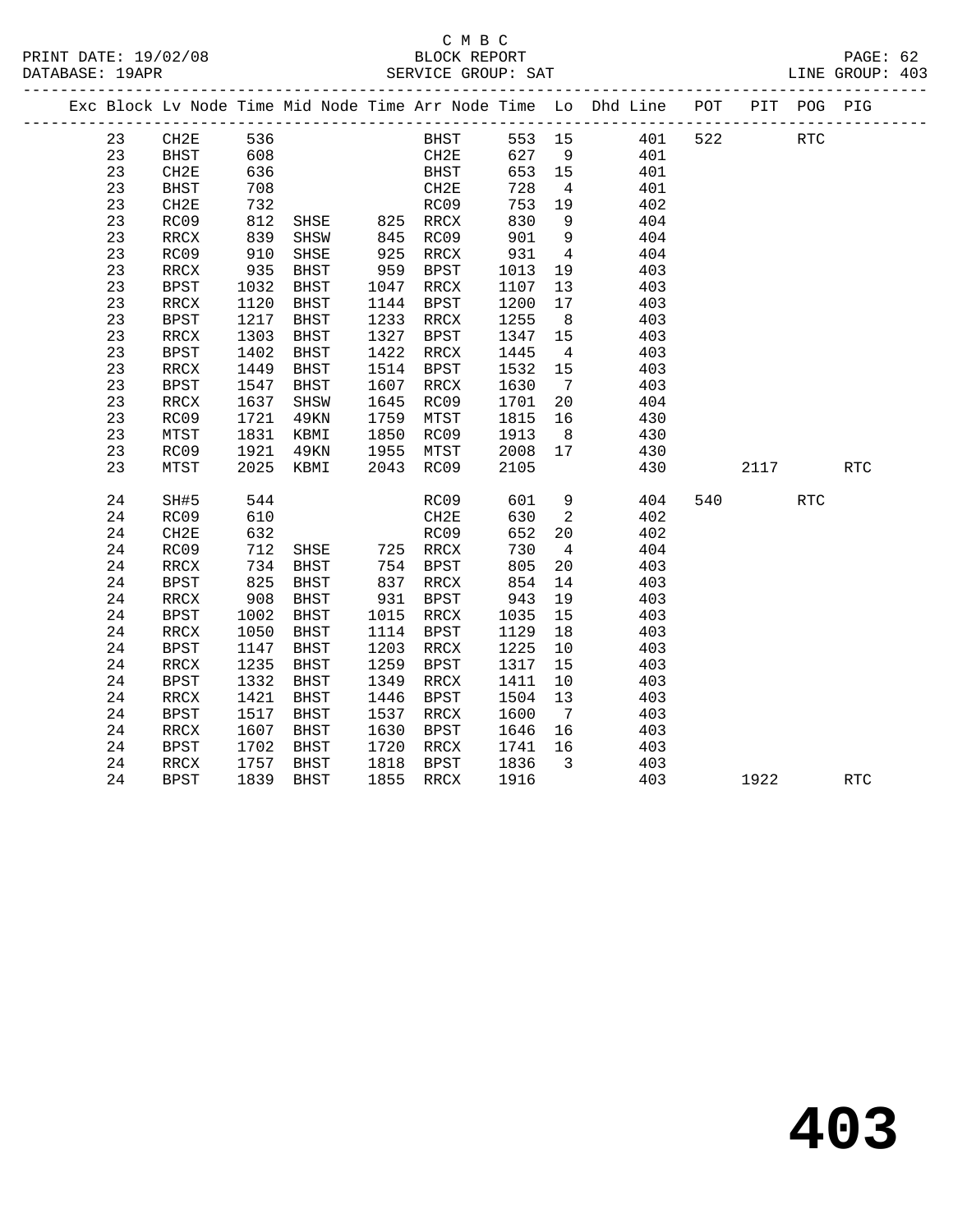C M B C

BLOCK REPORT

SERVICE GROUP: SAT

PRINT DATE: 19/02/08
DATABASE: 19APR
LINE GROUP: 403

| Exc | Block | Lv | Node | Time | Mid Node | Time | Arr Node | Time | Lo | Dhd Line | POT | PIT | POG | PIG |
|---|---|---|---|---|---|---|---|---|---|---|---|---|---|---|
| | 23 | | CH2E | 536 | | | BHST | 553 | 15 | 401 | 522 | | RTC | |
| | 23 | | BHST | 608 | | | CH2E | 627 | 9 | 401 | | | | |
| | 23 | | CH2E | 636 | | | BHST | 653 | 15 | 401 | | | | |
| | 23 | | BHST | 708 | | | CH2E | 728 | 4 | 401 | | | | |
| | 23 | | CH2E | 732 | | | RC09 | 753 | 19 | 402 | | | | |
| | 23 | | RC09 | 812 | SHSE | 825 | RRCX | 830 | 9 | 404 | | | | |
| | 23 | | RRCX | 839 | SHSW | 845 | RC09 | 901 | 9 | 404 | | | | |
| | 23 | | RC09 | 910 | SHSE | 925 | RRCX | 931 | 4 | 404 | | | | |
| | 23 | | RRCX | 935 | BHST | 959 | BPST | 1013 | 19 | 403 | | | | |
| | 23 | | BPST | 1032 | BHST | 1047 | RRCX | 1107 | 13 | 403 | | | | |
| | 23 | | RRCX | 1120 | BHST | 1144 | BPST | 1200 | 17 | 403 | | | | |
| | 23 | | BPST | 1217 | BHST | 1233 | RRCX | 1255 | 8 | 403 | | | | |
| | 23 | | RRCX | 1303 | BHST | 1327 | BPST | 1347 | 15 | 403 | | | | |
| | 23 | | BPST | 1402 | BHST | 1422 | RRCX | 1445 | 4 | 403 | | | | |
| | 23 | | RRCX | 1449 | BHST | 1514 | BPST | 1532 | 15 | 403 | | | | |
| | 23 | | BPST | 1547 | BHST | 1607 | RRCX | 1630 | 7 | 403 | | | | |
| | 23 | | RRCX | 1637 | SHSW | 1645 | RC09 | 1701 | 20 | 404 | | | | |
| | 23 | | RC09 | 1721 | 49KN | 1759 | MTST | 1815 | 16 | 430 | | | | |
| | 23 | | MTST | 1831 | KBMI | 1850 | RC09 | 1913 | 8 | 430 | | | | |
| | 23 | | RC09 | 1921 | 49KN | 1955 | MTST | 2008 | 17 | 430 | | | | |
| | 23 | | MTST | 2025 | KBMI | 2043 | RC09 | 2105 | | 430 | | 2117 | | RTC |
| | 24 | | SH#5 | 544 | | | RC09 | 601 | 9 | 404 | 540 | | RTC | |
| | 24 | | RC09 | 610 | | | CH2E | 630 | 2 | 402 | | | | |
| | 24 | | CH2E | 632 | | | RC09 | 652 | 20 | 402 | | | | |
| | 24 | | RC09 | 712 | SHSE | 725 | RRCX | 730 | 4 | 404 | | | | |
| | 24 | | RRCX | 734 | BHST | 754 | BPST | 805 | 20 | 403 | | | | |
| | 24 | | BPST | 825 | BHST | 837 | RRCX | 854 | 14 | 403 | | | | |
| | 24 | | RRCX | 908 | BHST | 931 | BPST | 943 | 19 | 403 | | | | |
| | 24 | | BPST | 1002 | BHST | 1015 | RRCX | 1035 | 15 | 403 | | | | |
| | 24 | | RRCX | 1050 | BHST | 1114 | BPST | 1129 | 18 | 403 | | | | |
| | 24 | | BPST | 1147 | BHST | 1203 | RRCX | 1225 | 10 | 403 | | | | |
| | 24 | | RRCX | 1235 | BHST | 1259 | BPST | 1317 | 15 | 403 | | | | |
| | 24 | | BPST | 1332 | BHST | 1349 | RRCX | 1411 | 10 | 403 | | | | |
| | 24 | | RRCX | 1421 | BHST | 1446 | BPST | 1504 | 13 | 403 | | | | |
| | 24 | | BPST | 1517 | BHST | 1537 | RRCX | 1600 | 7 | 403 | | | | |
| | 24 | | RRCX | 1607 | BHST | 1630 | BPST | 1646 | 16 | 403 | | | | |
| | 24 | | BPST | 1702 | BHST | 1720 | RRCX | 1741 | 16 | 403 | | | | |
| | 24 | | RRCX | 1757 | BHST | 1818 | BPST | 1836 | 3 | 403 | | | | |
| | 24 | | BPST | 1839 | BHST | 1855 | RRCX | 1916 | | 403 | | 1922 | | RTC |

# 403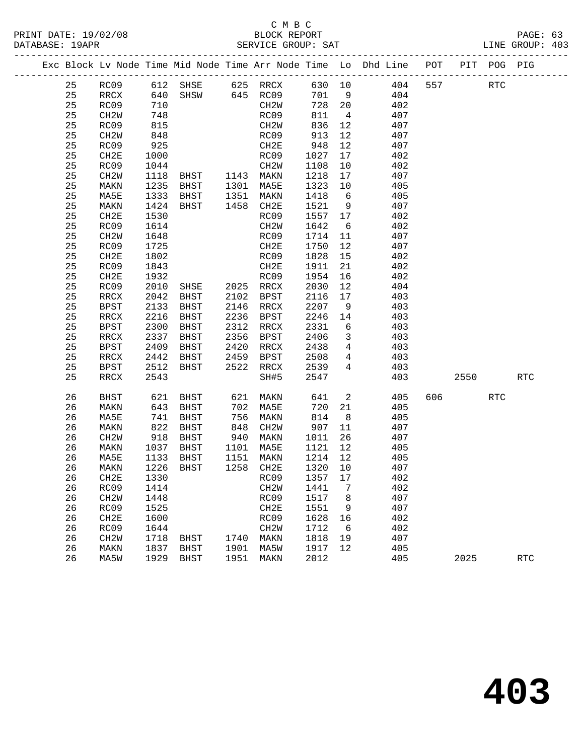C M B C
PRINT DATE: 19/02/08 BLOCK REPORT
DATABASE: 19APR SERVICE GROUP: SAT LINE GROUP: 403

| Exc | Block | Lv Node | Time | Mid Node | Time | Arr Node | Time | Lo | Dhd Line | POT | PIT | POG | PIG |
|---|---|---|---|---|---|---|---|---|---|---|---|---|---|
| | 25 | RC09 | 612 | SHSE | 625 | RRCX | 630 | 10 | 404 | 557 | | RTC | |
| | 25 | RRCX | 640 | SHSW | 645 | RC09 | 701 | 9 | 404 | | | | |
| | 25 | RC09 | 710 | | | CH2W | 728 | 20 | 402 | | | | |
| | 25 | CH2W | 748 | | | RC09 | 811 | 4 | 407 | | | | |
| | 25 | RC09 | 815 | | | CH2W | 836 | 12 | 407 | | | | |
| | 25 | CH2W | 848 | | | RC09 | 913 | 12 | 407 | | | | |
| | 25 | RC09 | 925 | | | CH2E | 948 | 12 | 407 | | | | |
| | 25 | CH2E | 1000 | | | RC09 | 1027 | 17 | 402 | | | | |
| | 25 | RC09 | 1044 | | | CH2W | 1108 | 10 | 402 | | | | |
| | 25 | CH2W | 1118 | BHST | 1143 | MAKN | 1218 | 17 | 407 | | | | |
| | 25 | MAKN | 1235 | BHST | 1301 | MA5E | 1323 | 10 | 405 | | | | |
| | 25 | MA5E | 1333 | BHST | 1351 | MAKN | 1418 | 6 | 405 | | | | |
| | 25 | MAKN | 1424 | BHST | 1458 | CH2E | 1521 | 9 | 407 | | | | |
| | 25 | CH2E | 1530 | | | RC09 | 1557 | 17 | 402 | | | | |
| | 25 | RC09 | 1614 | | | CH2W | 1642 | 6 | 402 | | | | |
| | 25 | CH2W | 1648 | | | RC09 | 1714 | 11 | 407 | | | | |
| | 25 | RC09 | 1725 | | | CH2E | 1750 | 12 | 407 | | | | |
| | 25 | CH2E | 1802 | | | RC09 | 1828 | 15 | 402 | | | | |
| | 25 | RC09 | 1843 | | | CH2E | 1911 | 21 | 402 | | | | |
| | 25 | CH2E | 1932 | | | RC09 | 1954 | 16 | 402 | | | | |
| | 25 | RC09 | 2010 | SHSE | 2025 | RRCX | 2030 | 12 | 404 | | | | |
| | 25 | RRCX | 2042 | BHST | 2102 | BPST | 2116 | 17 | 403 | | | | |
| | 25 | BPST | 2133 | BHST | 2146 | RRCX | 2207 | 9 | 403 | | | | |
| | 25 | RRCX | 2216 | BHST | 2236 | BPST | 2246 | 14 | 403 | | | | |
| | 25 | BPST | 2300 | BHST | 2312 | RRCX | 2331 | 6 | 403 | | | | |
| | 25 | RRCX | 2337 | BHST | 2356 | BPST | 2406 | 3 | 403 | | | | |
| | 25 | BPST | 2409 | BHST | 2420 | RRCX | 2438 | 4 | 403 | | | | |
| | 25 | RRCX | 2442 | BHST | 2459 | BPST | 2508 | 4 | 403 | | | | |
| | 25 | BPST | 2512 | BHST | 2522 | RRCX | 2539 | 4 | 403 | | | | |
| | 25 | RRCX | 2543 | | | SH#5 | 2547 | | 403 | | 2550 | | RTC |
| | 26 | BHST | 621 | BHST | 621 | MAKN | 641 | 2 | 405 | 606 | | RTC | |
| | 26 | MAKN | 643 | BHST | 702 | MA5E | 720 | 21 | 405 | | | | |
| | 26 | MA5E | 741 | BHST | 756 | MAKN | 814 | 8 | 405 | | | | |
| | 26 | MAKN | 822 | BHST | 848 | CH2W | 907 | 11 | 407 | | | | |
| | 26 | CH2W | 918 | BHST | 940 | MAKN | 1011 | 26 | 407 | | | | |
| | 26 | MAKN | 1037 | BHST | 1101 | MA5E | 1121 | 12 | 405 | | | | |
| | 26 | MA5E | 1133 | BHST | 1151 | MAKN | 1214 | 12 | 405 | | | | |
| | 26 | MAKN | 1226 | BHST | 1258 | CH2E | 1320 | 10 | 407 | | | | |
| | 26 | CH2E | 1330 | | | RC09 | 1357 | 17 | 402 | | | | |
| | 26 | RC09 | 1414 | | | CH2W | 1441 | 7 | 402 | | | | |
| | 26 | CH2W | 1448 | | | RC09 | 1517 | 8 | 407 | | | | |
| | 26 | RC09 | 1525 | | | CH2E | 1551 | 9 | 407 | | | | |
| | 26 | CH2E | 1600 | | | RC09 | 1628 | 16 | 402 | | | | |
| | 26 | RC09 | 1644 | | | CH2W | 1712 | 6 | 402 | | | | |
| | 26 | CH2W | 1718 | BHST | 1740 | MAKN | 1818 | 19 | 407 | | | | |
| | 26 | MAKN | 1837 | BHST | 1901 | MA5W | 1917 | 12 | 405 | | | | |
| | 26 | MA5W | 1929 | BHST | 1951 | MAKN | 2012 | | 405 | | 2025 | | RTC |

# 403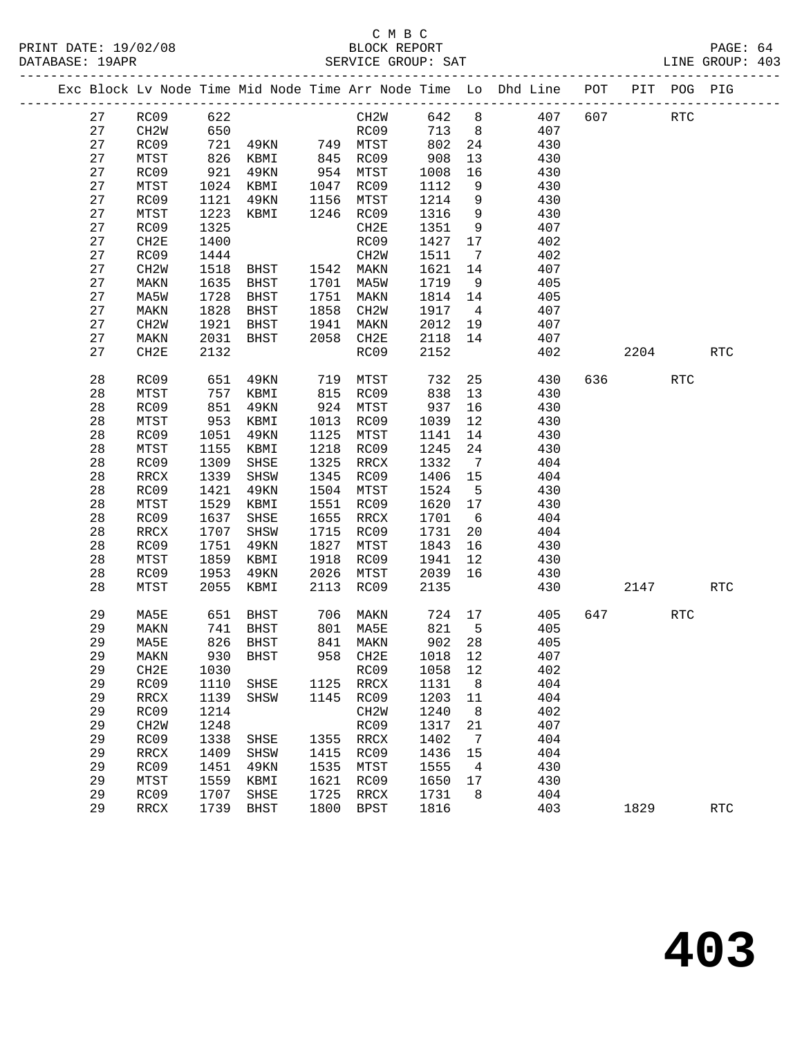C M B C
BLOCK REPORT
SERVICE GROUP: SAT

PRINT DATE: 19/02/08
DATABASE: 19APR
LINE GROUP: 403

| Exc | Block | Lv Node | Time | Mid Node | Time | Arr Node | Time | Lo | Dhd Line | POT | PIT | POG | PIG |
|---|---|---|---|---|---|---|---|---|---|---|---|---|---|
| | 27 | RC09 | 622 | | | CH2W | 642 | 8 | 407 | 607 | | RTC | |
| | 27 | CH2W | 650 | | | RC09 | 713 | 8 | 407 | | | | |
| | 27 | RC09 | 721 | 49KN | 749 | MTST | 802 | 24 | 430 | | | | |
| | 27 | MTST | 826 | KBMI | 845 | RC09 | 908 | 13 | 430 | | | | |
| | 27 | RC09 | 921 | 49KN | 954 | MTST | 1008 | 16 | 430 | | | | |
| | 27 | MTST | 1024 | KBMI | 1047 | RC09 | 1112 | 9 | 430 | | | | |
| | 27 | RC09 | 1121 | 49KN | 1156 | MTST | 1214 | 9 | 430 | | | | |
| | 27 | MTST | 1223 | KBMI | 1246 | RC09 | 1316 | 9 | 430 | | | | |
| | 27 | RC09 | 1325 | | | CH2E | 1351 | 9 | 407 | | | | |
| | 27 | CH2E | 1400 | | | RC09 | 1427 | 17 | 402 | | | | |
| | 27 | RC09 | 1444 | | | CH2W | 1511 | 7 | 402 | | | | |
| | 27 | CH2W | 1518 | BHST | 1542 | MAKN | 1621 | 14 | 407 | | | | |
| | 27 | MAKN | 1635 | BHST | 1701 | MA5W | 1719 | 9 | 405 | | | | |
| | 27 | MA5W | 1728 | BHST | 1751 | MAKN | 1814 | 14 | 405 | | | | |
| | 27 | MAKN | 1828 | BHST | 1858 | CH2W | 1917 | 4 | 407 | | | | |
| | 27 | CH2W | 1921 | BHST | 1941 | MAKN | 2012 | 19 | 407 | | | | |
| | 27 | MAKN | 2031 | BHST | 2058 | CH2E | 2118 | 14 | 407 | | | | |
| | 27 | CH2E | 2132 | | | RC09 | 2152 | | 402 | | 2204 | | RTC |
| | 28 | RC09 | 651 | 49KN | 719 | MTST | 732 | 25 | 430 | 636 | | RTC | |
| | 28 | MTST | 757 | KBMI | 815 | RC09 | 838 | 13 | 430 | | | | |
| | 28 | RC09 | 851 | 49KN | 924 | MTST | 937 | 16 | 430 | | | | |
| | 28 | MTST | 953 | KBMI | 1013 | RC09 | 1039 | 12 | 430 | | | | |
| | 28 | RC09 | 1051 | 49KN | 1125 | MTST | 1141 | 14 | 430 | | | | |
| | 28 | MTST | 1155 | KBMI | 1218 | RC09 | 1245 | 24 | 430 | | | | |
| | 28 | RC09 | 1309 | SHSE | 1325 | RRCX | 1332 | 7 | 404 | | | | |
| | 28 | RRCX | 1339 | SHSW | 1345 | RC09 | 1406 | 15 | 404 | | | | |
| | 28 | RC09 | 1421 | 49KN | 1504 | MTST | 1524 | 5 | 430 | | | | |
| | 28 | MTST | 1529 | KBMI | 1551 | RC09 | 1620 | 17 | 430 | | | | |
| | 28 | RC09 | 1637 | SHSE | 1655 | RRCX | 1701 | 6 | 404 | | | | |
| | 28 | RRCX | 1707 | SHSW | 1715 | RC09 | 1731 | 20 | 404 | | | | |
| | 28 | RC09 | 1751 | 49KN | 1827 | MTST | 1843 | 16 | 430 | | | | |
| | 28 | MTST | 1859 | KBMI | 1918 | RC09 | 1941 | 12 | 430 | | | | |
| | 28 | RC09 | 1953 | 49KN | 2026 | MTST | 2039 | 16 | 430 | | | | |
| | 28 | MTST | 2055 | KBMI | 2113 | RC09 | 2135 | | 430 | | 2147 | | RTC |
| | 29 | MA5E | 651 | BHST | 706 | MAKN | 724 | 17 | 405 | 647 | | RTC | |
| | 29 | MAKN | 741 | BHST | 801 | MA5E | 821 | 5 | 405 | | | | |
| | 29 | MA5E | 826 | BHST | 841 | MAKN | 902 | 28 | 405 | | | | |
| | 29 | MAKN | 930 | BHST | 958 | CH2E | 1018 | 12 | 407 | | | | |
| | 29 | CH2E | 1030 | | | RC09 | 1058 | 12 | 402 | | | | |
| | 29 | RC09 | 1110 | SHSE | 1125 | RRCX | 1131 | 8 | 404 | | | | |
| | 29 | RRCX | 1139 | SHSW | 1145 | RC09 | 1203 | 11 | 404 | | | | |
| | 29 | RC09 | 1214 | | | CH2W | 1240 | 8 | 402 | | | | |
| | 29 | CH2W | 1248 | | | RC09 | 1317 | 21 | 407 | | | | |
| | 29 | RC09 | 1338 | SHSE | 1355 | RRCX | 1402 | 7 | 404 | | | | |
| | 29 | RRCX | 1409 | SHSW | 1415 | RC09 | 1436 | 15 | 404 | | | | |
| | 29 | RC09 | 1451 | 49KN | 1535 | MTST | 1555 | 4 | 430 | | | | |
| | 29 | MTST | 1559 | KBMI | 1621 | RC09 | 1650 | 17 | 430 | | | | |
| | 29 | RC09 | 1707 | SHSE | 1725 | RRCX | 1731 | 8 | 404 | | | | |
| | 29 | RRCX | 1739 | BHST | 1800 | BPST | 1816 | | 403 | | 1829 | | RTC |

# 403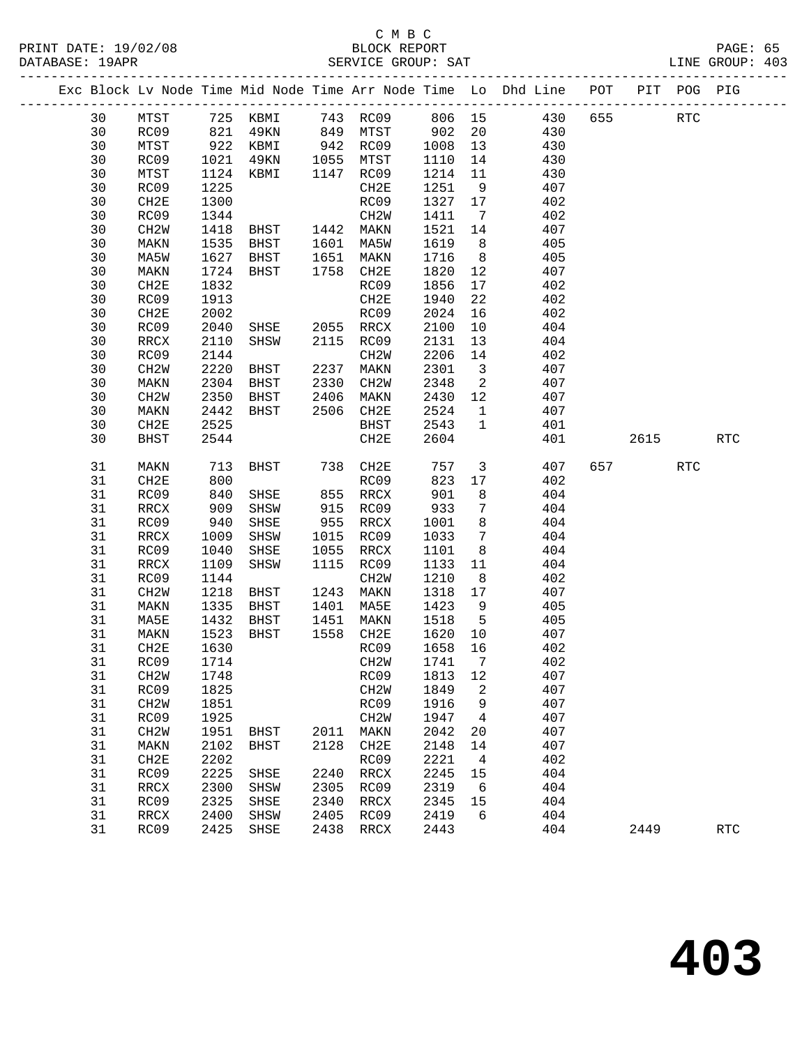C M B C
BLOCK REPORT
SERVICE GROUP: SAT

PRINT DATE: 19/02/08
DATABASE: 19APR
LINE GROUP: 403

| Exc | Block | Lv | Node | Time | Mid Node | Time | Arr Node | Time | Lo | Dhd Line | POT | PIT | POG | PIG |
|---|---|---|---|---|---|---|---|---|---|---|---|---|---|---|
| | 30 | | MTST | 725 | KBMI | 743 | RC09 | 806 | 15 | 430 | 655 | | RTC | |
| | 30 | | RC09 | 821 | 49KN | 849 | MTST | 902 | 20 | 430 | | | | |
| | 30 | | MTST | 922 | KBMI | 942 | RC09 | 1008 | 13 | 430 | | | | |
| | 30 | | RC09 | 1021 | 49KN | 1055 | MTST | 1110 | 14 | 430 | | | | |
| | 30 | | MTST | 1124 | KBMI | 1147 | RC09 | 1214 | 11 | 430 | | | | |
| | 30 | | RC09 | 1225 | | | CH2E | 1251 | 9 | 407 | | | | |
| | 30 | | CH2E | 1300 | | | RC09 | 1327 | 17 | 402 | | | | |
| | 30 | | RC09 | 1344 | | | CH2W | 1411 | 7 | 402 | | | | |
| | 30 | | CH2W | 1418 | BHST | 1442 | MAKN | 1521 | 14 | 407 | | | | |
| | 30 | | MAKN | 1535 | BHST | 1601 | MA5W | 1619 | 8 | 405 | | | | |
| | 30 | | MA5W | 1627 | BHST | 1651 | MAKN | 1716 | 8 | 405 | | | | |
| | 30 | | MAKN | 1724 | BHST | 1758 | CH2E | 1820 | 12 | 407 | | | | |
| | 30 | | CH2E | 1832 | | | RC09 | 1856 | 17 | 402 | | | | |
| | 30 | | RC09 | 1913 | | | CH2E | 1940 | 22 | 402 | | | | |
| | 30 | | CH2E | 2002 | | | RC09 | 2024 | 16 | 402 | | | | |
| | 30 | | RC09 | 2040 | SHSE | 2055 | RRCX | 2100 | 10 | 404 | | | | |
| | 30 | | RRCX | 2110 | SHSW | 2115 | RC09 | 2131 | 13 | 404 | | | | |
| | 30 | | RC09 | 2144 | | | CH2W | 2206 | 14 | 402 | | | | |
| | 30 | | CH2W | 2220 | BHST | 2237 | MAKN | 2301 | 3 | 407 | | | | |
| | 30 | | MAKN | 2304 | BHST | 2330 | CH2W | 2348 | 2 | 407 | | | | |
| | 30 | | CH2W | 2350 | BHST | 2406 | MAKN | 2430 | 12 | 407 | | | | |
| | 30 | | MAKN | 2442 | BHST | 2506 | CH2E | 2524 | 1 | 407 | | | | |
| | 30 | | CH2E | 2525 | | | BHST | 2543 | 1 | 401 | | | | |
| | 30 | | BHST | 2544 | | | CH2E | 2604 | | 401 | | 2615 | | RTC |
| | 31 | | MAKN | 713 | BHST | 738 | CH2E | 757 | 3 | 407 | 657 | | RTC | |
| | 31 | | CH2E | 800 | | | RC09 | 823 | 17 | 402 | | | | |
| | 31 | | RC09 | 840 | SHSE | 855 | RRCX | 901 | 8 | 404 | | | | |
| | 31 | | RRCX | 909 | SHSW | 915 | RC09 | 933 | 7 | 404 | | | | |
| | 31 | | RC09 | 940 | SHSE | 955 | RRCX | 1001 | 8 | 404 | | | | |
| | 31 | | RRCX | 1009 | SHSW | 1015 | RC09 | 1033 | 7 | 404 | | | | |
| | 31 | | RC09 | 1040 | SHSE | 1055 | RRCX | 1101 | 8 | 404 | | | | |
| | 31 | | RRCX | 1109 | SHSW | 1115 | RC09 | 1133 | 11 | 404 | | | | |
| | 31 | | RC09 | 1144 | | | CH2W | 1210 | 8 | 402 | | | | |
| | 31 | | CH2W | 1218 | BHST | 1243 | MAKN | 1318 | 17 | 407 | | | | |
| | 31 | | MAKN | 1335 | BHST | 1401 | MA5E | 1423 | 9 | 405 | | | | |
| | 31 | | MA5E | 1432 | BHST | 1451 | MAKN | 1518 | 5 | 405 | | | | |
| | 31 | | MAKN | 1523 | BHST | 1558 | CH2E | 1620 | 10 | 407 | | | | |
| | 31 | | CH2E | 1630 | | | RC09 | 1658 | 16 | 402 | | | | |
| | 31 | | RC09 | 1714 | | | CH2W | 1741 | 7 | 402 | | | | |
| | 31 | | CH2W | 1748 | | | RC09 | 1813 | 12 | 407 | | | | |
| | 31 | | RC09 | 1825 | | | CH2W | 1849 | 2 | 407 | | | | |
| | 31 | | CH2W | 1851 | | | RC09 | 1916 | 9 | 407 | | | | |
| | 31 | | RC09 | 1925 | | | CH2W | 1947 | 4 | 407 | | | | |
| | 31 | | CH2W | 1951 | BHST | 2011 | MAKN | 2042 | 20 | 407 | | | | |
| | 31 | | MAKN | 2102 | BHST | 2128 | CH2E | 2148 | 14 | 407 | | | | |
| | 31 | | CH2E | 2202 | | | RC09 | 2221 | 4 | 402 | | | | |
| | 31 | | RC09 | 2225 | SHSE | 2240 | RRCX | 2245 | 15 | 404 | | | | |
| | 31 | | RRCX | 2300 | SHSW | 2305 | RC09 | 2319 | 6 | 404 | | | | |
| | 31 | | RC09 | 2325 | SHSE | 2340 | RRCX | 2345 | 15 | 404 | | | | |
| | 31 | | RRCX | 2400 | SHSW | 2405 | RC09 | 2419 | 6 | 404 | | | | |
| | 31 | | RC09 | 2425 | SHSE | 2438 | RRCX | 2443 | | 404 | | 2449 | | RTC |

# 403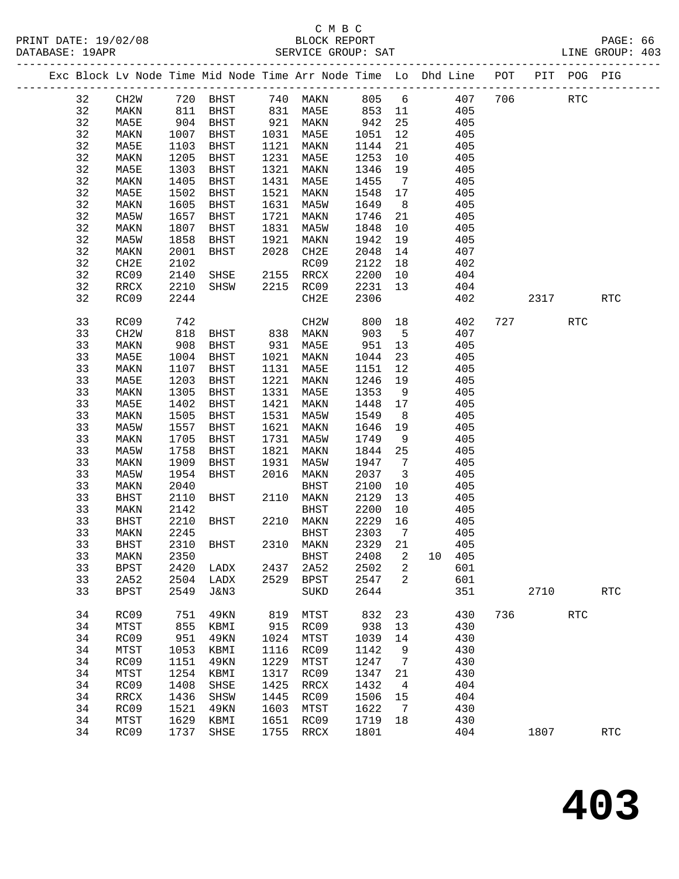C M B C
BLOCK REPORT
SERVICE GROUP: SAT

PRINT DATE: 19/02/08
DATABASE: 19APR
LINE GROUP: 403

| Exc | Block | Lv | Node | Time | Mid Node | Time | Arr Node | Time | Lo | Dhd | Line | POT | PIT | POG | PIG |
|---|---|---|---|---|---|---|---|---|---|---|---|---|---|---|---|
| | 32 | | CH2W | 720 | BHST | 740 | MAKN | 805 | 6 | | 407 | 706 | | RTC | |
| | 32 | | MAKN | 811 | BHST | 831 | MA5E | 853 | 11 | | 405 | | | | |
| | 32 | | MA5E | 904 | BHST | 921 | MAKN | 942 | 25 | | 405 | | | | |
| | 32 | | MAKN | 1007 | BHST | 1031 | MA5E | 1051 | 12 | | 405 | | | | |
| | 32 | | MA5E | 1103 | BHST | 1121 | MAKN | 1144 | 21 | | 405 | | | | |
| | 32 | | MAKN | 1205 | BHST | 1231 | MA5E | 1253 | 10 | | 405 | | | | |
| | 32 | | MA5E | 1303 | BHST | 1321 | MAKN | 1346 | 19 | | 405 | | | | |
| | 32 | | MAKN | 1405 | BHST | 1431 | MA5E | 1455 | 7 | | 405 | | | | |
| | 32 | | MA5E | 1502 | BHST | 1521 | MAKN | 1548 | 17 | | 405 | | | | |
| | 32 | | MAKN | 1605 | BHST | 1631 | MA5W | 1649 | 8 | | 405 | | | | |
| | 32 | | MA5W | 1657 | BHST | 1721 | MAKN | 1746 | 21 | | 405 | | | | |
| | 32 | | MAKN | 1807 | BHST | 1831 | MA5W | 1848 | 10 | | 405 | | | | |
| | 32 | | MA5W | 1858 | BHST | 1921 | MAKN | 1942 | 19 | | 405 | | | | |
| | 32 | | MAKN | 2001 | BHST | 2028 | CH2E | 2048 | 14 | | 407 | | | | |
| | 32 | | CH2E | 2102 | | | RC09 | 2122 | 18 | | 402 | | | | |
| | 32 | | RC09 | 2140 | SHSE | 2155 | RRCX | 2200 | 10 | | 404 | | | | |
| | 32 | | RRCX | 2210 | SHSW | 2215 | RC09 | 2231 | 13 | | 404 | | | | |
| | 32 | | RC09 | 2244 | | | CH2E | 2306 | | | 402 | | 2317 | | RTC |
| | 33 | | RC09 | 742 | | | CH2W | 800 | 18 | | 402 | 727 | | RTC | |
| | 33 | | CH2W | 818 | BHST | 838 | MAKN | 903 | 5 | | 407 | | | | |
| | 33 | | MAKN | 908 | BHST | 931 | MA5E | 951 | 13 | | 405 | | | | |
| | 33 | | MA5E | 1004 | BHST | 1021 | MAKN | 1044 | 23 | | 405 | | | | |
| | 33 | | MAKN | 1107 | BHST | 1131 | MA5E | 1151 | 12 | | 405 | | | | |
| | 33 | | MA5E | 1203 | BHST | 1221 | MAKN | 1246 | 19 | | 405 | | | | |
| | 33 | | MAKN | 1305 | BHST | 1331 | MA5E | 1353 | 9 | | 405 | | | | |
| | 33 | | MA5E | 1402 | BHST | 1421 | MAKN | 1448 | 17 | | 405 | | | | |
| | 33 | | MAKN | 1505 | BHST | 1531 | MA5W | 1549 | 8 | | 405 | | | | |
| | 33 | | MA5W | 1557 | BHST | 1621 | MAKN | 1646 | 19 | | 405 | | | | |
| | 33 | | MAKN | 1705 | BHST | 1731 | MA5W | 1749 | 9 | | 405 | | | | |
| | 33 | | MA5W | 1758 | BHST | 1821 | MAKN | 1844 | 25 | | 405 | | | | |
| | 33 | | MAKN | 1909 | BHST | 1931 | MA5W | 1947 | 7 | | 405 | | | | |
| | 33 | | MA5W | 1954 | BHST | 2016 | MAKN | 2037 | 3 | | 405 | | | | |
| | 33 | | MAKN | 2040 | | | BHST | 2100 | 10 | | 405 | | | | |
| | 33 | | BHST | 2110 | BHST | 2110 | MAKN | 2129 | 13 | | 405 | | | | |
| | 33 | | MAKN | 2142 | | | BHST | 2200 | 10 | | 405 | | | | |
| | 33 | | BHST | 2210 | BHST | 2210 | MAKN | 2229 | 16 | | 405 | | | | |
| | 33 | | MAKN | 2245 | | | BHST | 2303 | 7 | | 405 | | | | |
| | 33 | | BHST | 2310 | BHST | 2310 | MAKN | 2329 | 21 | | 405 | | | | |
| | 33 | | MAKN | 2350 | | | BHST | 2408 | 2 | 10 | 405 | | | | |
| | 33 | | BPST | 2420 | LADX | 2437 | 2A52 | 2502 | 2 | | 601 | | | | |
| | 33 | | 2A52 | 2504 | LADX | 2529 | BPST | 2547 | 2 | | 601 | | | | |
| | 33 | | BPST | 2549 | J&N3 | | SUKD | 2644 | | | 351 | | 2710 | | RTC |
| | 34 | | RC09 | 751 | 49KN | 819 | MTST | 832 | 23 | | 430 | 736 | | RTC | |
| | 34 | | MTST | 855 | KBMI | 915 | RC09 | 938 | 13 | | 430 | | | | |
| | 34 | | RC09 | 951 | 49KN | 1024 | MTST | 1039 | 14 | | 430 | | | | |
| | 34 | | MTST | 1053 | KBMI | 1116 | RC09 | 1142 | 9 | | 430 | | | | |
| | 34 | | RC09 | 1151 | 49KN | 1229 | MTST | 1247 | 7 | | 430 | | | | |
| | 34 | | MTST | 1254 | KBMI | 1317 | RC09 | 1347 | 21 | | 430 | | | | |
| | 34 | | RC09 | 1408 | SHSE | 1425 | RRCX | 1432 | 4 | | 404 | | | | |
| | 34 | | RRCX | 1436 | SHSW | 1445 | RC09 | 1506 | 15 | | 404 | | | | |
| | 34 | | RC09 | 1521 | 49KN | 1603 | MTST | 1622 | 7 | | 430 | | | | |
| | 34 | | MTST | 1629 | KBMI | 1651 | RC09 | 1719 | 18 | | 430 | | | | |
| | 34 | | RC09 | 1737 | SHSE | 1755 | RRCX | 1801 | | | 404 | | 1807 | | RTC |

# 403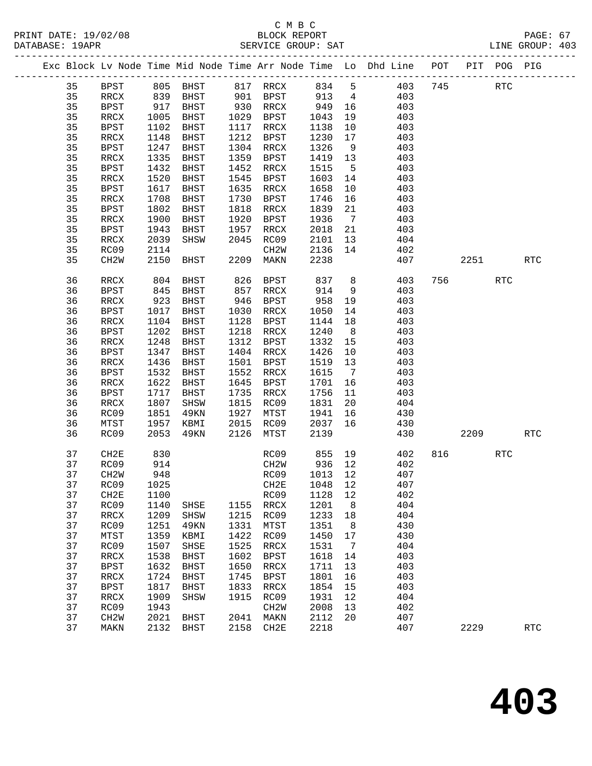C M B C

PRINT DATE: 19/02/08 BLOCK REPORT PAGE: 67
DATABASE: 19APR SERVICE GROUP: SAT LINE GROUP: 403

| Exc | Block | Lv Node | Time | Mid Node | Time | Arr Node | Time | Lo | Dhd Line | POT | PIT | POG | PIG |
|---|---|---|---|---|---|---|---|---|---|---|---|---|---|
| | 35 | BPST | 805 | BHST | 817 | RRCX | 834 | 5 | 403 | 745 | | RTC | |
| | 35 | RRCX | 839 | BHST | 901 | BPST | 913 | 4 | 403 | | | | |
| | 35 | BPST | 917 | BHST | 930 | RRCX | 949 | 16 | 403 | | | | |
| | 35 | RRCX | 1005 | BHST | 1029 | BPST | 1043 | 19 | 403 | | | | |
| | 35 | BPST | 1102 | BHST | 1117 | RRCX | 1138 | 10 | 403 | | | | |
| | 35 | RRCX | 1148 | BHST | 1212 | BPST | 1230 | 17 | 403 | | | | |
| | 35 | BPST | 1247 | BHST | 1304 | RRCX | 1326 | 9 | 403 | | | | |
| | 35 | RRCX | 1335 | BHST | 1359 | BPST | 1419 | 13 | 403 | | | | |
| | 35 | BPST | 1432 | BHST | 1452 | RRCX | 1515 | 5 | 403 | | | | |
| | 35 | RRCX | 1520 | BHST | 1545 | BPST | 1603 | 14 | 403 | | | | |
| | 35 | BPST | 1617 | BHST | 1635 | RRCX | 1658 | 10 | 403 | | | | |
| | 35 | RRCX | 1708 | BHST | 1730 | BPST | 1746 | 16 | 403 | | | | |
| | 35 | BPST | 1802 | BHST | 1818 | RRCX | 1839 | 21 | 403 | | | | |
| | 35 | RRCX | 1900 | BHST | 1920 | BPST | 1936 | 7 | 403 | | | | |
| | 35 | BPST | 1943 | BHST | 1957 | RRCX | 2018 | 21 | 403 | | | | |
| | 35 | RRCX | 2039 | SHSW | 2045 | RC09 | 2101 | 13 | 404 | | | | |
| | 35 | RC09 | 2114 | | | CH2W | 2136 | 14 | 402 | | | | |
| | 35 | CH2W | 2150 | BHST | 2209 | MAKN | 2238 | | 407 | | 2251 | | RTC |
| | 36 | RRCX | 804 | BHST | 826 | BPST | 837 | 8 | 403 | 756 | | RTC | |
| | 36 | BPST | 845 | BHST | 857 | RRCX | 914 | 9 | 403 | | | | |
| | 36 | RRCX | 923 | BHST | 946 | BPST | 958 | 19 | 403 | | | | |
| | 36 | BPST | 1017 | BHST | 1030 | RRCX | 1050 | 14 | 403 | | | | |
| | 36 | RRCX | 1104 | BHST | 1128 | BPST | 1144 | 18 | 403 | | | | |
| | 36 | BPST | 1202 | BHST | 1218 | RRCX | 1240 | 8 | 403 | | | | |
| | 36 | RRCX | 1248 | BHST | 1312 | BPST | 1332 | 15 | 403 | | | | |
| | 36 | BPST | 1347 | BHST | 1404 | RRCX | 1426 | 10 | 403 | | | | |
| | 36 | RRCX | 1436 | BHST | 1501 | BPST | 1519 | 13 | 403 | | | | |
| | 36 | BPST | 1532 | BHST | 1552 | RRCX | 1615 | 7 | 403 | | | | |
| | 36 | RRCX | 1622 | BHST | 1645 | BPST | 1701 | 16 | 403 | | | | |
| | 36 | BPST | 1717 | BHST | 1735 | RRCX | 1756 | 11 | 403 | | | | |
| | 36 | RRCX | 1807 | SHSW | 1815 | RC09 | 1831 | 20 | 404 | | | | |
| | 36 | RC09 | 1851 | 49KN | 1927 | MTST | 1941 | 16 | 430 | | | | |
| | 36 | MTST | 1957 | KBMI | 2015 | RC09 | 2037 | 16 | 430 | | | | |
| | 36 | RC09 | 2053 | 49KN | 2126 | MTST | 2139 | | 430 | | 2209 | | RTC |
| | 37 | CH2E | 830 | | | RC09 | 855 | 19 | 402 | 816 | | RTC | |
| | 37 | RC09 | 914 | | | CH2W | 936 | 12 | 402 | | | | |
| | 37 | CH2W | 948 | | | RC09 | 1013 | 12 | 407 | | | | |
| | 37 | RC09 | 1025 | | | CH2E | 1048 | 12 | 407 | | | | |
| | 37 | CH2E | 1100 | | | RC09 | 1128 | 12 | 402 | | | | |
| | 37 | RC09 | 1140 | SHSE | 1155 | RRCX | 1201 | 8 | 404 | | | | |
| | 37 | RRCX | 1209 | SHSW | 1215 | RC09 | 1233 | 18 | 404 | | | | |
| | 37 | RC09 | 1251 | 49KN | 1331 | MTST | 1351 | 8 | 430 | | | | |
| | 37 | MTST | 1359 | KBMI | 1422 | RC09 | 1450 | 17 | 430 | | | | |
| | 37 | RC09 | 1507 | SHSE | 1525 | RRCX | 1531 | 7 | 404 | | | | |
| | 37 | RRCX | 1538 | BHST | 1602 | BPST | 1618 | 14 | 403 | | | | |
| | 37 | BPST | 1632 | BHST | 1650 | RRCX | 1711 | 13 | 403 | | | | |
| | 37 | RRCX | 1724 | BHST | 1745 | BPST | 1801 | 16 | 403 | | | | |
| | 37 | BPST | 1817 | BHST | 1833 | RRCX | 1854 | 15 | 403 | | | | |
| | 37 | RRCX | 1909 | SHSW | 1915 | RC09 | 1931 | 12 | 404 | | | | |
| | 37 | RC09 | 1943 | | | CH2W | 2008 | 13 | 402 | | | | |
| | 37 | CH2W | 2021 | BHST | 2041 | MAKN | 2112 | 20 | 407 | | | | |
| | 37 | MAKN | 2132 | BHST | 2158 | CH2E | 2218 | | 407 | | 2229 | | RTC |

# 403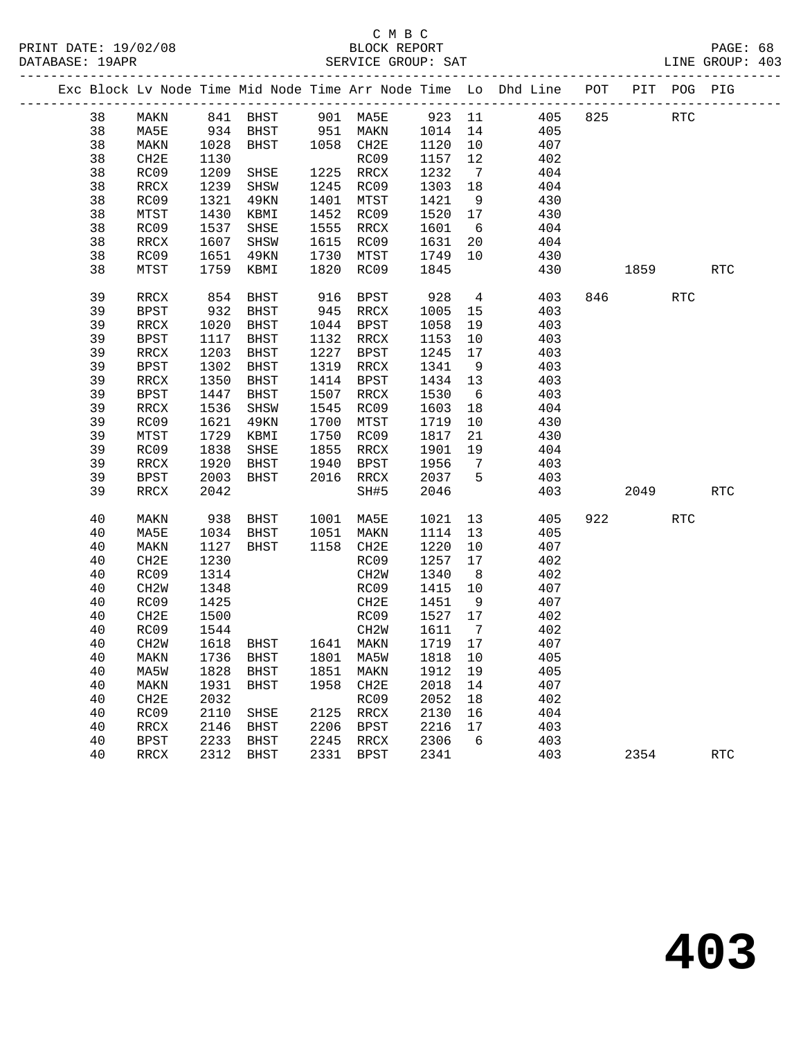C M B C

BLOCK REPORT

PRINT DATE: 19/02/08 DATABASE: 19APR SERVICE GROUP: SAT LINE GROUP: 403

| Exc | Block | Lv | Node | Time | Mid Node | Time | Arr Node | Time | Lo | Dhd Line | POT | PIT | POG | PIG |
|---|---|---|---|---|---|---|---|---|---|---|---|---|---|---|
| | 38 | | MAKN | 841 | BHST | 901 | MA5E | 923 | 11 | 405 | 825 | | RTC | |
| | 38 | | MA5E | 934 | BHST | 951 | MAKN | 1014 | 14 | 405 | | | | |
| | 38 | | MAKN | 1028 | BHST | 1058 | CH2E | 1120 | 10 | 407 | | | | |
| | 38 | | CH2E | 1130 | | | RC09 | 1157 | 12 | 402 | | | | |
| | 38 | | RC09 | 1209 | SHSE | 1225 | RRCX | 1232 | 7 | 404 | | | | |
| | 38 | | RRCX | 1239 | SHSW | 1245 | RC09 | 1303 | 18 | 404 | | | | |
| | 38 | | RC09 | 1321 | 49KN | 1401 | MTST | 1421 | 9 | 430 | | | | |
| | 38 | | MTST | 1430 | KBMI | 1452 | RC09 | 1520 | 17 | 430 | | | | |
| | 38 | | RC09 | 1537 | SHSE | 1555 | RRCX | 1601 | 6 | 404 | | | | |
| | 38 | | RRCX | 1607 | SHSW | 1615 | RC09 | 1631 | 20 | 404 | | | | |
| | 38 | | RC09 | 1651 | 49KN | 1730 | MTST | 1749 | 10 | 430 | | | | |
| | 38 | | MTST | 1759 | KBMI | 1820 | RC09 | 1845 | | 430 | | 1859 | | RTC |
| | 39 | | RRCX | 854 | BHST | 916 | BPST | 928 | 4 | 403 | 846 | | RTC | |
| | 39 | | BPST | 932 | BHST | 945 | RRCX | 1005 | 15 | 403 | | | | |
| | 39 | | RRCX | 1020 | BHST | 1044 | BPST | 1058 | 19 | 403 | | | | |
| | 39 | | BPST | 1117 | BHST | 1132 | RRCX | 1153 | 10 | 403 | | | | |
| | 39 | | RRCX | 1203 | BHST | 1227 | BPST | 1245 | 17 | 403 | | | | |
| | 39 | | BPST | 1302 | BHST | 1319 | RRCX | 1341 | 9 | 403 | | | | |
| | 39 | | RRCX | 1350 | BHST | 1414 | BPST | 1434 | 13 | 403 | | | | |
| | 39 | | BPST | 1447 | BHST | 1507 | RRCX | 1530 | 6 | 403 | | | | |
| | 39 | | RRCX | 1536 | SHSW | 1545 | RC09 | 1603 | 18 | 404 | | | | |
| | 39 | | RC09 | 1621 | 49KN | 1700 | MTST | 1719 | 10 | 430 | | | | |
| | 39 | | MTST | 1729 | KBMI | 1750 | RC09 | 1817 | 21 | 430 | | | | |
| | 39 | | RC09 | 1838 | SHSE | 1855 | RRCX | 1901 | 19 | 404 | | | | |
| | 39 | | RRCX | 1920 | BHST | 1940 | BPST | 1956 | 7 | 403 | | | | |
| | 39 | | BPST | 2003 | BHST | 2016 | RRCX | 2037 | 5 | 403 | | | | |
| | 39 | | RRCX | 2042 | | | SH#5 | 2046 | | 403 | | 2049 | | RTC |
| | 40 | | MAKN | 938 | BHST | 1001 | MA5E | 1021 | 13 | 405 | 922 | | RTC | |
| | 40 | | MA5E | 1034 | BHST | 1051 | MAKN | 1114 | 13 | 405 | | | | |
| | 40 | | MAKN | 1127 | BHST | 1158 | CH2E | 1220 | 10 | 407 | | | | |
| | 40 | | CH2E | 1230 | | | RC09 | 1257 | 17 | 402 | | | | |
| | 40 | | RC09 | 1314 | | | CH2W | 1340 | 8 | 402 | | | | |
| | 40 | | CH2W | 1348 | | | RC09 | 1415 | 10 | 407 | | | | |
| | 40 | | RC09 | 1425 | | | CH2E | 1451 | 9 | 407 | | | | |
| | 40 | | CH2E | 1500 | | | RC09 | 1527 | 17 | 402 | | | | |
| | 40 | | RC09 | 1544 | | | CH2W | 1611 | 7 | 402 | | | | |
| | 40 | | CH2W | 1618 | BHST | 1641 | MAKN | 1719 | 17 | 407 | | | | |
| | 40 | | MAKN | 1736 | BHST | 1801 | MA5W | 1818 | 10 | 405 | | | | |
| | 40 | | MA5W | 1828 | BHST | 1851 | MAKN | 1912 | 19 | 405 | | | | |
| | 40 | | MAKN | 1931 | BHST | 1958 | CH2E | 2018 | 14 | 407 | | | | |
| | 40 | | CH2E | 2032 | | | RC09 | 2052 | 18 | 402 | | | | |
| | 40 | | RC09 | 2110 | SHSE | 2125 | RRCX | 2130 | 16 | 404 | | | | |
| | 40 | | RRCX | 2146 | BHST | 2206 | BPST | 2216 | 17 | 403 | | | | |
| | 40 | | BPST | 2233 | BHST | 2245 | RRCX | 2306 | 6 | 403 | | | | |
| | 40 | | RRCX | 2312 | BHST | 2331 | BPST | 2341 | | 403 | | 2354 | | RTC |

# 403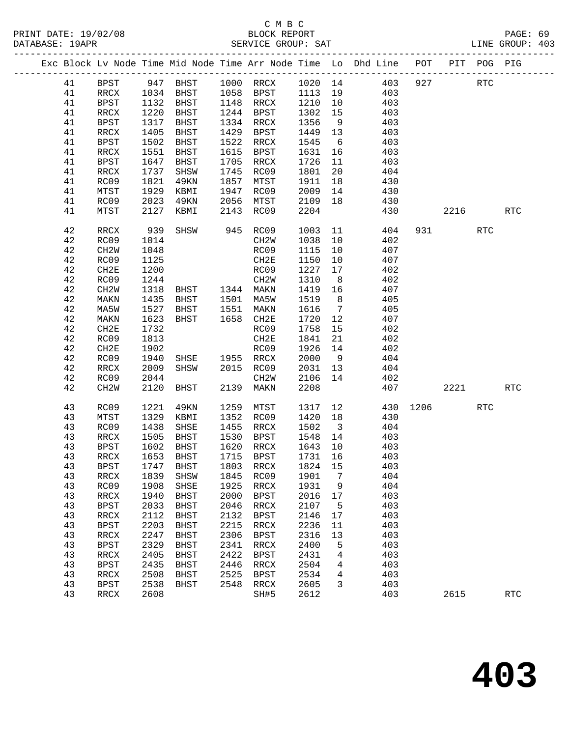C M B C
BLOCK REPORT
SERVICE GROUP: SAT

PRINT DATE: 19/02/08
DATABASE: 19APR
LINE GROUP: 403

| Exc | Block | Lv Node | Time | Mid Node | Time | Arr Node | Time | Lo | Dhd Line | POT | PIT | POG | PIG |
|---|---|---|---|---|---|---|---|---|---|---|---|---|---|
| | 41 | BPST | 947 | BHST | 1000 | RRCX | 1020 | 14 | 403 | 927 | | RTC | |
| | 41 | RRCX | 1034 | BHST | 1058 | BPST | 1113 | 19 | 403 | | | | |
| | 41 | BPST | 1132 | BHST | 1148 | RRCX | 1210 | 10 | 403 | | | | |
| | 41 | RRCX | 1220 | BHST | 1244 | BPST | 1302 | 15 | 403 | | | | |
| | 41 | BPST | 1317 | BHST | 1334 | RRCX | 1356 | 9 | 403 | | | | |
| | 41 | RRCX | 1405 | BHST | 1429 | BPST | 1449 | 13 | 403 | | | | |
| | 41 | BPST | 1502 | BHST | 1522 | RRCX | 1545 | 6 | 403 | | | | |
| | 41 | RRCX | 1551 | BHST | 1615 | BPST | 1631 | 16 | 403 | | | | |
| | 41 | BPST | 1647 | BHST | 1705 | RRCX | 1726 | 11 | 403 | | | | |
| | 41 | RRCX | 1737 | SHSW | 1745 | RC09 | 1801 | 20 | 404 | | | | |
| | 41 | RC09 | 1821 | 49KN | 1857 | MTST | 1911 | 18 | 430 | | | | |
| | 41 | MTST | 1929 | KBMI | 1947 | RC09 | 2009 | 14 | 430 | | | | |
| | 41 | RC09 | 2023 | 49KN | 2056 | MTST | 2109 | 18 | 430 | | | | |
| | 41 | MTST | 2127 | KBMI | 2143 | RC09 | 2204 | | 430 | | 2216 | | RTC |
| | 42 | RRCX | 939 | SHSW | 945 | RC09 | 1003 | 11 | 404 | 931 | | RTC | |
| | 42 | RC09 | 1014 | | | CH2W | 1038 | 10 | 402 | | | | |
| | 42 | CH2W | 1048 | | | RC09 | 1115 | 10 | 407 | | | | |
| | 42 | RC09 | 1125 | | | CH2E | 1150 | 10 | 407 | | | | |
| | 42 | CH2E | 1200 | | | RC09 | 1227 | 17 | 402 | | | | |
| | 42 | RC09 | 1244 | | | CH2W | 1310 | 8 | 402 | | | | |
| | 42 | CH2W | 1318 | BHST | 1344 | MAKN | 1419 | 16 | 407 | | | | |
| | 42 | MAKN | 1435 | BHST | 1501 | MA5W | 1519 | 8 | 405 | | | | |
| | 42 | MA5W | 1527 | BHST | 1551 | MAKN | 1616 | 7 | 405 | | | | |
| | 42 | MAKN | 1623 | BHST | 1658 | CH2E | 1720 | 12 | 407 | | | | |
| | 42 | CH2E | 1732 | | | RC09 | 1758 | 15 | 402 | | | | |
| | 42 | RC09 | 1813 | | | CH2E | 1841 | 21 | 402 | | | | |
| | 42 | CH2E | 1902 | | | RC09 | 1926 | 14 | 402 | | | | |
| | 42 | RC09 | 1940 | SHSE | 1955 | RRCX | 2000 | 9 | 404 | | | | |
| | 42 | RRCX | 2009 | SHSW | 2015 | RC09 | 2031 | 13 | 404 | | | | |
| | 42 | RC09 | 2044 | | | CH2W | 2106 | 14 | 402 | | | | |
| | 42 | CH2W | 2120 | BHST | 2139 | MAKN | 2208 | | 407 | | 2221 | | RTC |
| | 43 | RC09 | 1221 | 49KN | 1259 | MTST | 1317 | 12 | 430 | 1206 | | RTC | |
| | 43 | MTST | 1329 | KBMI | 1352 | RC09 | 1420 | 18 | 430 | | | | |
| | 43 | RC09 | 1438 | SHSE | 1455 | RRCX | 1502 | 3 | 404 | | | | |
| | 43 | RRCX | 1505 | BHST | 1530 | BPST | 1548 | 14 | 403 | | | | |
| | 43 | BPST | 1602 | BHST | 1620 | RRCX | 1643 | 10 | 403 | | | | |
| | 43 | RRCX | 1653 | BHST | 1715 | BPST | 1731 | 16 | 403 | | | | |
| | 43 | BPST | 1747 | BHST | 1803 | RRCX | 1824 | 15 | 403 | | | | |
| | 43 | RRCX | 1839 | SHSW | 1845 | RC09 | 1901 | 7 | 404 | | | | |
| | 43 | RC09 | 1908 | SHSE | 1925 | RRCX | 1931 | 9 | 404 | | | | |
| | 43 | RRCX | 1940 | BHST | 2000 | BPST | 2016 | 17 | 403 | | | | |
| | 43 | BPST | 2033 | BHST | 2046 | RRCX | 2107 | 5 | 403 | | | | |
| | 43 | RRCX | 2112 | BHST | 2132 | BPST | 2146 | 17 | 403 | | | | |
| | 43 | BPST | 2203 | BHST | 2215 | RRCX | 2236 | 11 | 403 | | | | |
| | 43 | RRCX | 2247 | BHST | 2306 | BPST | 2316 | 13 | 403 | | | | |
| | 43 | BPST | 2329 | BHST | 2341 | RRCX | 2400 | 5 | 403 | | | | |
| | 43 | RRCX | 2405 | BHST | 2422 | BPST | 2431 | 4 | 403 | | | | |
| | 43 | BPST | 2435 | BHST | 2446 | RRCX | 2504 | 4 | 403 | | | | |
| | 43 | RRCX | 2508 | BHST | 2525 | BPST | 2534 | 4 | 403 | | | | |
| | 43 | BPST | 2538 | BHST | 2548 | RRCX | 2605 | 3 | 403 | | | | |
| | 43 | RRCX | 2608 | | | SH#5 | 2612 | | 403 | | 2615 | | RTC |

# 403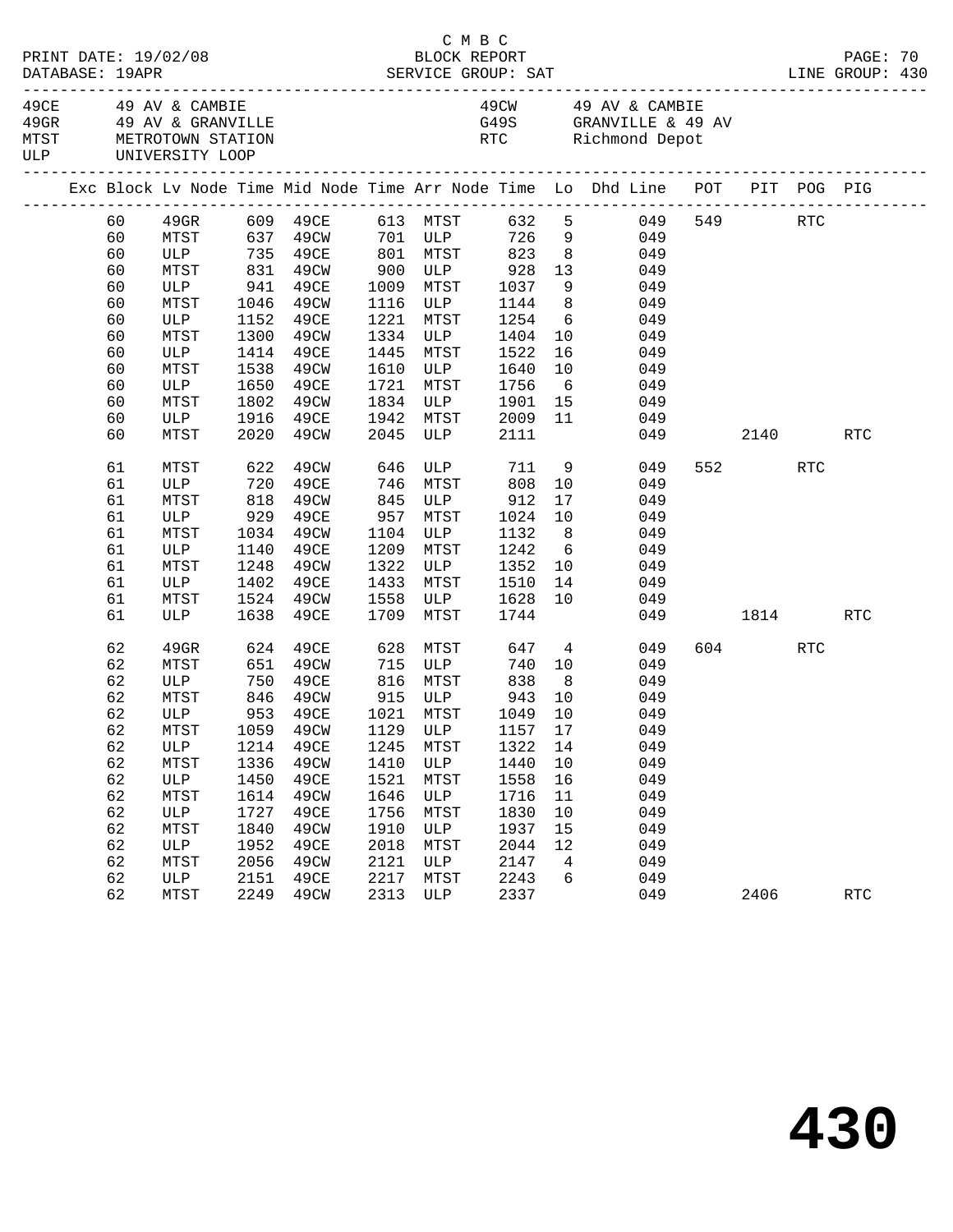C M B C
PRINT DATE: 19/02/08 BLOCK REPORT
DATABASE: 19APR SERVICE GROUP: SAT LINE GROUP: 430

| Code | Description | Code | Description |
|---|---|---|---|
| 49CE | 49 AV & CAMBIE | 49CW | 49 AV & CAMBIE |
| 49GR | 49 AV & GRANVILLE | G49S | GRANVILLE & 49 AV |
| MTST | METROTOWN STATION | RTC | Richmond Depot |
| ULP | UNIVERSITY LOOP | | |

| Exc | Block | Lv Node | Time | Mid Node | Time | Arr Node | Time | Lo | Dhd Line | POT | PIT | POG | PIG |
|---|---|---|---|---|---|---|---|---|---|---|---|---|---|
| | 60 | 49GR | 609 | 49CE | 613 | MTST | 632 | 5 | 049 | 549 | | RTC | |
| | 60 | MTST | 637 | 49CW | 701 | ULP | 726 | 9 | 049 | | | | |
| | 60 | ULP | 735 | 49CE | 801 | MTST | 823 | 8 | 049 | | | | |
| | 60 | MTST | 831 | 49CW | 900 | ULP | 928 | 13 | 049 | | | | |
| | 60 | ULP | 941 | 49CE | 1009 | MTST | 1037 | 9 | 049 | | | | |
| | 60 | MTST | 1046 | 49CW | 1116 | ULP | 1144 | 8 | 049 | | | | |
| | 60 | ULP | 1152 | 49CE | 1221 | MTST | 1254 | 6 | 049 | | | | |
| | 60 | MTST | 1300 | 49CW | 1334 | ULP | 1404 | 10 | 049 | | | | |
| | 60 | ULP | 1414 | 49CE | 1445 | MTST | 1522 | 16 | 049 | | | | |
| | 60 | MTST | 1538 | 49CW | 1610 | ULP | 1640 | 10 | 049 | | | | |
| | 60 | ULP | 1650 | 49CE | 1721 | MTST | 1756 | 6 | 049 | | | | |
| | 60 | MTST | 1802 | 49CW | 1834 | ULP | 1901 | 15 | 049 | | | | |
| | 60 | ULP | 1916 | 49CE | 1942 | MTST | 2009 | 11 | 049 | | | | |
| | 60 | MTST | 2020 | 49CW | 2045 | ULP | 2111 | | 049 | | 2140 | | RTC |
| | 61 | MTST | 622 | 49CW | 646 | ULP | 711 | 9 | 049 | 552 | | RTC | |
| | 61 | ULP | 720 | 49CE | 746 | MTST | 808 | 10 | 049 | | | | |
| | 61 | MTST | 818 | 49CW | 845 | ULP | 912 | 17 | 049 | | | | |
| | 61 | ULP | 929 | 49CE | 957 | MTST | 1024 | 10 | 049 | | | | |
| | 61 | MTST | 1034 | 49CW | 1104 | ULP | 1132 | 8 | 049 | | | | |
| | 61 | ULP | 1140 | 49CE | 1209 | MTST | 1242 | 6 | 049 | | | | |
| | 61 | MTST | 1248 | 49CW | 1322 | ULP | 1352 | 10 | 049 | | | | |
| | 61 | ULP | 1402 | 49CE | 1433 | MTST | 1510 | 14 | 049 | | | | |
| | 61 | MTST | 1524 | 49CW | 1558 | ULP | 1628 | 10 | 049 | | | | |
| | 61 | ULP | 1638 | 49CE | 1709 | MTST | 1744 | | 049 | | 1814 | | RTC |
| | 62 | 49GR | 624 | 49CE | 628 | MTST | 647 | 4 | 049 | 604 | | RTC | |
| | 62 | MTST | 651 | 49CW | 715 | ULP | 740 | 10 | 049 | | | | |
| | 62 | ULP | 750 | 49CE | 816 | MTST | 838 | 8 | 049 | | | | |
| | 62 | MTST | 846 | 49CW | 915 | ULP | 943 | 10 | 049 | | | | |
| | 62 | ULP | 953 | 49CE | 1021 | MTST | 1049 | 10 | 049 | | | | |
| | 62 | MTST | 1059 | 49CW | 1129 | ULP | 1157 | 17 | 049 | | | | |
| | 62 | ULP | 1214 | 49CE | 1245 | MTST | 1322 | 14 | 049 | | | | |
| | 62 | MTST | 1336 | 49CW | 1410 | ULP | 1440 | 10 | 049 | | | | |
| | 62 | ULP | 1450 | 49CE | 1521 | MTST | 1558 | 16 | 049 | | | | |
| | 62 | MTST | 1614 | 49CW | 1646 | ULP | 1716 | 11 | 049 | | | | |
| | 62 | ULP | 1727 | 49CE | 1756 | MTST | 1830 | 10 | 049 | | | | |
| | 62 | MTST | 1840 | 49CW | 1910 | ULP | 1937 | 15 | 049 | | | | |
| | 62 | ULP | 1952 | 49CE | 2018 | MTST | 2044 | 12 | 049 | | | | |
| | 62 | MTST | 2056 | 49CW | 2121 | ULP | 2147 | 4 | 049 | | | | |
| | 62 | ULP | 2151 | 49CE | 2217 | MTST | 2243 | 6 | 049 | | | | |
| | 62 | MTST | 2249 | 49CW | 2313 | ULP | 2337 | | 049 | | 2406 | | RTC |

# 430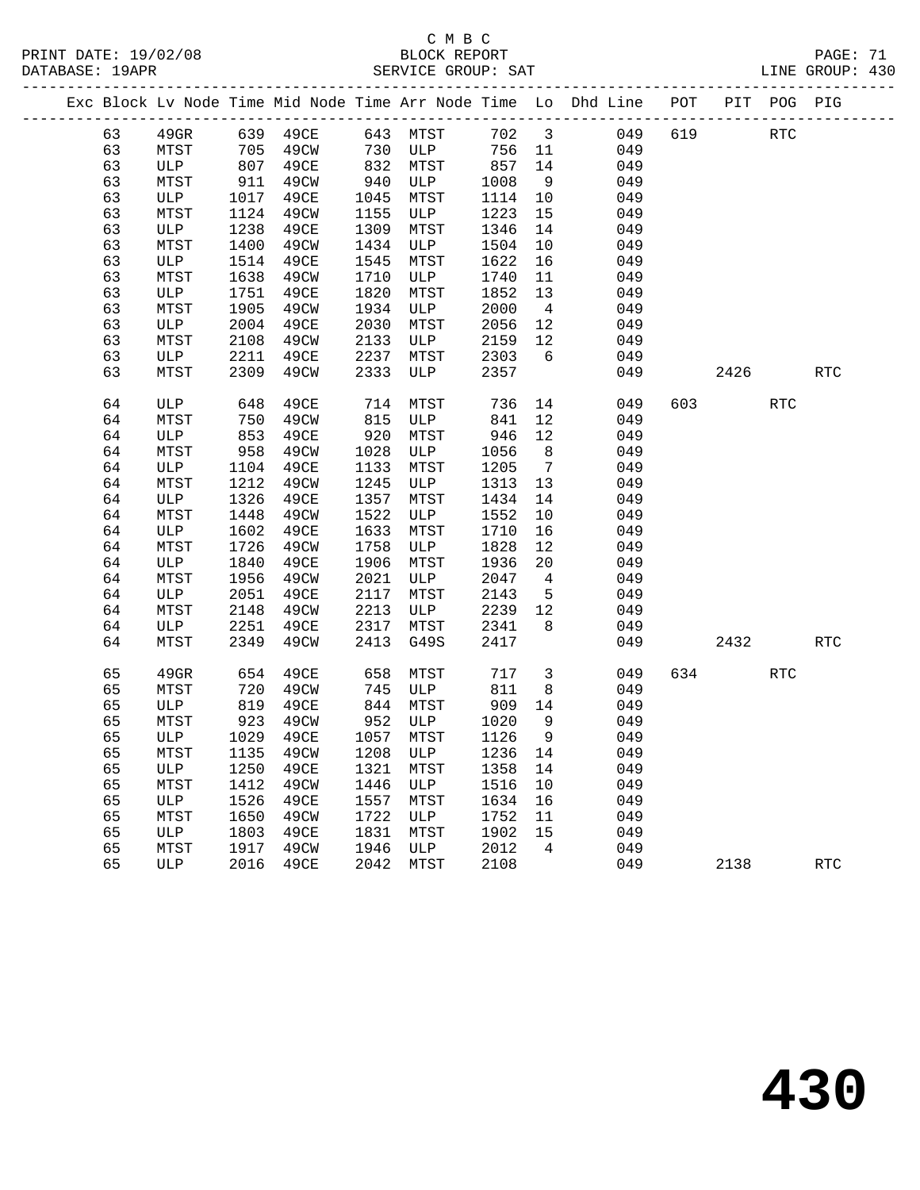C M B C

PRINT DATE: 19/02/08 BLOCK REPORT PAGE: 71
DATABASE: 19APR SERVICE GROUP: SAT LINE GROUP: 430

| Exc | Block | Lv | Node | Time | Mid Node | Time | Arr Node | Time | Lo | Dhd Line | POT | PIT | POG | PIG |
|---|---|---|---|---|---|---|---|---|---|---|---|---|---|---|
| | 63 | | 49GR | 639 | 49CE | 643 | MTST | 702 | 3 | 049 | 619 | | RTC | |
| | 63 | | MTST | 705 | 49CW | 730 | ULP | 756 | 11 | 049 | | | | |
| | 63 | | ULP | 807 | 49CE | 832 | MTST | 857 | 14 | 049 | | | | |
| | 63 | | MTST | 911 | 49CW | 940 | ULP | 1008 | 9 | 049 | | | | |
| | 63 | | ULP | 1017 | 49CE | 1045 | MTST | 1114 | 10 | 049 | | | | |
| | 63 | | MTST | 1124 | 49CW | 1155 | ULP | 1223 | 15 | 049 | | | | |
| | 63 | | ULP | 1238 | 49CE | 1309 | MTST | 1346 | 14 | 049 | | | | |
| | 63 | | MTST | 1400 | 49CW | 1434 | ULP | 1504 | 10 | 049 | | | | |
| | 63 | | ULP | 1514 | 49CE | 1545 | MTST | 1622 | 16 | 049 | | | | |
| | 63 | | MTST | 1638 | 49CW | 1710 | ULP | 1740 | 11 | 049 | | | | |
| | 63 | | ULP | 1751 | 49CE | 1820 | MTST | 1852 | 13 | 049 | | | | |
| | 63 | | MTST | 1905 | 49CW | 1934 | ULP | 2000 | 4 | 049 | | | | |
| | 63 | | ULP | 2004 | 49CE | 2030 | MTST | 2056 | 12 | 049 | | | | |
| | 63 | | MTST | 2108 | 49CW | 2133 | ULP | 2159 | 12 | 049 | | | | |
| | 63 | | ULP | 2211 | 49CE | 2237 | MTST | 2303 | 6 | 049 | | | | |
| | 63 | | MTST | 2309 | 49CW | 2333 | ULP | 2357 | | 049 | | 2426 | | RTC |
| | 64 | | ULP | 648 | 49CE | 714 | MTST | 736 | 14 | 049 | 603 | | RTC | |
| | 64 | | MTST | 750 | 49CW | 815 | ULP | 841 | 12 | 049 | | | | |
| | 64 | | ULP | 853 | 49CE | 920 | MTST | 946 | 12 | 049 | | | | |
| | 64 | | MTST | 958 | 49CW | 1028 | ULP | 1056 | 8 | 049 | | | | |
| | 64 | | ULP | 1104 | 49CE | 1133 | MTST | 1205 | 7 | 049 | | | | |
| | 64 | | MTST | 1212 | 49CW | 1245 | ULP | 1313 | 13 | 049 | | | | |
| | 64 | | ULP | 1326 | 49CE | 1357 | MTST | 1434 | 14 | 049 | | | | |
| | 64 | | MTST | 1448 | 49CW | 1522 | ULP | 1552 | 10 | 049 | | | | |
| | 64 | | ULP | 1602 | 49CE | 1633 | MTST | 1710 | 16 | 049 | | | | |
| | 64 | | MTST | 1726 | 49CW | 1758 | ULP | 1828 | 12 | 049 | | | | |
| | 64 | | ULP | 1840 | 49CE | 1906 | MTST | 1936 | 20 | 049 | | | | |
| | 64 | | MTST | 1956 | 49CW | 2021 | ULP | 2047 | 4 | 049 | | | | |
| | 64 | | ULP | 2051 | 49CE | 2117 | MTST | 2143 | 5 | 049 | | | | |
| | 64 | | MTST | 2148 | 49CW | 2213 | ULP | 2239 | 12 | 049 | | | | |
| | 64 | | ULP | 2251 | 49CE | 2317 | MTST | 2341 | 8 | 049 | | | | |
| | 64 | | MTST | 2349 | 49CW | 2413 | G49S | 2417 | | 049 | | 2432 | | RTC |
| | 65 | | 49GR | 654 | 49CE | 658 | MTST | 717 | 3 | 049 | 634 | | RTC | |
| | 65 | | MTST | 720 | 49CW | 745 | ULP | 811 | 8 | 049 | | | | |
| | 65 | | ULP | 819 | 49CE | 844 | MTST | 909 | 14 | 049 | | | | |
| | 65 | | MTST | 923 | 49CW | 952 | ULP | 1020 | 9 | 049 | | | | |
| | 65 | | ULP | 1029 | 49CE | 1057 | MTST | 1126 | 9 | 049 | | | | |
| | 65 | | MTST | 1135 | 49CW | 1208 | ULP | 1236 | 14 | 049 | | | | |
| | 65 | | ULP | 1250 | 49CE | 1321 | MTST | 1358 | 14 | 049 | | | | |
| | 65 | | MTST | 1412 | 49CW | 1446 | ULP | 1516 | 10 | 049 | | | | |
| | 65 | | ULP | 1526 | 49CE | 1557 | MTST | 1634 | 16 | 049 | | | | |
| | 65 | | MTST | 1650 | 49CW | 1722 | ULP | 1752 | 11 | 049 | | | | |
| | 65 | | ULP | 1803 | 49CE | 1831 | MTST | 1902 | 15 | 049 | | | | |
| | 65 | | MTST | 1917 | 49CW | 1946 | ULP | 2012 | 4 | 049 | | | | |
| | 65 | | ULP | 2016 | 49CE | 2042 | MTST | 2108 | | 049 | | 2138 | | RTC |

# 430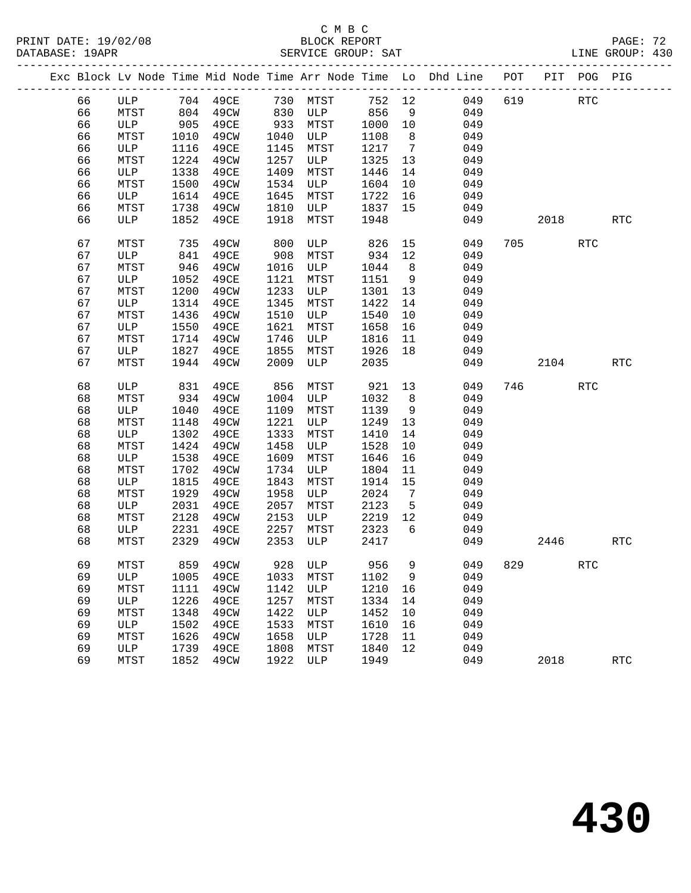C M B C

BLOCK REPORT

SERVICE GROUP: SAT

PRINT DATE: 19/02/08
DATABASE: 19APR
LINE GROUP: 430

| Exc | Block | Lv | Node | Time | Mid Node | Time | Arr Node | Time | Lo | Dhd Line | POT | PIT | POG | PIG |
|---|---|---|---|---|---|---|---|---|---|---|---|---|---|---|
| | 66 | | ULP | 704 | 49CE | 730 | MTST | 752 | 12 | 049 | 619 | | RTC | |
| | 66 | | MTST | 804 | 49CW | 830 | ULP | 856 | 9 | 049 | | | | |
| | 66 | | ULP | 905 | 49CE | 933 | MTST | 1000 | 10 | 049 | | | | |
| | 66 | | MTST | 1010 | 49CW | 1040 | ULP | 1108 | 8 | 049 | | | | |
| | 66 | | ULP | 1116 | 49CE | 1145 | MTST | 1217 | 7 | 049 | | | | |
| | 66 | | MTST | 1224 | 49CW | 1257 | ULP | 1325 | 13 | 049 | | | | |
| | 66 | | ULP | 1338 | 49CE | 1409 | MTST | 1446 | 14 | 049 | | | | |
| | 66 | | MTST | 1500 | 49CW | 1534 | ULP | 1604 | 10 | 049 | | | | |
| | 66 | | ULP | 1614 | 49CE | 1645 | MTST | 1722 | 16 | 049 | | | | |
| | 66 | | MTST | 1738 | 49CW | 1810 | ULP | 1837 | 15 | 049 | | | | |
| | 66 | | ULP | 1852 | 49CE | 1918 | MTST | 1948 | | 049 | | 2018 | | RTC |
| | 67 | | MTST | 735 | 49CW | 800 | ULP | 826 | 15 | 049 | 705 | | RTC | |
| | 67 | | ULP | 841 | 49CE | 908 | MTST | 934 | 12 | 049 | | | | |
| | 67 | | MTST | 946 | 49CW | 1016 | ULP | 1044 | 8 | 049 | | | | |
| | 67 | | ULP | 1052 | 49CE | 1121 | MTST | 1151 | 9 | 049 | | | | |
| | 67 | | MTST | 1200 | 49CW | 1233 | ULP | 1301 | 13 | 049 | | | | |
| | 67 | | ULP | 1314 | 49CE | 1345 | MTST | 1422 | 14 | 049 | | | | |
| | 67 | | MTST | 1436 | 49CW | 1510 | ULP | 1540 | 10 | 049 | | | | |
| | 67 | | ULP | 1550 | 49CE | 1621 | MTST | 1658 | 16 | 049 | | | | |
| | 67 | | MTST | 1714 | 49CW | 1746 | ULP | 1816 | 11 | 049 | | | | |
| | 67 | | ULP | 1827 | 49CE | 1855 | MTST | 1926 | 18 | 049 | | | | |
| | 67 | | MTST | 1944 | 49CW | 2009 | ULP | 2035 | | 049 | | 2104 | | RTC |
| | 68 | | ULP | 831 | 49CE | 856 | MTST | 921 | 13 | 049 | 746 | | RTC | |
| | 68 | | MTST | 934 | 49CW | 1004 | ULP | 1032 | 8 | 049 | | | | |
| | 68 | | ULP | 1040 | 49CE | 1109 | MTST | 1139 | 9 | 049 | | | | |
| | 68 | | MTST | 1148 | 49CW | 1221 | ULP | 1249 | 13 | 049 | | | | |
| | 68 | | ULP | 1302 | 49CE | 1333 | MTST | 1410 | 14 | 049 | | | | |
| | 68 | | MTST | 1424 | 49CW | 1458 | ULP | 1528 | 10 | 049 | | | | |
| | 68 | | ULP | 1538 | 49CE | 1609 | MTST | 1646 | 16 | 049 | | | | |
| | 68 | | MTST | 1702 | 49CW | 1734 | ULP | 1804 | 11 | 049 | | | | |
| | 68 | | ULP | 1815 | 49CE | 1843 | MTST | 1914 | 15 | 049 | | | | |
| | 68 | | MTST | 1929 | 49CW | 1958 | ULP | 2024 | 7 | 049 | | | | |
| | 68 | | ULP | 2031 | 49CE | 2057 | MTST | 2123 | 5 | 049 | | | | |
| | 68 | | MTST | 2128 | 49CW | 2153 | ULP | 2219 | 12 | 049 | | | | |
| | 68 | | ULP | 2231 | 49CE | 2257 | MTST | 2323 | 6 | 049 | | | | |
| | 68 | | MTST | 2329 | 49CW | 2353 | ULP | 2417 | | 049 | | 2446 | | RTC |
| | 69 | | MTST | 859 | 49CW | 928 | ULP | 956 | 9 | 049 | 829 | | RTC | |
| | 69 | | ULP | 1005 | 49CE | 1033 | MTST | 1102 | 9 | 049 | | | | |
| | 69 | | MTST | 1111 | 49CW | 1142 | ULP | 1210 | 16 | 049 | | | | |
| | 69 | | ULP | 1226 | 49CE | 1257 | MTST | 1334 | 14 | 049 | | | | |
| | 69 | | MTST | 1348 | 49CW | 1422 | ULP | 1452 | 10 | 049 | | | | |
| | 69 | | ULP | 1502 | 49CE | 1533 | MTST | 1610 | 16 | 049 | | | | |
| | 69 | | MTST | 1626 | 49CW | 1658 | ULP | 1728 | 11 | 049 | | | | |
| | 69 | | ULP | 1739 | 49CE | 1808 | MTST | 1840 | 12 | 049 | | | | |
| | 69 | | MTST | 1852 | 49CW | 1922 | ULP | 1949 | | 049 | | 2018 | | RTC |

430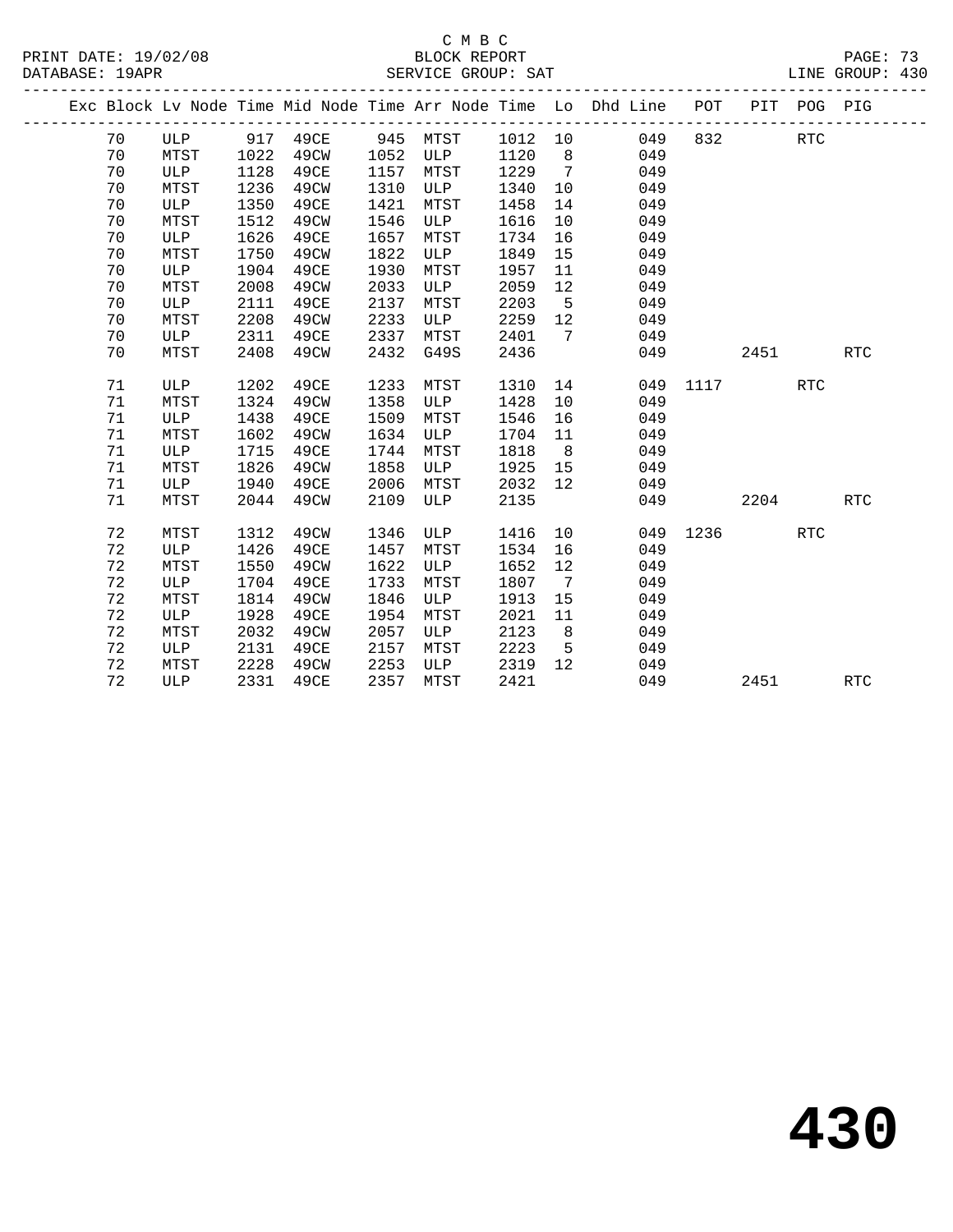C M B C

BLOCK REPORT

SERVICE GROUP: SAT

PRINT DATE: 19/02/08
DATABASE: 19APR
LINE GROUP: 430

| Exc | Block | Lv Node | Time | Mid Node | Time | Arr Node | Time | Lo | Dhd Line | POT | PIT | POG | PIG |
|---|---|---|---|---|---|---|---|---|---|---|---|---|---|
| | 70 | ULP | 917 | 49CE | 945 | MTST | 1012 | 10 | 049 | 832 | | RTC | |
| | 70 | MTST | 1022 | 49CW | 1052 | ULP | 1120 | 8 | 049 | | | | |
| | 70 | ULP | 1128 | 49CE | 1157 | MTST | 1229 | 7 | 049 | | | | |
| | 70 | MTST | 1236 | 49CW | 1310 | ULP | 1340 | 10 | 049 | | | | |
| | 70 | ULP | 1350 | 49CE | 1421 | MTST | 1458 | 14 | 049 | | | | |
| | 70 | MTST | 1512 | 49CW | 1546 | ULP | 1616 | 10 | 049 | | | | |
| | 70 | ULP | 1626 | 49CE | 1657 | MTST | 1734 | 16 | 049 | | | | |
| | 70 | MTST | 1750 | 49CW | 1822 | ULP | 1849 | 15 | 049 | | | | |
| | 70 | ULP | 1904 | 49CE | 1930 | MTST | 1957 | 11 | 049 | | | | |
| | 70 | MTST | 2008 | 49CW | 2033 | ULP | 2059 | 12 | 049 | | | | |
| | 70 | ULP | 2111 | 49CE | 2137 | MTST | 2203 | 5 | 049 | | | | |
| | 70 | MTST | 2208 | 49CW | 2233 | ULP | 2259 | 12 | 049 | | | | |
| | 70 | ULP | 2311 | 49CE | 2337 | MTST | 2401 | 7 | 049 | | | | |
| | 70 | MTST | 2408 | 49CW | 2432 | G49S | 2436 | | 049 | | 2451 | | RTC |
| | 71 | ULP | 1202 | 49CE | 1233 | MTST | 1310 | 14 | 049 | 1117 | | RTC | |
| | 71 | MTST | 1324 | 49CW | 1358 | ULP | 1428 | 10 | 049 | | | | |
| | 71 | ULP | 1438 | 49CE | 1509 | MTST | 1546 | 16 | 049 | | | | |
| | 71 | MTST | 1602 | 49CW | 1634 | ULP | 1704 | 11 | 049 | | | | |
| | 71 | ULP | 1715 | 49CE | 1744 | MTST | 1818 | 8 | 049 | | | | |
| | 71 | MTST | 1826 | 49CW | 1858 | ULP | 1925 | 15 | 049 | | | | |
| | 71 | ULP | 1940 | 49CE | 2006 | MTST | 2032 | 12 | 049 | | | | |
| | 71 | MTST | 2044 | 49CW | 2109 | ULP | 2135 | | 049 | | 2204 | | RTC |
| | 72 | MTST | 1312 | 49CW | 1346 | ULP | 1416 | 10 | 049 | 1236 | | RTC | |
| | 72 | ULP | 1426 | 49CE | 1457 | MTST | 1534 | 16 | 049 | | | | |
| | 72 | MTST | 1550 | 49CW | 1622 | ULP | 1652 | 12 | 049 | | | | |
| | 72 | ULP | 1704 | 49CE | 1733 | MTST | 1807 | 7 | 049 | | | | |
| | 72 | MTST | 1814 | 49CW | 1846 | ULP | 1913 | 15 | 049 | | | | |
| | 72 | ULP | 1928 | 49CE | 1954 | MTST | 2021 | 11 | 049 | | | | |
| | 72 | MTST | 2032 | 49CW | 2057 | ULP | 2123 | 8 | 049 | | | | |
| | 72 | ULP | 2131 | 49CE | 2157 | MTST | 2223 | 5 | 049 | | | | |
| | 72 | MTST | 2228 | 49CW | 2253 | ULP | 2319 | 12 | 049 | | | | |
| | 72 | ULP | 2331 | 49CE | 2357 | MTST | 2421 | | 049 | | 2451 | | RTC |

# 430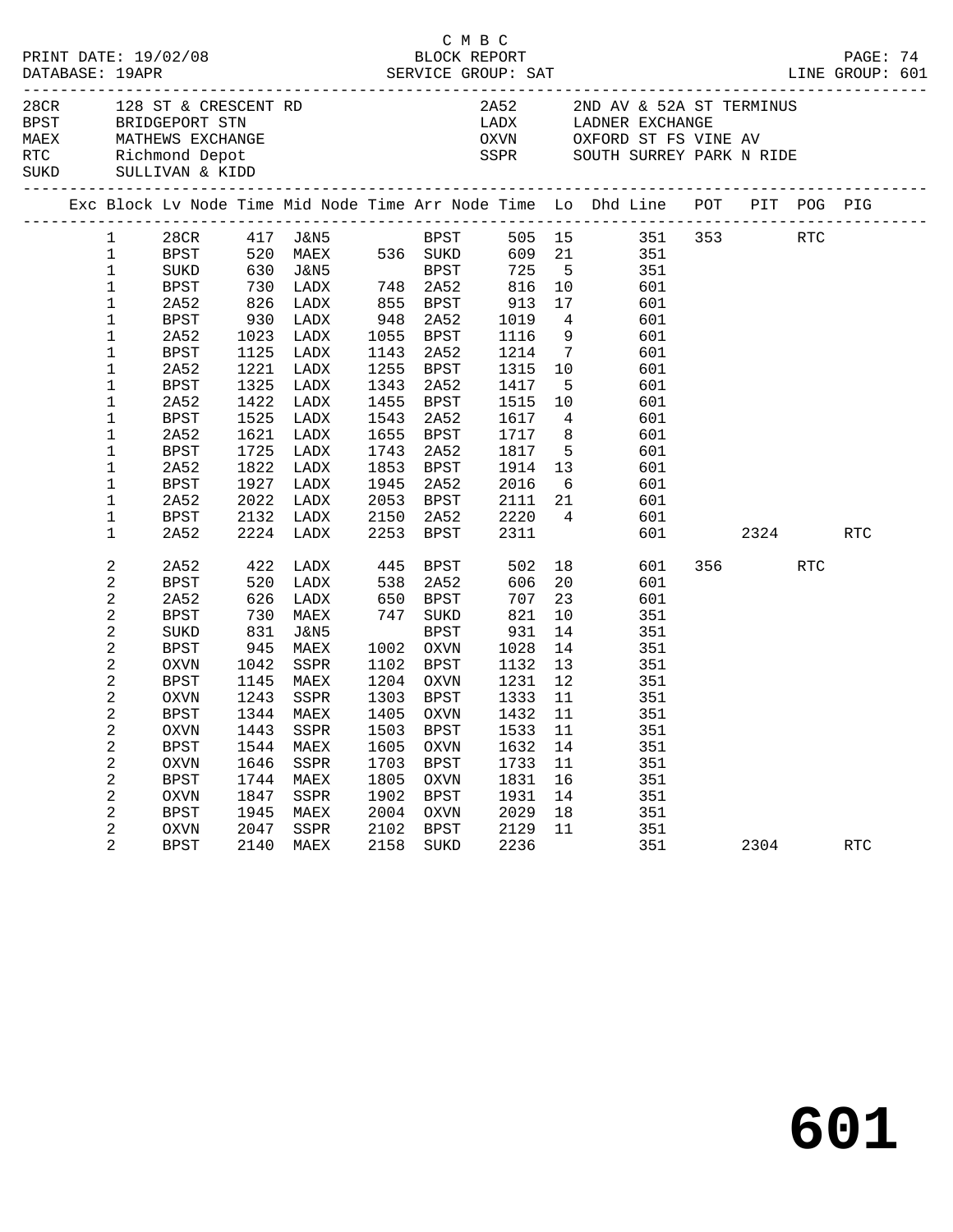C M B C

PRINT DATE: 19/02/08 BLOCK REPORT

DATABASE: 19APR SERVICE GROUP: SAT LINE GROUP: 601

| Code | Name | Code | Name |
|---|---|---|---|
| 28CR | 128 ST & CRESCENT RD | 2A52 | 2ND AV & 52A ST TERMINUS |
| BPST | BRIDGEPORT STN | LADX | LADNER EXCHANGE |
| MAEX | MATHEWS EXCHANGE | OXVN | OXFORD ST FS VINE AV |
| RTC | Richmond Depot | SSPR | SOUTH SURREY PARK N RIDE |
| SUKD | SULLIVAN & KIDD | | |

| Exc | Block | Lv Node | Time | Mid Node | Time | Arr Node | Time | Lo | Dhd Line | POT | PIT | POG | PIG |
|---|---|---|---|---|---|---|---|---|---|---|---|---|---|
| | 1 | 28CR | 417 | J&N5 | | BPST | 505 | 15 | 351 | 353 | | RTC | |
| | 1 | BPST | 520 | MAEX | 536 | SUKD | 609 | 21 | 351 | | | | |
| | 1 | SUKD | 630 | J&N5 | | BPST | 725 | 5 | 351 | | | | |
| | 1 | BPST | 730 | LADX | 748 | 2A52 | 816 | 10 | 601 | | | | |
| | 1 | 2A52 | 826 | LADX | 855 | BPST | 913 | 17 | 601 | | | | |
| | 1 | BPST | 930 | LADX | 948 | 2A52 | 1019 | 4 | 601 | | | | |
| | 1 | 2A52 | 1023 | LADX | 1055 | BPST | 1116 | 9 | 601 | | | | |
| | 1 | BPST | 1125 | LADX | 1143 | 2A52 | 1214 | 7 | 601 | | | | |
| | 1 | 2A52 | 1221 | LADX | 1255 | BPST | 1315 | 10 | 601 | | | | |
| | 1 | BPST | 1325 | LADX | 1343 | 2A52 | 1417 | 5 | 601 | | | | |
| | 1 | 2A52 | 1422 | LADX | 1455 | BPST | 1515 | 10 | 601 | | | | |
| | 1 | BPST | 1525 | LADX | 1543 | 2A52 | 1617 | 4 | 601 | | | | |
| | 1 | 2A52 | 1621 | LADX | 1655 | BPST | 1717 | 8 | 601 | | | | |
| | 1 | BPST | 1725 | LADX | 1743 | 2A52 | 1817 | 5 | 601 | | | | |
| | 1 | 2A52 | 1822 | LADX | 1853 | BPST | 1914 | 13 | 601 | | | | |
| | 1 | BPST | 1927 | LADX | 1945 | 2A52 | 2016 | 6 | 601 | | | | |
| | 1 | 2A52 | 2022 | LADX | 2053 | BPST | 2111 | 21 | 601 | | | | |
| | 1 | BPST | 2132 | LADX | 2150 | 2A52 | 2220 | 4 | 601 | | | | |
| | 1 | 2A52 | 2224 | LADX | 2253 | BPST | 2311 | | 601 | | 2324 | | RTC |
| | 2 | 2A52 | 422 | LADX | 445 | BPST | 502 | 18 | 601 | 356 | | RTC | |
| | 2 | BPST | 520 | LADX | 538 | 2A52 | 606 | 20 | 601 | | | | |
| | 2 | 2A52 | 626 | LADX | 650 | BPST | 707 | 23 | 601 | | | | |
| | 2 | BPST | 730 | MAEX | 747 | SUKD | 821 | 10 | 351 | | | | |
| | 2 | SUKD | 831 | J&N5 | | BPST | 931 | 14 | 351 | | | | |
| | 2 | BPST | 945 | MAEX | 1002 | OXVN | 1028 | 14 | 351 | | | | |
| | 2 | OXVN | 1042 | SSPR | 1102 | BPST | 1132 | 13 | 351 | | | | |
| | 2 | BPST | 1145 | MAEX | 1204 | OXVN | 1231 | 12 | 351 | | | | |
| | 2 | OXVN | 1243 | SSPR | 1303 | BPST | 1333 | 11 | 351 | | | | |
| | 2 | BPST | 1344 | MAEX | 1405 | OXVN | 1432 | 11 | 351 | | | | |
| | 2 | OXVN | 1443 | SSPR | 1503 | BPST | 1533 | 11 | 351 | | | | |
| | 2 | BPST | 1544 | MAEX | 1605 | OXVN | 1632 | 14 | 351 | | | | |
| | 2 | OXVN | 1646 | SSPR | 1703 | BPST | 1733 | 11 | 351 | | | | |
| | 2 | BPST | 1744 | MAEX | 1805 | OXVN | 1831 | 16 | 351 | | | | |
| | 2 | OXVN | 1847 | SSPR | 1902 | BPST | 1931 | 14 | 351 | | | | |
| | 2 | BPST | 1945 | MAEX | 2004 | OXVN | 2029 | 18 | 351 | | | | |
| | 2 | OXVN | 2047 | SSPR | 2102 | BPST | 2129 | 11 | 351 | | | | |
| | 2 | BPST | 2140 | MAEX | 2158 | SUKD | 2236 | | 351 | | 2304 | | RTC |

# 601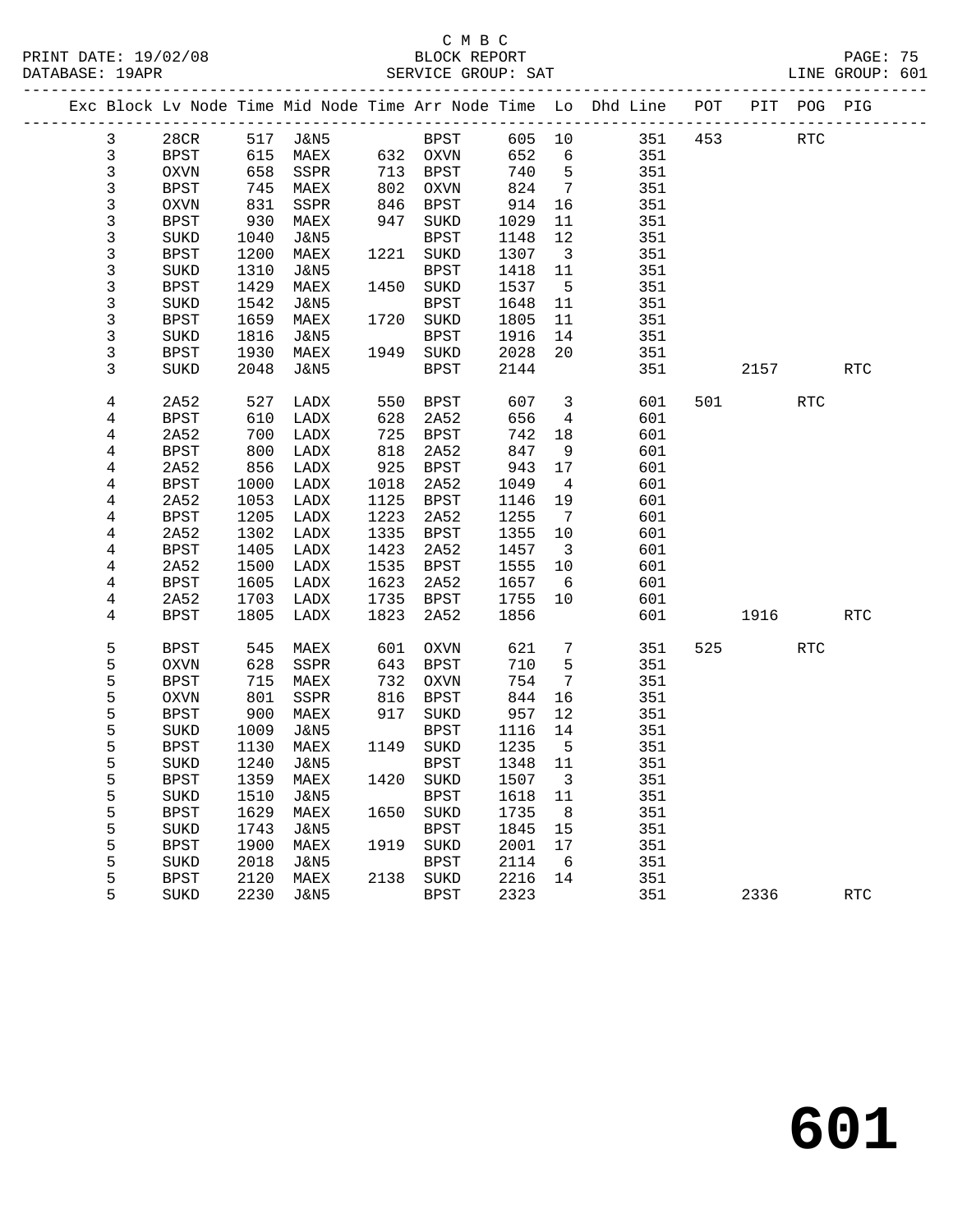C M B C

BLOCK REPORT

PRINT DATE: 19/02/08 &nbsp;&nbsp;&nbsp;&nbsp; DATABASE: 19APR &nbsp;&nbsp;&nbsp;&nbsp; SERVICE GROUP: SAT &nbsp;&nbsp;&nbsp;&nbsp; LINE GROUP: 601

| Exc | Block | Lv Node | Time | Mid Node | Time | Arr Node | Time | Lo | Dhd Line | POT | PIT | POG | PIG |
|---|---|---|---|---|---|---|---|---|---|---|---|---|---|
| | 3 | 28CR | 517 | J&N5 | | BPST | 605 | 10 | 351 | 453 | | RTC | |
| | 3 | BPST | 615 | MAEX | 632 | OXVN | 652 | 6 | 351 | | | | |
| | 3 | OXVN | 658 | SSPR | 713 | BPST | 740 | 5 | 351 | | | | |
| | 3 | BPST | 745 | MAEX | 802 | OXVN | 824 | 7 | 351 | | | | |
| | 3 | OXVN | 831 | SSPR | 846 | BPST | 914 | 16 | 351 | | | | |
| | 3 | BPST | 930 | MAEX | 947 | SUKD | 1029 | 11 | 351 | | | | |
| | 3 | SUKD | 1040 | J&N5 | | BPST | 1148 | 12 | 351 | | | | |
| | 3 | BPST | 1200 | MAEX | 1221 | SUKD | 1307 | 3 | 351 | | | | |
| | 3 | SUKD | 1310 | J&N5 | | BPST | 1418 | 11 | 351 | | | | |
| | 3 | BPST | 1429 | MAEX | 1450 | SUKD | 1537 | 5 | 351 | | | | |
| | 3 | SUKD | 1542 | J&N5 | | BPST | 1648 | 11 | 351 | | | | |
| | 3 | BPST | 1659 | MAEX | 1720 | SUKD | 1805 | 11 | 351 | | | | |
| | 3 | SUKD | 1816 | J&N5 | | BPST | 1916 | 14 | 351 | | | | |
| | 3 | BPST | 1930 | MAEX | 1949 | SUKD | 2028 | 20 | 351 | | | | |
| | 3 | SUKD | 2048 | J&N5 | | BPST | 2144 | | 351 | | 2157 | | RTC |
| | 4 | 2A52 | 527 | LADX | 550 | BPST | 607 | 3 | 601 | 501 | | RTC | |
| | 4 | BPST | 610 | LADX | 628 | 2A52 | 656 | 4 | 601 | | | | |
| | 4 | 2A52 | 700 | LADX | 725 | BPST | 742 | 18 | 601 | | | | |
| | 4 | BPST | 800 | LADX | 818 | 2A52 | 847 | 9 | 601 | | | | |
| | 4 | 2A52 | 856 | LADX | 925 | BPST | 943 | 17 | 601 | | | | |
| | 4 | BPST | 1000 | LADX | 1018 | 2A52 | 1049 | 4 | 601 | | | | |
| | 4 | 2A52 | 1053 | LADX | 1125 | BPST | 1146 | 19 | 601 | | | | |
| | 4 | BPST | 1205 | LADX | 1223 | 2A52 | 1255 | 7 | 601 | | | | |
| | 4 | 2A52 | 1302 | LADX | 1335 | BPST | 1355 | 10 | 601 | | | | |
| | 4 | BPST | 1405 | LADX | 1423 | 2A52 | 1457 | 3 | 601 | | | | |
| | 4 | 2A52 | 1500 | LADX | 1535 | BPST | 1555 | 10 | 601 | | | | |
| | 4 | BPST | 1605 | LADX | 1623 | 2A52 | 1657 | 6 | 601 | | | | |
| | 4 | 2A52 | 1703 | LADX | 1735 | BPST | 1755 | 10 | 601 | | | | |
| | 4 | BPST | 1805 | LADX | 1823 | 2A52 | 1856 | | 601 | | 1916 | | RTC |
| | 5 | BPST | 545 | MAEX | 601 | OXVN | 621 | 7 | 351 | 525 | | RTC | |
| | 5 | OXVN | 628 | SSPR | 643 | BPST | 710 | 5 | 351 | | | | |
| | 5 | BPST | 715 | MAEX | 732 | OXVN | 754 | 7 | 351 | | | | |
| | 5 | OXVN | 801 | SSPR | 816 | BPST | 844 | 16 | 351 | | | | |
| | 5 | BPST | 900 | MAEX | 917 | SUKD | 957 | 12 | 351 | | | | |
| | 5 | SUKD | 1009 | J&N5 | | BPST | 1116 | 14 | 351 | | | | |
| | 5 | BPST | 1130 | MAEX | 1149 | SUKD | 1235 | 5 | 351 | | | | |
| | 5 | SUKD | 1240 | J&N5 | | BPST | 1348 | 11 | 351 | | | | |
| | 5 | BPST | 1359 | MAEX | 1420 | SUKD | 1507 | 3 | 351 | | | | |
| | 5 | SUKD | 1510 | J&N5 | | BPST | 1618 | 11 | 351 | | | | |
| | 5 | BPST | 1629 | MAEX | 1650 | SUKD | 1735 | 8 | 351 | | | | |
| | 5 | SUKD | 1743 | J&N5 | | BPST | 1845 | 15 | 351 | | | | |
| | 5 | BPST | 1900 | MAEX | 1919 | SUKD | 2001 | 17 | 351 | | | | |
| | 5 | SUKD | 2018 | J&N5 | | BPST | 2114 | 6 | 351 | | | | |
| | 5 | BPST | 2120 | MAEX | 2138 | SUKD | 2216 | 14 | 351 | | | | |
| | 5 | SUKD | 2230 | J&N5 | | BPST | 2323 | | 351 | | 2336 | | RTC |

# 601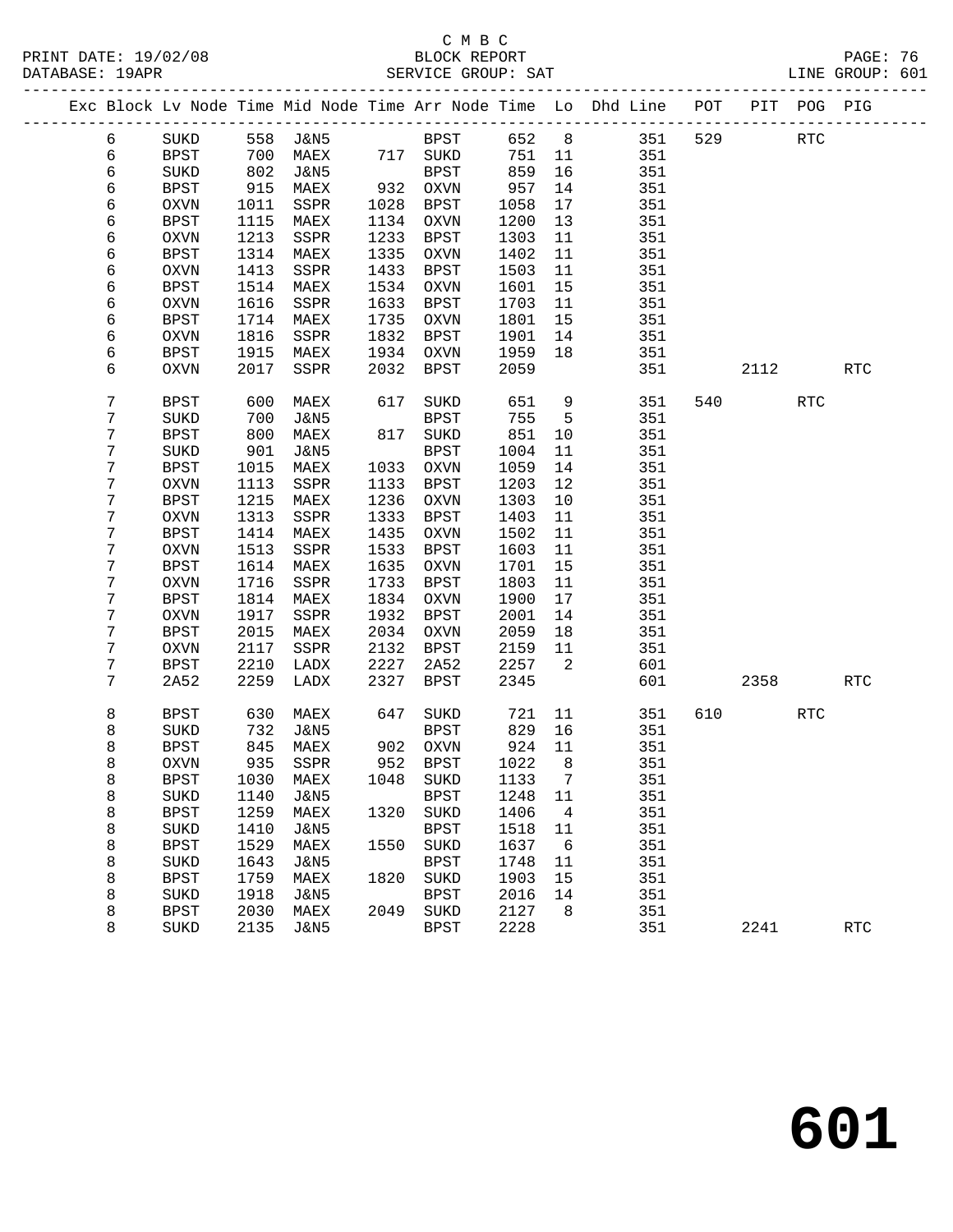C M B C
BLOCK REPORT
SERVICE GROUP: SAT

PRINT DATE: 19/02/08
DATABASE: 19APR
LINE GROUP: 601

| Exc | Block | Lv | Node | Time | Mid Node | Time | Arr Node | Time | Lo | Dhd Line | POT | PIT | POG | PIG |
|---|---|---|---|---|---|---|---|---|---|---|---|---|---|---|
| | 6 | | SUKD | 558 | J&N5 | | BPST | 652 | 8 | 351 | 529 | | RTC | |
| | 6 | | BPST | 700 | MAEX | 717 | SUKD | 751 | 11 | 351 | | | | |
| | 6 | | SUKD | 802 | J&N5 | | BPST | 859 | 16 | 351 | | | | |
| | 6 | | BPST | 915 | MAEX | 932 | OXVN | 957 | 14 | 351 | | | | |
| | 6 | | OXVN | 1011 | SSPR | 1028 | BPST | 1058 | 17 | 351 | | | | |
| | 6 | | BPST | 1115 | MAEX | 1134 | OXVN | 1200 | 13 | 351 | | | | |
| | 6 | | OXVN | 1213 | SSPR | 1233 | BPST | 1303 | 11 | 351 | | | | |
| | 6 | | BPST | 1314 | MAEX | 1335 | OXVN | 1402 | 11 | 351 | | | | |
| | 6 | | OXVN | 1413 | SSPR | 1433 | BPST | 1503 | 11 | 351 | | | | |
| | 6 | | BPST | 1514 | MAEX | 1534 | OXVN | 1601 | 15 | 351 | | | | |
| | 6 | | OXVN | 1616 | SSPR | 1633 | BPST | 1703 | 11 | 351 | | | | |
| | 6 | | BPST | 1714 | MAEX | 1735 | OXVN | 1801 | 15 | 351 | | | | |
| | 6 | | OXVN | 1816 | SSPR | 1832 | BPST | 1901 | 14 | 351 | | | | |
| | 6 | | BPST | 1915 | MAEX | 1934 | OXVN | 1959 | 18 | 351 | | | | |
| | 6 | | OXVN | 2017 | SSPR | 2032 | BPST | 2059 | | 351 | | 2112 | | RTC |
| | 7 | | BPST | 600 | MAEX | 617 | SUKD | 651 | 9 | 351 | 540 | | RTC | |
| | 7 | | SUKD | 700 | J&N5 | | BPST | 755 | 5 | 351 | | | | |
| | 7 | | BPST | 800 | MAEX | 817 | SUKD | 851 | 10 | 351 | | | | |
| | 7 | | SUKD | 901 | J&N5 | | BPST | 1004 | 11 | 351 | | | | |
| | 7 | | BPST | 1015 | MAEX | 1033 | OXVN | 1059 | 14 | 351 | | | | |
| | 7 | | OXVN | 1113 | SSPR | 1133 | BPST | 1203 | 12 | 351 | | | | |
| | 7 | | BPST | 1215 | MAEX | 1236 | OXVN | 1303 | 10 | 351 | | | | |
| | 7 | | OXVN | 1313 | SSPR | 1333 | BPST | 1403 | 11 | 351 | | | | |
| | 7 | | BPST | 1414 | MAEX | 1435 | OXVN | 1502 | 11 | 351 | | | | |
| | 7 | | OXVN | 1513 | SSPR | 1533 | BPST | 1603 | 11 | 351 | | | | |
| | 7 | | BPST | 1614 | MAEX | 1635 | OXVN | 1701 | 15 | 351 | | | | |
| | 7 | | OXVN | 1716 | SSPR | 1733 | BPST | 1803 | 11 | 351 | | | | |
| | 7 | | BPST | 1814 | MAEX | 1834 | OXVN | 1900 | 17 | 351 | | | | |
| | 7 | | OXVN | 1917 | SSPR | 1932 | BPST | 2001 | 14 | 351 | | | | |
| | 7 | | BPST | 2015 | MAEX | 2034 | OXVN | 2059 | 18 | 351 | | | | |
| | 7 | | OXVN | 2117 | SSPR | 2132 | BPST | 2159 | 11 | 351 | | | | |
| | 7 | | BPST | 2210 | LADX | 2227 | 2A52 | 2257 | 2 | 601 | | | | |
| | 7 | | 2A52 | 2259 | LADX | 2327 | BPST | 2345 | | 601 | | 2358 | | RTC |
| | 8 | | BPST | 630 | MAEX | 647 | SUKD | 721 | 11 | 351 | 610 | | RTC | |
| | 8 | | SUKD | 732 | J&N5 | | BPST | 829 | 16 | 351 | | | | |
| | 8 | | BPST | 845 | MAEX | 902 | OXVN | 924 | 11 | 351 | | | | |
| | 8 | | OXVN | 935 | SSPR | 952 | BPST | 1022 | 8 | 351 | | | | |
| | 8 | | BPST | 1030 | MAEX | 1048 | SUKD | 1133 | 7 | 351 | | | | |
| | 8 | | SUKD | 1140 | J&N5 | | BPST | 1248 | 11 | 351 | | | | |
| | 8 | | BPST | 1259 | MAEX | 1320 | SUKD | 1406 | 4 | 351 | | | | |
| | 8 | | SUKD | 1410 | J&N5 | | BPST | 1518 | 11 | 351 | | | | |
| | 8 | | BPST | 1529 | MAEX | 1550 | SUKD | 1637 | 6 | 351 | | | | |
| | 8 | | SUKD | 1643 | J&N5 | | BPST | 1748 | 11 | 351 | | | | |
| | 8 | | BPST | 1759 | MAEX | 1820 | SUKD | 1903 | 15 | 351 | | | | |
| | 8 | | SUKD | 1918 | J&N5 | | BPST | 2016 | 14 | 351 | | | | |
| | 8 | | BPST | 2030 | MAEX | 2049 | SUKD | 2127 | 8 | 351 | | | | |
| | 8 | | SUKD | 2135 | J&N5 | | BPST | 2228 | | 351 | | 2241 | | RTC |

601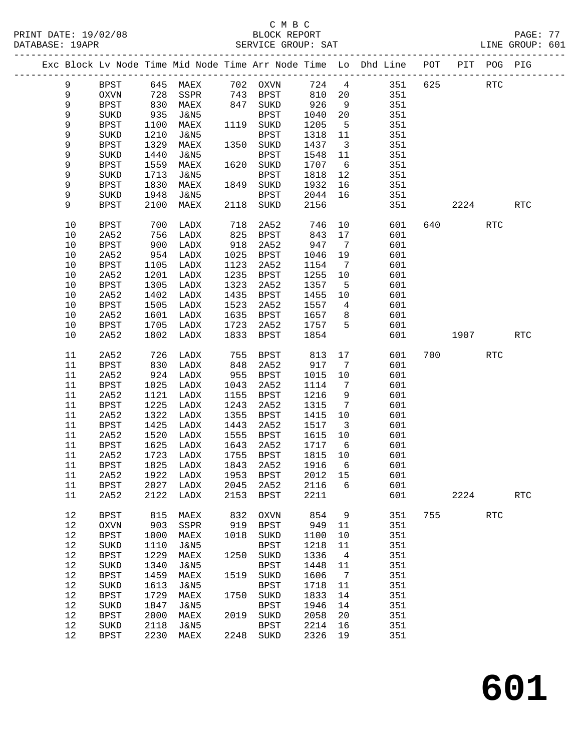C M B C
PRINT DATE: 19/02/08 BLOCK REPORT
DATABASE: 19APR SERVICE GROUP: SAT LINE GROUP: 601

| Exc | Block | Lv | Node | Time | Mid Node | Time | Arr Node | Time | Lo | Dhd Line | POT | PIT | POG | PIG |
|---|---|---|---|---|---|---|---|---|---|---|---|---|---|---|
| | 9 | | BPST | 645 | MAEX | 702 | OXVN | 724 | 4 | 351 | 625 | | RTC | |
| | 9 | | OXVN | 728 | SSPR | 743 | BPST | 810 | 20 | 351 | | | | |
| | 9 | | BPST | 830 | MAEX | 847 | SUKD | 926 | 9 | 351 | | | | |
| | 9 | | SUKD | 935 | J&N5 | | BPST | 1040 | 20 | 351 | | | | |
| | 9 | | BPST | 1100 | MAEX | 1119 | SUKD | 1205 | 5 | 351 | | | | |
| | 9 | | SUKD | 1210 | J&N5 | | BPST | 1318 | 11 | 351 | | | | |
| | 9 | | BPST | 1329 | MAEX | 1350 | SUKD | 1437 | 3 | 351 | | | | |
| | 9 | | SUKD | 1440 | J&N5 | | BPST | 1548 | 11 | 351 | | | | |
| | 9 | | BPST | 1559 | MAEX | 1620 | SUKD | 1707 | 6 | 351 | | | | |
| | 9 | | SUKD | 1713 | J&N5 | | BPST | 1818 | 12 | 351 | | | | |
| | 9 | | BPST | 1830 | MAEX | 1849 | SUKD | 1932 | 16 | 351 | | | | |
| | 9 | | SUKD | 1948 | J&N5 | | BPST | 2044 | 16 | 351 | | | | |
| | 9 | | BPST | 2100 | MAEX | 2118 | SUKD | 2156 | | 351 | | 2224 | | RTC |
| | 10 | | BPST | 700 | LADX | 718 | 2A52 | 746 | 10 | 601 | 640 | | RTC | |
| | 10 | | 2A52 | 756 | LADX | 825 | BPST | 843 | 17 | 601 | | | | |
| | 10 | | BPST | 900 | LADX | 918 | 2A52 | 947 | 7 | 601 | | | | |
| | 10 | | 2A52 | 954 | LADX | 1025 | BPST | 1046 | 19 | 601 | | | | |
| | 10 | | BPST | 1105 | LADX | 1123 | 2A52 | 1154 | 7 | 601 | | | | |
| | 10 | | 2A52 | 1201 | LADX | 1235 | BPST | 1255 | 10 | 601 | | | | |
| | 10 | | BPST | 1305 | LADX | 1323 | 2A52 | 1357 | 5 | 601 | | | | |
| | 10 | | 2A52 | 1402 | LADX | 1435 | BPST | 1455 | 10 | 601 | | | | |
| | 10 | | BPST | 1505 | LADX | 1523 | 2A52 | 1557 | 4 | 601 | | | | |
| | 10 | | 2A52 | 1601 | LADX | 1635 | BPST | 1657 | 8 | 601 | | | | |
| | 10 | | BPST | 1705 | LADX | 1723 | 2A52 | 1757 | 5 | 601 | | | | |
| | 10 | | 2A52 | 1802 | LADX | 1833 | BPST | 1854 | | 601 | | 1907 | | RTC |
| | 11 | | 2A52 | 726 | LADX | 755 | BPST | 813 | 17 | 601 | 700 | | RTC | |
| | 11 | | BPST | 830 | LADX | 848 | 2A52 | 917 | 7 | 601 | | | | |
| | 11 | | 2A52 | 924 | LADX | 955 | BPST | 1015 | 10 | 601 | | | | |
| | 11 | | BPST | 1025 | LADX | 1043 | 2A52 | 1114 | 7 | 601 | | | | |
| | 11 | | 2A52 | 1121 | LADX | 1155 | BPST | 1216 | 9 | 601 | | | | |
| | 11 | | BPST | 1225 | LADX | 1243 | 2A52 | 1315 | 7 | 601 | | | | |
| | 11 | | 2A52 | 1322 | LADX | 1355 | BPST | 1415 | 10 | 601 | | | | |
| | 11 | | BPST | 1425 | LADX | 1443 | 2A52 | 1517 | 3 | 601 | | | | |
| | 11 | | 2A52 | 1520 | LADX | 1555 | BPST | 1615 | 10 | 601 | | | | |
| | 11 | | BPST | 1625 | LADX | 1643 | 2A52 | 1717 | 6 | 601 | | | | |
| | 11 | | 2A52 | 1723 | LADX | 1755 | BPST | 1815 | 10 | 601 | | | | |
| | 11 | | BPST | 1825 | LADX | 1843 | 2A52 | 1916 | 6 | 601 | | | | |
| | 11 | | 2A52 | 1922 | LADX | 1953 | BPST | 2012 | 15 | 601 | | | | |
| | 11 | | BPST | 2027 | LADX | 2045 | 2A52 | 2116 | 6 | 601 | | | | |
| | 11 | | 2A52 | 2122 | LADX | 2153 | BPST | 2211 | | 601 | | 2224 | | RTC |
| | 12 | | BPST | 815 | MAEX | 832 | OXVN | 854 | 9 | 351 | 755 | | RTC | |
| | 12 | | OXVN | 903 | SSPR | 919 | BPST | 949 | 11 | 351 | | | | |
| | 12 | | BPST | 1000 | MAEX | 1018 | SUKD | 1100 | 10 | 351 | | | | |
| | 12 | | SUKD | 1110 | J&N5 | | BPST | 1218 | 11 | 351 | | | | |
| | 12 | | BPST | 1229 | MAEX | 1250 | SUKD | 1336 | 4 | 351 | | | | |
| | 12 | | SUKD | 1340 | J&N5 | | BPST | 1448 | 11 | 351 | | | | |
| | 12 | | BPST | 1459 | MAEX | 1519 | SUKD | 1606 | 7 | 351 | | | | |
| | 12 | | SUKD | 1613 | J&N5 | | BPST | 1718 | 11 | 351 | | | | |
| | 12 | | BPST | 1729 | MAEX | 1750 | SUKD | 1833 | 14 | 351 | | | | |
| | 12 | | SUKD | 1847 | J&N5 | | BPST | 1946 | 14 | 351 | | | | |
| | 12 | | BPST | 2000 | MAEX | 2019 | SUKD | 2058 | 20 | 351 | | | | |
| | 12 | | SUKD | 2118 | J&N5 | | BPST | 2214 | 16 | 351 | | | | |
| | 12 | | BPST | 2230 | MAEX | 2248 | SUKD | 2326 | 19 | 351 | | | | |

# 601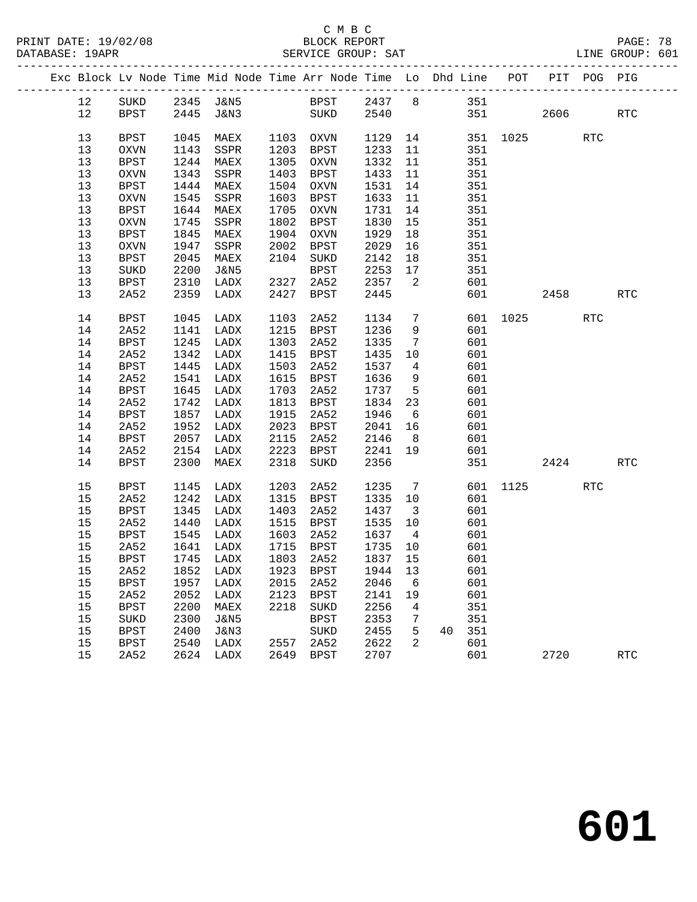C M B C

BLOCK REPORT

SERVICE GROUP: SAT

LINE GROUP: 601

| Exc | Block | Lv | Node | Time | Mid Node | Time | Arr Node | Time | Lo | Dhd | Line | POT | PIT | POG | PIG |
|---|---|---|---|---|---|---|---|---|---|---|---|---|---|---|---|
| | 12 | | SUKD | 2345 | J&N5 | | BPST | 2437 | 8 | | 351 | | | | |
| | 12 | | BPST | 2445 | J&N3 | | SUKD | 2540 | | | 351 | | 2606 | | RTC |
| | 13 | | BPST | 1045 | MAEX | 1103 | OXVN | 1129 | 14 | | 351 | 1025 | | RTC | |
| | 13 | | OXVN | 1143 | SSPR | 1203 | BPST | 1233 | 11 | | 351 | | | | |
| | 13 | | BPST | 1244 | MAEX | 1305 | OXVN | 1332 | 11 | | 351 | | | | |
| | 13 | | OXVN | 1343 | SSPR | 1403 | BPST | 1433 | 11 | | 351 | | | | |
| | 13 | | BPST | 1444 | MAEX | 1504 | OXVN | 1531 | 14 | | 351 | | | | |
| | 13 | | OXVN | 1545 | SSPR | 1603 | BPST | 1633 | 11 | | 351 | | | | |
| | 13 | | BPST | 1644 | MAEX | 1705 | OXVN | 1731 | 14 | | 351 | | | | |
| | 13 | | OXVN | 1745 | SSPR | 1802 | BPST | 1830 | 15 | | 351 | | | | |
| | 13 | | BPST | 1845 | MAEX | 1904 | OXVN | 1929 | 18 | | 351 | | | | |
| | 13 | | OXVN | 1947 | SSPR | 2002 | BPST | 2029 | 16 | | 351 | | | | |
| | 13 | | BPST | 2045 | MAEX | 2104 | SUKD | 2142 | 18 | | 351 | | | | |
| | 13 | | SUKD | 2200 | J&N5 | | BPST | 2253 | 17 | | 351 | | | | |
| | 13 | | BPST | 2310 | LADX | 2327 | 2A52 | 2357 | 2 | | 601 | | | | |
| | 13 | | 2A52 | 2359 | LADX | 2427 | BPST | 2445 | | | 601 | | 2458 | | RTC |
| | 14 | | BPST | 1045 | LADX | 1103 | 2A52 | 1134 | 7 | | 601 | 1025 | | RTC | |
| | 14 | | 2A52 | 1141 | LADX | 1215 | BPST | 1236 | 9 | | 601 | | | | |
| | 14 | | BPST | 1245 | LADX | 1303 | 2A52 | 1335 | 7 | | 601 | | | | |
| | 14 | | 2A52 | 1342 | LADX | 1415 | BPST | 1435 | 10 | | 601 | | | | |
| | 14 | | BPST | 1445 | LADX | 1503 | 2A52 | 1537 | 4 | | 601 | | | | |
| | 14 | | 2A52 | 1541 | LADX | 1615 | BPST | 1636 | 9 | | 601 | | | | |
| | 14 | | BPST | 1645 | LADX | 1703 | 2A52 | 1737 | 5 | | 601 | | | | |
| | 14 | | 2A52 | 1742 | LADX | 1813 | BPST | 1834 | 23 | | 601 | | | | |
| | 14 | | BPST | 1857 | LADX | 1915 | 2A52 | 1946 | 6 | | 601 | | | | |
| | 14 | | 2A52 | 1952 | LADX | 2023 | BPST | 2041 | 16 | | 601 | | | | |
| | 14 | | BPST | 2057 | LADX | 2115 | 2A52 | 2146 | 8 | | 601 | | | | |
| | 14 | | 2A52 | 2154 | LADX | 2223 | BPST | 2241 | 19 | | 601 | | | | |
| | 14 | | BPST | 2300 | MAEX | 2318 | SUKD | 2356 | | | 351 | | 2424 | | RTC |
| | 15 | | BPST | 1145 | LADX | 1203 | 2A52 | 1235 | 7 | | 601 | 1125 | | RTC | |
| | 15 | | 2A52 | 1242 | LADX | 1315 | BPST | 1335 | 10 | | 601 | | | | |
| | 15 | | BPST | 1345 | LADX | 1403 | 2A52 | 1437 | 3 | | 601 | | | | |
| | 15 | | 2A52 | 1440 | LADX | 1515 | BPST | 1535 | 10 | | 601 | | | | |
| | 15 | | BPST | 1545 | LADX | 1603 | 2A52 | 1637 | 4 | | 601 | | | | |
| | 15 | | 2A52 | 1641 | LADX | 1715 | BPST | 1735 | 10 | | 601 | | | | |
| | 15 | | BPST | 1745 | LADX | 1803 | 2A52 | 1837 | 15 | | 601 | | | | |
| | 15 | | 2A52 | 1852 | LADX | 1923 | BPST | 1944 | 13 | | 601 | | | | |
| | 15 | | BPST | 1957 | LADX | 2015 | 2A52 | 2046 | 6 | | 601 | | | | |
| | 15 | | 2A52 | 2052 | LADX | 2123 | BPST | 2141 | 19 | | 601 | | | | |
| | 15 | | BPST | 2200 | MAEX | 2218 | SUKD | 2256 | 4 | | 351 | | | | |
| | 15 | | SUKD | 2300 | J&N5 | | BPST | 2353 | 7 | | 351 | | | | |
| | 15 | | BPST | 2400 | J&N3 | | SUKD | 2455 | 5 | 40 | 351 | | | | |
| | 15 | | BPST | 2540 | LADX | 2557 | 2A52 | 2622 | 2 | | 601 | | | | |
| | 15 | | 2A52 | 2624 | LADX | 2649 | BPST | 2707 | | | 601 | | 2720 | | RTC |

# 601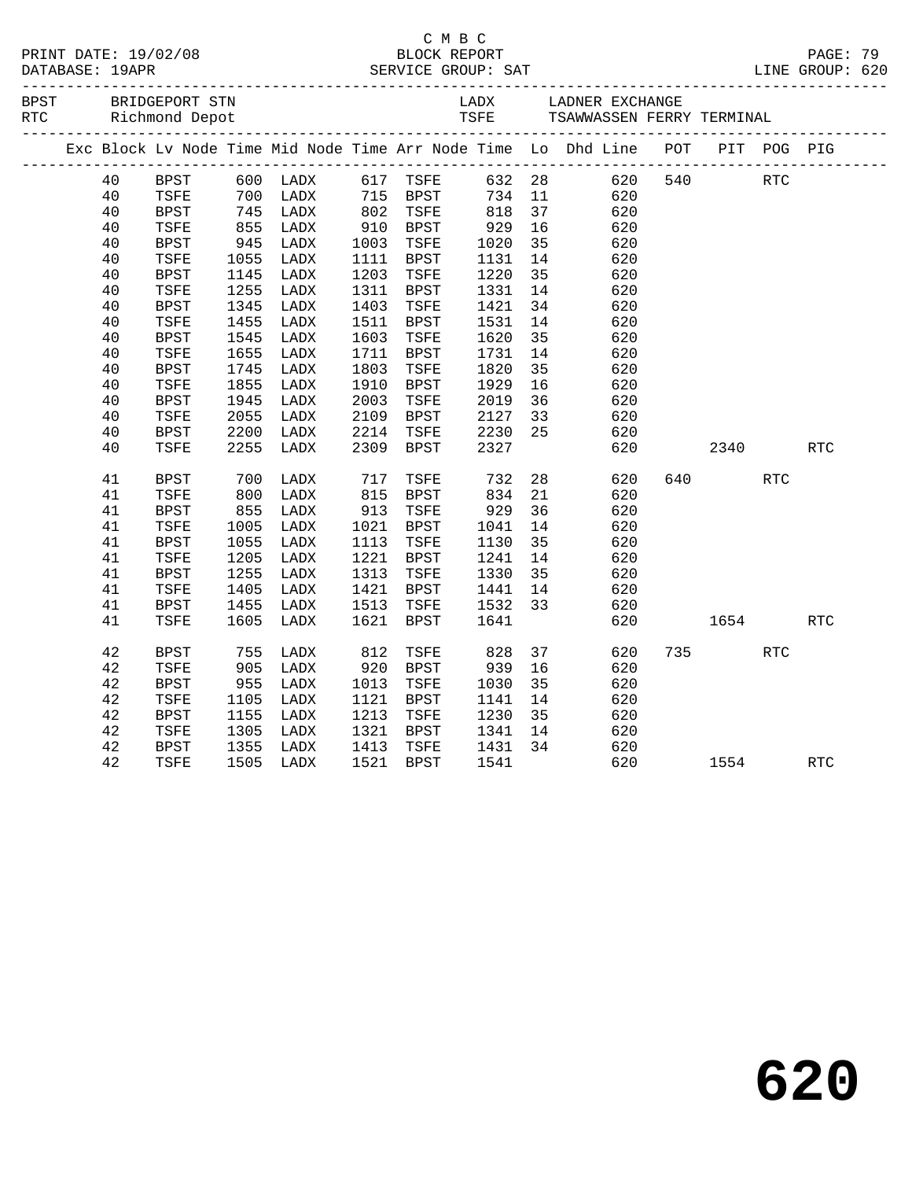C M B C
PRINT DATE: 19/02/08 BLOCK REPORT
DATABASE: 19APR SERVICE GROUP: SAT LINE GROUP: 620

BPST BRIDGEPORT STN LADX LADNER EXCHANGE
RTC Richmond Depot TSFE TSAWWASSEN FERRY TERMINAL

| Exc | Block | Lv | Node | Time | Mid Node | Time | Arr Node | Time | Lo | Dhd Line | POT | PIT | POG | PIG |
|---|---|---|---|---|---|---|---|---|---|---|---|---|---|---|
| | 40 | | BPST | 600 | LADX | 617 | TSFE | 632 | 28 | 620 | 540 | | RTC | |
| | 40 | | TSFE | 700 | LADX | 715 | BPST | 734 | 11 | 620 | | | | |
| | 40 | | BPST | 745 | LADX | 802 | TSFE | 818 | 37 | 620 | | | | |
| | 40 | | TSFE | 855 | LADX | 910 | BPST | 929 | 16 | 620 | | | | |
| | 40 | | BPST | 945 | LADX | 1003 | TSFE | 1020 | 35 | 620 | | | | |
| | 40 | | TSFE | 1055 | LADX | 1111 | BPST | 1131 | 14 | 620 | | | | |
| | 40 | | BPST | 1145 | LADX | 1203 | TSFE | 1220 | 35 | 620 | | | | |
| | 40 | | TSFE | 1255 | LADX | 1311 | BPST | 1331 | 14 | 620 | | | | |
| | 40 | | BPST | 1345 | LADX | 1403 | TSFE | 1421 | 34 | 620 | | | | |
| | 40 | | TSFE | 1455 | LADX | 1511 | BPST | 1531 | 14 | 620 | | | | |
| | 40 | | BPST | 1545 | LADX | 1603 | TSFE | 1620 | 35 | 620 | | | | |
| | 40 | | TSFE | 1655 | LADX | 1711 | BPST | 1731 | 14 | 620 | | | | |
| | 40 | | BPST | 1745 | LADX | 1803 | TSFE | 1820 | 35 | 620 | | | | |
| | 40 | | TSFE | 1855 | LADX | 1910 | BPST | 1929 | 16 | 620 | | | | |
| | 40 | | BPST | 1945 | LADX | 2003 | TSFE | 2019 | 36 | 620 | | | | |
| | 40 | | TSFE | 2055 | LADX | 2109 | BPST | 2127 | 33 | 620 | | | | |
| | 40 | | BPST | 2200 | LADX | 2214 | TSFE | 2230 | 25 | 620 | | | | |
| | 40 | | TSFE | 2255 | LADX | 2309 | BPST | 2327 | | 620 | | 2340 | | RTC |
| | 41 | | BPST | 700 | LADX | 717 | TSFE | 732 | 28 | 620 | 640 | | RTC | |
| | 41 | | TSFE | 800 | LADX | 815 | BPST | 834 | 21 | 620 | | | | |
| | 41 | | BPST | 855 | LADX | 913 | TSFE | 929 | 36 | 620 | | | | |
| | 41 | | TSFE | 1005 | LADX | 1021 | BPST | 1041 | 14 | 620 | | | | |
| | 41 | | BPST | 1055 | LADX | 1113 | TSFE | 1130 | 35 | 620 | | | | |
| | 41 | | TSFE | 1205 | LADX | 1221 | BPST | 1241 | 14 | 620 | | | | |
| | 41 | | BPST | 1255 | LADX | 1313 | TSFE | 1330 | 35 | 620 | | | | |
| | 41 | | TSFE | 1405 | LADX | 1421 | BPST | 1441 | 14 | 620 | | | | |
| | 41 | | BPST | 1455 | LADX | 1513 | TSFE | 1532 | 33 | 620 | | | | |
| | 41 | | TSFE | 1605 | LADX | 1621 | BPST | 1641 | | 620 | | 1654 | | RTC |
| | 42 | | BPST | 755 | LADX | 812 | TSFE | 828 | 37 | 620 | 735 | | RTC | |
| | 42 | | TSFE | 905 | LADX | 920 | BPST | 939 | 16 | 620 | | | | |
| | 42 | | BPST | 955 | LADX | 1013 | TSFE | 1030 | 35 | 620 | | | | |
| | 42 | | TSFE | 1105 | LADX | 1121 | BPST | 1141 | 14 | 620 | | | | |
| | 42 | | BPST | 1155 | LADX | 1213 | TSFE | 1230 | 35 | 620 | | | | |
| | 42 | | TSFE | 1305 | LADX | 1321 | BPST | 1341 | 14 | 620 | | | | |
| | 42 | | BPST | 1355 | LADX | 1413 | TSFE | 1431 | 34 | 620 | | | | |
| | 42 | | TSFE | 1505 | LADX | 1521 | BPST | 1541 | | 620 | | 1554 | | RTC |

# 620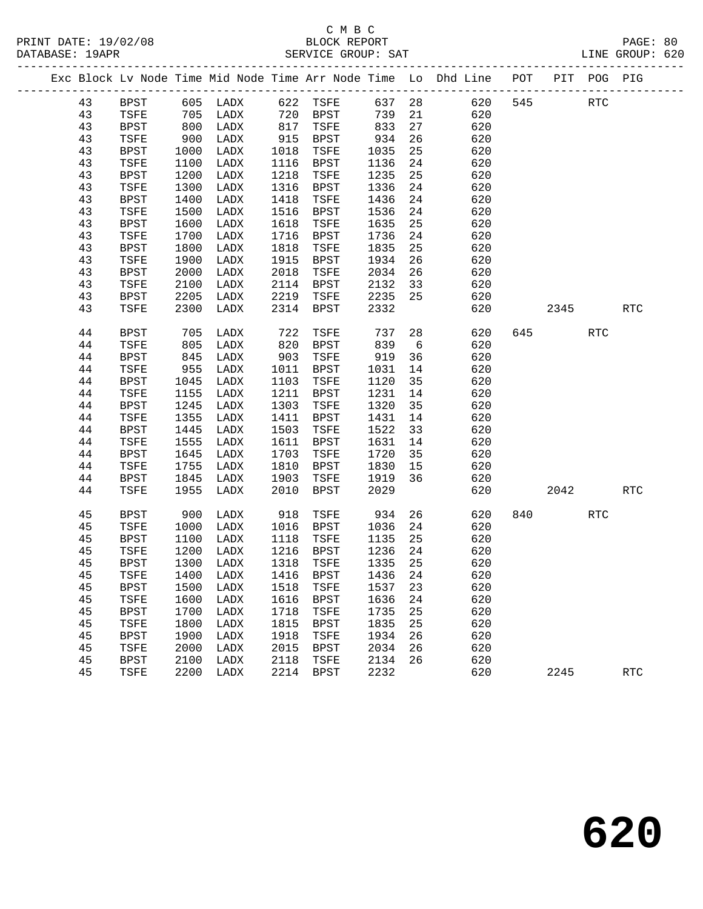C M B C
PRINT DATE: 19/02/08 BLOCK REPORT
DATABASE: 19APR SERVICE GROUP: SAT LINE GROUP: 620

| Exc | Block | Lv | Node | Time | Mid Node | Time | Arr Node | Time | Lo | Dhd Line | POT | PIT | POG | PIG |
|---|---|---|---|---|---|---|---|---|---|---|---|---|---|---|
| | 43 | | BPST | 605 | LADX | 622 | TSFE | 637 | 28 | 620 | 545 | | RTC | |
| | 43 | | TSFE | 705 | LADX | 720 | BPST | 739 | 21 | 620 | | | | |
| | 43 | | BPST | 800 | LADX | 817 | TSFE | 833 | 27 | 620 | | | | |
| | 43 | | TSFE | 900 | LADX | 915 | BPST | 934 | 26 | 620 | | | | |
| | 43 | | BPST | 1000 | LADX | 1018 | TSFE | 1035 | 25 | 620 | | | | |
| | 43 | | TSFE | 1100 | LADX | 1116 | BPST | 1136 | 24 | 620 | | | | |
| | 43 | | BPST | 1200 | LADX | 1218 | TSFE | 1235 | 25 | 620 | | | | |
| | 43 | | TSFE | 1300 | LADX | 1316 | BPST | 1336 | 24 | 620 | | | | |
| | 43 | | BPST | 1400 | LADX | 1418 | TSFE | 1436 | 24 | 620 | | | | |
| | 43 | | TSFE | 1500 | LADX | 1516 | BPST | 1536 | 24 | 620 | | | | |
| | 43 | | BPST | 1600 | LADX | 1618 | TSFE | 1635 | 25 | 620 | | | | |
| | 43 | | TSFE | 1700 | LADX | 1716 | BPST | 1736 | 24 | 620 | | | | |
| | 43 | | BPST | 1800 | LADX | 1818 | TSFE | 1835 | 25 | 620 | | | | |
| | 43 | | TSFE | 1900 | LADX | 1915 | BPST | 1934 | 26 | 620 | | | | |
| | 43 | | BPST | 2000 | LADX | 2018 | TSFE | 2034 | 26 | 620 | | | | |
| | 43 | | TSFE | 2100 | LADX | 2114 | BPST | 2132 | 33 | 620 | | | | |
| | 43 | | BPST | 2205 | LADX | 2219 | TSFE | 2235 | 25 | 620 | | | | |
| | 43 | | TSFE | 2300 | LADX | 2314 | BPST | 2332 | | 620 | | 2345 | | RTC |
| | 44 | | BPST | 705 | LADX | 722 | TSFE | 737 | 28 | 620 | 645 | | RTC | |
| | 44 | | TSFE | 805 | LADX | 820 | BPST | 839 | 6 | 620 | | | | |
| | 44 | | BPST | 845 | LADX | 903 | TSFE | 919 | 36 | 620 | | | | |
| | 44 | | TSFE | 955 | LADX | 1011 | BPST | 1031 | 14 | 620 | | | | |
| | 44 | | BPST | 1045 | LADX | 1103 | TSFE | 1120 | 35 | 620 | | | | |
| | 44 | | TSFE | 1155 | LADX | 1211 | BPST | 1231 | 14 | 620 | | | | |
| | 44 | | BPST | 1245 | LADX | 1303 | TSFE | 1320 | 35 | 620 | | | | |
| | 44 | | TSFE | 1355 | LADX | 1411 | BPST | 1431 | 14 | 620 | | | | |
| | 44 | | BPST | 1445 | LADX | 1503 | TSFE | 1522 | 33 | 620 | | | | |
| | 44 | | TSFE | 1555 | LADX | 1611 | BPST | 1631 | 14 | 620 | | | | |
| | 44 | | BPST | 1645 | LADX | 1703 | TSFE | 1720 | 35 | 620 | | | | |
| | 44 | | TSFE | 1755 | LADX | 1810 | BPST | 1830 | 15 | 620 | | | | |
| | 44 | | BPST | 1845 | LADX | 1903 | TSFE | 1919 | 36 | 620 | | | | |
| | 44 | | TSFE | 1955 | LADX | 2010 | BPST | 2029 | | 620 | | 2042 | | RTC |
| | 45 | | BPST | 900 | LADX | 918 | TSFE | 934 | 26 | 620 | 840 | | RTC | |
| | 45 | | TSFE | 1000 | LADX | 1016 | BPST | 1036 | 24 | 620 | | | | |
| | 45 | | BPST | 1100 | LADX | 1118 | TSFE | 1135 | 25 | 620 | | | | |
| | 45 | | TSFE | 1200 | LADX | 1216 | BPST | 1236 | 24 | 620 | | | | |
| | 45 | | BPST | 1300 | LADX | 1318 | TSFE | 1335 | 25 | 620 | | | | |
| | 45 | | TSFE | 1400 | LADX | 1416 | BPST | 1436 | 24 | 620 | | | | |
| | 45 | | BPST | 1500 | LADX | 1518 | TSFE | 1537 | 23 | 620 | | | | |
| | 45 | | TSFE | 1600 | LADX | 1616 | BPST | 1636 | 24 | 620 | | | | |
| | 45 | | BPST | 1700 | LADX | 1718 | TSFE | 1735 | 25 | 620 | | | | |
| | 45 | | TSFE | 1800 | LADX | 1815 | BPST | 1835 | 25 | 620 | | | | |
| | 45 | | BPST | 1900 | LADX | 1918 | TSFE | 1934 | 26 | 620 | | | | |
| | 45 | | TSFE | 2000 | LADX | 2015 | BPST | 2034 | 26 | 620 | | | | |
| | 45 | | BPST | 2100 | LADX | 2118 | TSFE | 2134 | 26 | 620 | | | | |
| | 45 | | TSFE | 2200 | LADX | 2214 | BPST | 2232 | | 620 | | 2245 | | RTC |

# 620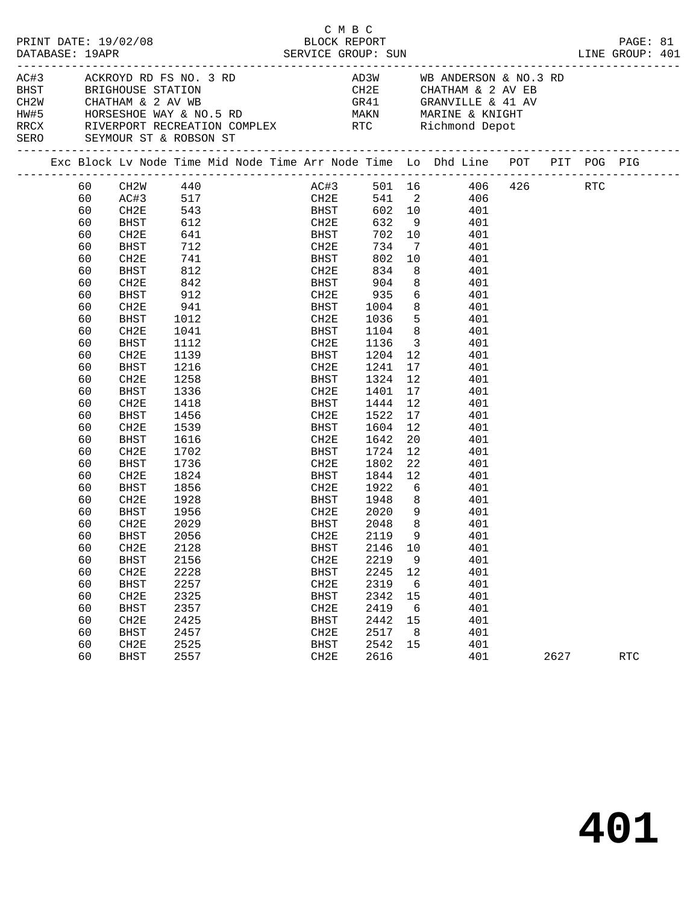C M B C

PRINT DATE: 19/02/08 BLOCK REPORT PAGE: 81
DATABASE: 19APR SERVICE GROUP: SUN LINE GROUP: 401

| Code | Name | Code | Name |
|---|---|---|---|
| AC#3 | ACKROYD RD FS NO. 3 RD | AD3W | WB ANDERSON & NO.3 RD |
| BHST | BRIGHOUSE STATION | CH2E | CHATHAM & 2 AV EB |
| CH2W | CHATHAM & 2 AV WB | GR41 | GRANVILLE & 41 AV |
| HW#5 | HORSESHOE WAY & NO.5 RD | MAKN | MARINE & KNIGHT |
| RRCX | RIVERPORT RECREATION COMPLEX | RTC | Richmond Depot |
| SERO | SEYMOUR ST & ROBSON ST | | |

| Exc | Block | Lv Node | Time | Mid Node | Time | Arr Node | Time | Lo | Dhd Line | POT | PIT | POG | PIG |
|---|---|---|---|---|---|---|---|---|---|---|---|---|---|
| | 60 | CH2W | 440 | | | AC#3 | 501 | 16 | 406 | 426 | | RTC | |
| | 60 | AC#3 | 517 | | | CH2E | 541 | 2 | 406 | | | | |
| | 60 | CH2E | 543 | | | BHST | 602 | 10 | 401 | | | | |
| | 60 | BHST | 612 | | | CH2E | 632 | 9 | 401 | | | | |
| | 60 | CH2E | 641 | | | BHST | 702 | 10 | 401 | | | | |
| | 60 | BHST | 712 | | | CH2E | 734 | 7 | 401 | | | | |
| | 60 | CH2E | 741 | | | BHST | 802 | 10 | 401 | | | | |
| | 60 | BHST | 812 | | | CH2E | 834 | 8 | 401 | | | | |
| | 60 | CH2E | 842 | | | BHST | 904 | 8 | 401 | | | | |
| | 60 | BHST | 912 | | | CH2E | 935 | 6 | 401 | | | | |
| | 60 | CH2E | 941 | | | BHST | 1004 | 8 | 401 | | | | |
| | 60 | BHST | 1012 | | | CH2E | 1036 | 5 | 401 | | | | |
| | 60 | CH2E | 1041 | | | BHST | 1104 | 8 | 401 | | | | |
| | 60 | BHST | 1112 | | | CH2E | 1136 | 3 | 401 | | | | |
| | 60 | CH2E | 1139 | | | BHST | 1204 | 12 | 401 | | | | |
| | 60 | BHST | 1216 | | | CH2E | 1241 | 17 | 401 | | | | |
| | 60 | CH2E | 1258 | | | BHST | 1324 | 12 | 401 | | | | |
| | 60 | BHST | 1336 | | | CH2E | 1401 | 17 | 401 | | | | |
| | 60 | CH2E | 1418 | | | BHST | 1444 | 12 | 401 | | | | |
| | 60 | BHST | 1456 | | | CH2E | 1522 | 17 | 401 | | | | |
| | 60 | CH2E | 1539 | | | BHST | 1604 | 12 | 401 | | | | |
| | 60 | BHST | 1616 | | | CH2E | 1642 | 20 | 401 | | | | |
| | 60 | CH2E | 1702 | | | BHST | 1724 | 12 | 401 | | | | |
| | 60 | BHST | 1736 | | | CH2E | 1802 | 22 | 401 | | | | |
| | 60 | CH2E | 1824 | | | BHST | 1844 | 12 | 401 | | | | |
| | 60 | BHST | 1856 | | | CH2E | 1922 | 6 | 401 | | | | |
| | 60 | CH2E | 1928 | | | BHST | 1948 | 8 | 401 | | | | |
| | 60 | BHST | 1956 | | | CH2E | 2020 | 9 | 401 | | | | |
| | 60 | CH2E | 2029 | | | BHST | 2048 | 8 | 401 | | | | |
| | 60 | BHST | 2056 | | | CH2E | 2119 | 9 | 401 | | | | |
| | 60 | CH2E | 2128 | | | BHST | 2146 | 10 | 401 | | | | |
| | 60 | BHST | 2156 | | | CH2E | 2219 | 9 | 401 | | | | |
| | 60 | CH2E | 2228 | | | BHST | 2245 | 12 | 401 | | | | |
| | 60 | BHST | 2257 | | | CH2E | 2319 | 6 | 401 | | | | |
| | 60 | CH2E | 2325 | | | BHST | 2342 | 15 | 401 | | | | |
| | 60 | BHST | 2357 | | | CH2E | 2419 | 6 | 401 | | | | |
| | 60 | CH2E | 2425 | | | BHST | 2442 | 15 | 401 | | | | |
| | 60 | BHST | 2457 | | | CH2E | 2517 | 8 | 401 | | | | |
| | 60 | CH2E | 2525 | | | BHST | 2542 | 15 | 401 | | | | |
| | 60 | BHST | 2557 | | | CH2E | 2616 | | 401 | | 2627 | | RTC |

# 401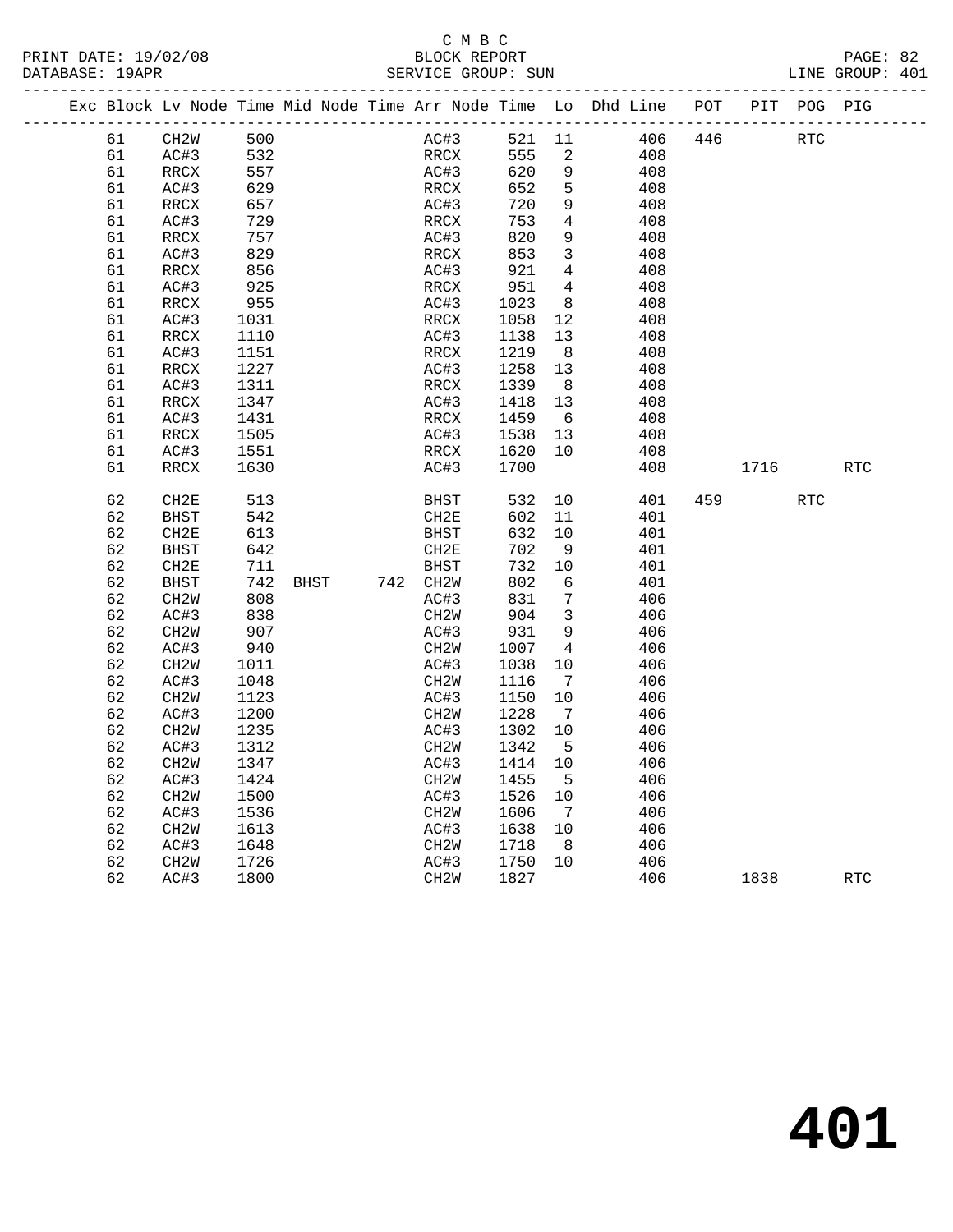C M B C
BLOCK REPORT
SERVICE GROUP: SUN

PRINT DATE: 19/02/08
DATABASE: 19APR
LINE GROUP: 401

| Exc | Block | Lv Node | Time | Mid Node | Time | Arr Node | Time | Lo | Dhd Line | POT | PIT | POG | PIG |
|---|---|---|---|---|---|---|---|---|---|---|---|---|---|
| | 61 | CH2W | 500 | | | AC#3 | 521 | 11 | 406 | 446 | | RTC | |
| | 61 | AC#3 | 532 | | | RRCX | 555 | 2 | 408 | | | | |
| | 61 | RRCX | 557 | | | AC#3 | 620 | 9 | 408 | | | | |
| | 61 | AC#3 | 629 | | | RRCX | 652 | 5 | 408 | | | | |
| | 61 | RRCX | 657 | | | AC#3 | 720 | 9 | 408 | | | | |
| | 61 | AC#3 | 729 | | | RRCX | 753 | 4 | 408 | | | | |
| | 61 | RRCX | 757 | | | AC#3 | 820 | 9 | 408 | | | | |
| | 61 | AC#3 | 829 | | | RRCX | 853 | 3 | 408 | | | | |
| | 61 | RRCX | 856 | | | AC#3 | 921 | 4 | 408 | | | | |
| | 61 | AC#3 | 925 | | | RRCX | 951 | 4 | 408 | | | | |
| | 61 | RRCX | 955 | | | AC#3 | 1023 | 8 | 408 | | | | |
| | 61 | AC#3 | 1031 | | | RRCX | 1058 | 12 | 408 | | | | |
| | 61 | RRCX | 1110 | | | AC#3 | 1138 | 13 | 408 | | | | |
| | 61 | AC#3 | 1151 | | | RRCX | 1219 | 8 | 408 | | | | |
| | 61 | RRCX | 1227 | | | AC#3 | 1258 | 13 | 408 | | | | |
| | 61 | AC#3 | 1311 | | | RRCX | 1339 | 8 | 408 | | | | |
| | 61 | RRCX | 1347 | | | AC#3 | 1418 | 13 | 408 | | | | |
| | 61 | AC#3 | 1431 | | | RRCX | 1459 | 6 | 408 | | | | |
| | 61 | RRCX | 1505 | | | AC#3 | 1538 | 13 | 408 | | | | |
| | 61 | AC#3 | 1551 | | | RRCX | 1620 | 10 | 408 | | | | |
| | 61 | RRCX | 1630 | | | AC#3 | 1700 | | 408 | | 1716 | | RTC |
| | 62 | CH2E | 513 | | | BHST | 532 | 10 | 401 | 459 | | RTC | |
| | 62 | BHST | 542 | | | CH2E | 602 | 11 | 401 | | | | |
| | 62 | CH2E | 613 | | | BHST | 632 | 10 | 401 | | | | |
| | 62 | BHST | 642 | | | CH2E | 702 | 9 | 401 | | | | |
| | 62 | CH2E | 711 | | | BHST | 732 | 10 | 401 | | | | |
| | 62 | BHST | 742 | BHST | 742 | CH2W | 802 | 6 | 401 | | | | |
| | 62 | CH2W | 808 | | | AC#3 | 831 | 7 | 406 | | | | |
| | 62 | AC#3 | 838 | | | CH2W | 904 | 3 | 406 | | | | |
| | 62 | CH2W | 907 | | | AC#3 | 931 | 9 | 406 | | | | |
| | 62 | AC#3 | 940 | | | CH2W | 1007 | 4 | 406 | | | | |
| | 62 | CH2W | 1011 | | | AC#3 | 1038 | 10 | 406 | | | | |
| | 62 | AC#3 | 1048 | | | CH2W | 1116 | 7 | 406 | | | | |
| | 62 | CH2W | 1123 | | | AC#3 | 1150 | 10 | 406 | | | | |
| | 62 | AC#3 | 1200 | | | CH2W | 1228 | 7 | 406 | | | | |
| | 62 | CH2W | 1235 | | | AC#3 | 1302 | 10 | 406 | | | | |
| | 62 | AC#3 | 1312 | | | CH2W | 1342 | 5 | 406 | | | | |
| | 62 | CH2W | 1347 | | | AC#3 | 1414 | 10 | 406 | | | | |
| | 62 | AC#3 | 1424 | | | CH2W | 1455 | 5 | 406 | | | | |
| | 62 | CH2W | 1500 | | | AC#3 | 1526 | 10 | 406 | | | | |
| | 62 | AC#3 | 1536 | | | CH2W | 1606 | 7 | 406 | | | | |
| | 62 | CH2W | 1613 | | | AC#3 | 1638 | 10 | 406 | | | | |
| | 62 | AC#3 | 1648 | | | CH2W | 1718 | 8 | 406 | | | | |
| | 62 | CH2W | 1726 | | | AC#3 | 1750 | 10 | 406 | | | | |
| | 62 | AC#3 | 1800 | | | CH2W | 1827 | | 406 | | 1838 | | RTC |

# 401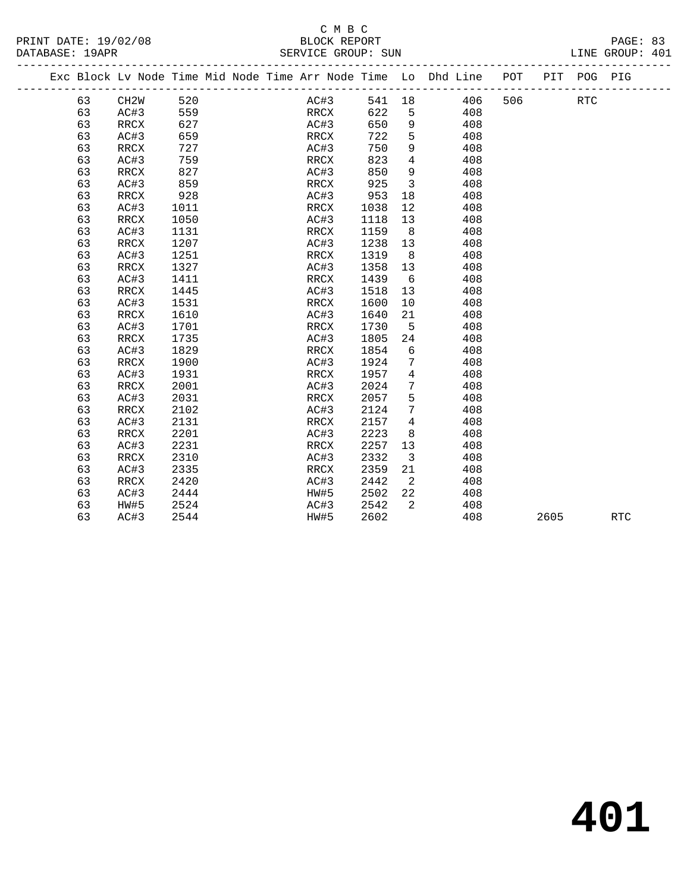C M B C
BLOCK REPORT
SERVICE GROUP: SUN

PRINT DATE: 19/02/08
DATABASE: 19APR
LINE GROUP: 401

| Exc | Block | Lv Node | Time | Mid Node | Time | Arr Node | Time | Lo | Dhd | Line | POT | PIT | POG | PIG |
|---|---|---|---|---|---|---|---|---|---|---|---|---|---|---|
| | 63 | CH2W | 520 | | | AC#3 | 541 | 18 | | 406 | 506 | | RTC | |
| | 63 | AC#3 | 559 | | | RRCX | 622 | 5 | | 408 | | | | |
| | 63 | RRCX | 627 | | | AC#3 | 650 | 9 | | 408 | | | | |
| | 63 | AC#3 | 659 | | | RRCX | 722 | 5 | | 408 | | | | |
| | 63 | RRCX | 727 | | | AC#3 | 750 | 9 | | 408 | | | | |
| | 63 | AC#3 | 759 | | | RRCX | 823 | 4 | | 408 | | | | |
| | 63 | RRCX | 827 | | | AC#3 | 850 | 9 | | 408 | | | | |
| | 63 | AC#3 | 859 | | | RRCX | 925 | 3 | | 408 | | | | |
| | 63 | RRCX | 928 | | | AC#3 | 953 | 18 | | 408 | | | | |
| | 63 | AC#3 | 1011 | | | RRCX | 1038 | 12 | | 408 | | | | |
| | 63 | RRCX | 1050 | | | AC#3 | 1118 | 13 | | 408 | | | | |
| | 63 | AC#3 | 1131 | | | RRCX | 1159 | 8 | | 408 | | | | |
| | 63 | RRCX | 1207 | | | AC#3 | 1238 | 13 | | 408 | | | | |
| | 63 | AC#3 | 1251 | | | RRCX | 1319 | 8 | | 408 | | | | |
| | 63 | RRCX | 1327 | | | AC#3 | 1358 | 13 | | 408 | | | | |
| | 63 | AC#3 | 1411 | | | RRCX | 1439 | 6 | | 408 | | | | |
| | 63 | RRCX | 1445 | | | AC#3 | 1518 | 13 | | 408 | | | | |
| | 63 | AC#3 | 1531 | | | RRCX | 1600 | 10 | | 408 | | | | |
| | 63 | RRCX | 1610 | | | AC#3 | 1640 | 21 | | 408 | | | | |
| | 63 | AC#3 | 1701 | | | RRCX | 1730 | 5 | | 408 | | | | |
| | 63 | RRCX | 1735 | | | AC#3 | 1805 | 24 | | 408 | | | | |
| | 63 | AC#3 | 1829 | | | RRCX | 1854 | 6 | | 408 | | | | |
| | 63 | RRCX | 1900 | | | AC#3 | 1924 | 7 | | 408 | | | | |
| | 63 | AC#3 | 1931 | | | RRCX | 1957 | 4 | | 408 | | | | |
| | 63 | RRCX | 2001 | | | AC#3 | 2024 | 7 | | 408 | | | | |
| | 63 | AC#3 | 2031 | | | RRCX | 2057 | 5 | | 408 | | | | |
| | 63 | RRCX | 2102 | | | AC#3 | 2124 | 7 | | 408 | | | | |
| | 63 | AC#3 | 2131 | | | RRCX | 2157 | 4 | | 408 | | | | |
| | 63 | RRCX | 2201 | | | AC#3 | 2223 | 8 | | 408 | | | | |
| | 63 | AC#3 | 2231 | | | RRCX | 2257 | 13 | | 408 | | | | |
| | 63 | RRCX | 2310 | | | AC#3 | 2332 | 3 | | 408 | | | | |
| | 63 | AC#3 | 2335 | | | RRCX | 2359 | 21 | | 408 | | | | |
| | 63 | RRCX | 2420 | | | AC#3 | 2442 | 2 | | 408 | | | | |
| | 63 | AC#3 | 2444 | | | HW#5 | 2502 | 22 | | 408 | | | | |
| | 63 | HW#5 | 2524 | | | AC#3 | 2542 | 2 | | 408 | | | | |
| | 63 | AC#3 | 2544 | | | HW#5 | 2602 | | | 408 | | 2605 | | RTC |

# 401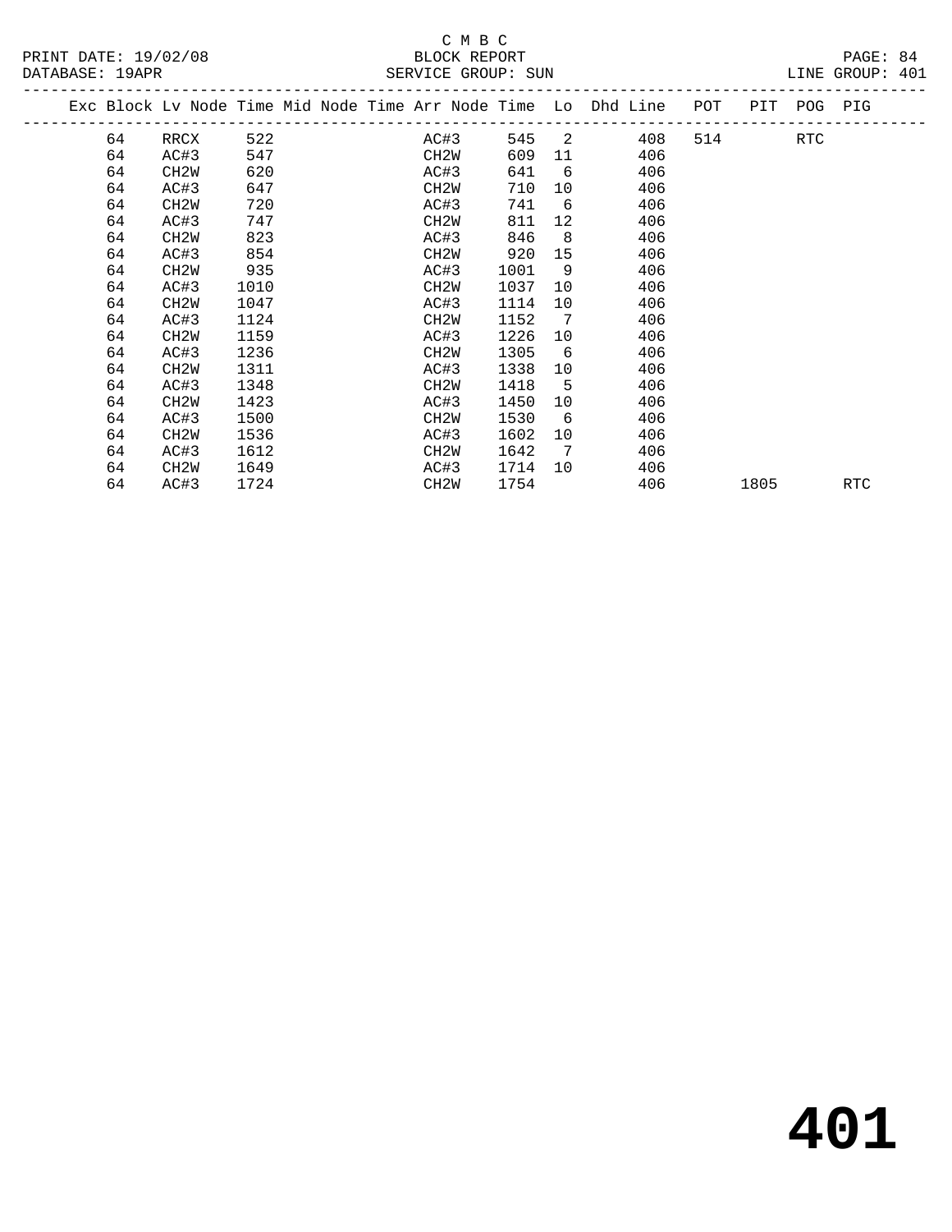C M B C

BLOCK REPORT

SERVICE GROUP: SUN

PRINT DATE: 19/02/08

DATABASE: 19APR

LINE GROUP: 401

| Exc | Block | Lv Node | Time | Mid Node | Time | Arr Node | Time | Lo | Dhd Line | POT | PIT | POG | PIG |
|---|---|---|---|---|---|---|---|---|---|---|---|---|---|
| | 64 | RRCX | 522 | | | AC#3 | 545 | 2 | 408 | 514 | | RTC | |
| | 64 | AC#3 | 547 | | | CH2W | 609 | 11 | 406 | | | | |
| | 64 | CH2W | 620 | | | AC#3 | 641 | 6 | 406 | | | | |
| | 64 | AC#3 | 647 | | | CH2W | 710 | 10 | 406 | | | | |
| | 64 | CH2W | 720 | | | AC#3 | 741 | 6 | 406 | | | | |
| | 64 | AC#3 | 747 | | | CH2W | 811 | 12 | 406 | | | | |
| | 64 | CH2W | 823 | | | AC#3 | 846 | 8 | 406 | | | | |
| | 64 | AC#3 | 854 | | | CH2W | 920 | 15 | 406 | | | | |
| | 64 | CH2W | 935 | | | AC#3 | 1001 | 9 | 406 | | | | |
| | 64 | AC#3 | 1010 | | | CH2W | 1037 | 10 | 406 | | | | |
| | 64 | CH2W | 1047 | | | AC#3 | 1114 | 10 | 406 | | | | |
| | 64 | AC#3 | 1124 | | | CH2W | 1152 | 7 | 406 | | | | |
| | 64 | CH2W | 1159 | | | AC#3 | 1226 | 10 | 406 | | | | |
| | 64 | AC#3 | 1236 | | | CH2W | 1305 | 6 | 406 | | | | |
| | 64 | CH2W | 1311 | | | AC#3 | 1338 | 10 | 406 | | | | |
| | 64 | AC#3 | 1348 | | | CH2W | 1418 | 5 | 406 | | | | |
| | 64 | CH2W | 1423 | | | AC#3 | 1450 | 10 | 406 | | | | |
| | 64 | AC#3 | 1500 | | | CH2W | 1530 | 6 | 406 | | | | |
| | 64 | CH2W | 1536 | | | AC#3 | 1602 | 10 | 406 | | | | |
| | 64 | AC#3 | 1612 | | | CH2W | 1642 | 7 | 406 | | | | |
| | 64 | CH2W | 1649 | | | AC#3 | 1714 | 10 | 406 | | | | |
| | 64 | AC#3 | 1724 | | | CH2W | 1754 | | 406 | | 1805 | | RTC |

# 401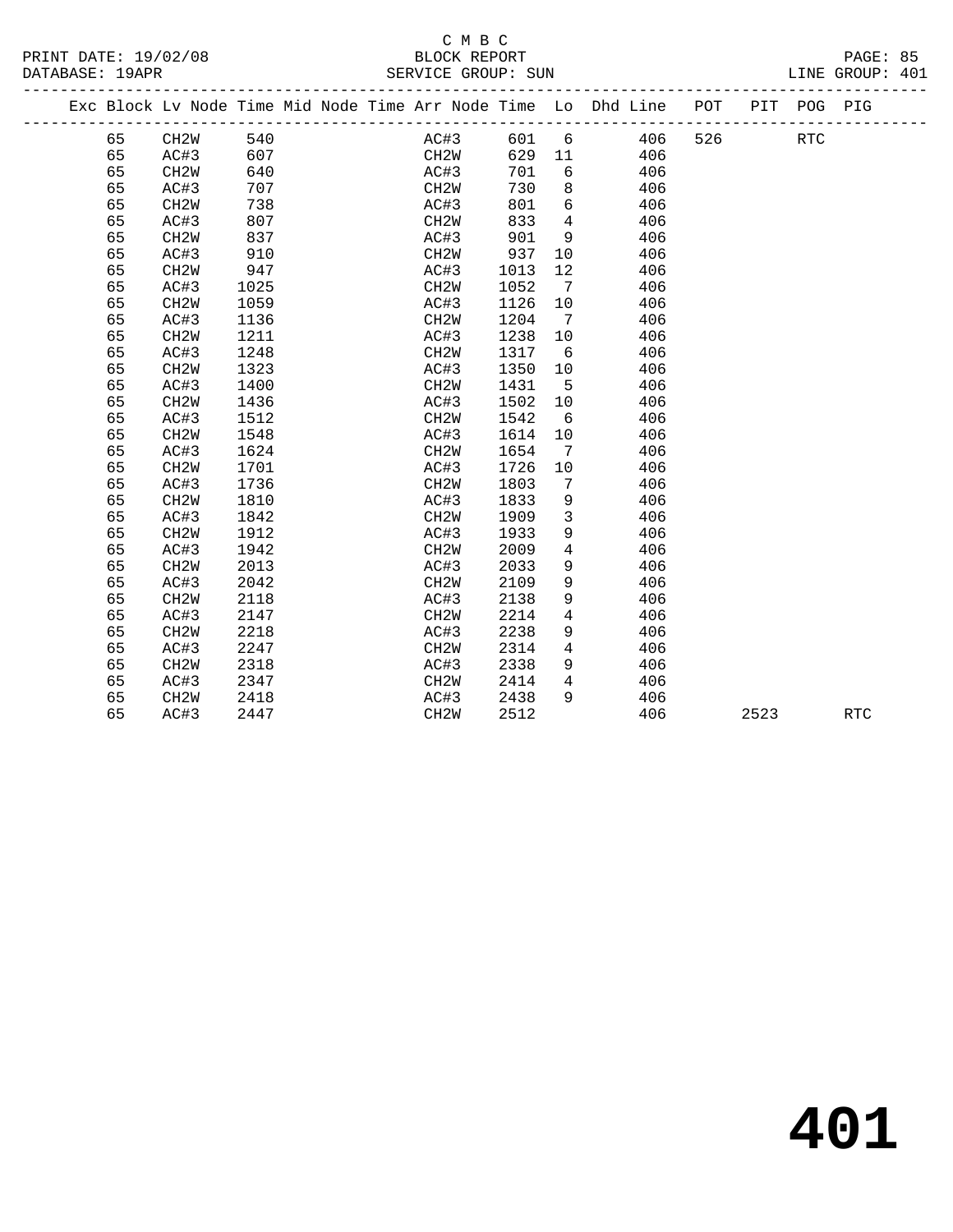C M B C
BLOCK REPORT
SERVICE GROUP: SUN

PRINT DATE: 19/02/08
DATABASE: 19APR

LINE GROUP: 401

| Exc | Block | Lv | Node | Time | Mid | Node | Time | Arr | Node | Time | Lo | Dhd | Line | POT | PIT | POG | PIG |
|---|---|---|---|---|---|---|---|---|---|---|---|---|---|---|---|---|---|
| | 65 | | CH2W | 540 | | | | | AC#3 | 601 | 6 | | 406 | 526 | | RTC | |
| | 65 | | AC#3 | 607 | | | | | CH2W | 629 | 11 | | 406 | | | | |
| | 65 | | CH2W | 640 | | | | | AC#3 | 701 | 6 | | 406 | | | | |
| | 65 | | AC#3 | 707 | | | | | CH2W | 730 | 8 | | 406 | | | | |
| | 65 | | CH2W | 738 | | | | | AC#3 | 801 | 6 | | 406 | | | | |
| | 65 | | AC#3 | 807 | | | | | CH2W | 833 | 4 | | 406 | | | | |
| | 65 | | CH2W | 837 | | | | | AC#3 | 901 | 9 | | 406 | | | | |
| | 65 | | AC#3 | 910 | | | | | CH2W | 937 | 10 | | 406 | | | | |
| | 65 | | CH2W | 947 | | | | | AC#3 | 1013 | 12 | | 406 | | | | |
| | 65 | | AC#3 | 1025 | | | | | CH2W | 1052 | 7 | | 406 | | | | |
| | 65 | | CH2W | 1059 | | | | | AC#3 | 1126 | 10 | | 406 | | | | |
| | 65 | | AC#3 | 1136 | | | | | CH2W | 1204 | 7 | | 406 | | | | |
| | 65 | | CH2W | 1211 | | | | | AC#3 | 1238 | 10 | | 406 | | | | |
| | 65 | | AC#3 | 1248 | | | | | CH2W | 1317 | 6 | | 406 | | | | |
| | 65 | | CH2W | 1323 | | | | | AC#3 | 1350 | 10 | | 406 | | | | |
| | 65 | | AC#3 | 1400 | | | | | CH2W | 1431 | 5 | | 406 | | | | |
| | 65 | | CH2W | 1436 | | | | | AC#3 | 1502 | 10 | | 406 | | | | |
| | 65 | | AC#3 | 1512 | | | | | CH2W | 1542 | 6 | | 406 | | | | |
| | 65 | | CH2W | 1548 | | | | | AC#3 | 1614 | 10 | | 406 | | | | |
| | 65 | | AC#3 | 1624 | | | | | CH2W | 1654 | 7 | | 406 | | | | |
| | 65 | | CH2W | 1701 | | | | | AC#3 | 1726 | 10 | | 406 | | | | |
| | 65 | | AC#3 | 1736 | | | | | CH2W | 1803 | 7 | | 406 | | | | |
| | 65 | | CH2W | 1810 | | | | | AC#3 | 1833 | 9 | | 406 | | | | |
| | 65 | | AC#3 | 1842 | | | | | CH2W | 1909 | 3 | | 406 | | | | |
| | 65 | | CH2W | 1912 | | | | | AC#3 | 1933 | 9 | | 406 | | | | |
| | 65 | | AC#3 | 1942 | | | | | CH2W | 2009 | 4 | | 406 | | | | |
| | 65 | | CH2W | 2013 | | | | | AC#3 | 2033 | 9 | | 406 | | | | |
| | 65 | | AC#3 | 2042 | | | | | CH2W | 2109 | 9 | | 406 | | | | |
| | 65 | | CH2W | 2118 | | | | | AC#3 | 2138 | 9 | | 406 | | | | |
| | 65 | | AC#3 | 2147 | | | | | CH2W | 2214 | 4 | | 406 | | | | |
| | 65 | | CH2W | 2218 | | | | | AC#3 | 2238 | 9 | | 406 | | | | |
| | 65 | | AC#3 | 2247 | | | | | CH2W | 2314 | 4 | | 406 | | | | |
| | 65 | | CH2W | 2318 | | | | | AC#3 | 2338 | 9 | | 406 | | | | |
| | 65 | | AC#3 | 2347 | | | | | CH2W | 2414 | 4 | | 406 | | | | |
| | 65 | | CH2W | 2418 | | | | | AC#3 | 2438 | 9 | | 406 | | | | |
| | 65 | | AC#3 | 2447 | | | | | CH2W | 2512 | | | 406 | | 2523 | | RTC |

# 401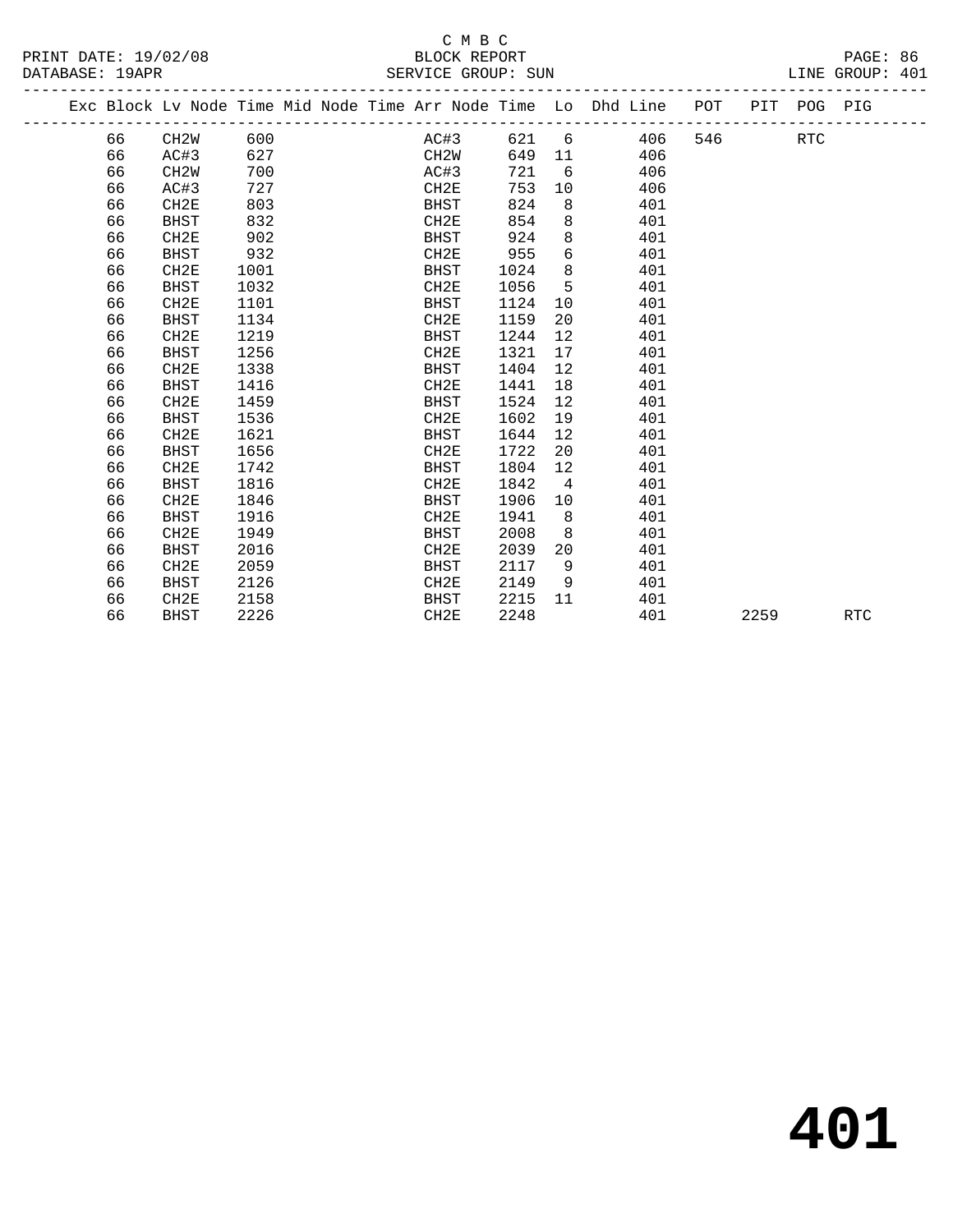C M B C

PRINT DATE: 19/02/08 BLOCK REPORT

DATABASE: 19APR SERVICE GROUP: SUN LINE GROUP: 401

| Exc | Block | Lv Node | Time | Mid Node | Time | Arr Node | Time | Lo | Dhd Line | POT | PIT | POG | PIG |
|---|---|---|---|---|---|---|---|---|---|---|---|---|---|
| | 66 | CH2W | 600 | | | AC#3 | 621 | 6 | 406 | 546 | | RTC | |
| | 66 | AC#3 | 627 | | | CH2W | 649 | 11 | 406 | | | | |
| | 66 | CH2W | 700 | | | AC#3 | 721 | 6 | 406 | | | | |
| | 66 | AC#3 | 727 | | | CH2E | 753 | 10 | 406 | | | | |
| | 66 | CH2E | 803 | | | BHST | 824 | 8 | 401 | | | | |
| | 66 | BHST | 832 | | | CH2E | 854 | 8 | 401 | | | | |
| | 66 | CH2E | 902 | | | BHST | 924 | 8 | 401 | | | | |
| | 66 | BHST | 932 | | | CH2E | 955 | 6 | 401 | | | | |
| | 66 | CH2E | 1001 | | | BHST | 1024 | 8 | 401 | | | | |
| | 66 | BHST | 1032 | | | CH2E | 1056 | 5 | 401 | | | | |
| | 66 | CH2E | 1101 | | | BHST | 1124 | 10 | 401 | | | | |
| | 66 | BHST | 1134 | | | CH2E | 1159 | 20 | 401 | | | | |
| | 66 | CH2E | 1219 | | | BHST | 1244 | 12 | 401 | | | | |
| | 66 | BHST | 1256 | | | CH2E | 1321 | 17 | 401 | | | | |
| | 66 | CH2E | 1338 | | | BHST | 1404 | 12 | 401 | | | | |
| | 66 | BHST | 1416 | | | CH2E | 1441 | 18 | 401 | | | | |
| | 66 | CH2E | 1459 | | | BHST | 1524 | 12 | 401 | | | | |
| | 66 | BHST | 1536 | | | CH2E | 1602 | 19 | 401 | | | | |
| | 66 | CH2E | 1621 | | | BHST | 1644 | 12 | 401 | | | | |
| | 66 | BHST | 1656 | | | CH2E | 1722 | 20 | 401 | | | | |
| | 66 | CH2E | 1742 | | | BHST | 1804 | 12 | 401 | | | | |
| | 66 | BHST | 1816 | | | CH2E | 1842 | 4 | 401 | | | | |
| | 66 | CH2E | 1846 | | | BHST | 1906 | 10 | 401 | | | | |
| | 66 | BHST | 1916 | | | CH2E | 1941 | 8 | 401 | | | | |
| | 66 | CH2E | 1949 | | | BHST | 2008 | 8 | 401 | | | | |
| | 66 | BHST | 2016 | | | CH2E | 2039 | 20 | 401 | | | | |
| | 66 | CH2E | 2059 | | | BHST | 2117 | 9 | 401 | | | | |
| | 66 | BHST | 2126 | | | CH2E | 2149 | 9 | 401 | | | | |
| | 66 | CH2E | 2158 | | | BHST | 2215 | 11 | 401 | | | | |
| | 66 | BHST | 2226 | | | CH2E | 2248 | | 401 | | 2259 | | RTC |

# 401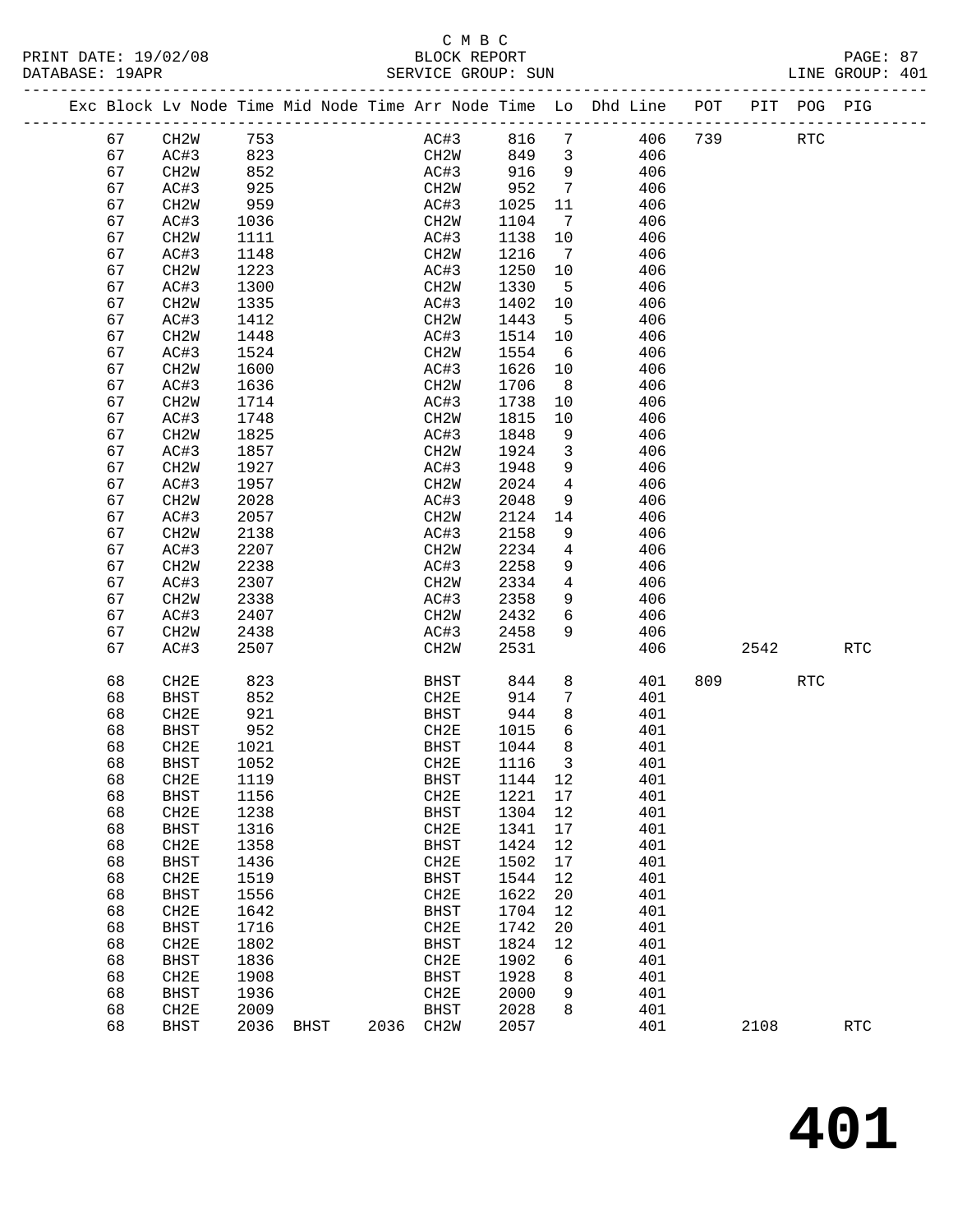C M B C
BLOCK REPORT
SERVICE GROUP: SUN

PRINT DATE: 19/02/08
DATABASE: 19APR
LINE GROUP: 401

| Exc | Block | Lv | Node | Time | Mid | Node | Time | Arr | Node | Time | Lo | Dhd Line | POT | PIT | POG | PIG |
|---|---|---|---|---|---|---|---|---|---|---|---|---|---|---|---|---|
| | 67 | | CH2W | 753 | | | | | AC#3 | 816 | 7 | 406 | 739 | | RTC | |
| | 67 | | AC#3 | 823 | | | | | CH2W | 849 | 3 | 406 | | | | |
| | 67 | | CH2W | 852 | | | | | AC#3 | 916 | 9 | 406 | | | | |
| | 67 | | AC#3 | 925 | | | | | CH2W | 952 | 7 | 406 | | | | |
| | 67 | | CH2W | 959 | | | | | AC#3 | 1025 | 11 | 406 | | | | |
| | 67 | | AC#3 | 1036 | | | | | CH2W | 1104 | 7 | 406 | | | | |
| | 67 | | CH2W | 1111 | | | | | AC#3 | 1138 | 10 | 406 | | | | |
| | 67 | | AC#3 | 1148 | | | | | CH2W | 1216 | 7 | 406 | | | | |
| | 67 | | CH2W | 1223 | | | | | AC#3 | 1250 | 10 | 406 | | | | |
| | 67 | | AC#3 | 1300 | | | | | CH2W | 1330 | 5 | 406 | | | | |
| | 67 | | CH2W | 1335 | | | | | AC#3 | 1402 | 10 | 406 | | | | |
| | 67 | | AC#3 | 1412 | | | | | CH2W | 1443 | 5 | 406 | | | | |
| | 67 | | CH2W | 1448 | | | | | AC#3 | 1514 | 10 | 406 | | | | |
| | 67 | | AC#3 | 1524 | | | | | CH2W | 1554 | 6 | 406 | | | | |
| | 67 | | CH2W | 1600 | | | | | AC#3 | 1626 | 10 | 406 | | | | |
| | 67 | | AC#3 | 1636 | | | | | CH2W | 1706 | 8 | 406 | | | | |
| | 67 | | CH2W | 1714 | | | | | AC#3 | 1738 | 10 | 406 | | | | |
| | 67 | | AC#3 | 1748 | | | | | CH2W | 1815 | 10 | 406 | | | | |
| | 67 | | CH2W | 1825 | | | | | AC#3 | 1848 | 9 | 406 | | | | |
| | 67 | | AC#3 | 1857 | | | | | CH2W | 1924 | 3 | 406 | | | | |
| | 67 | | CH2W | 1927 | | | | | AC#3 | 1948 | 9 | 406 | | | | |
| | 67 | | AC#3 | 1957 | | | | | CH2W | 2024 | 4 | 406 | | | | |
| | 67 | | CH2W | 2028 | | | | | AC#3 | 2048 | 9 | 406 | | | | |
| | 67 | | AC#3 | 2057 | | | | | CH2W | 2124 | 14 | 406 | | | | |
| | 67 | | CH2W | 2138 | | | | | AC#3 | 2158 | 9 | 406 | | | | |
| | 67 | | AC#3 | 2207 | | | | | CH2W | 2234 | 4 | 406 | | | | |
| | 67 | | CH2W | 2238 | | | | | AC#3 | 2258 | 9 | 406 | | | | |
| | 67 | | AC#3 | 2307 | | | | | CH2W | 2334 | 4 | 406 | | | | |
| | 67 | | CH2W | 2338 | | | | | AC#3 | 2358 | 9 | 406 | | | | |
| | 67 | | AC#3 | 2407 | | | | | CH2W | 2432 | 6 | 406 | | | | |
| | 67 | | CH2W | 2438 | | | | | AC#3 | 2458 | 9 | 406 | | | | |
| | 67 | | AC#3 | 2507 | | | | | CH2W | 2531 | | 406 | | 2542 | | RTC |
| | 68 | | CH2E | 823 | | | | | BHST | 844 | 8 | 401 | 809 | | RTC | |
| | 68 | | BHST | 852 | | | | | CH2E | 914 | 7 | 401 | | | | |
| | 68 | | CH2E | 921 | | | | | BHST | 944 | 8 | 401 | | | | |
| | 68 | | BHST | 952 | | | | | CH2E | 1015 | 6 | 401 | | | | |
| | 68 | | CH2E | 1021 | | | | | BHST | 1044 | 8 | 401 | | | | |
| | 68 | | BHST | 1052 | | | | | CH2E | 1116 | 3 | 401 | | | | |
| | 68 | | CH2E | 1119 | | | | | BHST | 1144 | 12 | 401 | | | | |
| | 68 | | BHST | 1156 | | | | | CH2E | 1221 | 17 | 401 | | | | |
| | 68 | | CH2E | 1238 | | | | | BHST | 1304 | 12 | 401 | | | | |
| | 68 | | BHST | 1316 | | | | | CH2E | 1341 | 17 | 401 | | | | |
| | 68 | | CH2E | 1358 | | | | | BHST | 1424 | 12 | 401 | | | | |
| | 68 | | BHST | 1436 | | | | | CH2E | 1502 | 17 | 401 | | | | |
| | 68 | | CH2E | 1519 | | | | | BHST | 1544 | 12 | 401 | | | | |
| | 68 | | BHST | 1556 | | | | | CH2E | 1622 | 20 | 401 | | | | |
| | 68 | | CH2E | 1642 | | | | | BHST | 1704 | 12 | 401 | | | | |
| | 68 | | BHST | 1716 | | | | | CH2E | 1742 | 20 | 401 | | | | |
| | 68 | | CH2E | 1802 | | | | | BHST | 1824 | 12 | 401 | | | | |
| | 68 | | BHST | 1836 | | | | | CH2E | 1902 | 6 | 401 | | | | |
| | 68 | | CH2E | 1908 | | | | | BHST | 1928 | 8 | 401 | | | | |
| | 68 | | BHST | 1936 | | | | | CH2E | 2000 | 9 | 401 | | | | |
| | 68 | | CH2E | 2009 | | | | | BHST | 2028 | 8 | 401 | | | | |
| | 68 | | BHST | 2036 | | BHST | 2036 | | CH2W | 2057 | | 401 | | 2108 | | RTC |

# 401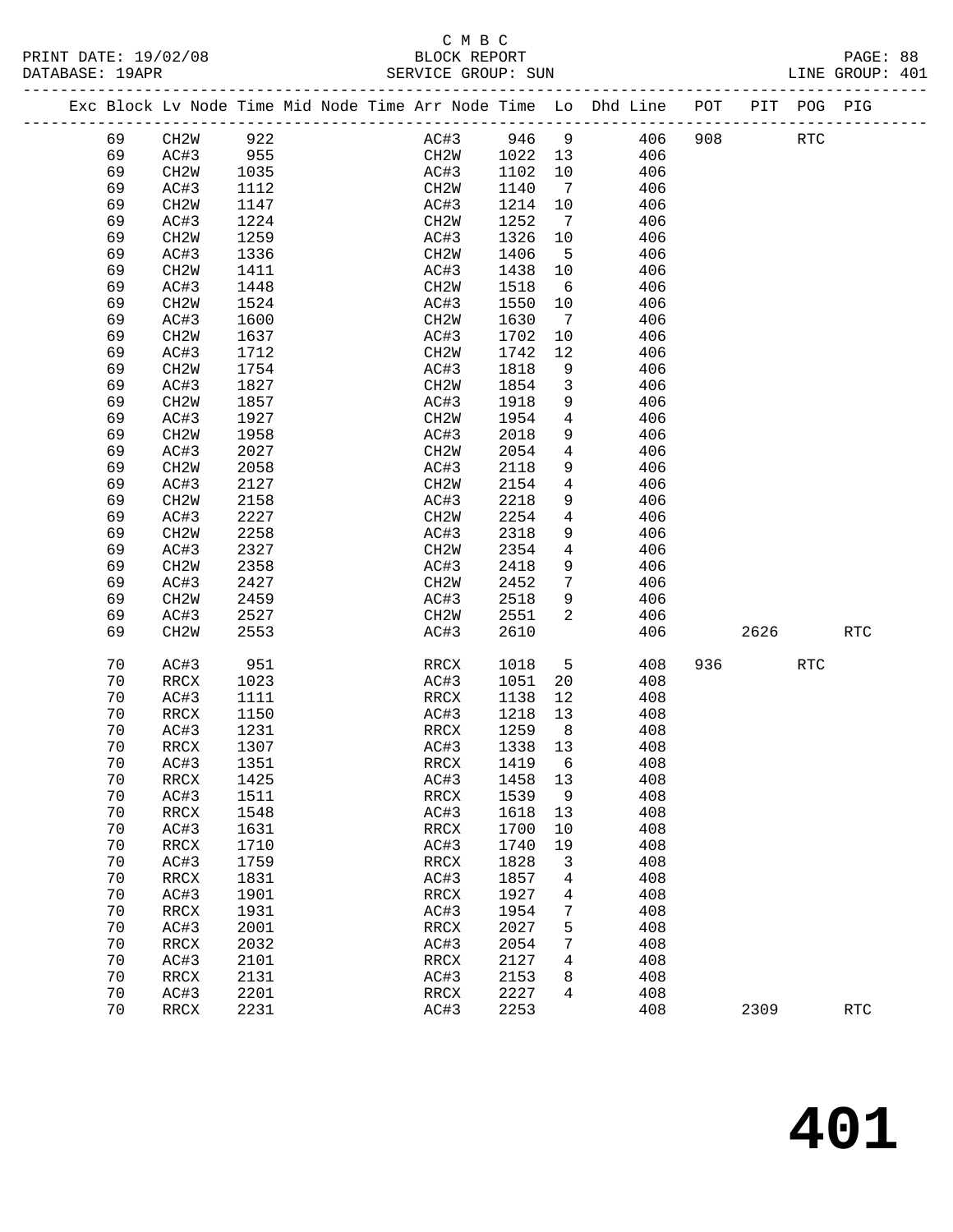C M B C
BLOCK REPORT
SERVICE GROUP: SUN

PRINT DATE: 19/02/08
DATABASE: 19APR

LINE GROUP: 401

| Exc | Block | Lv | Node | Time | Mid Node | Time | Arr Node | Time | Lo | Dhd Line | POT | PIT | POG | PIG |
|---|---|---|---|---|---|---|---|---|---|---|---|---|---|---|
| | 69 | | CH2W | 922 | | | AC#3 | 946 | 9 | 406 | 908 | | RTC | |
| | 69 | | AC#3 | 955 | | | CH2W | 1022 | 13 | 406 | | | | |
| | 69 | | CH2W | 1035 | | | AC#3 | 1102 | 10 | 406 | | | | |
| | 69 | | AC#3 | 1112 | | | CH2W | 1140 | 7 | 406 | | | | |
| | 69 | | CH2W | 1147 | | | AC#3 | 1214 | 10 | 406 | | | | |
| | 69 | | AC#3 | 1224 | | | CH2W | 1252 | 7 | 406 | | | | |
| | 69 | | CH2W | 1259 | | | AC#3 | 1326 | 10 | 406 | | | | |
| | 69 | | AC#3 | 1336 | | | CH2W | 1406 | 5 | 406 | | | | |
| | 69 | | CH2W | 1411 | | | AC#3 | 1438 | 10 | 406 | | | | |
| | 69 | | AC#3 | 1448 | | | CH2W | 1518 | 6 | 406 | | | | |
| | 69 | | CH2W | 1524 | | | AC#3 | 1550 | 10 | 406 | | | | |
| | 69 | | AC#3 | 1600 | | | CH2W | 1630 | 7 | 406 | | | | |
| | 69 | | CH2W | 1637 | | | AC#3 | 1702 | 10 | 406 | | | | |
| | 69 | | AC#3 | 1712 | | | CH2W | 1742 | 12 | 406 | | | | |
| | 69 | | CH2W | 1754 | | | AC#3 | 1818 | 9 | 406 | | | | |
| | 69 | | AC#3 | 1827 | | | CH2W | 1854 | 3 | 406 | | | | |
| | 69 | | CH2W | 1857 | | | AC#3 | 1918 | 9 | 406 | | | | |
| | 69 | | AC#3 | 1927 | | | CH2W | 1954 | 4 | 406 | | | | |
| | 69 | | CH2W | 1958 | | | AC#3 | 2018 | 9 | 406 | | | | |
| | 69 | | AC#3 | 2027 | | | CH2W | 2054 | 4 | 406 | | | | |
| | 69 | | CH2W | 2058 | | | AC#3 | 2118 | 9 | 406 | | | | |
| | 69 | | AC#3 | 2127 | | | CH2W | 2154 | 4 | 406 | | | | |
| | 69 | | CH2W | 2158 | | | AC#3 | 2218 | 9 | 406 | | | | |
| | 69 | | AC#3 | 2227 | | | CH2W | 2254 | 4 | 406 | | | | |
| | 69 | | CH2W | 2258 | | | AC#3 | 2318 | 9 | 406 | | | | |
| | 69 | | AC#3 | 2327 | | | CH2W | 2354 | 4 | 406 | | | | |
| | 69 | | CH2W | 2358 | | | AC#3 | 2418 | 9 | 406 | | | | |
| | 69 | | AC#3 | 2427 | | | CH2W | 2452 | 7 | 406 | | | | |
| | 69 | | CH2W | 2459 | | | AC#3 | 2518 | 9 | 406 | | | | |
| | 69 | | AC#3 | 2527 | | | CH2W | 2551 | 2 | 406 | | | | |
| | 69 | | CH2W | 2553 | | | AC#3 | 2610 | | 406 | | 2626 | | RTC |
| | 70 | | AC#3 | 951 | | | RRCX | 1018 | 5 | 408 | 936 | | RTC | |
| | 70 | | RRCX | 1023 | | | AC#3 | 1051 | 20 | 408 | | | | |
| | 70 | | AC#3 | 1111 | | | RRCX | 1138 | 12 | 408 | | | | |
| | 70 | | RRCX | 1150 | | | AC#3 | 1218 | 13 | 408 | | | | |
| | 70 | | AC#3 | 1231 | | | RRCX | 1259 | 8 | 408 | | | | |
| | 70 | | RRCX | 1307 | | | AC#3 | 1338 | 13 | 408 | | | | |
| | 70 | | AC#3 | 1351 | | | RRCX | 1419 | 6 | 408 | | | | |
| | 70 | | RRCX | 1425 | | | AC#3 | 1458 | 13 | 408 | | | | |
| | 70 | | AC#3 | 1511 | | | RRCX | 1539 | 9 | 408 | | | | |
| | 70 | | RRCX | 1548 | | | AC#3 | 1618 | 13 | 408 | | | | |
| | 70 | | AC#3 | 1631 | | | RRCX | 1700 | 10 | 408 | | | | |
| | 70 | | RRCX | 1710 | | | AC#3 | 1740 | 19 | 408 | | | | |
| | 70 | | AC#3 | 1759 | | | RRCX | 1828 | 3 | 408 | | | | |
| | 70 | | RRCX | 1831 | | | AC#3 | 1857 | 4 | 408 | | | | |
| | 70 | | AC#3 | 1901 | | | RRCX | 1927 | 4 | 408 | | | | |
| | 70 | | RRCX | 1931 | | | AC#3 | 1954 | 7 | 408 | | | | |
| | 70 | | AC#3 | 2001 | | | RRCX | 2027 | 5 | 408 | | | | |
| | 70 | | RRCX | 2032 | | | AC#3 | 2054 | 7 | 408 | | | | |
| | 70 | | AC#3 | 2101 | | | RRCX | 2127 | 4 | 408 | | | | |
| | 70 | | RRCX | 2131 | | | AC#3 | 2153 | 8 | 408 | | | | |
| | 70 | | AC#3 | 2201 | | | RRCX | 2227 | 4 | 408 | | | | |
| | 70 | | RRCX | 2231 | | | AC#3 | 2253 | | 408 | | 2309 | | RTC |

# 401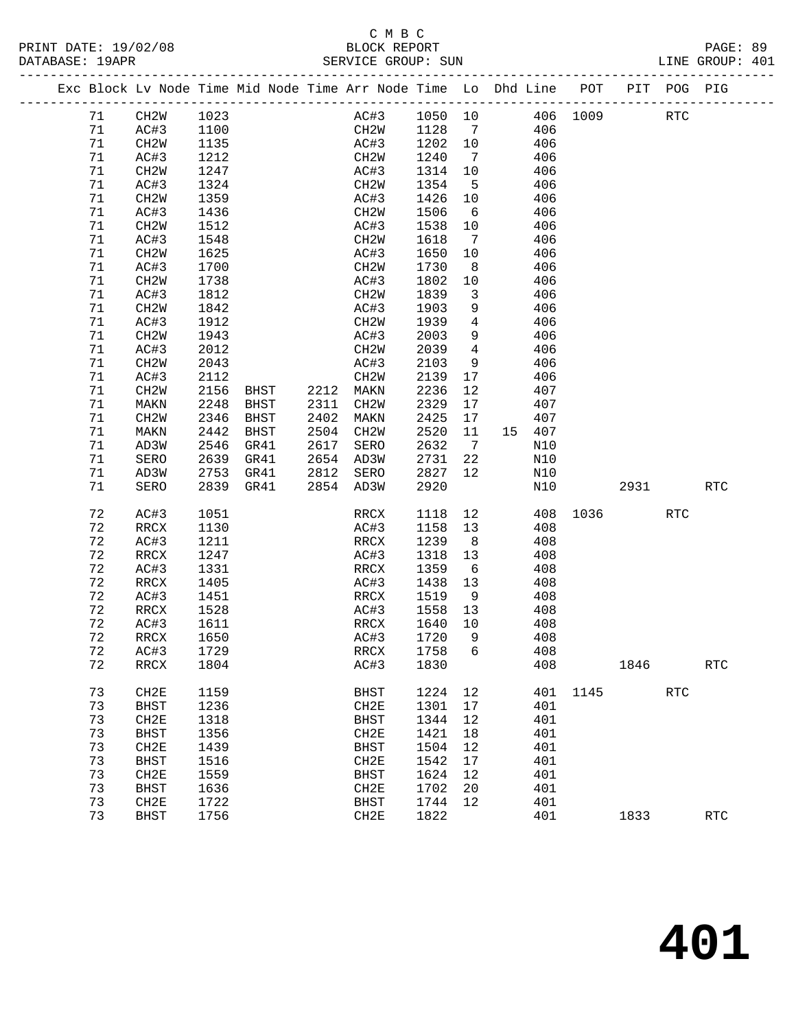C M B C

BLOCK REPORT

SERVICE GROUP: SUN

| Exc | Block | Lv Node | Time | Mid Node | Time | Arr Node | Time | Lo | Dhd | Line | POT | PIT | POG | PIG |
|---|---|---|---|---|---|---|---|---|---|---|---|---|---|---|
| | 71 | CH2W | 1023 | | | AC#3 | 1050 | 10 | | 406 | 1009 | | RTC | |
| | 71 | AC#3 | 1100 | | | CH2W | 1128 | 7 | | 406 | | | | |
| | 71 | CH2W | 1135 | | | AC#3 | 1202 | 10 | | 406 | | | | |
| | 71 | AC#3 | 1212 | | | CH2W | 1240 | 7 | | 406 | | | | |
| | 71 | CH2W | 1247 | | | AC#3 | 1314 | 10 | | 406 | | | | |
| | 71 | AC#3 | 1324 | | | CH2W | 1354 | 5 | | 406 | | | | |
| | 71 | CH2W | 1359 | | | AC#3 | 1426 | 10 | | 406 | | | | |
| | 71 | AC#3 | 1436 | | | CH2W | 1506 | 6 | | 406 | | | | |
| | 71 | CH2W | 1512 | | | AC#3 | 1538 | 10 | | 406 | | | | |
| | 71 | AC#3 | 1548 | | | CH2W | 1618 | 7 | | 406 | | | | |
| | 71 | CH2W | 1625 | | | AC#3 | 1650 | 10 | | 406 | | | | |
| | 71 | AC#3 | 1700 | | | CH2W | 1730 | 8 | | 406 | | | | |
| | 71 | CH2W | 1738 | | | AC#3 | 1802 | 10 | | 406 | | | | |
| | 71 | AC#3 | 1812 | | | CH2W | 1839 | 3 | | 406 | | | | |
| | 71 | CH2W | 1842 | | | AC#3 | 1903 | 9 | | 406 | | | | |
| | 71 | AC#3 | 1912 | | | CH2W | 1939 | 4 | | 406 | | | | |
| | 71 | CH2W | 1943 | | | AC#3 | 2003 | 9 | | 406 | | | | |
| | 71 | AC#3 | 2012 | | | CH2W | 2039 | 4 | | 406 | | | | |
| | 71 | CH2W | 2043 | | | AC#3 | 2103 | 9 | | 406 | | | | |
| | 71 | AC#3 | 2112 | | | CH2W | 2139 | 17 | | 406 | | | | |
| | 71 | CH2W | 2156 | BHST | 2212 | MAKN | 2236 | 12 | | 407 | | | | |
| | 71 | MAKN | 2248 | BHST | 2311 | CH2W | 2329 | 17 | | 407 | | | | |
| | 71 | CH2W | 2346 | BHST | 2402 | MAKN | 2425 | 17 | | 407 | | | | |
| | 71 | MAKN | 2442 | BHST | 2504 | CH2W | 2520 | 11 | 15 | 407 | | | | |
| | 71 | AD3W | 2546 | GR41 | 2617 | SERO | 2632 | 7 | | N10 | | | | |
| | 71 | SERO | 2639 | GR41 | 2654 | AD3W | 2731 | 22 | | N10 | | | | |
| | 71 | AD3W | 2753 | GR41 | 2812 | SERO | 2827 | 12 | | N10 | | | | |
| | 71 | SERO | 2839 | GR41 | 2854 | AD3W | 2920 | | | N10 | | 2931 | | RTC |
| | 72 | AC#3 | 1051 | | | RRCX | 1118 | 12 | | 408 | 1036 | | RTC | |
| | 72 | RRCX | 1130 | | | AC#3 | 1158 | 13 | | 408 | | | | |
| | 72 | AC#3 | 1211 | | | RRCX | 1239 | 8 | | 408 | | | | |
| | 72 | RRCX | 1247 | | | AC#3 | 1318 | 13 | | 408 | | | | |
| | 72 | AC#3 | 1331 | | | RRCX | 1359 | 6 | | 408 | | | | |
| | 72 | RRCX | 1405 | | | AC#3 | 1438 | 13 | | 408 | | | | |
| | 72 | AC#3 | 1451 | | | RRCX | 1519 | 9 | | 408 | | | | |
| | 72 | RRCX | 1528 | | | AC#3 | 1558 | 13 | | 408 | | | | |
| | 72 | AC#3 | 1611 | | | RRCX | 1640 | 10 | | 408 | | | | |
| | 72 | RRCX | 1650 | | | AC#3 | 1720 | 9 | | 408 | | | | |
| | 72 | AC#3 | 1729 | | | RRCX | 1758 | 6 | | 408 | | | | |
| | 72 | RRCX | 1804 | | | AC#3 | 1830 | | | 408 | | 1846 | | RTC |
| | 73 | CH2E | 1159 | | | BHST | 1224 | 12 | | 401 | 1145 | | RTC | |
| | 73 | BHST | 1236 | | | CH2E | 1301 | 17 | | 401 | | | | |
| | 73 | CH2E | 1318 | | | BHST | 1344 | 12 | | 401 | | | | |
| | 73 | BHST | 1356 | | | CH2E | 1421 | 18 | | 401 | | | | |
| | 73 | CH2E | 1439 | | | BHST | 1504 | 12 | | 401 | | | | |
| | 73 | BHST | 1516 | | | CH2E | 1542 | 17 | | 401 | | | | |
| | 73 | CH2E | 1559 | | | BHST | 1624 | 12 | | 401 | | | | |
| | 73 | BHST | 1636 | | | CH2E | 1702 | 20 | | 401 | | | | |
| | 73 | CH2E | 1722 | | | BHST | 1744 | 12 | | 401 | | | | |
| | 73 | BHST | 1756 | | | CH2E | 1822 | | | 401 | | 1833 | | RTC |

# 401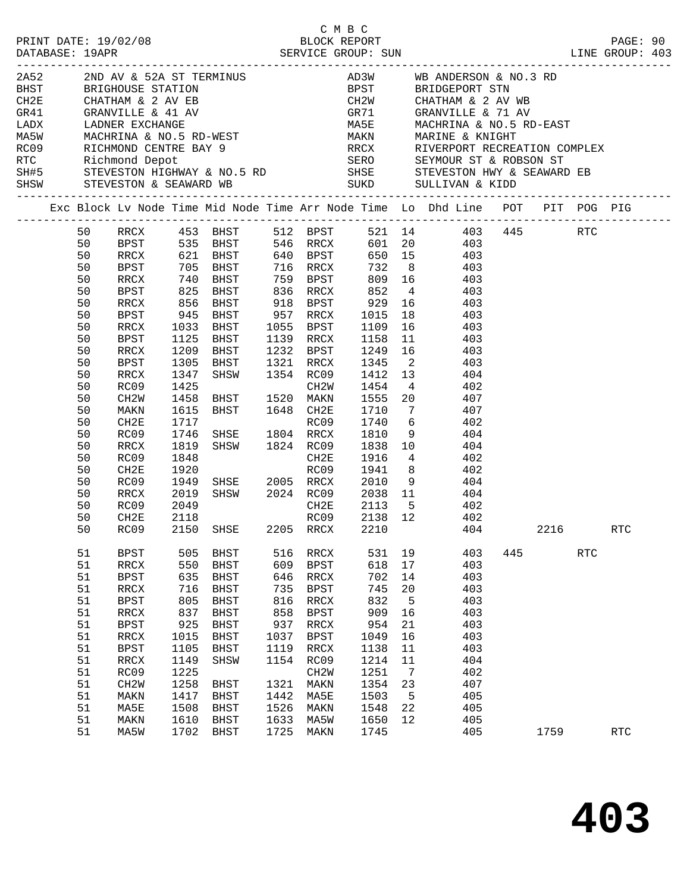C M B C

PRINT DATE: 19/02/08 BLOCK REPORT

DATABASE: 19APR SERVICE GROUP: SUN LINE GROUP: 403

| Code | Description | Code | Description |
|---|---|---|---|
| 2A52 | 2ND AV & 52A ST TERMINUS | AD3W | WB ANDERSON & NO.3 RD |
| BHST | BRIGHOUSE STATION | BPST | BRIDGEPORT STN |
| CH2E | CHATHAM & 2 AV EB | CH2W | CHATHAM & 2 AV WB |
| GR41 | GRANVILLE & 41 AV | GR71 | GRANVILLE & 71 AV |
| LADX | LADNER EXCHANGE | MA5E | MACHRINA & NO.5 RD-EAST |
| MA5W | MACHRINA & NO.5 RD-WEST | MAKN | MARINE & KNIGHT |
| RC09 | RICHMOND CENTRE BAY 9 | RRCX | RIVERPORT RECREATION COMPLEX |
| RTC | Richmond Depot | SERO | SEYMOUR ST & ROBSON ST |
| SH#5 | STEVESTON HIGHWAY & NO.5 RD | SHSE | STEVESTON HWY & SEAWARD EB |
| SHSW | STEVESTON & SEAWARD WB | SUKD | SULLIVAN & KIDD |

| Exc | Block | Lv Node | Time | Mid Node | Time | Arr Node | Time | Lo | Dhd Line | POT | PIT | POG | PIG |
|---|---|---|---|---|---|---|---|---|---|---|---|---|---|
| | 50 | RRCX | 453 | BHST | 512 | BPST | 521 | 14 | 403 | 445 | | RTC | |
| | 50 | BPST | 535 | BHST | 546 | RRCX | 601 | 20 | 403 | | | | |
| | 50 | RRCX | 621 | BHST | 640 | BPST | 650 | 15 | 403 | | | | |
| | 50 | BPST | 705 | BHST | 716 | RRCX | 732 | 8 | 403 | | | | |
| | 50 | RRCX | 740 | BHST | 759 | BPST | 809 | 16 | 403 | | | | |
| | 50 | BPST | 825 | BHST | 836 | RRCX | 852 | 4 | 403 | | | | |
| | 50 | RRCX | 856 | BHST | 918 | BPST | 929 | 16 | 403 | | | | |
| | 50 | BPST | 945 | BHST | 957 | RRCX | 1015 | 18 | 403 | | | | |
| | 50 | RRCX | 1033 | BHST | 1055 | BPST | 1109 | 16 | 403 | | | | |
| | 50 | BPST | 1125 | BHST | 1139 | RRCX | 1158 | 11 | 403 | | | | |
| | 50 | RRCX | 1209 | BHST | 1232 | BPST | 1249 | 16 | 403 | | | | |
| | 50 | BPST | 1305 | BHST | 1321 | RRCX | 1345 | 2 | 403 | | | | |
| | 50 | RRCX | 1347 | SHSW | 1354 | RC09 | 1412 | 13 | 404 | | | | |
| | 50 | RC09 | 1425 | | | CH2W | 1454 | 4 | 402 | | | | |
| | 50 | CH2W | 1458 | BHST | 1520 | MAKN | 1555 | 20 | 407 | | | | |
| | 50 | MAKN | 1615 | BHST | 1648 | CH2E | 1710 | 7 | 407 | | | | |
| | 50 | CH2E | 1717 | | | RC09 | 1740 | 6 | 402 | | | | |
| | 50 | RC09 | 1746 | SHSE | 1804 | RRCX | 1810 | 9 | 404 | | | | |
| | 50 | RRCX | 1819 | SHSW | 1824 | RC09 | 1838 | 10 | 404 | | | | |
| | 50 | RC09 | 1848 | | | CH2E | 1916 | 4 | 402 | | | | |
| | 50 | CH2E | 1920 | | | RC09 | 1941 | 8 | 402 | | | | |
| | 50 | RC09 | 1949 | SHSE | 2005 | RRCX | 2010 | 9 | 404 | | | | |
| | 50 | RRCX | 2019 | SHSW | 2024 | RC09 | 2038 | 11 | 404 | | | | |
| | 50 | RC09 | 2049 | | | CH2E | 2113 | 5 | 402 | | | | |
| | 50 | CH2E | 2118 | | | RC09 | 2138 | 12 | 402 | | | | |
| | 50 | RC09 | 2150 | SHSE | 2205 | RRCX | 2210 | | 404 | | 2216 | | RTC |
| | 51 | BPST | 505 | BHST | 516 | RRCX | 531 | 19 | 403 | 445 | | RTC | |
| | 51 | RRCX | 550 | BHST | 609 | BPST | 618 | 17 | 403 | | | | |
| | 51 | BPST | 635 | BHST | 646 | RRCX | 702 | 14 | 403 | | | | |
| | 51 | RRCX | 716 | BHST | 735 | BPST | 745 | 20 | 403 | | | | |
| | 51 | BPST | 805 | BHST | 816 | RRCX | 832 | 5 | 403 | | | | |
| | 51 | RRCX | 837 | BHST | 858 | BPST | 909 | 16 | 403 | | | | |
| | 51 | BPST | 925 | BHST | 937 | RRCX | 954 | 21 | 403 | | | | |
| | 51 | RRCX | 1015 | BHST | 1037 | BPST | 1049 | 16 | 403 | | | | |
| | 51 | BPST | 1105 | BHST | 1119 | RRCX | 1138 | 11 | 403 | | | | |
| | 51 | RRCX | 1149 | SHSW | 1154 | RC09 | 1214 | 11 | 404 | | | | |
| | 51 | RC09 | 1225 | | | CH2W | 1251 | 7 | 402 | | | | |
| | 51 | CH2W | 1258 | BHST | 1321 | MAKN | 1354 | 23 | 407 | | | | |
| | 51 | MAKN | 1417 | BHST | 1442 | MA5E | 1503 | 5 | 405 | | | | |
| | 51 | MA5E | 1508 | BHST | 1526 | MAKN | 1548 | 22 | 405 | | | | |
| | 51 | MAKN | 1610 | BHST | 1633 | MA5W | 1650 | 12 | 405 | | | | |
| | 51 | MA5W | 1702 | BHST | 1725 | MAKN | 1745 | | 405 | | 1759 | | RTC |

# 403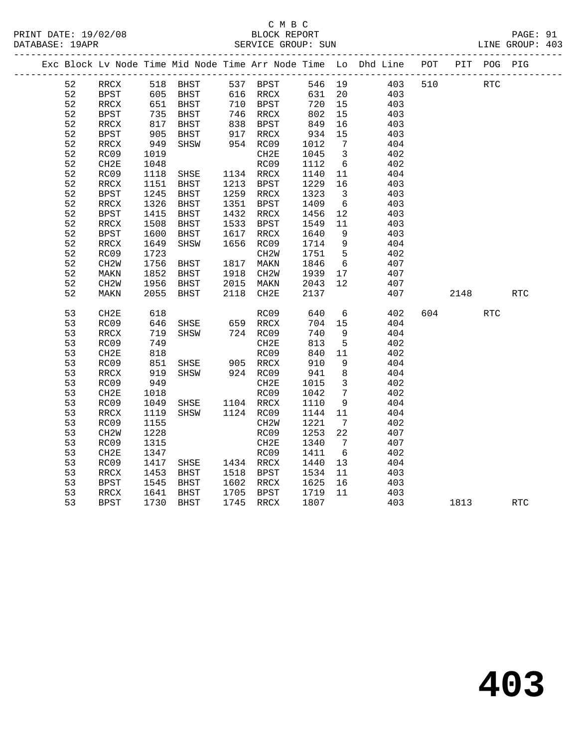C M B C

BLOCK REPORT

SERVICE GROUP: SUN

PRINT DATE: 19/02/08
DATABASE: 19APR

LINE GROUP: 403

| Exc | Block | Lv Node | Time | Mid Node | Time | Arr Node | Time | Lo | Dhd Line | POT | PIT | POG | PIG |
|---|---|---|---|---|---|---|---|---|---|---|---|---|---|
| | 52 | RRCX | 518 | BHST | 537 | BPST | 546 | 19 | 403 | 510 | | RTC | |
| | 52 | BPST | 605 | BHST | 616 | RRCX | 631 | 20 | 403 | | | | |
| | 52 | RRCX | 651 | BHST | 710 | BPST | 720 | 15 | 403 | | | | |
| | 52 | BPST | 735 | BHST | 746 | RRCX | 802 | 15 | 403 | | | | |
| | 52 | RRCX | 817 | BHST | 838 | BPST | 849 | 16 | 403 | | | | |
| | 52 | BPST | 905 | BHST | 917 | RRCX | 934 | 15 | 403 | | | | |
| | 52 | RRCX | 949 | SHSW | 954 | RC09 | 1012 | 7 | 404 | | | | |
| | 52 | RC09 | 1019 | | | CH2E | 1045 | 3 | 402 | | | | |
| | 52 | CH2E | 1048 | | | RC09 | 1112 | 6 | 402 | | | | |
| | 52 | RC09 | 1118 | SHSE | 1134 | RRCX | 1140 | 11 | 404 | | | | |
| | 52 | RRCX | 1151 | BHST | 1213 | BPST | 1229 | 16 | 403 | | | | |
| | 52 | BPST | 1245 | BHST | 1259 | RRCX | 1323 | 3 | 403 | | | | |
| | 52 | RRCX | 1326 | BHST | 1351 | BPST | 1409 | 6 | 403 | | | | |
| | 52 | BPST | 1415 | BHST | 1432 | RRCX | 1456 | 12 | 403 | | | | |
| | 52 | RRCX | 1508 | BHST | 1533 | BPST | 1549 | 11 | 403 | | | | |
| | 52 | BPST | 1600 | BHST | 1617 | RRCX | 1640 | 9 | 403 | | | | |
| | 52 | RRCX | 1649 | SHSW | 1656 | RC09 | 1714 | 9 | 404 | | | | |
| | 52 | RC09 | 1723 | | | CH2W | 1751 | 5 | 402 | | | | |
| | 52 | CH2W | 1756 | BHST | 1817 | MAKN | 1846 | 6 | 407 | | | | |
| | 52 | MAKN | 1852 | BHST | 1918 | CH2W | 1939 | 17 | 407 | | | | |
| | 52 | CH2W | 1956 | BHST | 2015 | MAKN | 2043 | 12 | 407 | | | | |
| | 52 | MAKN | 2055 | BHST | 2118 | CH2E | 2137 | | 407 | | 2148 | | RTC |
| | 53 | CH2E | 618 | | | RC09 | 640 | 6 | 402 | 604 | | RTC | |
| | 53 | RC09 | 646 | SHSE | 659 | RRCX | 704 | 15 | 404 | | | | |
| | 53 | RRCX | 719 | SHSW | 724 | RC09 | 740 | 9 | 404 | | | | |
| | 53 | RC09 | 749 | | | CH2E | 813 | 5 | 402 | | | | |
| | 53 | CH2E | 818 | | | RC09 | 840 | 11 | 402 | | | | |
| | 53 | RC09 | 851 | SHSE | 905 | RRCX | 910 | 9 | 404 | | | | |
| | 53 | RRCX | 919 | SHSW | 924 | RC09 | 941 | 8 | 404 | | | | |
| | 53 | RC09 | 949 | | | CH2E | 1015 | 3 | 402 | | | | |
| | 53 | CH2E | 1018 | | | RC09 | 1042 | 7 | 402 | | | | |
| | 53 | RC09 | 1049 | SHSE | 1104 | RRCX | 1110 | 9 | 404 | | | | |
| | 53 | RRCX | 1119 | SHSW | 1124 | RC09 | 1144 | 11 | 404 | | | | |
| | 53 | RC09 | 1155 | | | CH2W | 1221 | 7 | 402 | | | | |
| | 53 | CH2W | 1228 | | | RC09 | 1253 | 22 | 407 | | | | |
| | 53 | RC09 | 1315 | | | CH2E | 1340 | 7 | 407 | | | | |
| | 53 | CH2E | 1347 | | | RC09 | 1411 | 6 | 402 | | | | |
| | 53 | RC09 | 1417 | SHSE | 1434 | RRCX | 1440 | 13 | 404 | | | | |
| | 53 | RRCX | 1453 | BHST | 1518 | BPST | 1534 | 11 | 403 | | | | |
| | 53 | BPST | 1545 | BHST | 1602 | RRCX | 1625 | 16 | 403 | | | | |
| | 53 | RRCX | 1641 | BHST | 1705 | BPST | 1719 | 11 | 403 | | | | |
| | 53 | BPST | 1730 | BHST | 1745 | RRCX | 1807 | | 403 | | 1813 | | RTC |

# 403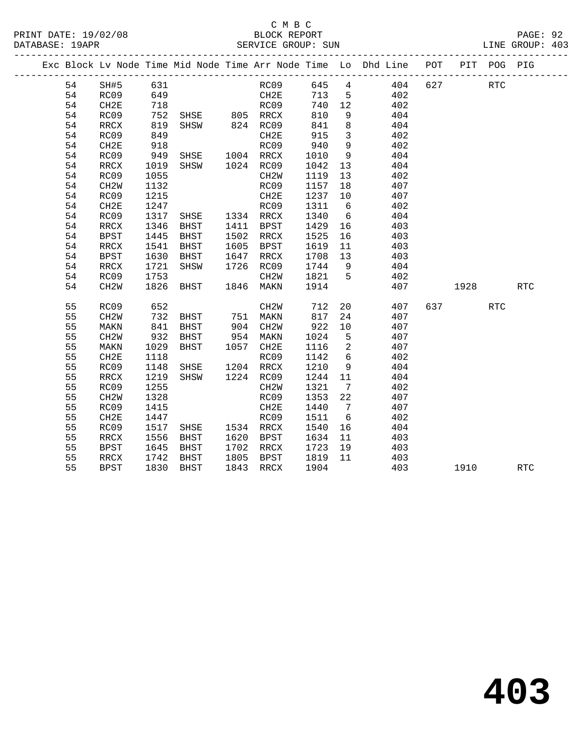C M B C

BLOCK REPORT

SERVICE GROUP: SUN

PRINT DATE: 19/02/08
DATABASE: 19APR
LINE GROUP: 403

| Exc | Block | Lv Node | Time | Mid Node | Time | Arr Node | Time | Lo | Dhd Line | POT | PIT | POG | PIG |
|---|---|---|---|---|---|---|---|---|---|---|---|---|---|
| | 54 | SH#5 | 631 | | | RC09 | 645 | 4 | 404 | 627 | | RTC | |
| | 54 | RC09 | 649 | | | CH2E | 713 | 5 | 402 | | | | |
| | 54 | CH2E | 718 | | | RC09 | 740 | 12 | 402 | | | | |
| | 54 | RC09 | 752 | SHSE | 805 | RRCX | 810 | 9 | 404 | | | | |
| | 54 | RRCX | 819 | SHSW | 824 | RC09 | 841 | 8 | 404 | | | | |
| | 54 | RC09 | 849 | | | CH2E | 915 | 3 | 402 | | | | |
| | 54 | CH2E | 918 | | | RC09 | 940 | 9 | 402 | | | | |
| | 54 | RC09 | 949 | SHSE | 1004 | RRCX | 1010 | 9 | 404 | | | | |
| | 54 | RRCX | 1019 | SHSW | 1024 | RC09 | 1042 | 13 | 404 | | | | |
| | 54 | RC09 | 1055 | | | CH2W | 1119 | 13 | 402 | | | | |
| | 54 | CH2W | 1132 | | | RC09 | 1157 | 18 | 407 | | | | |
| | 54 | RC09 | 1215 | | | CH2E | 1237 | 10 | 407 | | | | |
| | 54 | CH2E | 1247 | | | RC09 | 1311 | 6 | 402 | | | | |
| | 54 | RC09 | 1317 | SHSE | 1334 | RRCX | 1340 | 6 | 404 | | | | |
| | 54 | RRCX | 1346 | BHST | 1411 | BPST | 1429 | 16 | 403 | | | | |
| | 54 | BPST | 1445 | BHST | 1502 | RRCX | 1525 | 16 | 403 | | | | |
| | 54 | RRCX | 1541 | BHST | 1605 | BPST | 1619 | 11 | 403 | | | | |
| | 54 | BPST | 1630 | BHST | 1647 | RRCX | 1708 | 13 | 403 | | | | |
| | 54 | RRCX | 1721 | SHSW | 1726 | RC09 | 1744 | 9 | 404 | | | | |
| | 54 | RC09 | 1753 | | | CH2W | 1821 | 5 | 402 | | | | |
| | 54 | CH2W | 1826 | BHST | 1846 | MAKN | 1914 | | 407 | | 1928 | | RTC |
| | 55 | RC09 | 652 | | | CH2W | 712 | 20 | 407 | 637 | | RTC | |
| | 55 | CH2W | 732 | BHST | 751 | MAKN | 817 | 24 | 407 | | | | |
| | 55 | MAKN | 841 | BHST | 904 | CH2W | 922 | 10 | 407 | | | | |
| | 55 | CH2W | 932 | BHST | 954 | MAKN | 1024 | 5 | 407 | | | | |
| | 55 | MAKN | 1029 | BHST | 1057 | CH2E | 1116 | 2 | 407 | | | | |
| | 55 | CH2E | 1118 | | | RC09 | 1142 | 6 | 402 | | | | |
| | 55 | RC09 | 1148 | SHSE | 1204 | RRCX | 1210 | 9 | 404 | | | | |
| | 55 | RRCX | 1219 | SHSW | 1224 | RC09 | 1244 | 11 | 404 | | | | |
| | 55 | RC09 | 1255 | | | CH2W | 1321 | 7 | 402 | | | | |
| | 55 | CH2W | 1328 | | | RC09 | 1353 | 22 | 407 | | | | |
| | 55 | RC09 | 1415 | | | CH2E | 1440 | 7 | 407 | | | | |
| | 55 | CH2E | 1447 | | | RC09 | 1511 | 6 | 402 | | | | |
| | 55 | RC09 | 1517 | SHSE | 1534 | RRCX | 1540 | 16 | 404 | | | | |
| | 55 | RRCX | 1556 | BHST | 1620 | BPST | 1634 | 11 | 403 | | | | |
| | 55 | BPST | 1645 | BHST | 1702 | RRCX | 1723 | 19 | 403 | | | | |
| | 55 | RRCX | 1742 | BHST | 1805 | BPST | 1819 | 11 | 403 | | | | |
| | 55 | BPST | 1830 | BHST | 1843 | RRCX | 1904 | | 403 | | 1910 | | RTC |

# 403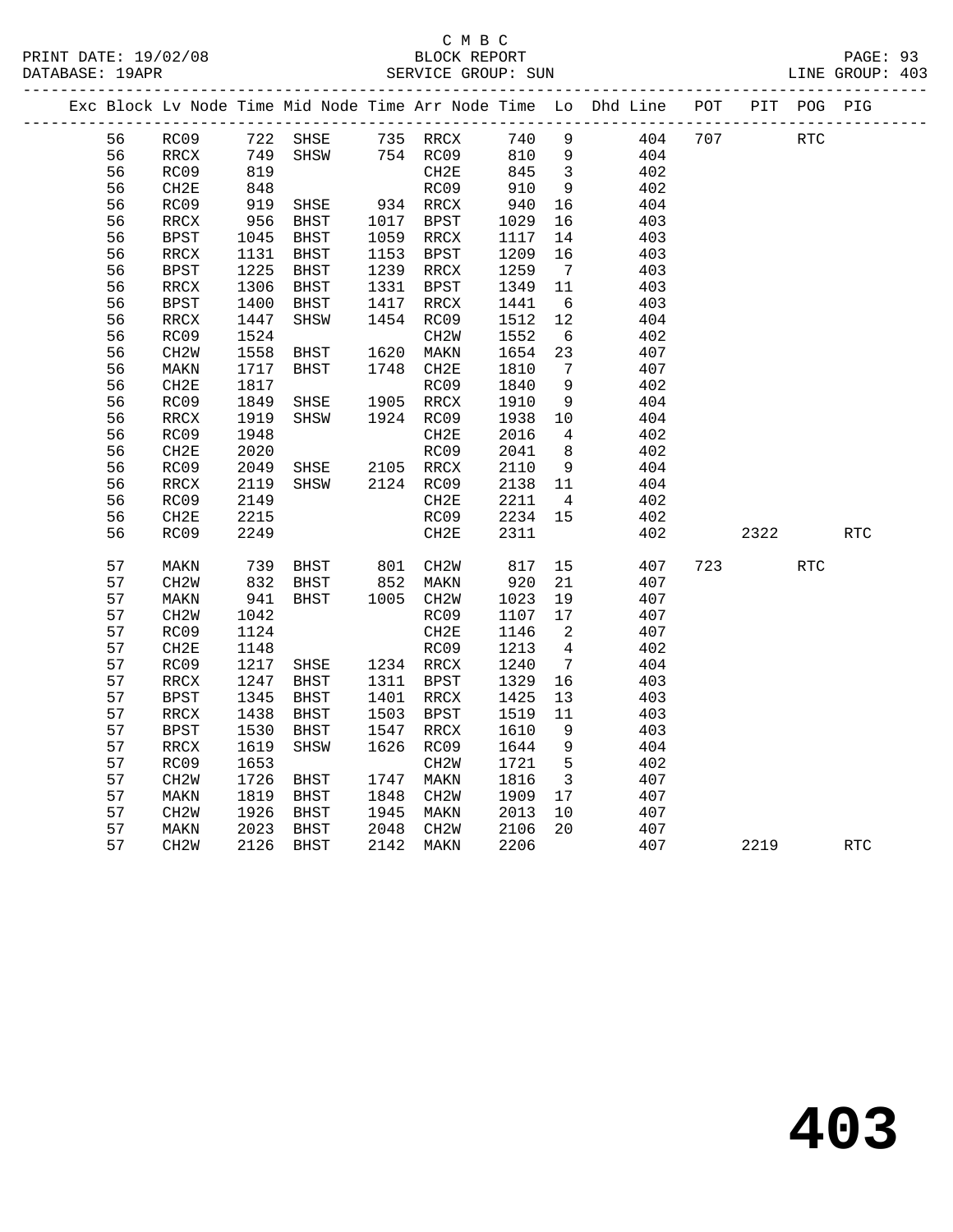C M B C
PRINT DATE: 19/02/08 BLOCK REPORT
DATABASE: 19APR SERVICE GROUP: SUN LINE GROUP: 403

| Exc | Block | Lv | Node | Time | Mid Node | Time | Arr Node | Time | Lo | Dhd Line | POT | PIT | POG | PIG |
|---|---|---|---|---|---|---|---|---|---|---|---|---|---|---|
| | 56 | | RC09 | 722 | SHSE | 735 | RRCX | 740 | 9 | 404 | 707 | | RTC | |
| | 56 | | RRCX | 749 | SHSW | 754 | RC09 | 810 | 9 | 404 | | | | |
| | 56 | | RC09 | 819 | | | CH2E | 845 | 3 | 402 | | | | |
| | 56 | | CH2E | 848 | | | RC09 | 910 | 9 | 402 | | | | |
| | 56 | | RC09 | 919 | SHSE | 934 | RRCX | 940 | 16 | 404 | | | | |
| | 56 | | RRCX | 956 | BHST | 1017 | BPST | 1029 | 16 | 403 | | | | |
| | 56 | | BPST | 1045 | BHST | 1059 | RRCX | 1117 | 14 | 403 | | | | |
| | 56 | | RRCX | 1131 | BHST | 1153 | BPST | 1209 | 16 | 403 | | | | |
| | 56 | | BPST | 1225 | BHST | 1239 | RRCX | 1259 | 7 | 403 | | | | |
| | 56 | | RRCX | 1306 | BHST | 1331 | BPST | 1349 | 11 | 403 | | | | |
| | 56 | | BPST | 1400 | BHST | 1417 | RRCX | 1441 | 6 | 403 | | | | |
| | 56 | | RRCX | 1447 | SHSW | 1454 | RC09 | 1512 | 12 | 404 | | | | |
| | 56 | | RC09 | 1524 | | | CH2W | 1552 | 6 | 402 | | | | |
| | 56 | | CH2W | 1558 | BHST | 1620 | MAKN | 1654 | 23 | 407 | | | | |
| | 56 | | MAKN | 1717 | BHST | 1748 | CH2E | 1810 | 7 | 407 | | | | |
| | 56 | | CH2E | 1817 | | | RC09 | 1840 | 9 | 402 | | | | |
| | 56 | | RC09 | 1849 | SHSE | 1905 | RRCX | 1910 | 9 | 404 | | | | |
| | 56 | | RRCX | 1919 | SHSW | 1924 | RC09 | 1938 | 10 | 404 | | | | |
| | 56 | | RC09 | 1948 | | | CH2E | 2016 | 4 | 402 | | | | |
| | 56 | | CH2E | 2020 | | | RC09 | 2041 | 8 | 402 | | | | |
| | 56 | | RC09 | 2049 | SHSE | 2105 | RRCX | 2110 | 9 | 404 | | | | |
| | 56 | | RRCX | 2119 | SHSW | 2124 | RC09 | 2138 | 11 | 404 | | | | |
| | 56 | | RC09 | 2149 | | | CH2E | 2211 | 4 | 402 | | | | |
| | 56 | | CH2E | 2215 | | | RC09 | 2234 | 15 | 402 | | | | |
| | 56 | | RC09 | 2249 | | | CH2E | 2311 | | 402 | | 2322 | | RTC |
| | 57 | | MAKN | 739 | BHST | 801 | CH2W | 817 | 15 | 407 | 723 | | RTC | |
| | 57 | | CH2W | 832 | BHST | 852 | MAKN | 920 | 21 | 407 | | | | |
| | 57 | | MAKN | 941 | BHST | 1005 | CH2W | 1023 | 19 | 407 | | | | |
| | 57 | | CH2W | 1042 | | | RC09 | 1107 | 17 | 407 | | | | |
| | 57 | | RC09 | 1124 | | | CH2E | 1146 | 2 | 407 | | | | |
| | 57 | | CH2E | 1148 | | | RC09 | 1213 | 4 | 402 | | | | |
| | 57 | | RC09 | 1217 | SHSE | 1234 | RRCX | 1240 | 7 | 404 | | | | |
| | 57 | | RRCX | 1247 | BHST | 1311 | BPST | 1329 | 16 | 403 | | | | |
| | 57 | | BPST | 1345 | BHST | 1401 | RRCX | 1425 | 13 | 403 | | | | |
| | 57 | | RRCX | 1438 | BHST | 1503 | BPST | 1519 | 11 | 403 | | | | |
| | 57 | | BPST | 1530 | BHST | 1547 | RRCX | 1610 | 9 | 403 | | | | |
| | 57 | | RRCX | 1619 | SHSW | 1626 | RC09 | 1644 | 9 | 404 | | | | |
| | 57 | | RC09 | 1653 | | | CH2W | 1721 | 5 | 402 | | | | |
| | 57 | | CH2W | 1726 | BHST | 1747 | MAKN | 1816 | 3 | 407 | | | | |
| | 57 | | MAKN | 1819 | BHST | 1848 | CH2W | 1909 | 17 | 407 | | | | |
| | 57 | | CH2W | 1926 | BHST | 1945 | MAKN | 2013 | 10 | 407 | | | | |
| | 57 | | MAKN | 2023 | BHST | 2048 | CH2W | 2106 | 20 | 407 | | | | |
| | 57 | | CH2W | 2126 | BHST | 2142 | MAKN | 2206 | | 407 | | 2219 | | RTC |

403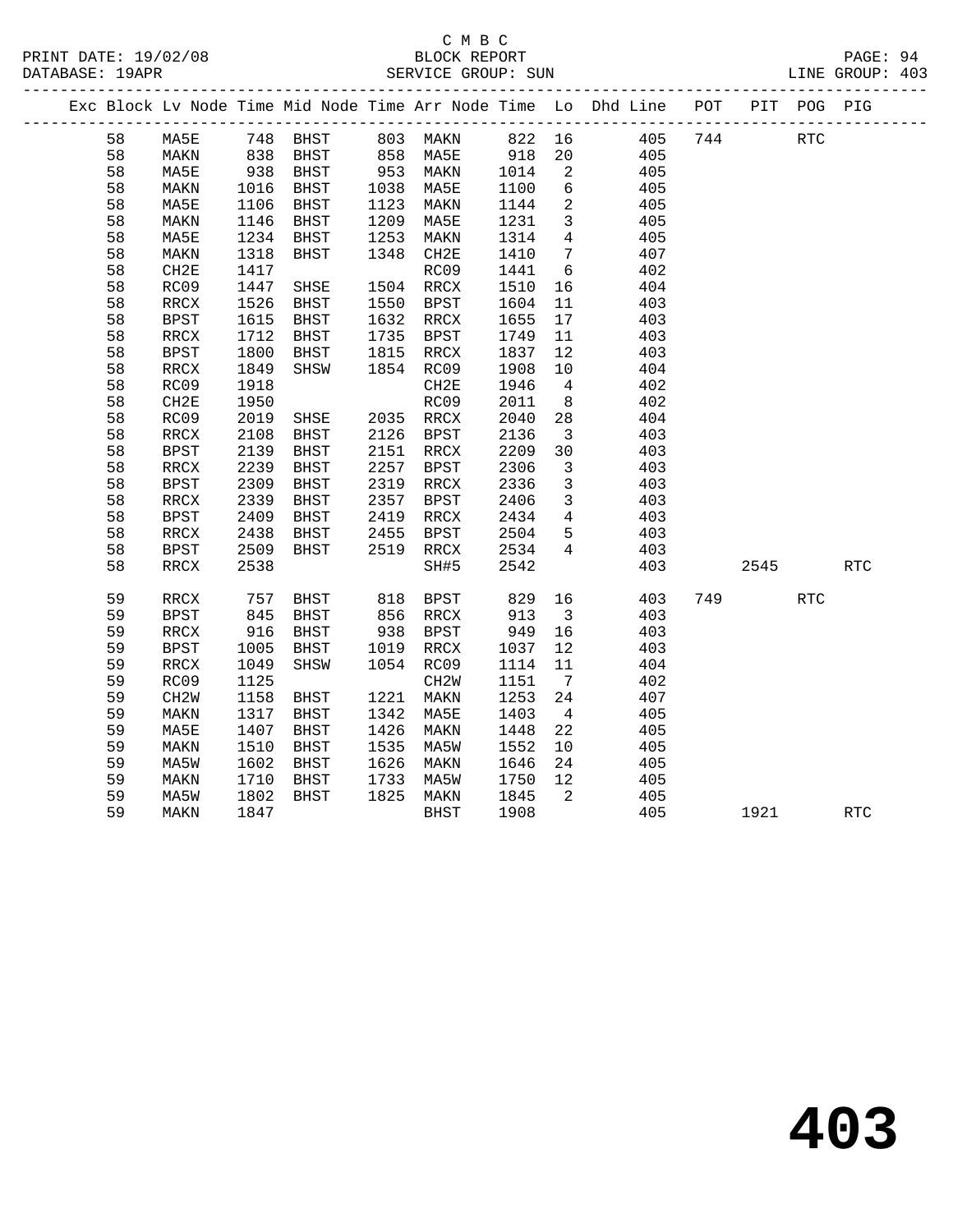C M B C
BLOCK REPORT
SERVICE GROUP: SUN

PRINT DATE: 19/02/08
DATABASE: 19APR
LINE GROUP: 403

| Exc | Block | Lv | Node | Time | Mid Node | Time | Arr Node | Time | Lo | Dhd Line | POT | PIT | POG | PIG |
|---|---|---|---|---|---|---|---|---|---|---|---|---|---|---|
| | 58 | | MA5E | 748 | BHST | 803 | MAKN | 822 | 16 | 405 | 744 | | RTC | |
| | 58 | | MAKN | 838 | BHST | 858 | MA5E | 918 | 20 | 405 | | | | |
| | 58 | | MA5E | 938 | BHST | 953 | MAKN | 1014 | 2 | 405 | | | | |
| | 58 | | MAKN | 1016 | BHST | 1038 | MA5E | 1100 | 6 | 405 | | | | |
| | 58 | | MA5E | 1106 | BHST | 1123 | MAKN | 1144 | 2 | 405 | | | | |
| | 58 | | MAKN | 1146 | BHST | 1209 | MA5E | 1231 | 3 | 405 | | | | |
| | 58 | | MA5E | 1234 | BHST | 1253 | MAKN | 1314 | 4 | 405 | | | | |
| | 58 | | MAKN | 1318 | BHST | 1348 | CH2E | 1410 | 7 | 407 | | | | |
| | 58 | | CH2E | 1417 | | | RC09 | 1441 | 6 | 402 | | | | |
| | 58 | | RC09 | 1447 | SHSE | 1504 | RRCX | 1510 | 16 | 404 | | | | |
| | 58 | | RRCX | 1526 | BHST | 1550 | BPST | 1604 | 11 | 403 | | | | |
| | 58 | | BPST | 1615 | BHST | 1632 | RRCX | 1655 | 17 | 403 | | | | |
| | 58 | | RRCX | 1712 | BHST | 1735 | BPST | 1749 | 11 | 403 | | | | |
| | 58 | | BPST | 1800 | BHST | 1815 | RRCX | 1837 | 12 | 403 | | | | |
| | 58 | | RRCX | 1849 | SHSW | 1854 | RC09 | 1908 | 10 | 404 | | | | |
| | 58 | | RC09 | 1918 | | | CH2E | 1946 | 4 | 402 | | | | |
| | 58 | | CH2E | 1950 | | | RC09 | 2011 | 8 | 402 | | | | |
| | 58 | | RC09 | 2019 | SHSE | 2035 | RRCX | 2040 | 28 | 404 | | | | |
| | 58 | | RRCX | 2108 | BHST | 2126 | BPST | 2136 | 3 | 403 | | | | |
| | 58 | | BPST | 2139 | BHST | 2151 | RRCX | 2209 | 30 | 403 | | | | |
| | 58 | | RRCX | 2239 | BHST | 2257 | BPST | 2306 | 3 | 403 | | | | |
| | 58 | | BPST | 2309 | BHST | 2319 | RRCX | 2336 | 3 | 403 | | | | |
| | 58 | | RRCX | 2339 | BHST | 2357 | BPST | 2406 | 3 | 403 | | | | |
| | 58 | | BPST | 2409 | BHST | 2419 | RRCX | 2434 | 4 | 403 | | | | |
| | 58 | | RRCX | 2438 | BHST | 2455 | BPST | 2504 | 5 | 403 | | | | |
| | 58 | | BPST | 2509 | BHST | 2519 | RRCX | 2534 | 4 | 403 | | | | |
| | 58 | | RRCX | 2538 | | | SH#5 | 2542 | | 403 | | 2545 | | RTC |
| | 59 | | RRCX | 757 | BHST | 818 | BPST | 829 | 16 | 403 | 749 | | RTC | |
| | 59 | | BPST | 845 | BHST | 856 | RRCX | 913 | 3 | 403 | | | | |
| | 59 | | RRCX | 916 | BHST | 938 | BPST | 949 | 16 | 403 | | | | |
| | 59 | | BPST | 1005 | BHST | 1019 | RRCX | 1037 | 12 | 403 | | | | |
| | 59 | | RRCX | 1049 | SHSW | 1054 | RC09 | 1114 | 11 | 404 | | | | |
| | 59 | | RC09 | 1125 | | | CH2W | 1151 | 7 | 402 | | | | |
| | 59 | | CH2W | 1158 | BHST | 1221 | MAKN | 1253 | 24 | 407 | | | | |
| | 59 | | MAKN | 1317 | BHST | 1342 | MA5E | 1403 | 4 | 405 | | | | |
| | 59 | | MA5E | 1407 | BHST | 1426 | MAKN | 1448 | 22 | 405 | | | | |
| | 59 | | MAKN | 1510 | BHST | 1535 | MA5W | 1552 | 10 | 405 | | | | |
| | 59 | | MA5W | 1602 | BHST | 1626 | MAKN | 1646 | 24 | 405 | | | | |
| | 59 | | MAKN | 1710 | BHST | 1733 | MA5W | 1750 | 12 | 405 | | | | |
| | 59 | | MA5W | 1802 | BHST | 1825 | MAKN | 1845 | 2 | 405 | | | | |
| | 59 | | MAKN | 1847 | | | BHST | 1908 | | 405 | | 1921 | | RTC |

# 403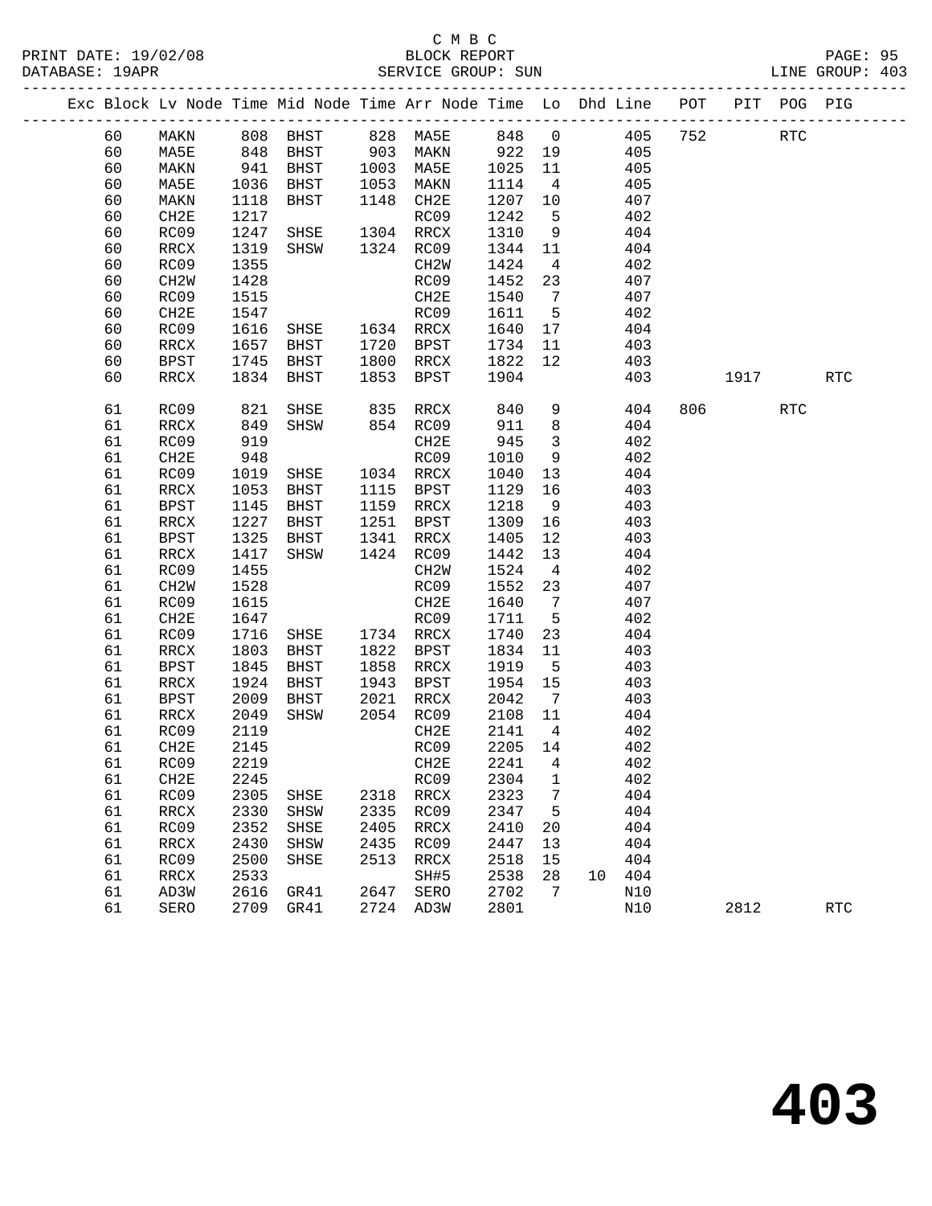C M B C
PRINT DATE: 19/02/08 BLOCK REPORT
DATABASE: 19APR SERVICE GROUP: SUN LINE GROUP: 403

| Exc | Block | Lv | Node | Time | Mid Node | Time | Arr Node | Time | Lo | Dhd | Line | POT | PIT | POG | PIG |
|---|---|---|---|---|---|---|---|---|---|---|---|---|---|---|---|
| | 60 | | MAKN | 808 | BHST | 828 | MA5E | 848 | 0 | | 405 | 752 | | RTC | |
| | 60 | | MA5E | 848 | BHST | 903 | MAKN | 922 | 19 | | 405 | | | | |
| | 60 | | MAKN | 941 | BHST | 1003 | MA5E | 1025 | 11 | | 405 | | | | |
| | 60 | | MA5E | 1036 | BHST | 1053 | MAKN | 1114 | 4 | | 405 | | | | |
| | 60 | | MAKN | 1118 | BHST | 1148 | CH2E | 1207 | 10 | | 407 | | | | |
| | 60 | | CH2E | 1217 | | | RC09 | 1242 | 5 | | 402 | | | | |
| | 60 | | RC09 | 1247 | SHSE | 1304 | RRCX | 1310 | 9 | | 404 | | | | |
| | 60 | | RRCX | 1319 | SHSW | 1324 | RC09 | 1344 | 11 | | 404 | | | | |
| | 60 | | RC09 | 1355 | | | CH2W | 1424 | 4 | | 402 | | | | |
| | 60 | | CH2W | 1428 | | | RC09 | 1452 | 23 | | 407 | | | | |
| | 60 | | RC09 | 1515 | | | CH2E | 1540 | 7 | | 407 | | | | |
| | 60 | | CH2E | 1547 | | | RC09 | 1611 | 5 | | 402 | | | | |
| | 60 | | RC09 | 1616 | SHSE | 1634 | RRCX | 1640 | 17 | | 404 | | | | |
| | 60 | | RRCX | 1657 | BHST | 1720 | BPST | 1734 | 11 | | 403 | | | | |
| | 60 | | BPST | 1745 | BHST | 1800 | RRCX | 1822 | 12 | | 403 | | | | |
| | 60 | | RRCX | 1834 | BHST | 1853 | BPST | 1904 | | | 403 | | 1917 | | RTC |
| | 61 | | RC09 | 821 | SHSE | 835 | RRCX | 840 | 9 | | 404 | 806 | | RTC | |
| | 61 | | RRCX | 849 | SHSW | 854 | RC09 | 911 | 8 | | 404 | | | | |
| | 61 | | RC09 | 919 | | | CH2E | 945 | 3 | | 402 | | | | |
| | 61 | | CH2E | 948 | | | RC09 | 1010 | 9 | | 402 | | | | |
| | 61 | | RC09 | 1019 | SHSE | 1034 | RRCX | 1040 | 13 | | 404 | | | | |
| | 61 | | RRCX | 1053 | BHST | 1115 | BPST | 1129 | 16 | | 403 | | | | |
| | 61 | | BPST | 1145 | BHST | 1159 | RRCX | 1218 | 9 | | 403 | | | | |
| | 61 | | RRCX | 1227 | BHST | 1251 | BPST | 1309 | 16 | | 403 | | | | |
| | 61 | | BPST | 1325 | BHST | 1341 | RRCX | 1405 | 12 | | 403 | | | | |
| | 61 | | RRCX | 1417 | SHSW | 1424 | RC09 | 1442 | 13 | | 404 | | | | |
| | 61 | | RC09 | 1455 | | | CH2W | 1524 | 4 | | 402 | | | | |
| | 61 | | CH2W | 1528 | | | RC09 | 1552 | 23 | | 407 | | | | |
| | 61 | | RC09 | 1615 | | | CH2E | 1640 | 7 | | 407 | | | | |
| | 61 | | CH2E | 1647 | | | RC09 | 1711 | 5 | | 402 | | | | |
| | 61 | | RC09 | 1716 | SHSE | 1734 | RRCX | 1740 | 23 | | 404 | | | | |
| | 61 | | RRCX | 1803 | BHST | 1822 | BPST | 1834 | 11 | | 403 | | | | |
| | 61 | | BPST | 1845 | BHST | 1858 | RRCX | 1919 | 5 | | 403 | | | | |
| | 61 | | RRCX | 1924 | BHST | 1943 | BPST | 1954 | 15 | | 403 | | | | |
| | 61 | | BPST | 2009 | BHST | 2021 | RRCX | 2042 | 7 | | 403 | | | | |
| | 61 | | RRCX | 2049 | SHSW | 2054 | RC09 | 2108 | 11 | | 404 | | | | |
| | 61 | | RC09 | 2119 | | | CH2E | 2141 | 4 | | 402 | | | | |
| | 61 | | CH2E | 2145 | | | RC09 | 2205 | 14 | | 402 | | | | |
| | 61 | | RC09 | 2219 | | | CH2E | 2241 | 4 | | 402 | | | | |
| | 61 | | CH2E | 2245 | | | RC09 | 2304 | 1 | | 402 | | | | |
| | 61 | | RC09 | 2305 | SHSE | 2318 | RRCX | 2323 | 7 | | 404 | | | | |
| | 61 | | RRCX | 2330 | SHSW | 2335 | RC09 | 2347 | 5 | | 404 | | | | |
| | 61 | | RC09 | 2352 | SHSE | 2405 | RRCX | 2410 | 20 | | 404 | | | | |
| | 61 | | RRCX | 2430 | SHSW | 2435 | RC09 | 2447 | 13 | | 404 | | | | |
| | 61 | | RC09 | 2500 | SHSE | 2513 | RRCX | 2518 | 15 | | 404 | | | | |
| | 61 | | RRCX | 2533 | | | SH#5 | 2538 | 28 | 10 | 404 | | | | |
| | 61 | | AD3W | 2616 | GR41 | 2647 | SERO | 2702 | 7 | | N10 | | | | |
| | 61 | | SERO | 2709 | GR41 | 2724 | AD3W | 2801 | | | N10 | | 2812 | | RTC |

# 403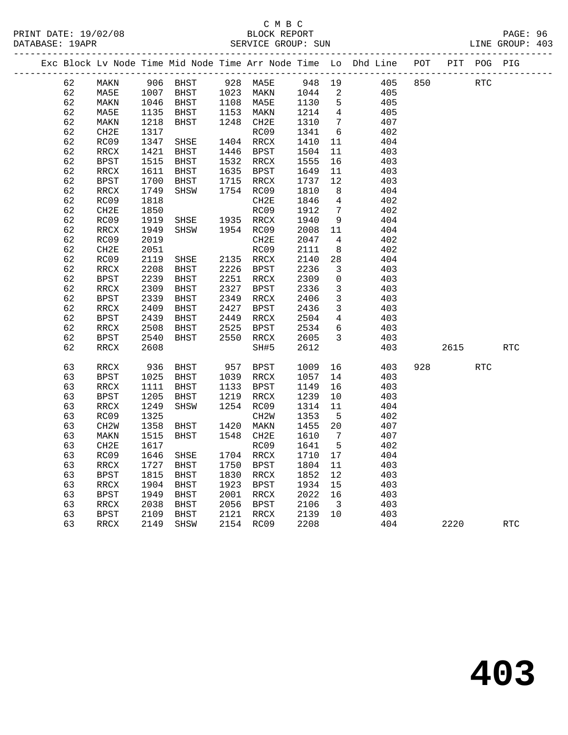C M B C

BLOCK REPORT

SERVICE GROUP: SUN

PRINT DATE: 19/02/08
DATABASE: 19APR
LINE GROUP: 403

| Exc | Block | Lv | Node | Time | Mid Node | Time | Arr Node | Time | Lo | Dhd Line | POT | PIT | POG | PIG |
|---|---|---|---|---|---|---|---|---|---|---|---|---|---|---|
| | 62 | | MAKN | 906 | BHST | 928 | MA5E | 948 | 19 | 405 | 850 | | RTC | |
| | 62 | | MA5E | 1007 | BHST | 1023 | MAKN | 1044 | 2 | 405 | | | | |
| | 62 | | MAKN | 1046 | BHST | 1108 | MA5E | 1130 | 5 | 405 | | | | |
| | 62 | | MA5E | 1135 | BHST | 1153 | MAKN | 1214 | 4 | 405 | | | | |
| | 62 | | MAKN | 1218 | BHST | 1248 | CH2E | 1310 | 7 | 407 | | | | |
| | 62 | | CH2E | 1317 | | | RC09 | 1341 | 6 | 402 | | | | |
| | 62 | | RC09 | 1347 | SHSE | 1404 | RRCX | 1410 | 11 | 404 | | | | |
| | 62 | | RRCX | 1421 | BHST | 1446 | BPST | 1504 | 11 | 403 | | | | |
| | 62 | | BPST | 1515 | BHST | 1532 | RRCX | 1555 | 16 | 403 | | | | |
| | 62 | | RRCX | 1611 | BHST | 1635 | BPST | 1649 | 11 | 403 | | | | |
| | 62 | | BPST | 1700 | BHST | 1715 | RRCX | 1737 | 12 | 403 | | | | |
| | 62 | | RRCX | 1749 | SHSW | 1754 | RC09 | 1810 | 8 | 404 | | | | |
| | 62 | | RC09 | 1818 | | | CH2E | 1846 | 4 | 402 | | | | |
| | 62 | | CH2E | 1850 | | | RC09 | 1912 | 7 | 402 | | | | |
| | 62 | | RC09 | 1919 | SHSE | 1935 | RRCX | 1940 | 9 | 404 | | | | |
| | 62 | | RRCX | 1949 | SHSW | 1954 | RC09 | 2008 | 11 | 404 | | | | |
| | 62 | | RC09 | 2019 | | | CH2E | 2047 | 4 | 402 | | | | |
| | 62 | | CH2E | 2051 | | | RC09 | 2111 | 8 | 402 | | | | |
| | 62 | | RC09 | 2119 | SHSE | 2135 | RRCX | 2140 | 28 | 404 | | | | |
| | 62 | | RRCX | 2208 | BHST | 2226 | BPST | 2236 | 3 | 403 | | | | |
| | 62 | | BPST | 2239 | BHST | 2251 | RRCX | 2309 | 0 | 403 | | | | |
| | 62 | | RRCX | 2309 | BHST | 2327 | BPST | 2336 | 3 | 403 | | | | |
| | 62 | | BPST | 2339 | BHST | 2349 | RRCX | 2406 | 3 | 403 | | | | |
| | 62 | | RRCX | 2409 | BHST | 2427 | BPST | 2436 | 3 | 403 | | | | |
| | 62 | | BPST | 2439 | BHST | 2449 | RRCX | 2504 | 4 | 403 | | | | |
| | 62 | | RRCX | 2508 | BHST | 2525 | BPST | 2534 | 6 | 403 | | | | |
| | 62 | | BPST | 2540 | BHST | 2550 | RRCX | 2605 | 3 | 403 | | | | |
| | 62 | | RRCX | 2608 | | | SH#5 | 2612 | | 403 | | 2615 | | RTC |
| | 63 | | RRCX | 936 | BHST | 957 | BPST | 1009 | 16 | 403 | 928 | | RTC | |
| | 63 | | BPST | 1025 | BHST | 1039 | RRCX | 1057 | 14 | 403 | | | | |
| | 63 | | RRCX | 1111 | BHST | 1133 | BPST | 1149 | 16 | 403 | | | | |
| | 63 | | BPST | 1205 | BHST | 1219 | RRCX | 1239 | 10 | 403 | | | | |
| | 63 | | RRCX | 1249 | SHSW | 1254 | RC09 | 1314 | 11 | 404 | | | | |
| | 63 | | RC09 | 1325 | | | CH2W | 1353 | 5 | 402 | | | | |
| | 63 | | CH2W | 1358 | BHST | 1420 | MAKN | 1455 | 20 | 407 | | | | |
| | 63 | | MAKN | 1515 | BHST | 1548 | CH2E | 1610 | 7 | 407 | | | | |
| | 63 | | CH2E | 1617 | | | RC09 | 1641 | 5 | 402 | | | | |
| | 63 | | RC09 | 1646 | SHSE | 1704 | RRCX | 1710 | 17 | 404 | | | | |
| | 63 | | RRCX | 1727 | BHST | 1750 | BPST | 1804 | 11 | 403 | | | | |
| | 63 | | BPST | 1815 | BHST | 1830 | RRCX | 1852 | 12 | 403 | | | | |
| | 63 | | RRCX | 1904 | BHST | 1923 | BPST | 1934 | 15 | 403 | | | | |
| | 63 | | BPST | 1949 | BHST | 2001 | RRCX | 2022 | 16 | 403 | | | | |
| | 63 | | RRCX | 2038 | BHST | 2056 | BPST | 2106 | 3 | 403 | | | | |
| | 63 | | BPST | 2109 | BHST | 2121 | RRCX | 2139 | 10 | 403 | | | | |
| | 63 | | RRCX | 2149 | SHSW | 2154 | RC09 | 2208 | | 404 | | 2220 | | RTC |

# 403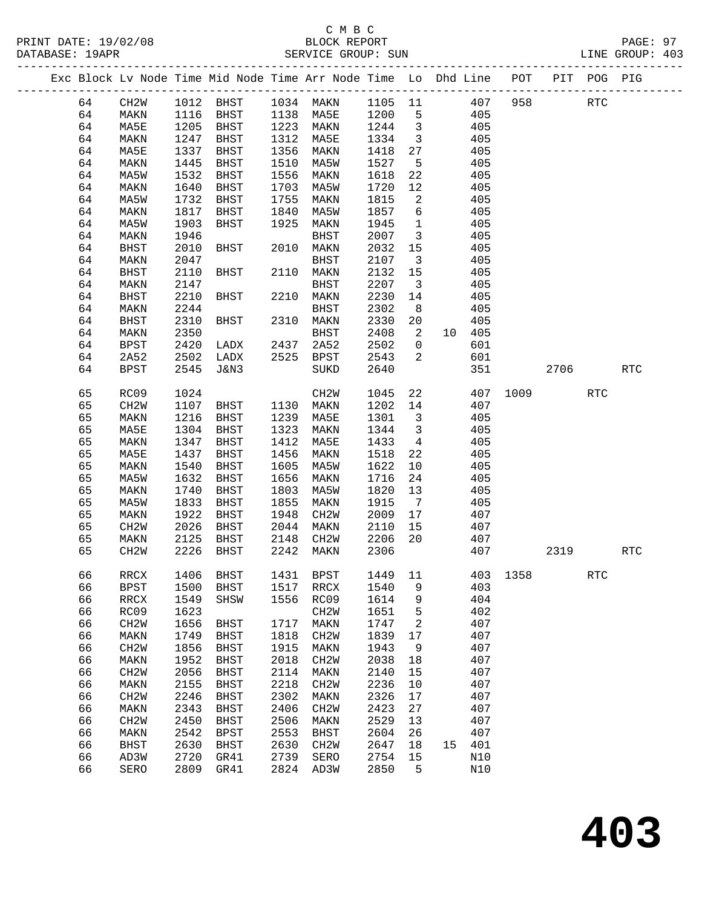C M B C

PRINT DATE: 19/02/08 BLOCK REPORT PAGE: 97
DATABASE: 19APR SERVICE GROUP: SUN LINE GROUP: 403

| Exc | Block | Lv Node | Time | Mid Node | Time | Arr Node | Time | Lo | Dhd | Line | POT | PIT | POG | PIG |
|---|---|---|---|---|---|---|---|---|---|---|---|---|---|---|
| | 64 | CH2W | 1012 | BHST | 1034 | MAKN | 1105 | 11 | | 407 | 958 | | RTC | |
| | 64 | MAKN | 1116 | BHST | 1138 | MA5E | 1200 | 5 | | 405 | | | | |
| | 64 | MA5E | 1205 | BHST | 1223 | MAKN | 1244 | 3 | | 405 | | | | |
| | 64 | MAKN | 1247 | BHST | 1312 | MA5E | 1334 | 3 | | 405 | | | | |
| | 64 | MA5E | 1337 | BHST | 1356 | MAKN | 1418 | 27 | | 405 | | | | |
| | 64 | MAKN | 1445 | BHST | 1510 | MA5W | 1527 | 5 | | 405 | | | | |
| | 64 | MA5W | 1532 | BHST | 1556 | MAKN | 1618 | 22 | | 405 | | | | |
| | 64 | MAKN | 1640 | BHST | 1703 | MA5W | 1720 | 12 | | 405 | | | | |
| | 64 | MA5W | 1732 | BHST | 1755 | MAKN | 1815 | 2 | | 405 | | | | |
| | 64 | MAKN | 1817 | BHST | 1840 | MA5W | 1857 | 6 | | 405 | | | | |
| | 64 | MA5W | 1903 | BHST | 1925 | MAKN | 1945 | 1 | | 405 | | | | |
| | 64 | MAKN | 1946 | | | BHST | 2007 | 3 | | 405 | | | | |
| | 64 | BHST | 2010 | BHST | 2010 | MAKN | 2032 | 15 | | 405 | | | | |
| | 64 | MAKN | 2047 | | | BHST | 2107 | 3 | | 405 | | | | |
| | 64 | BHST | 2110 | BHST | 2110 | MAKN | 2132 | 15 | | 405 | | | | |
| | 64 | MAKN | 2147 | | | BHST | 2207 | 3 | | 405 | | | | |
| | 64 | BHST | 2210 | BHST | 2210 | MAKN | 2230 | 14 | | 405 | | | | |
| | 64 | MAKN | 2244 | | | BHST | 2302 | 8 | | 405 | | | | |
| | 64 | BHST | 2310 | BHST | 2310 | MAKN | 2330 | 20 | | 405 | | | | |
| | 64 | MAKN | 2350 | | | BHST | 2408 | 2 | 10 | 405 | | | | |
| | 64 | BPST | 2420 | LADX | 2437 | 2A52 | 2502 | 0 | | 601 | | | | |
| | 64 | 2A52 | 2502 | LADX | 2525 | BPST | 2543 | 2 | | 601 | | | | |
| | 64 | BPST | 2545 | J&N3 | | SUKD | 2640 | | | 351 | | 2706 | | RTC |
| | 65 | RC09 | 1024 | | | CH2W | 1045 | 22 | | 407 | 1009 | | RTC | |
| | 65 | CH2W | 1107 | BHST | 1130 | MAKN | 1202 | 14 | | 407 | | | | |
| | 65 | MAKN | 1216 | BHST | 1239 | MA5E | 1301 | 3 | | 405 | | | | |
| | 65 | MA5E | 1304 | BHST | 1323 | MAKN | 1344 | 3 | | 405 | | | | |
| | 65 | MAKN | 1347 | BHST | 1412 | MA5E | 1433 | 4 | | 405 | | | | |
| | 65 | MA5E | 1437 | BHST | 1456 | MAKN | 1518 | 22 | | 405 | | | | |
| | 65 | MAKN | 1540 | BHST | 1605 | MA5W | 1622 | 10 | | 405 | | | | |
| | 65 | MA5W | 1632 | BHST | 1656 | MAKN | 1716 | 24 | | 405 | | | | |
| | 65 | MAKN | 1740 | BHST | 1803 | MA5W | 1820 | 13 | | 405 | | | | |
| | 65 | MA5W | 1833 | BHST | 1855 | MAKN | 1915 | 7 | | 405 | | | | |
| | 65 | MAKN | 1922 | BHST | 1948 | CH2W | 2009 | 17 | | 407 | | | | |
| | 65 | CH2W | 2026 | BHST | 2044 | MAKN | 2110 | 15 | | 407 | | | | |
| | 65 | MAKN | 2125 | BHST | 2148 | CH2W | 2206 | 20 | | 407 | | | | |
| | 65 | CH2W | 2226 | BHST | 2242 | MAKN | 2306 | | | 407 | | 2319 | | RTC |
| | 66 | RRCX | 1406 | BHST | 1431 | BPST | 1449 | 11 | | 403 | 1358 | | RTC | |
| | 66 | BPST | 1500 | BHST | 1517 | RRCX | 1540 | 9 | | 403 | | | | |
| | 66 | RRCX | 1549 | SHSW | 1556 | RC09 | 1614 | 9 | | 404 | | | | |
| | 66 | RC09 | 1623 | | | CH2W | 1651 | 5 | | 402 | | | | |
| | 66 | CH2W | 1656 | BHST | 1717 | MAKN | 1747 | 2 | | 407 | | | | |
| | 66 | MAKN | 1749 | BHST | 1818 | CH2W | 1839 | 17 | | 407 | | | | |
| | 66 | CH2W | 1856 | BHST | 1915 | MAKN | 1943 | 9 | | 407 | | | | |
| | 66 | MAKN | 1952 | BHST | 2018 | CH2W | 2038 | 18 | | 407 | | | | |
| | 66 | CH2W | 2056 | BHST | 2114 | MAKN | 2140 | 15 | | 407 | | | | |
| | 66 | MAKN | 2155 | BHST | 2218 | CH2W | 2236 | 10 | | 407 | | | | |
| | 66 | CH2W | 2246 | BHST | 2302 | MAKN | 2326 | 17 | | 407 | | | | |
| | 66 | MAKN | 2343 | BHST | 2406 | CH2W | 2423 | 27 | | 407 | | | | |
| | 66 | CH2W | 2450 | BHST | 2506 | MAKN | 2529 | 13 | | 407 | | | | |
| | 66 | MAKN | 2542 | BPST | 2553 | BHST | 2604 | 26 | | 407 | | | | |
| | 66 | BHST | 2630 | BHST | 2630 | CH2W | 2647 | 18 | 15 | 401 | | | | |
| | 66 | AD3W | 2720 | GR41 | 2739 | SERO | 2754 | 15 | | N10 | | | | |
| | 66 | SERO | 2809 | GR41 | 2824 | AD3W | 2850 | 5 | | N10 | | | | |

403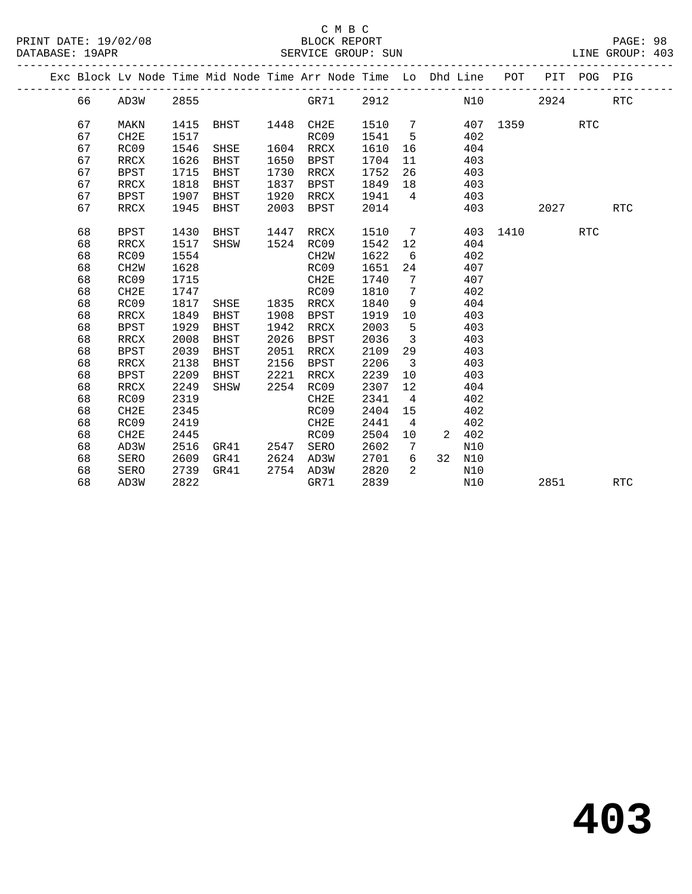C M B C
BLOCK REPORT
SERVICE GROUP: SUN

PRINT DATE: 19/02/08
DATABASE: 19APR
LINE GROUP: 403

| Exc | Block | Lv Node | Time | Mid Node | Time | Arr Node | Time | Lo | Dhd | Line | POT | PIT | POG | PIG |
|---|---|---|---|---|---|---|---|---|---|---|---|---|---|---|
| | 66 | AD3W | 2855 | | | GR71 | 2912 | | | N10 | | 2924 | | RTC |
| | 67 | MAKN | 1415 | BHST | 1448 | CH2E | 1510 | 7 | | 407 | 1359 | | RTC | |
| | 67 | CH2E | 1517 | | | RC09 | 1541 | 5 | | 402 | | | | |
| | 67 | RC09 | 1546 | SHSE | 1604 | RRCX | 1610 | 16 | | 404 | | | | |
| | 67 | RRCX | 1626 | BHST | 1650 | BPST | 1704 | 11 | | 403 | | | | |
| | 67 | BPST | 1715 | BHST | 1730 | RRCX | 1752 | 26 | | 403 | | | | |
| | 67 | RRCX | 1818 | BHST | 1837 | BPST | 1849 | 18 | | 403 | | | | |
| | 67 | BPST | 1907 | BHST | 1920 | RRCX | 1941 | 4 | | 403 | | | | |
| | 67 | RRCX | 1945 | BHST | 2003 | BPST | 2014 | | | 403 | | 2027 | | RTC |
| | 68 | BPST | 1430 | BHST | 1447 | RRCX | 1510 | 7 | | 403 | 1410 | | RTC | |
| | 68 | RRCX | 1517 | SHSW | 1524 | RC09 | 1542 | 12 | | 404 | | | | |
| | 68 | RC09 | 1554 | | | CH2W | 1622 | 6 | | 402 | | | | |
| | 68 | CH2W | 1628 | | | RC09 | 1651 | 24 | | 407 | | | | |
| | 68 | RC09 | 1715 | | | CH2E | 1740 | 7 | | 407 | | | | |
| | 68 | CH2E | 1747 | | | RC09 | 1810 | 7 | | 402 | | | | |
| | 68 | RC09 | 1817 | SHSE | 1835 | RRCX | 1840 | 9 | | 404 | | | | |
| | 68 | RRCX | 1849 | BHST | 1908 | BPST | 1919 | 10 | | 403 | | | | |
| | 68 | BPST | 1929 | BHST | 1942 | RRCX | 2003 | 5 | | 403 | | | | |
| | 68 | RRCX | 2008 | BHST | 2026 | BPST | 2036 | 3 | | 403 | | | | |
| | 68 | BPST | 2039 | BHST | 2051 | RRCX | 2109 | 29 | | 403 | | | | |
| | 68 | RRCX | 2138 | BHST | 2156 | BPST | 2206 | 3 | | 403 | | | | |
| | 68 | BPST | 2209 | BHST | 2221 | RRCX | 2239 | 10 | | 403 | | | | |
| | 68 | RRCX | 2249 | SHSW | 2254 | RC09 | 2307 | 12 | | 404 | | | | |
| | 68 | RC09 | 2319 | | | CH2E | 2341 | 4 | | 402 | | | | |
| | 68 | CH2E | 2345 | | | RC09 | 2404 | 15 | | 402 | | | | |
| | 68 | RC09 | 2419 | | | CH2E | 2441 | 4 | | 402 | | | | |
| | 68 | CH2E | 2445 | | | RC09 | 2504 | 10 | 2 | 402 | | | | |
| | 68 | AD3W | 2516 | GR41 | 2547 | SERO | 2602 | 7 | | N10 | | | | |
| | 68 | SERO | 2609 | GR41 | 2624 | AD3W | 2701 | 6 | 32 | N10 | | | | |
| | 68 | SERO | 2739 | GR41 | 2754 | AD3W | 2820 | 2 | | N10 | | | | |
| | 68 | AD3W | 2822 | | | GR71 | 2839 | | | N10 | | 2851 | | RTC |

# 403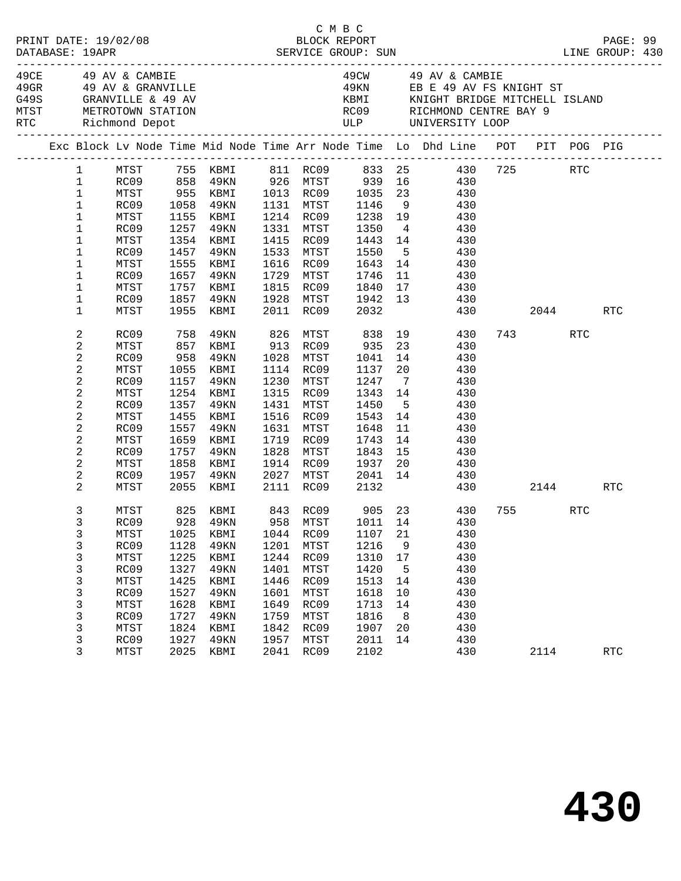C M B C

PRINT DATE: 19/02/08 BLOCK REPORT
DATABASE: 19APR SERVICE GROUP: SUN LINE GROUP: 430

| Code | Description | Code | Description |
|---|---|---|---|
| 49CE | 49 AV & CAMBIE | 49CW | 49 AV & CAMBIE |
| 49GR | 49 AV & GRANVILLE | 49KN | EB E 49 AV FS KNIGHT ST |
| G49S | GRANVILLE & 49 AV | KBMI | KNIGHT BRIDGE MITCHELL ISLAND |
| MTST | METROTOWN STATION | RC09 | RICHMOND CENTRE BAY 9 |
| RTC | Richmond Depot | ULP | UNIVERSITY LOOP |

| Exc | Block | Lv Node | Time | Mid Node | Time | Arr Node | Time | Lo | Dhd Line | POT | PIT | POG | PIG |
|---|---|---|---|---|---|---|---|---|---|---|---|---|---|
| | 1 | MTST | 755 | KBMI | 811 | RC09 | 833 | 25 | 430 | 725 | | RTC | |
| | 1 | RC09 | 858 | 49KN | 926 | MTST | 939 | 16 | 430 | | | | |
| | 1 | MTST | 955 | KBMI | 1013 | RC09 | 1035 | 23 | 430 | | | | |
| | 1 | RC09 | 1058 | 49KN | 1131 | MTST | 1146 | 9 | 430 | | | | |
| | 1 | MTST | 1155 | KBMI | 1214 | RC09 | 1238 | 19 | 430 | | | | |
| | 1 | RC09 | 1257 | 49KN | 1331 | MTST | 1350 | 4 | 430 | | | | |
| | 1 | MTST | 1354 | KBMI | 1415 | RC09 | 1443 | 14 | 430 | | | | |
| | 1 | RC09 | 1457 | 49KN | 1533 | MTST | 1550 | 5 | 430 | | | | |
| | 1 | MTST | 1555 | KBMI | 1616 | RC09 | 1643 | 14 | 430 | | | | |
| | 1 | RC09 | 1657 | 49KN | 1729 | MTST | 1746 | 11 | 430 | | | | |
| | 1 | MTST | 1757 | KBMI | 1815 | RC09 | 1840 | 17 | 430 | | | | |
| | 1 | RC09 | 1857 | 49KN | 1928 | MTST | 1942 | 13 | 430 | | | | |
| | 1 | MTST | 1955 | KBMI | 2011 | RC09 | 2032 | | 430 | | 2044 | | RTC |
| | 2 | RC09 | 758 | 49KN | 826 | MTST | 838 | 19 | 430 | 743 | | RTC | |
| | 2 | MTST | 857 | KBMI | 913 | RC09 | 935 | 23 | 430 | | | | |
| | 2 | RC09 | 958 | 49KN | 1028 | MTST | 1041 | 14 | 430 | | | | |
| | 2 | MTST | 1055 | KBMI | 1114 | RC09 | 1137 | 20 | 430 | | | | |
| | 2 | RC09 | 1157 | 49KN | 1230 | MTST | 1247 | 7 | 430 | | | | |
| | 2 | MTST | 1254 | KBMI | 1315 | RC09 | 1343 | 14 | 430 | | | | |
| | 2 | RC09 | 1357 | 49KN | 1431 | MTST | 1450 | 5 | 430 | | | | |
| | 2 | MTST | 1455 | KBMI | 1516 | RC09 | 1543 | 14 | 430 | | | | |
| | 2 | RC09 | 1557 | 49KN | 1631 | MTST | 1648 | 11 | 430 | | | | |
| | 2 | MTST | 1659 | KBMI | 1719 | RC09 | 1743 | 14 | 430 | | | | |
| | 2 | RC09 | 1757 | 49KN | 1828 | MTST | 1843 | 15 | 430 | | | | |
| | 2 | MTST | 1858 | KBMI | 1914 | RC09 | 1937 | 20 | 430 | | | | |
| | 2 | RC09 | 1957 | 49KN | 2027 | MTST | 2041 | 14 | 430 | | | | |
| | 2 | MTST | 2055 | KBMI | 2111 | RC09 | 2132 | | 430 | | 2144 | | RTC |
| | 3 | MTST | 825 | KBMI | 843 | RC09 | 905 | 23 | 430 | 755 | | RTC | |
| | 3 | RC09 | 928 | 49KN | 958 | MTST | 1011 | 14 | 430 | | | | |
| | 3 | MTST | 1025 | KBMI | 1044 | RC09 | 1107 | 21 | 430 | | | | |
| | 3 | RC09 | 1128 | 49KN | 1201 | MTST | 1216 | 9 | 430 | | | | |
| | 3 | MTST | 1225 | KBMI | 1244 | RC09 | 1310 | 17 | 430 | | | | |
| | 3 | RC09 | 1327 | 49KN | 1401 | MTST | 1420 | 5 | 430 | | | | |
| | 3 | MTST | 1425 | KBMI | 1446 | RC09 | 1513 | 14 | 430 | | | | |
| | 3 | RC09 | 1527 | 49KN | 1601 | MTST | 1618 | 10 | 430 | | | | |
| | 3 | MTST | 1628 | KBMI | 1649 | RC09 | 1713 | 14 | 430 | | | | |
| | 3 | RC09 | 1727 | 49KN | 1759 | MTST | 1816 | 8 | 430 | | | | |
| | 3 | MTST | 1824 | KBMI | 1842 | RC09 | 1907 | 20 | 430 | | | | |
| | 3 | RC09 | 1927 | 49KN | 1957 | MTST | 2011 | 14 | 430 | | | | |
| | 3 | MTST | 2025 | KBMI | 2041 | RC09 | 2102 | | 430 | | 2114 | | RTC |

# 430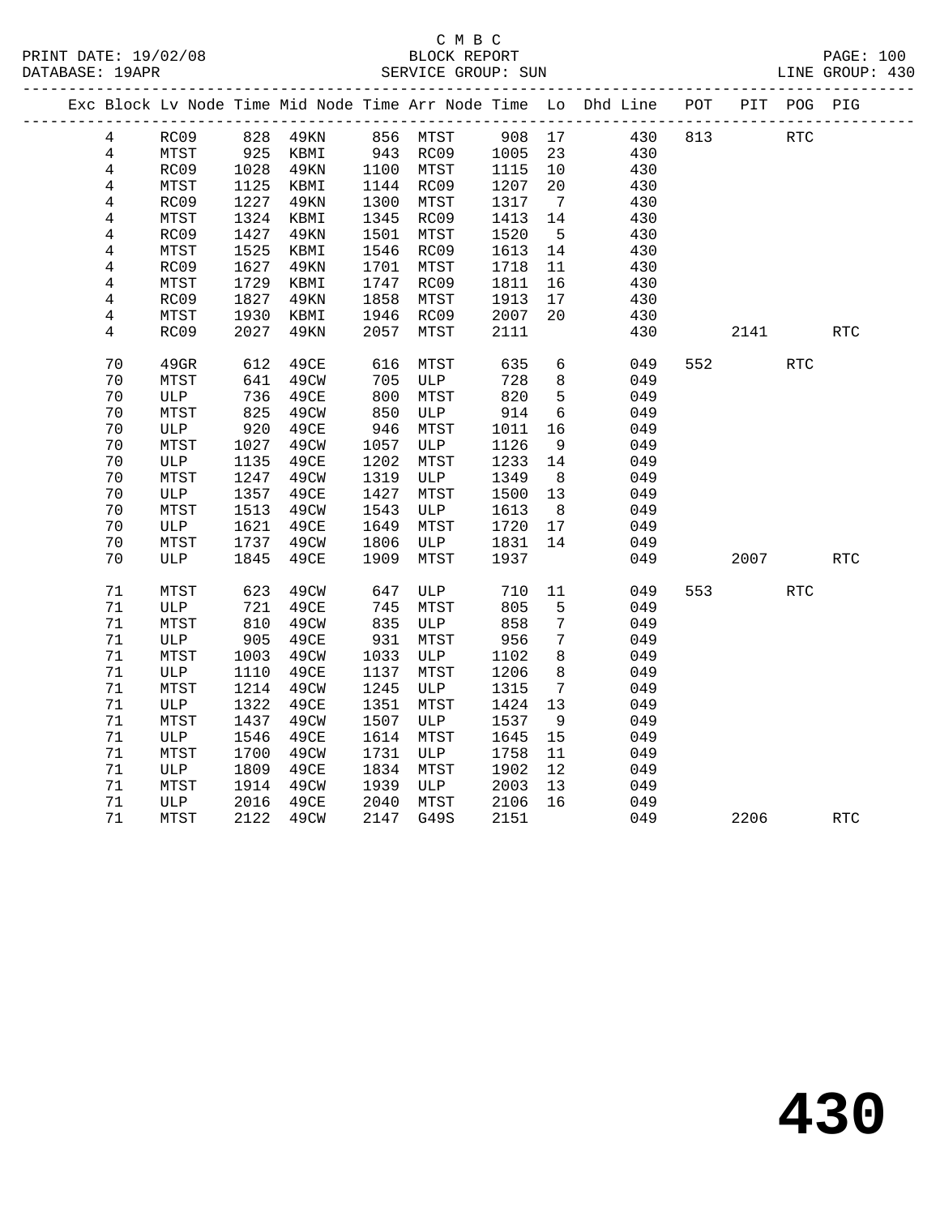C M B C

PRINT DATE: 19/02/08 BLOCK REPORT

DATABASE: 19APR SERVICE GROUP: SUN LINE GROUP: 430

| Exc | Block | Lv Node | Time | Mid Node | Time | Arr Node | Time | Lo | Dhd Line | POT | PIT | POG | PIG |
|---|---|---|---|---|---|---|---|---|---|---|---|---|---|
| | 4 | RC09 | 828 | 49KN | 856 | MTST | 908 | 17 | 430 | 813 | | RTC | |
| | 4 | MTST | 925 | KBMI | 943 | RC09 | 1005 | 23 | 430 | | | | |
| | 4 | RC09 | 1028 | 49KN | 1100 | MTST | 1115 | 10 | 430 | | | | |
| | 4 | MTST | 1125 | KBMI | 1144 | RC09 | 1207 | 20 | 430 | | | | |
| | 4 | RC09 | 1227 | 49KN | 1300 | MTST | 1317 | 7 | 430 | | | | |
| | 4 | MTST | 1324 | KBMI | 1345 | RC09 | 1413 | 14 | 430 | | | | |
| | 4 | RC09 | 1427 | 49KN | 1501 | MTST | 1520 | 5 | 430 | | | | |
| | 4 | MTST | 1525 | KBMI | 1546 | RC09 | 1613 | 14 | 430 | | | | |
| | 4 | RC09 | 1627 | 49KN | 1701 | MTST | 1718 | 11 | 430 | | | | |
| | 4 | MTST | 1729 | KBMI | 1747 | RC09 | 1811 | 16 | 430 | | | | |
| | 4 | RC09 | 1827 | 49KN | 1858 | MTST | 1913 | 17 | 430 | | | | |
| | 4 | MTST | 1930 | KBMI | 1946 | RC09 | 2007 | 20 | 430 | | | | |
| | 4 | RC09 | 2027 | 49KN | 2057 | MTST | 2111 | | 430 | | 2141 | | RTC |
| | 70 | 49GR | 612 | 49CE | 616 | MTST | 635 | 6 | 049 | 552 | | RTC | |
| | 70 | MTST | 641 | 49CW | 705 | ULP | 728 | 8 | 049 | | | | |
| | 70 | ULP | 736 | 49CE | 800 | MTST | 820 | 5 | 049 | | | | |
| | 70 | MTST | 825 | 49CW | 850 | ULP | 914 | 6 | 049 | | | | |
| | 70 | ULP | 920 | 49CE | 946 | MTST | 1011 | 16 | 049 | | | | |
| | 70 | MTST | 1027 | 49CW | 1057 | ULP | 1126 | 9 | 049 | | | | |
| | 70 | ULP | 1135 | 49CE | 1202 | MTST | 1233 | 14 | 049 | | | | |
| | 70 | MTST | 1247 | 49CW | 1319 | ULP | 1349 | 8 | 049 | | | | |
| | 70 | ULP | 1357 | 49CE | 1427 | MTST | 1500 | 13 | 049 | | | | |
| | 70 | MTST | 1513 | 49CW | 1543 | ULP | 1613 | 8 | 049 | | | | |
| | 70 | ULP | 1621 | 49CE | 1649 | MTST | 1720 | 17 | 049 | | | | |
| | 70 | MTST | 1737 | 49CW | 1806 | ULP | 1831 | 14 | 049 | | | | |
| | 70 | ULP | 1845 | 49CE | 1909 | MTST | 1937 | | 049 | | 2007 | | RTC |
| | 71 | MTST | 623 | 49CW | 647 | ULP | 710 | 11 | 049 | 553 | | RTC | |
| | 71 | ULP | 721 | 49CE | 745 | MTST | 805 | 5 | 049 | | | | |
| | 71 | MTST | 810 | 49CW | 835 | ULP | 858 | 7 | 049 | | | | |
| | 71 | ULP | 905 | 49CE | 931 | MTST | 956 | 7 | 049 | | | | |
| | 71 | MTST | 1003 | 49CW | 1033 | ULP | 1102 | 8 | 049 | | | | |
| | 71 | ULP | 1110 | 49CE | 1137 | MTST | 1206 | 8 | 049 | | | | |
| | 71 | MTST | 1214 | 49CW | 1245 | ULP | 1315 | 7 | 049 | | | | |
| | 71 | ULP | 1322 | 49CE | 1351 | MTST | 1424 | 13 | 049 | | | | |
| | 71 | MTST | 1437 | 49CW | 1507 | ULP | 1537 | 9 | 049 | | | | |
| | 71 | ULP | 1546 | 49CE | 1614 | MTST | 1645 | 15 | 049 | | | | |
| | 71 | MTST | 1700 | 49CW | 1731 | ULP | 1758 | 11 | 049 | | | | |
| | 71 | ULP | 1809 | 49CE | 1834 | MTST | 1902 | 12 | 049 | | | | |
| | 71 | MTST | 1914 | 49CW | 1939 | ULP | 2003 | 13 | 049 | | | | |
| | 71 | ULP | 2016 | 49CE | 2040 | MTST | 2106 | 16 | 049 | | | | |
| | 71 | MTST | 2122 | 49CW | 2147 | G49S | 2151 | | 049 | | 2206 | | RTC |

# 430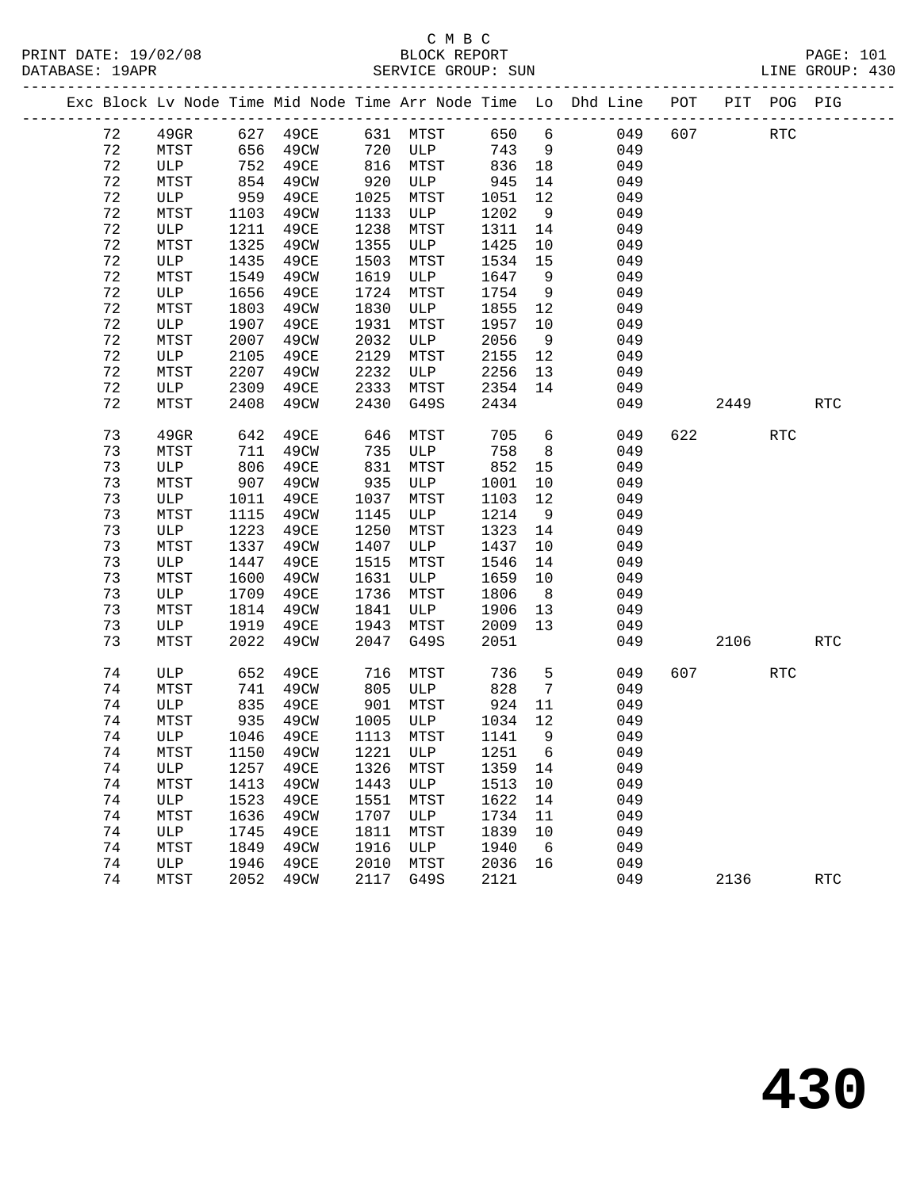C M B C
BLOCK REPORT
SERVICE GROUP: SUN

PRINT DATE: 19/02/08
DATABASE: 19APR
LINE GROUP: 430

| Exc | Block | Lv | Node | Time | Mid Node | Time | Arr Node | Time | Lo | Dhd Line | POT | PIT | POG | PIG |
|---|---|---|---|---|---|---|---|---|---|---|---|---|---|---|
| | 72 | | 49GR | 627 | 49CE | 631 | MTST | 650 | 6 | 049 | 607 | | RTC | |
| | 72 | | MTST | 656 | 49CW | 720 | ULP | 743 | 9 | 049 | | | | |
| | 72 | | ULP | 752 | 49CE | 816 | MTST | 836 | 18 | 049 | | | | |
| | 72 | | MTST | 854 | 49CW | 920 | ULP | 945 | 14 | 049 | | | | |
| | 72 | | ULP | 959 | 49CE | 1025 | MTST | 1051 | 12 | 049 | | | | |
| | 72 | | MTST | 1103 | 49CW | 1133 | ULP | 1202 | 9 | 049 | | | | |
| | 72 | | ULP | 1211 | 49CE | 1238 | MTST | 1311 | 14 | 049 | | | | |
| | 72 | | MTST | 1325 | 49CW | 1355 | ULP | 1425 | 10 | 049 | | | | |
| | 72 | | ULP | 1435 | 49CE | 1503 | MTST | 1534 | 15 | 049 | | | | |
| | 72 | | MTST | 1549 | 49CW | 1619 | ULP | 1647 | 9 | 049 | | | | |
| | 72 | | ULP | 1656 | 49CE | 1724 | MTST | 1754 | 9 | 049 | | | | |
| | 72 | | MTST | 1803 | 49CW | 1830 | ULP | 1855 | 12 | 049 | | | | |
| | 72 | | ULP | 1907 | 49CE | 1931 | MTST | 1957 | 10 | 049 | | | | |
| | 72 | | MTST | 2007 | 49CW | 2032 | ULP | 2056 | 9 | 049 | | | | |
| | 72 | | ULP | 2105 | 49CE | 2129 | MTST | 2155 | 12 | 049 | | | | |
| | 72 | | MTST | 2207 | 49CW | 2232 | ULP | 2256 | 13 | 049 | | | | |
| | 72 | | ULP | 2309 | 49CE | 2333 | MTST | 2354 | 14 | 049 | | | | |
| | 72 | | MTST | 2408 | 49CW | 2430 | G49S | 2434 | | 049 | | 2449 | | RTC |
| | 73 | | 49GR | 642 | 49CE | 646 | MTST | 705 | 6 | 049 | 622 | | RTC | |
| | 73 | | MTST | 711 | 49CW | 735 | ULP | 758 | 8 | 049 | | | | |
| | 73 | | ULP | 806 | 49CE | 831 | MTST | 852 | 15 | 049 | | | | |
| | 73 | | MTST | 907 | 49CW | 935 | ULP | 1001 | 10 | 049 | | | | |
| | 73 | | ULP | 1011 | 49CE | 1037 | MTST | 1103 | 12 | 049 | | | | |
| | 73 | | MTST | 1115 | 49CW | 1145 | ULP | 1214 | 9 | 049 | | | | |
| | 73 | | ULP | 1223 | 49CE | 1250 | MTST | 1323 | 14 | 049 | | | | |
| | 73 | | MTST | 1337 | 49CW | 1407 | ULP | 1437 | 10 | 049 | | | | |
| | 73 | | ULP | 1447 | 49CE | 1515 | MTST | 1546 | 14 | 049 | | | | |
| | 73 | | MTST | 1600 | 49CW | 1631 | ULP | 1659 | 10 | 049 | | | | |
| | 73 | | ULP | 1709 | 49CE | 1736 | MTST | 1806 | 8 | 049 | | | | |
| | 73 | | MTST | 1814 | 49CW | 1841 | ULP | 1906 | 13 | 049 | | | | |
| | 73 | | ULP | 1919 | 49CE | 1943 | MTST | 2009 | 13 | 049 | | | | |
| | 73 | | MTST | 2022 | 49CW | 2047 | G49S | 2051 | | 049 | | 2106 | | RTC |
| | 74 | | ULP | 652 | 49CE | 716 | MTST | 736 | 5 | 049 | 607 | | RTC | |
| | 74 | | MTST | 741 | 49CW | 805 | ULP | 828 | 7 | 049 | | | | |
| | 74 | | ULP | 835 | 49CE | 901 | MTST | 924 | 11 | 049 | | | | |
| | 74 | | MTST | 935 | 49CW | 1005 | ULP | 1034 | 12 | 049 | | | | |
| | 74 | | ULP | 1046 | 49CE | 1113 | MTST | 1141 | 9 | 049 | | | | |
| | 74 | | MTST | 1150 | 49CW | 1221 | ULP | 1251 | 6 | 049 | | | | |
| | 74 | | ULP | 1257 | 49CE | 1326 | MTST | 1359 | 14 | 049 | | | | |
| | 74 | | MTST | 1413 | 49CW | 1443 | ULP | 1513 | 10 | 049 | | | | |
| | 74 | | ULP | 1523 | 49CE | 1551 | MTST | 1622 | 14 | 049 | | | | |
| | 74 | | MTST | 1636 | 49CW | 1707 | ULP | 1734 | 11 | 049 | | | | |
| | 74 | | ULP | 1745 | 49CE | 1811 | MTST | 1839 | 10 | 049 | | | | |
| | 74 | | MTST | 1849 | 49CW | 1916 | ULP | 1940 | 6 | 049 | | | | |
| | 74 | | ULP | 1946 | 49CE | 2010 | MTST | 2036 | 16 | 049 | | | | |
| | 74 | | MTST | 2052 | 49CW | 2117 | G49S | 2121 | | 049 | | 2136 | | RTC |

# 430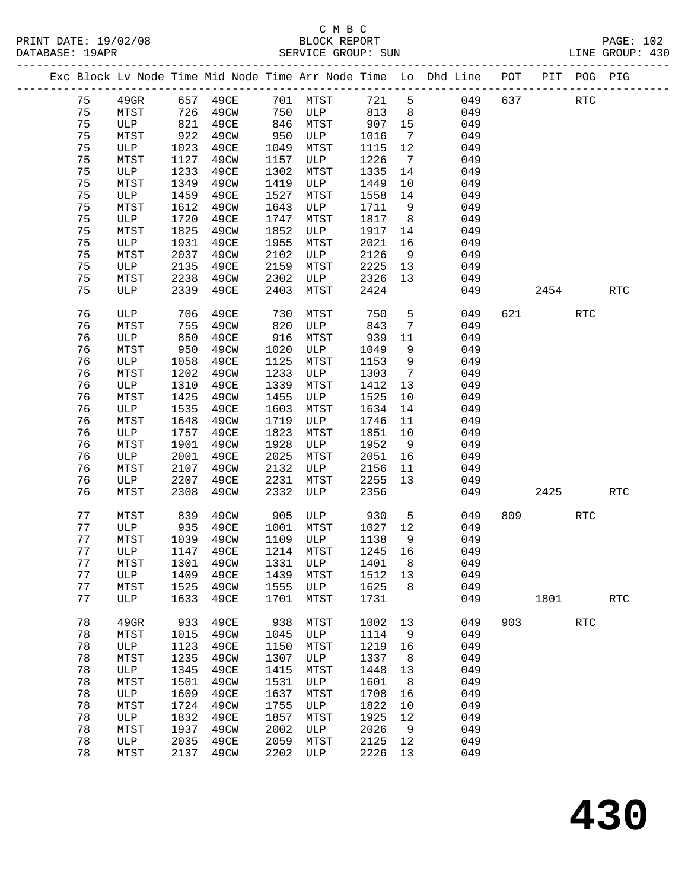C M B C
PRINT DATE: 19/02/08 BLOCK REPORT
DATABASE: 19APR SERVICE GROUP: SUN LINE GROUP: 430

| Exc | Block | Lv Node | Time | Mid Node | Time | Arr Node | Time | Lo | Dhd Line | POT | PIT | POG | PIG |
|---|---|---|---|---|---|---|---|---|---|---|---|---|---|
| | 75 | 49GR | 657 | 49CE | 701 | MTST | 721 | 5 | 049 | 637 | | RTC | |
| | 75 | MTST | 726 | 49CW | 750 | ULP | 813 | 8 | 049 | | | | |
| | 75 | ULP | 821 | 49CE | 846 | MTST | 907 | 15 | 049 | | | | |
| | 75 | MTST | 922 | 49CW | 950 | ULP | 1016 | 7 | 049 | | | | |
| | 75 | ULP | 1023 | 49CE | 1049 | MTST | 1115 | 12 | 049 | | | | |
| | 75 | MTST | 1127 | 49CW | 1157 | ULP | 1226 | 7 | 049 | | | | |
| | 75 | ULP | 1233 | 49CE | 1302 | MTST | 1335 | 14 | 049 | | | | |
| | 75 | MTST | 1349 | 49CW | 1419 | ULP | 1449 | 10 | 049 | | | | |
| | 75 | ULP | 1459 | 49CE | 1527 | MTST | 1558 | 14 | 049 | | | | |
| | 75 | MTST | 1612 | 49CW | 1643 | ULP | 1711 | 9 | 049 | | | | |
| | 75 | ULP | 1720 | 49CE | 1747 | MTST | 1817 | 8 | 049 | | | | |
| | 75 | MTST | 1825 | 49CW | 1852 | ULP | 1917 | 14 | 049 | | | | |
| | 75 | ULP | 1931 | 49CE | 1955 | MTST | 2021 | 16 | 049 | | | | |
| | 75 | MTST | 2037 | 49CW | 2102 | ULP | 2126 | 9 | 049 | | | | |
| | 75 | ULP | 2135 | 49CE | 2159 | MTST | 2225 | 13 | 049 | | | | |
| | 75 | MTST | 2238 | 49CW | 2302 | ULP | 2326 | 13 | 049 | | | | |
| | 75 | ULP | 2339 | 49CE | 2403 | MTST | 2424 | | 049 | | 2454 | | RTC |
| | 76 | ULP | 706 | 49CE | 730 | MTST | 750 | 5 | 049 | 621 | | RTC | |
| | 76 | MTST | 755 | 49CW | 820 | ULP | 843 | 7 | 049 | | | | |
| | 76 | ULP | 850 | 49CE | 916 | MTST | 939 | 11 | 049 | | | | |
| | 76 | MTST | 950 | 49CW | 1020 | ULP | 1049 | 9 | 049 | | | | |
| | 76 | ULP | 1058 | 49CE | 1125 | MTST | 1153 | 9 | 049 | | | | |
| | 76 | MTST | 1202 | 49CW | 1233 | ULP | 1303 | 7 | 049 | | | | |
| | 76 | ULP | 1310 | 49CE | 1339 | MTST | 1412 | 13 | 049 | | | | |
| | 76 | MTST | 1425 | 49CW | 1455 | ULP | 1525 | 10 | 049 | | | | |
| | 76 | ULP | 1535 | 49CE | 1603 | MTST | 1634 | 14 | 049 | | | | |
| | 76 | MTST | 1648 | 49CW | 1719 | ULP | 1746 | 11 | 049 | | | | |
| | 76 | ULP | 1757 | 49CE | 1823 | MTST | 1851 | 10 | 049 | | | | |
| | 76 | MTST | 1901 | 49CW | 1928 | ULP | 1952 | 9 | 049 | | | | |
| | 76 | ULP | 2001 | 49CE | 2025 | MTST | 2051 | 16 | 049 | | | | |
| | 76 | MTST | 2107 | 49CW | 2132 | ULP | 2156 | 11 | 049 | | | | |
| | 76 | ULP | 2207 | 49CE | 2231 | MTST | 2255 | 13 | 049 | | | | |
| | 76 | MTST | 2308 | 49CW | 2332 | ULP | 2356 | | 049 | | 2425 | | RTC |
| | 77 | MTST | 839 | 49CW | 905 | ULP | 930 | 5 | 049 | 809 | | RTC | |
| | 77 | ULP | 935 | 49CE | 1001 | MTST | 1027 | 12 | 049 | | | | |
| | 77 | MTST | 1039 | 49CW | 1109 | ULP | 1138 | 9 | 049 | | | | |
| | 77 | ULP | 1147 | 49CE | 1214 | MTST | 1245 | 16 | 049 | | | | |
| | 77 | MTST | 1301 | 49CW | 1331 | ULP | 1401 | 8 | 049 | | | | |
| | 77 | ULP | 1409 | 49CE | 1439 | MTST | 1512 | 13 | 049 | | | | |
| | 77 | MTST | 1525 | 49CW | 1555 | ULP | 1625 | 8 | 049 | | | | |
| | 77 | ULP | 1633 | 49CE | 1701 | MTST | 1731 | | 049 | | 1801 | | RTC |
| | 78 | 49GR | 933 | 49CE | 938 | MTST | 1002 | 13 | 049 | 903 | | RTC | |
| | 78 | MTST | 1015 | 49CW | 1045 | ULP | 1114 | 9 | 049 | | | | |
| | 78 | ULP | 1123 | 49CE | 1150 | MTST | 1219 | 16 | 049 | | | | |
| | 78 | MTST | 1235 | 49CW | 1307 | ULP | 1337 | 8 | 049 | | | | |
| | 78 | ULP | 1345 | 49CE | 1415 | MTST | 1448 | 13 | 049 | | | | |
| | 78 | MTST | 1501 | 49CW | 1531 | ULP | 1601 | 8 | 049 | | | | |
| | 78 | ULP | 1609 | 49CE | 1637 | MTST | 1708 | 16 | 049 | | | | |
| | 78 | MTST | 1724 | 49CW | 1755 | ULP | 1822 | 10 | 049 | | | | |
| | 78 | ULP | 1832 | 49CE | 1857 | MTST | 1925 | 12 | 049 | | | | |
| | 78 | MTST | 1937 | 49CW | 2002 | ULP | 2026 | 9 | 049 | | | | |
| | 78 | ULP | 2035 | 49CE | 2059 | MTST | 2125 | 12 | 049 | | | | |
| | 78 | MTST | 2137 | 49CW | 2202 | ULP | 2226 | 13 | 049 | | | | |

# 430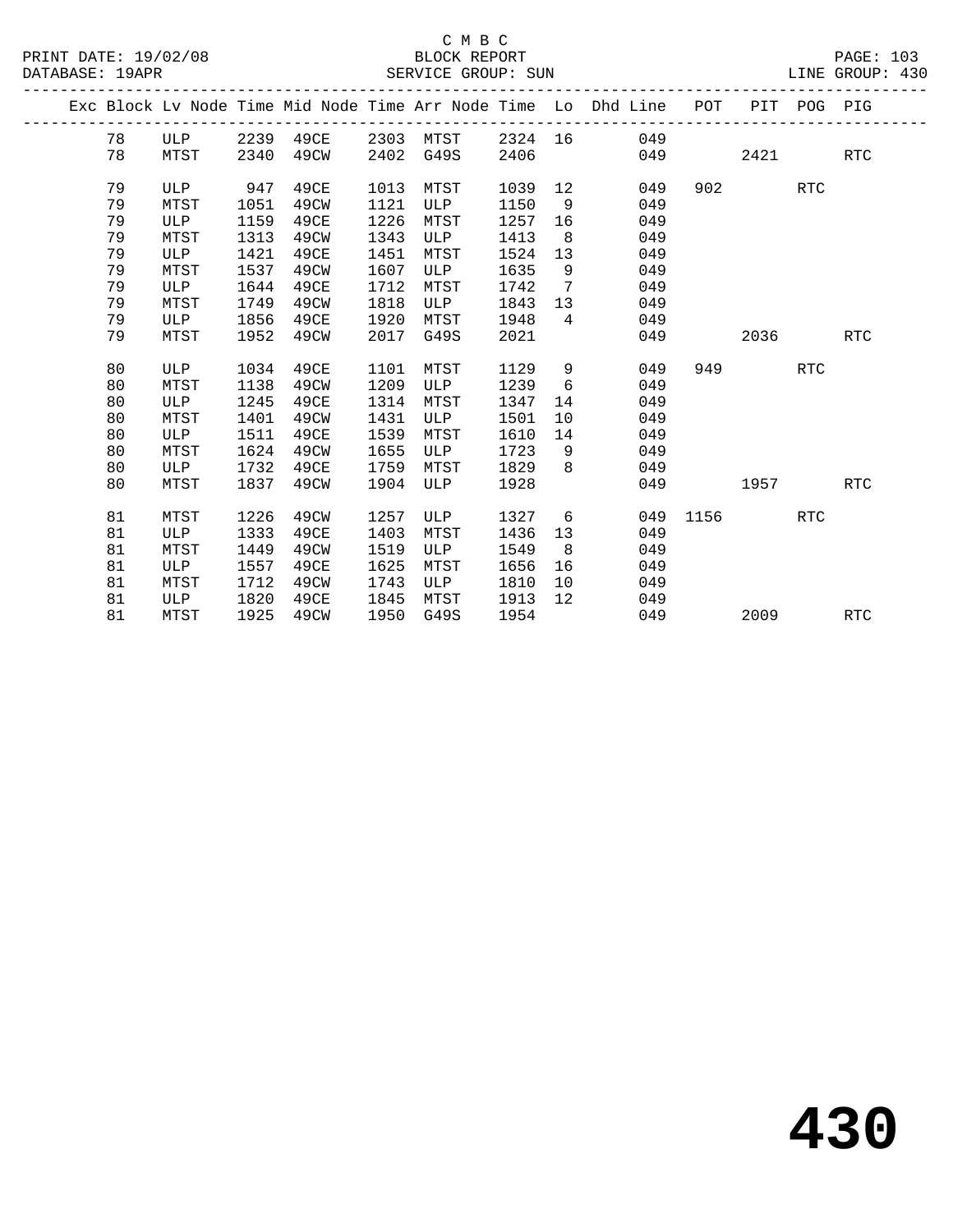C M B C
BLOCK REPORT
SERVICE GROUP: SUN

PRINT DATE: 19/02/08
DATABASE: 19APR
LINE GROUP: 430

| Exc | Block | Lv Node | Time | Mid Node | Time | Arr Node | Time | Lo | Dhd Line | POT | PIT | POG | PIG |
|---|---|---|---|---|---|---|---|---|---|---|---|---|---|
| | 78 | ULP | 2239 | 49CE | 2303 | MTST | 2324 | 16 | 049 | | | | |
| | 78 | MTST | 2340 | 49CW | 2402 | G49S | 2406 | | 049 | | 2421 | | RTC |
| | 79 | ULP | 947 | 49CE | 1013 | MTST | 1039 | 12 | 049 | 902 | | RTC | |
| | 79 | MTST | 1051 | 49CW | 1121 | ULP | 1150 | 9 | 049 | | | | |
| | 79 | ULP | 1159 | 49CE | 1226 | MTST | 1257 | 16 | 049 | | | | |
| | 79 | MTST | 1313 | 49CW | 1343 | ULP | 1413 | 8 | 049 | | | | |
| | 79 | ULP | 1421 | 49CE | 1451 | MTST | 1524 | 13 | 049 | | | | |
| | 79 | MTST | 1537 | 49CW | 1607 | ULP | 1635 | 9 | 049 | | | | |
| | 79 | ULP | 1644 | 49CE | 1712 | MTST | 1742 | 7 | 049 | | | | |
| | 79 | MTST | 1749 | 49CW | 1818 | ULP | 1843 | 13 | 049 | | | | |
| | 79 | ULP | 1856 | 49CE | 1920 | MTST | 1948 | 4 | 049 | | | | |
| | 79 | MTST | 1952 | 49CW | 2017 | G49S | 2021 | | 049 | | 2036 | | RTC |
| | 80 | ULP | 1034 | 49CE | 1101 | MTST | 1129 | 9 | 049 | 949 | | RTC | |
| | 80 | MTST | 1138 | 49CW | 1209 | ULP | 1239 | 6 | 049 | | | | |
| | 80 | ULP | 1245 | 49CE | 1314 | MTST | 1347 | 14 | 049 | | | | |
| | 80 | MTST | 1401 | 49CW | 1431 | ULP | 1501 | 10 | 049 | | | | |
| | 80 | ULP | 1511 | 49CE | 1539 | MTST | 1610 | 14 | 049 | | | | |
| | 80 | MTST | 1624 | 49CW | 1655 | ULP | 1723 | 9 | 049 | | | | |
| | 80 | ULP | 1732 | 49CE | 1759 | MTST | 1829 | 8 | 049 | | | | |
| | 80 | MTST | 1837 | 49CW | 1904 | ULP | 1928 | | 049 | | 1957 | | RTC |
| | 81 | MTST | 1226 | 49CW | 1257 | ULP | 1327 | 6 | 049 | 1156 | | RTC | |
| | 81 | ULP | 1333 | 49CE | 1403 | MTST | 1436 | 13 | 049 | | | | |
| | 81 | MTST | 1449 | 49CW | 1519 | ULP | 1549 | 8 | 049 | | | | |
| | 81 | ULP | 1557 | 49CE | 1625 | MTST | 1656 | 16 | 049 | | | | |
| | 81 | MTST | 1712 | 49CW | 1743 | ULP | 1810 | 10 | 049 | | | | |
| | 81 | ULP | 1820 | 49CE | 1845 | MTST | 1913 | 12 | 049 | | | | |
| | 81 | MTST | 1925 | 49CW | 1950 | G49S | 1954 | | 049 | | 2009 | | RTC |

**430**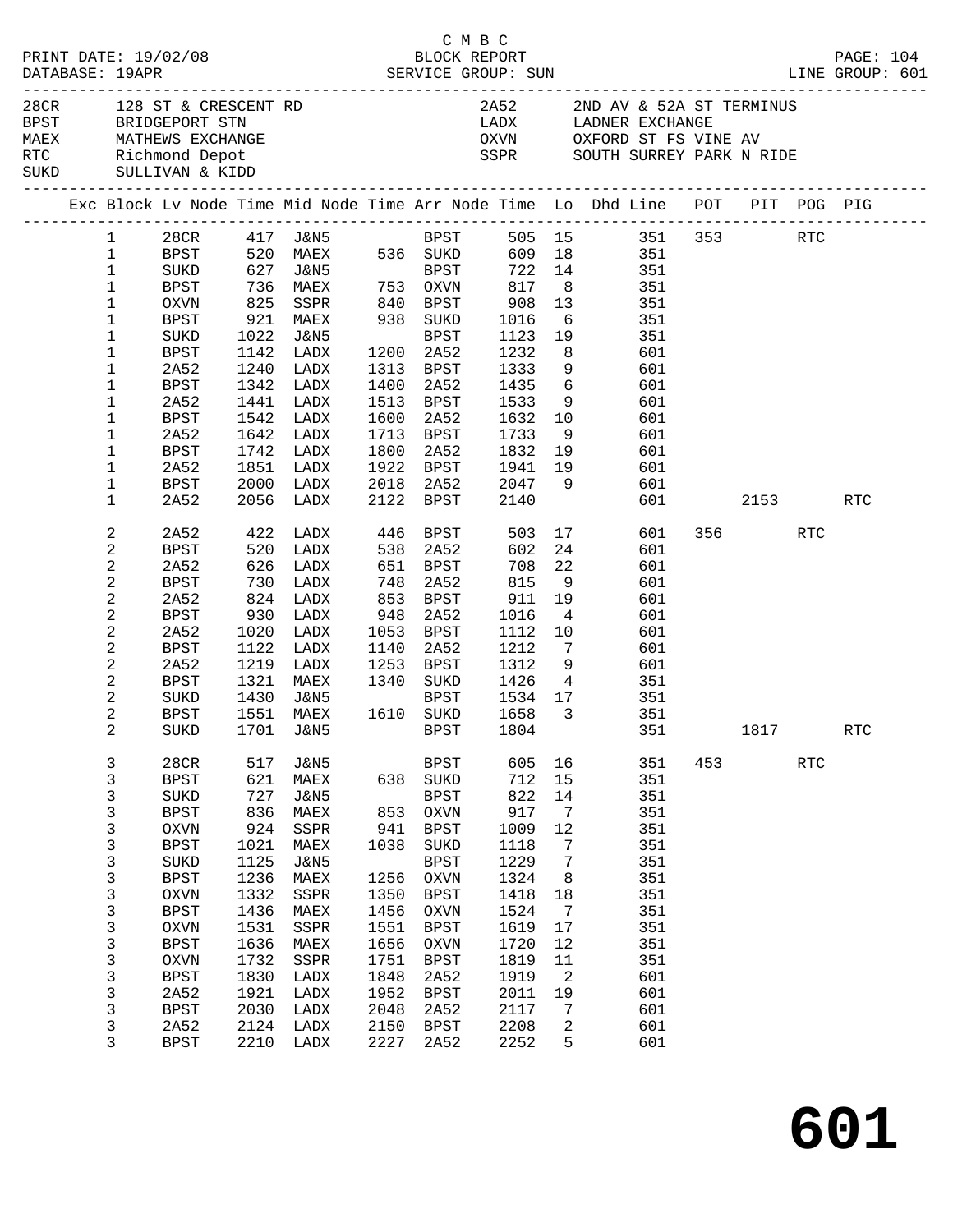C M B C

PRINT DATE: 19/02/08 BLOCK REPORT PAGE: 104
DATABASE: 19APR SERVICE GROUP: SUN LINE GROUP: 601

| Code | Name | Code | Name |
|---|---|---|---|
| 28CR | 128 ST & CRESCENT RD | 2A52 | 2ND AV & 52A ST TERMINUS |
| BPST | BRIDGEPORT STN | LADX | LADNER EXCHANGE |
| MAEX | MATHEWS EXCHANGE | OXVN | OXFORD ST FS VINE AV |
| RTC | Richmond Depot | SSPR | SOUTH SURREY PARK N RIDE |
| SUKD | SULLIVAN & KIDD | | |

| Exc | Block | Lv Node | Time | Mid Node | Time | Arr Node | Time | Lo | Dhd Line | POT | PIT | POG | PIG |
|---|---|---|---|---|---|---|---|---|---|---|---|---|---|
| | 1 | 28CR | 417 | J&N5 | | BPST | 505 | 15 | 351 | 353 | | RTC | |
| | 1 | BPST | 520 | MAEX | 536 | SUKD | 609 | 18 | 351 | | | | |
| | 1 | SUKD | 627 | J&N5 | | BPST | 722 | 14 | 351 | | | | |
| | 1 | BPST | 736 | MAEX | 753 | OXVN | 817 | 8 | 351 | | | | |
| | 1 | OXVN | 825 | SSPR | 840 | BPST | 908 | 13 | 351 | | | | |
| | 1 | BPST | 921 | MAEX | 938 | SUKD | 1016 | 6 | 351 | | | | |
| | 1 | SUKD | 1022 | J&N5 | | BPST | 1123 | 19 | 351 | | | | |
| | 1 | BPST | 1142 | LADX | 1200 | 2A52 | 1232 | 8 | 601 | | | | |
| | 1 | 2A52 | 1240 | LADX | 1313 | BPST | 1333 | 9 | 601 | | | | |
| | 1 | BPST | 1342 | LADX | 1400 | 2A52 | 1435 | 6 | 601 | | | | |
| | 1 | 2A52 | 1441 | LADX | 1513 | BPST | 1533 | 9 | 601 | | | | |
| | 1 | BPST | 1542 | LADX | 1600 | 2A52 | 1632 | 10 | 601 | | | | |
| | 1 | 2A52 | 1642 | LADX | 1713 | BPST | 1733 | 9 | 601 | | | | |
| | 1 | BPST | 1742 | LADX | 1800 | 2A52 | 1832 | 19 | 601 | | | | |
| | 1 | 2A52 | 1851 | LADX | 1922 | BPST | 1941 | 19 | 601 | | | | |
| | 1 | BPST | 2000 | LADX | 2018 | 2A52 | 2047 | 9 | 601 | | | | |
| | 1 | 2A52 | 2056 | LADX | 2122 | BPST | 2140 | | 601 | | 2153 | | RTC |
| | 2 | 2A52 | 422 | LADX | 446 | BPST | 503 | 17 | 601 | 356 | | RTC | |
| | 2 | BPST | 520 | LADX | 538 | 2A52 | 602 | 24 | 601 | | | | |
| | 2 | 2A52 | 626 | LADX | 651 | BPST | 708 | 22 | 601 | | | | |
| | 2 | BPST | 730 | LADX | 748 | 2A52 | 815 | 9 | 601 | | | | |
| | 2 | 2A52 | 824 | LADX | 853 | BPST | 911 | 19 | 601 | | | | |
| | 2 | BPST | 930 | LADX | 948 | 2A52 | 1016 | 4 | 601 | | | | |
| | 2 | 2A52 | 1020 | LADX | 1053 | BPST | 1112 | 10 | 601 | | | | |
| | 2 | BPST | 1122 | LADX | 1140 | 2A52 | 1212 | 7 | 601 | | | | |
| | 2 | 2A52 | 1219 | LADX | 1253 | BPST | 1312 | 9 | 601 | | | | |
| | 2 | BPST | 1321 | MAEX | 1340 | SUKD | 1426 | 4 | 351 | | | | |
| | 2 | SUKD | 1430 | J&N5 | | BPST | 1534 | 17 | 351 | | | | |
| | 2 | BPST | 1551 | MAEX | 1610 | SUKD | 1658 | 3 | 351 | | | | |
| | 2 | SUKD | 1701 | J&N5 | | BPST | 1804 | | 351 | | 1817 | | RTC |
| | 3 | 28CR | 517 | J&N5 | | BPST | 605 | 16 | 351 | 453 | | RTC | |
| | 3 | BPST | 621 | MAEX | 638 | SUKD | 712 | 15 | 351 | | | | |
| | 3 | SUKD | 727 | J&N5 | | BPST | 822 | 14 | 351 | | | | |
| | 3 | BPST | 836 | MAEX | 853 | OXVN | 917 | 7 | 351 | | | | |
| | 3 | OXVN | 924 | SSPR | 941 | BPST | 1009 | 12 | 351 | | | | |
| | 3 | BPST | 1021 | MAEX | 1038 | SUKD | 1118 | 7 | 351 | | | | |
| | 3 | SUKD | 1125 | J&N5 | | BPST | 1229 | 7 | 351 | | | | |
| | 3 | BPST | 1236 | MAEX | 1256 | OXVN | 1324 | 8 | 351 | | | | |
| | 3 | OXVN | 1332 | SSPR | 1350 | BPST | 1418 | 18 | 351 | | | | |
| | 3 | BPST | 1436 | MAEX | 1456 | OXVN | 1524 | 7 | 351 | | | | |
| | 3 | OXVN | 1531 | SSPR | 1551 | BPST | 1619 | 17 | 351 | | | | |
| | 3 | BPST | 1636 | MAEX | 1656 | OXVN | 1720 | 12 | 351 | | | | |
| | 3 | OXVN | 1732 | SSPR | 1751 | BPST | 1819 | 11 | 351 | | | | |
| | 3 | BPST | 1830 | LADX | 1848 | 2A52 | 1919 | 2 | 601 | | | | |
| | 3 | 2A52 | 1921 | LADX | 1952 | BPST | 2011 | 19 | 601 | | | | |
| | 3 | BPST | 2030 | LADX | 2048 | 2A52 | 2117 | 7 | 601 | | | | |
| | 3 | 2A52 | 2124 | LADX | 2150 | BPST | 2208 | 2 | 601 | | | | |
| | 3 | BPST | 2210 | LADX | 2227 | 2A52 | 2252 | 5 | 601 | | | | |

**601**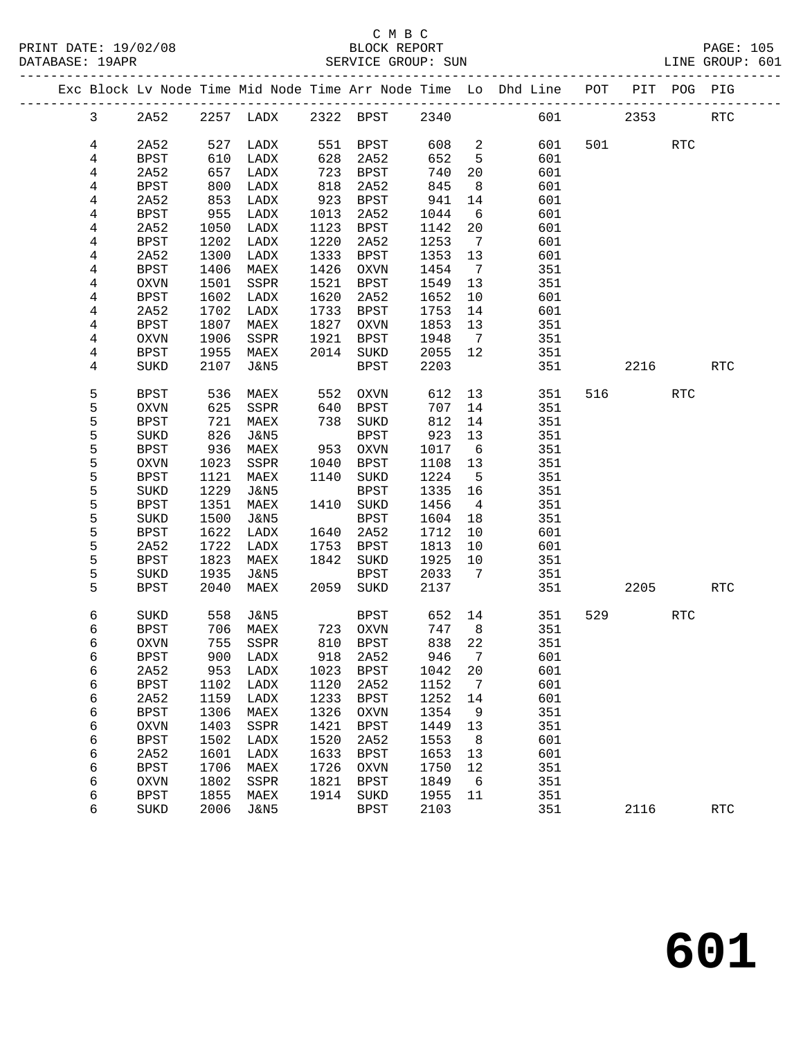C M B C

BLOCK REPORT

SERVICE GROUP: SUN

PRINT DATE: 19/02/08
DATABASE: 19APR
LINE GROUP: 601

| Exc | Block | Lv | Node | Time | Mid Node | Time | Arr Node | Time | Lo | Dhd Line | POT | PIT | POG | PIG |
|---|---|---|---|---|---|---|---|---|---|---|---|---|---|---|
| | 3 | 2A52 | 2257 | LADX | 2322 | BPST | 2340 | | | 601 | | 2353 | | RTC |
| | 4 | 2A52 | 527 | LADX | 551 | BPST | 608 | 2 | | 601 | 501 | | RTC | |
| | 4 | BPST | 610 | LADX | 628 | 2A52 | 652 | 5 | | 601 | | | | |
| | 4 | 2A52 | 657 | LADX | 723 | BPST | 740 | 20 | | 601 | | | | |
| | 4 | BPST | 800 | LADX | 818 | 2A52 | 845 | 8 | | 601 | | | | |
| | 4 | 2A52 | 853 | LADX | 923 | BPST | 941 | 14 | | 601 | | | | |
| | 4 | BPST | 955 | LADX | 1013 | 2A52 | 1044 | 6 | | 601 | | | | |
| | 4 | 2A52 | 1050 | LADX | 1123 | BPST | 1142 | 20 | | 601 | | | | |
| | 4 | BPST | 1202 | LADX | 1220 | 2A52 | 1253 | 7 | | 601 | | | | |
| | 4 | 2A52 | 1300 | LADX | 1333 | BPST | 1353 | 13 | | 601 | | | | |
| | 4 | BPST | 1406 | MAEX | 1426 | OXVN | 1454 | 7 | | 351 | | | | |
| | 4 | OXVN | 1501 | SSPR | 1521 | BPST | 1549 | 13 | | 351 | | | | |
| | 4 | BPST | 1602 | LADX | 1620 | 2A52 | 1652 | 10 | | 601 | | | | |
| | 4 | 2A52 | 1702 | LADX | 1733 | BPST | 1753 | 14 | | 601 | | | | |
| | 4 | BPST | 1807 | MAEX | 1827 | OXVN | 1853 | 13 | | 351 | | | | |
| | 4 | OXVN | 1906 | SSPR | 1921 | BPST | 1948 | 7 | | 351 | | | | |
| | 4 | BPST | 1955 | MAEX | 2014 | SUKD | 2055 | 12 | | 351 | | | | |
| | 4 | SUKD | 2107 | J&N5 | | BPST | 2203 | | | 351 | | 2216 | | RTC |
| | 5 | BPST | 536 | MAEX | 552 | OXVN | 612 | 13 | | 351 | 516 | | RTC | |
| | 5 | OXVN | 625 | SSPR | 640 | BPST | 707 | 14 | | 351 | | | | |
| | 5 | BPST | 721 | MAEX | 738 | SUKD | 812 | 14 | | 351 | | | | |
| | 5 | SUKD | 826 | J&N5 | | BPST | 923 | 13 | | 351 | | | | |
| | 5 | BPST | 936 | MAEX | 953 | OXVN | 1017 | 6 | | 351 | | | | |
| | 5 | OXVN | 1023 | SSPR | 1040 | BPST | 1108 | 13 | | 351 | | | | |
| | 5 | BPST | 1121 | MAEX | 1140 | SUKD | 1224 | 5 | | 351 | | | | |
| | 5 | SUKD | 1229 | J&N5 | | BPST | 1335 | 16 | | 351 | | | | |
| | 5 | BPST | 1351 | MAEX | 1410 | SUKD | 1456 | 4 | | 351 | | | | |
| | 5 | SUKD | 1500 | J&N5 | | BPST | 1604 | 18 | | 351 | | | | |
| | 5 | BPST | 1622 | LADX | 1640 | 2A52 | 1712 | 10 | | 601 | | | | |
| | 5 | 2A52 | 1722 | LADX | 1753 | BPST | 1813 | 10 | | 601 | | | | |
| | 5 | BPST | 1823 | MAEX | 1842 | SUKD | 1925 | 10 | | 351 | | | | |
| | 5 | SUKD | 1935 | J&N5 | | BPST | 2033 | 7 | | 351 | | | | |
| | 5 | BPST | 2040 | MAEX | 2059 | SUKD | 2137 | | | 351 | | 2205 | | RTC |
| | 6 | SUKD | 558 | J&N5 | | BPST | 652 | 14 | | 351 | 529 | | RTC | |
| | 6 | BPST | 706 | MAEX | 723 | OXVN | 747 | 8 | | 351 | | | | |
| | 6 | OXVN | 755 | SSPR | 810 | BPST | 838 | 22 | | 351 | | | | |
| | 6 | BPST | 900 | LADX | 918 | 2A52 | 946 | 7 | | 601 | | | | |
| | 6 | 2A52 | 953 | LADX | 1023 | BPST | 1042 | 20 | | 601 | | | | |
| | 6 | BPST | 1102 | LADX | 1120 | 2A52 | 1152 | 7 | | 601 | | | | |
| | 6 | 2A52 | 1159 | LADX | 1233 | BPST | 1252 | 14 | | 601 | | | | |
| | 6 | BPST | 1306 | MAEX | 1326 | OXVN | 1354 | 9 | | 351 | | | | |
| | 6 | OXVN | 1403 | SSPR | 1421 | BPST | 1449 | 13 | | 351 | | | | |
| | 6 | BPST | 1502 | LADX | 1520 | 2A52 | 1553 | 8 | | 601 | | | | |
| | 6 | 2A52 | 1601 | LADX | 1633 | BPST | 1653 | 13 | | 601 | | | | |
| | 6 | BPST | 1706 | MAEX | 1726 | OXVN | 1750 | 12 | | 351 | | | | |
| | 6 | OXVN | 1802 | SSPR | 1821 | BPST | 1849 | 6 | | 351 | | | | |
| | 6 | BPST | 1855 | MAEX | 1914 | SUKD | 1955 | 11 | | 351 | | | | |
| | 6 | SUKD | 2006 | J&N5 | | BPST | 2103 | | | 351 | | 2116 | | RTC |

# 601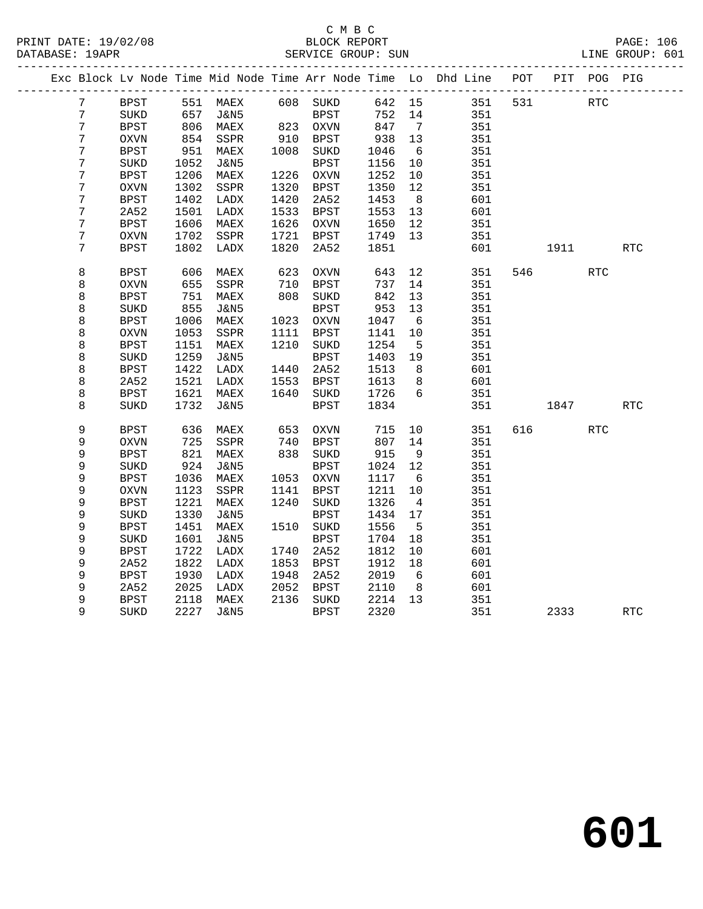C M B C

PRINT DATE: 19/02/08 BLOCK REPORT

DATABASE: 19APR SERVICE GROUP: SUN LINE GROUP: 601

| Exc | Block | Lv | Node | Time | Mid Node | Time | Arr Node | Time | Lo | Dhd Line | POT | PIT | POG | PIG |
|---|---|---|---|---|---|---|---|---|---|---|---|---|---|---|
| | 7 | | BPST | 551 | MAEX | 608 | SUKD | 642 | 15 | 351 | 531 | | RTC | |
| | 7 | | SUKD | 657 | J&N5 | | BPST | 752 | 14 | 351 | | | | |
| | 7 | | BPST | 806 | MAEX | 823 | OXVN | 847 | 7 | 351 | | | | |
| | 7 | | OXVN | 854 | SSPR | 910 | BPST | 938 | 13 | 351 | | | | |
| | 7 | | BPST | 951 | MAEX | 1008 | SUKD | 1046 | 6 | 351 | | | | |
| | 7 | | SUKD | 1052 | J&N5 | | BPST | 1156 | 10 | 351 | | | | |
| | 7 | | BPST | 1206 | MAEX | 1226 | OXVN | 1252 | 10 | 351 | | | | |
| | 7 | | OXVN | 1302 | SSPR | 1320 | BPST | 1350 | 12 | 351 | | | | |
| | 7 | | BPST | 1402 | LADX | 1420 | 2A52 | 1453 | 8 | 601 | | | | |
| | 7 | | 2A52 | 1501 | LADX | 1533 | BPST | 1553 | 13 | 601 | | | | |
| | 7 | | BPST | 1606 | MAEX | 1626 | OXVN | 1650 | 12 | 351 | | | | |
| | 7 | | OXVN | 1702 | SSPR | 1721 | BPST | 1749 | 13 | 351 | | | | |
| | 7 | | BPST | 1802 | LADX | 1820 | 2A52 | 1851 | | 601 | | 1911 | | RTC |
| | 8 | | BPST | 606 | MAEX | 623 | OXVN | 643 | 12 | 351 | 546 | | RTC | |
| | 8 | | OXVN | 655 | SSPR | 710 | BPST | 737 | 14 | 351 | | | | |
| | 8 | | BPST | 751 | MAEX | 808 | SUKD | 842 | 13 | 351 | | | | |
| | 8 | | SUKD | 855 | J&N5 | | BPST | 953 | 13 | 351 | | | | |
| | 8 | | BPST | 1006 | MAEX | 1023 | OXVN | 1047 | 6 | 351 | | | | |
| | 8 | | OXVN | 1053 | SSPR | 1111 | BPST | 1141 | 10 | 351 | | | | |
| | 8 | | BPST | 1151 | MAEX | 1210 | SUKD | 1254 | 5 | 351 | | | | |
| | 8 | | SUKD | 1259 | J&N5 | | BPST | 1403 | 19 | 351 | | | | |
| | 8 | | BPST | 1422 | LADX | 1440 | 2A52 | 1513 | 8 | 601 | | | | |
| | 8 | | 2A52 | 1521 | LADX | 1553 | BPST | 1613 | 8 | 601 | | | | |
| | 8 | | BPST | 1621 | MAEX | 1640 | SUKD | 1726 | 6 | 351 | | | | |
| | 8 | | SUKD | 1732 | J&N5 | | BPST | 1834 | | 351 | | 1847 | | RTC |
| | 9 | | BPST | 636 | MAEX | 653 | OXVN | 715 | 10 | 351 | 616 | | RTC | |
| | 9 | | OXVN | 725 | SSPR | 740 | BPST | 807 | 14 | 351 | | | | |
| | 9 | | BPST | 821 | MAEX | 838 | SUKD | 915 | 9 | 351 | | | | |
| | 9 | | SUKD | 924 | J&N5 | | BPST | 1024 | 12 | 351 | | | | |
| | 9 | | BPST | 1036 | MAEX | 1053 | OXVN | 1117 | 6 | 351 | | | | |
| | 9 | | OXVN | 1123 | SSPR | 1141 | BPST | 1211 | 10 | 351 | | | | |
| | 9 | | BPST | 1221 | MAEX | 1240 | SUKD | 1326 | 4 | 351 | | | | |
| | 9 | | SUKD | 1330 | J&N5 | | BPST | 1434 | 17 | 351 | | | | |
| | 9 | | BPST | 1451 | MAEX | 1510 | SUKD | 1556 | 5 | 351 | | | | |
| | 9 | | SUKD | 1601 | J&N5 | | BPST | 1704 | 18 | 351 | | | | |
| | 9 | | BPST | 1722 | LADX | 1740 | 2A52 | 1812 | 10 | 601 | | | | |
| | 9 | | 2A52 | 1822 | LADX | 1853 | BPST | 1912 | 18 | 601 | | | | |
| | 9 | | BPST | 1930 | LADX | 1948 | 2A52 | 2019 | 6 | 601 | | | | |
| | 9 | | 2A52 | 2025 | LADX | 2052 | BPST | 2110 | 8 | 601 | | | | |
| | 9 | | BPST | 2118 | MAEX | 2136 | SUKD | 2214 | 13 | 351 | | | | |
| | 9 | | SUKD | 2227 | J&N5 | | BPST | 2320 | | 351 | | 2333 | | RTC |

601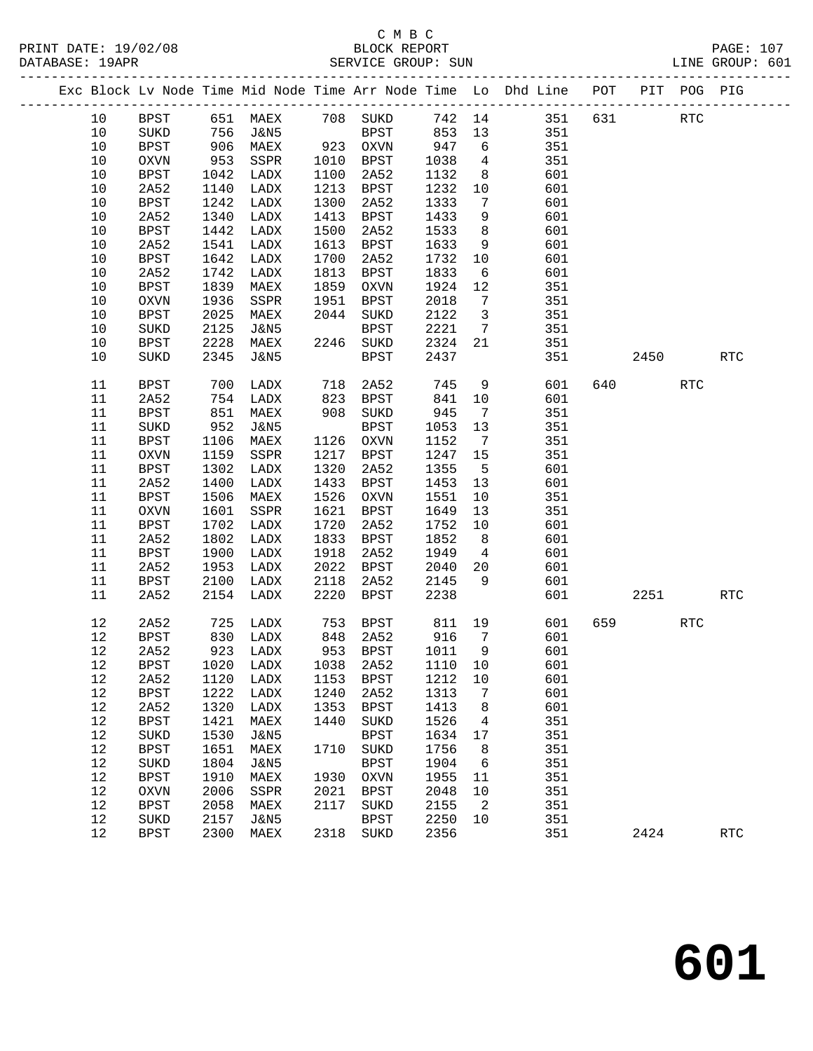C M B C

BLOCK REPORT

SERVICE GROUP: SUN

| Exc | Block | Lv | Node | Time | Mid Node | Time | Arr Node | Time | Lo | Dhd Line | POT | PIT | POG | PIG |
|---|---|---|---|---|---|---|---|---|---|---|---|---|---|---|
| | 10 | | BPST | 651 | MAEX | 708 | SUKD | 742 | 14 | 351 | 631 | | RTC | |
| | 10 | | SUKD | 756 | J&N5 | | BPST | 853 | 13 | 351 | | | | |
| | 10 | | BPST | 906 | MAEX | 923 | OXVN | 947 | 6 | 351 | | | | |
| | 10 | | OXVN | 953 | SSPR | 1010 | BPST | 1038 | 4 | 351 | | | | |
| | 10 | | BPST | 1042 | LADX | 1100 | 2A52 | 1132 | 8 | 601 | | | | |
| | 10 | | 2A52 | 1140 | LADX | 1213 | BPST | 1232 | 10 | 601 | | | | |
| | 10 | | BPST | 1242 | LADX | 1300 | 2A52 | 1333 | 7 | 601 | | | | |
| | 10 | | 2A52 | 1340 | LADX | 1413 | BPST | 1433 | 9 | 601 | | | | |
| | 10 | | BPST | 1442 | LADX | 1500 | 2A52 | 1533 | 8 | 601 | | | | |
| | 10 | | 2A52 | 1541 | LADX | 1613 | BPST | 1633 | 9 | 601 | | | | |
| | 10 | | BPST | 1642 | LADX | 1700 | 2A52 | 1732 | 10 | 601 | | | | |
| | 10 | | 2A52 | 1742 | LADX | 1813 | BPST | 1833 | 6 | 601 | | | | |
| | 10 | | BPST | 1839 | MAEX | 1859 | OXVN | 1924 | 12 | 351 | | | | |
| | 10 | | OXVN | 1936 | SSPR | 1951 | BPST | 2018 | 7 | 351 | | | | |
| | 10 | | BPST | 2025 | MAEX | 2044 | SUKD | 2122 | 3 | 351 | | | | |
| | 10 | | SUKD | 2125 | J&N5 | | BPST | 2221 | 7 | 351 | | | | |
| | 10 | | BPST | 2228 | MAEX | 2246 | SUKD | 2324 | 21 | 351 | | | | |
| | 10 | | SUKD | 2345 | J&N5 | | BPST | 2437 | | 351 | | 2450 | | RTC |
| | 11 | | BPST | 700 | LADX | 718 | 2A52 | 745 | 9 | 601 | 640 | | RTC | |
| | 11 | | 2A52 | 754 | LADX | 823 | BPST | 841 | 10 | 601 | | | | |
| | 11 | | BPST | 851 | MAEX | 908 | SUKD | 945 | 7 | 351 | | | | |
| | 11 | | SUKD | 952 | J&N5 | | BPST | 1053 | 13 | 351 | | | | |
| | 11 | | BPST | 1106 | MAEX | 1126 | OXVN | 1152 | 7 | 351 | | | | |
| | 11 | | OXVN | 1159 | SSPR | 1217 | BPST | 1247 | 15 | 351 | | | | |
| | 11 | | BPST | 1302 | LADX | 1320 | 2A52 | 1355 | 5 | 601 | | | | |
| | 11 | | 2A52 | 1400 | LADX | 1433 | BPST | 1453 | 13 | 601 | | | | |
| | 11 | | BPST | 1506 | MAEX | 1526 | OXVN | 1551 | 10 | 351 | | | | |
| | 11 | | OXVN | 1601 | SSPR | 1621 | BPST | 1649 | 13 | 351 | | | | |
| | 11 | | BPST | 1702 | LADX | 1720 | 2A52 | 1752 | 10 | 601 | | | | |
| | 11 | | 2A52 | 1802 | LADX | 1833 | BPST | 1852 | 8 | 601 | | | | |
| | 11 | | BPST | 1900 | LADX | 1918 | 2A52 | 1949 | 4 | 601 | | | | |
| | 11 | | 2A52 | 1953 | LADX | 2022 | BPST | 2040 | 20 | 601 | | | | |
| | 11 | | BPST | 2100 | LADX | 2118 | 2A52 | 2145 | 9 | 601 | | | | |
| | 11 | | 2A52 | 2154 | LADX | 2220 | BPST | 2238 | | 601 | | 2251 | | RTC |
| | 12 | | 2A52 | 725 | LADX | 753 | BPST | 811 | 19 | 601 | 659 | | RTC | |
| | 12 | | BPST | 830 | LADX | 848 | 2A52 | 916 | 7 | 601 | | | | |
| | 12 | | 2A52 | 923 | LADX | 953 | BPST | 1011 | 9 | 601 | | | | |
| | 12 | | BPST | 1020 | LADX | 1038 | 2A52 | 1110 | 10 | 601 | | | | |
| | 12 | | 2A52 | 1120 | LADX | 1153 | BPST | 1212 | 10 | 601 | | | | |
| | 12 | | BPST | 1222 | LADX | 1240 | 2A52 | 1313 | 7 | 601 | | | | |
| | 12 | | 2A52 | 1320 | LADX | 1353 | BPST | 1413 | 8 | 601 | | | | |
| | 12 | | BPST | 1421 | MAEX | 1440 | SUKD | 1526 | 4 | 351 | | | | |
| | 12 | | SUKD | 1530 | J&N5 | | BPST | 1634 | 17 | 351 | | | | |
| | 12 | | BPST | 1651 | MAEX | 1710 | SUKD | 1756 | 8 | 351 | | | | |
| | 12 | | SUKD | 1804 | J&N5 | | BPST | 1904 | 6 | 351 | | | | |
| | 12 | | BPST | 1910 | MAEX | 1930 | OXVN | 1955 | 11 | 351 | | | | |
| | 12 | | OXVN | 2006 | SSPR | 2021 | BPST | 2048 | 10 | 351 | | | | |
| | 12 | | BPST | 2058 | MAEX | 2117 | SUKD | 2155 | 2 | 351 | | | | |
| | 12 | | SUKD | 2157 | J&N5 | | BPST | 2250 | 10 | 351 | | | | |
| | 12 | | BPST | 2300 | MAEX | 2318 | SUKD | 2356 | | 351 | | 2424 | | RTC |

# 601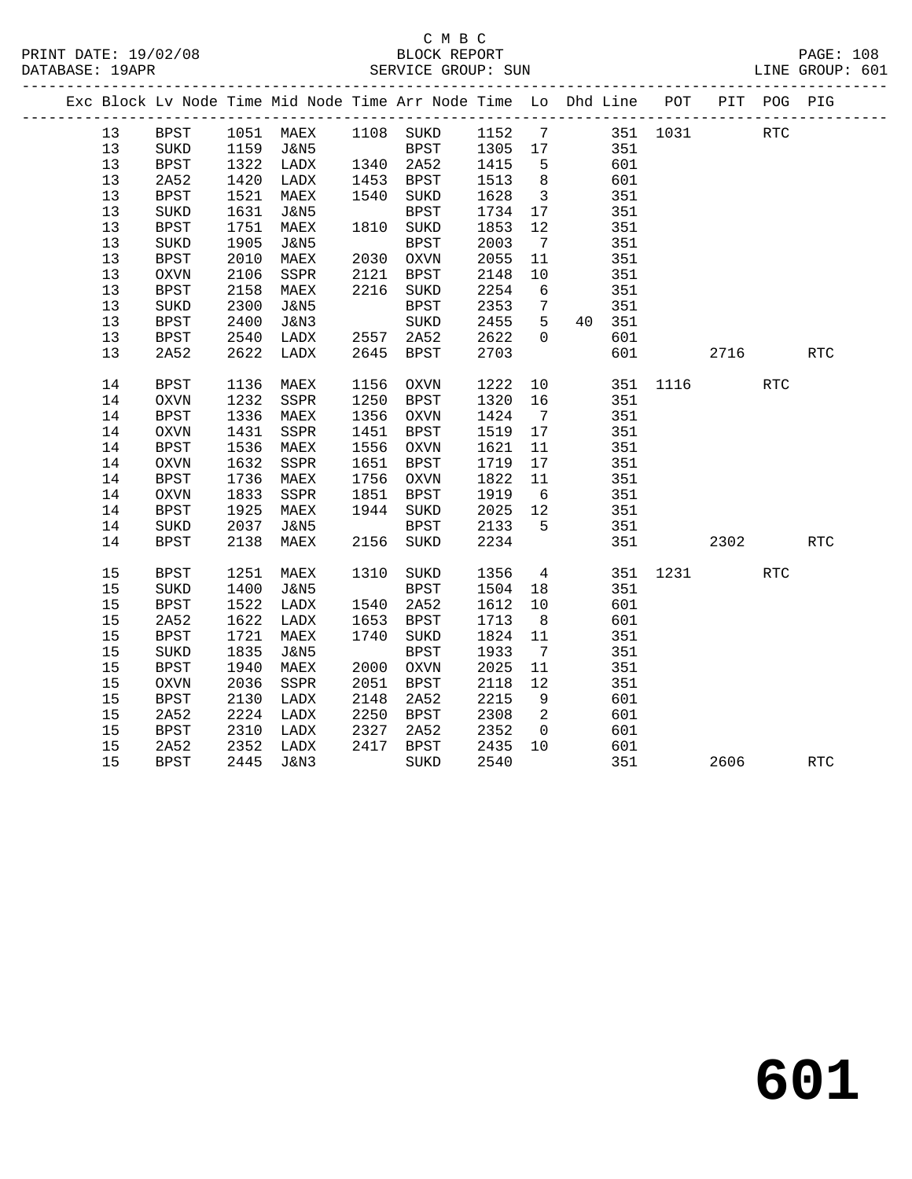C M B C
BLOCK REPORT
SERVICE GROUP: SUN

PRINT DATE: 19/02/08
DATABASE: 19APR
LINE GROUP: 601

| Exc | Block | Lv Node | Time | Mid Node | Time | Arr Node | Time | Lo | Dhd | Line | POT | PIT | POG | PIG |
|---|---|---|---|---|---|---|---|---|---|---|---|---|---|---|
| | 13 | BPST | 1051 | MAEX | 1108 | SUKD | 1152 | 7 | | 351 | 1031 | | RTC | |
| | 13 | SUKD | 1159 | J&N5 | | BPST | 1305 | 17 | | 351 | | | | |
| | 13 | BPST | 1322 | LADX | 1340 | 2A52 | 1415 | 5 | | 601 | | | | |
| | 13 | 2A52 | 1420 | LADX | 1453 | BPST | 1513 | 8 | | 601 | | | | |
| | 13 | BPST | 1521 | MAEX | 1540 | SUKD | 1628 | 3 | | 351 | | | | |
| | 13 | SUKD | 1631 | J&N5 | | BPST | 1734 | 17 | | 351 | | | | |
| | 13 | BPST | 1751 | MAEX | 1810 | SUKD | 1853 | 12 | | 351 | | | | |
| | 13 | SUKD | 1905 | J&N5 | | BPST | 2003 | 7 | | 351 | | | | |
| | 13 | BPST | 2010 | MAEX | 2030 | OXVN | 2055 | 11 | | 351 | | | | |
| | 13 | OXVN | 2106 | SSPR | 2121 | BPST | 2148 | 10 | | 351 | | | | |
| | 13 | BPST | 2158 | MAEX | 2216 | SUKD | 2254 | 6 | | 351 | | | | |
| | 13 | SUKD | 2300 | J&N5 | | BPST | 2353 | 7 | | 351 | | | | |
| | 13 | BPST | 2400 | J&N3 | | SUKD | 2455 | 5 | 40 | 351 | | | | |
| | 13 | BPST | 2540 | LADX | 2557 | 2A52 | 2622 | 0 | | 601 | | | | |
| | 13 | 2A52 | 2622 | LADX | 2645 | BPST | 2703 | | | 601 | | 2716 | | RTC |
| | 14 | BPST | 1136 | MAEX | 1156 | OXVN | 1222 | 10 | | 351 | 1116 | | RTC | |
| | 14 | OXVN | 1232 | SSPR | 1250 | BPST | 1320 | 16 | | 351 | | | | |
| | 14 | BPST | 1336 | MAEX | 1356 | OXVN | 1424 | 7 | | 351 | | | | |
| | 14 | OXVN | 1431 | SSPR | 1451 | BPST | 1519 | 17 | | 351 | | | | |
| | 14 | BPST | 1536 | MAEX | 1556 | OXVN | 1621 | 11 | | 351 | | | | |
| | 14 | OXVN | 1632 | SSPR | 1651 | BPST | 1719 | 17 | | 351 | | | | |
| | 14 | BPST | 1736 | MAEX | 1756 | OXVN | 1822 | 11 | | 351 | | | | |
| | 14 | OXVN | 1833 | SSPR | 1851 | BPST | 1919 | 6 | | 351 | | | | |
| | 14 | BPST | 1925 | MAEX | 1944 | SUKD | 2025 | 12 | | 351 | | | | |
| | 14 | SUKD | 2037 | J&N5 | | BPST | 2133 | 5 | | 351 | | | | |
| | 14 | BPST | 2138 | MAEX | 2156 | SUKD | 2234 | | | 351 | | 2302 | | RTC |
| | 15 | BPST | 1251 | MAEX | 1310 | SUKD | 1356 | 4 | | 351 | 1231 | | RTC | |
| | 15 | SUKD | 1400 | J&N5 | | BPST | 1504 | 18 | | 351 | | | | |
| | 15 | BPST | 1522 | LADX | 1540 | 2A52 | 1612 | 10 | | 601 | | | | |
| | 15 | 2A52 | 1622 | LADX | 1653 | BPST | 1713 | 8 | | 601 | | | | |
| | 15 | BPST | 1721 | MAEX | 1740 | SUKD | 1824 | 11 | | 351 | | | | |
| | 15 | SUKD | 1835 | J&N5 | | BPST | 1933 | 7 | | 351 | | | | |
| | 15 | BPST | 1940 | MAEX | 2000 | OXVN | 2025 | 11 | | 351 | | | | |
| | 15 | OXVN | 2036 | SSPR | 2051 | BPST | 2118 | 12 | | 351 | | | | |
| | 15 | BPST | 2130 | LADX | 2148 | 2A52 | 2215 | 9 | | 601 | | | | |
| | 15 | 2A52 | 2224 | LADX | 2250 | BPST | 2308 | 2 | | 601 | | | | |
| | 15 | BPST | 2310 | LADX | 2327 | 2A52 | 2352 | 0 | | 601 | | | | |
| | 15 | 2A52 | 2352 | LADX | 2417 | BPST | 2435 | 10 | | 601 | | | | |
| | 15 | BPST | 2445 | J&N3 | | SUKD | 2540 | | | 351 | | 2606 | | RTC |

# 601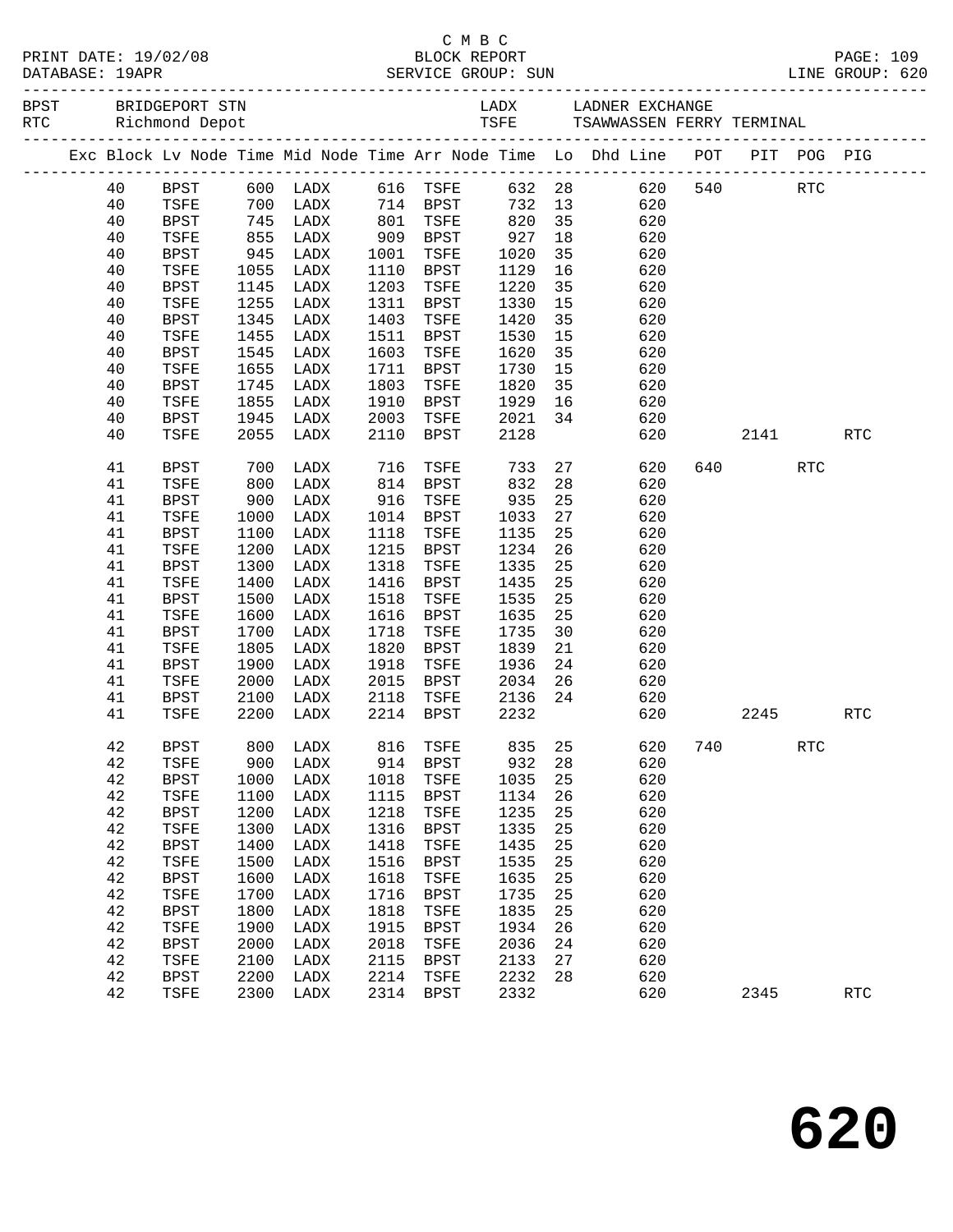C M B C
PRINT DATE: 19/02/08 BLOCK REPORT
DATABASE: 19APR SERVICE GROUP: SUN LINE GROUP: 620

BPST BRIDGEPORT STN LADX LADNER EXCHANGE
RTC Richmond Depot TSFE TSAWWASSEN FERRY TERMINAL

| Exc | Block | Lv Node | Time | Mid Node | Time | Arr Node | Time | Lo | Dhd Line | POT | PIT | POG | PIG |
|---|---|---|---|---|---|---|---|---|---|---|---|---|---|
| | 40 | BPST | 600 | LADX | 616 | TSFE | 632 | 28 | 620 | 540 | | RTC | |
| | 40 | TSFE | 700 | LADX | 714 | BPST | 732 | 13 | 620 | | | | |
| | 40 | BPST | 745 | LADX | 801 | TSFE | 820 | 35 | 620 | | | | |
| | 40 | TSFE | 855 | LADX | 909 | BPST | 927 | 18 | 620 | | | | |
| | 40 | BPST | 945 | LADX | 1001 | TSFE | 1020 | 35 | 620 | | | | |
| | 40 | TSFE | 1055 | LADX | 1110 | BPST | 1129 | 16 | 620 | | | | |
| | 40 | BPST | 1145 | LADX | 1203 | TSFE | 1220 | 35 | 620 | | | | |
| | 40 | TSFE | 1255 | LADX | 1311 | BPST | 1330 | 15 | 620 | | | | |
| | 40 | BPST | 1345 | LADX | 1403 | TSFE | 1420 | 35 | 620 | | | | |
| | 40 | TSFE | 1455 | LADX | 1511 | BPST | 1530 | 15 | 620 | | | | |
| | 40 | BPST | 1545 | LADX | 1603 | TSFE | 1620 | 35 | 620 | | | | |
| | 40 | TSFE | 1655 | LADX | 1711 | BPST | 1730 | 15 | 620 | | | | |
| | 40 | BPST | 1745 | LADX | 1803 | TSFE | 1820 | 35 | 620 | | | | |
| | 40 | TSFE | 1855 | LADX | 1910 | BPST | 1929 | 16 | 620 | | | | |
| | 40 | BPST | 1945 | LADX | 2003 | TSFE | 2021 | 34 | 620 | | | | |
| | 40 | TSFE | 2055 | LADX | 2110 | BPST | 2128 | | 620 | | 2141 | | RTC |
| | 41 | BPST | 700 | LADX | 716 | TSFE | 733 | 27 | 620 | 640 | | RTC | |
| | 41 | TSFE | 800 | LADX | 814 | BPST | 832 | 28 | 620 | | | | |
| | 41 | BPST | 900 | LADX | 916 | TSFE | 935 | 25 | 620 | | | | |
| | 41 | TSFE | 1000 | LADX | 1014 | BPST | 1033 | 27 | 620 | | | | |
| | 41 | BPST | 1100 | LADX | 1118 | TSFE | 1135 | 25 | 620 | | | | |
| | 41 | TSFE | 1200 | LADX | 1215 | BPST | 1234 | 26 | 620 | | | | |
| | 41 | BPST | 1300 | LADX | 1318 | TSFE | 1335 | 25 | 620 | | | | |
| | 41 | TSFE | 1400 | LADX | 1416 | BPST | 1435 | 25 | 620 | | | | |
| | 41 | BPST | 1500 | LADX | 1518 | TSFE | 1535 | 25 | 620 | | | | |
| | 41 | TSFE | 1600 | LADX | 1616 | BPST | 1635 | 25 | 620 | | | | |
| | 41 | BPST | 1700 | LADX | 1718 | TSFE | 1735 | 30 | 620 | | | | |
| | 41 | TSFE | 1805 | LADX | 1820 | BPST | 1839 | 21 | 620 | | | | |
| | 41 | BPST | 1900 | LADX | 1918 | TSFE | 1936 | 24 | 620 | | | | |
| | 41 | TSFE | 2000 | LADX | 2015 | BPST | 2034 | 26 | 620 | | | | |
| | 41 | BPST | 2100 | LADX | 2118 | TSFE | 2136 | 24 | 620 | | | | |
| | 41 | TSFE | 2200 | LADX | 2214 | BPST | 2232 | | 620 | | 2245 | | RTC |
| | 42 | BPST | 800 | LADX | 816 | TSFE | 835 | 25 | 620 | 740 | | RTC | |
| | 42 | TSFE | 900 | LADX | 914 | BPST | 932 | 28 | 620 | | | | |
| | 42 | BPST | 1000 | LADX | 1018 | TSFE | 1035 | 25 | 620 | | | | |
| | 42 | TSFE | 1100 | LADX | 1115 | BPST | 1134 | 26 | 620 | | | | |
| | 42 | BPST | 1200 | LADX | 1218 | TSFE | 1235 | 25 | 620 | | | | |
| | 42 | TSFE | 1300 | LADX | 1316 | BPST | 1335 | 25 | 620 | | | | |
| | 42 | BPST | 1400 | LADX | 1418 | TSFE | 1435 | 25 | 620 | | | | |
| | 42 | TSFE | 1500 | LADX | 1516 | BPST | 1535 | 25 | 620 | | | | |
| | 42 | BPST | 1600 | LADX | 1618 | TSFE | 1635 | 25 | 620 | | | | |
| | 42 | TSFE | 1700 | LADX | 1716 | BPST | 1735 | 25 | 620 | | | | |
| | 42 | BPST | 1800 | LADX | 1818 | TSFE | 1835 | 25 | 620 | | | | |
| | 42 | TSFE | 1900 | LADX | 1915 | BPST | 1934 | 26 | 620 | | | | |
| | 42 | BPST | 2000 | LADX | 2018 | TSFE | 2036 | 24 | 620 | | | | |
| | 42 | TSFE | 2100 | LADX | 2115 | BPST | 2133 | 27 | 620 | | | | |
| | 42 | BPST | 2200 | LADX | 2214 | TSFE | 2232 | 28 | 620 | | | | |
| | 42 | TSFE | 2300 | LADX | 2314 | BPST | 2332 | | 620 | | 2345 | | RTC |

620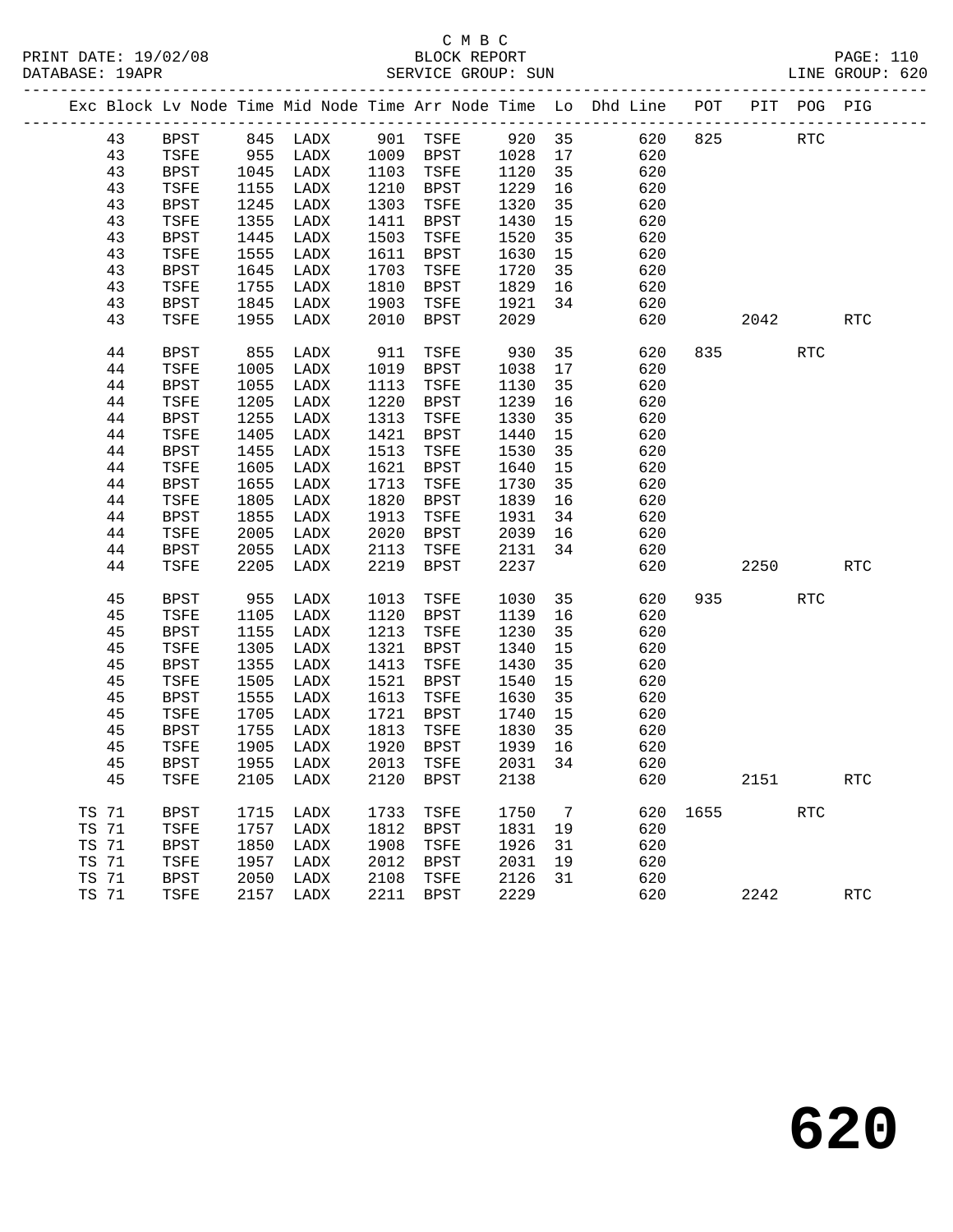C M B C

PRINT DATE: 19/02/08 BLOCK REPORT

DATABASE: 19APR SERVICE GROUP: SUN LINE GROUP: 620

| Exc | Block | Lv Node | Time | Mid Node | Time | Arr Node | Time | Lo | Dhd Line | POT | PIT | POG | PIG |
|---|---|---|---|---|---|---|---|---|---|---|---|---|---|
| | 43 | BPST | 845 | LADX | 901 | TSFE | 920 | 35 | 620 | 825 | | RTC | |
| | 43 | TSFE | 955 | LADX | 1009 | BPST | 1028 | 17 | 620 | | | | |
| | 43 | BPST | 1045 | LADX | 1103 | TSFE | 1120 | 35 | 620 | | | | |
| | 43 | TSFE | 1155 | LADX | 1210 | BPST | 1229 | 16 | 620 | | | | |
| | 43 | BPST | 1245 | LADX | 1303 | TSFE | 1320 | 35 | 620 | | | | |
| | 43 | TSFE | 1355 | LADX | 1411 | BPST | 1430 | 15 | 620 | | | | |
| | 43 | BPST | 1445 | LADX | 1503 | TSFE | 1520 | 35 | 620 | | | | |
| | 43 | TSFE | 1555 | LADX | 1611 | BPST | 1630 | 15 | 620 | | | | |
| | 43 | BPST | 1645 | LADX | 1703 | TSFE | 1720 | 35 | 620 | | | | |
| | 43 | TSFE | 1755 | LADX | 1810 | BPST | 1829 | 16 | 620 | | | | |
| | 43 | BPST | 1845 | LADX | 1903 | TSFE | 1921 | 34 | 620 | | | | |
| | 43 | TSFE | 1955 | LADX | 2010 | BPST | 2029 | | 620 | | 2042 | | RTC |
| | 44 | BPST | 855 | LADX | 911 | TSFE | 930 | 35 | 620 | 835 | | RTC | |
| | 44 | TSFE | 1005 | LADX | 1019 | BPST | 1038 | 17 | 620 | | | | |
| | 44 | BPST | 1055 | LADX | 1113 | TSFE | 1130 | 35 | 620 | | | | |
| | 44 | TSFE | 1205 | LADX | 1220 | BPST | 1239 | 16 | 620 | | | | |
| | 44 | BPST | 1255 | LADX | 1313 | TSFE | 1330 | 35 | 620 | | | | |
| | 44 | TSFE | 1405 | LADX | 1421 | BPST | 1440 | 15 | 620 | | | | |
| | 44 | BPST | 1455 | LADX | 1513 | TSFE | 1530 | 35 | 620 | | | | |
| | 44 | TSFE | 1605 | LADX | 1621 | BPST | 1640 | 15 | 620 | | | | |
| | 44 | BPST | 1655 | LADX | 1713 | TSFE | 1730 | 35 | 620 | | | | |
| | 44 | TSFE | 1805 | LADX | 1820 | BPST | 1839 | 16 | 620 | | | | |
| | 44 | BPST | 1855 | LADX | 1913 | TSFE | 1931 | 34 | 620 | | | | |
| | 44 | TSFE | 2005 | LADX | 2020 | BPST | 2039 | 16 | 620 | | | | |
| | 44 | BPST | 2055 | LADX | 2113 | TSFE | 2131 | 34 | 620 | | | | |
| | 44 | TSFE | 2205 | LADX | 2219 | BPST | 2237 | | 620 | | 2250 | | RTC |
| | 45 | BPST | 955 | LADX | 1013 | TSFE | 1030 | 35 | 620 | 935 | | RTC | |
| | 45 | TSFE | 1105 | LADX | 1120 | BPST | 1139 | 16 | 620 | | | | |
| | 45 | BPST | 1155 | LADX | 1213 | TSFE | 1230 | 35 | 620 | | | | |
| | 45 | TSFE | 1305 | LADX | 1321 | BPST | 1340 | 15 | 620 | | | | |
| | 45 | BPST | 1355 | LADX | 1413 | TSFE | 1430 | 35 | 620 | | | | |
| | 45 | TSFE | 1505 | LADX | 1521 | BPST | 1540 | 15 | 620 | | | | |
| | 45 | BPST | 1555 | LADX | 1613 | TSFE | 1630 | 35 | 620 | | | | |
| | 45 | TSFE | 1705 | LADX | 1721 | BPST | 1740 | 15 | 620 | | | | |
| | 45 | BPST | 1755 | LADX | 1813 | TSFE | 1830 | 35 | 620 | | | | |
| | 45 | TSFE | 1905 | LADX | 1920 | BPST | 1939 | 16 | 620 | | | | |
| | 45 | BPST | 1955 | LADX | 2013 | TSFE | 2031 | 34 | 620 | | | | |
| | 45 | TSFE | 2105 | LADX | 2120 | BPST | 2138 | | 620 | | 2151 | | RTC |
| TS | 71 | BPST | 1715 | LADX | 1733 | TSFE | 1750 | 7 | 620 | 1655 | | RTC | |
| TS | 71 | TSFE | 1757 | LADX | 1812 | BPST | 1831 | 19 | 620 | | | | |
| TS | 71 | BPST | 1850 | LADX | 1908 | TSFE | 1926 | 31 | 620 | | | | |
| TS | 71 | TSFE | 1957 | LADX | 2012 | BPST | 2031 | 19 | 620 | | | | |
| TS | 71 | BPST | 2050 | LADX | 2108 | TSFE | 2126 | 31 | 620 | | | | |
| TS | 71 | TSFE | 2157 | LADX | 2211 | BPST | 2229 | | 620 | | 2242 | | RTC |

# 620